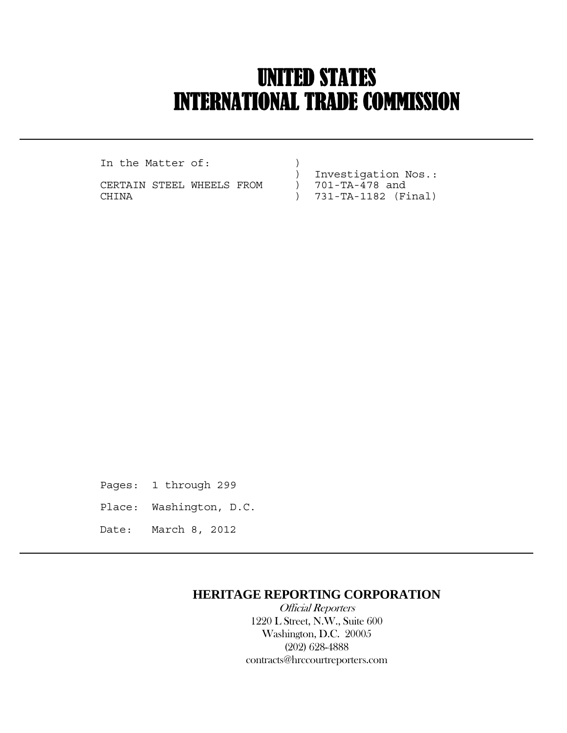# UNITED STATES
# INTERNATIONAL TRADE COMMISSION

---

```
In the Matter of:            )
                             )  Investigation Nos.:
CERTAIN STEEL WHEELS FROM    )  701-TA-478 and
CHINA                        )  731-TA-1182 (Final)
```

Pages: 1 through 299

Place: Washington, D.C.

Date: March 8, 2012

---

**HERITAGE REPORTING CORPORATION**

*Official Reporters*

1220 L Street, N.W., Suite 600

Washington, D.C. 20005

(202) 628-4888

contracts@hrccourtreporters.com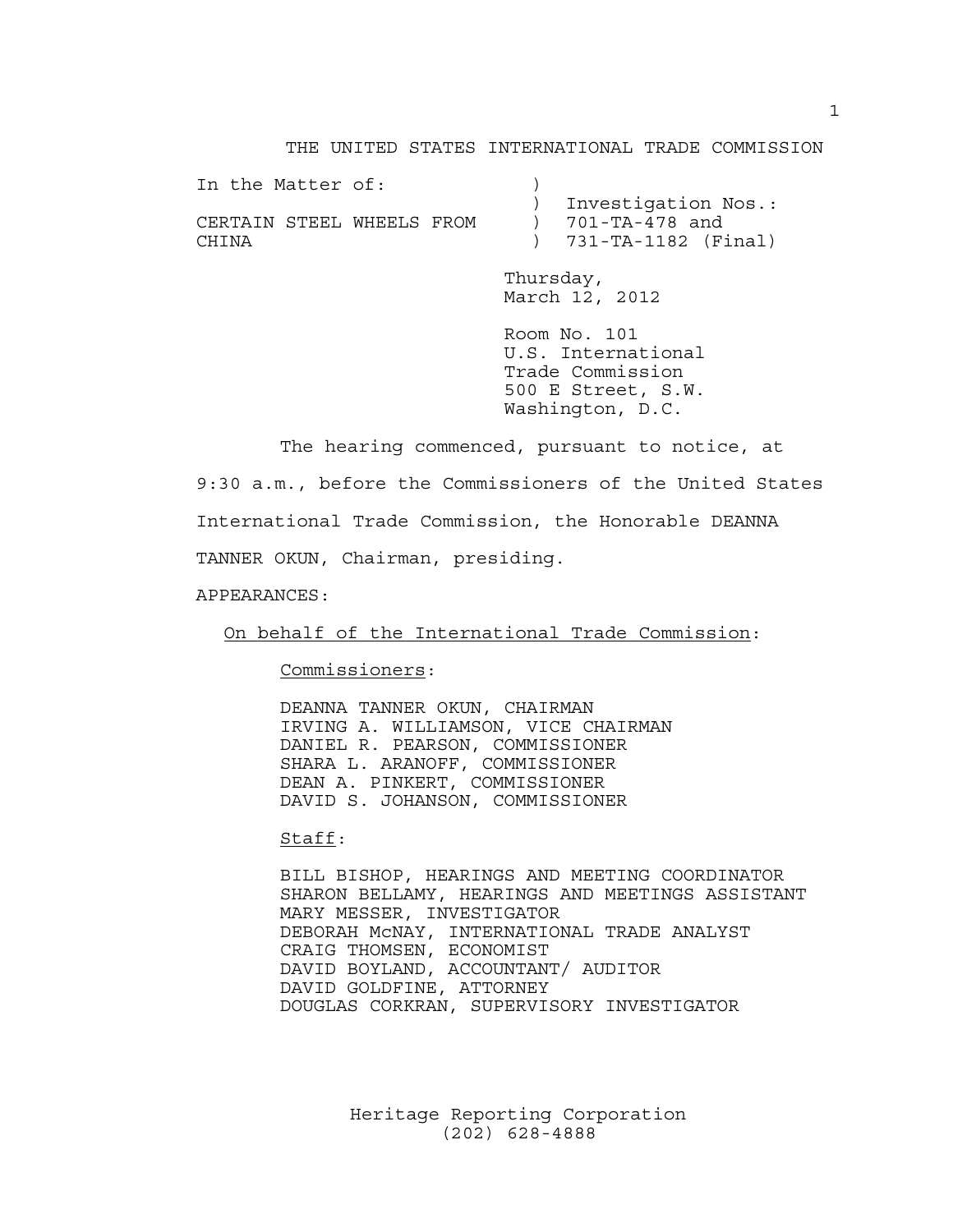THE UNITED STATES INTERNATIONAL TRADE COMMISSION

| In the Matter of: | ) | |
|---|---|---|
| | ) | Investigation Nos.: |
| CERTAIN STEEL WHEELS FROM | ) | 701-TA-478 and |
| CHINA | ) | 731-TA-1182 (Final) |

Thursday,
March 12, 2012

Room No. 101
U.S. International
Trade Commission
500 E Street, S.W.
Washington, D.C.

The hearing commenced, pursuant to notice, at 9:30 a.m., before the Commissioners of the United States International Trade Commission, the Honorable DEANNA TANNER OKUN, Chairman, presiding.

APPEARANCES:

On behalf of the International Trade Commission:

Commissioners:

DEANNA TANNER OKUN, CHAIRMAN
IRVING A. WILLIAMSON, VICE CHAIRMAN
DANIEL R. PEARSON, COMMISSIONER
SHARA L. ARANOFF, COMMISSIONER
DEAN A. PINKERT, COMMISSIONER
DAVID S. JOHANSON, COMMISSIONER

Staff:

BILL BISHOP, HEARINGS AND MEETING COORDINATOR
SHARON BELLAMY, HEARINGS AND MEETINGS ASSISTANT
MARY MESSER, INVESTIGATOR
DEBORAH McNAY, INTERNATIONAL TRADE ANALYST
CRAIG THOMSEN, ECONOMIST
DAVID BOYLAND, ACCOUNTANT/ AUDITOR
DAVID GOLDFINE, ATTORNEY
DOUGLAS CORKRAN, SUPERVISORY INVESTIGATOR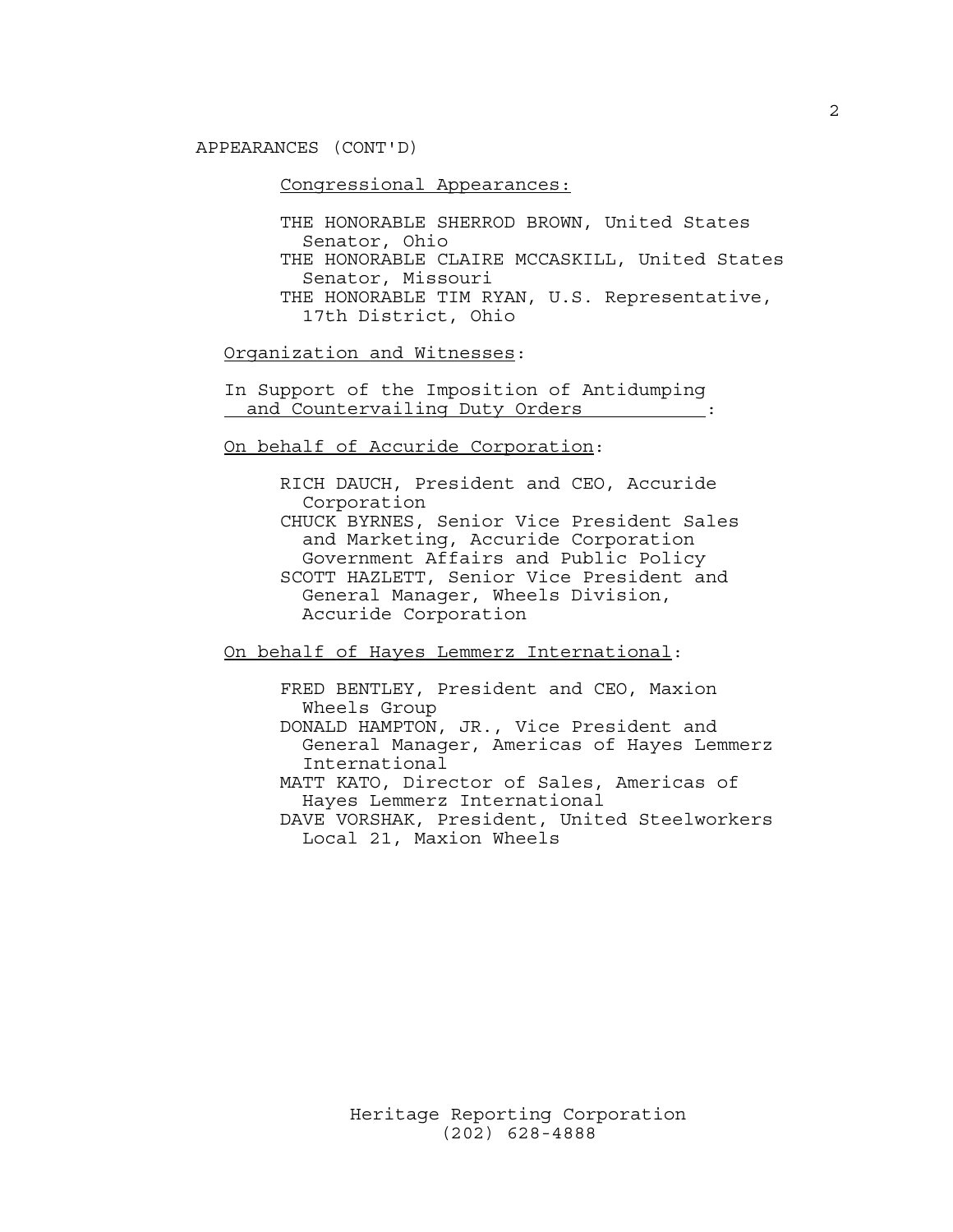APPEARANCES (CONT'D)

Congressional Appearances:

THE HONORABLE SHERROD BROWN, United States Senator, Ohio
THE HONORABLE CLAIRE MCCASKILL, United States Senator, Missouri
THE HONORABLE TIM RYAN, U.S. Representative, 17th District, Ohio

Organization and Witnesses:

In Support of the Imposition of Antidumping and Countervailing Duty Orders:

On behalf of Accuride Corporation:

RICH DAUCH, President and CEO, Accuride Corporation
CHUCK BYRNES, Senior Vice President Sales and Marketing, Accuride Corporation Government Affairs and Public Policy
SCOTT HAZLETT, Senior Vice President and General Manager, Wheels Division, Accuride Corporation

On behalf of Hayes Lemmerz International:

FRED BENTLEY, President and CEO, Maxion Wheels Group
DONALD HAMPTON, JR., Vice President and General Manager, Americas of Hayes Lemmerz International
MATT KATO, Director of Sales, Americas of Hayes Lemmerz International
DAVE VORSHAK, President, United Steelworkers Local 21, Maxion Wheels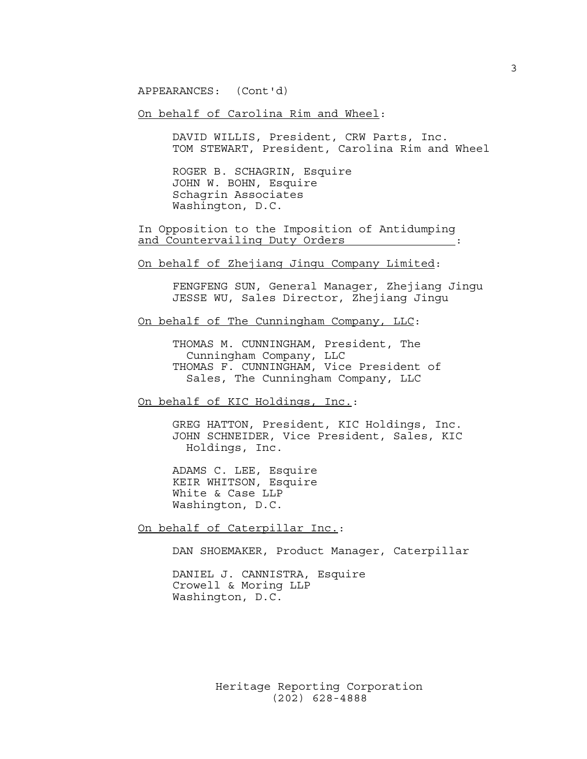APPEARANCES: (Cont'd)

On behalf of Carolina Rim and Wheel:

DAVID WILLIS, President, CRW Parts, Inc.
TOM STEWART, President, Carolina Rim and Wheel

ROGER B. SCHAGRIN, Esquire
JOHN W. BOHN, Esquire
Schagrin Associates
Washington, D.C.

In Opposition to the Imposition of Antidumping and Countervailing Duty Orders:

On behalf of Zhejiang Jingu Company Limited:

FENGFENG SUN, General Manager, Zhejiang Jingu
JESSE WU, Sales Director, Zhejiang Jingu

On behalf of The Cunningham Company, LLC:

THOMAS M. CUNNINGHAM, President, The Cunningham Company, LLC
THOMAS F. CUNNINGHAM, Vice President of Sales, The Cunningham Company, LLC

On behalf of KIC Holdings, Inc.:

GREG HATTON, President, KIC Holdings, Inc.
JOHN SCHNEIDER, Vice President, Sales, KIC Holdings, Inc.

ADAMS C. LEE, Esquire
KEIR WHITSON, Esquire
White & Case LLP
Washington, D.C.

On behalf of Caterpillar Inc.:

DAN SHOEMAKER, Product Manager, Caterpillar

DANIEL J. CANNISTRA, Esquire
Crowell & Moring LLP
Washington, D.C.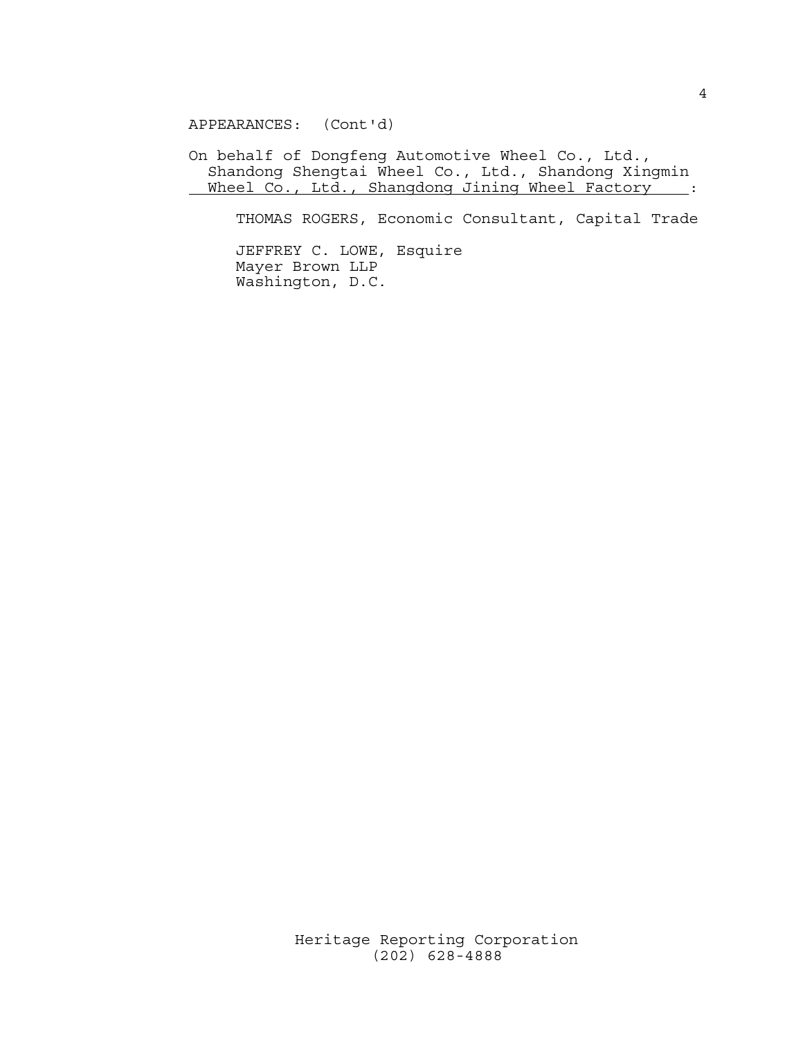APPEARANCES: (Cont'd)

On behalf of Dongfeng Automotive Wheel Co., Ltd., Shandong Shengtai Wheel Co., Ltd., Shandong Xingmin Wheel Co., Ltd., Shangdong Jining Wheel Factory:

THOMAS ROGERS, Economic Consultant, Capital Trade

JEFFREY C. LOWE, Esquire
Mayer Brown LLP
Washington, D.C.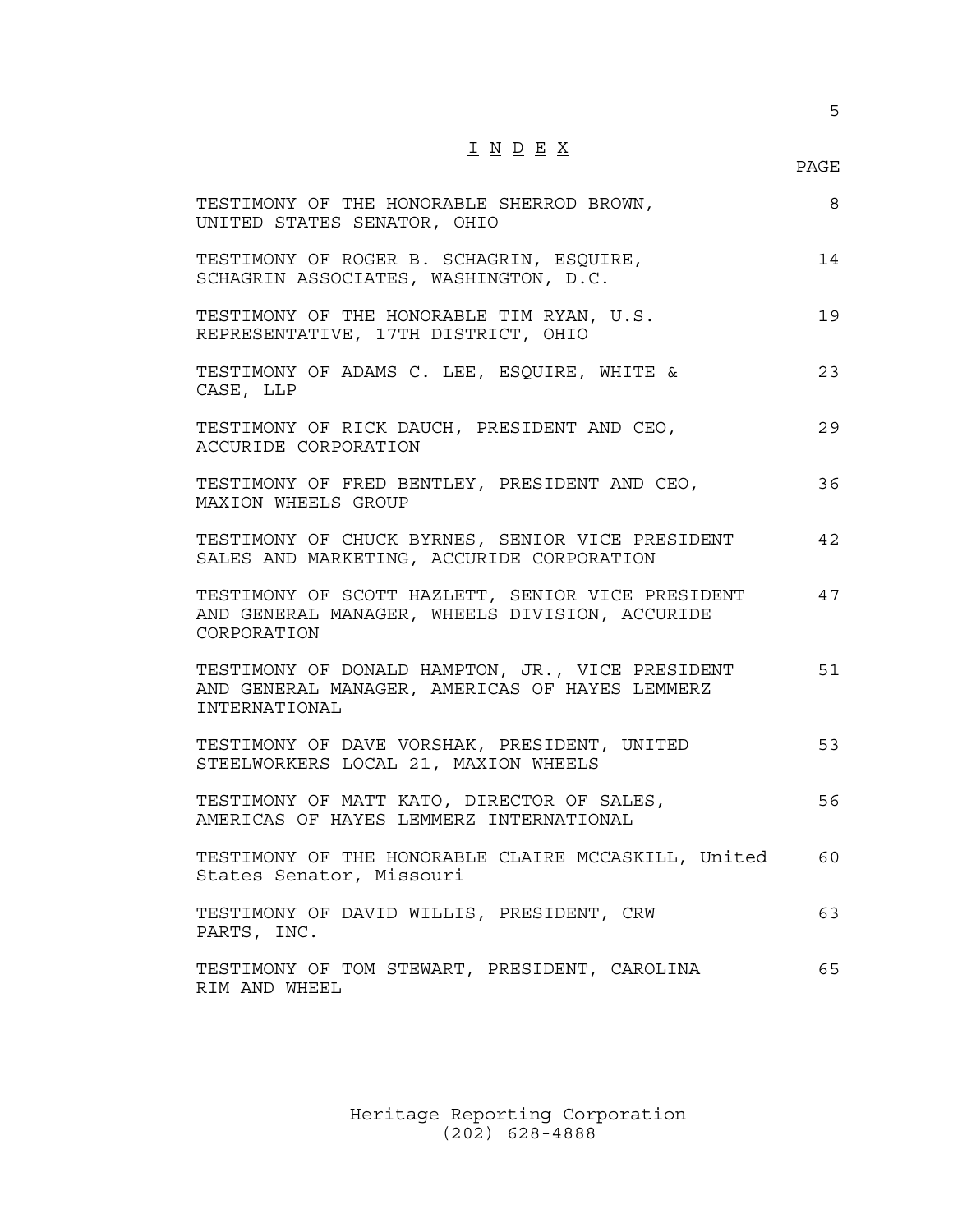# I N D E X

| | PAGE |
|---|---|
| TESTIMONY OF THE HONORABLE SHERROD BROWN, UNITED STATES SENATOR, OHIO | 8 |
| TESTIMONY OF ROGER B. SCHAGRIN, ESQUIRE, SCHAGRIN ASSOCIATES, WASHINGTON, D.C. | 14 |
| TESTIMONY OF THE HONORABLE TIM RYAN, U.S. REPRESENTATIVE, 17TH DISTRICT, OHIO | 19 |
| TESTIMONY OF ADAMS C. LEE, ESQUIRE, WHITE & CASE, LLP | 23 |
| TESTIMONY OF RICK DAUCH, PRESIDENT AND CEO, ACCURIDE CORPORATION | 29 |
| TESTIMONY OF FRED BENTLEY, PRESIDENT AND CEO, MAXION WHEELS GROUP | 36 |
| TESTIMONY OF CHUCK BYRNES, SENIOR VICE PRESIDENT SALES AND MARKETING, ACCURIDE CORPORATION | 42 |
| TESTIMONY OF SCOTT HAZLETT, SENIOR VICE PRESIDENT AND GENERAL MANAGER, WHEELS DIVISION, ACCURIDE CORPORATION | 47 |
| TESTIMONY OF DONALD HAMPTON, JR., VICE PRESIDENT AND GENERAL MANAGER, AMERICAS OF HAYES LEMMERZ INTERNATIONAL | 51 |
| TESTIMONY OF DAVE VORSHAK, PRESIDENT, UNITED STEELWORKERS LOCAL 21, MAXION WHEELS | 53 |
| TESTIMONY OF MATT KATO, DIRECTOR OF SALES, AMERICAS OF HAYES LEMMERZ INTERNATIONAL | 56 |
| TESTIMONY OF THE HONORABLE CLAIRE MCCASKILL, United States Senator, Missouri | 60 |
| TESTIMONY OF DAVID WILLIS, PRESIDENT, CRW PARTS, INC. | 63 |
| TESTIMONY OF TOM STEWART, PRESIDENT, CAROLINA RIM AND WHEEL | 65 |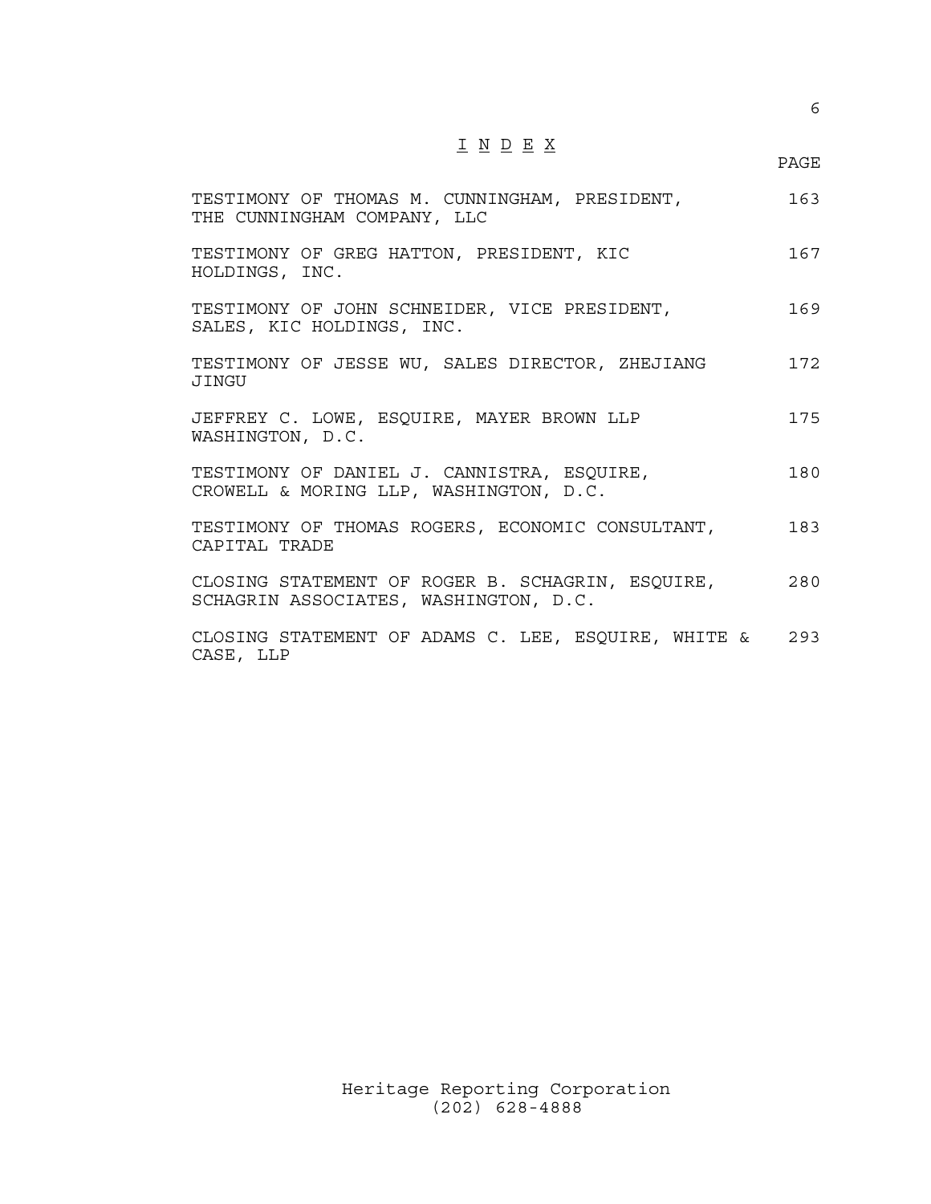# I N D E X

| | PAGE |
|---|---|
| TESTIMONY OF THOMAS M. CUNNINGHAM, PRESIDENT, THE CUNNINGHAM COMPANY, LLC | 163 |
| TESTIMONY OF GREG HATTON, PRESIDENT, KIC HOLDINGS, INC. | 167 |
| TESTIMONY OF JOHN SCHNEIDER, VICE PRESIDENT, SALES, KIC HOLDINGS, INC. | 169 |
| TESTIMONY OF JESSE WU, SALES DIRECTOR, ZHEJIANG JINGU | 172 |
| JEFFREY C. LOWE, ESQUIRE, MAYER BROWN LLP WASHINGTON, D.C. | 175 |
| TESTIMONY OF DANIEL J. CANNISTRA, ESQUIRE, CROWELL & MORING LLP, WASHINGTON, D.C. | 180 |
| TESTIMONY OF THOMAS ROGERS, ECONOMIC CONSULTANT, CAPITAL TRADE | 183 |
| CLOSING STATEMENT OF ROGER B. SCHAGRIN, ESQUIRE, SCHAGRIN ASSOCIATES, WASHINGTON, D.C. | 280 |
| CLOSING STATEMENT OF ADAMS C. LEE, ESQUIRE, WHITE & CASE, LLP | 293 |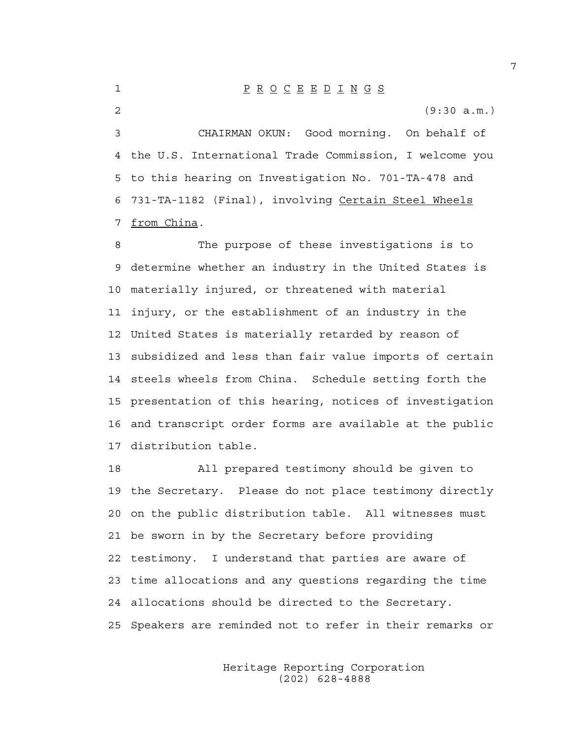# P R O C E E D I N G S

(9:30 a.m.)

CHAIRMAN OKUN: Good morning. On behalf of the U.S. International Trade Commission, I welcome you to this hearing on Investigation No. 701-TA-478 and 731-TA-1182 (Final), involving _Certain Steel Wheels from China_.

The purpose of these investigations is to determine whether an industry in the United States is materially injured, or threatened with material injury, or the establishment of an industry in the United States is materially retarded by reason of subsidized and less than fair value imports of certain steels wheels from China. Schedule setting forth the presentation of this hearing, notices of investigation and transcript order forms are available at the public distribution table.

All prepared testimony should be given to the Secretary. Please do not place testimony directly on the public distribution table. All witnesses must be sworn in by the Secretary before providing testimony. I understand that parties are aware of time allocations and any questions regarding the time allocations should be directed to the Secretary. Speakers are reminded not to refer in their remarks or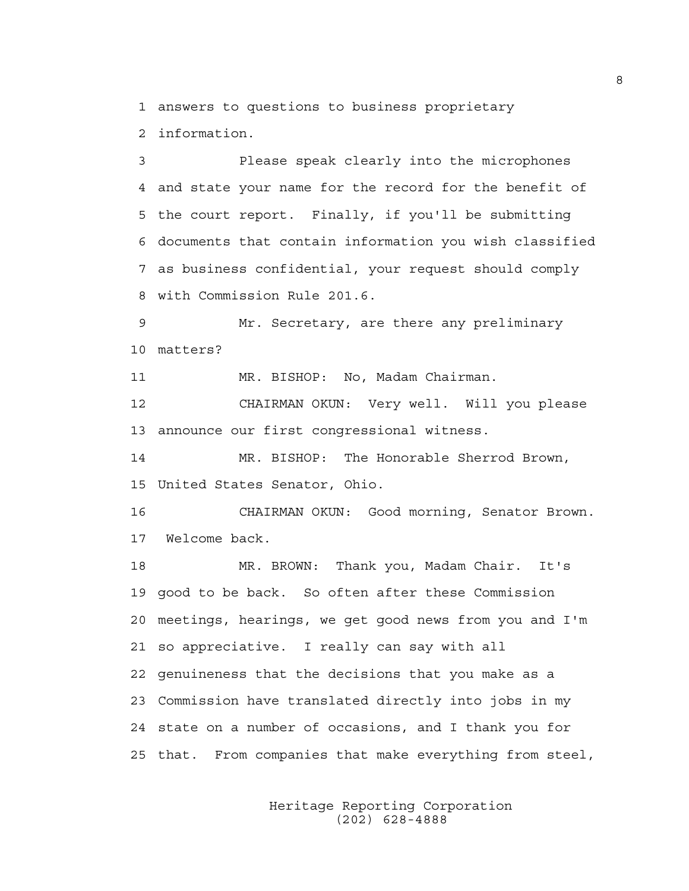answers to questions to business proprietary information.

Please speak clearly into the microphones and state your name for the record for the benefit of the court report. Finally, if you'll be submitting documents that contain information you wish classified as business confidential, your request should comply with Commission Rule 201.6.

Mr. Secretary, are there any preliminary matters?

MR. BISHOP: No, Madam Chairman.

CHAIRMAN OKUN: Very well. Will you please announce our first congressional witness.

MR. BISHOP: The Honorable Sherrod Brown, United States Senator, Ohio.

CHAIRMAN OKUN: Good morning, Senator Brown. Welcome back.

MR. BROWN: Thank you, Madam Chair. It's good to be back. So often after these Commission meetings, hearings, we get good news from you and I'm so appreciative. I really can say with all genuineness that the decisions that you make as a Commission have translated directly into jobs in my state on a number of occasions, and I thank you for that. From companies that make everything from steel,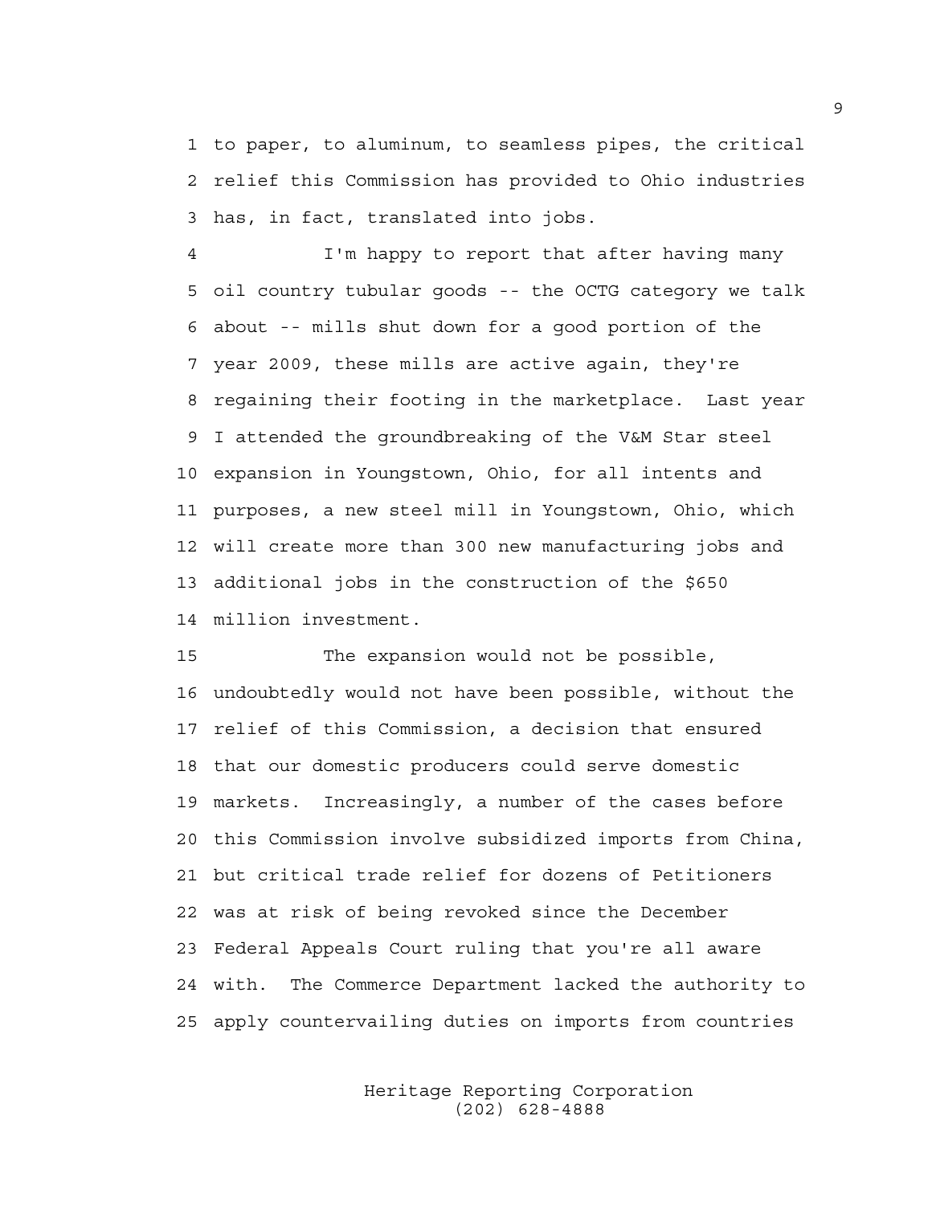to paper, to aluminum, to seamless pipes, the critical relief this Commission has provided to Ohio industries has, in fact, translated into jobs.

I'm happy to report that after having many oil country tubular goods -- the OCTG category we talk about -- mills shut down for a good portion of the year 2009, these mills are active again, they're regaining their footing in the marketplace. Last year I attended the groundbreaking of the V&M Star steel expansion in Youngstown, Ohio, for all intents and purposes, a new steel mill in Youngstown, Ohio, which will create more than 300 new manufacturing jobs and additional jobs in the construction of the $650 million investment.

The expansion would not be possible, undoubtedly would not have been possible, without the relief of this Commission, a decision that ensured that our domestic producers could serve domestic markets. Increasingly, a number of the cases before this Commission involve subsidized imports from China, but critical trade relief for dozens of Petitioners was at risk of being revoked since the December Federal Appeals Court ruling that you're all aware with. The Commerce Department lacked the authority to apply countervailing duties on imports from countries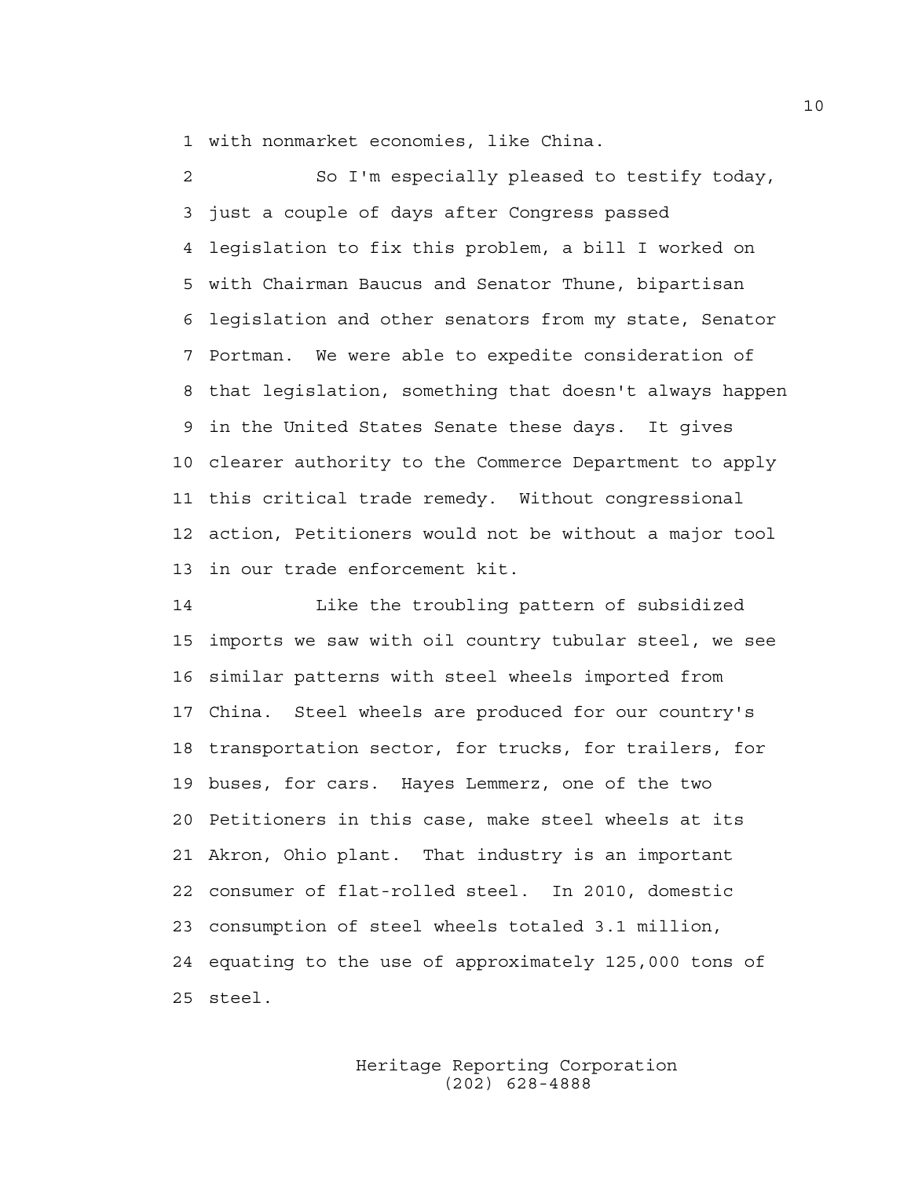with nonmarket economies, like China.

So I'm especially pleased to testify today, just a couple of days after Congress passed legislation to fix this problem, a bill I worked on with Chairman Baucus and Senator Thune, bipartisan legislation and other senators from my state, Senator Portman. We were able to expedite consideration of that legislation, something that doesn't always happen in the United States Senate these days. It gives clearer authority to the Commerce Department to apply this critical trade remedy. Without congressional action, Petitioners would not be without a major tool in our trade enforcement kit.

Like the troubling pattern of subsidized imports we saw with oil country tubular steel, we see similar patterns with steel wheels imported from China. Steel wheels are produced for our country's transportation sector, for trucks, for trailers, for buses, for cars. Hayes Lemmerz, one of the two Petitioners in this case, make steel wheels at its Akron, Ohio plant. That industry is an important consumer of flat-rolled steel. In 2010, domestic consumption of steel wheels totaled 3.1 million, equating to the use of approximately 125,000 tons of steel.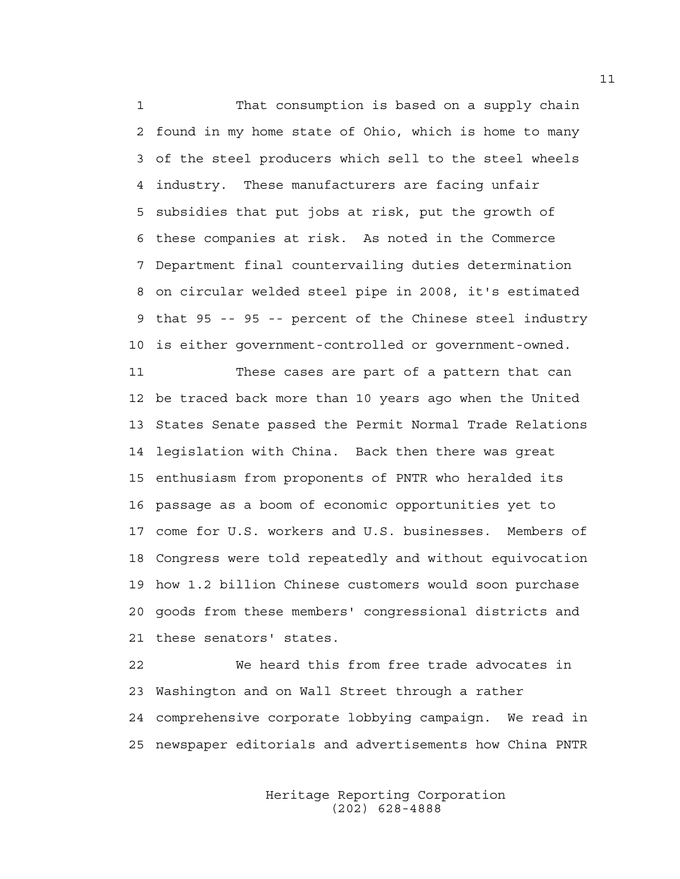That consumption is based on a supply chain found in my home state of Ohio, which is home to many of the steel producers which sell to the steel wheels industry. These manufacturers are facing unfair subsidies that put jobs at risk, put the growth of these companies at risk. As noted in the Commerce Department final countervailing duties determination on circular welded steel pipe in 2008, it's estimated that 95 -- 95 -- percent of the Chinese steel industry is either government-controlled or government-owned.

These cases are part of a pattern that can be traced back more than 10 years ago when the United States Senate passed the Permit Normal Trade Relations legislation with China. Back then there was great enthusiasm from proponents of PNTR who heralded its passage as a boom of economic opportunities yet to come for U.S. workers and U.S. businesses. Members of Congress were told repeatedly and without equivocation how 1.2 billion Chinese customers would soon purchase goods from these members' congressional districts and these senators' states.

We heard this from free trade advocates in Washington and on Wall Street through a rather comprehensive corporate lobbying campaign. We read in newspaper editorials and advertisements how China PNTR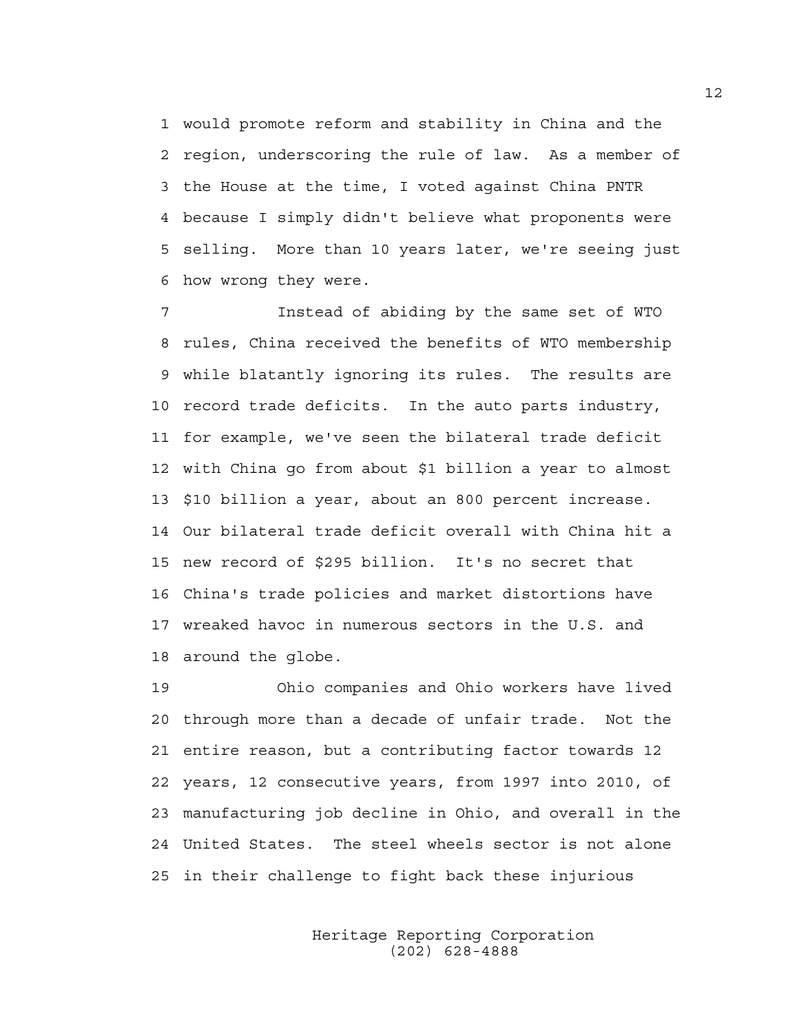would promote reform and stability in China and the region, underscoring the rule of law. As a member of the House at the time, I voted against China PNTR because I simply didn't believe what proponents were selling. More than 10 years later, we're seeing just how wrong they were.

Instead of abiding by the same set of WTO rules, China received the benefits of WTO membership while blatantly ignoring its rules. The results are record trade deficits. In the auto parts industry, for example, we've seen the bilateral trade deficit with China go from about $1 billion a year to almost $10 billion a year, about an 800 percent increase. Our bilateral trade deficit overall with China hit a new record of $295 billion. It's no secret that China's trade policies and market distortions have wreaked havoc in numerous sectors in the U.S. and around the globe.

Ohio companies and Ohio workers have lived through more than a decade of unfair trade. Not the entire reason, but a contributing factor towards 12 years, 12 consecutive years, from 1997 into 2010, of manufacturing job decline in Ohio, and overall in the United States. The steel wheels sector is not alone in their challenge to fight back these injurious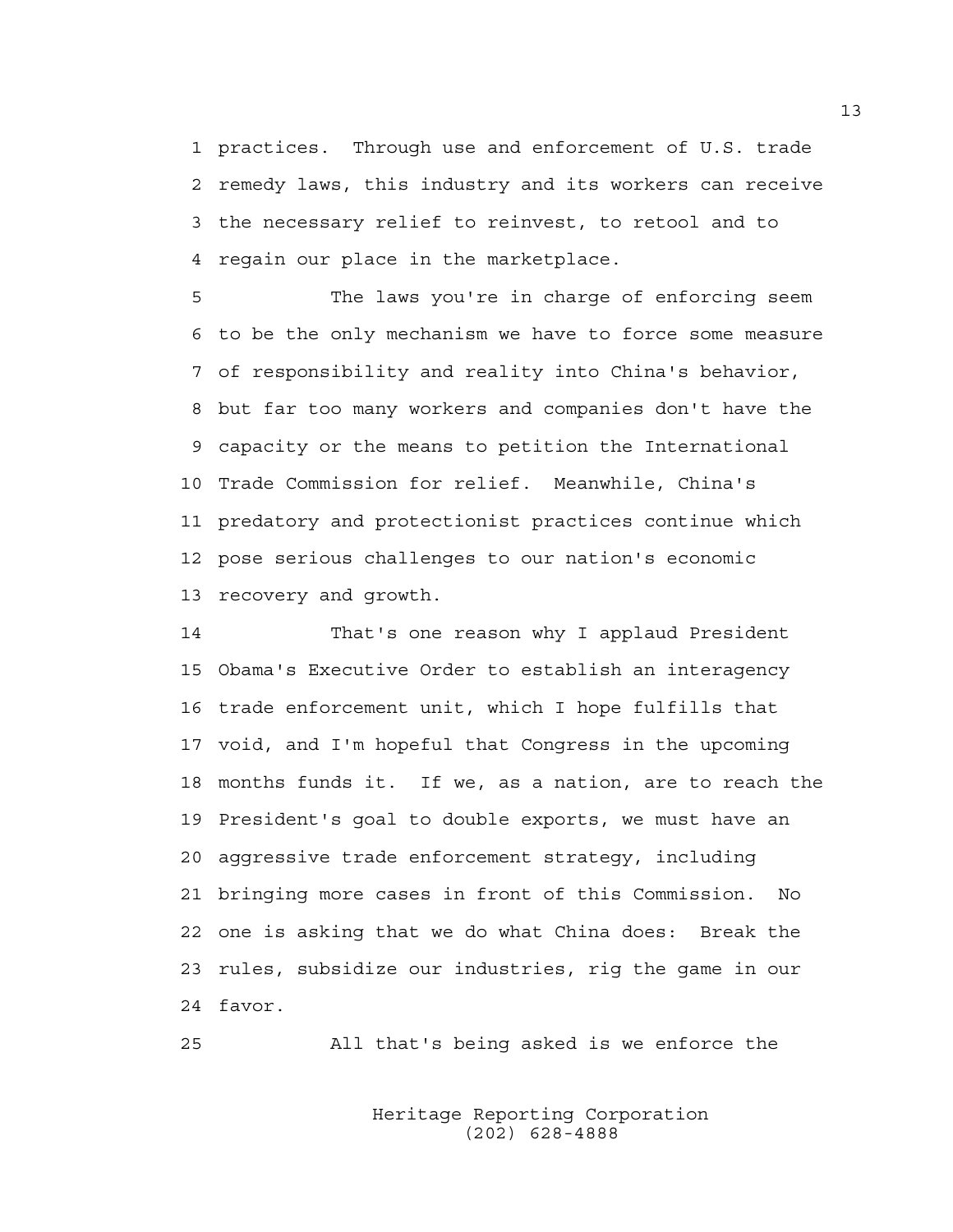practices. Through use and enforcement of U.S. trade remedy laws, this industry and its workers can receive the necessary relief to reinvest, to retool and to regain our place in the marketplace.

The laws you're in charge of enforcing seem to be the only mechanism we have to force some measure of responsibility and reality into China's behavior, but far too many workers and companies don't have the capacity or the means to petition the International Trade Commission for relief. Meanwhile, China's predatory and protectionist practices continue which pose serious challenges to our nation's economic recovery and growth.

That's one reason why I applaud President Obama's Executive Order to establish an interagency trade enforcement unit, which I hope fulfills that void, and I'm hopeful that Congress in the upcoming months funds it. If we, as a nation, are to reach the President's goal to double exports, we must have an aggressive trade enforcement strategy, including bringing more cases in front of this Commission. No one is asking that we do what China does: Break the rules, subsidize our industries, rig the game in our favor.

All that's being asked is we enforce the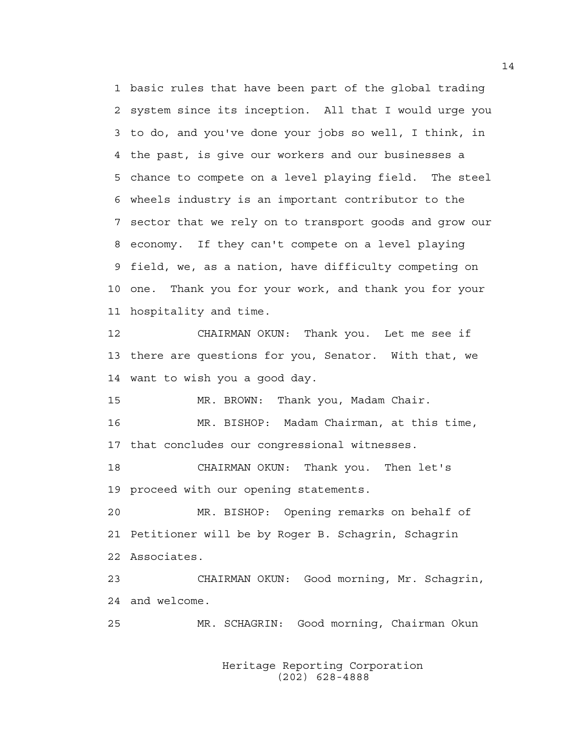basic rules that have been part of the global trading system since its inception. All that I would urge you to do, and you've done your jobs so well, I think, in the past, is give our workers and our businesses a chance to compete on a level playing field. The steel wheels industry is an important contributor to the sector that we rely on to transport goods and grow our economy. If they can't compete on a level playing field, we, as a nation, have difficulty competing on one. Thank you for your work, and thank you for your hospitality and time.

CHAIRMAN OKUN: Thank you. Let me see if there are questions for you, Senator. With that, we want to wish you a good day.

MR. BROWN: Thank you, Madam Chair.

MR. BISHOP: Madam Chairman, at this time, that concludes our congressional witnesses.

CHAIRMAN OKUN: Thank you. Then let's proceed with our opening statements.

MR. BISHOP: Opening remarks on behalf of Petitioner will be by Roger B. Schagrin, Schagrin Associates.

CHAIRMAN OKUN: Good morning, Mr. Schagrin, and welcome.

MR. SCHAGRIN: Good morning, Chairman Okun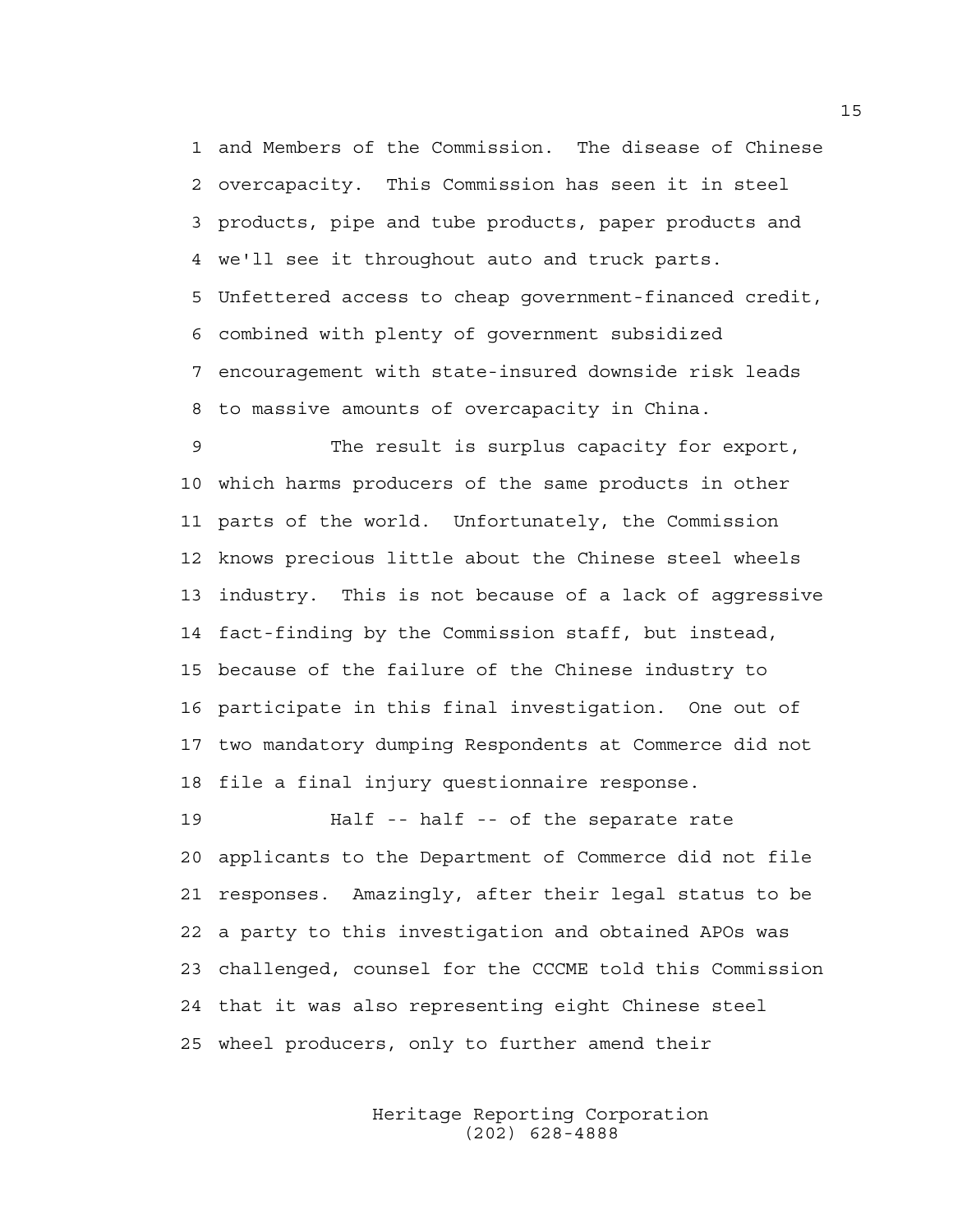and Members of the Commission. The disease of Chinese overcapacity. This Commission has seen it in steel products, pipe and tube products, paper products and we'll see it throughout auto and truck parts. Unfettered access to cheap government-financed credit, combined with plenty of government subsidized encouragement with state-insured downside risk leads to massive amounts of overcapacity in China.

The result is surplus capacity for export, which harms producers of the same products in other parts of the world. Unfortunately, the Commission knows precious little about the Chinese steel wheels industry. This is not because of a lack of aggressive fact-finding by the Commission staff, but instead, because of the failure of the Chinese industry to participate in this final investigation. One out of two mandatory dumping Respondents at Commerce did not file a final injury questionnaire response.

Half -- half -- of the separate rate applicants to the Department of Commerce did not file responses. Amazingly, after their legal status to be a party to this investigation and obtained APOs was challenged, counsel for the CCCME told this Commission that it was also representing eight Chinese steel wheel producers, only to further amend their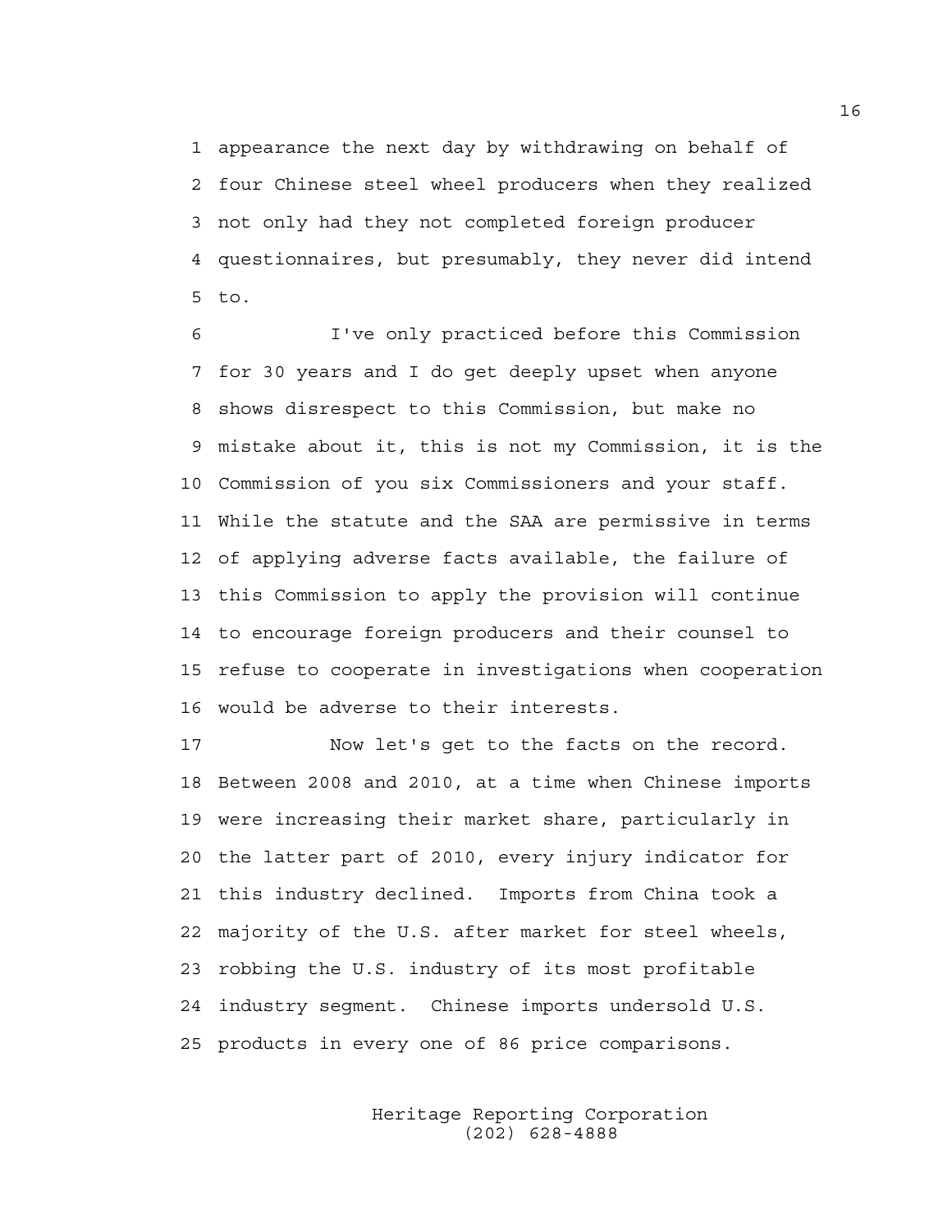appearance the next day by withdrawing on behalf of four Chinese steel wheel producers when they realized not only had they not completed foreign producer questionnaires, but presumably, they never did intend to.

I've only practiced before this Commission for 30 years and I do get deeply upset when anyone shows disrespect to this Commission, but make no mistake about it, this is not my Commission, it is the Commission of you six Commissioners and your staff. While the statute and the SAA are permissive in terms of applying adverse facts available, the failure of this Commission to apply the provision will continue to encourage foreign producers and their counsel to refuse to cooperate in investigations when cooperation would be adverse to their interests.

Now let's get to the facts on the record. Between 2008 and 2010, at a time when Chinese imports were increasing their market share, particularly in the latter part of 2010, every injury indicator for this industry declined. Imports from China took a majority of the U.S. after market for steel wheels, robbing the U.S. industry of its most profitable industry segment. Chinese imports undersold U.S. products in every one of 86 price comparisons.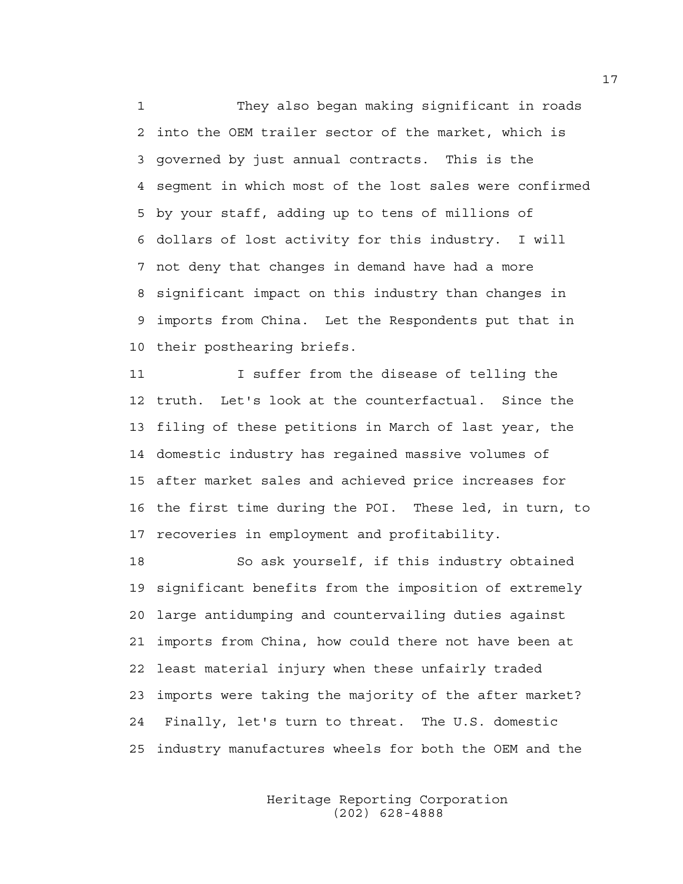They also began making significant in roads into the OEM trailer sector of the market, which is governed by just annual contracts. This is the segment in which most of the lost sales were confirmed by your staff, adding up to tens of millions of dollars of lost activity for this industry. I will not deny that changes in demand have had a more significant impact on this industry than changes in imports from China. Let the Respondents put that in their posthearing briefs.

I suffer from the disease of telling the truth. Let's look at the counterfactual. Since the filing of these petitions in March of last year, the domestic industry has regained massive volumes of after market sales and achieved price increases for the first time during the POI. These led, in turn, to recoveries in employment and profitability.

So ask yourself, if this industry obtained significant benefits from the imposition of extremely large antidumping and countervailing duties against imports from China, how could there not have been at least material injury when these unfairly traded imports were taking the majority of the after market? Finally, let's turn to threat. The U.S. domestic industry manufactures wheels for both the OEM and the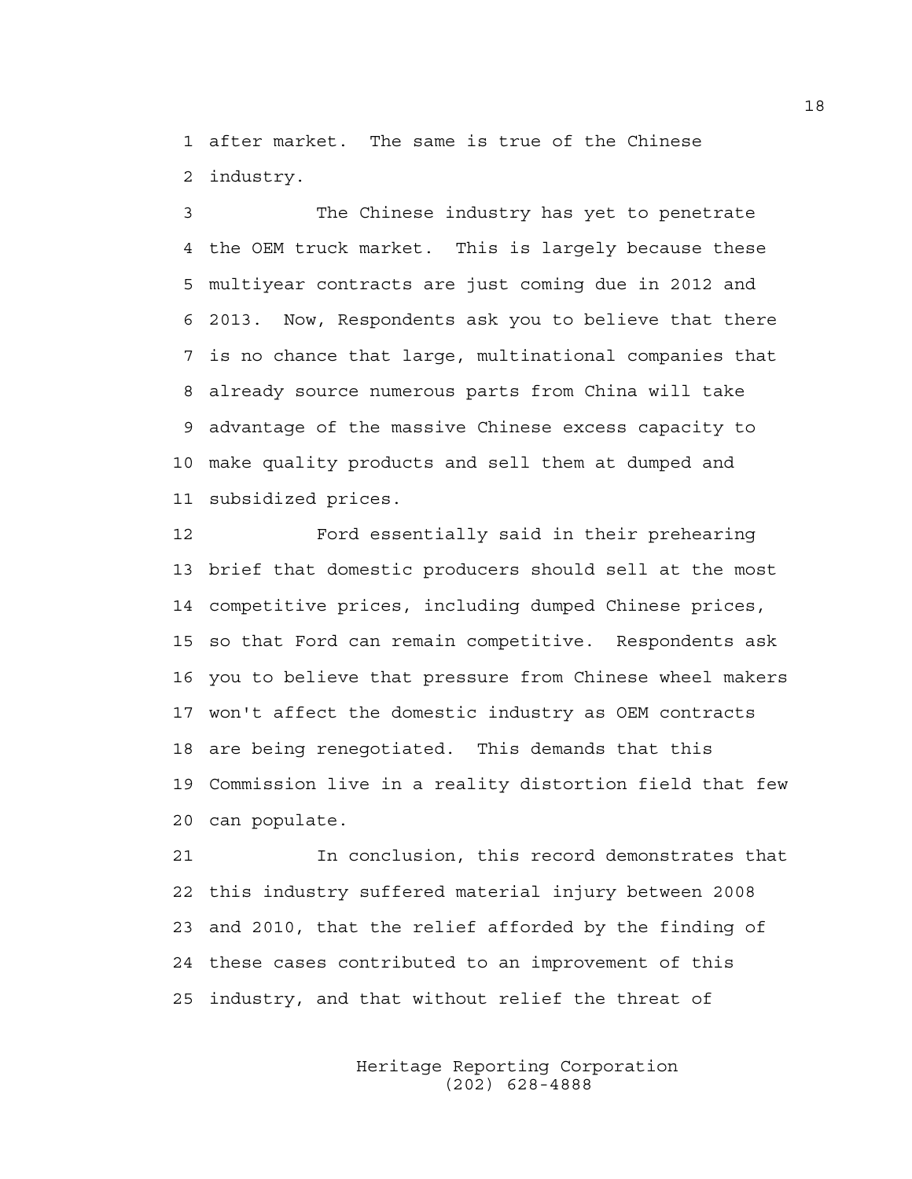after market. The same is true of the Chinese industry.

The Chinese industry has yet to penetrate the OEM truck market. This is largely because these multiyear contracts are just coming due in 2012 and 2013. Now, Respondents ask you to believe that there is no chance that large, multinational companies that already source numerous parts from China will take advantage of the massive Chinese excess capacity to make quality products and sell them at dumped and subsidized prices.

Ford essentially said in their prehearing brief that domestic producers should sell at the most competitive prices, including dumped Chinese prices, so that Ford can remain competitive. Respondents ask you to believe that pressure from Chinese wheel makers won't affect the domestic industry as OEM contracts are being renegotiated. This demands that this Commission live in a reality distortion field that few can populate.

In conclusion, this record demonstrates that this industry suffered material injury between 2008 and 2010, that the relief afforded by the finding of these cases contributed to an improvement of this industry, and that without relief the threat of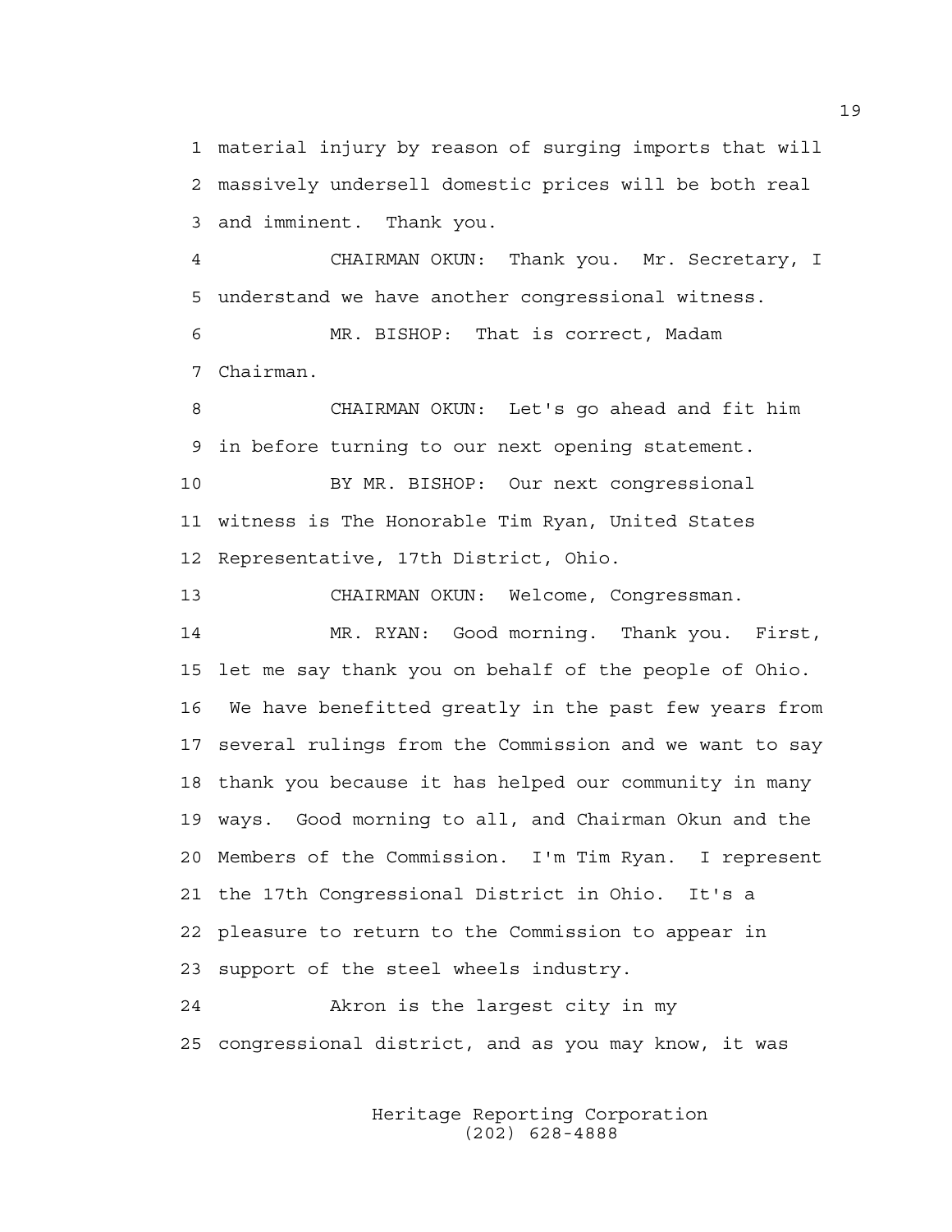1 material injury by reason of surging imports that will
2 massively undersell domestic prices will be both real
3 and imminent. Thank you.

4 CHAIRMAN OKUN: Thank you. Mr. Secretary, I
5 understand we have another congressional witness.

6 MR. BISHOP: That is correct, Madam
7 Chairman.

8 CHAIRMAN OKUN: Let's go ahead and fit him
9 in before turning to our next opening statement.

10 BY MR. BISHOP: Our next congressional
11 witness is The Honorable Tim Ryan, United States
12 Representative, 17th District, Ohio.

13 CHAIRMAN OKUN: Welcome, Congressman.

14 MR. RYAN: Good morning. Thank you. First,
15 let me say thank you on behalf of the people of Ohio.
16 We have benefitted greatly in the past few years from
17 several rulings from the Commission and we want to say
18 thank you because it has helped our community in many
19 ways. Good morning to all, and Chairman Okun and the
20 Members of the Commission. I'm Tim Ryan. I represent
21 the 17th Congressional District in Ohio. It's a
22 pleasure to return to the Commission to appear in
23 support of the steel wheels industry.

24 Akron is the largest city in my
25 congressional district, and as you may know, it was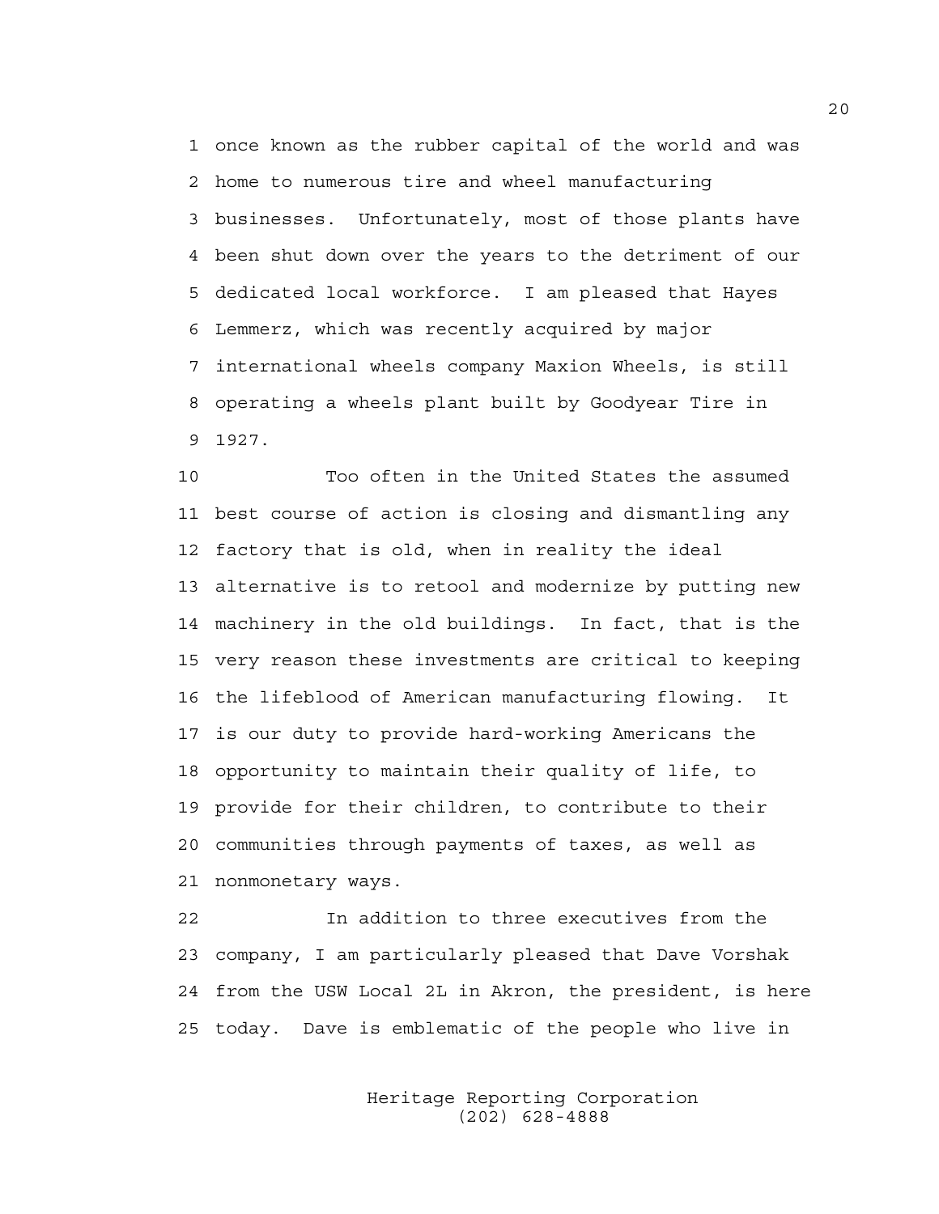once known as the rubber capital of the world and was home to numerous tire and wheel manufacturing businesses. Unfortunately, most of those plants have been shut down over the years to the detriment of our dedicated local workforce. I am pleased that Hayes Lemmerz, which was recently acquired by major international wheels company Maxion Wheels, is still operating a wheels plant built by Goodyear Tire in 1927.

Too often in the United States the assumed best course of action is closing and dismantling any factory that is old, when in reality the ideal alternative is to retool and modernize by putting new machinery in the old buildings. In fact, that is the very reason these investments are critical to keeping the lifeblood of American manufacturing flowing. It is our duty to provide hard-working Americans the opportunity to maintain their quality of life, to provide for their children, to contribute to their communities through payments of taxes, as well as nonmonetary ways.

In addition to three executives from the company, I am particularly pleased that Dave Vorshak from the USW Local 2L in Akron, the president, is here today. Dave is emblematic of the people who live in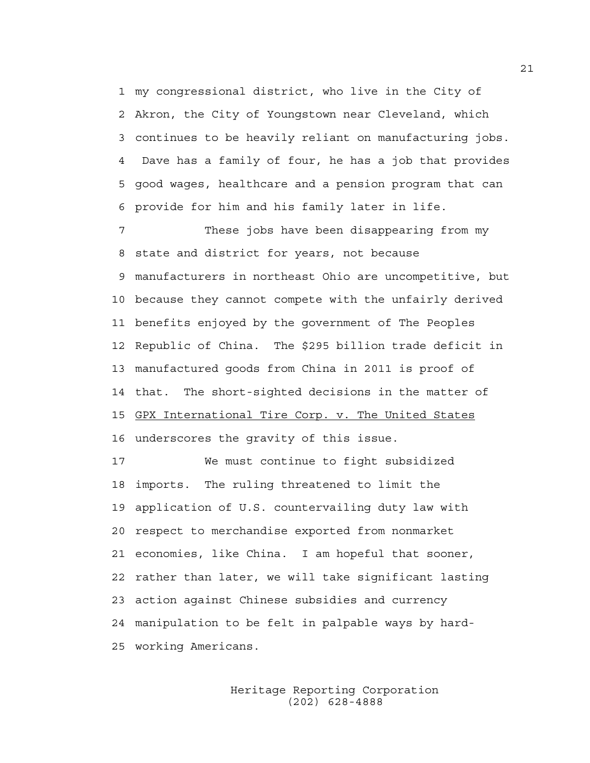my congressional district, who live in the City of Akron, the City of Youngstown near Cleveland, which continues to be heavily reliant on manufacturing jobs. Dave has a family of four, he has a job that provides good wages, healthcare and a pension program that can provide for him and his family later in life.

These jobs have been disappearing from my state and district for years, not because manufacturers in northeast Ohio are uncompetitive, but because they cannot compete with the unfairly derived benefits enjoyed by the government of The Peoples Republic of China. The $295 billion trade deficit in manufactured goods from China in 2011 is proof of that. The short-sighted decisions in the matter of GPX International Tire Corp. v. The United States underscores the gravity of this issue.

We must continue to fight subsidized imports. The ruling threatened to limit the application of U.S. countervailing duty law with respect to merchandise exported from nonmarket economies, like China. I am hopeful that sooner, rather than later, we will take significant lasting action against Chinese subsidies and currency manipulation to be felt in palpable ways by hard-working Americans.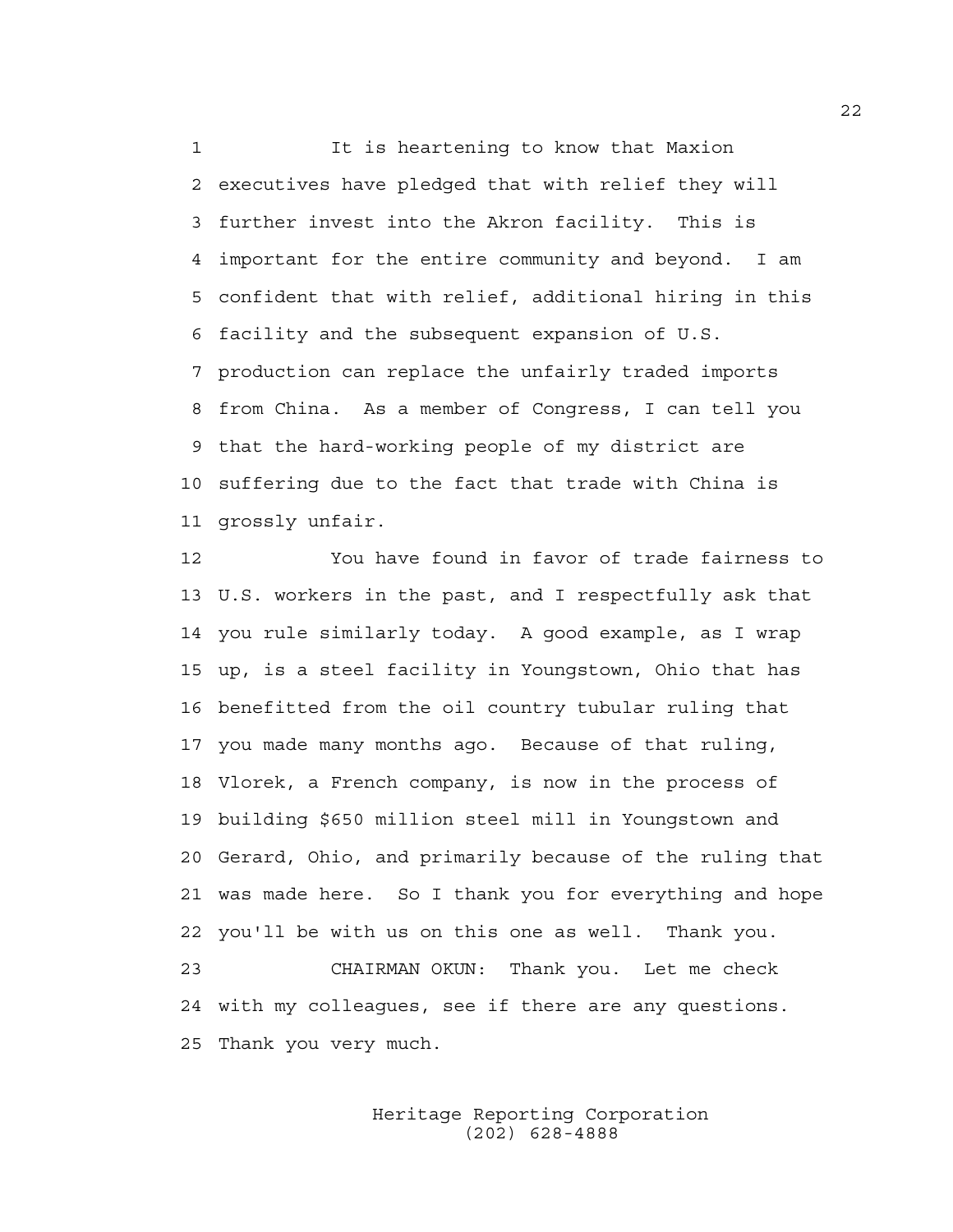It is heartening to know that Maxion executives have pledged that with relief they will further invest into the Akron facility. This is important for the entire community and beyond. I am confident that with relief, additional hiring in this facility and the subsequent expansion of U.S. production can replace the unfairly traded imports from China. As a member of Congress, I can tell you that the hard-working people of my district are suffering due to the fact that trade with China is grossly unfair.

You have found in favor of trade fairness to U.S. workers in the past, and I respectfully ask that you rule similarly today. A good example, as I wrap up, is a steel facility in Youngstown, Ohio that has benefitted from the oil country tubular ruling that you made many months ago. Because of that ruling, Vlorek, a French company, is now in the process of building $650 million steel mill in Youngstown and Gerard, Ohio, and primarily because of the ruling that was made here. So I thank you for everything and hope you'll be with us on this one as well. Thank you.

CHAIRMAN OKUN: Thank you. Let me check with my colleagues, see if there are any questions. Thank you very much.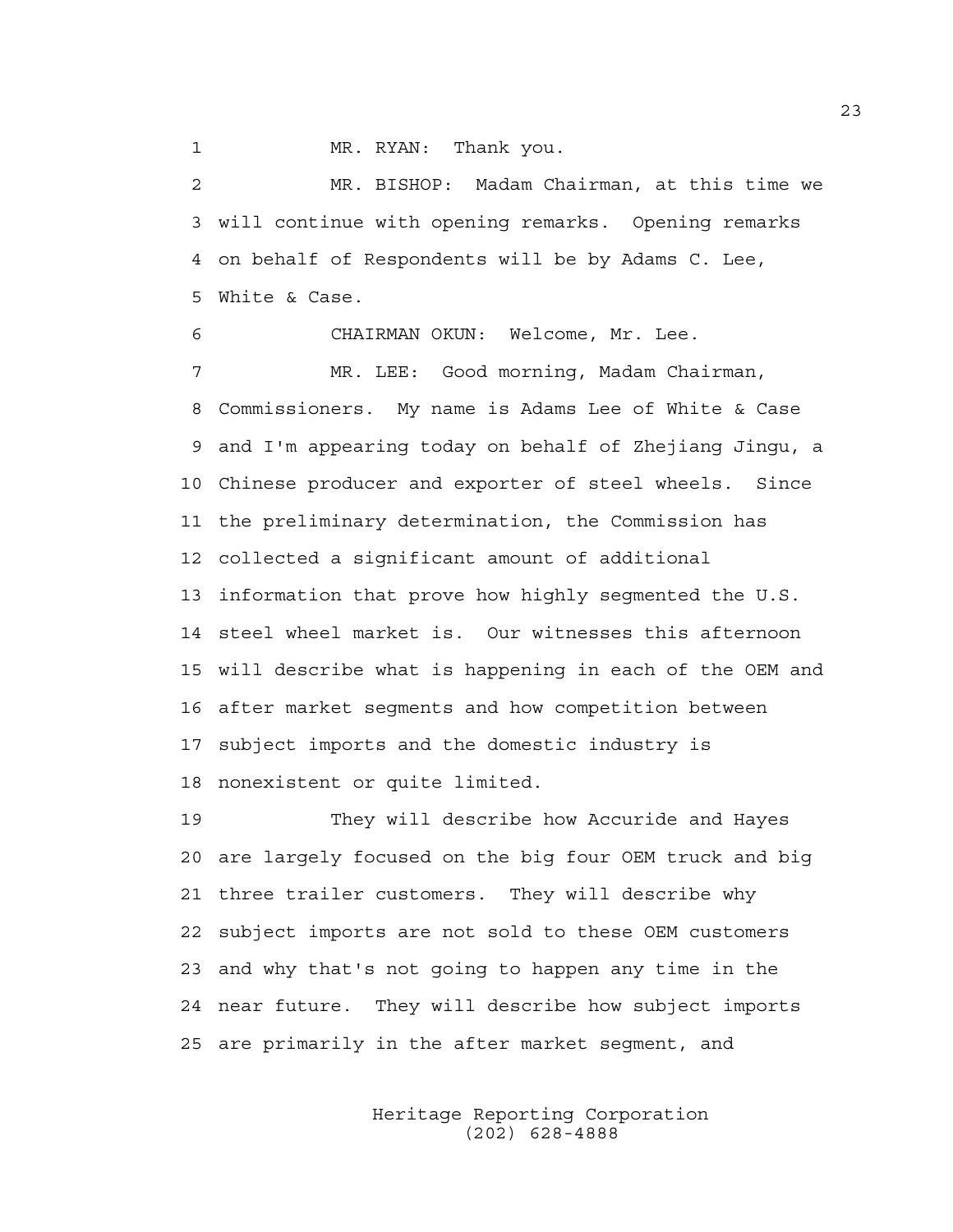MR. RYAN: Thank you.

MR. BISHOP: Madam Chairman, at this time we will continue with opening remarks. Opening remarks on behalf of Respondents will be by Adams C. Lee, White & Case.

CHAIRMAN OKUN: Welcome, Mr. Lee.

MR. LEE: Good morning, Madam Chairman, Commissioners. My name is Adams Lee of White & Case and I'm appearing today on behalf of Zhejiang Jingu, a Chinese producer and exporter of steel wheels. Since the preliminary determination, the Commission has collected a significant amount of additional information that prove how highly segmented the U.S. steel wheel market is. Our witnesses this afternoon will describe what is happening in each of the OEM and after market segments and how competition between subject imports and the domestic industry is nonexistent or quite limited.

They will describe how Accuride and Hayes are largely focused on the big four OEM truck and big three trailer customers. They will describe why subject imports are not sold to these OEM customers and why that's not going to happen any time in the near future. They will describe how subject imports are primarily in the after market segment, and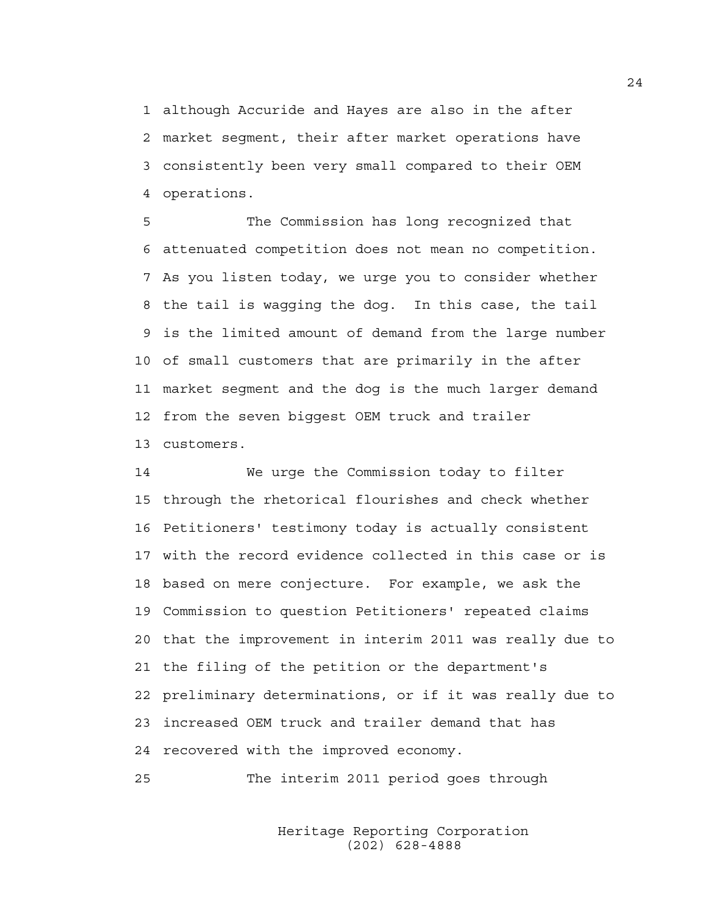although Accuride and Hayes are also in the after market segment, their after market operations have consistently been very small compared to their OEM operations.

The Commission has long recognized that attenuated competition does not mean no competition. As you listen today, we urge you to consider whether the tail is wagging the dog. In this case, the tail is the limited amount of demand from the large number of small customers that are primarily in the after market segment and the dog is the much larger demand from the seven biggest OEM truck and trailer customers.

We urge the Commission today to filter through the rhetorical flourishes and check whether Petitioners' testimony today is actually consistent with the record evidence collected in this case or is based on mere conjecture. For example, we ask the Commission to question Petitioners' repeated claims that the improvement in interim 2011 was really due to the filing of the petition or the department's preliminary determinations, or if it was really due to increased OEM truck and trailer demand that has recovered with the improved economy.

The interim 2011 period goes through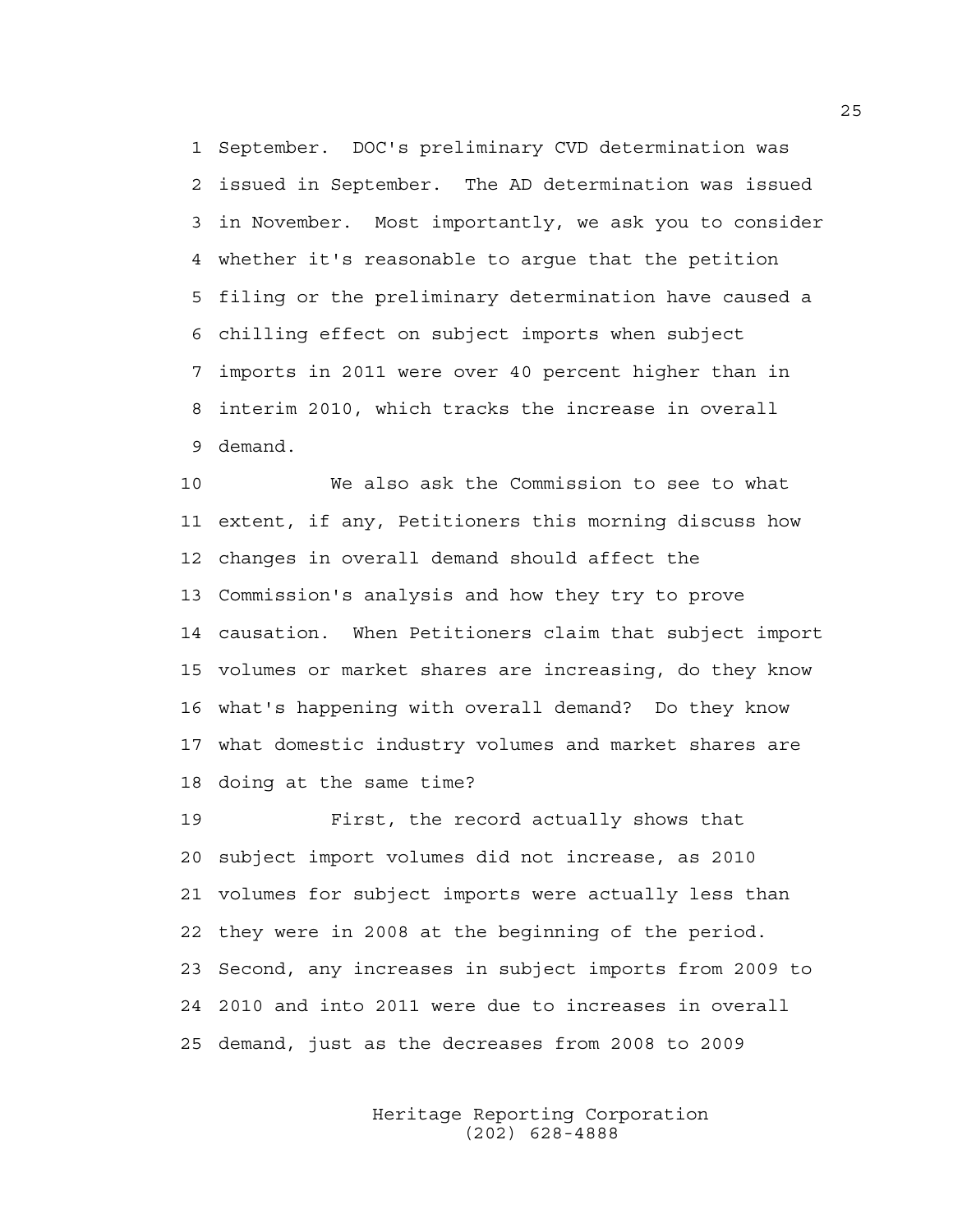September. DOC's preliminary CVD determination was issued in September. The AD determination was issued in November. Most importantly, we ask you to consider whether it's reasonable to argue that the petition filing or the preliminary determination have caused a chilling effect on subject imports when subject imports in 2011 were over 40 percent higher than in interim 2010, which tracks the increase in overall demand.

We also ask the Commission to see to what extent, if any, Petitioners this morning discuss how changes in overall demand should affect the Commission's analysis and how they try to prove causation. When Petitioners claim that subject import volumes or market shares are increasing, do they know what's happening with overall demand? Do they know what domestic industry volumes and market shares are doing at the same time?

First, the record actually shows that subject import volumes did not increase, as 2010 volumes for subject imports were actually less than they were in 2008 at the beginning of the period. Second, any increases in subject imports from 2009 to 2010 and into 2011 were due to increases in overall demand, just as the decreases from 2008 to 2009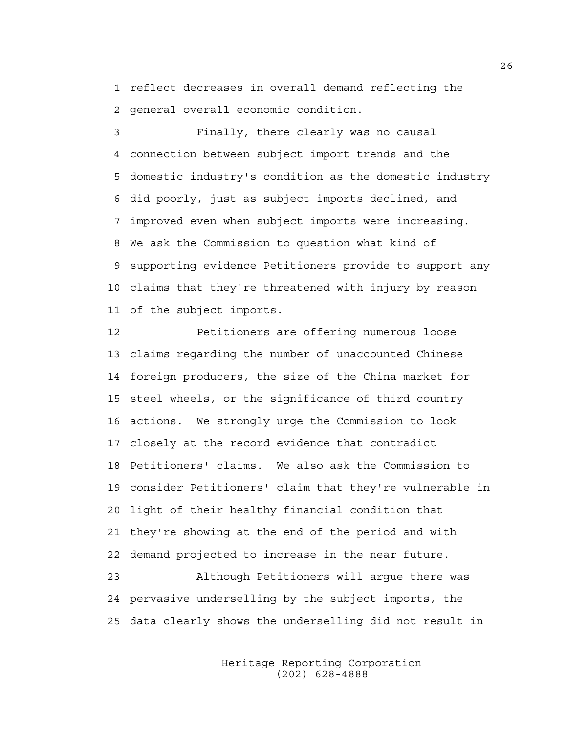reflect decreases in overall demand reflecting the general overall economic condition.

Finally, there clearly was no causal connection between subject import trends and the domestic industry's condition as the domestic industry did poorly, just as subject imports declined, and improved even when subject imports were increasing. We ask the Commission to question what kind of supporting evidence Petitioners provide to support any claims that they're threatened with injury by reason of the subject imports.

Petitioners are offering numerous loose claims regarding the number of unaccounted Chinese foreign producers, the size of the China market for steel wheels, or the significance of third country actions. We strongly urge the Commission to look closely at the record evidence that contradict Petitioners' claims. We also ask the Commission to consider Petitioners' claim that they're vulnerable in light of their healthy financial condition that they're showing at the end of the period and with demand projected to increase in the near future.

Although Petitioners will argue there was pervasive underselling by the subject imports, the data clearly shows the underselling did not result in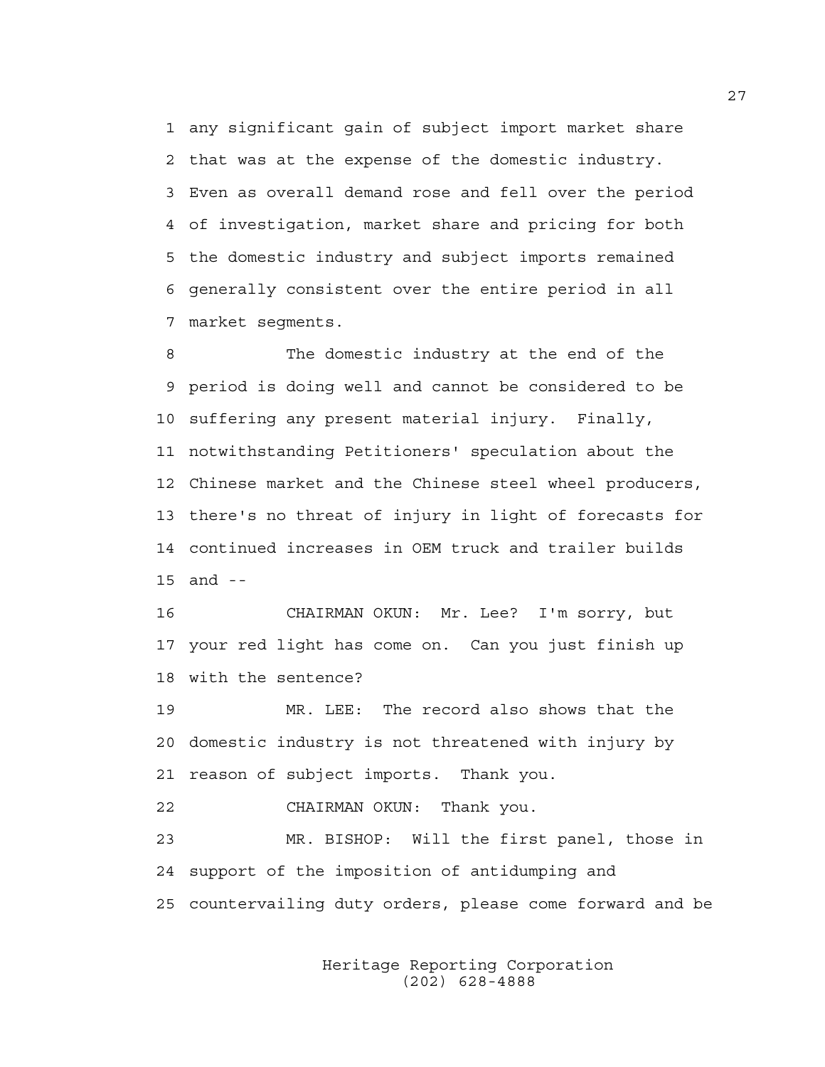1 any significant gain of subject import market share
2 that was at the expense of the domestic industry.
3 Even as overall demand rose and fell over the period
4 of investigation, market share and pricing for both
5 the domestic industry and subject imports remained
6 generally consistent over the entire period in all
7 market segments.

8 The domestic industry at the end of the
9 period is doing well and cannot be considered to be
10 suffering any present material injury. Finally,
11 notwithstanding Petitioners' speculation about the
12 Chinese market and the Chinese steel wheel producers,
13 there's no threat of injury in light of forecasts for
14 continued increases in OEM truck and trailer builds
15 and --

16 CHAIRMAN OKUN: Mr. Lee? I'm sorry, but
17 your red light has come on. Can you just finish up
18 with the sentence?

19 MR. LEE: The record also shows that the
20 domestic industry is not threatened with injury by
21 reason of subject imports. Thank you.

22 CHAIRMAN OKUN: Thank you.

23 MR. BISHOP: Will the first panel, those in
24 support of the imposition of antidumping and
25 countervailing duty orders, please come forward and be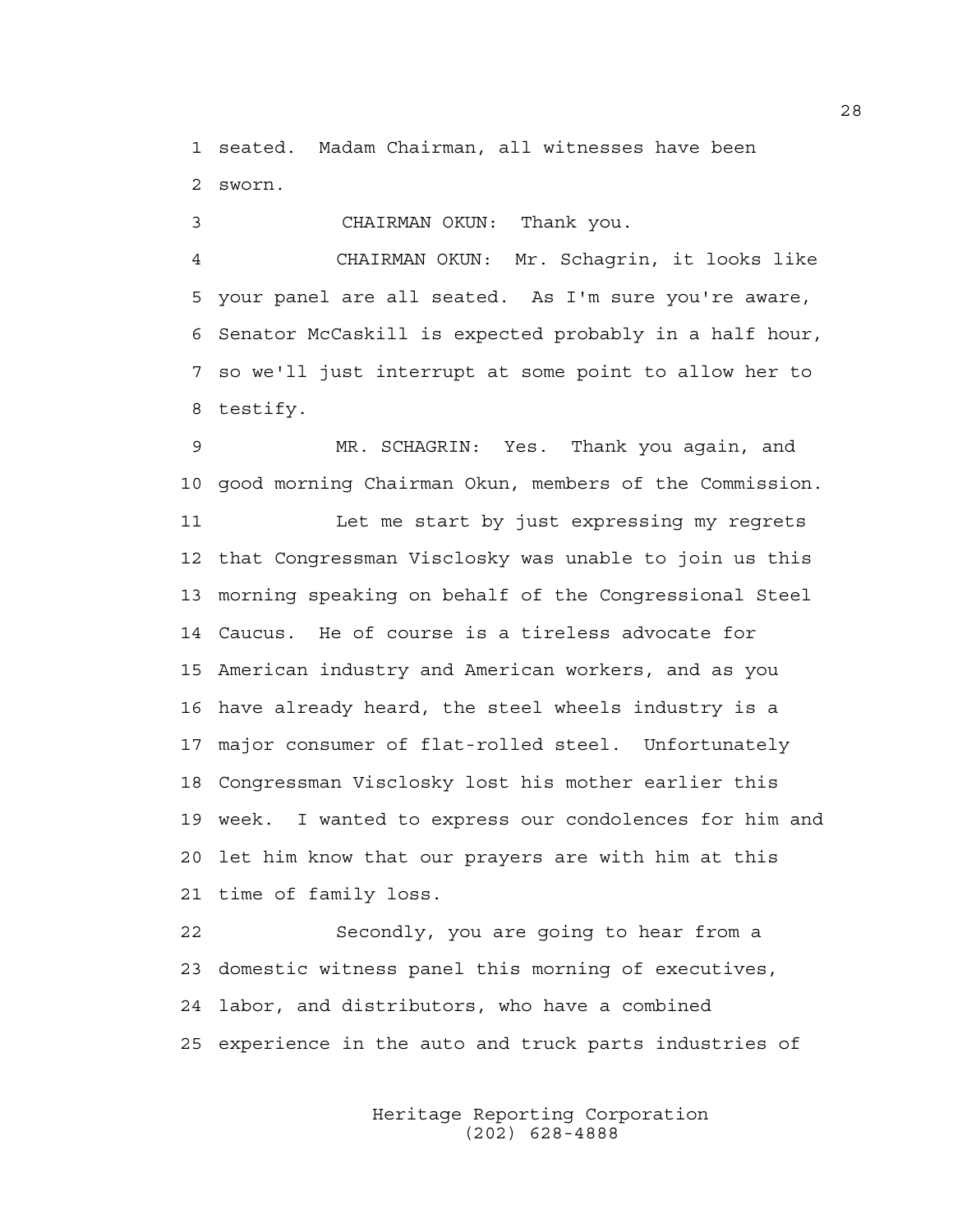1 seated. Madam Chairman, all witnesses have been
2 sworn.

3 CHAIRMAN OKUN: Thank you.

4 CHAIRMAN OKUN: Mr. Schagrin, it looks like
5 your panel are all seated. As I'm sure you're aware,
6 Senator McCaskill is expected probably in a half hour,
7 so we'll just interrupt at some point to allow her to
8 testify.

9 MR. SCHAGRIN: Yes. Thank you again, and
10 good morning Chairman Okun, members of the Commission.

11 Let me start by just expressing my regrets
12 that Congressman Visclosky was unable to join us this
13 morning speaking on behalf of the Congressional Steel
14 Caucus. He of course is a tireless advocate for
15 American industry and American workers, and as you
16 have already heard, the steel wheels industry is a
17 major consumer of flat-rolled steel. Unfortunately
18 Congressman Visclosky lost his mother earlier this
19 week. I wanted to express our condolences for him and
20 let him know that our prayers are with him at this
21 time of family loss.

22 Secondly, you are going to hear from a
23 domestic witness panel this morning of executives,
24 labor, and distributors, who have a combined
25 experience in the auto and truck parts industries of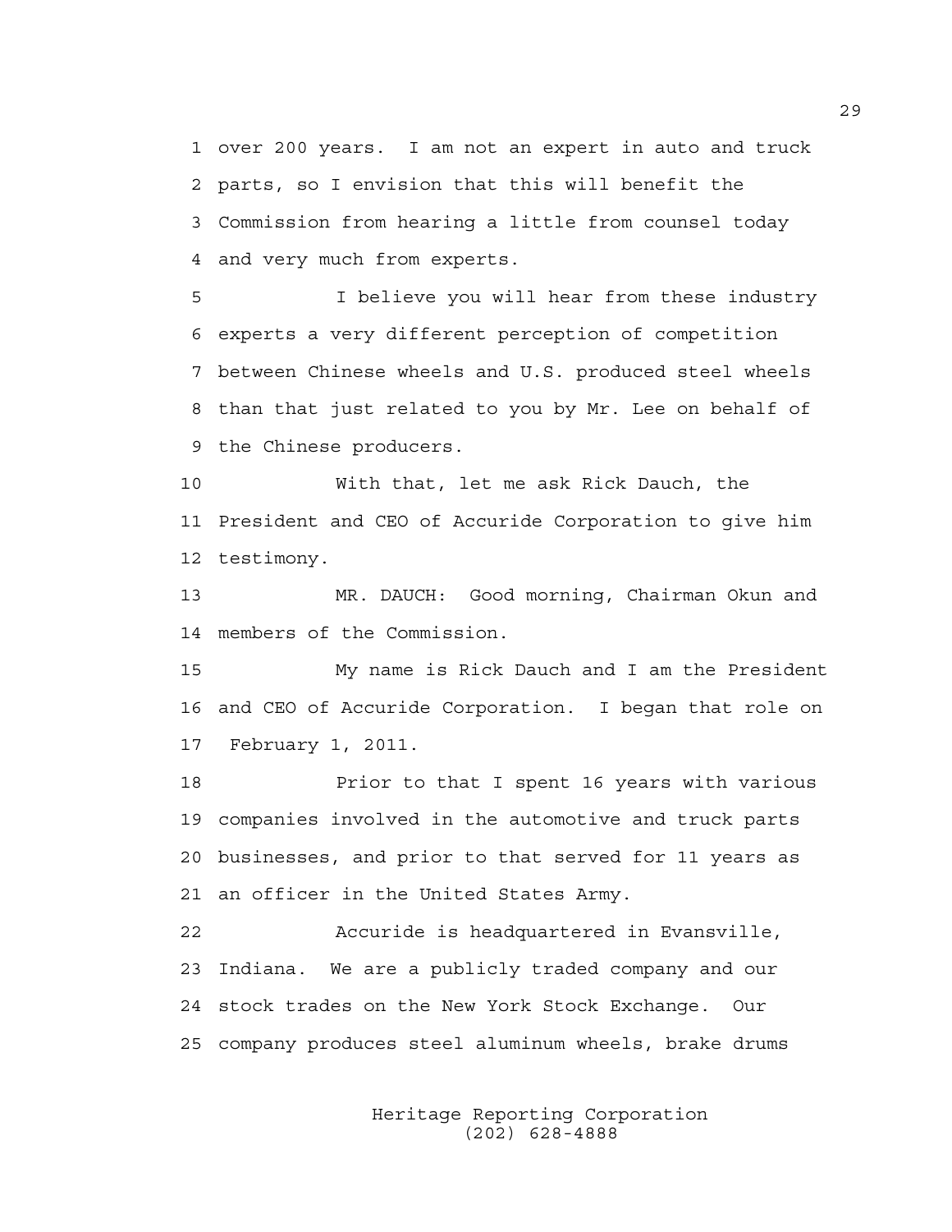1 over 200 years. I am not an expert in auto and truck
2 parts, so I envision that this will benefit the
3 Commission from hearing a little from counsel today
4 and very much from experts.

5 I believe you will hear from these industry
6 experts a very different perception of competition
7 between Chinese wheels and U.S. produced steel wheels
8 than that just related to you by Mr. Lee on behalf of
9 the Chinese producers.

10 With that, let me ask Rick Dauch, the
11 President and CEO of Accuride Corporation to give him
12 testimony.

13 MR. DAUCH: Good morning, Chairman Okun and
14 members of the Commission.

15 My name is Rick Dauch and I am the President
16 and CEO of Accuride Corporation. I began that role on
17 February 1, 2011.

18 Prior to that I spent 16 years with various
19 companies involved in the automotive and truck parts
20 businesses, and prior to that served for 11 years as
21 an officer in the United States Army.

22 Accuride is headquartered in Evansville,
23 Indiana. We are a publicly traded company and our
24 stock trades on the New York Stock Exchange. Our
25 company produces steel aluminum wheels, brake drums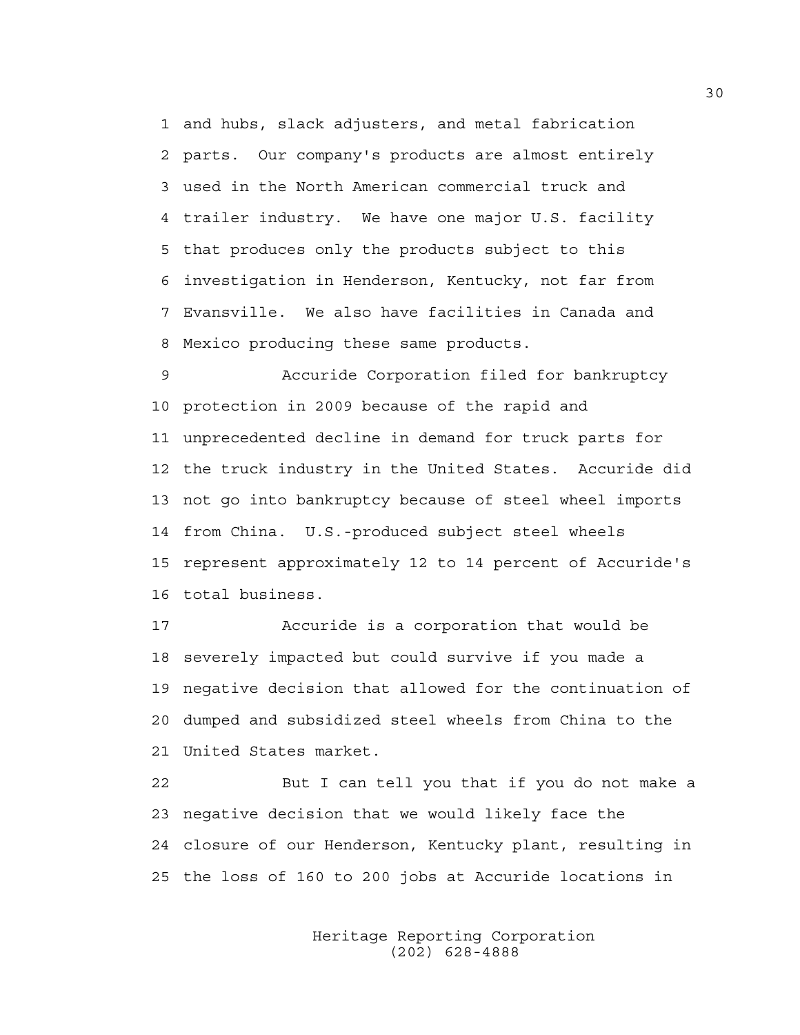and hubs, slack adjusters, and metal fabrication parts. Our company's products are almost entirely used in the North American commercial truck and trailer industry. We have one major U.S. facility that produces only the products subject to this investigation in Henderson, Kentucky, not far from Evansville. We also have facilities in Canada and Mexico producing these same products.

Accuride Corporation filed for bankruptcy protection in 2009 because of the rapid and unprecedented decline in demand for truck parts for the truck industry in the United States. Accuride did not go into bankruptcy because of steel wheel imports from China. U.S.-produced subject steel wheels represent approximately 12 to 14 percent of Accuride's total business.

Accuride is a corporation that would be severely impacted but could survive if you made a negative decision that allowed for the continuation of dumped and subsidized steel wheels from China to the United States market.

But I can tell you that if you do not make a negative decision that we would likely face the closure of our Henderson, Kentucky plant, resulting in the loss of 160 to 200 jobs at Accuride locations in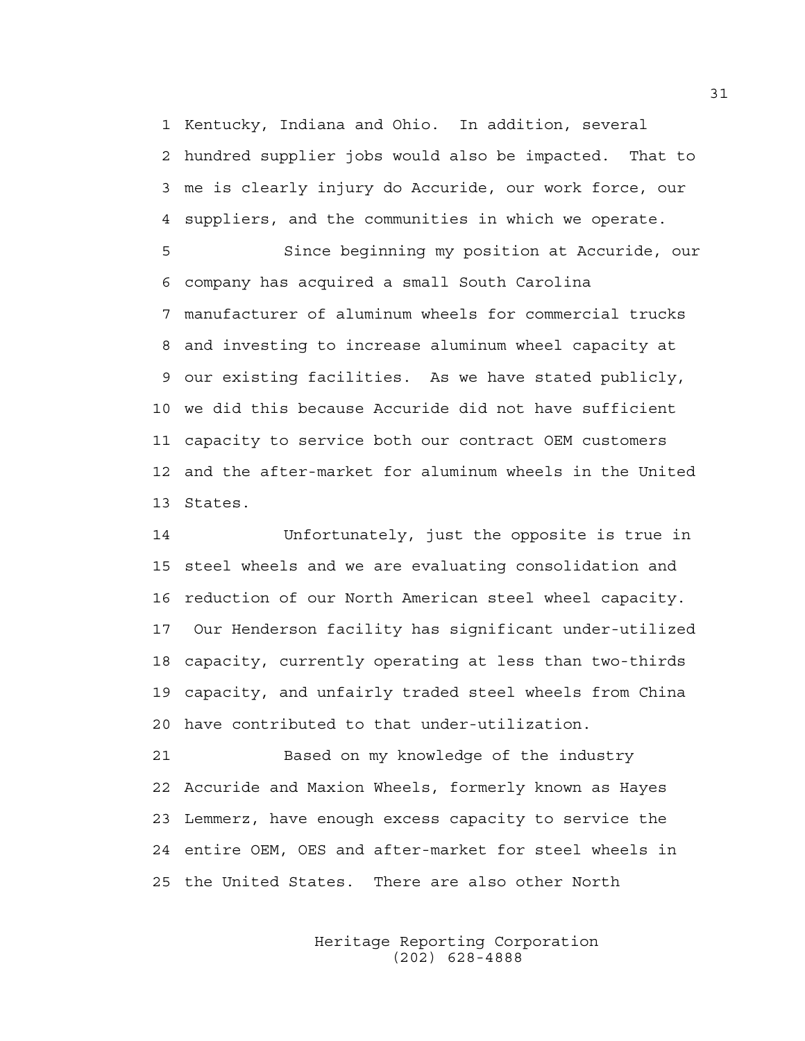Kentucky, Indiana and Ohio. In addition, several hundred supplier jobs would also be impacted. That to me is clearly injury do Accuride, our work force, our suppliers, and the communities in which we operate.

Since beginning my position at Accuride, our company has acquired a small South Carolina manufacturer of aluminum wheels for commercial trucks and investing to increase aluminum wheel capacity at our existing facilities. As we have stated publicly, we did this because Accuride did not have sufficient capacity to service both our contract OEM customers and the after-market for aluminum wheels in the United States.

Unfortunately, just the opposite is true in steel wheels and we are evaluating consolidation and reduction of our North American steel wheel capacity. Our Henderson facility has significant under-utilized capacity, currently operating at less than two-thirds capacity, and unfairly traded steel wheels from China have contributed to that under-utilization.

Based on my knowledge of the industry Accuride and Maxion Wheels, formerly known as Hayes Lemmerz, have enough excess capacity to service the entire OEM, OES and after-market for steel wheels in the United States. There are also other North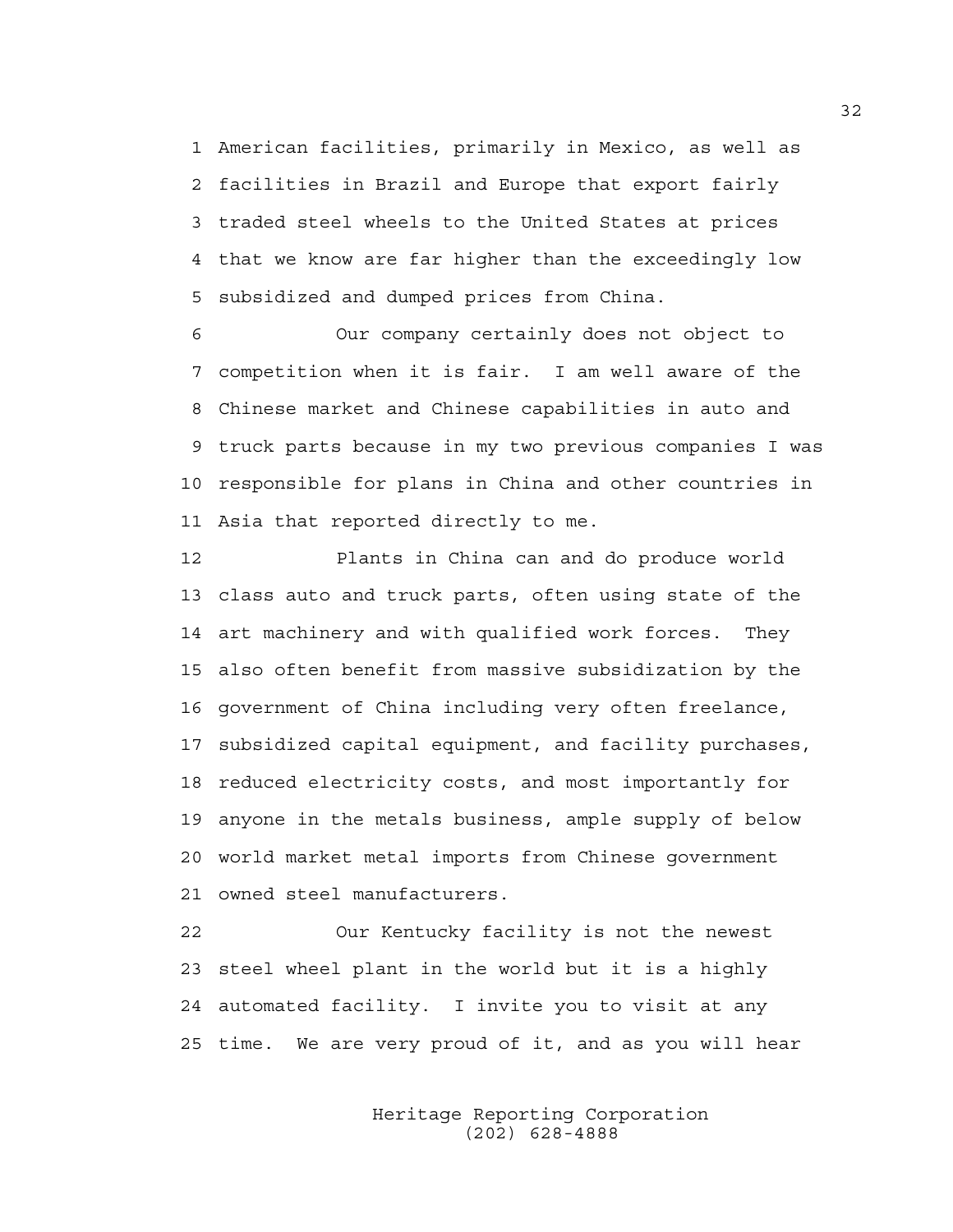American facilities, primarily in Mexico, as well as facilities in Brazil and Europe that export fairly traded steel wheels to the United States at prices that we know are far higher than the exceedingly low subsidized and dumped prices from China.

Our company certainly does not object to competition when it is fair. I am well aware of the Chinese market and Chinese capabilities in auto and truck parts because in my two previous companies I was responsible for plans in China and other countries in Asia that reported directly to me.

Plants in China can and do produce world class auto and truck parts, often using state of the art machinery and with qualified work forces. They also often benefit from massive subsidization by the government of China including very often freelance, subsidized capital equipment, and facility purchases, reduced electricity costs, and most importantly for anyone in the metals business, ample supply of below world market metal imports from Chinese government owned steel manufacturers.

Our Kentucky facility is not the newest steel wheel plant in the world but it is a highly automated facility. I invite you to visit at any time. We are very proud of it, and as you will hear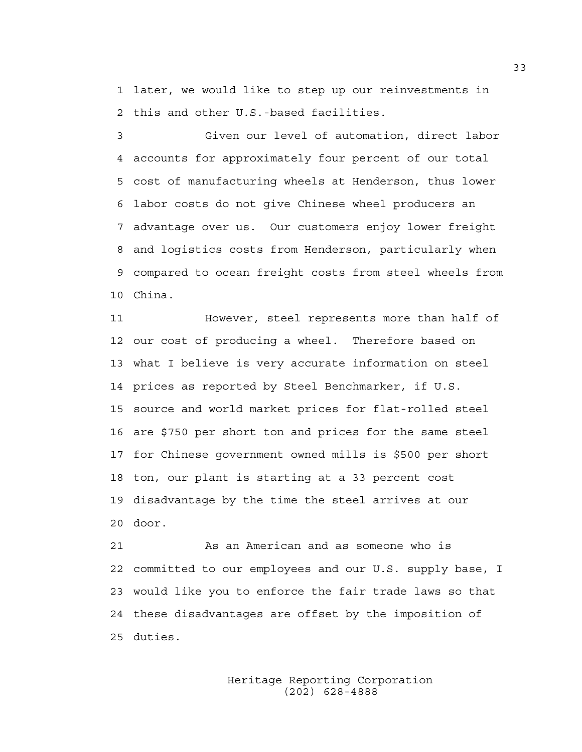later, we would like to step up our reinvestments in this and other U.S.-based facilities.

Given our level of automation, direct labor accounts for approximately four percent of our total cost of manufacturing wheels at Henderson, thus lower labor costs do not give Chinese wheel producers an advantage over us. Our customers enjoy lower freight and logistics costs from Henderson, particularly when compared to ocean freight costs from steel wheels from China.

However, steel represents more than half of our cost of producing a wheel. Therefore based on what I believe is very accurate information on steel prices as reported by Steel Benchmarker, if U.S. source and world market prices for flat-rolled steel are $750 per short ton and prices for the same steel for Chinese government owned mills is $500 per short ton, our plant is starting at a 33 percent cost disadvantage by the time the steel arrives at our door.

As an American and as someone who is committed to our employees and our U.S. supply base, I would like you to enforce the fair trade laws so that these disadvantages are offset by the imposition of duties.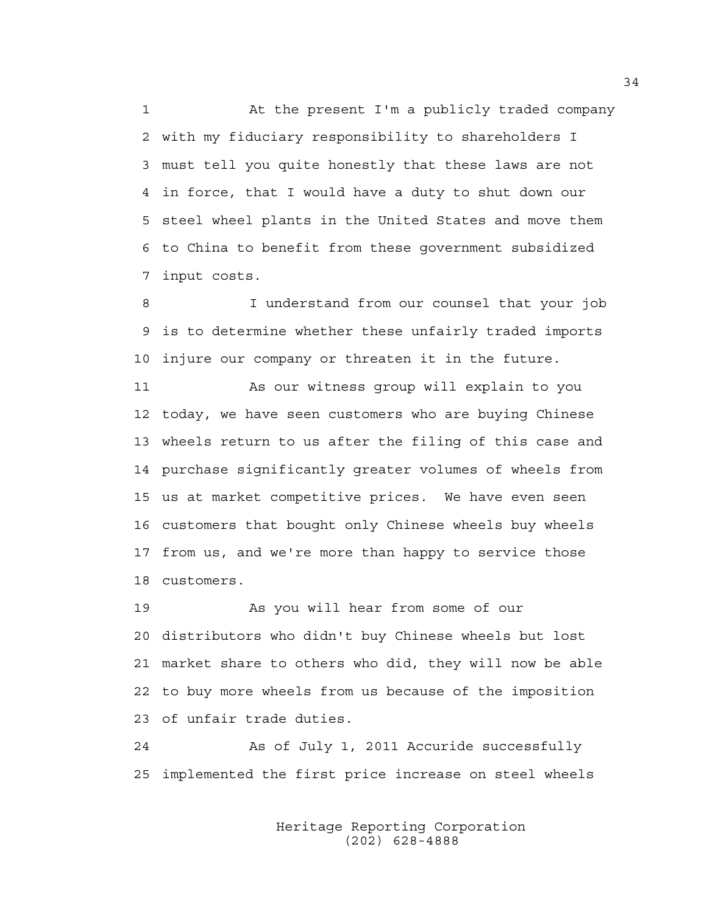At the present I'm a publicly traded company with my fiduciary responsibility to shareholders I must tell you quite honestly that these laws are not in force, that I would have a duty to shut down our steel wheel plants in the United States and move them to China to benefit from these government subsidized input costs.

I understand from our counsel that your job is to determine whether these unfairly traded imports injure our company or threaten it in the future.

As our witness group will explain to you today, we have seen customers who are buying Chinese wheels return to us after the filing of this case and purchase significantly greater volumes of wheels from us at market competitive prices. We have even seen customers that bought only Chinese wheels buy wheels from us, and we're more than happy to service those customers.

As you will hear from some of our distributors who didn't buy Chinese wheels but lost market share to others who did, they will now be able to buy more wheels from us because of the imposition of unfair trade duties.

As of July 1, 2011 Accuride successfully implemented the first price increase on steel wheels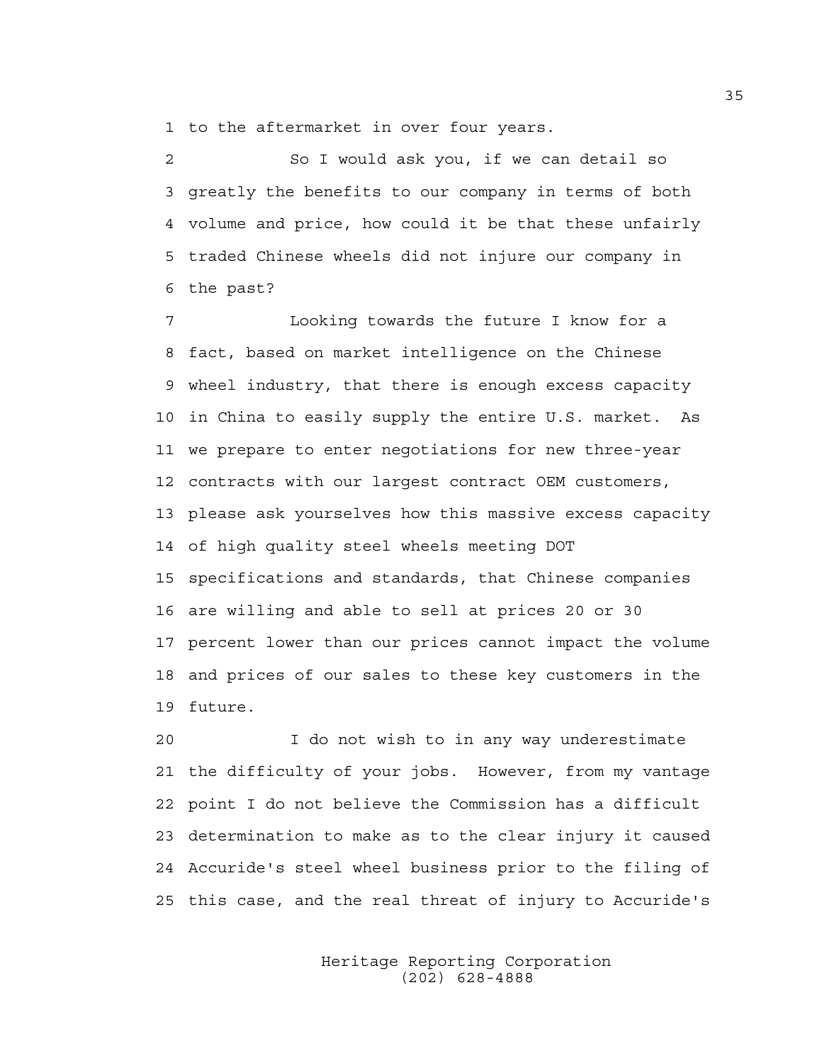to the aftermarket in over four years.

So I would ask you, if we can detail so greatly the benefits to our company in terms of both volume and price, how could it be that these unfairly traded Chinese wheels did not injure our company in the past?

Looking towards the future I know for a fact, based on market intelligence on the Chinese wheel industry, that there is enough excess capacity in China to easily supply the entire U.S. market. As we prepare to enter negotiations for new three-year contracts with our largest contract OEM customers, please ask yourselves how this massive excess capacity of high quality steel wheels meeting DOT specifications and standards, that Chinese companies are willing and able to sell at prices 20 or 30 percent lower than our prices cannot impact the volume and prices of our sales to these key customers in the future.

I do not wish to in any way underestimate the difficulty of your jobs. However, from my vantage point I do not believe the Commission has a difficult determination to make as to the clear injury it caused Accuride's steel wheel business prior to the filing of this case, and the real threat of injury to Accuride's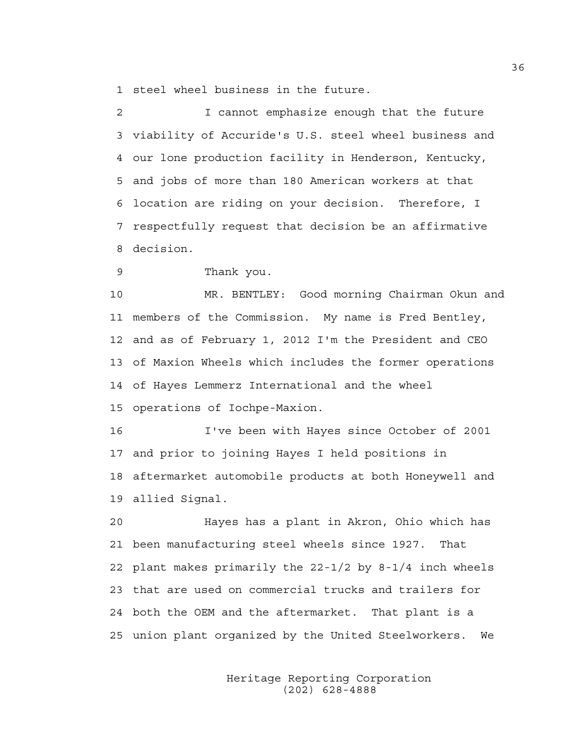steel wheel business in the future.

I cannot emphasize enough that the future viability of Accuride's U.S. steel wheel business and our lone production facility in Henderson, Kentucky, and jobs of more than 180 American workers at that location are riding on your decision. Therefore, I respectfully request that decision be an affirmative decision.

Thank you.

MR. BENTLEY: Good morning Chairman Okun and members of the Commission. My name is Fred Bentley, and as of February 1, 2012 I'm the President and CEO of Maxion Wheels which includes the former operations of Hayes Lemmerz International and the wheel operations of Iochpe-Maxion.

I've been with Hayes since October of 2001 and prior to joining Hayes I held positions in aftermarket automobile products at both Honeywell and allied Signal.

Hayes has a plant in Akron, Ohio which has been manufacturing steel wheels since 1927. That plant makes primarily the 22-1/2 by 8-1/4 inch wheels that are used on commercial trucks and trailers for both the OEM and the aftermarket. That plant is a union plant organized by the United Steelworkers. We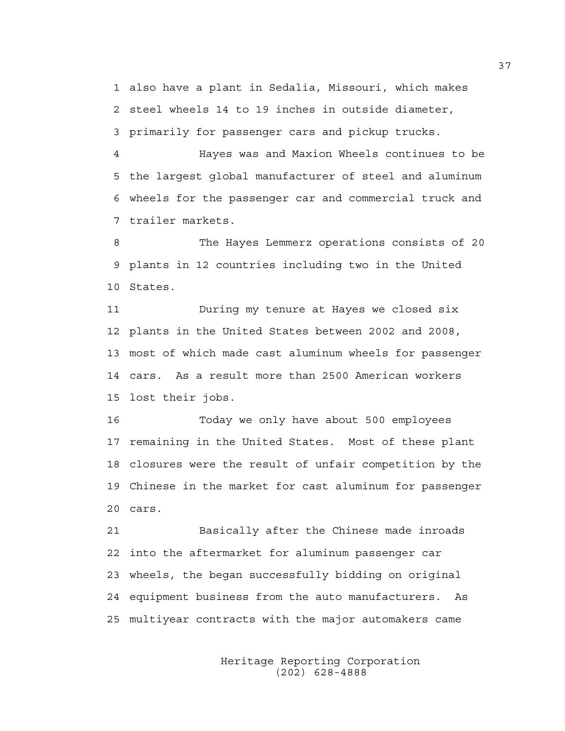also have a plant in Sedalia, Missouri, which makes steel wheels 14 to 19 inches in outside diameter, primarily for passenger cars and pickup trucks.

Hayes was and Maxion Wheels continues to be the largest global manufacturer of steel and aluminum wheels for the passenger car and commercial truck and trailer markets.

The Hayes Lemmerz operations consists of 20 plants in 12 countries including two in the United States.

During my tenure at Hayes we closed six plants in the United States between 2002 and 2008, most of which made cast aluminum wheels for passenger cars. As a result more than 2500 American workers lost their jobs.

Today we only have about 500 employees remaining in the United States. Most of these plant closures were the result of unfair competition by the Chinese in the market for cast aluminum for passenger cars.

Basically after the Chinese made inroads into the aftermarket for aluminum passenger car wheels, the began successfully bidding on original equipment business from the auto manufacturers. As multiyear contracts with the major automakers came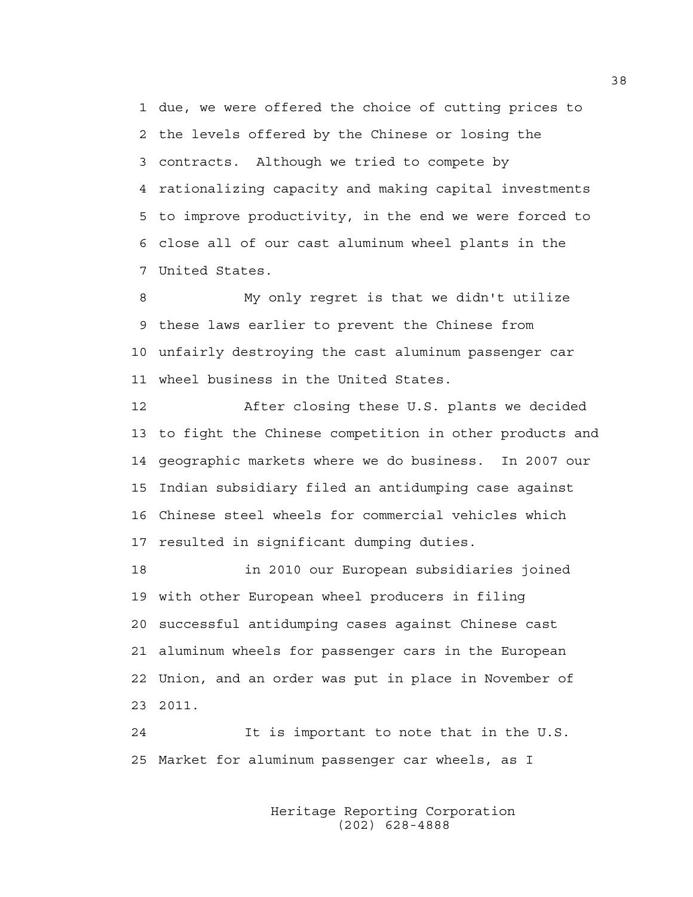due, we were offered the choice of cutting prices to the levels offered by the Chinese or losing the contracts. Although we tried to compete by rationalizing capacity and making capital investments to improve productivity, in the end we were forced to close all of our cast aluminum wheel plants in the United States.

My only regret is that we didn't utilize these laws earlier to prevent the Chinese from unfairly destroying the cast aluminum passenger car wheel business in the United States.

After closing these U.S. plants we decided to fight the Chinese competition in other products and geographic markets where we do business. In 2007 our Indian subsidiary filed an antidumping case against Chinese steel wheels for commercial vehicles which resulted in significant dumping duties.

in 2010 our European subsidiaries joined with other European wheel producers in filing successful antidumping cases against Chinese cast aluminum wheels for passenger cars in the European Union, and an order was put in place in November of 2011.

It is important to note that in the U.S. Market for aluminum passenger car wheels, as I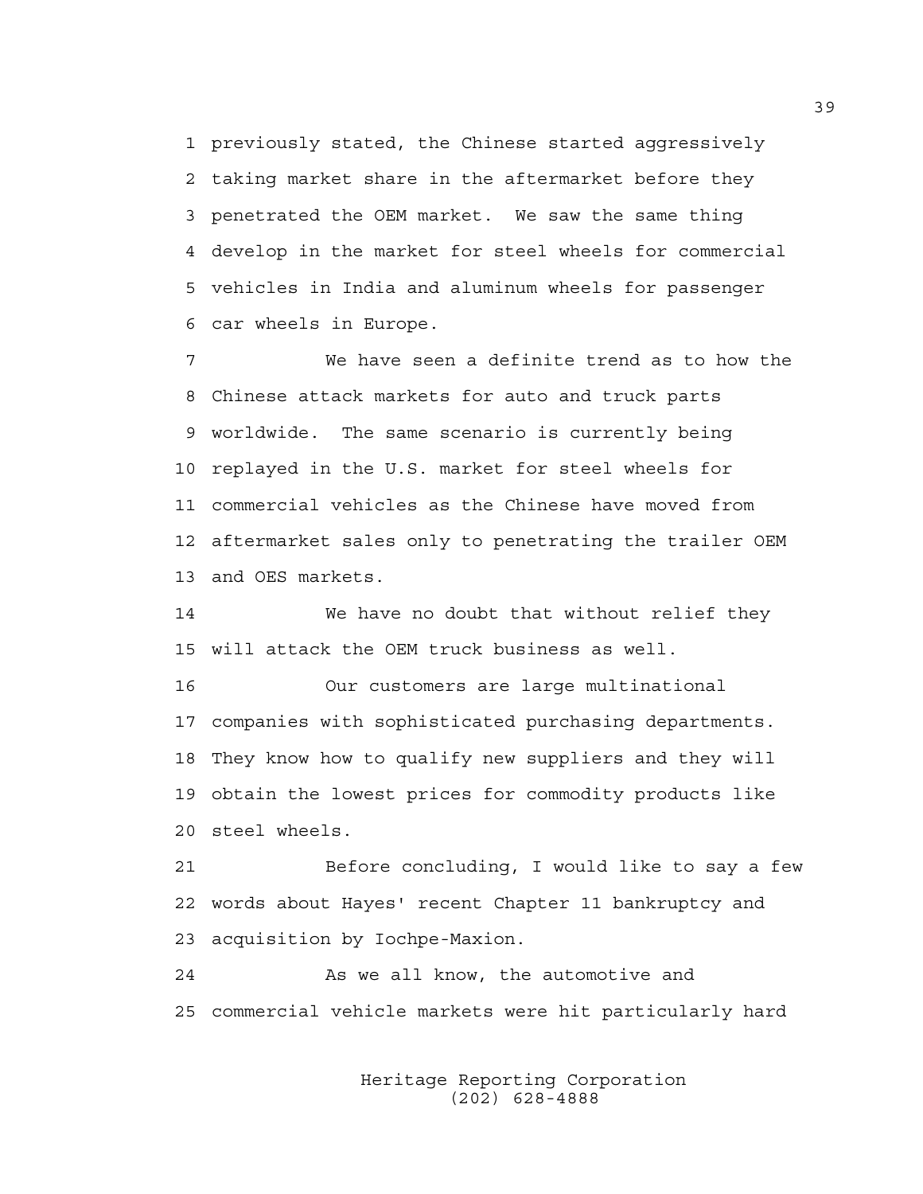previously stated, the Chinese started aggressively taking market share in the aftermarket before they penetrated the OEM market. We saw the same thing develop in the market for steel wheels for commercial vehicles in India and aluminum wheels for passenger car wheels in Europe.

We have seen a definite trend as to how the Chinese attack markets for auto and truck parts worldwide. The same scenario is currently being replayed in the U.S. market for steel wheels for commercial vehicles as the Chinese have moved from aftermarket sales only to penetrating the trailer OEM and OES markets.

We have no doubt that without relief they will attack the OEM truck business as well.

Our customers are large multinational companies with sophisticated purchasing departments. They know how to qualify new suppliers and they will obtain the lowest prices for commodity products like steel wheels.

Before concluding, I would like to say a few words about Hayes' recent Chapter 11 bankruptcy and acquisition by Iochpe-Maxion.

As we all know, the automotive and commercial vehicle markets were hit particularly hard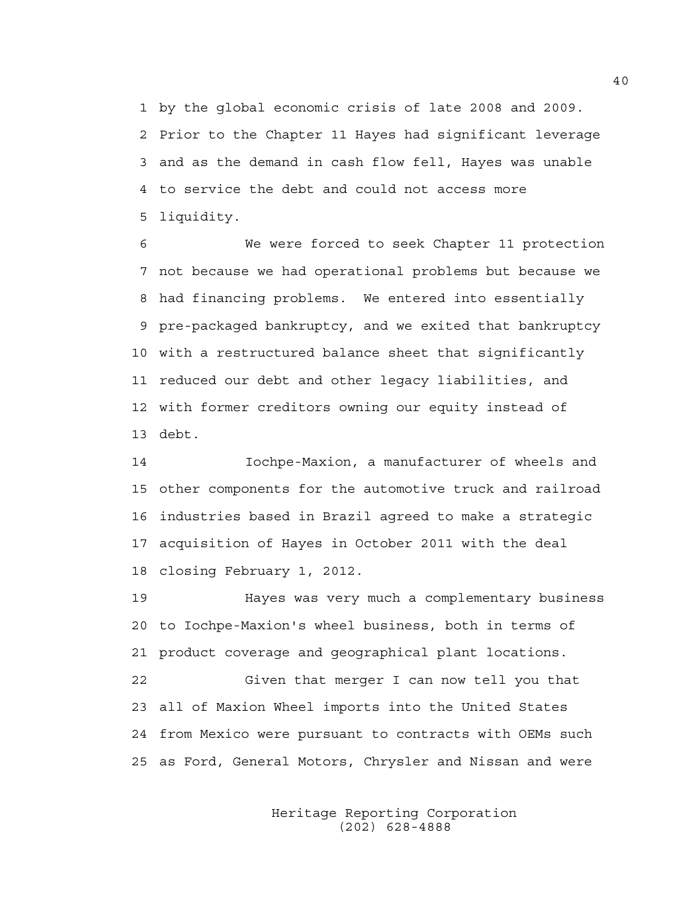by the global economic crisis of late 2008 and 2009. Prior to the Chapter 11 Hayes had significant leverage and as the demand in cash flow fell, Hayes was unable to service the debt and could not access more liquidity.

We were forced to seek Chapter 11 protection not because we had operational problems but because we had financing problems. We entered into essentially pre-packaged bankruptcy, and we exited that bankruptcy with a restructured balance sheet that significantly reduced our debt and other legacy liabilities, and with former creditors owning our equity instead of debt.

Iochpe-Maxion, a manufacturer of wheels and other components for the automotive truck and railroad industries based in Brazil agreed to make a strategic acquisition of Hayes in October 2011 with the deal closing February 1, 2012.

Hayes was very much a complementary business to Iochpe-Maxion's wheel business, both in terms of product coverage and geographical plant locations.

Given that merger I can now tell you that all of Maxion Wheel imports into the United States from Mexico were pursuant to contracts with OEMs such as Ford, General Motors, Chrysler and Nissan and were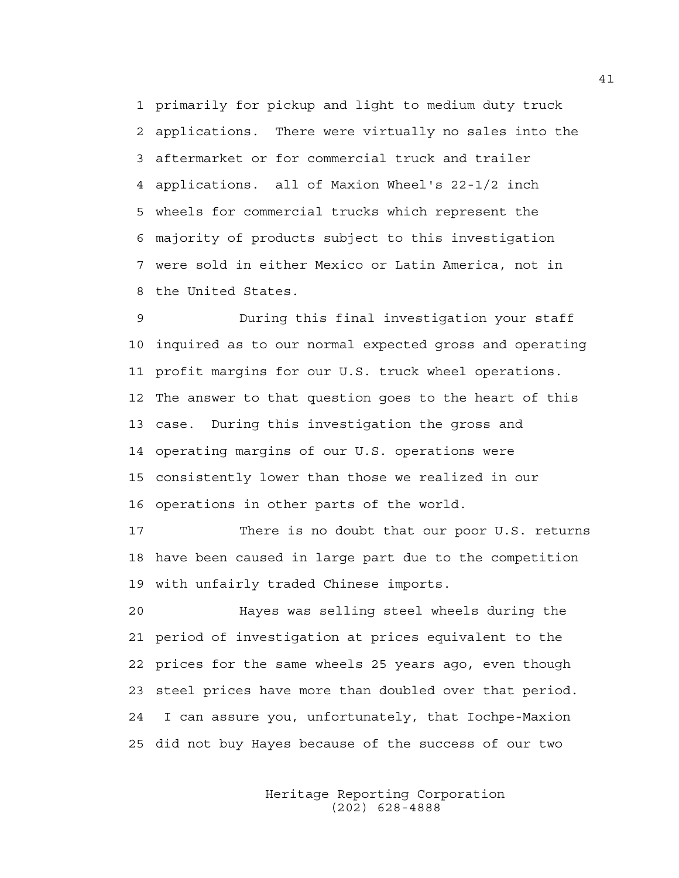primarily for pickup and light to medium duty truck applications. There were virtually no sales into the aftermarket or for commercial truck and trailer applications. all of Maxion Wheel's 22-1/2 inch wheels for commercial trucks which represent the majority of products subject to this investigation were sold in either Mexico or Latin America, not in the United States.

During this final investigation your staff inquired as to our normal expected gross and operating profit margins for our U.S. truck wheel operations. The answer to that question goes to the heart of this case. During this investigation the gross and operating margins of our U.S. operations were consistently lower than those we realized in our operations in other parts of the world.

There is no doubt that our poor U.S. returns have been caused in large part due to the competition with unfairly traded Chinese imports.

Hayes was selling steel wheels during the period of investigation at prices equivalent to the prices for the same wheels 25 years ago, even though steel prices have more than doubled over that period. I can assure you, unfortunately, that Iochpe-Maxion did not buy Hayes because of the success of our two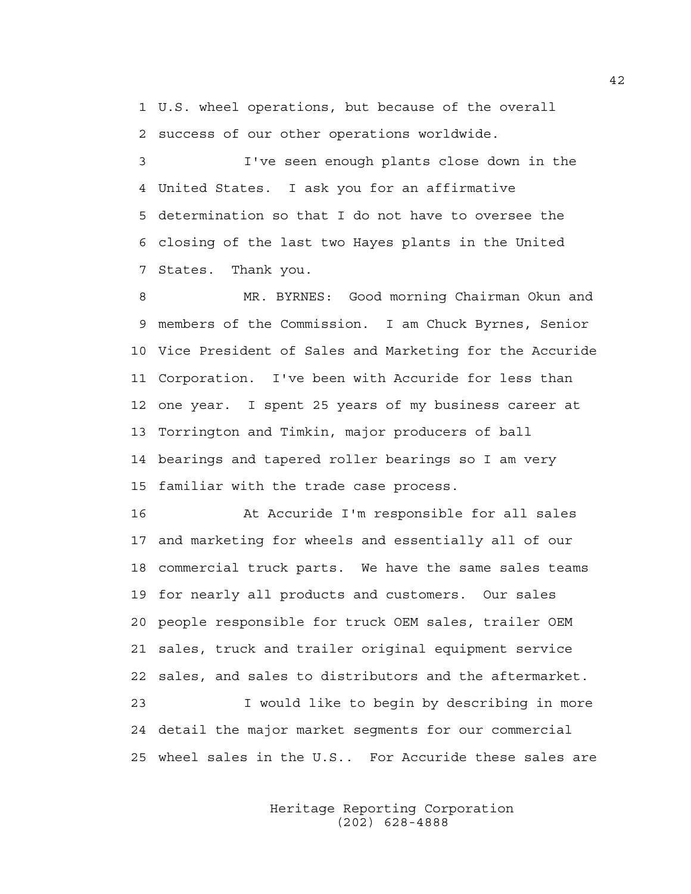U.S. wheel operations, but because of the overall success of our other operations worldwide.

I've seen enough plants close down in the United States. I ask you for an affirmative determination so that I do not have to oversee the closing of the last two Hayes plants in the United States. Thank you.

MR. BYRNES: Good morning Chairman Okun and members of the Commission. I am Chuck Byrnes, Senior Vice President of Sales and Marketing for the Accuride Corporation. I've been with Accuride for less than one year. I spent 25 years of my business career at Torrington and Timkin, major producers of ball bearings and tapered roller bearings so I am very familiar with the trade case process.

At Accuride I'm responsible for all sales and marketing for wheels and essentially all of our commercial truck parts. We have the same sales teams for nearly all products and customers. Our sales people responsible for truck OEM sales, trailer OEM sales, truck and trailer original equipment service sales, and sales to distributors and the aftermarket.

I would like to begin by describing in more detail the major market segments for our commercial wheel sales in the U.S.. For Accuride these sales are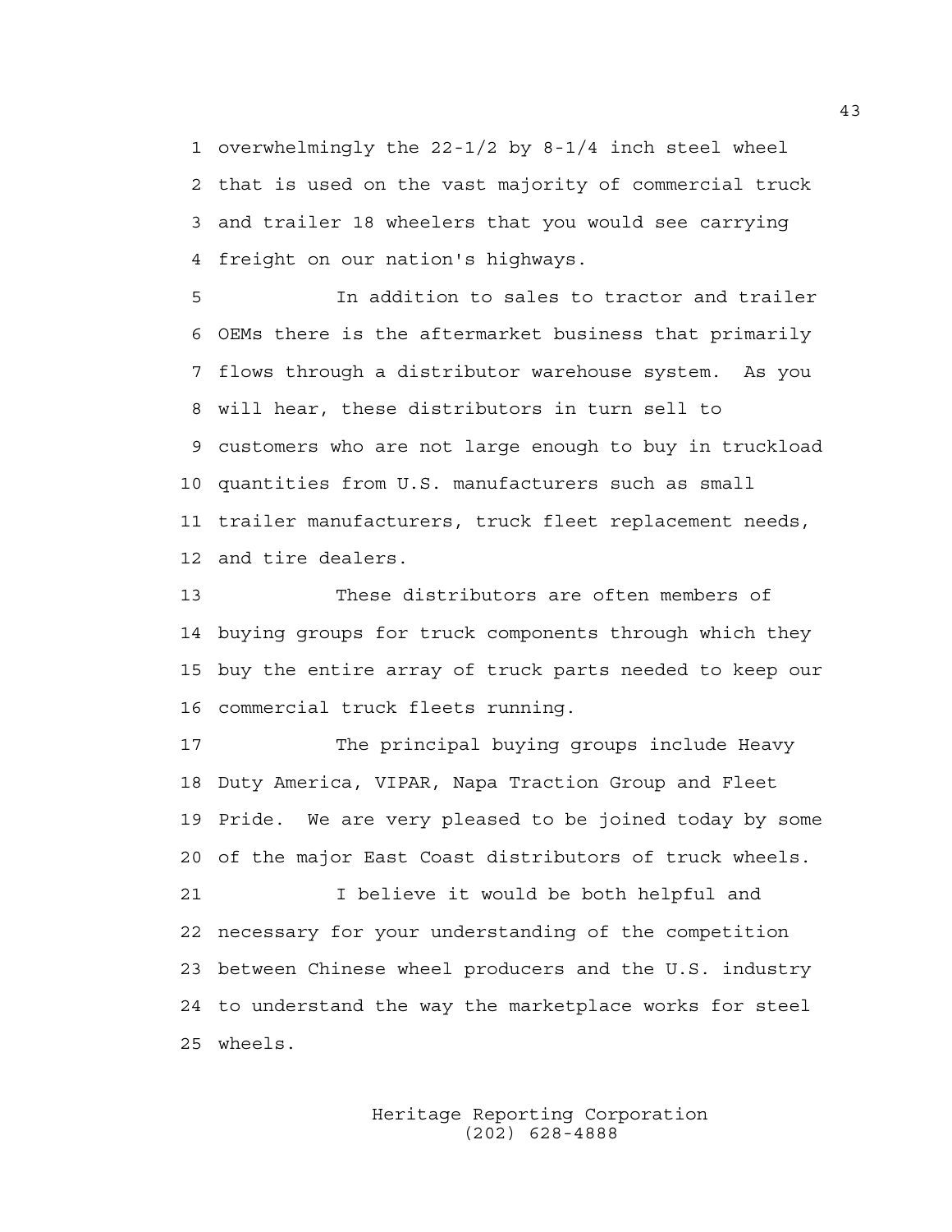overwhelmingly the 22-1/2 by 8-1/4 inch steel wheel that is used on the vast majority of commercial truck and trailer 18 wheelers that you would see carrying freight on our nation's highways.

In addition to sales to tractor and trailer OEMs there is the aftermarket business that primarily flows through a distributor warehouse system. As you will hear, these distributors in turn sell to customers who are not large enough to buy in truckload quantities from U.S. manufacturers such as small trailer manufacturers, truck fleet replacement needs, and tire dealers.

These distributors are often members of buying groups for truck components through which they buy the entire array of truck parts needed to keep our commercial truck fleets running.

The principal buying groups include Heavy Duty America, VIPAR, Napa Traction Group and Fleet Pride. We are very pleased to be joined today by some of the major East Coast distributors of truck wheels.

I believe it would be both helpful and necessary for your understanding of the competition between Chinese wheel producers and the U.S. industry to understand the way the marketplace works for steel wheels.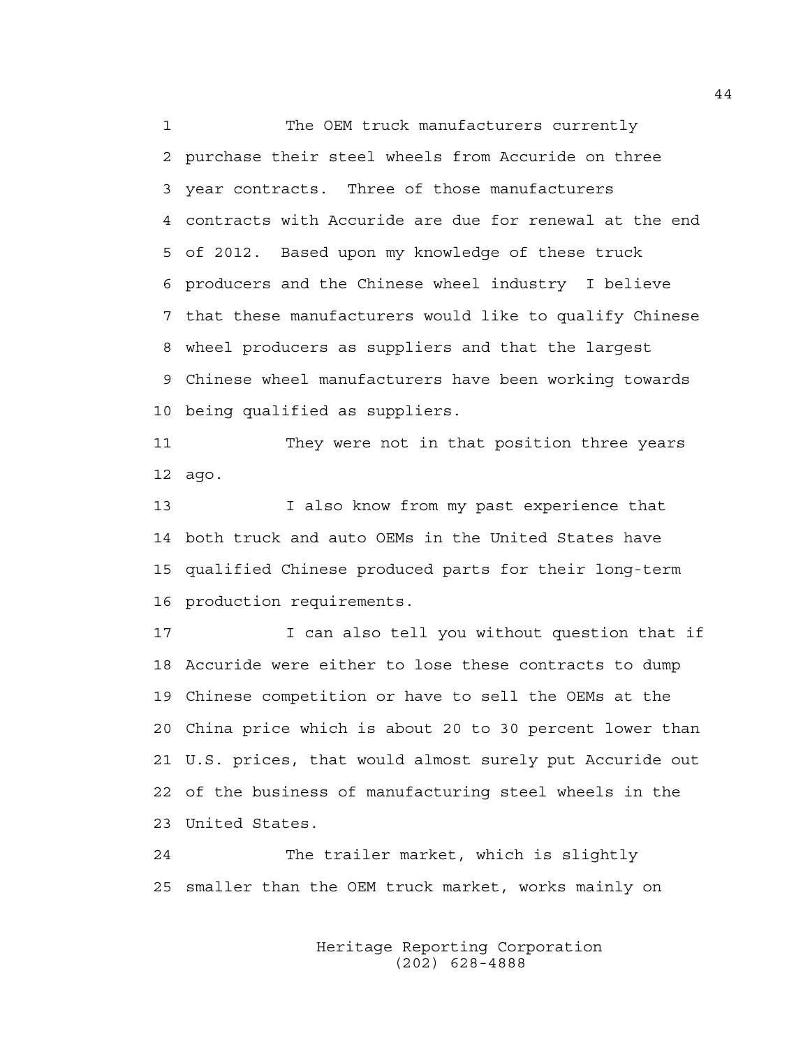The OEM truck manufacturers currently purchase their steel wheels from Accuride on three year contracts. Three of those manufacturers contracts with Accuride are due for renewal at the end of 2012. Based upon my knowledge of these truck producers and the Chinese wheel industry I believe that these manufacturers would like to qualify Chinese wheel producers as suppliers and that the largest Chinese wheel manufacturers have been working towards being qualified as suppliers.

They were not in that position three years ago.

I also know from my past experience that both truck and auto OEMs in the United States have qualified Chinese produced parts for their long-term production requirements.

I can also tell you without question that if Accuride were either to lose these contracts to dump Chinese competition or have to sell the OEMs at the China price which is about 20 to 30 percent lower than U.S. prices, that would almost surely put Accuride out of the business of manufacturing steel wheels in the United States.

The trailer market, which is slightly smaller than the OEM truck market, works mainly on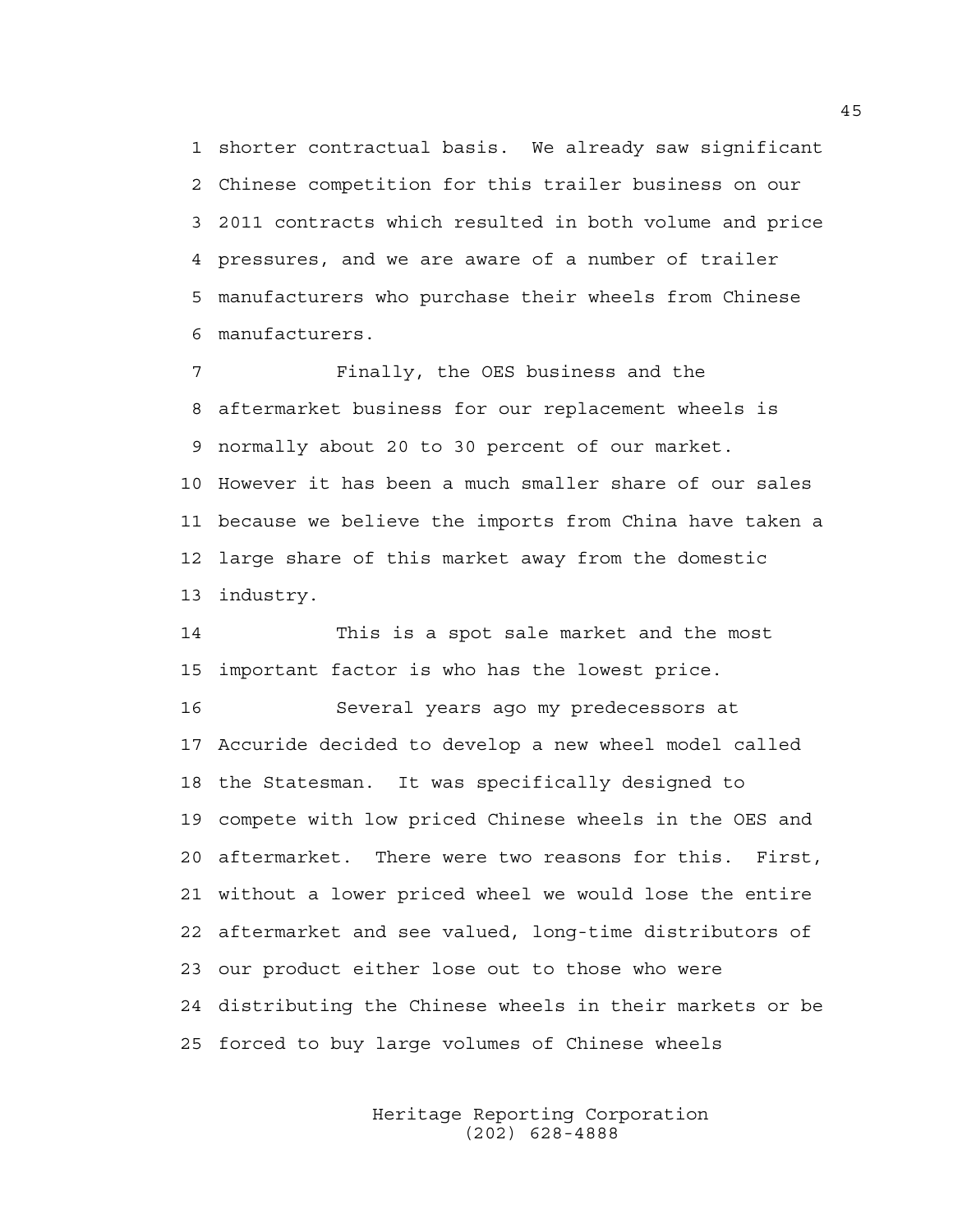shorter contractual basis. We already saw significant Chinese competition for this trailer business on our 2011 contracts which resulted in both volume and price pressures, and we are aware of a number of trailer manufacturers who purchase their wheels from Chinese manufacturers.

Finally, the OES business and the aftermarket business for our replacement wheels is normally about 20 to 30 percent of our market. However it has been a much smaller share of our sales because we believe the imports from China have taken a large share of this market away from the domestic industry.

This is a spot sale market and the most important factor is who has the lowest price.

Several years ago my predecessors at Accuride decided to develop a new wheel model called the Statesman. It was specifically designed to compete with low priced Chinese wheels in the OES and aftermarket. There were two reasons for this. First, without a lower priced wheel we would lose the entire aftermarket and see valued, long-time distributors of our product either lose out to those who were distributing the Chinese wheels in their markets or be forced to buy large volumes of Chinese wheels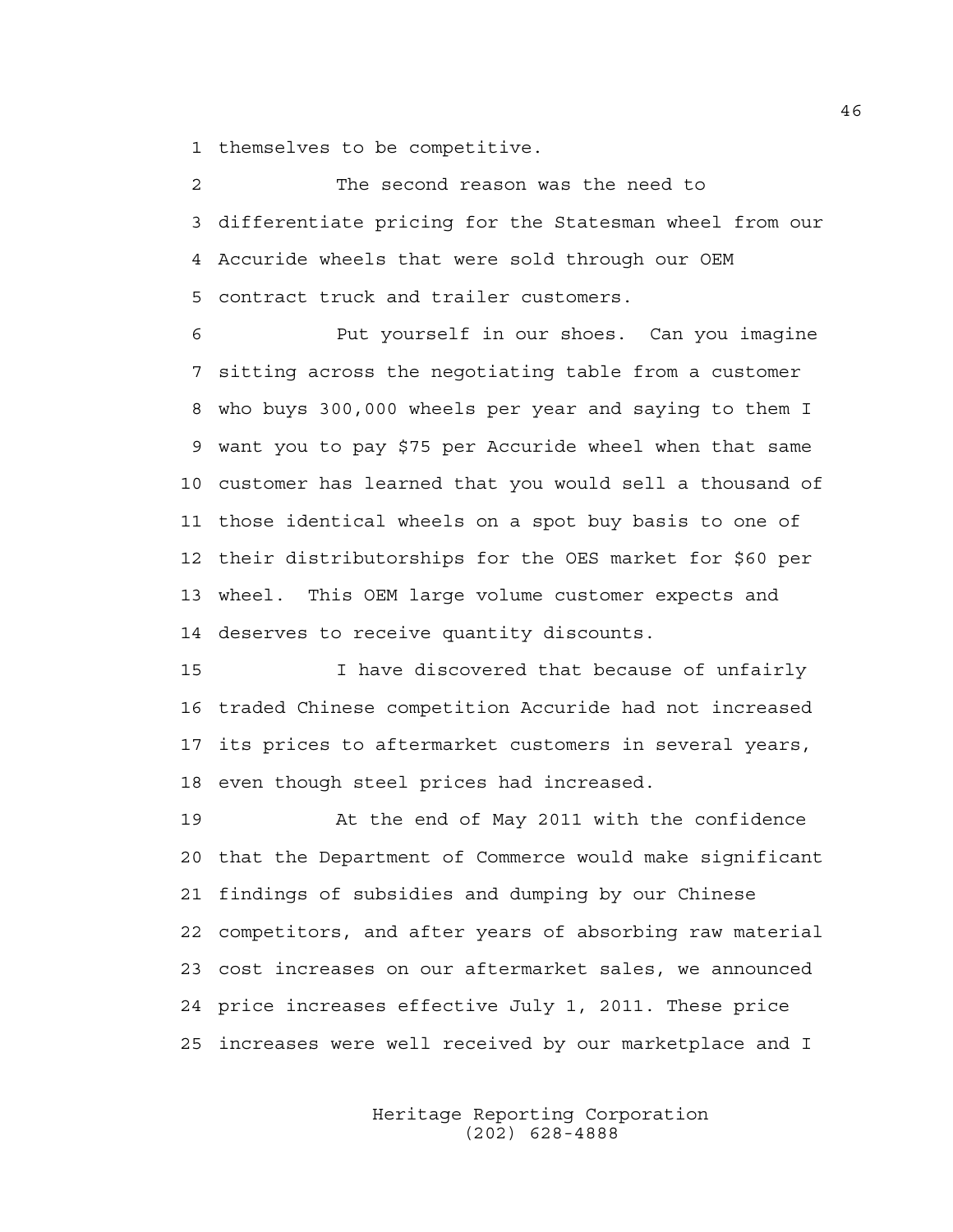themselves to be competitive.

The second reason was the need to differentiate pricing for the Statesman wheel from our Accuride wheels that were sold through our OEM contract truck and trailer customers.

Put yourself in our shoes. Can you imagine sitting across the negotiating table from a customer who buys 300,000 wheels per year and saying to them I want you to pay $75 per Accuride wheel when that same customer has learned that you would sell a thousand of those identical wheels on a spot buy basis to one of their distributorships for the OES market for $60 per wheel. This OEM large volume customer expects and deserves to receive quantity discounts.

I have discovered that because of unfairly traded Chinese competition Accuride had not increased its prices to aftermarket customers in several years, even though steel prices had increased.

At the end of May 2011 with the confidence that the Department of Commerce would make significant findings of subsidies and dumping by our Chinese competitors, and after years of absorbing raw material cost increases on our aftermarket sales, we announced price increases effective July 1, 2011. These price increases were well received by our marketplace and I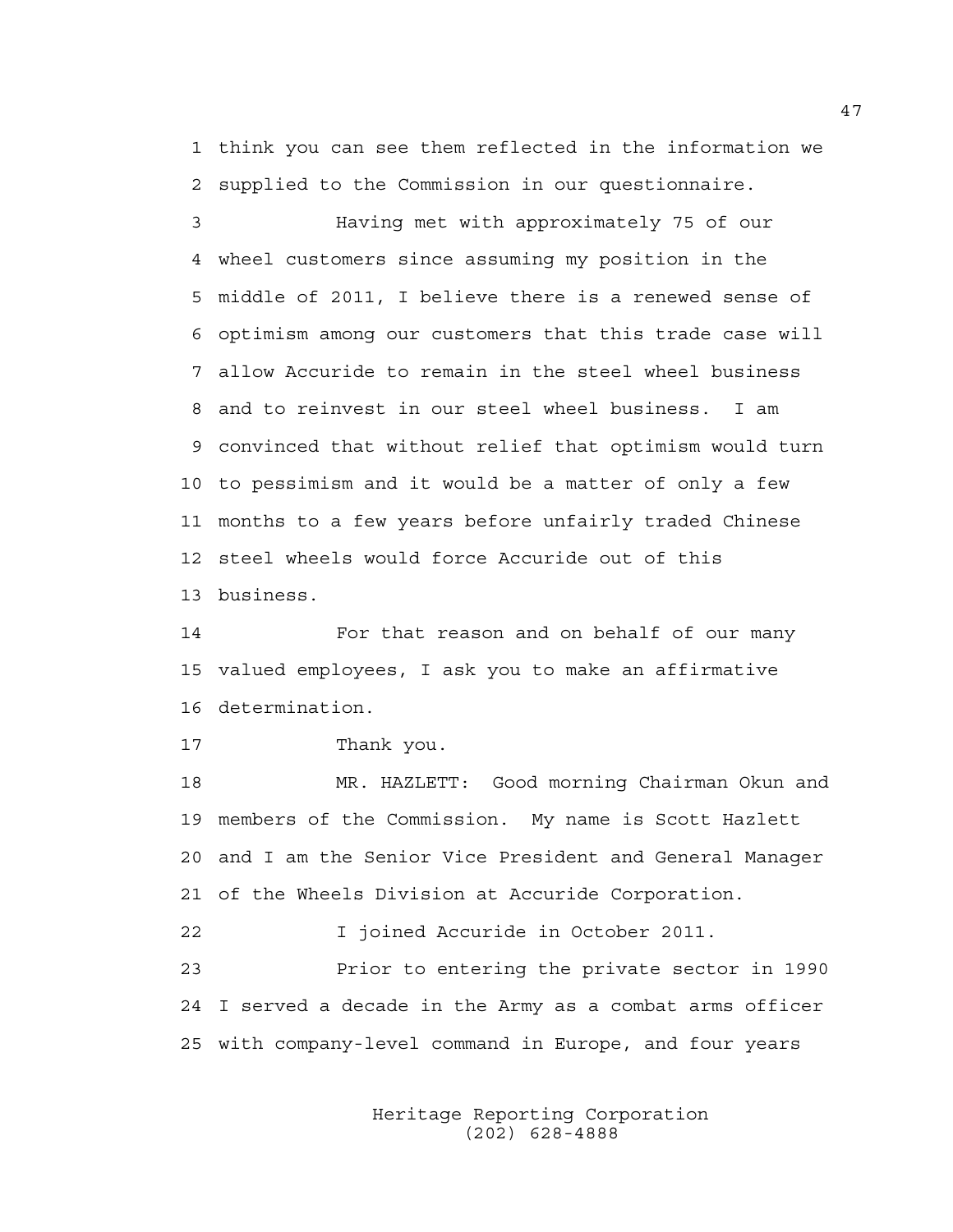think you can see them reflected in the information we supplied to the Commission in our questionnaire.

Having met with approximately 75 of our wheel customers since assuming my position in the middle of 2011, I believe there is a renewed sense of optimism among our customers that this trade case will allow Accuride to remain in the steel wheel business and to reinvest in our steel wheel business. I am convinced that without relief that optimism would turn to pessimism and it would be a matter of only a few months to a few years before unfairly traded Chinese steel wheels would force Accuride out of this business.

For that reason and on behalf of our many valued employees, I ask you to make an affirmative determination.

Thank you.

MR. HAZLETT: Good morning Chairman Okun and members of the Commission. My name is Scott Hazlett and I am the Senior Vice President and General Manager of the Wheels Division at Accuride Corporation.

I joined Accuride in October 2011.

Prior to entering the private sector in 1990 I served a decade in the Army as a combat arms officer with company-level command in Europe, and four years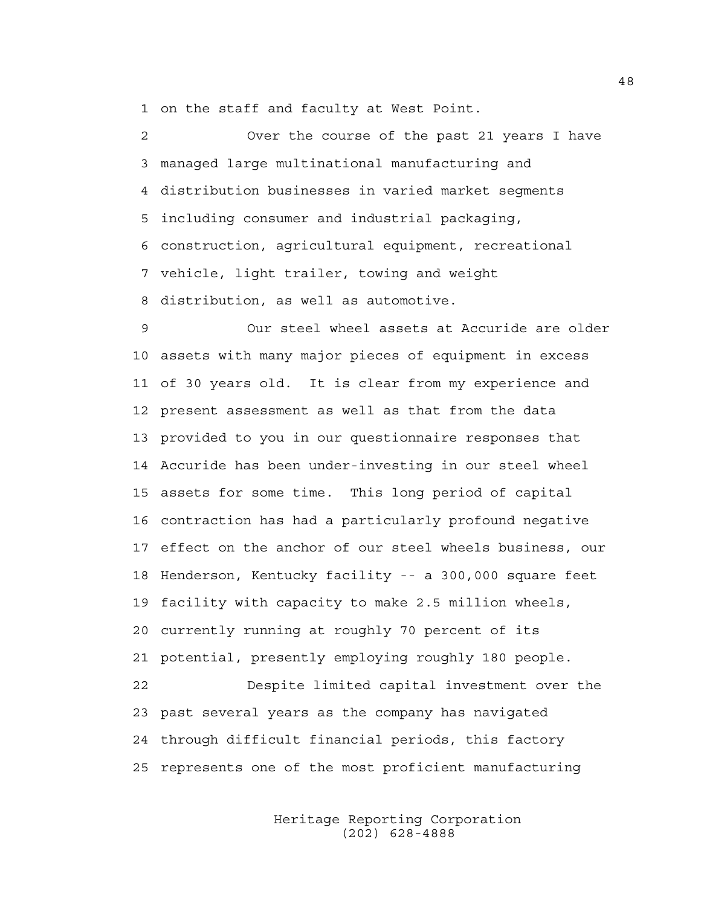on the staff and faculty at West Point.

Over the course of the past 21 years I have managed large multinational manufacturing and distribution businesses in varied market segments including consumer and industrial packaging, construction, agricultural equipment, recreational vehicle, light trailer, towing and weight distribution, as well as automotive.

Our steel wheel assets at Accuride are older assets with many major pieces of equipment in excess of 30 years old. It is clear from my experience and present assessment as well as that from the data provided to you in our questionnaire responses that Accuride has been under-investing in our steel wheel assets for some time. This long period of capital contraction has had a particularly profound negative effect on the anchor of our steel wheels business, our Henderson, Kentucky facility -- a 300,000 square feet facility with capacity to make 2.5 million wheels, currently running at roughly 70 percent of its potential, presently employing roughly 180 people.

Despite limited capital investment over the past several years as the company has navigated through difficult financial periods, this factory represents one of the most proficient manufacturing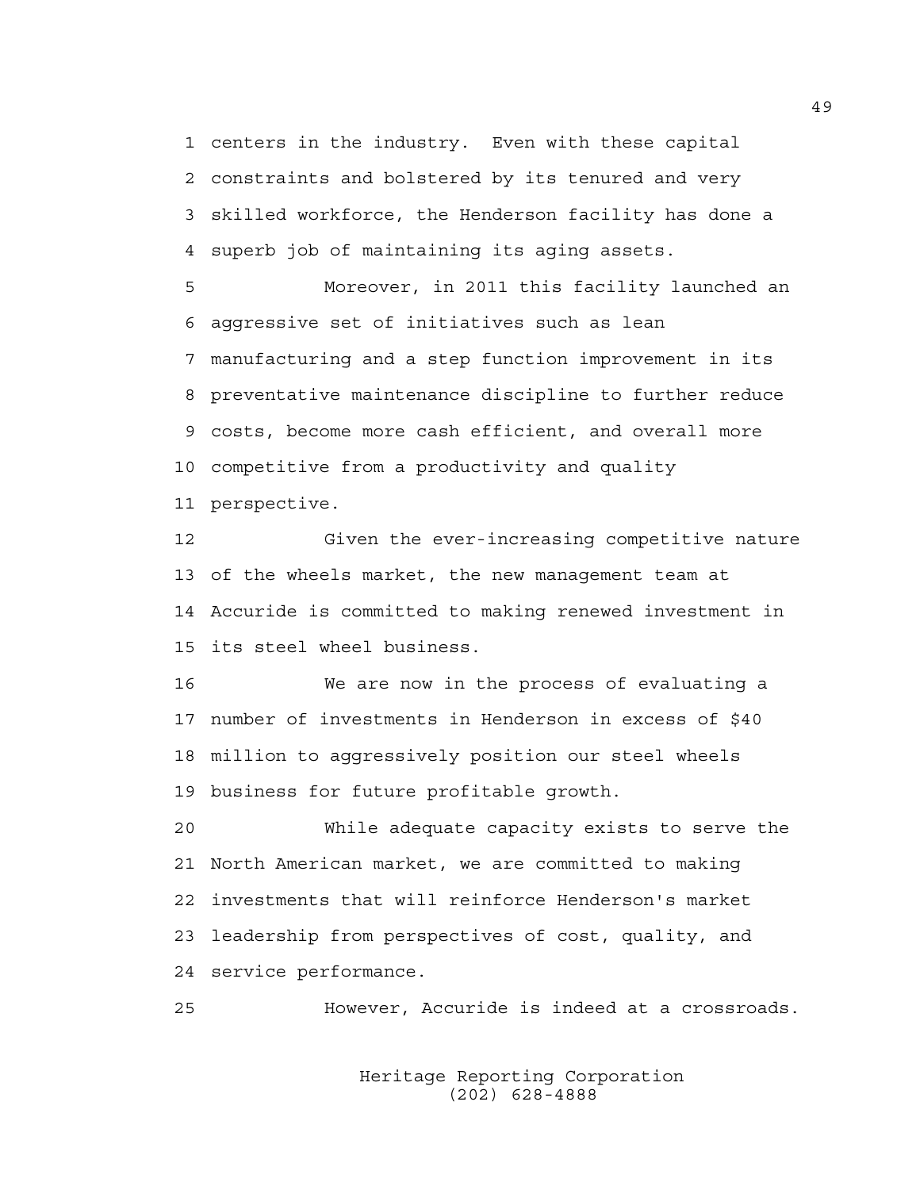centers in the industry. Even with these capital constraints and bolstered by its tenured and very skilled workforce, the Henderson facility has done a superb job of maintaining its aging assets.

Moreover, in 2011 this facility launched an aggressive set of initiatives such as lean manufacturing and a step function improvement in its preventative maintenance discipline to further reduce costs, become more cash efficient, and overall more competitive from a productivity and quality perspective.

Given the ever-increasing competitive nature of the wheels market, the new management team at Accuride is committed to making renewed investment in its steel wheel business.

We are now in the process of evaluating a number of investments in Henderson in excess of $40 million to aggressively position our steel wheels business for future profitable growth.

While adequate capacity exists to serve the North American market, we are committed to making investments that will reinforce Henderson's market leadership from perspectives of cost, quality, and service performance.

However, Accuride is indeed at a crossroads.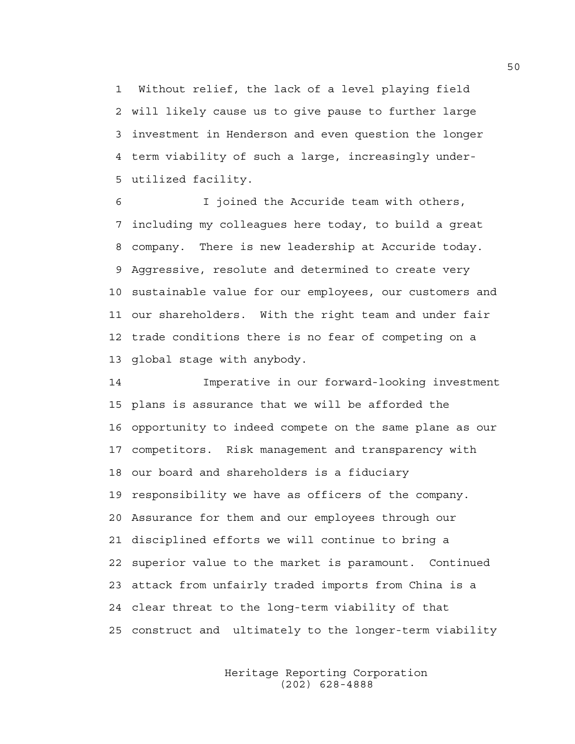Without relief, the lack of a level playing field will likely cause us to give pause to further large investment in Henderson and even question the longer term viability of such a large, increasingly under-utilized facility.

I joined the Accuride team with others, including my colleagues here today, to build a great company. There is new leadership at Accuride today. Aggressive, resolute and determined to create very sustainable value for our employees, our customers and our shareholders. With the right team and under fair trade conditions there is no fear of competing on a global stage with anybody.

Imperative in our forward-looking investment plans is assurance that we will be afforded the opportunity to indeed compete on the same plane as our competitors. Risk management and transparency with our board and shareholders is a fiduciary responsibility we have as officers of the company. Assurance for them and our employees through our disciplined efforts we will continue to bring a superior value to the market is paramount. Continued attack from unfairly traded imports from China is a clear threat to the long-term viability of that construct and ultimately to the longer-term viability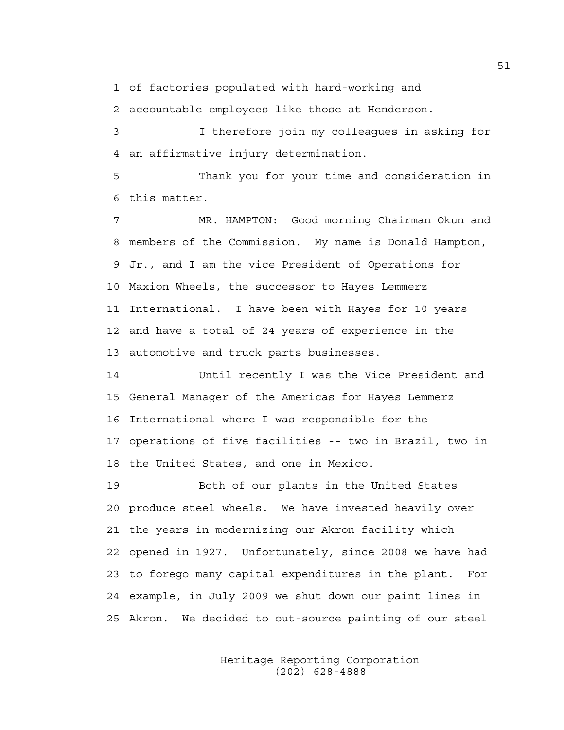of factories populated with hard-working and accountable employees like those at Henderson.

I therefore join my colleagues in asking for an affirmative injury determination.

Thank you for your time and consideration in this matter.

MR. HAMPTON: Good morning Chairman Okun and members of the Commission. My name is Donald Hampton, Jr., and I am the vice President of Operations for Maxion Wheels, the successor to Hayes Lemmerz International. I have been with Hayes for 10 years and have a total of 24 years of experience in the automotive and truck parts businesses.

Until recently I was the Vice President and General Manager of the Americas for Hayes Lemmerz International where I was responsible for the operations of five facilities -- two in Brazil, two in the United States, and one in Mexico.

Both of our plants in the United States produce steel wheels. We have invested heavily over the years in modernizing our Akron facility which opened in 1927. Unfortunately, since 2008 we have had to forego many capital expenditures in the plant. For example, in July 2009 we shut down our paint lines in Akron. We decided to out-source painting of our steel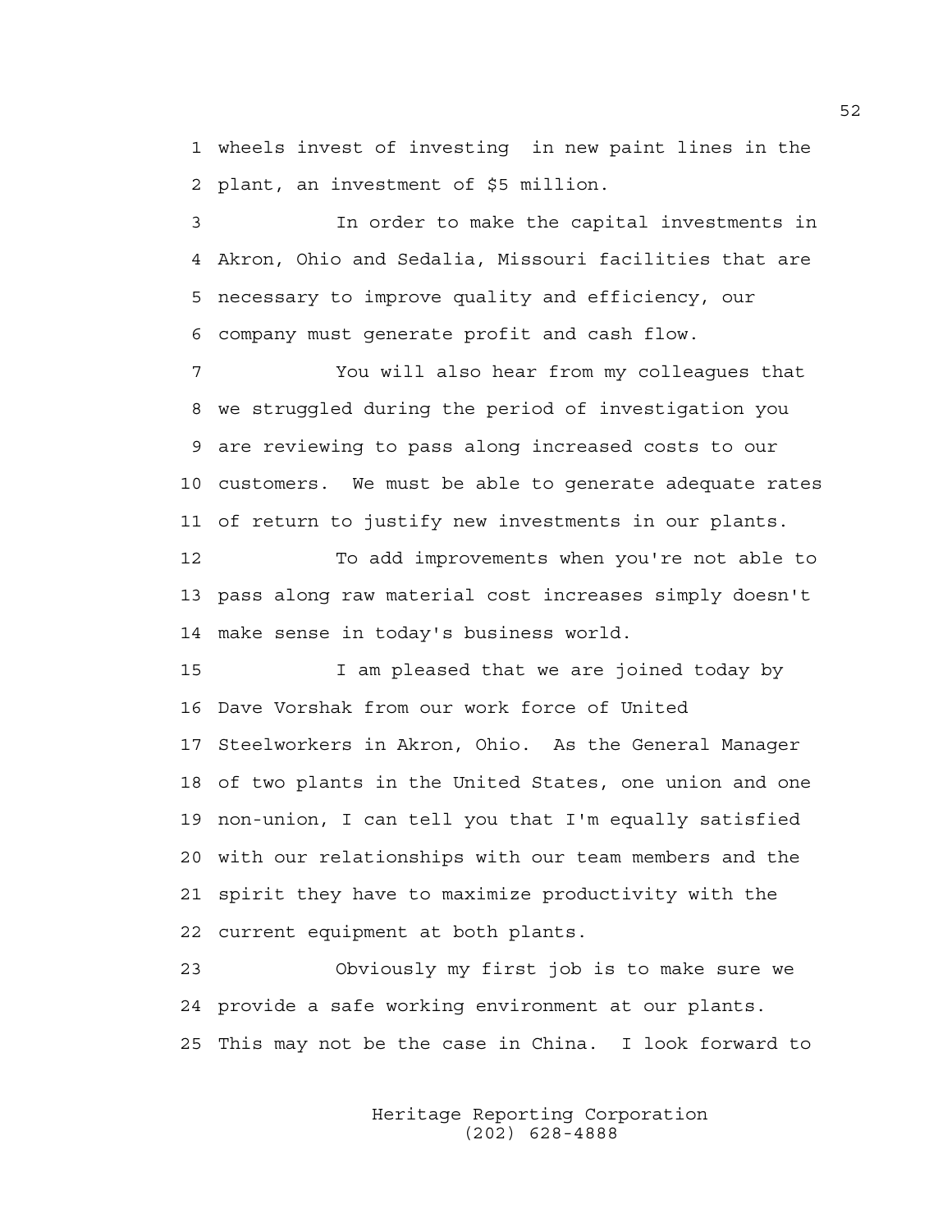wheels invest of investing in new paint lines in the plant, an investment of $5 million.

In order to make the capital investments in Akron, Ohio and Sedalia, Missouri facilities that are necessary to improve quality and efficiency, our company must generate profit and cash flow.

You will also hear from my colleagues that we struggled during the period of investigation you are reviewing to pass along increased costs to our customers. We must be able to generate adequate rates of return to justify new investments in our plants.

To add improvements when you're not able to pass along raw material cost increases simply doesn't make sense in today's business world.

I am pleased that we are joined today by Dave Vorshak from our work force of United Steelworkers in Akron, Ohio. As the General Manager of two plants in the United States, one union and one non-union, I can tell you that I'm equally satisfied with our relationships with our team members and the spirit they have to maximize productivity with the current equipment at both plants.

Obviously my first job is to make sure we provide a safe working environment at our plants. This may not be the case in China. I look forward to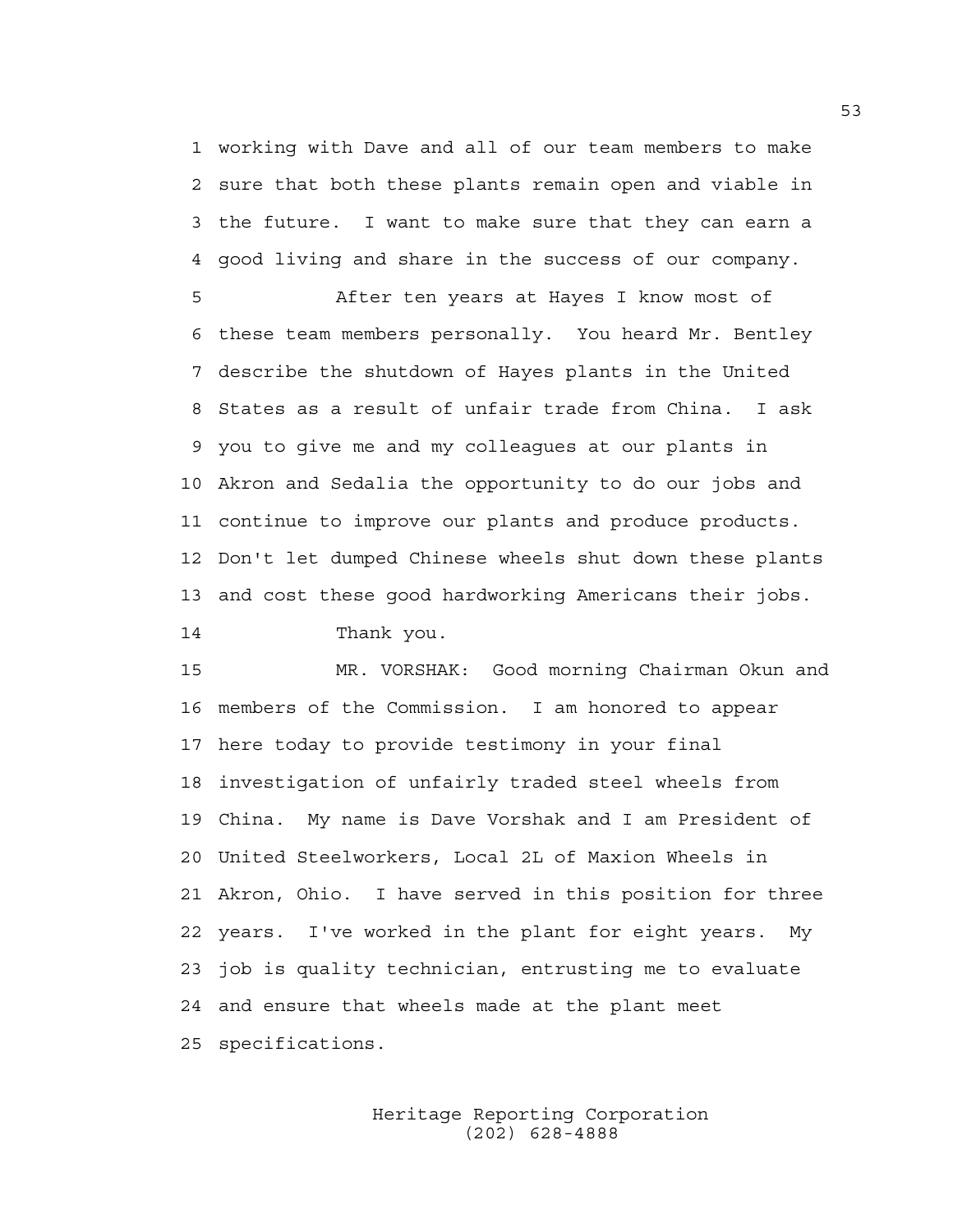working with Dave and all of our team members to make sure that both these plants remain open and viable in the future. I want to make sure that they can earn a good living and share in the success of our company.

After ten years at Hayes I know most of these team members personally. You heard Mr. Bentley describe the shutdown of Hayes plants in the United States as a result of unfair trade from China. I ask you to give me and my colleagues at our plants in Akron and Sedalia the opportunity to do our jobs and continue to improve our plants and produce products. Don't let dumped Chinese wheels shut down these plants and cost these good hardworking Americans their jobs.

Thank you.

MR. VORSHAK: Good morning Chairman Okun and members of the Commission. I am honored to appear here today to provide testimony in your final investigation of unfairly traded steel wheels from China. My name is Dave Vorshak and I am President of United Steelworkers, Local 2L of Maxion Wheels in Akron, Ohio. I have served in this position for three years. I've worked in the plant for eight years. My job is quality technician, entrusting me to evaluate and ensure that wheels made at the plant meet specifications.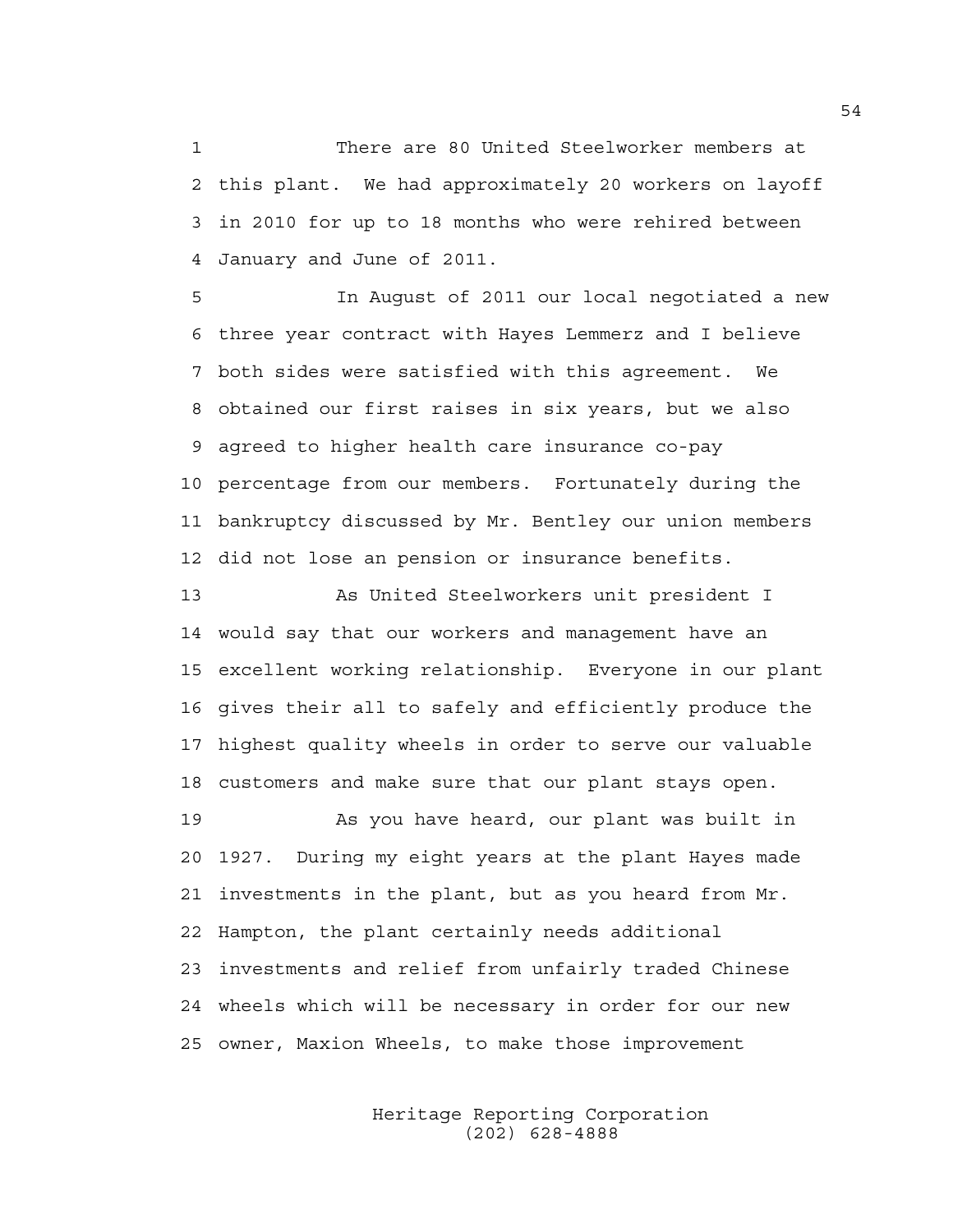There are 80 United Steelworker members at this plant. We had approximately 20 workers on layoff in 2010 for up to 18 months who were rehired between January and June of 2011.

In August of 2011 our local negotiated a new three year contract with Hayes Lemmerz and I believe both sides were satisfied with this agreement. We obtained our first raises in six years, but we also agreed to higher health care insurance co-pay percentage from our members. Fortunately during the bankruptcy discussed by Mr. Bentley our union members did not lose an pension or insurance benefits.

As United Steelworkers unit president I would say that our workers and management have an excellent working relationship. Everyone in our plant gives their all to safely and efficiently produce the highest quality wheels in order to serve our valuable customers and make sure that our plant stays open.

As you have heard, our plant was built in 1927. During my eight years at the plant Hayes made investments in the plant, but as you heard from Mr. Hampton, the plant certainly needs additional investments and relief from unfairly traded Chinese wheels which will be necessary in order for our new owner, Maxion Wheels, to make those improvement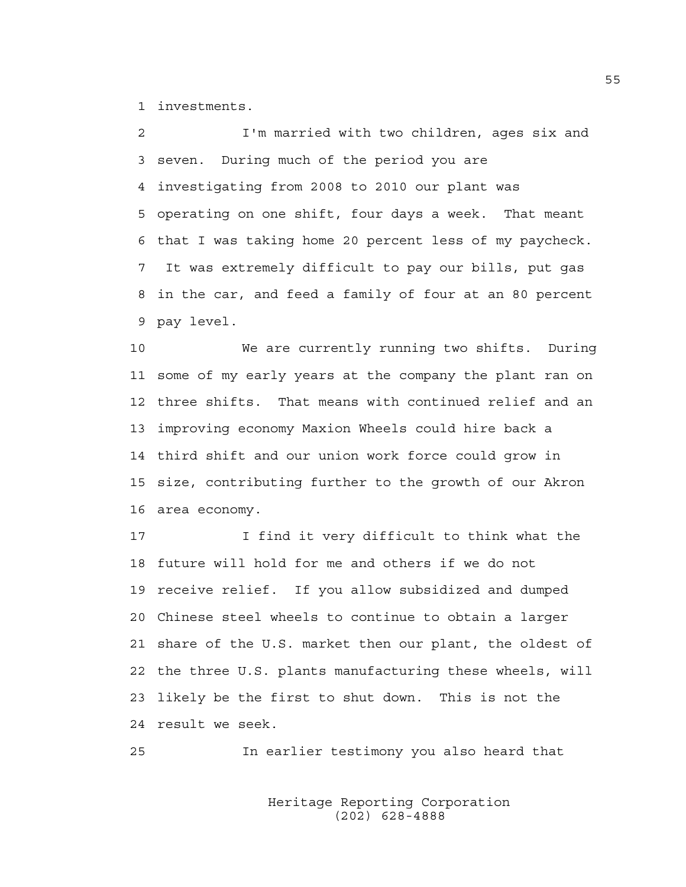investments.

I'm married with two children, ages six and seven. During much of the period you are investigating from 2008 to 2010 our plant was operating on one shift, four days a week. That meant that I was taking home 20 percent less of my paycheck. It was extremely difficult to pay our bills, put gas in the car, and feed a family of four at an 80 percent pay level.

We are currently running two shifts. During some of my early years at the company the plant ran on three shifts. That means with continued relief and an improving economy Maxion Wheels could hire back a third shift and our union work force could grow in size, contributing further to the growth of our Akron area economy.

I find it very difficult to think what the future will hold for me and others if we do not receive relief. If you allow subsidized and dumped Chinese steel wheels to continue to obtain a larger share of the U.S. market then our plant, the oldest of the three U.S. plants manufacturing these wheels, will likely be the first to shut down. This is not the result we seek.

In earlier testimony you also heard that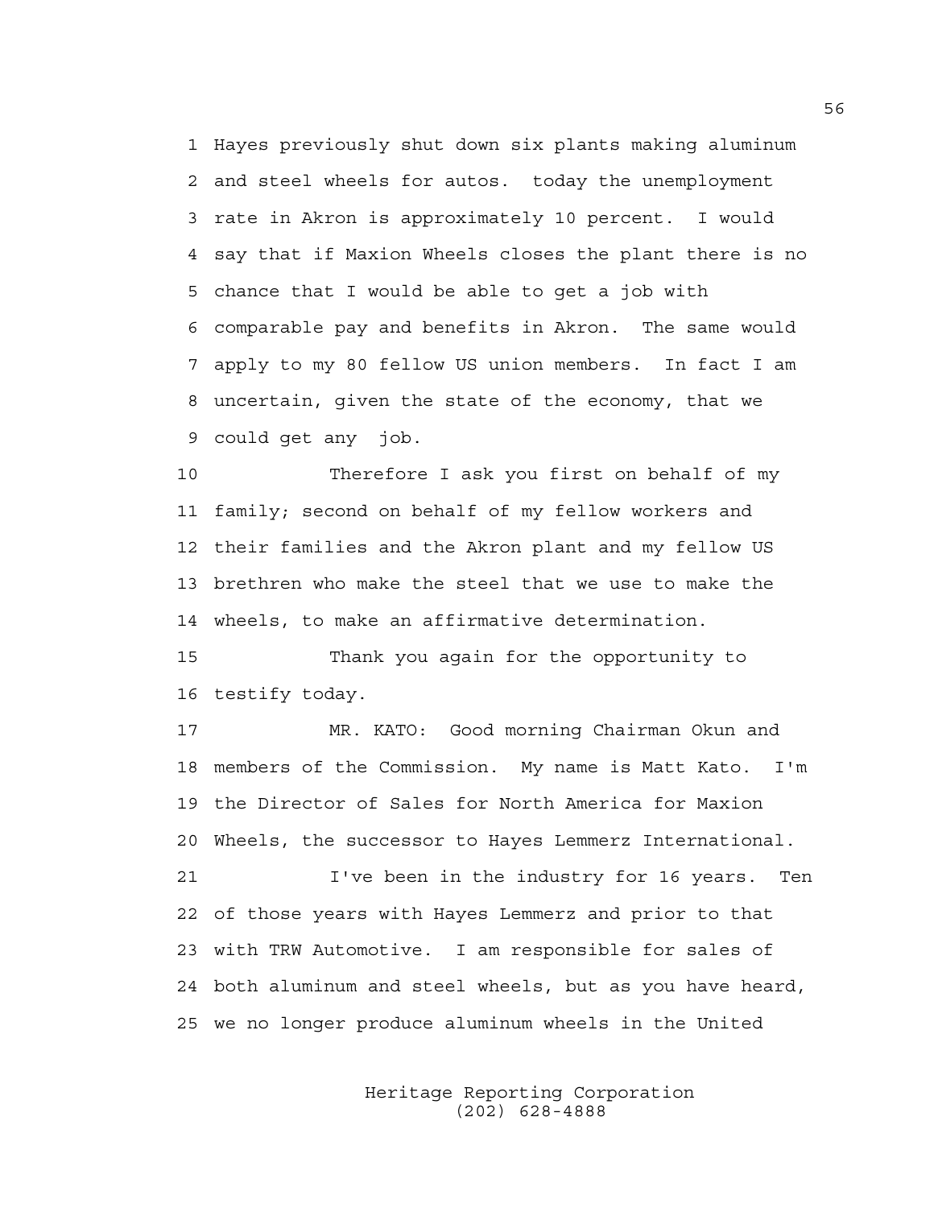Hayes previously shut down six plants making aluminum and steel wheels for autos. today the unemployment rate in Akron is approximately 10 percent. I would say that if Maxion Wheels closes the plant there is no chance that I would be able to get a job with comparable pay and benefits in Akron. The same would apply to my 80 fellow US union members. In fact I am uncertain, given the state of the economy, that we could get any job.

Therefore I ask you first on behalf of my family; second on behalf of my fellow workers and their families and the Akron plant and my fellow US brethren who make the steel that we use to make the wheels, to make an affirmative determination.

Thank you again for the opportunity to testify today.

MR. KATO: Good morning Chairman Okun and members of the Commission. My name is Matt Kato. I'm the Director of Sales for North America for Maxion Wheels, the successor to Hayes Lemmerz International.

I've been in the industry for 16 years. Ten of those years with Hayes Lemmerz and prior to that with TRW Automotive. I am responsible for sales of both aluminum and steel wheels, but as you have heard, we no longer produce aluminum wheels in the United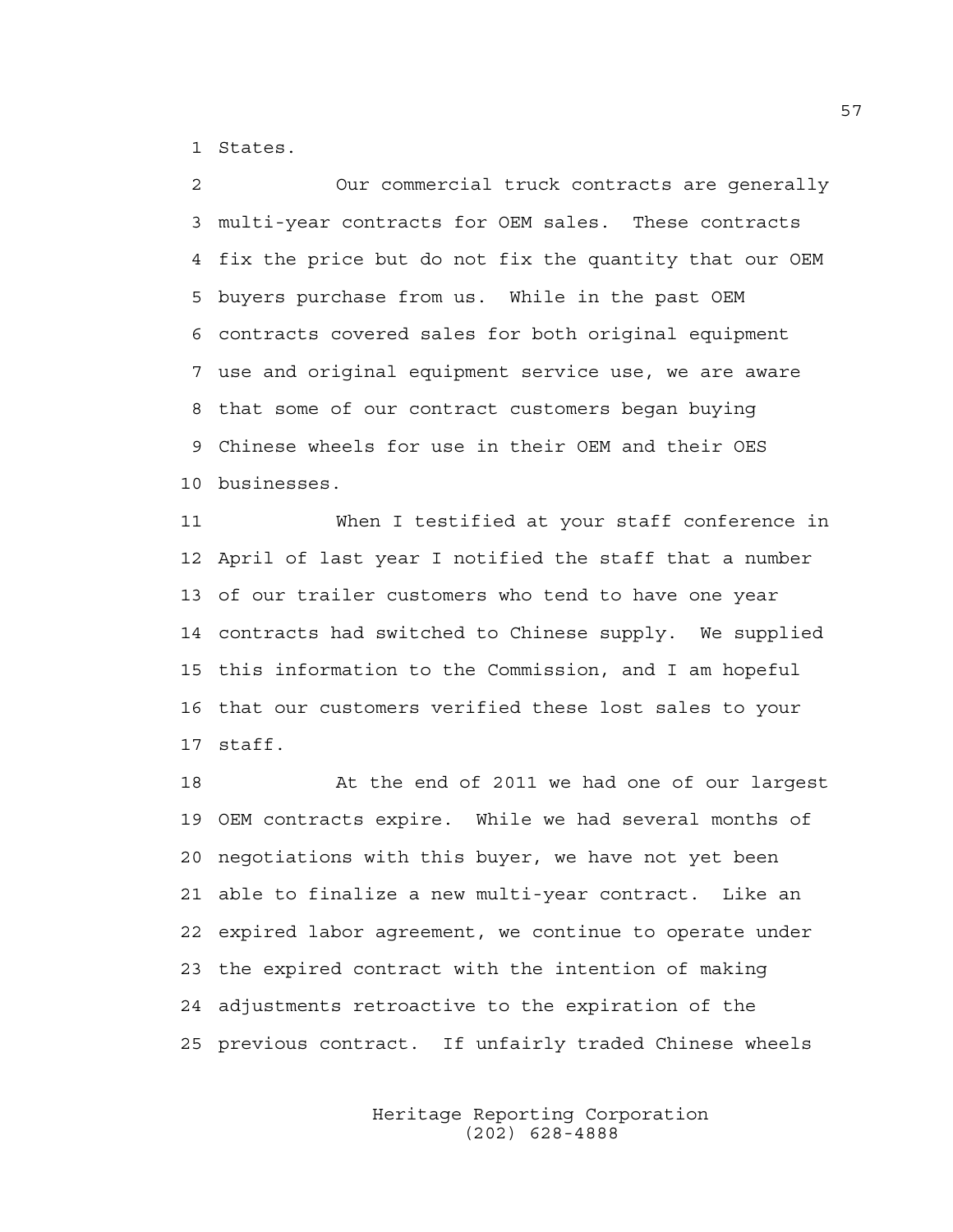States.

Our commercial truck contracts are generally multi-year contracts for OEM sales. These contracts fix the price but do not fix the quantity that our OEM buyers purchase from us. While in the past OEM contracts covered sales for both original equipment use and original equipment service use, we are aware that some of our contract customers began buying Chinese wheels for use in their OEM and their OES businesses.

When I testified at your staff conference in April of last year I notified the staff that a number of our trailer customers who tend to have one year contracts had switched to Chinese supply. We supplied this information to the Commission, and I am hopeful that our customers verified these lost sales to your staff.

At the end of 2011 we had one of our largest OEM contracts expire. While we had several months of negotiations with this buyer, we have not yet been able to finalize a new multi-year contract. Like an expired labor agreement, we continue to operate under the expired contract with the intention of making adjustments retroactive to the expiration of the previous contract. If unfairly traded Chinese wheels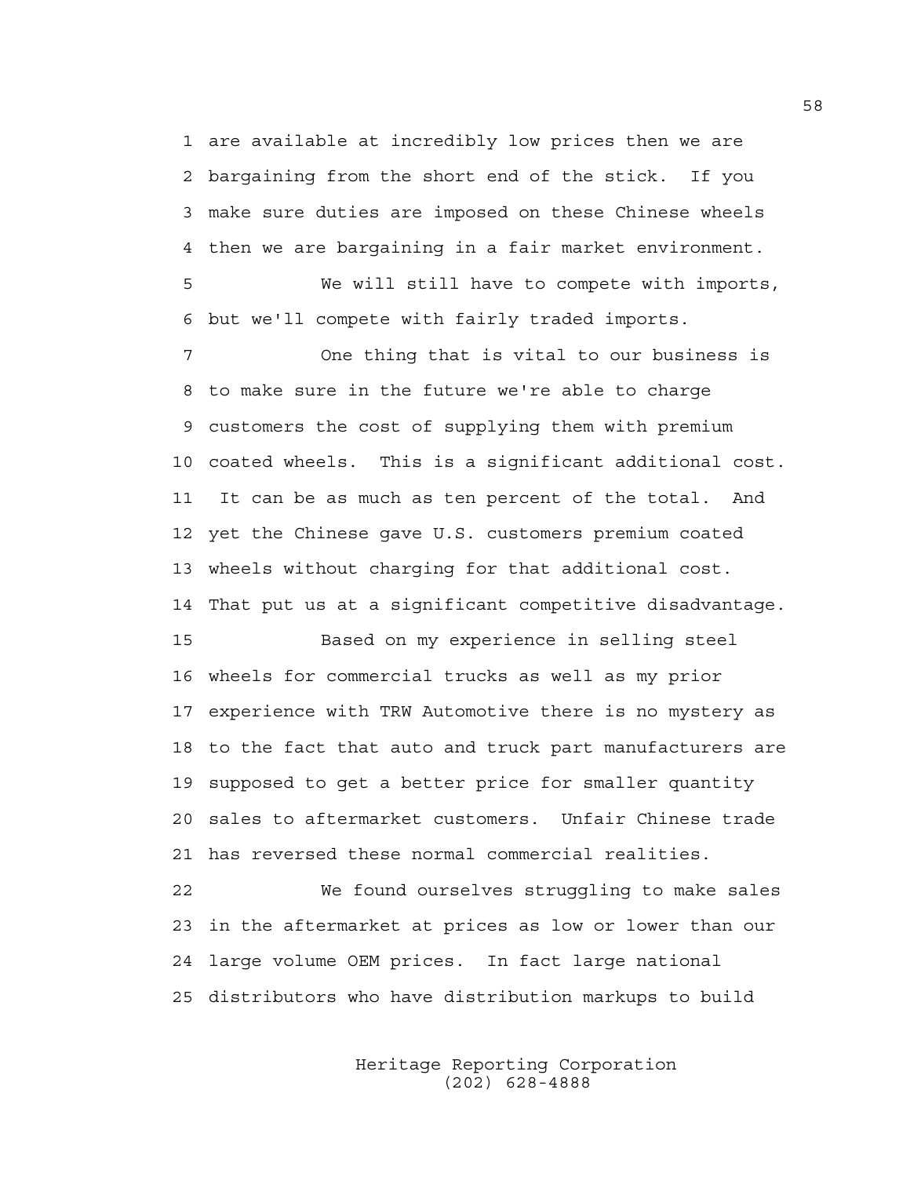are available at incredibly low prices then we are bargaining from the short end of the stick. If you make sure duties are imposed on these Chinese wheels then we are bargaining in a fair market environment.

We will still have to compete with imports, but we'll compete with fairly traded imports.

One thing that is vital to our business is to make sure in the future we're able to charge customers the cost of supplying them with premium coated wheels. This is a significant additional cost. It can be as much as ten percent of the total. And yet the Chinese gave U.S. customers premium coated wheels without charging for that additional cost. That put us at a significant competitive disadvantage.

Based on my experience in selling steel wheels for commercial trucks as well as my prior experience with TRW Automotive there is no mystery as to the fact that auto and truck part manufacturers are supposed to get a better price for smaller quantity sales to aftermarket customers. Unfair Chinese trade has reversed these normal commercial realities.

We found ourselves struggling to make sales in the aftermarket at prices as low or lower than our large volume OEM prices. In fact large national distributors who have distribution markups to build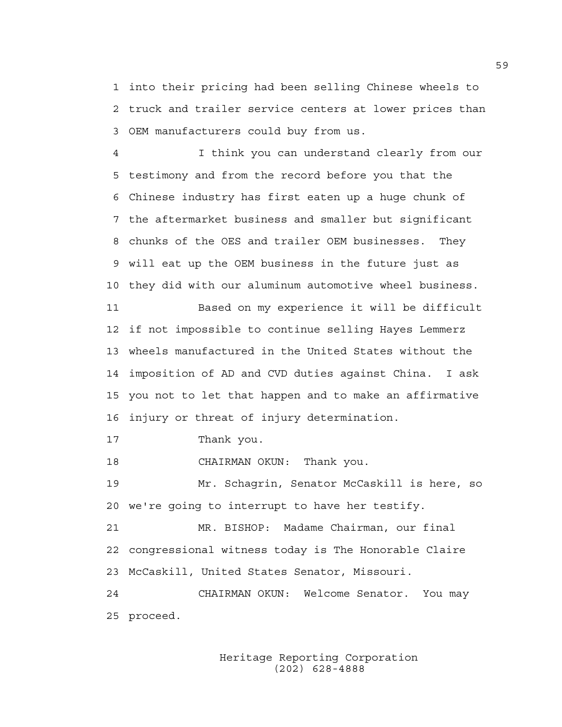into their pricing had been selling Chinese wheels to truck and trailer service centers at lower prices than OEM manufacturers could buy from us.

I think you can understand clearly from our testimony and from the record before you that the Chinese industry has first eaten up a huge chunk of the aftermarket business and smaller but significant chunks of the OES and trailer OEM businesses. They will eat up the OEM business in the future just as they did with our aluminum automotive wheel business.

Based on my experience it will be difficult if not impossible to continue selling Hayes Lemmerz wheels manufactured in the United States without the imposition of AD and CVD duties against China. I ask you not to let that happen and to make an affirmative injury or threat of injury determination.

Thank you.

CHAIRMAN OKUN: Thank you.

Mr. Schagrin, Senator McCaskill is here, so we're going to interrupt to have her testify.

MR. BISHOP: Madame Chairman, our final congressional witness today is The Honorable Claire McCaskill, United States Senator, Missouri.

CHAIRMAN OKUN: Welcome Senator. You may proceed.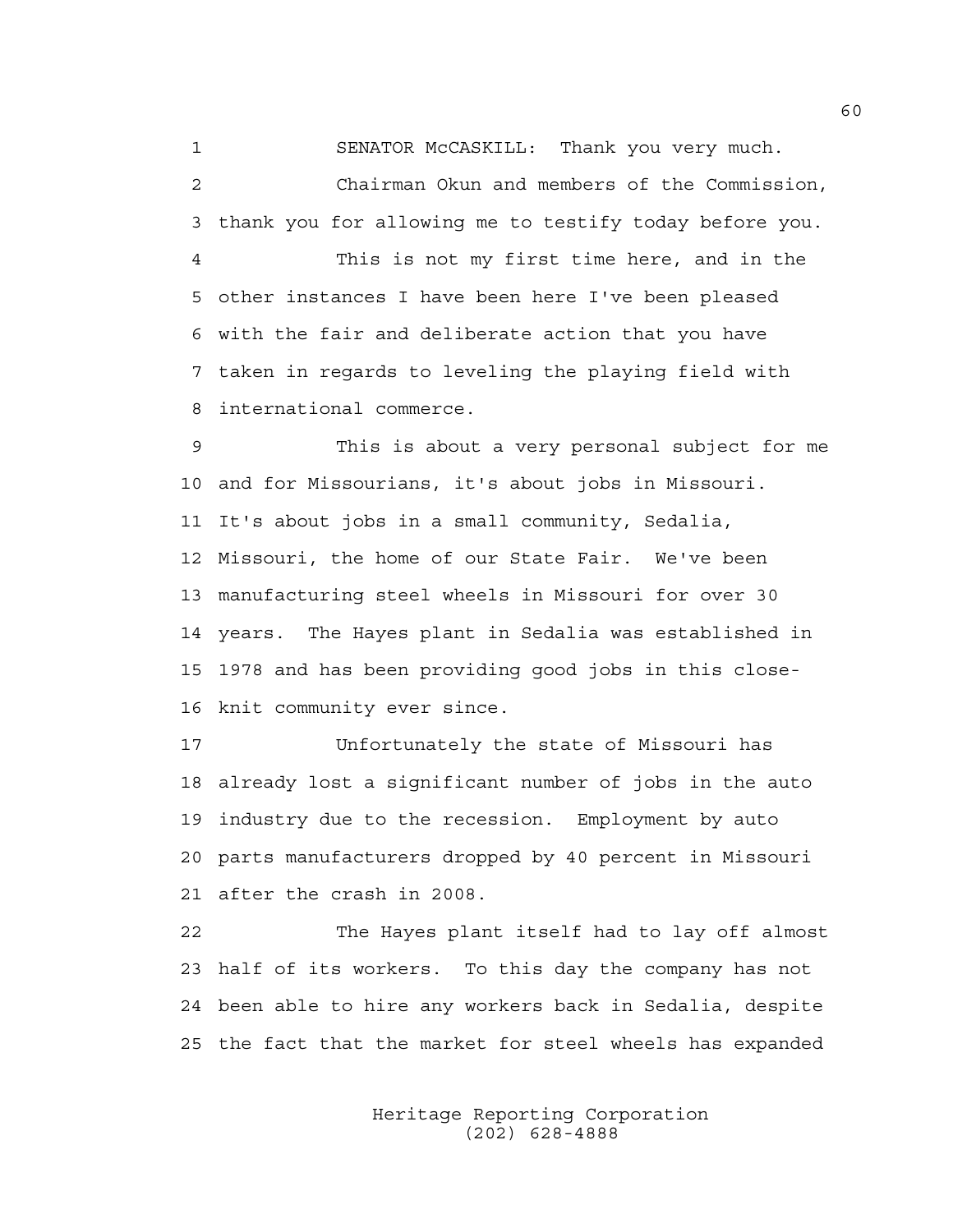SENATOR McCASKILL: Thank you very much.

Chairman Okun and members of the Commission, thank you for allowing me to testify today before you.

This is not my first time here, and in the other instances I have been here I've been pleased with the fair and deliberate action that you have taken in regards to leveling the playing field with international commerce.

This is about a very personal subject for me and for Missourians, it's about jobs in Missouri. It's about jobs in a small community, Sedalia, Missouri, the home of our State Fair. We've been manufacturing steel wheels in Missouri for over 30 years. The Hayes plant in Sedalia was established in 1978 and has been providing good jobs in this close-knit community ever since.

Unfortunately the state of Missouri has already lost a significant number of jobs in the auto industry due to the recession. Employment by auto parts manufacturers dropped by 40 percent in Missouri after the crash in 2008.

The Hayes plant itself had to lay off almost half of its workers. To this day the company has not been able to hire any workers back in Sedalia, despite the fact that the market for steel wheels has expanded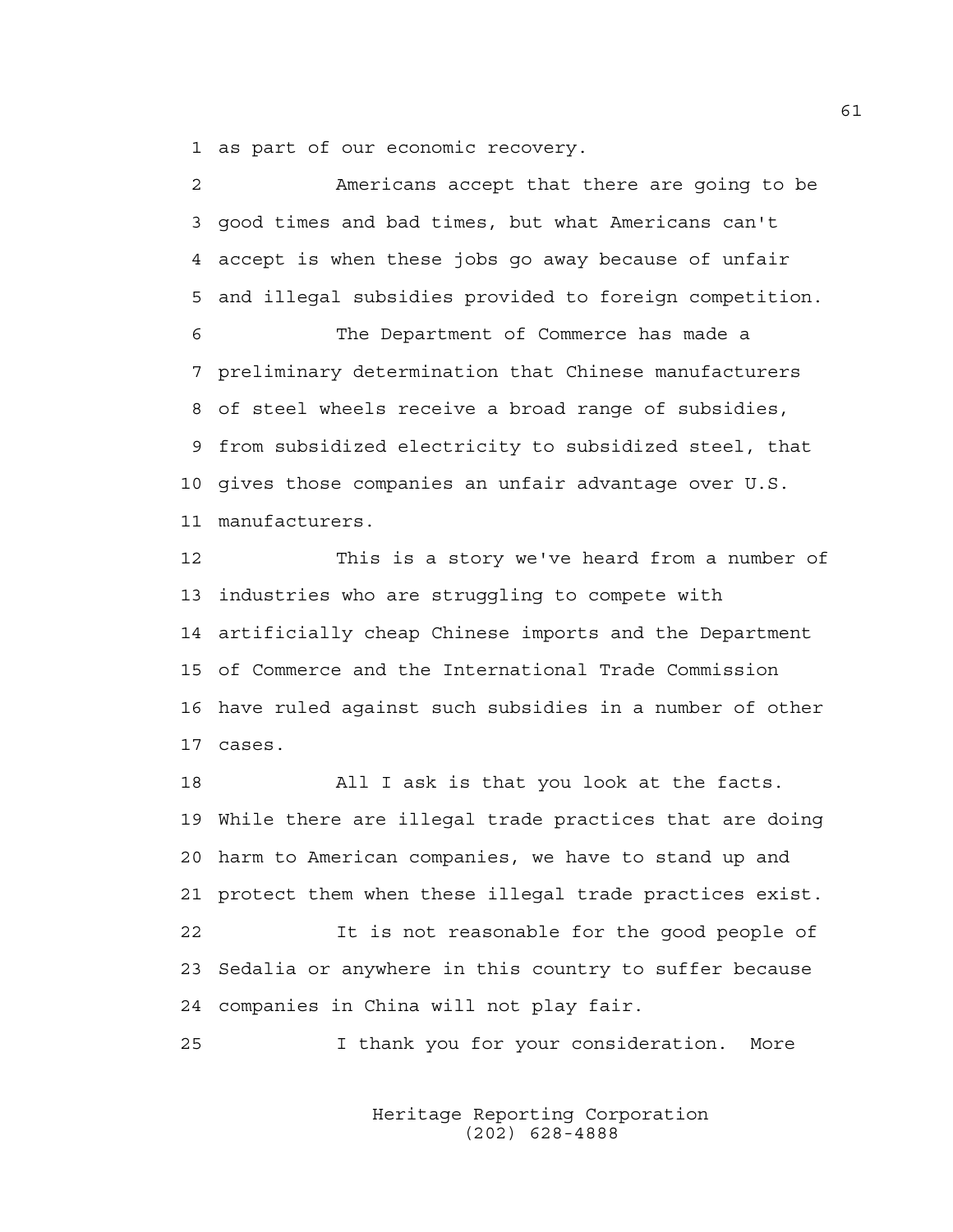as part of our economic recovery.

Americans accept that there are going to be good times and bad times, but what Americans can't accept is when these jobs go away because of unfair and illegal subsidies provided to foreign competition.

The Department of Commerce has made a preliminary determination that Chinese manufacturers of steel wheels receive a broad range of subsidies, from subsidized electricity to subsidized steel, that gives those companies an unfair advantage over U.S. manufacturers.

This is a story we've heard from a number of industries who are struggling to compete with artificially cheap Chinese imports and the Department of Commerce and the International Trade Commission have ruled against such subsidies in a number of other cases.

All I ask is that you look at the facts. While there are illegal trade practices that are doing harm to American companies, we have to stand up and protect them when these illegal trade practices exist.

It is not reasonable for the good people of Sedalia or anywhere in this country to suffer because companies in China will not play fair.

I thank you for your consideration. More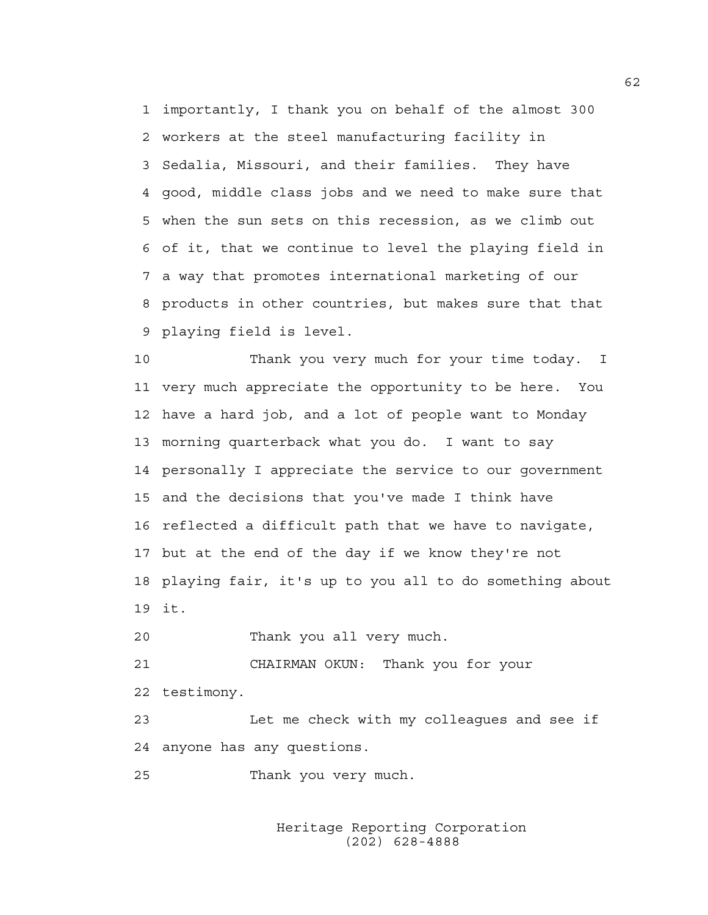importantly, I thank you on behalf of the almost 300 workers at the steel manufacturing facility in Sedalia, Missouri, and their families. They have good, middle class jobs and we need to make sure that when the sun sets on this recession, as we climb out of it, that we continue to level the playing field in a way that promotes international marketing of our products in other countries, but makes sure that that playing field is level.

Thank you very much for your time today. I very much appreciate the opportunity to be here. You have a hard job, and a lot of people want to Monday morning quarterback what you do. I want to say personally I appreciate the service to our government and the decisions that you've made I think have reflected a difficult path that we have to navigate, but at the end of the day if we know they're not playing fair, it's up to you all to do something about it.

Thank you all very much.

CHAIRMAN OKUN: Thank you for your testimony.

Let me check with my colleagues and see if anyone has any questions.

Thank you very much.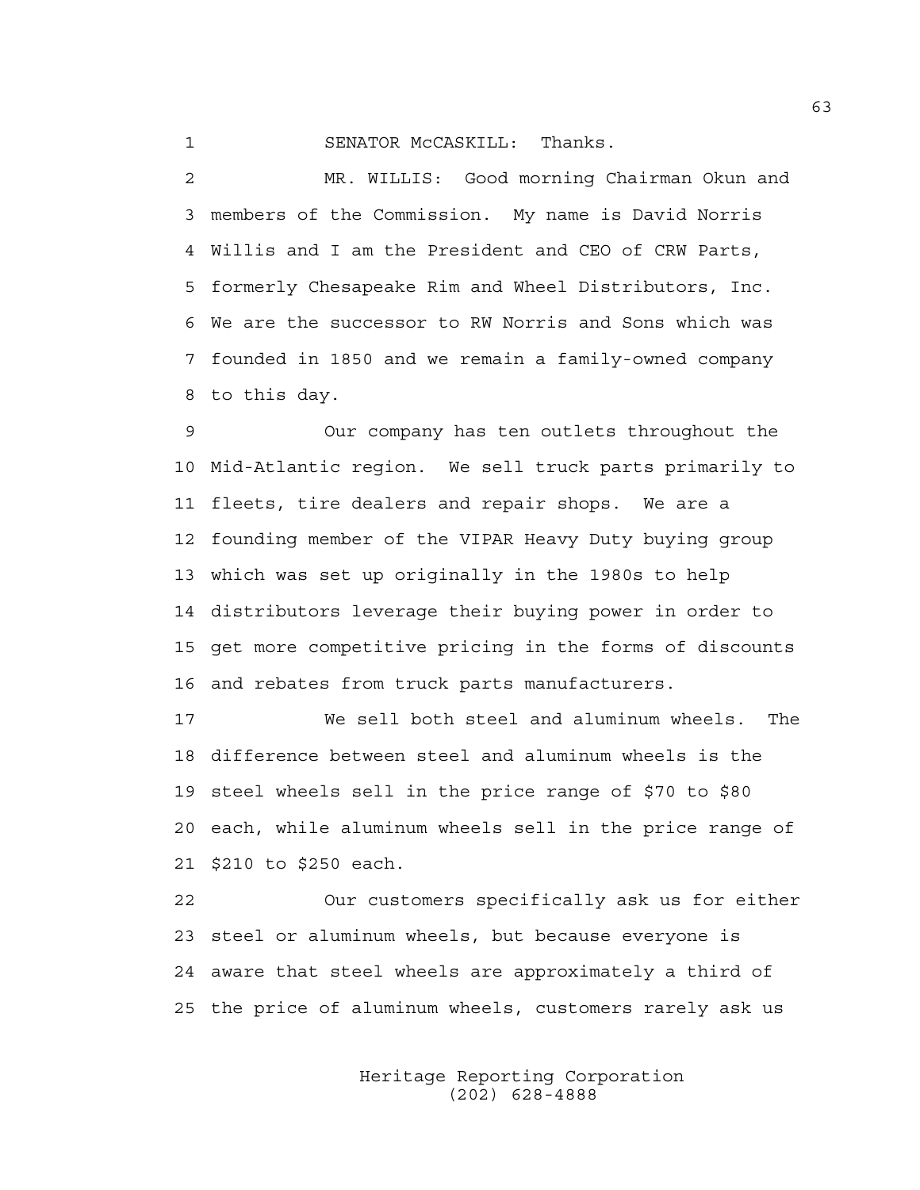SENATOR McCASKILL: Thanks.

MR. WILLIS: Good morning Chairman Okun and members of the Commission. My name is David Norris Willis and I am the President and CEO of CRW Parts, formerly Chesapeake Rim and Wheel Distributors, Inc. We are the successor to RW Norris and Sons which was founded in 1850 and we remain a family-owned company to this day.

Our company has ten outlets throughout the Mid-Atlantic region. We sell truck parts primarily to fleets, tire dealers and repair shops. We are a founding member of the VIPAR Heavy Duty buying group which was set up originally in the 1980s to help distributors leverage their buying power in order to get more competitive pricing in the forms of discounts and rebates from truck parts manufacturers.

We sell both steel and aluminum wheels. The difference between steel and aluminum wheels is the steel wheels sell in the price range of $70 to $80 each, while aluminum wheels sell in the price range of $210 to $250 each.

Our customers specifically ask us for either steel or aluminum wheels, but because everyone is aware that steel wheels are approximately a third of the price of aluminum wheels, customers rarely ask us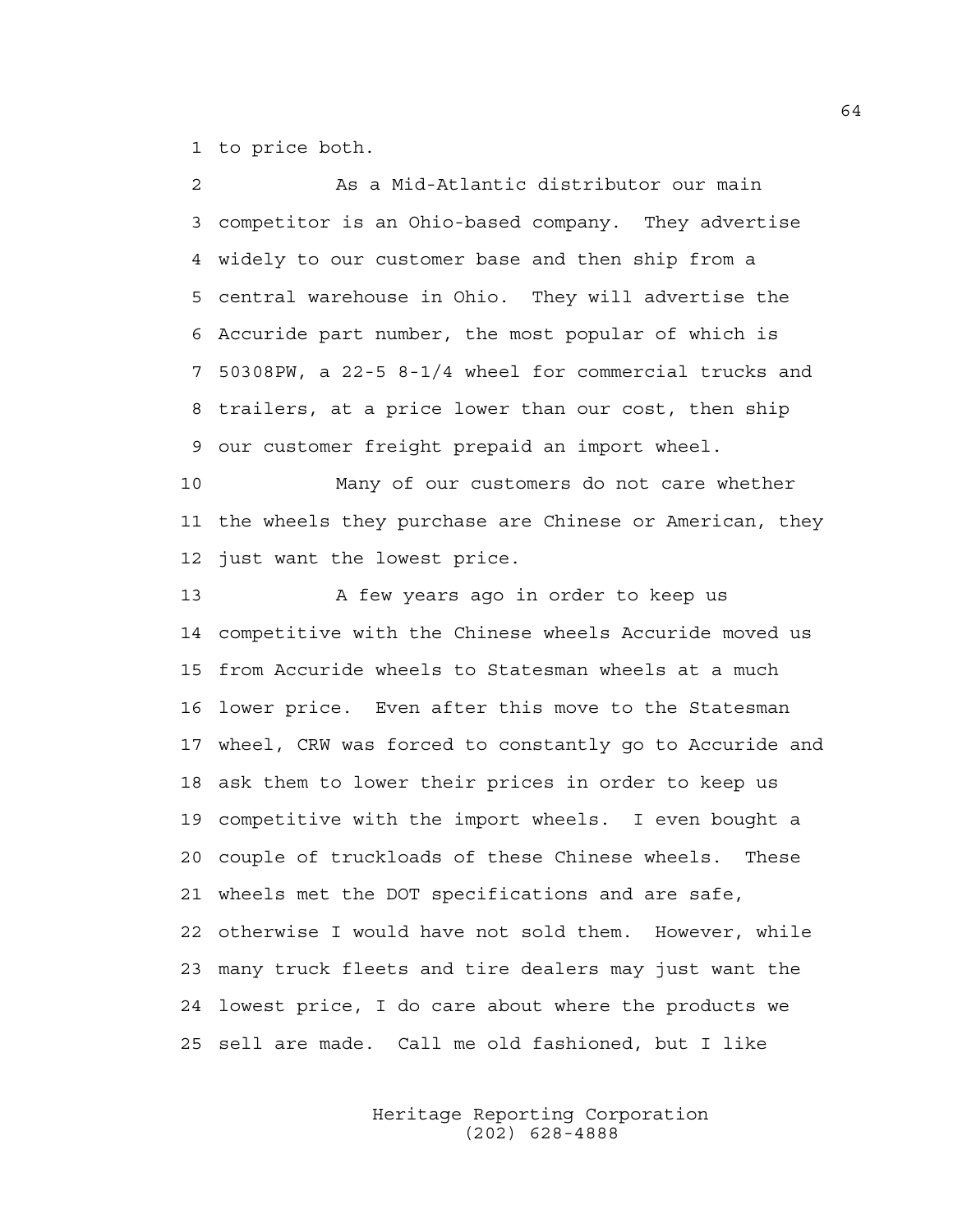to price both.

As a Mid-Atlantic distributor our main competitor is an Ohio-based company. They advertise widely to our customer base and then ship from a central warehouse in Ohio. They will advertise the Accuride part number, the most popular of which is 50308PW, a 22-5 8-1/4 wheel for commercial trucks and trailers, at a price lower than our cost, then ship our customer freight prepaid an import wheel.

Many of our customers do not care whether the wheels they purchase are Chinese or American, they just want the lowest price.

A few years ago in order to keep us competitive with the Chinese wheels Accuride moved us from Accuride wheels to Statesman wheels at a much lower price. Even after this move to the Statesman wheel, CRW was forced to constantly go to Accuride and ask them to lower their prices in order to keep us competitive with the import wheels. I even bought a couple of truckloads of these Chinese wheels. These wheels met the DOT specifications and are safe, otherwise I would have not sold them. However, while many truck fleets and tire dealers may just want the lowest price, I do care about where the products we sell are made. Call me old fashioned, but I like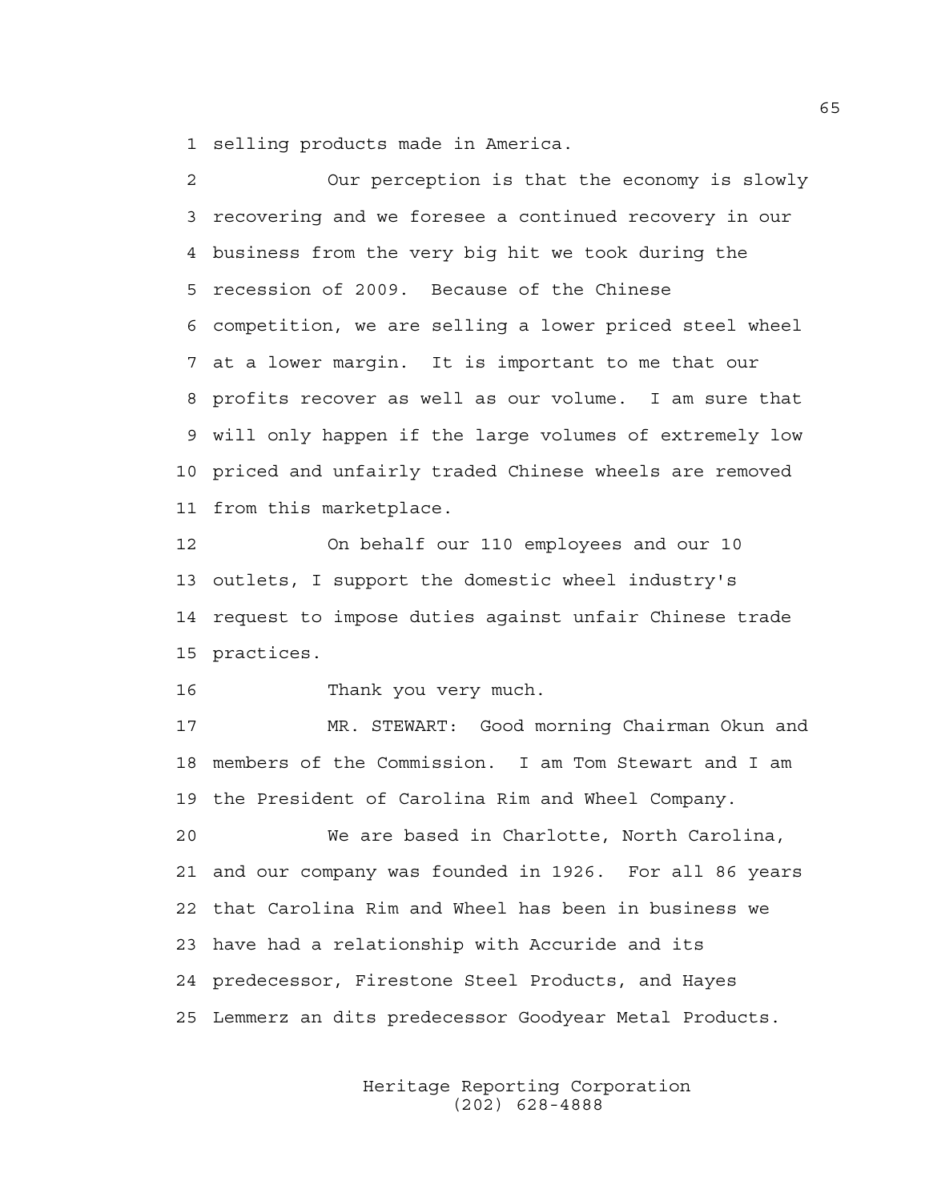1 selling products made in America.

2 Our perception is that the economy is slowly
3 recovering and we foresee a continued recovery in our
4 business from the very big hit we took during the
5 recession of 2009. Because of the Chinese
6 competition, we are selling a lower priced steel wheel
7 at a lower margin. It is important to me that our
8 profits recover as well as our volume. I am sure that
9 will only happen if the large volumes of extremely low
10 priced and unfairly traded Chinese wheels are removed
11 from this marketplace.

12 On behalf our 110 employees and our 10
13 outlets, I support the domestic wheel industry's
14 request to impose duties against unfair Chinese trade
15 practices.

16 Thank you very much.

17 MR. STEWART: Good morning Chairman Okun and
18 members of the Commission. I am Tom Stewart and I am
19 the President of Carolina Rim and Wheel Company.

20 We are based in Charlotte, North Carolina,
21 and our company was founded in 1926. For all 86 years
22 that Carolina Rim and Wheel has been in business we
23 have had a relationship with Accuride and its
24 predecessor, Firestone Steel Products, and Hayes
25 Lemmerz an dits predecessor Goodyear Metal Products.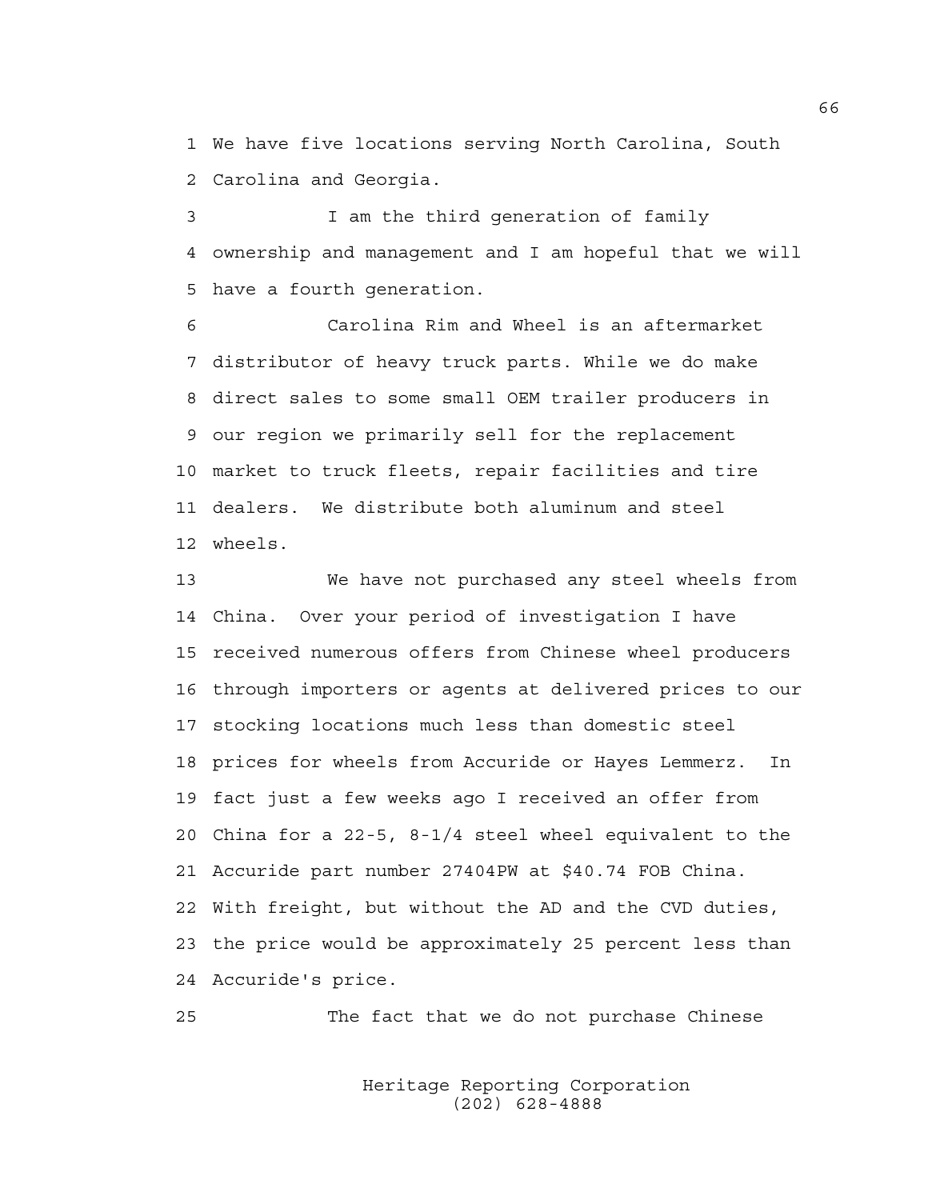We have five locations serving North Carolina, South Carolina and Georgia.

I am the third generation of family ownership and management and I am hopeful that we will have a fourth generation.

Carolina Rim and Wheel is an aftermarket distributor of heavy truck parts. While we do make direct sales to some small OEM trailer producers in our region we primarily sell for the replacement market to truck fleets, repair facilities and tire dealers. We distribute both aluminum and steel wheels.

We have not purchased any steel wheels from China. Over your period of investigation I have received numerous offers from Chinese wheel producers through importers or agents at delivered prices to our stocking locations much less than domestic steel prices for wheels from Accuride or Hayes Lemmerz. In fact just a few weeks ago I received an offer from China for a 22-5, 8-1/4 steel wheel equivalent to the Accuride part number 27404PW at $40.74 FOB China. With freight, but without the AD and the CVD duties, the price would be approximately 25 percent less than Accuride's price.

The fact that we do not purchase Chinese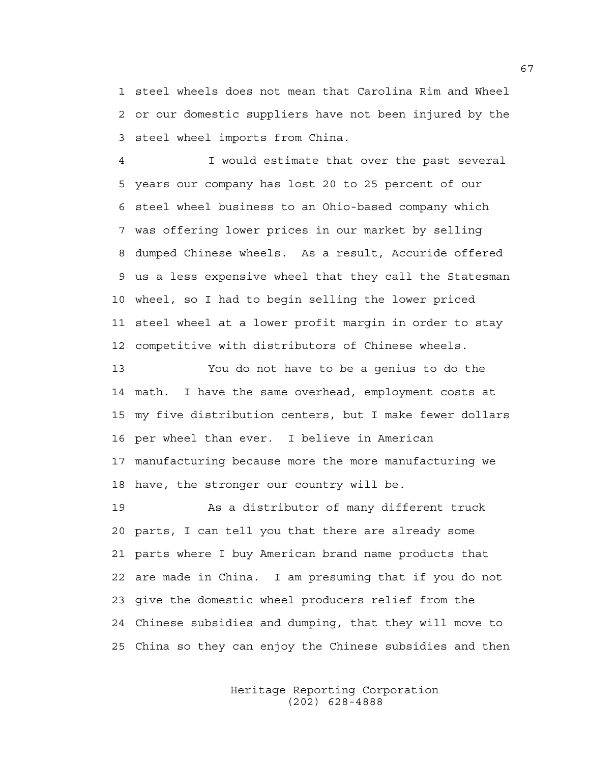steel wheels does not mean that Carolina Rim and Wheel or our domestic suppliers have not been injured by the steel wheel imports from China.

I would estimate that over the past several years our company has lost 20 to 25 percent of our steel wheel business to an Ohio-based company which was offering lower prices in our market by selling dumped Chinese wheels. As a result, Accuride offered us a less expensive wheel that they call the Statesman wheel, so I had to begin selling the lower priced steel wheel at a lower profit margin in order to stay competitive with distributors of Chinese wheels.

You do not have to be a genius to do the math. I have the same overhead, employment costs at my five distribution centers, but I make fewer dollars per wheel than ever. I believe in American manufacturing because more the more manufacturing we have, the stronger our country will be.

As a distributor of many different truck parts, I can tell you that there are already some parts where I buy American brand name products that are made in China. I am presuming that if you do not give the domestic wheel producers relief from the Chinese subsidies and dumping, that they will move to China so they can enjoy the Chinese subsidies and then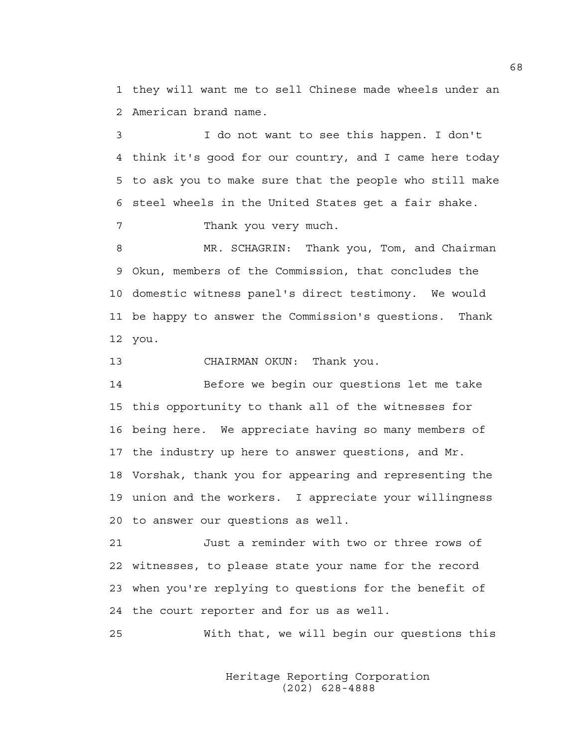1 they will want me to sell Chinese made wheels under an
2 American brand name.

3 I do not want to see this happen. I don't
4 think it's good for our country, and I came here today
5 to ask you to make sure that the people who still make
6 steel wheels in the United States get a fair shake.

7 Thank you very much.

8 MR. SCHAGRIN: Thank you, Tom, and Chairman
9 Okun, members of the Commission, that concludes the
10 domestic witness panel's direct testimony. We would
11 be happy to answer the Commission's questions. Thank
12 you.

13 CHAIRMAN OKUN: Thank you.

14 Before we begin our questions let me take
15 this opportunity to thank all of the witnesses for
16 being here. We appreciate having so many members of
17 the industry up here to answer questions, and Mr.
18 Vorshak, thank you for appearing and representing the
19 union and the workers. I appreciate your willingness
20 to answer our questions as well.

21 Just a reminder with two or three rows of
22 witnesses, to please state your name for the record
23 when you're replying to questions for the benefit of
24 the court reporter and for us as well.

25 With that, we will begin our questions this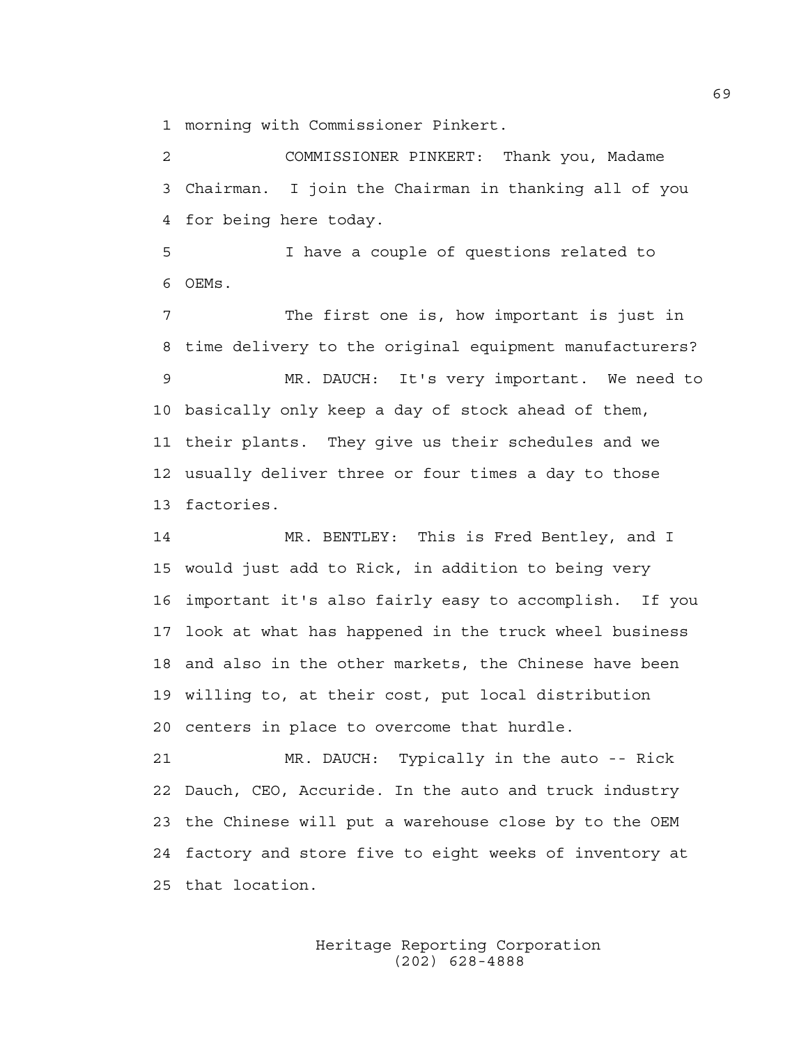morning with Commissioner Pinkert.

COMMISSIONER PINKERT: Thank you, Madame Chairman. I join the Chairman in thanking all of you for being here today.

I have a couple of questions related to OEMs.

The first one is, how important is just in time delivery to the original equipment manufacturers?

MR. DAUCH: It's very important. We need to basically only keep a day of stock ahead of them, their plants. They give us their schedules and we usually deliver three or four times a day to those factories.

MR. BENTLEY: This is Fred Bentley, and I would just add to Rick, in addition to being very important it's also fairly easy to accomplish. If you look at what has happened in the truck wheel business and also in the other markets, the Chinese have been willing to, at their cost, put local distribution centers in place to overcome that hurdle.

MR. DAUCH: Typically in the auto -- Rick Dauch, CEO, Accuride. In the auto and truck industry the Chinese will put a warehouse close by to the OEM factory and store five to eight weeks of inventory at that location.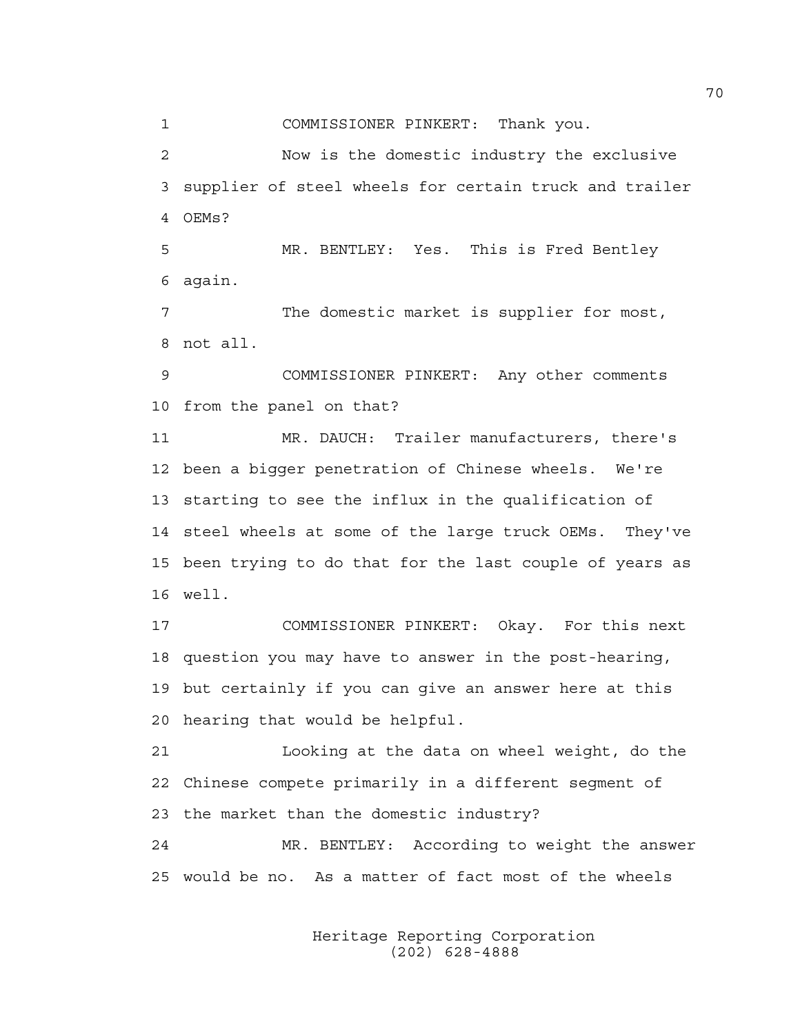COMMISSIONER PINKERT: Thank you.

Now is the domestic industry the exclusive supplier of steel wheels for certain truck and trailer OEMs?

MR. BENTLEY: Yes. This is Fred Bentley again.

The domestic market is supplier for most, not all.

COMMISSIONER PINKERT: Any other comments from the panel on that?

MR. DAUCH: Trailer manufacturers, there's been a bigger penetration of Chinese wheels. We're starting to see the influx in the qualification of steel wheels at some of the large truck OEMs. They've been trying to do that for the last couple of years as well.

COMMISSIONER PINKERT: Okay. For this next question you may have to answer in the post-hearing, but certainly if you can give an answer here at this hearing that would be helpful.

Looking at the data on wheel weight, do the Chinese compete primarily in a different segment of the market than the domestic industry?

MR. BENTLEY: According to weight the answer would be no. As a matter of fact most of the wheels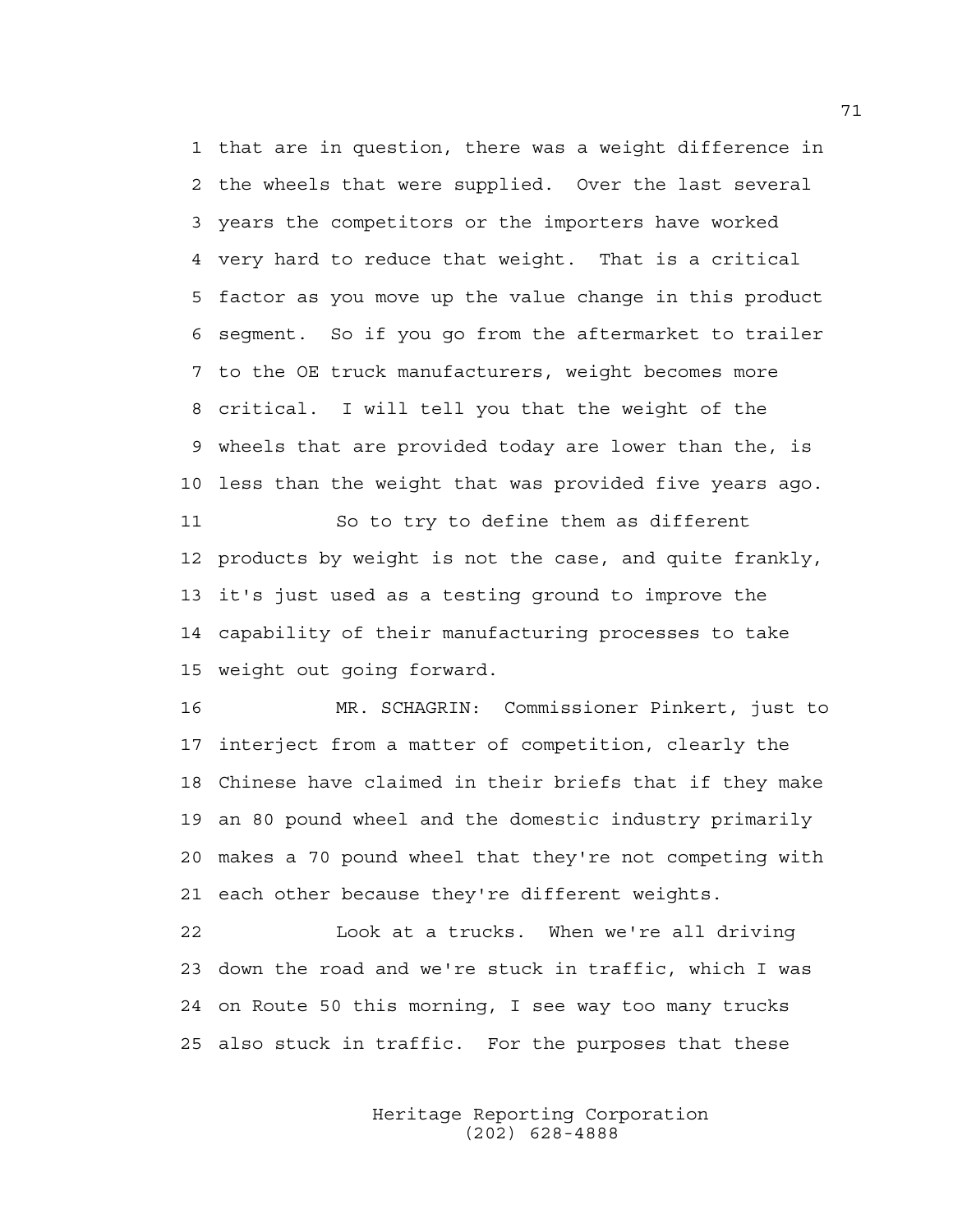that are in question, there was a weight difference in the wheels that were supplied. Over the last several years the competitors or the importers have worked very hard to reduce that weight. That is a critical factor as you move up the value change in this product segment. So if you go from the aftermarket to trailer to the OE truck manufacturers, weight becomes more critical. I will tell you that the weight of the wheels that are provided today are lower than the, is less than the weight that was provided five years ago.

So to try to define them as different products by weight is not the case, and quite frankly, it's just used as a testing ground to improve the capability of their manufacturing processes to take weight out going forward.

MR. SCHAGRIN: Commissioner Pinkert, just to interject from a matter of competition, clearly the Chinese have claimed in their briefs that if they make an 80 pound wheel and the domestic industry primarily makes a 70 pound wheel that they're not competing with each other because they're different weights.

Look at a trucks. When we're all driving down the road and we're stuck in traffic, which I was on Route 50 this morning, I see way too many trucks also stuck in traffic. For the purposes that these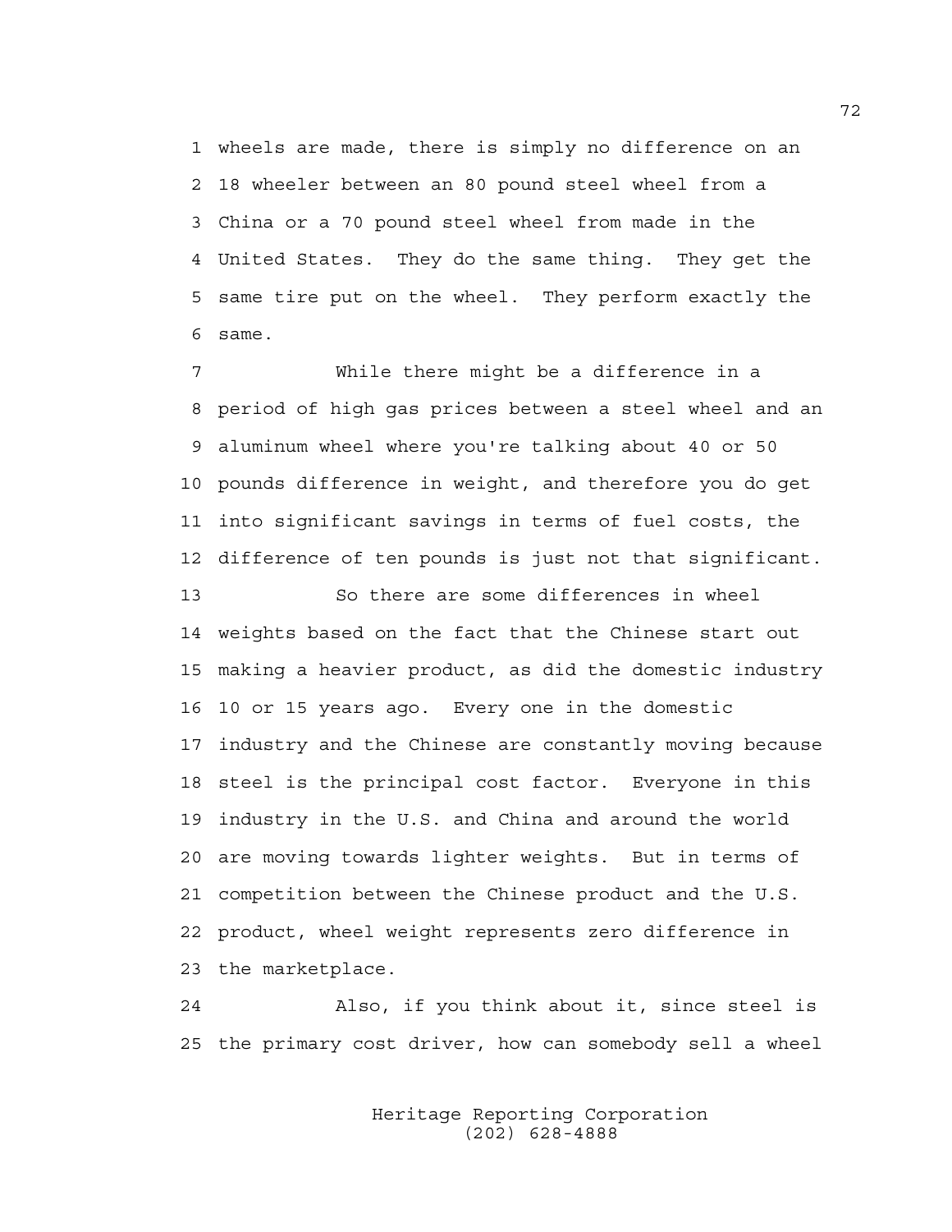1 wheels are made, there is simply no difference on an
2 18 wheeler between an 80 pound steel wheel from a
3 China or a 70 pound steel wheel from made in the
4 United States. They do the same thing. They get the
5 same tire put on the wheel. They perform exactly the
6 same.

7 While there might be a difference in a
8 period of high gas prices between a steel wheel and an
9 aluminum wheel where you're talking about 40 or 50
10 pounds difference in weight, and therefore you do get
11 into significant savings in terms of fuel costs, the
12 difference of ten pounds is just not that significant.

13 So there are some differences in wheel
14 weights based on the fact that the Chinese start out
15 making a heavier product, as did the domestic industry
16 10 or 15 years ago. Every one in the domestic
17 industry and the Chinese are constantly moving because
18 steel is the principal cost factor. Everyone in this
19 industry in the U.S. and China and around the world
20 are moving towards lighter weights. But in terms of
21 competition between the Chinese product and the U.S.
22 product, wheel weight represents zero difference in
23 the marketplace.

24 Also, if you think about it, since steel is
25 the primary cost driver, how can somebody sell a wheel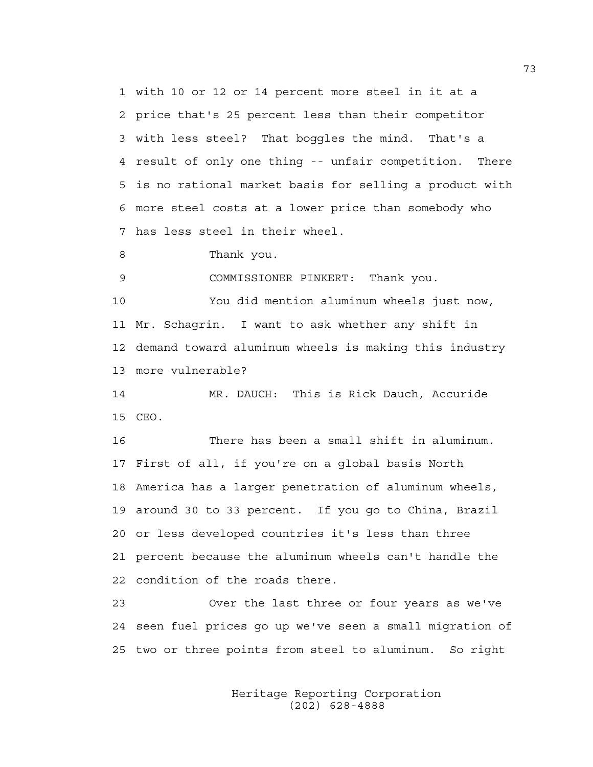with 10 or 12 or 14 percent more steel in it at a price that's 25 percent less than their competitor with less steel? That boggles the mind. That's a result of only one thing -- unfair competition. There is no rational market basis for selling a product with more steel costs at a lower price than somebody who has less steel in their wheel.

Thank you.

COMMISSIONER PINKERT: Thank you.

You did mention aluminum wheels just now, Mr. Schagrin. I want to ask whether any shift in demand toward aluminum wheels is making this industry more vulnerable?

MR. DAUCH: This is Rick Dauch, Accuride CEO.

There has been a small shift in aluminum. First of all, if you're on a global basis North America has a larger penetration of aluminum wheels, around 30 to 33 percent. If you go to China, Brazil or less developed countries it's less than three percent because the aluminum wheels can't handle the condition of the roads there.

Over the last three or four years as we've seen fuel prices go up we've seen a small migration of two or three points from steel to aluminum. So right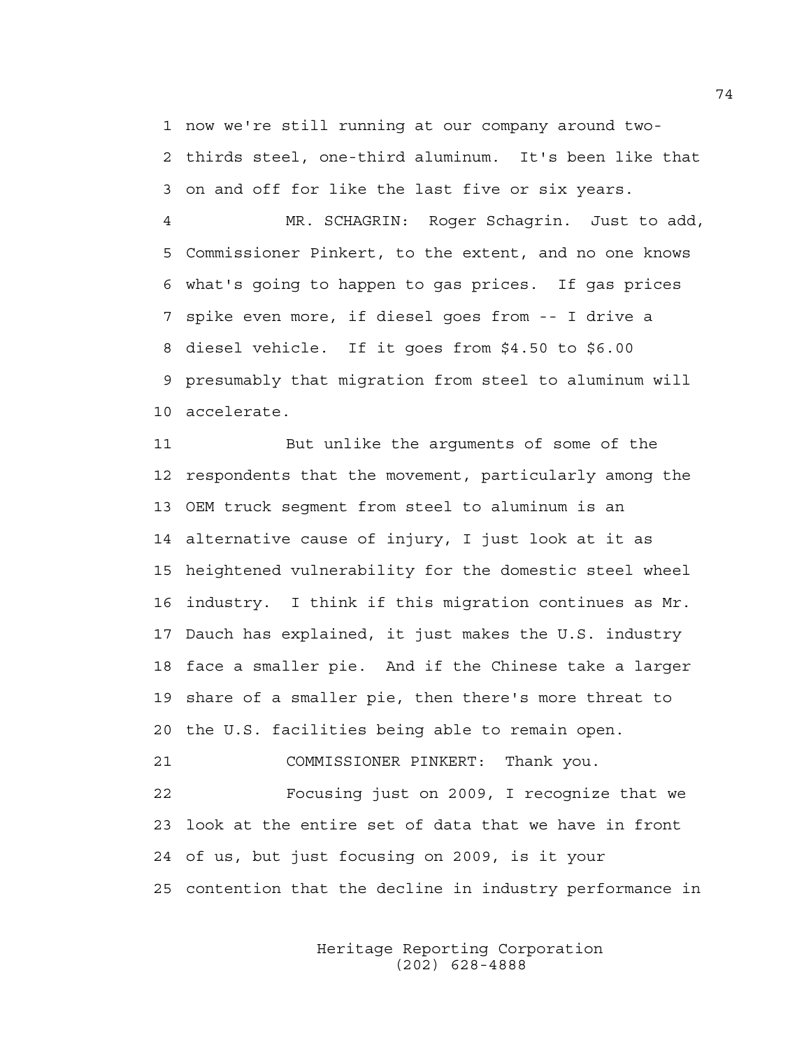now we're still running at our company around two-thirds steel, one-third aluminum. It's been like that on and off for like the last five or six years.

MR. SCHAGRIN: Roger Schagrin. Just to add, Commissioner Pinkert, to the extent, and no one knows what's going to happen to gas prices. If gas prices spike even more, if diesel goes from -- I drive a diesel vehicle. If it goes from $4.50 to $6.00 presumably that migration from steel to aluminum will accelerate.

But unlike the arguments of some of the respondents that the movement, particularly among the OEM truck segment from steel to aluminum is an alternative cause of injury, I just look at it as heightened vulnerability for the domestic steel wheel industry. I think if this migration continues as Mr. Dauch has explained, it just makes the U.S. industry face a smaller pie. And if the Chinese take a larger share of a smaller pie, then there's more threat to the U.S. facilities being able to remain open.

COMMISSIONER PINKERT: Thank you.

Focusing just on 2009, I recognize that we look at the entire set of data that we have in front of us, but just focusing on 2009, is it your contention that the decline in industry performance in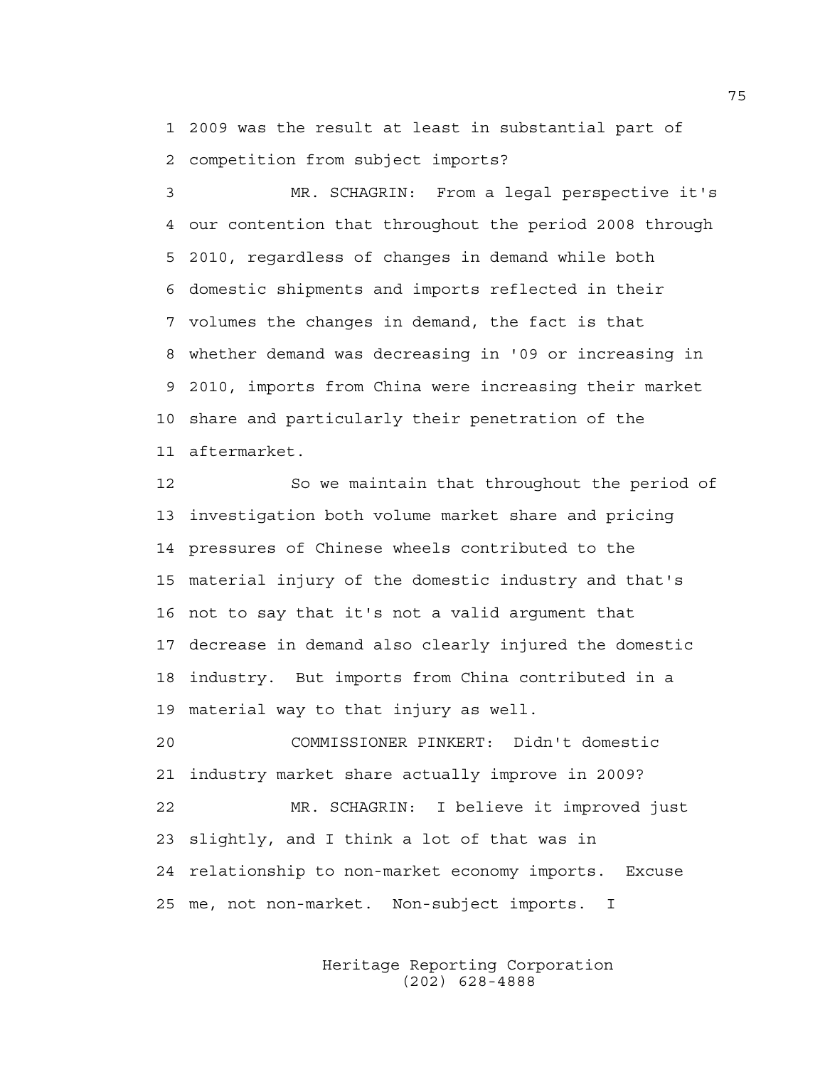1 2009 was the result at least in substantial part of
2 competition from subject imports?

3 MR. SCHAGRIN: From a legal perspective it's
4 our contention that throughout the period 2008 through
5 2010, regardless of changes in demand while both
6 domestic shipments and imports reflected in their
7 volumes the changes in demand, the fact is that
8 whether demand was decreasing in '09 or increasing in
9 2010, imports from China were increasing their market
10 share and particularly their penetration of the
11 aftermarket.

12 So we maintain that throughout the period of
13 investigation both volume market share and pricing
14 pressures of Chinese wheels contributed to the
15 material injury of the domestic industry and that's
16 not to say that it's not a valid argument that
17 decrease in demand also clearly injured the domestic
18 industry. But imports from China contributed in a
19 material way to that injury as well.

20 COMMISSIONER PINKERT: Didn't domestic
21 industry market share actually improve in 2009?

22 MR. SCHAGRIN: I believe it improved just
23 slightly, and I think a lot of that was in
24 relationship to non-market economy imports. Excuse
25 me, not non-market. Non-subject imports. I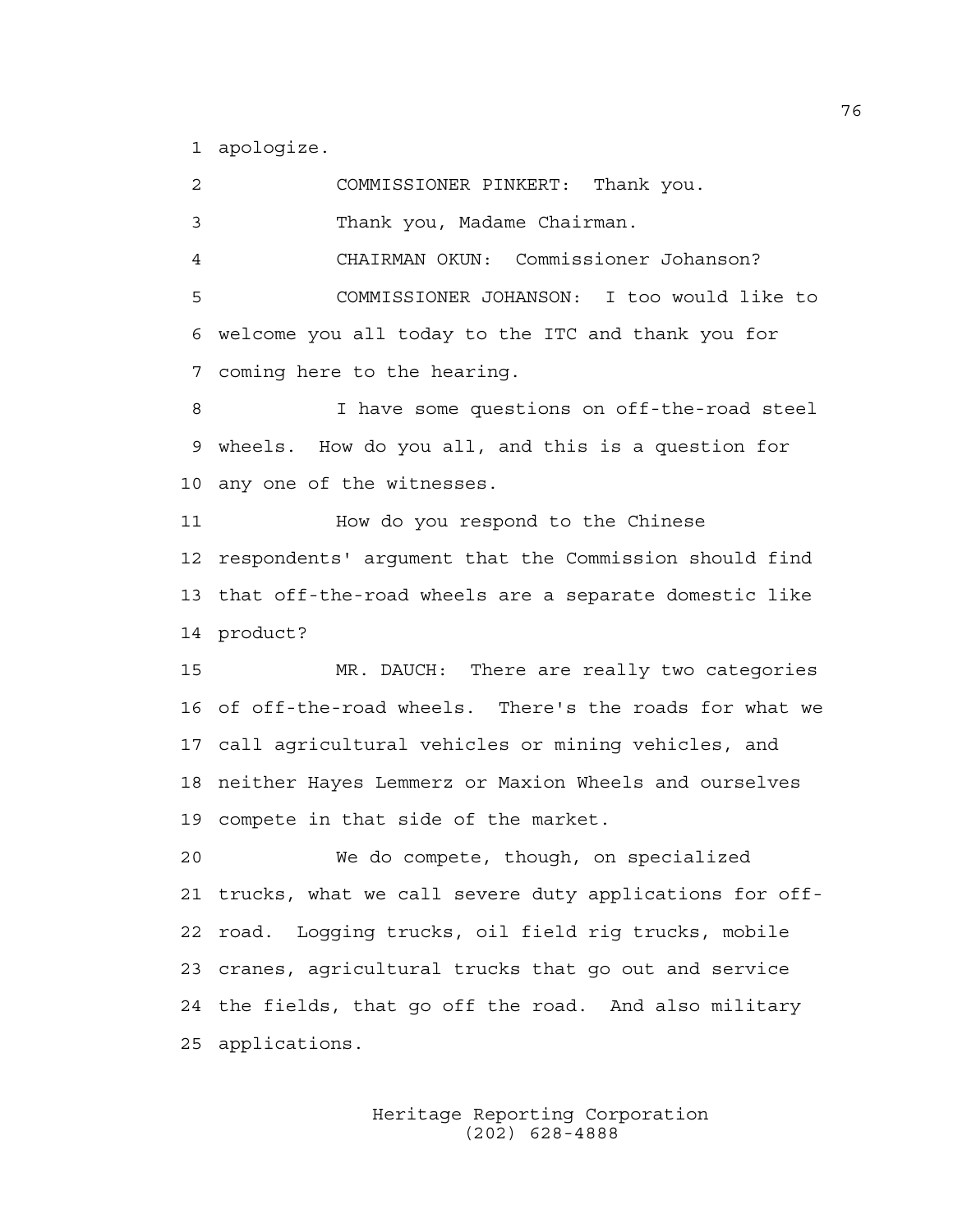apologize.

COMMISSIONER PINKERT: Thank you.

Thank you, Madame Chairman.

CHAIRMAN OKUN: Commissioner Johanson?

COMMISSIONER JOHANSON: I too would like to welcome you all today to the ITC and thank you for coming here to the hearing.

I have some questions on off-the-road steel wheels. How do you all, and this is a question for any one of the witnesses.

How do you respond to the Chinese respondents' argument that the Commission should find that off-the-road wheels are a separate domestic like product?

MR. DAUCH: There are really two categories of off-the-road wheels. There's the roads for what we call agricultural vehicles or mining vehicles, and neither Hayes Lemmerz or Maxion Wheels and ourselves compete in that side of the market.

We do compete, though, on specialized trucks, what we call severe duty applications for off-road. Logging trucks, oil field rig trucks, mobile cranes, agricultural trucks that go out and service the fields, that go off the road. And also military applications.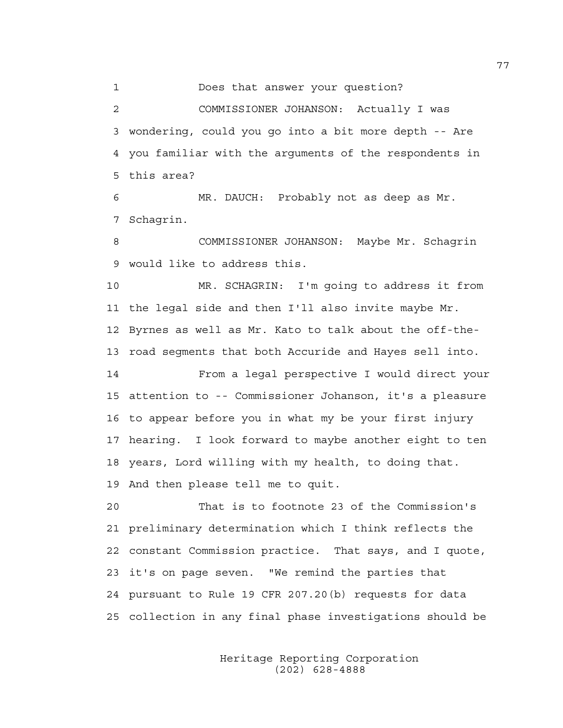Does that answer your question?

COMMISSIONER JOHANSON: Actually I was wondering, could you go into a bit more depth -- Are you familiar with the arguments of the respondents in this area?

MR. DAUCH: Probably not as deep as Mr. Schagrin.

COMMISSIONER JOHANSON: Maybe Mr. Schagrin would like to address this.

MR. SCHAGRIN: I'm going to address it from the legal side and then I'll also invite maybe Mr. Byrnes as well as Mr. Kato to talk about the off-the-road segments that both Accuride and Hayes sell into.

From a legal perspective I would direct your attention to -- Commissioner Johanson, it's a pleasure to appear before you in what my be your first injury hearing. I look forward to maybe another eight to ten years, Lord willing with my health, to doing that. And then please tell me to quit.

That is to footnote 23 of the Commission's preliminary determination which I think reflects the constant Commission practice. That says, and I quote, it's on page seven. "We remind the parties that pursuant to Rule 19 CFR 207.20(b) requests for data collection in any final phase investigations should be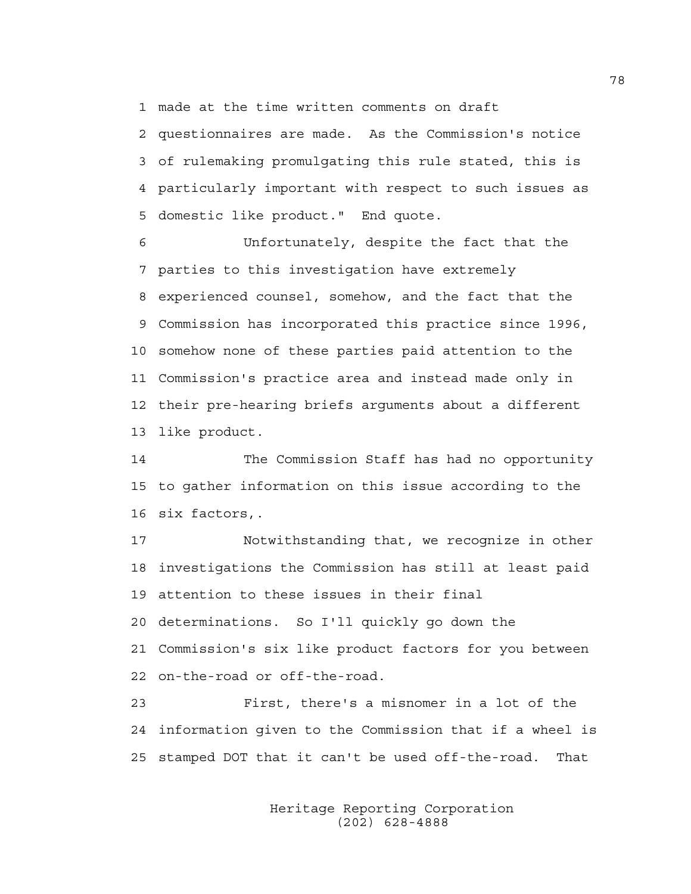made at the time written comments on draft questionnaires are made. As the Commission's notice of rulemaking promulgating this rule stated, this is particularly important with respect to such issues as domestic like product." End quote.

Unfortunately, despite the fact that the parties to this investigation have extremely experienced counsel, somehow, and the fact that the Commission has incorporated this practice since 1996, somehow none of these parties paid attention to the Commission's practice area and instead made only in their pre-hearing briefs arguments about a different like product.

The Commission Staff has had no opportunity to gather information on this issue according to the six factors,.

Notwithstanding that, we recognize in other investigations the Commission has still at least paid attention to these issues in their final determinations. So I'll quickly go down the Commission's six like product factors for you between on-the-road or off-the-road.

First, there's a misnomer in a lot of the information given to the Commission that if a wheel is stamped DOT that it can't be used off-the-road. That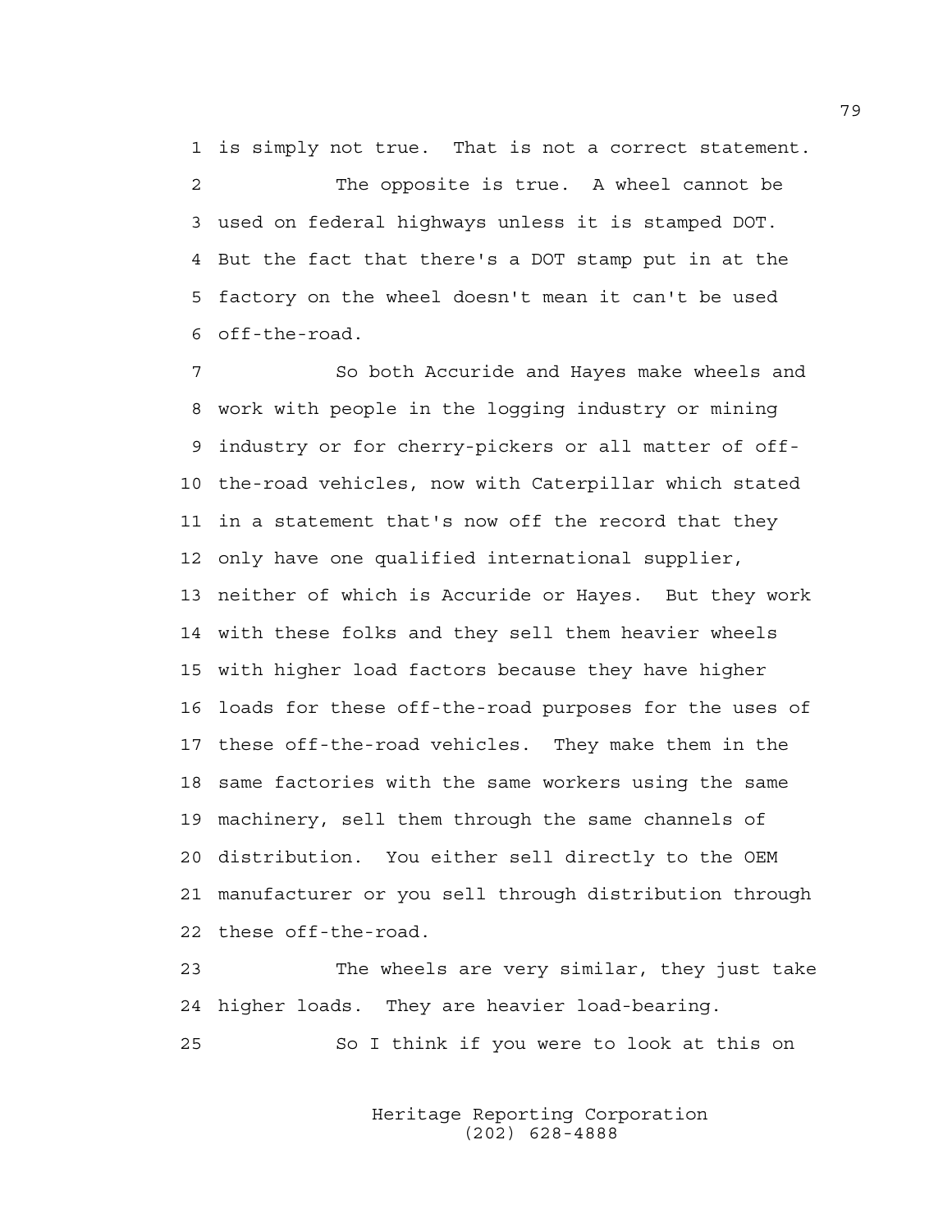is simply not true. That is not a correct statement.

The opposite is true. A wheel cannot be used on federal highways unless it is stamped DOT. But the fact that there's a DOT stamp put in at the factory on the wheel doesn't mean it can't be used off-the-road.

So both Accuride and Hayes make wheels and work with people in the logging industry or mining industry or for cherry-pickers or all matter of off-the-road vehicles, now with Caterpillar which stated in a statement that's now off the record that they only have one qualified international supplier, neither of which is Accuride or Hayes. But they work with these folks and they sell them heavier wheels with higher load factors because they have higher loads for these off-the-road purposes for the uses of these off-the-road vehicles. They make them in the same factories with the same workers using the same machinery, sell them through the same channels of distribution. You either sell directly to the OEM manufacturer or you sell through distribution through these off-the-road.

The wheels are very similar, they just take higher loads. They are heavier load-bearing.

So I think if you were to look at this on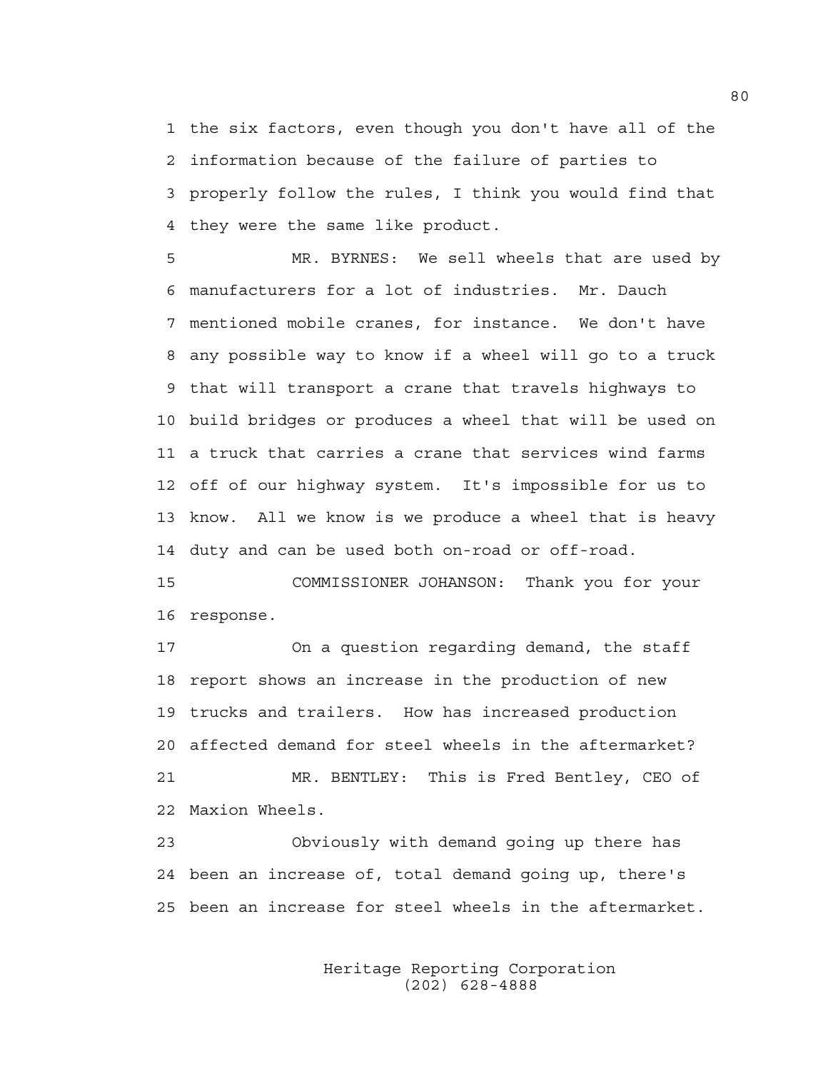the six factors, even though you don't have all of the information because of the failure of parties to properly follow the rules, I think you would find that they were the same like product.

MR. BYRNES: We sell wheels that are used by manufacturers for a lot of industries. Mr. Dauch mentioned mobile cranes, for instance. We don't have any possible way to know if a wheel will go to a truck that will transport a crane that travels highways to build bridges or produces a wheel that will be used on a truck that carries a crane that services wind farms off of our highway system. It's impossible for us to know. All we know is we produce a wheel that is heavy duty and can be used both on-road or off-road.

COMMISSIONER JOHANSON: Thank you for your response.

On a question regarding demand, the staff report shows an increase in the production of new trucks and trailers. How has increased production affected demand for steel wheels in the aftermarket?

MR. BENTLEY: This is Fred Bentley, CEO of Maxion Wheels.

Obviously with demand going up there has been an increase of, total demand going up, there's been an increase for steel wheels in the aftermarket.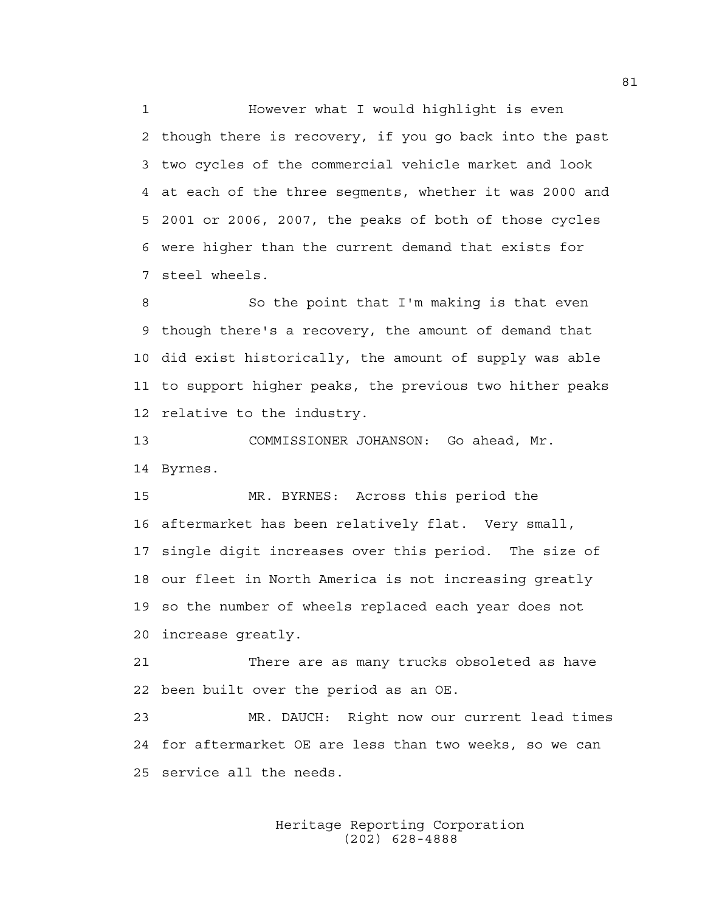However what I would highlight is even though there is recovery, if you go back into the past two cycles of the commercial vehicle market and look at each of the three segments, whether it was 2000 and 2001 or 2006, 2007, the peaks of both of those cycles were higher than the current demand that exists for steel wheels.

So the point that I'm making is that even though there's a recovery, the amount of demand that did exist historically, the amount of supply was able to support higher peaks, the previous two hither peaks relative to the industry.

COMMISSIONER JOHANSON: Go ahead, Mr. Byrnes.

MR. BYRNES: Across this period the aftermarket has been relatively flat. Very small, single digit increases over this period. The size of our fleet in North America is not increasing greatly so the number of wheels replaced each year does not increase greatly.

There are as many trucks obsoleted as have been built over the period as an OE.

MR. DAUCH: Right now our current lead times for aftermarket OE are less than two weeks, so we can service all the needs.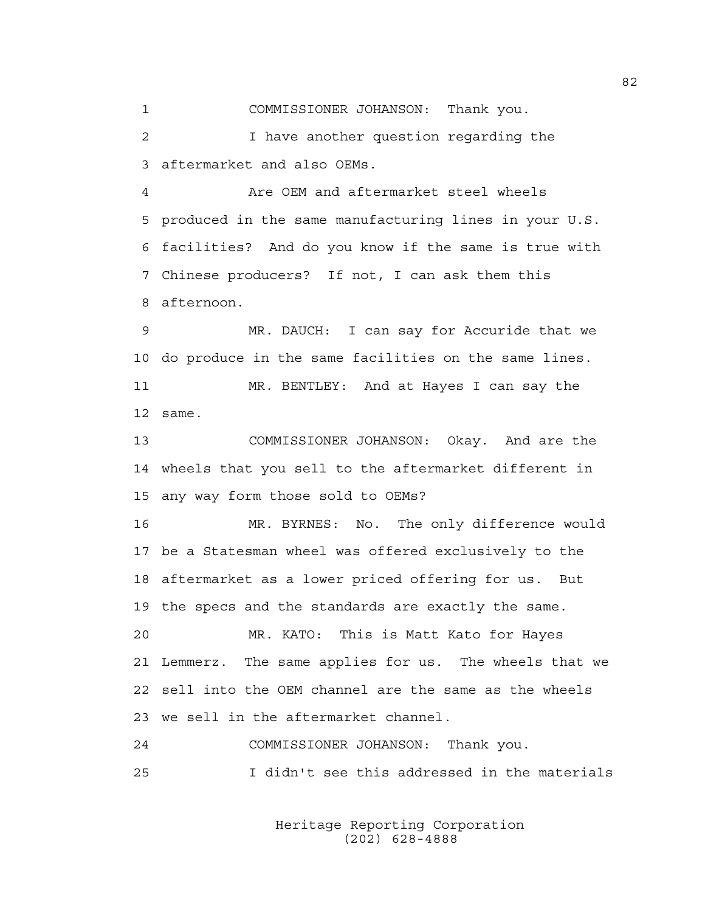COMMISSIONER JOHANSON: Thank you.

I have another question regarding the aftermarket and also OEMs.

Are OEM and aftermarket steel wheels produced in the same manufacturing lines in your U.S. facilities? And do you know if the same is true with Chinese producers? If not, I can ask them this afternoon.

MR. DAUCH: I can say for Accuride that we do produce in the same facilities on the same lines.

MR. BENTLEY: And at Hayes I can say the same.

COMMISSIONER JOHANSON: Okay. And are the wheels that you sell to the aftermarket different in any way form those sold to OEMs?

MR. BYRNES: No. The only difference would be a Statesman wheel was offered exclusively to the aftermarket as a lower priced offering for us. But the specs and the standards are exactly the same.

MR. KATO: This is Matt Kato for Hayes Lemmerz. The same applies for us. The wheels that we sell into the OEM channel are the same as the wheels we sell in the aftermarket channel.

COMMISSIONER JOHANSON: Thank you.

I didn't see this addressed in the materials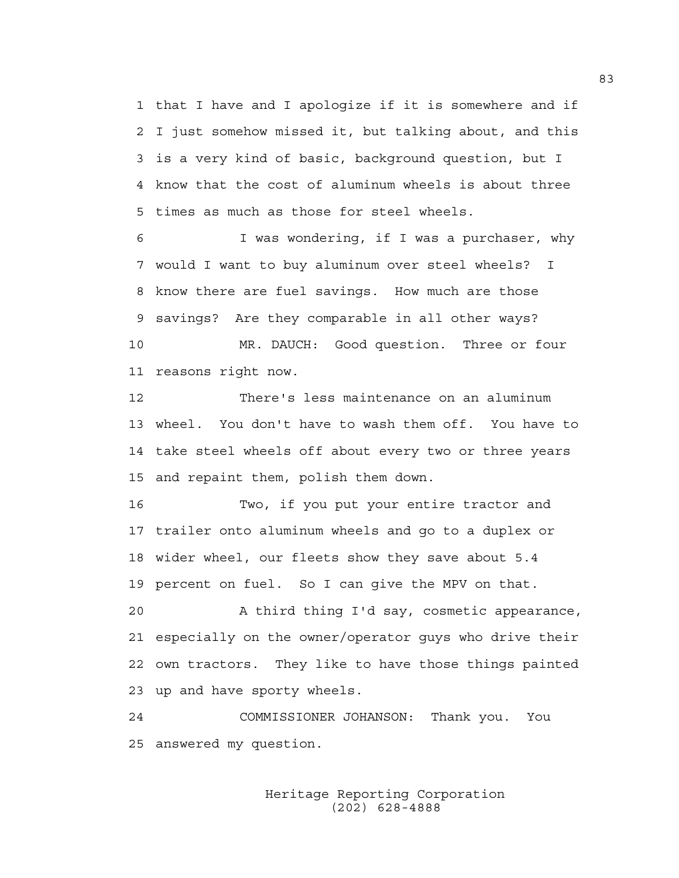that I have and I apologize if it is somewhere and if I just somehow missed it, but talking about, and this is a very kind of basic, background question, but I know that the cost of aluminum wheels is about three times as much as those for steel wheels.

I was wondering, if I was a purchaser, why would I want to buy aluminum over steel wheels? I know there are fuel savings. How much are those savings? Are they comparable in all other ways?

MR. DAUCH: Good question. Three or four reasons right now.

There's less maintenance on an aluminum wheel. You don't have to wash them off. You have to take steel wheels off about every two or three years and repaint them, polish them down.

Two, if you put your entire tractor and trailer onto aluminum wheels and go to a duplex or wider wheel, our fleets show they save about 5.4 percent on fuel. So I can give the MPV on that.

A third thing I'd say, cosmetic appearance, especially on the owner/operator guys who drive their own tractors. They like to have those things painted up and have sporty wheels.

COMMISSIONER JOHANSON: Thank you. You answered my question.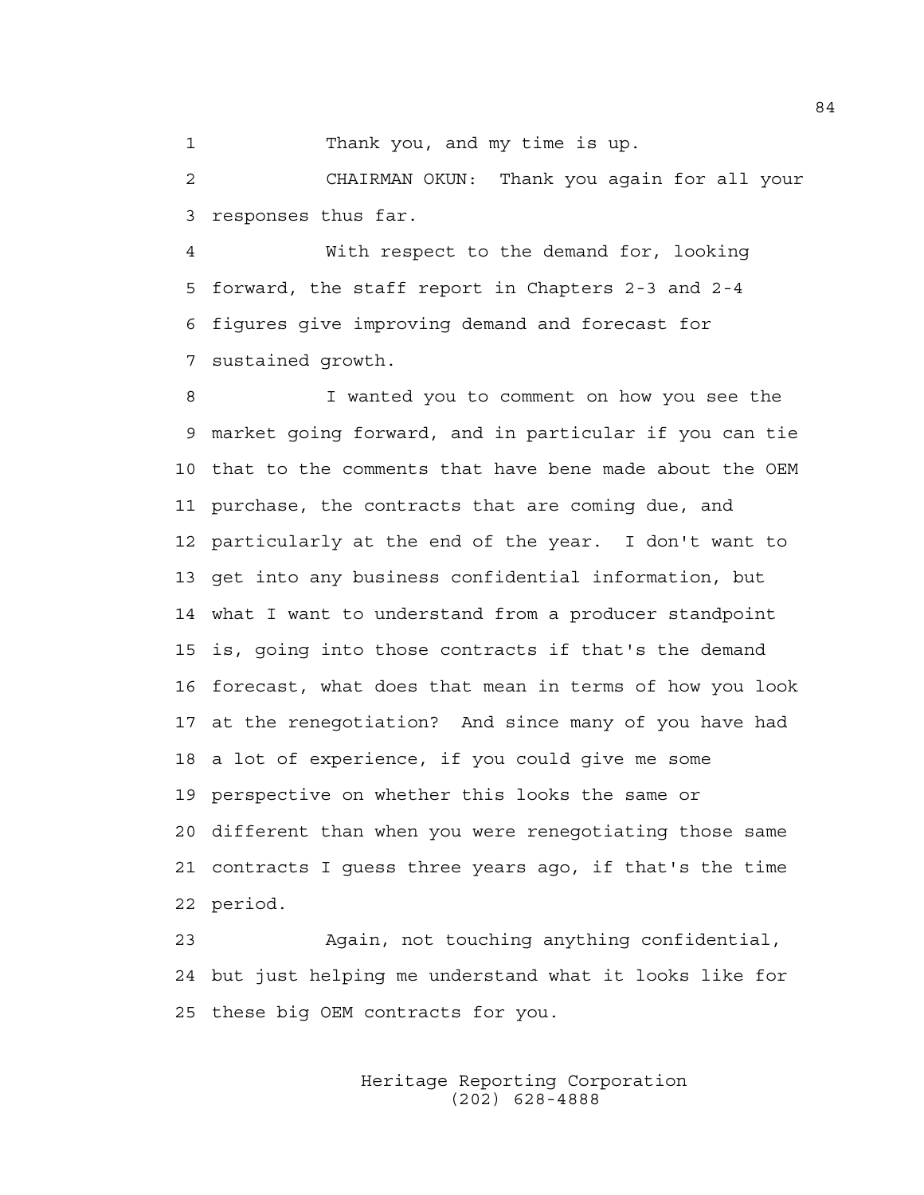Thank you, and my time is up.

CHAIRMAN OKUN: Thank you again for all your responses thus far.

With respect to the demand for, looking forward, the staff report in Chapters 2-3 and 2-4 figures give improving demand and forecast for sustained growth.

I wanted you to comment on how you see the market going forward, and in particular if you can tie that to the comments that have bene made about the OEM purchase, the contracts that are coming due, and particularly at the end of the year. I don't want to get into any business confidential information, but what I want to understand from a producer standpoint is, going into those contracts if that's the demand forecast, what does that mean in terms of how you look at the renegotiation? And since many of you have had a lot of experience, if you could give me some perspective on whether this looks the same or different than when you were renegotiating those same contracts I guess three years ago, if that's the time period.

Again, not touching anything confidential, but just helping me understand what it looks like for these big OEM contracts for you.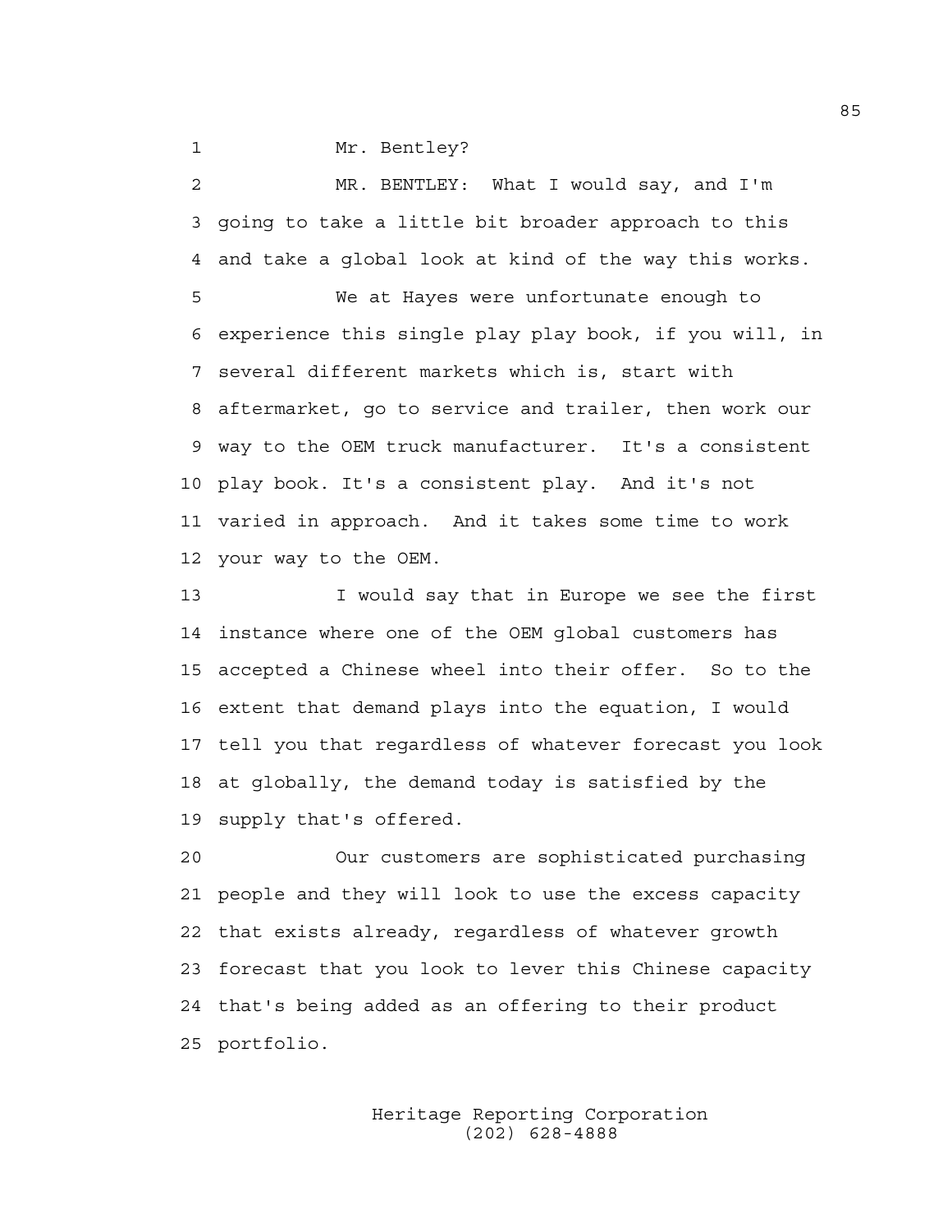Mr. Bentley?

MR. BENTLEY: What I would say, and I'm going to take a little bit broader approach to this and take a global look at kind of the way this works.

We at Hayes were unfortunate enough to experience this single play play book, if you will, in several different markets which is, start with aftermarket, go to service and trailer, then work our way to the OEM truck manufacturer. It's a consistent play book. It's a consistent play. And it's not varied in approach. And it takes some time to work your way to the OEM.

I would say that in Europe we see the first instance where one of the OEM global customers has accepted a Chinese wheel into their offer. So to the extent that demand plays into the equation, I would tell you that regardless of whatever forecast you look at globally, the demand today is satisfied by the supply that's offered.

Our customers are sophisticated purchasing people and they will look to use the excess capacity that exists already, regardless of whatever growth forecast that you look to lever this Chinese capacity that's being added as an offering to their product portfolio.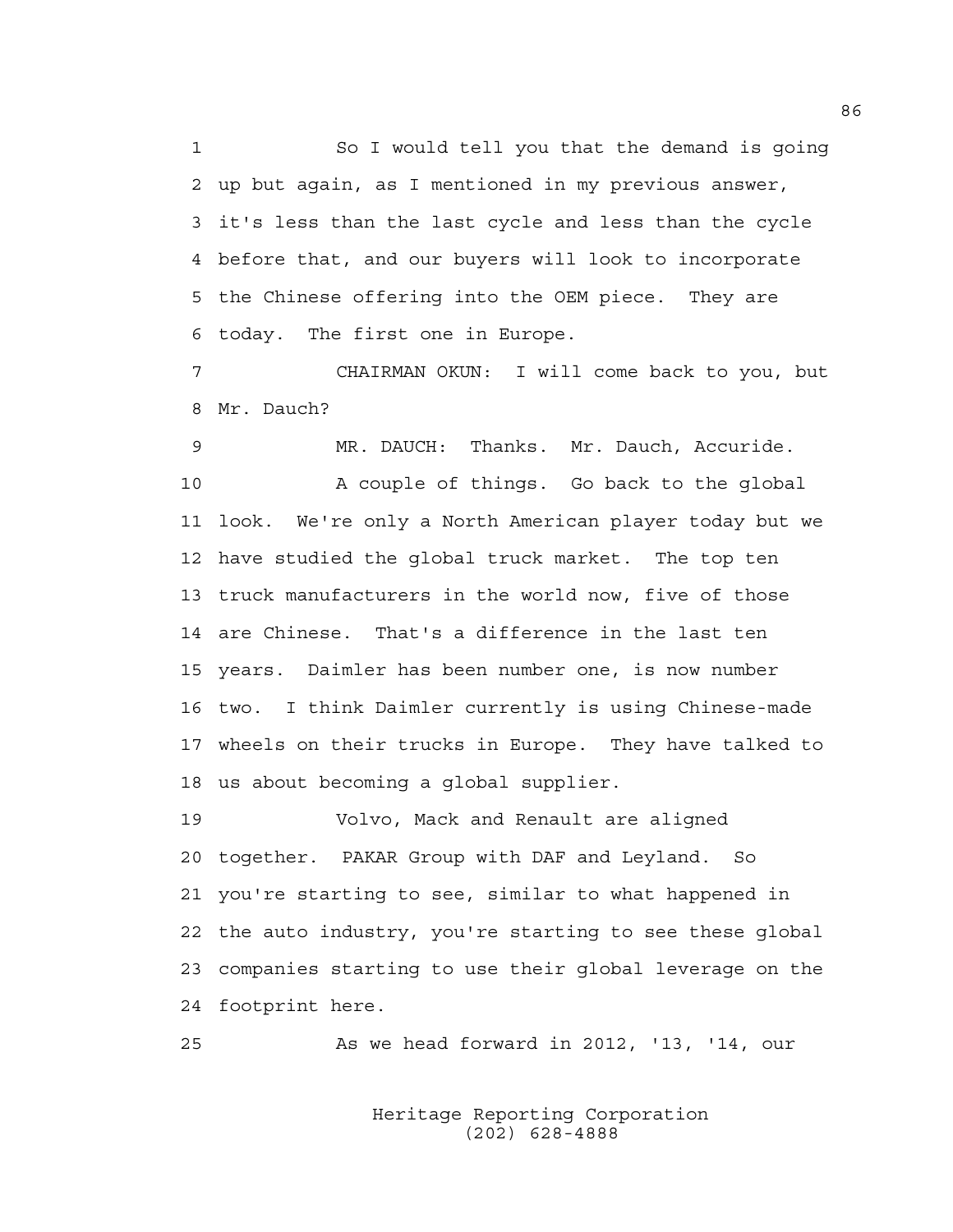1 So I would tell you that the demand is going
2 up but again, as I mentioned in my previous answer,
3 it's less than the last cycle and less than the cycle
4 before that, and our buyers will look to incorporate
5 the Chinese offering into the OEM piece. They are
6 today. The first one in Europe.

7 CHAIRMAN OKUN: I will come back to you, but
8 Mr. Dauch?

9 MR. DAUCH: Thanks. Mr. Dauch, Accuride.

10 A couple of things. Go back to the global
11 look. We're only a North American player today but we
12 have studied the global truck market. The top ten
13 truck manufacturers in the world now, five of those
14 are Chinese. That's a difference in the last ten
15 years. Daimler has been number one, is now number
16 two. I think Daimler currently is using Chinese-made
17 wheels on their trucks in Europe. They have talked to
18 us about becoming a global supplier.

19 Volvo, Mack and Renault are aligned
20 together. PAKAR Group with DAF and Leyland. So
21 you're starting to see, similar to what happened in
22 the auto industry, you're starting to see these global
23 companies starting to use their global leverage on the
24 footprint here.

25 As we head forward in 2012, '13, '14, our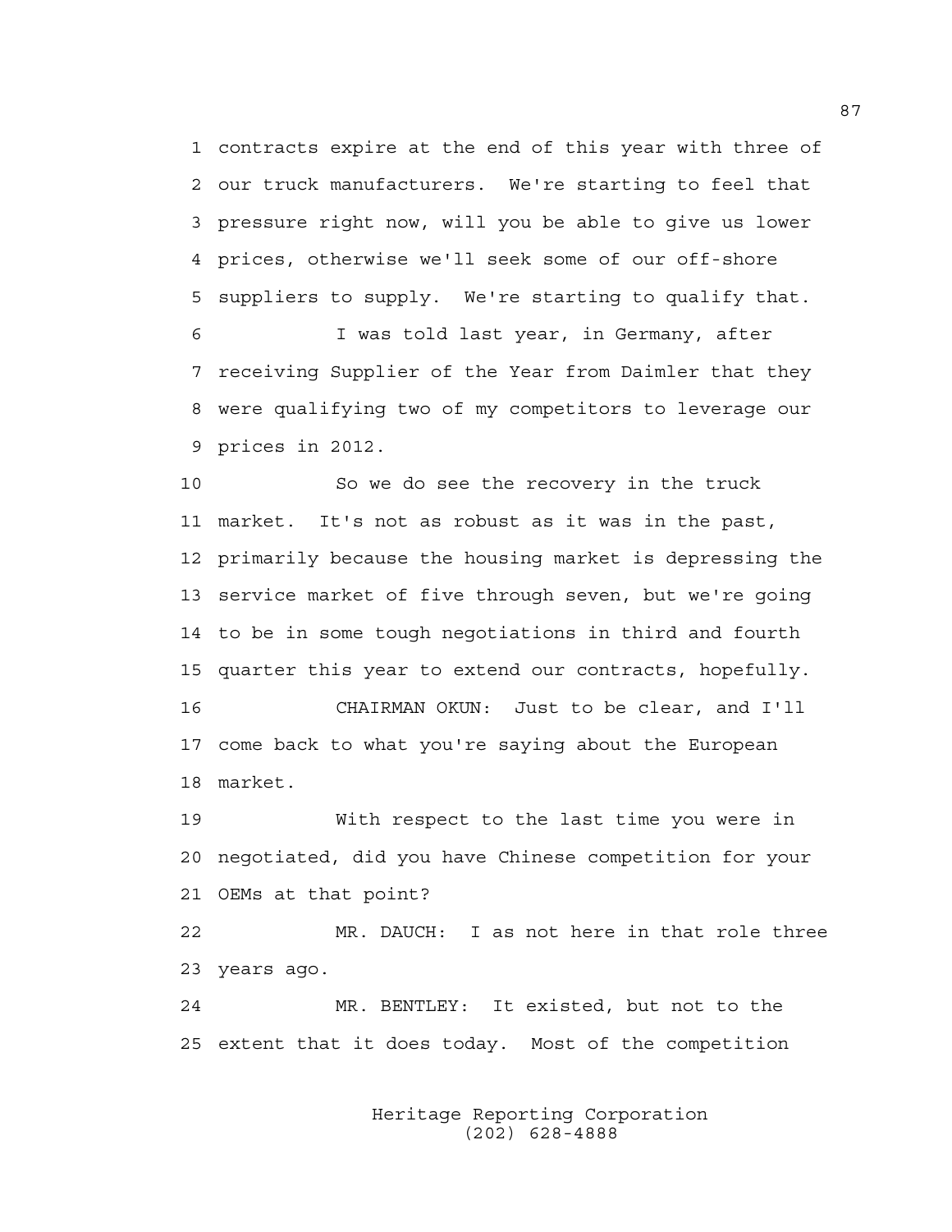contracts expire at the end of this year with three of our truck manufacturers. We're starting to feel that pressure right now, will you be able to give us lower prices, otherwise we'll seek some of our off-shore suppliers to supply. We're starting to qualify that.

I was told last year, in Germany, after receiving Supplier of the Year from Daimler that they were qualifying two of my competitors to leverage our prices in 2012.

So we do see the recovery in the truck market. It's not as robust as it was in the past, primarily because the housing market is depressing the service market of five through seven, but we're going to be in some tough negotiations in third and fourth quarter this year to extend our contracts, hopefully.

CHAIRMAN OKUN: Just to be clear, and I'll come back to what you're saying about the European market.

With respect to the last time you were in negotiated, did you have Chinese competition for your OEMs at that point?

MR. DAUCH: I as not here in that role three years ago.

MR. BENTLEY: It existed, but not to the extent that it does today. Most of the competition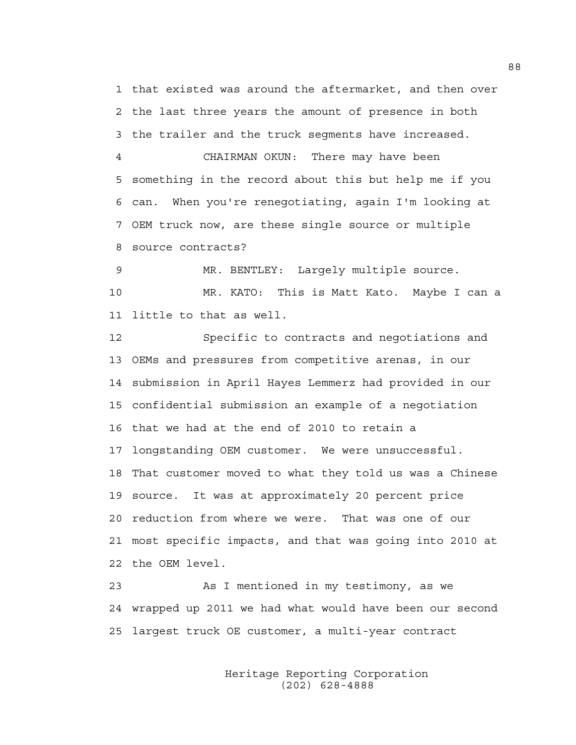that existed was around the aftermarket, and then over the last three years the amount of presence in both the trailer and the truck segments have increased.

CHAIRMAN OKUN: There may have been something in the record about this but help me if you can. When you're renegotiating, again I'm looking at OEM truck now, are these single source or multiple source contracts?

MR. BENTLEY: Largely multiple source.

MR. KATO: This is Matt Kato. Maybe I can a little to that as well.

Specific to contracts and negotiations and OEMs and pressures from competitive arenas, in our submission in April Hayes Lemmerz had provided in our confidential submission an example of a negotiation that we had at the end of 2010 to retain a longstanding OEM customer. We were unsuccessful. That customer moved to what they told us was a Chinese source. It was at approximately 20 percent price reduction from where we were. That was one of our most specific impacts, and that was going into 2010 at the OEM level.

As I mentioned in my testimony, as we wrapped up 2011 we had what would have been our second largest truck OE customer, a multi-year contract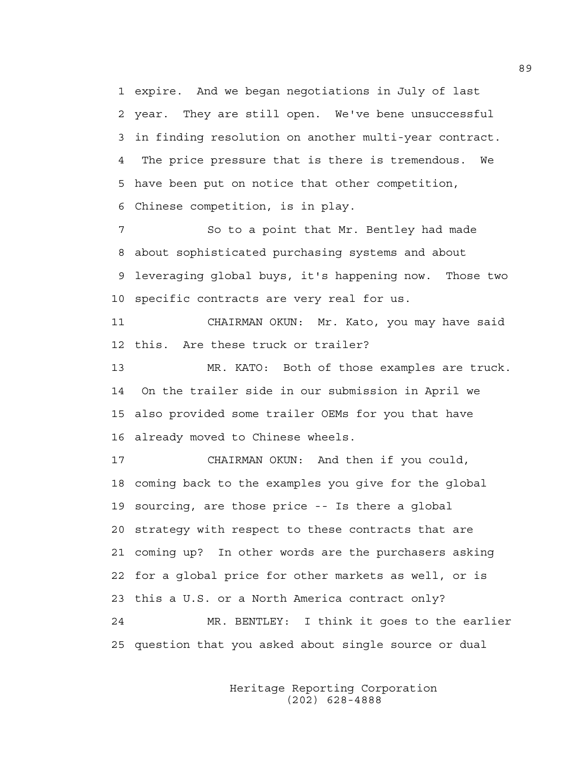expire. And we began negotiations in July of last year. They are still open. We've bene unsuccessful in finding resolution on another multi-year contract. The price pressure that is there is tremendous. We have been put on notice that other competition, Chinese competition, is in play.

So to a point that Mr. Bentley had made about sophisticated purchasing systems and about leveraging global buys, it's happening now. Those two specific contracts are very real for us.

CHAIRMAN OKUN: Mr. Kato, you may have said this. Are these truck or trailer?

MR. KATO: Both of those examples are truck. On the trailer side in our submission in April we also provided some trailer OEMs for you that have already moved to Chinese wheels.

CHAIRMAN OKUN: And then if you could, coming back to the examples you give for the global sourcing, are those price -- Is there a global strategy with respect to these contracts that are coming up? In other words are the purchasers asking for a global price for other markets as well, or is this a U.S. or a North America contract only?

MR. BENTLEY: I think it goes to the earlier question that you asked about single source or dual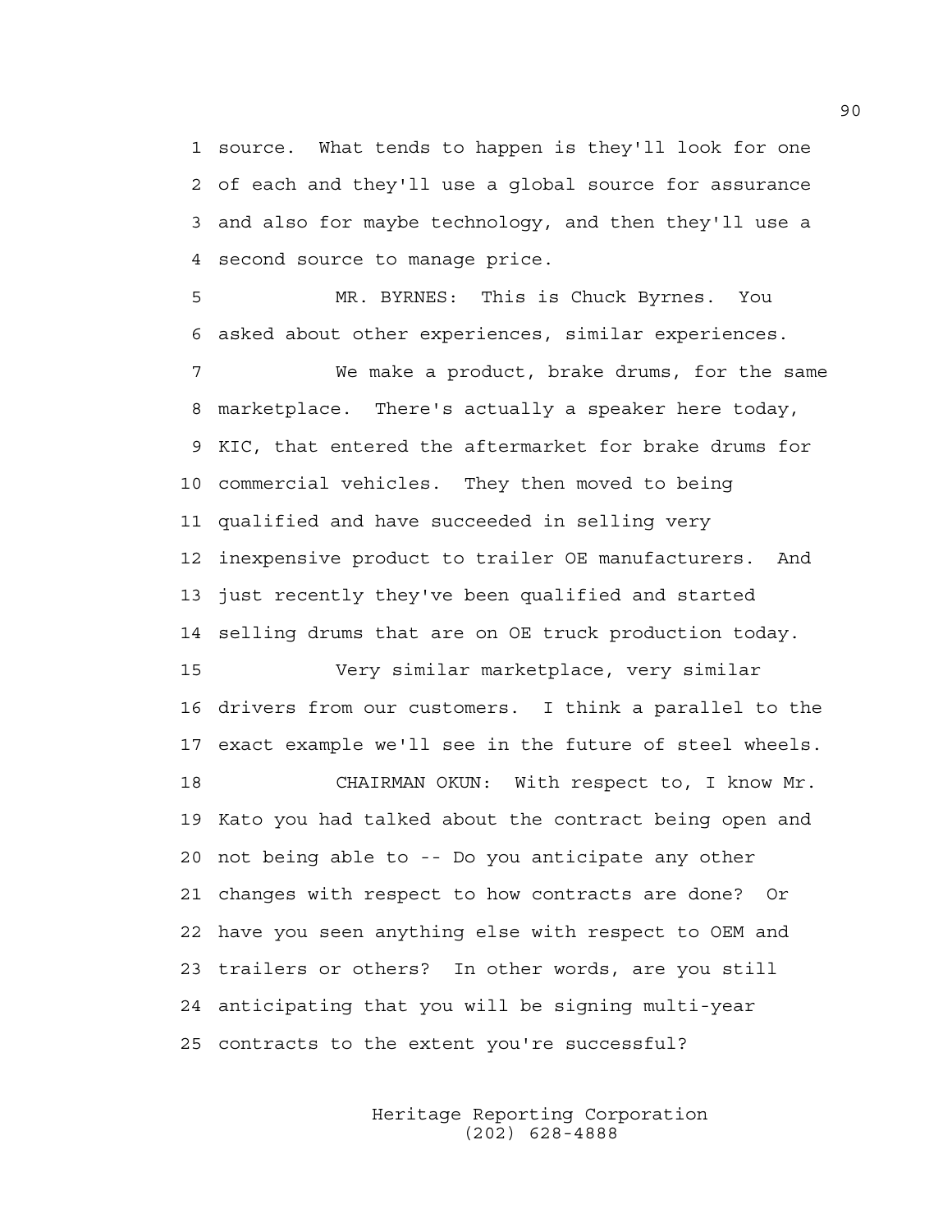source. What tends to happen is they'll look for one of each and they'll use a global source for assurance and also for maybe technology, and then they'll use a second source to manage price.

MR. BYRNES: This is Chuck Byrnes. You asked about other experiences, similar experiences.

We make a product, brake drums, for the same marketplace. There's actually a speaker here today, KIC, that entered the aftermarket for brake drums for commercial vehicles. They then moved to being qualified and have succeeded in selling very inexpensive product to trailer OE manufacturers. And just recently they've been qualified and started selling drums that are on OE truck production today.

Very similar marketplace, very similar drivers from our customers. I think a parallel to the exact example we'll see in the future of steel wheels.

CHAIRMAN OKUN: With respect to, I know Mr. Kato you had talked about the contract being open and not being able to -- Do you anticipate any other changes with respect to how contracts are done? Or have you seen anything else with respect to OEM and trailers or others? In other words, are you still anticipating that you will be signing multi-year contracts to the extent you're successful?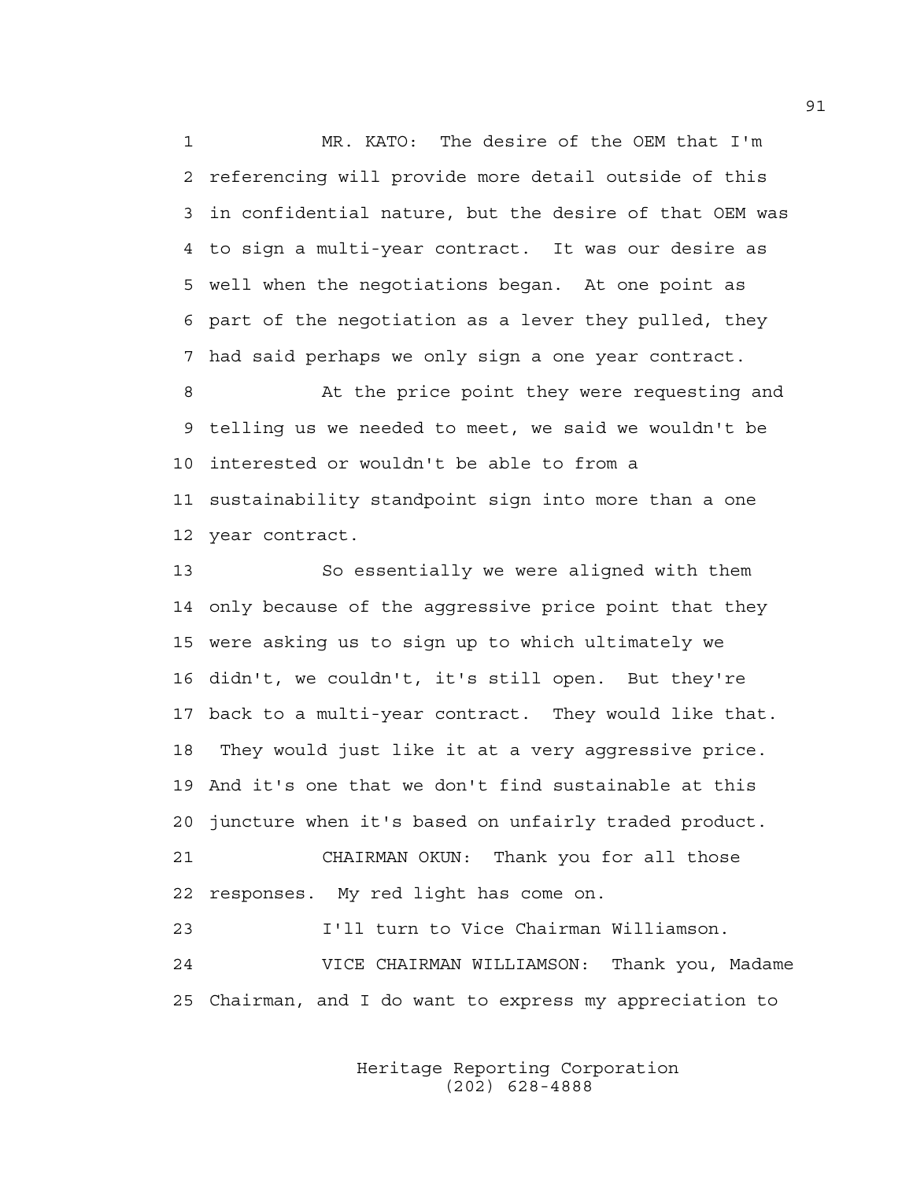MR. KATO: The desire of the OEM that I'm referencing will provide more detail outside of this in confidential nature, but the desire of that OEM was to sign a multi-year contract. It was our desire as well when the negotiations began. At one point as part of the negotiation as a lever they pulled, they had said perhaps we only sign a one year contract.

At the price point they were requesting and telling us we needed to meet, we said we wouldn't be interested or wouldn't be able to from a sustainability standpoint sign into more than a one year contract.

So essentially we were aligned with them only because of the aggressive price point that they were asking us to sign up to which ultimately we didn't, we couldn't, it's still open. But they're back to a multi-year contract. They would like that. They would just like it at a very aggressive price. And it's one that we don't find sustainable at this juncture when it's based on unfairly traded product.

CHAIRMAN OKUN: Thank you for all those responses. My red light has come on.

I'll turn to Vice Chairman Williamson.

VICE CHAIRMAN WILLIAMSON: Thank you, Madame Chairman, and I do want to express my appreciation to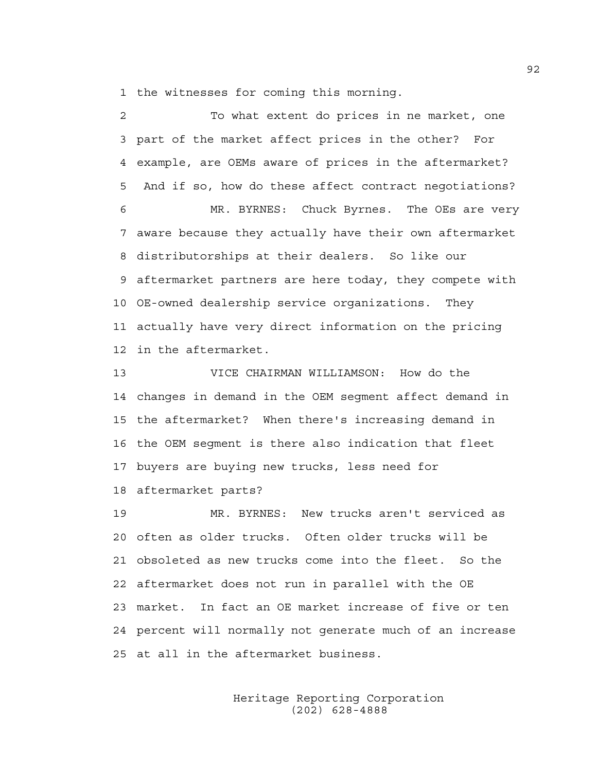1 the witnesses for coming this morning.

2 To what extent do prices in ne market, one

3 part of the market affect prices in the other? For

4 example, are OEMs aware of prices in the aftermarket?

5 And if so, how do these affect contract negotiations?

6 MR. BYRNES: Chuck Byrnes. The OEs are very

7 aware because they actually have their own aftermarket

8 distributorships at their dealers. So like our

9 aftermarket partners are here today, they compete with

10 OE-owned dealership service organizations. They

11 actually have very direct information on the pricing

12 in the aftermarket.

13 VICE CHAIRMAN WILLIAMSON: How do the

14 changes in demand in the OEM segment affect demand in

15 the aftermarket? When there's increasing demand in

16 the OEM segment is there also indication that fleet

17 buyers are buying new trucks, less need for

18 aftermarket parts?

19 MR. BYRNES: New trucks aren't serviced as

20 often as older trucks. Often older trucks will be

21 obsoleted as new trucks come into the fleet. So the

22 aftermarket does not run in parallel with the OE

23 market. In fact an OE market increase of five or ten

24 percent will normally not generate much of an increase

25 at all in the aftermarket business.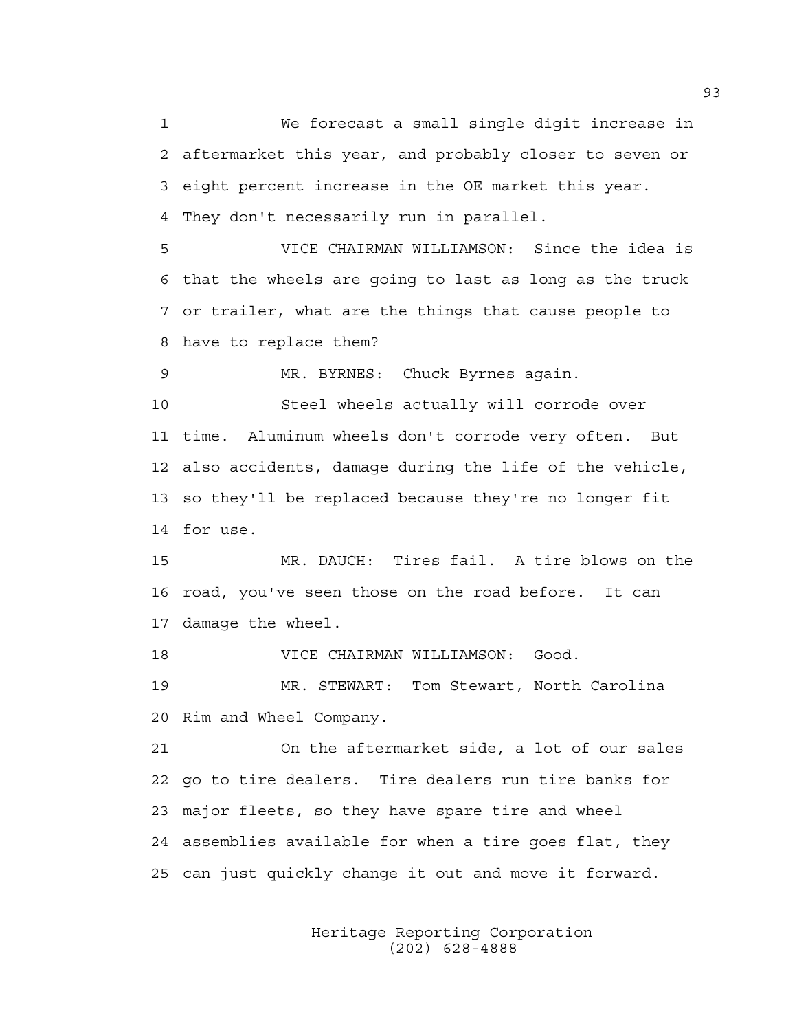We forecast a small single digit increase in aftermarket this year, and probably closer to seven or eight percent increase in the OE market this year. They don't necessarily run in parallel.

VICE CHAIRMAN WILLIAMSON: Since the idea is that the wheels are going to last as long as the truck or trailer, what are the things that cause people to have to replace them?

MR. BYRNES: Chuck Byrnes again.

Steel wheels actually will corrode over time. Aluminum wheels don't corrode very often. But also accidents, damage during the life of the vehicle, so they'll be replaced because they're no longer fit for use.

MR. DAUCH: Tires fail. A tire blows on the road, you've seen those on the road before. It can damage the wheel.

VICE CHAIRMAN WILLIAMSON: Good.

MR. STEWART: Tom Stewart, North Carolina Rim and Wheel Company.

On the aftermarket side, a lot of our sales go to tire dealers. Tire dealers run tire banks for major fleets, so they have spare tire and wheel assemblies available for when a tire goes flat, they can just quickly change it out and move it forward.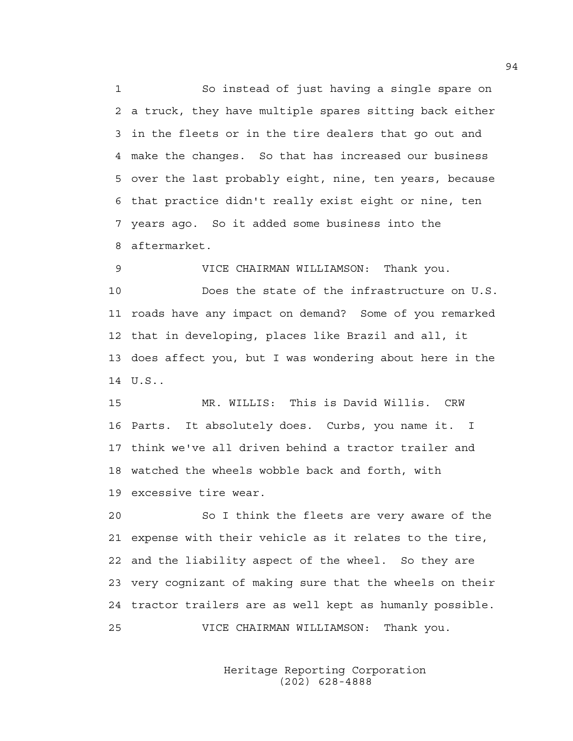So instead of just having a single spare on a truck, they have multiple spares sitting back either in the fleets or in the tire dealers that go out and make the changes. So that has increased our business over the last probably eight, nine, ten years, because that practice didn't really exist eight or nine, ten years ago. So it added some business into the aftermarket.

VICE CHAIRMAN WILLIAMSON: Thank you.

Does the state of the infrastructure on U.S. roads have any impact on demand? Some of you remarked that in developing, places like Brazil and all, it does affect you, but I was wondering about here in the U.S..

MR. WILLIS: This is David Willis. CRW Parts. It absolutely does. Curbs, you name it. I think we've all driven behind a tractor trailer and watched the wheels wobble back and forth, with excessive tire wear.

So I think the fleets are very aware of the expense with their vehicle as it relates to the tire, and the liability aspect of the wheel. So they are very cognizant of making sure that the wheels on their tractor trailers are as well kept as humanly possible.

VICE CHAIRMAN WILLIAMSON: Thank you.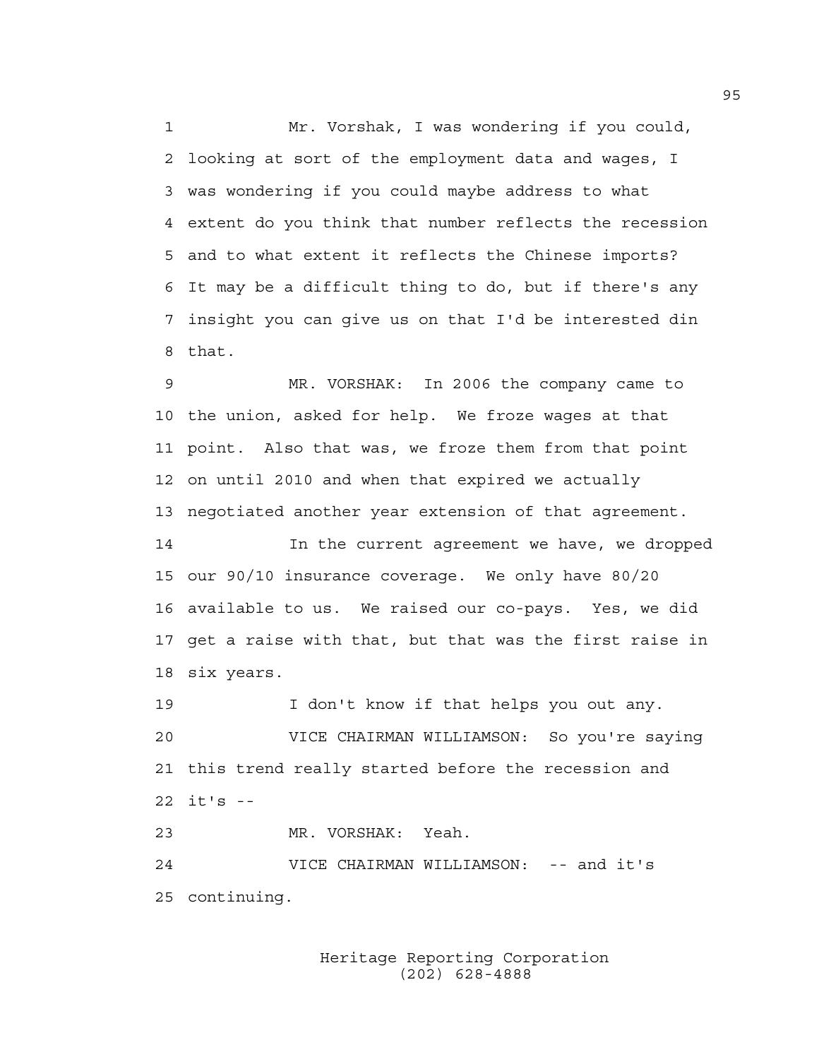Mr. Vorshak, I was wondering if you could, looking at sort of the employment data and wages, I was wondering if you could maybe address to what extent do you think that number reflects the recession and to what extent it reflects the Chinese imports? It may be a difficult thing to do, but if there's any insight you can give us on that I'd be interested din that.

MR. VORSHAK: In 2006 the company came to the union, asked for help. We froze wages at that point. Also that was, we froze them from that point on until 2010 and when that expired we actually negotiated another year extension of that agreement.

In the current agreement we have, we dropped our 90/10 insurance coverage. We only have 80/20 available to us. We raised our co-pays. Yes, we did get a raise with that, but that was the first raise in six years.

I don't know if that helps you out any.

VICE CHAIRMAN WILLIAMSON: So you're saying this trend really started before the recession and it's --

MR. VORSHAK: Yeah.

VICE CHAIRMAN WILLIAMSON: -- and it's continuing.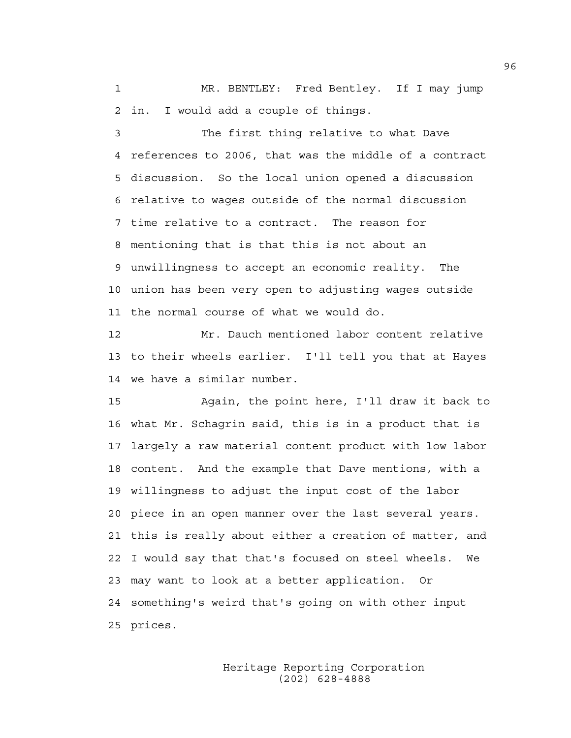MR. BENTLEY: Fred Bentley. If I may jump in. I would add a couple of things.

The first thing relative to what Dave references to 2006, that was the middle of a contract discussion. So the local union opened a discussion relative to wages outside of the normal discussion time relative to a contract. The reason for mentioning that is that this is not about an unwillingness to accept an economic reality. The union has been very open to adjusting wages outside the normal course of what we would do.

Mr. Dauch mentioned labor content relative to their wheels earlier. I'll tell you that at Hayes we have a similar number.

Again, the point here, I'll draw it back to what Mr. Schagrin said, this is in a product that is largely a raw material content product with low labor content. And the example that Dave mentions, with a willingness to adjust the input cost of the labor piece in an open manner over the last several years. this is really about either a creation of matter, and I would say that that's focused on steel wheels. We may want to look at a better application. Or something's weird that's going on with other input prices.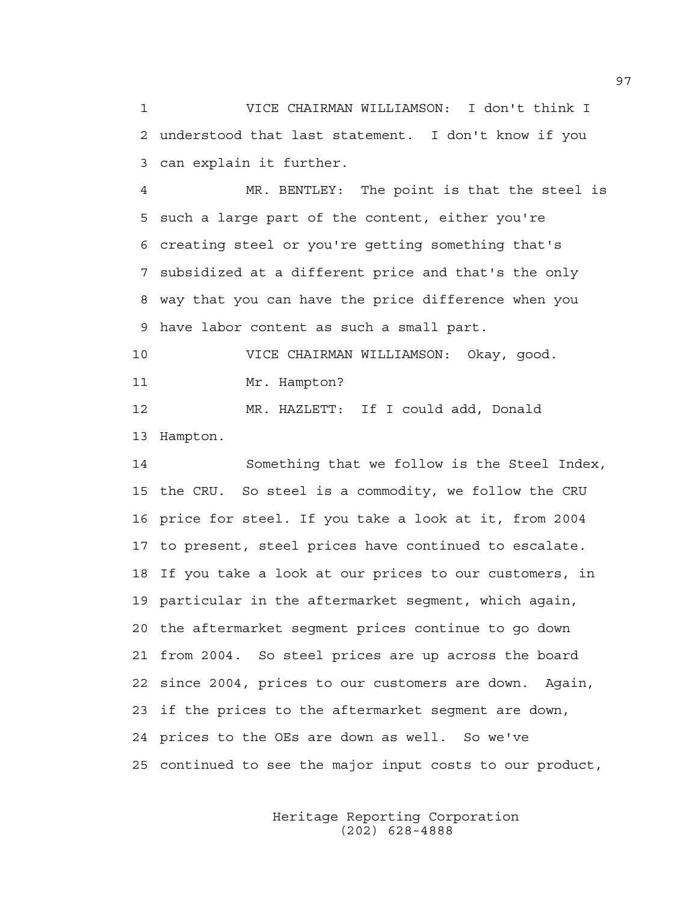1 VICE CHAIRMAN WILLIAMSON: I don't think I
2 understood that last statement. I don't know if you
3 can explain it further.

4 MR. BENTLEY: The point is that the steel is
5 such a large part of the content, either you're
6 creating steel or you're getting something that's
7 subsidized at a different price and that's the only
8 way that you can have the price difference when you
9 have labor content as such a small part.

10 VICE CHAIRMAN WILLIAMSON: Okay, good.

11 Mr. Hampton?

12 MR. HAZLETT: If I could add, Donald
13 Hampton.

14 Something that we follow is the Steel Index,
15 the CRU. So steel is a commodity, we follow the CRU
16 price for steel. If you take a look at it, from 2004
17 to present, steel prices have continued to escalate.
18 If you take a look at our prices to our customers, in
19 particular in the aftermarket segment, which again,
20 the aftermarket segment prices continue to go down
21 from 2004. So steel prices are up across the board
22 since 2004, prices to our customers are down. Again,
23 if the prices to the aftermarket segment are down,
24 prices to the OEs are down as well. So we've
25 continued to see the major input costs to our product,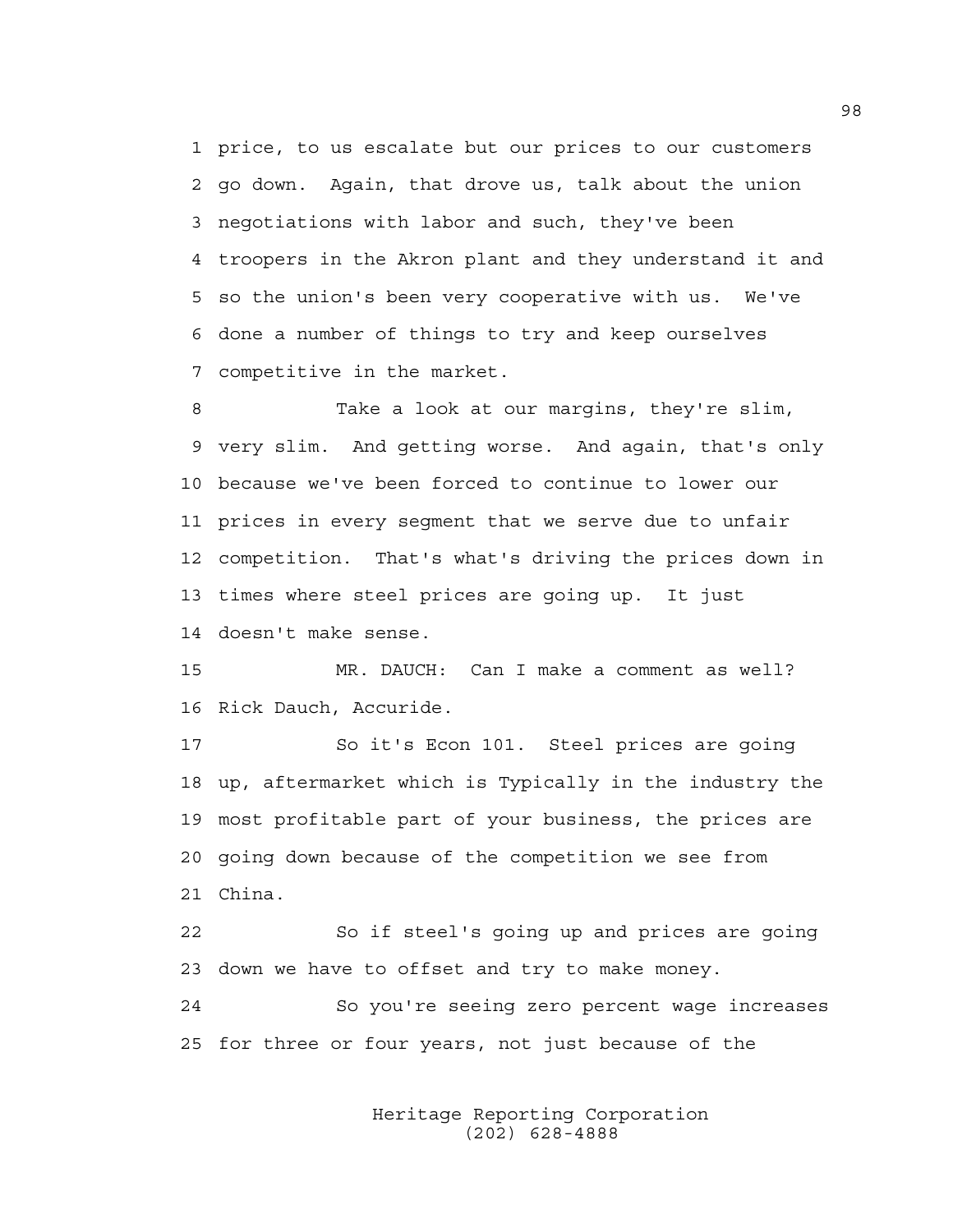price, to us escalate but our prices to our customers go down. Again, that drove us, talk about the union negotiations with labor and such, they've been troopers in the Akron plant and they understand it and so the union's been very cooperative with us. We've done a number of things to try and keep ourselves competitive in the market.

Take a look at our margins, they're slim, very slim. And getting worse. And again, that's only because we've been forced to continue to lower our prices in every segment that we serve due to unfair competition. That's what's driving the prices down in times where steel prices are going up. It just doesn't make sense.

MR. DAUCH: Can I make a comment as well? Rick Dauch, Accuride.

So it's Econ 101. Steel prices are going up, aftermarket which is Typically in the industry the most profitable part of your business, the prices are going down because of the competition we see from China.

So if steel's going up and prices are going down we have to offset and try to make money.

So you're seeing zero percent wage increases for three or four years, not just because of the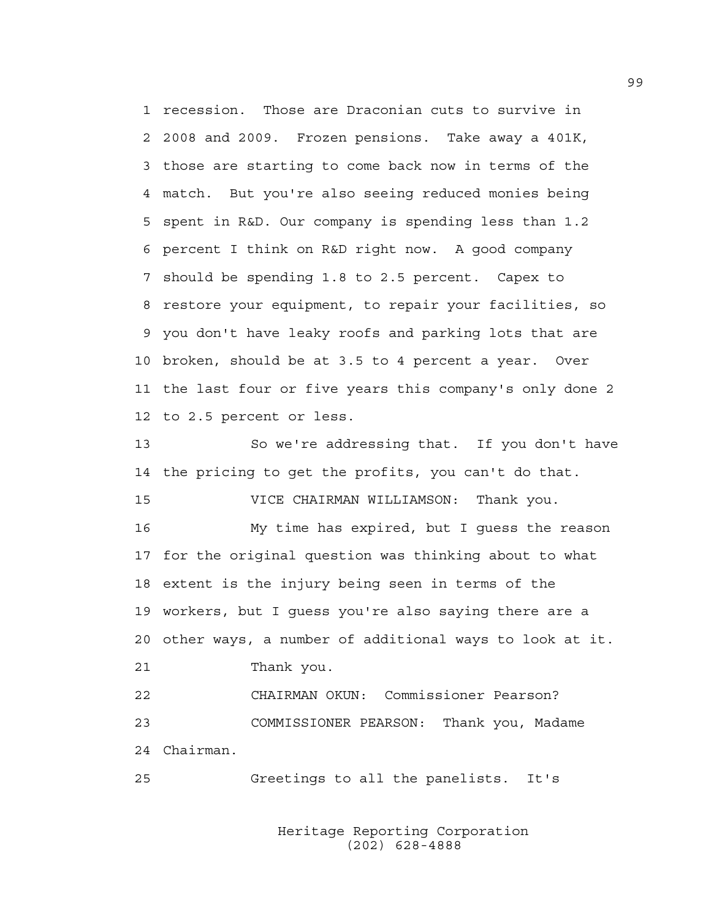recession. Those are Draconian cuts to survive in 2008 and 2009. Frozen pensions. Take away a 401K, those are starting to come back now in terms of the match. But you're also seeing reduced monies being spent in R&D. Our company is spending less than 1.2 percent I think on R&D right now. A good company should be spending 1.8 to 2.5 percent. Capex to restore your equipment, to repair your facilities, so you don't have leaky roofs and parking lots that are broken, should be at 3.5 to 4 percent a year. Over the last four or five years this company's only done 2 to 2.5 percent or less.

So we're addressing that. If you don't have the pricing to get the profits, you can't do that.

VICE CHAIRMAN WILLIAMSON: Thank you.

My time has expired, but I guess the reason for the original question was thinking about to what extent is the injury being seen in terms of the workers, but I guess you're also saying there are a other ways, a number of additional ways to look at it.

Thank you.

CHAIRMAN OKUN: Commissioner Pearson?

COMMISSIONER PEARSON: Thank you, Madame Chairman.

Greetings to all the panelists. It's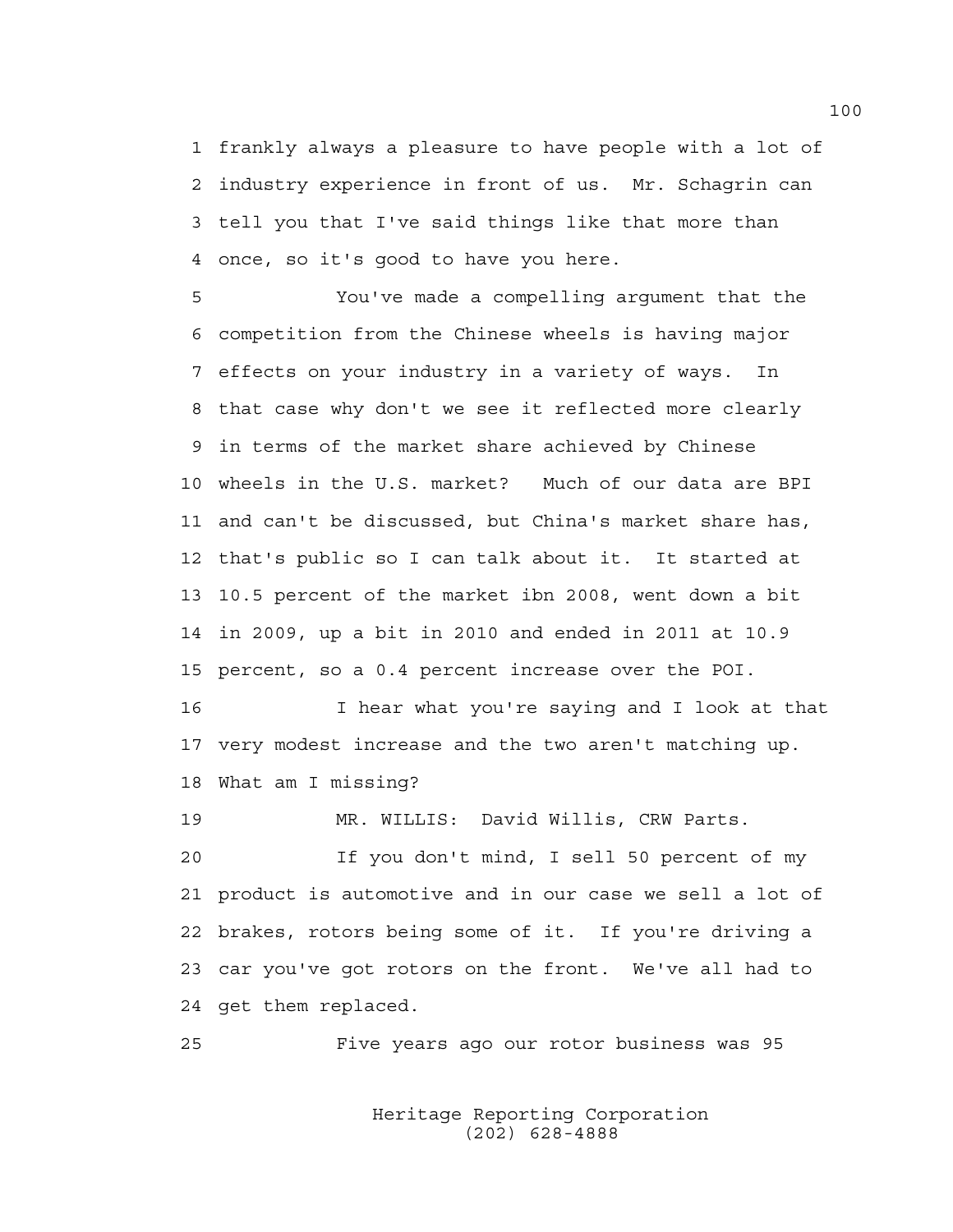1 frankly always a pleasure to have people with a lot of
2 industry experience in front of us. Mr. Schagrin can
3 tell you that I've said things like that more than
4 once, so it's good to have you here.

5 You've made a compelling argument that the
6 competition from the Chinese wheels is having major
7 effects on your industry in a variety of ways. In
8 that case why don't we see it reflected more clearly
9 in terms of the market share achieved by Chinese
10 wheels in the U.S. market? Much of our data are BPI
11 and can't be discussed, but China's market share has,
12 that's public so I can talk about it. It started at
13 10.5 percent of the market ibn 2008, went down a bit
14 in 2009, up a bit in 2010 and ended in 2011 at 10.9
15 percent, so a 0.4 percent increase over the POI.

16 I hear what you're saying and I look at that
17 very modest increase and the two aren't matching up.
18 What am I missing?

19 MR. WILLIS: David Willis, CRW Parts.

20 If you don't mind, I sell 50 percent of my
21 product is automotive and in our case we sell a lot of
22 brakes, rotors being some of it. If you're driving a
23 car you've got rotors on the front. We've all had to
24 get them replaced.

25 Five years ago our rotor business was 95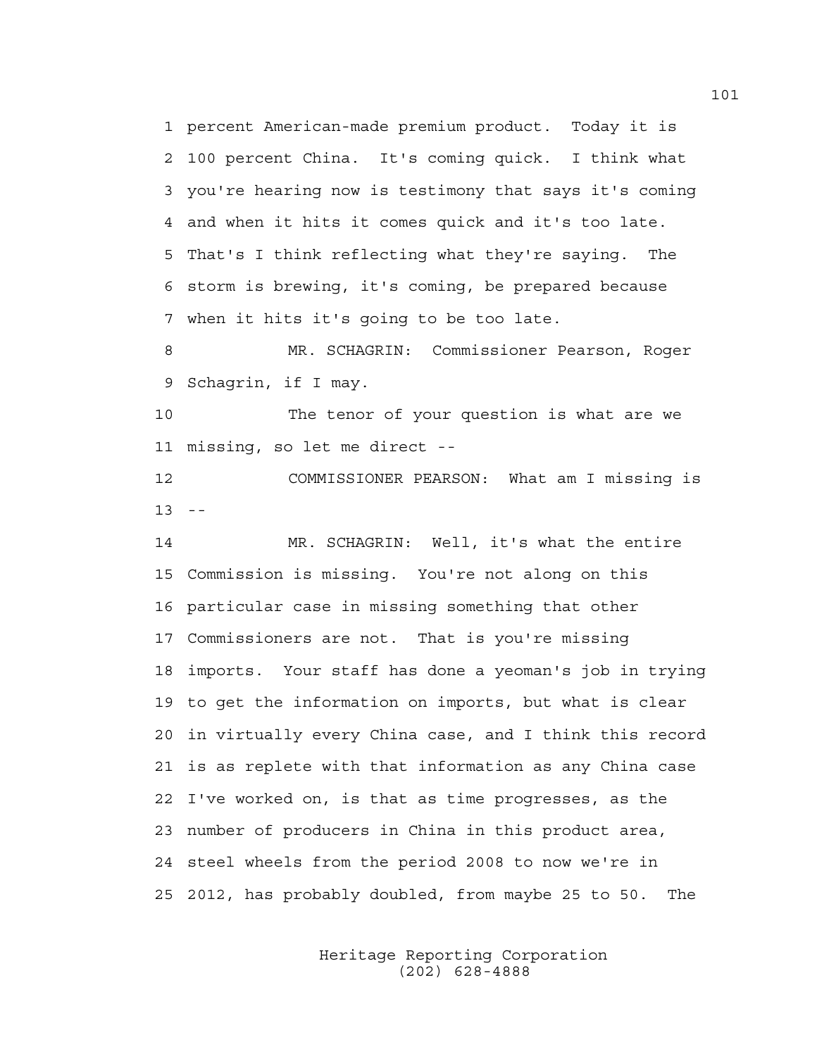percent American-made premium product. Today it is 100 percent China. It's coming quick. I think what you're hearing now is testimony that says it's coming and when it hits it comes quick and it's too late. That's I think reflecting what they're saying. The storm is brewing, it's coming, be prepared because when it hits it's going to be too late.

MR. SCHAGRIN: Commissioner Pearson, Roger Schagrin, if I may.

The tenor of your question is what are we missing, so let me direct --

COMMISSIONER PEARSON: What am I missing is --

MR. SCHAGRIN: Well, it's what the entire Commission is missing. You're not along on this particular case in missing something that other Commissioners are not. That is you're missing imports. Your staff has done a yeoman's job in trying to get the information on imports, but what is clear in virtually every China case, and I think this record is as replete with that information as any China case I've worked on, is that as time progresses, as the number of producers in China in this product area, steel wheels from the period 2008 to now we're in 2012, has probably doubled, from maybe 25 to 50. The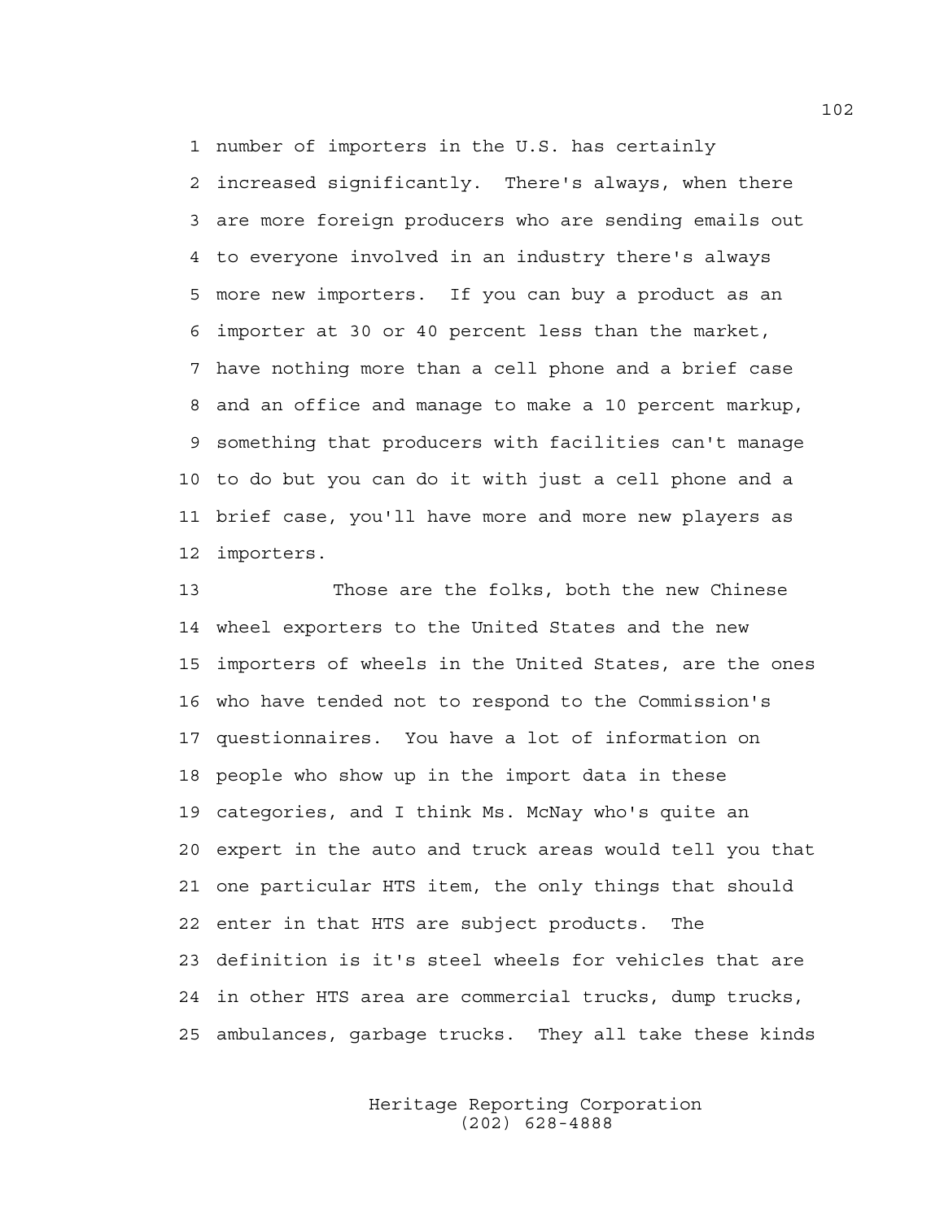number of importers in the U.S. has certainly increased significantly. There's always, when there are more foreign producers who are sending emails out to everyone involved in an industry there's always more new importers. If you can buy a product as an importer at 30 or 40 percent less than the market, have nothing more than a cell phone and a brief case and an office and manage to make a 10 percent markup, something that producers with facilities can't manage to do but you can do it with just a cell phone and a brief case, you'll have more and more new players as importers.

Those are the folks, both the new Chinese wheel exporters to the United States and the new importers of wheels in the United States, are the ones who have tended not to respond to the Commission's questionnaires. You have a lot of information on people who show up in the import data in these categories, and I think Ms. McNay who's quite an expert in the auto and truck areas would tell you that one particular HTS item, the only things that should enter in that HTS are subject products. The definition is it's steel wheels for vehicles that are in other HTS area are commercial trucks, dump trucks, ambulances, garbage trucks. They all take these kinds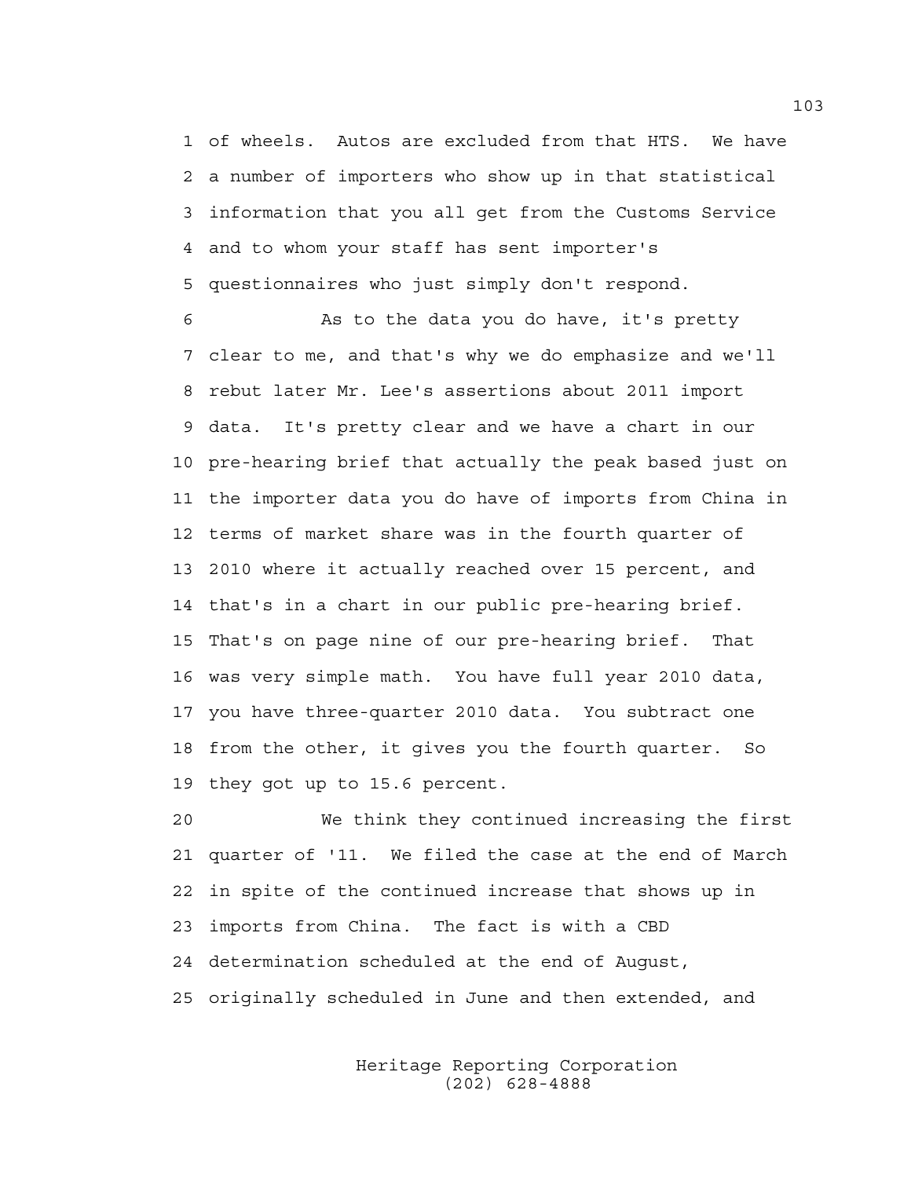1 of wheels. Autos are excluded from that HTS. We have
2 a number of importers who show up in that statistical
3 information that you all get from the Customs Service
4 and to whom your staff has sent importer's
5 questionnaires who just simply don't respond.

6 As to the data you do have, it's pretty
7 clear to me, and that's why we do emphasize and we'll
8 rebut later Mr. Lee's assertions about 2011 import
9 data. It's pretty clear and we have a chart in our
10 pre-hearing brief that actually the peak based just on
11 the importer data you do have of imports from China in
12 terms of market share was in the fourth quarter of
13 2010 where it actually reached over 15 percent, and
14 that's in a chart in our public pre-hearing brief.
15 That's on page nine of our pre-hearing brief. That
16 was very simple math. You have full year 2010 data,
17 you have three-quarter 2010 data. You subtract one
18 from the other, it gives you the fourth quarter. So
19 they got up to 15.6 percent.

20 We think they continued increasing the first
21 quarter of '11. We filed the case at the end of March
22 in spite of the continued increase that shows up in
23 imports from China. The fact is with a CBD
24 determination scheduled at the end of August,
25 originally scheduled in June and then extended, and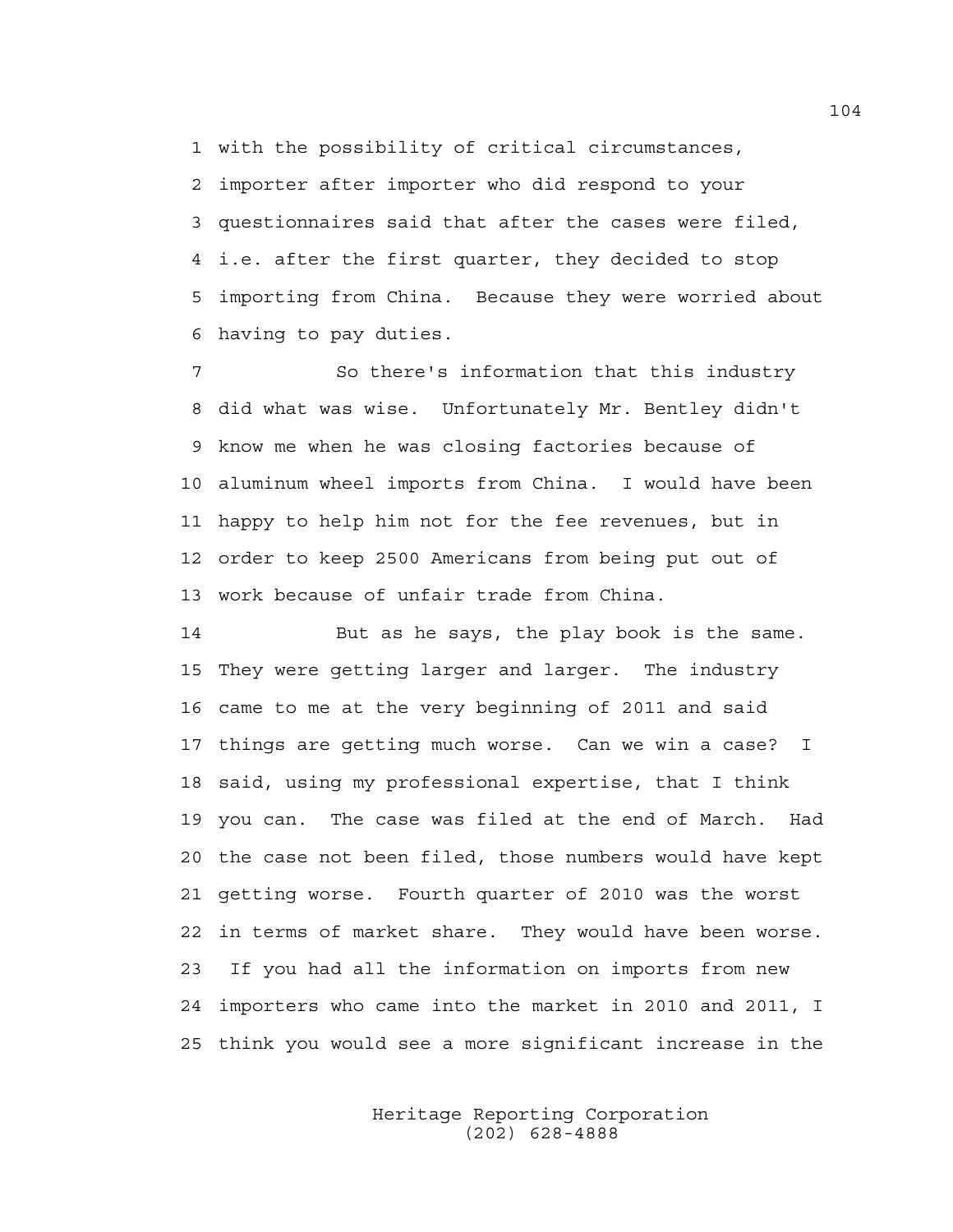with the possibility of critical circumstances, importer after importer who did respond to your questionnaires said that after the cases were filed, i.e. after the first quarter, they decided to stop importing from China. Because they were worried about having to pay duties.

So there's information that this industry did what was wise. Unfortunately Mr. Bentley didn't know me when he was closing factories because of aluminum wheel imports from China. I would have been happy to help him not for the fee revenues, but in order to keep 2500 Americans from being put out of work because of unfair trade from China.

But as he says, the play book is the same. They were getting larger and larger. The industry came to me at the very beginning of 2011 and said things are getting much worse. Can we win a case? I said, using my professional expertise, that I think you can. The case was filed at the end of March. Had the case not been filed, those numbers would have kept getting worse. Fourth quarter of 2010 was the worst in terms of market share. They would have been worse. If you had all the information on imports from new importers who came into the market in 2010 and 2011, I think you would see a more significant increase in the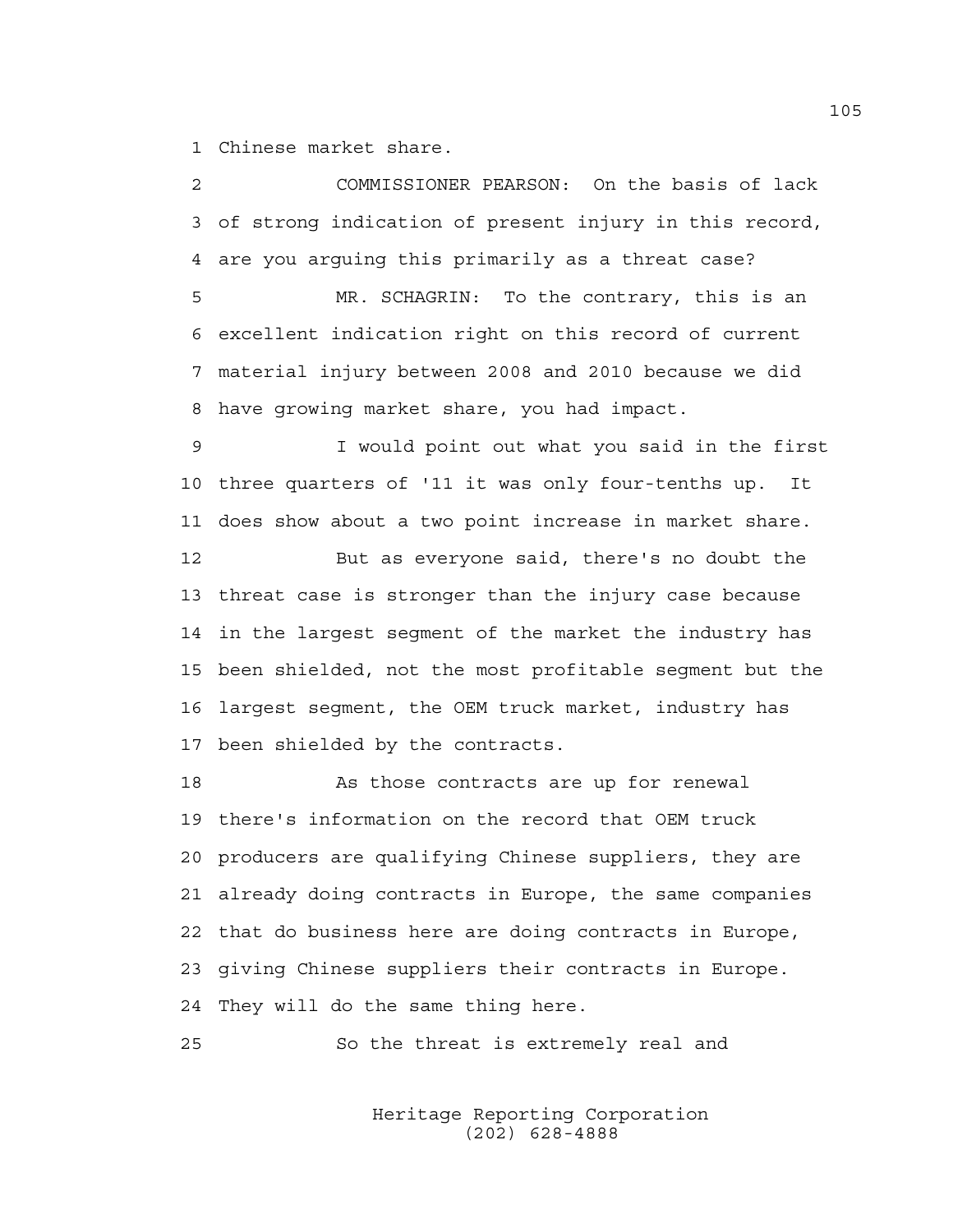Chinese market share.

COMMISSIONER PEARSON: On the basis of lack of strong indication of present injury in this record, are you arguing this primarily as a threat case?

MR. SCHAGRIN: To the contrary, this is an excellent indication right on this record of current material injury between 2008 and 2010 because we did have growing market share, you had impact.

I would point out what you said in the first three quarters of '11 it was only four-tenths up. It does show about a two point increase in market share.

But as everyone said, there's no doubt the threat case is stronger than the injury case because in the largest segment of the market the industry has been shielded, not the most profitable segment but the largest segment, the OEM truck market, industry has been shielded by the contracts.

As those contracts are up for renewal there's information on the record that OEM truck producers are qualifying Chinese suppliers, they are already doing contracts in Europe, the same companies that do business here are doing contracts in Europe, giving Chinese suppliers their contracts in Europe. They will do the same thing here.

So the threat is extremely real and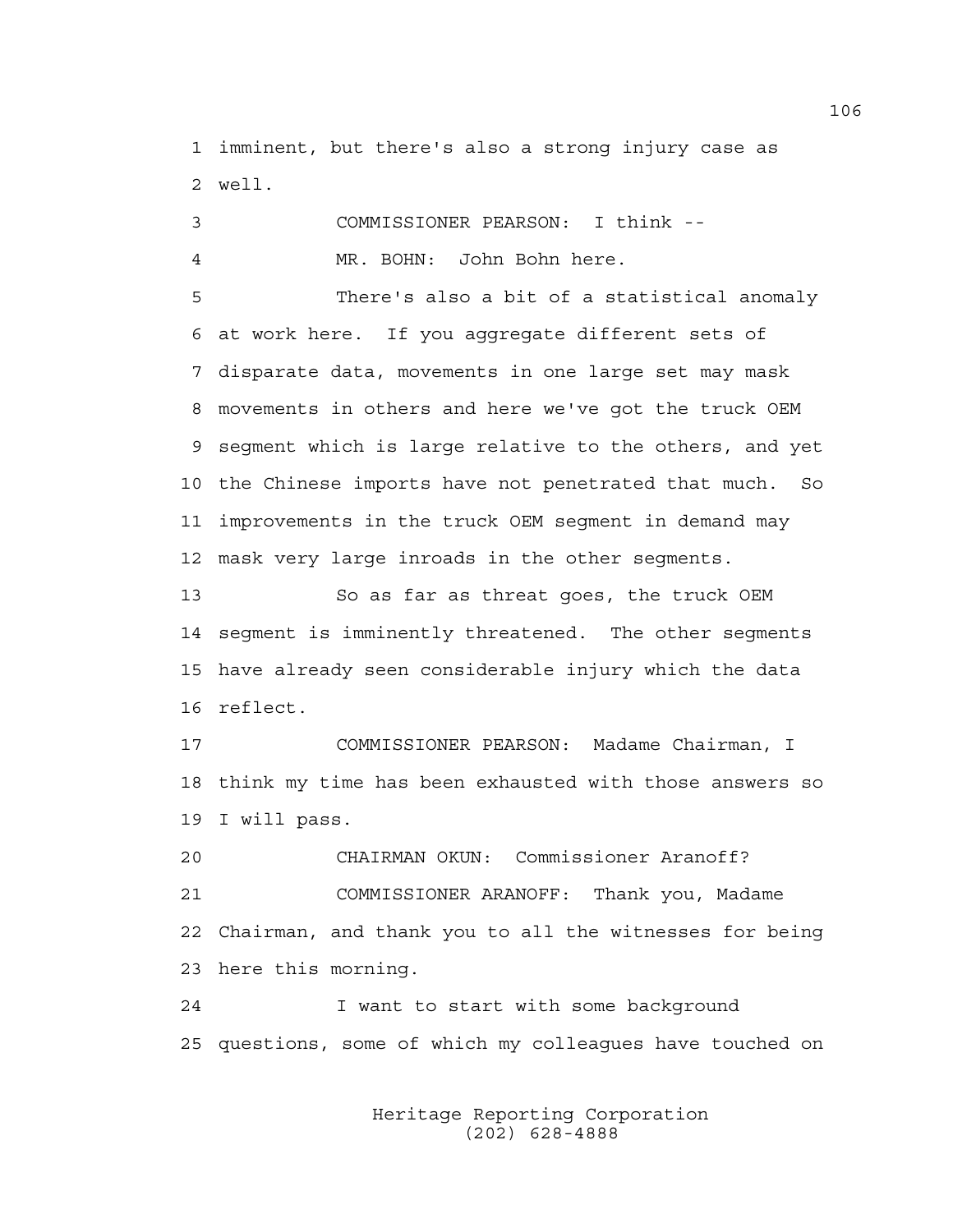imminent, but there's also a strong injury case as well.

COMMISSIONER PEARSON: I think --

MR. BOHN: John Bohn here.

There's also a bit of a statistical anomaly at work here. If you aggregate different sets of disparate data, movements in one large set may mask movements in others and here we've got the truck OEM segment which is large relative to the others, and yet the Chinese imports have not penetrated that much. So improvements in the truck OEM segment in demand may mask very large inroads in the other segments.

So as far as threat goes, the truck OEM segment is imminently threatened. The other segments have already seen considerable injury which the data reflect.

COMMISSIONER PEARSON: Madame Chairman, I think my time has been exhausted with those answers so I will pass.

CHAIRMAN OKUN: Commissioner Aranoff?

COMMISSIONER ARANOFF: Thank you, Madame Chairman, and thank you to all the witnesses for being here this morning.

I want to start with some background questions, some of which my colleagues have touched on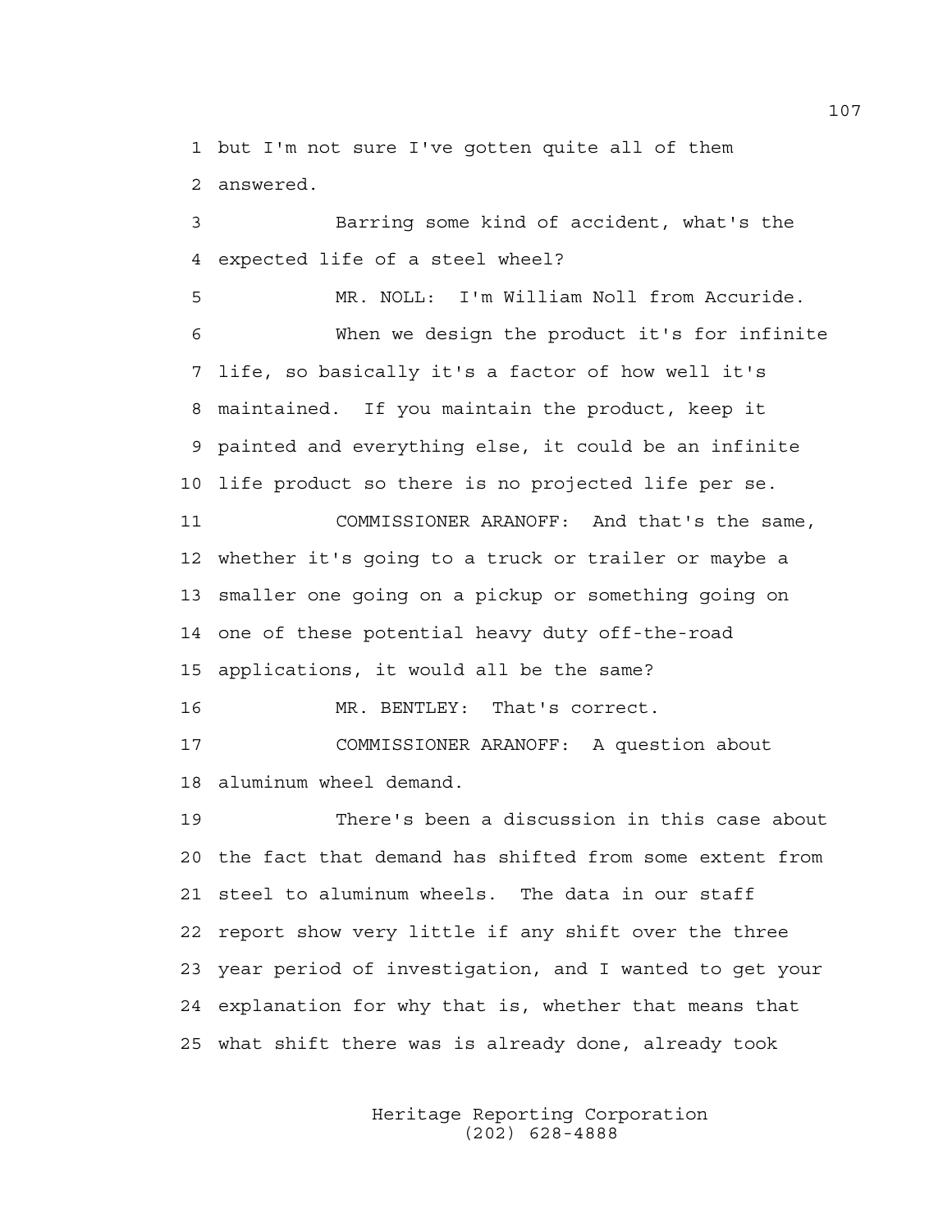1 but I'm not sure I've gotten quite all of them
2 answered.

3 Barring some kind of accident, what's the
4 expected life of a steel wheel?

5 MR. NOLL: I'm William Noll from Accuride.

6 When we design the product it's for infinite
7 life, so basically it's a factor of how well it's
8 maintained. If you maintain the product, keep it
9 painted and everything else, it could be an infinite
10 life product so there is no projected life per se.

11 COMMISSIONER ARANOFF: And that's the same,
12 whether it's going to a truck or trailer or maybe a
13 smaller one going on a pickup or something going on
14 one of these potential heavy duty off-the-road
15 applications, it would all be the same?

16 MR. BENTLEY: That's correct.

17 COMMISSIONER ARANOFF: A question about
18 aluminum wheel demand.

19 There's been a discussion in this case about
20 the fact that demand has shifted from some extent from
21 steel to aluminum wheels. The data in our staff
22 report show very little if any shift over the three
23 year period of investigation, and I wanted to get your
24 explanation for why that is, whether that means that
25 what shift there was is already done, already took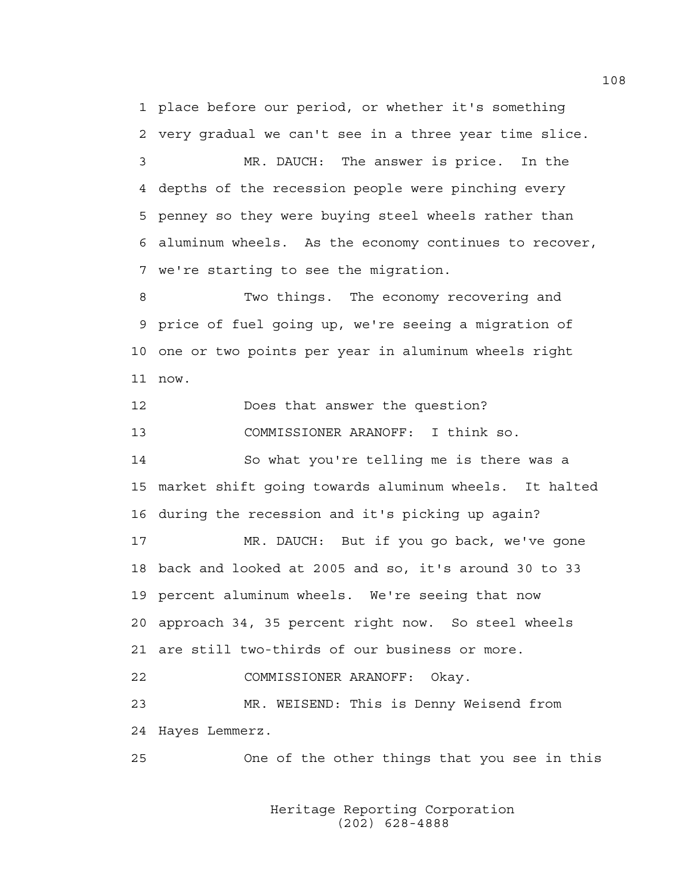1 place before our period, or whether it's something
2 very gradual we can't see in a three year time slice.
3 MR. DAUCH: The answer is price. In the
4 depths of the recession people were pinching every
5 penney so they were buying steel wheels rather than
6 aluminum wheels. As the economy continues to recover,
7 we're starting to see the migration.
8 Two things. The economy recovering and
9 price of fuel going up, we're seeing a migration of
10 one or two points per year in aluminum wheels right
11 now.
12 Does that answer the question?
13 COMMISSIONER ARANOFF: I think so.
14 So what you're telling me is there was a
15 market shift going towards aluminum wheels. It halted
16 during the recession and it's picking up again?
17 MR. DAUCH: But if you go back, we've gone
18 back and looked at 2005 and so, it's around 30 to 33
19 percent aluminum wheels. We're seeing that now
20 approach 34, 35 percent right now. So steel wheels
21 are still two-thirds of our business or more.
22 COMMISSIONER ARANOFF: Okay.
23 MR. WEISEND: This is Denny Weisend from
24 Hayes Lemmerz.
25 One of the other things that you see in this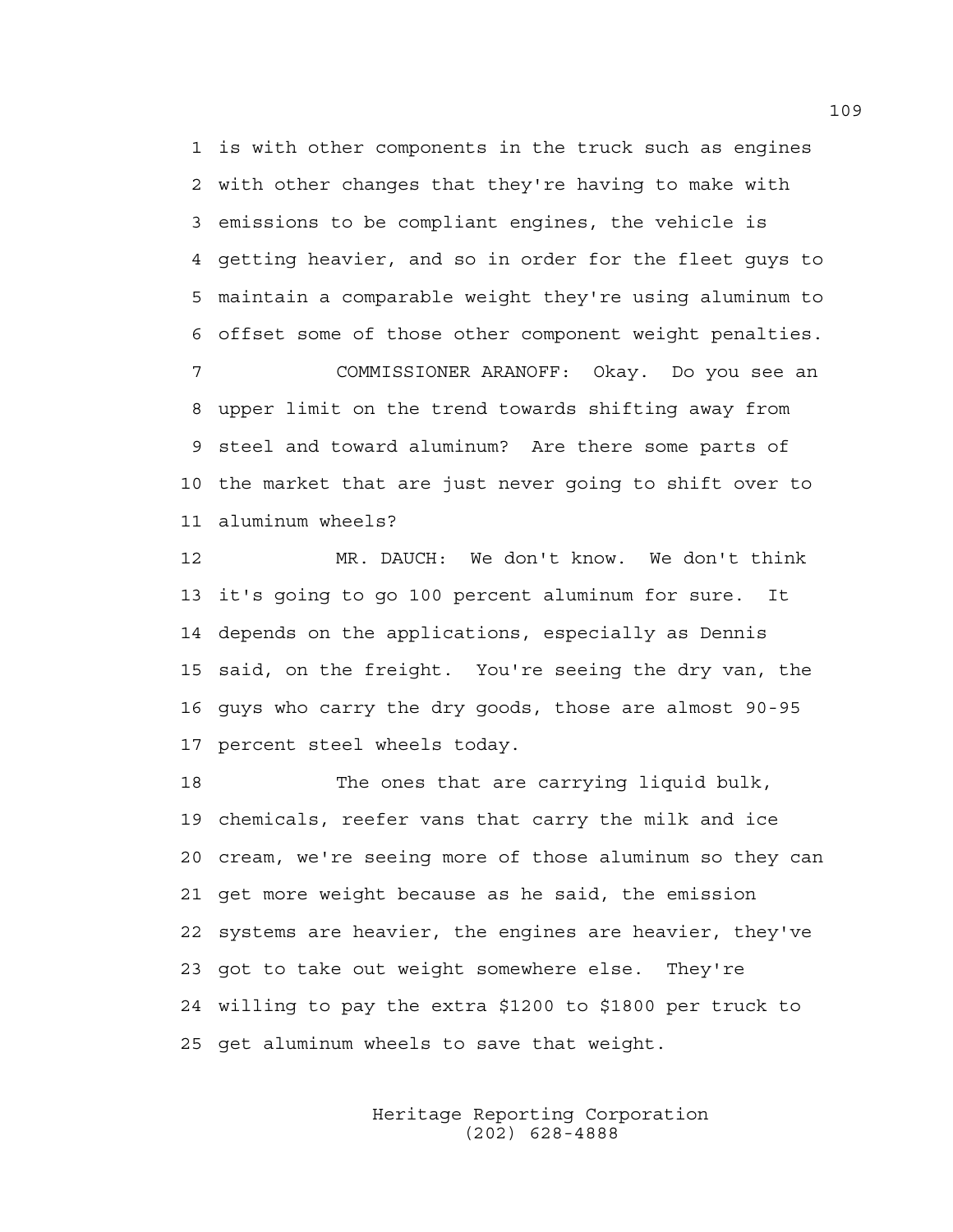1 is with other components in the truck such as engines
2 with other changes that they're having to make with
3 emissions to be compliant engines, the vehicle is
4 getting heavier, and so in order for the fleet guys to
5 maintain a comparable weight they're using aluminum to
6 offset some of those other component weight penalties.

7 COMMISSIONER ARANOFF: Okay. Do you see an
8 upper limit on the trend towards shifting away from
9 steel and toward aluminum? Are there some parts of
10 the market that are just never going to shift over to
11 aluminum wheels?

12 MR. DAUCH: We don't know. We don't think
13 it's going to go 100 percent aluminum for sure. It
14 depends on the applications, especially as Dennis
15 said, on the freight. You're seeing the dry van, the
16 guys who carry the dry goods, those are almost 90-95
17 percent steel wheels today.

18 The ones that are carrying liquid bulk,
19 chemicals, reefer vans that carry the milk and ice
20 cream, we're seeing more of those aluminum so they can
21 get more weight because as he said, the emission
22 systems are heavier, the engines are heavier, they've
23 got to take out weight somewhere else. They're
24 willing to pay the extra $1200 to $1800 per truck to
25 get aluminum wheels to save that weight.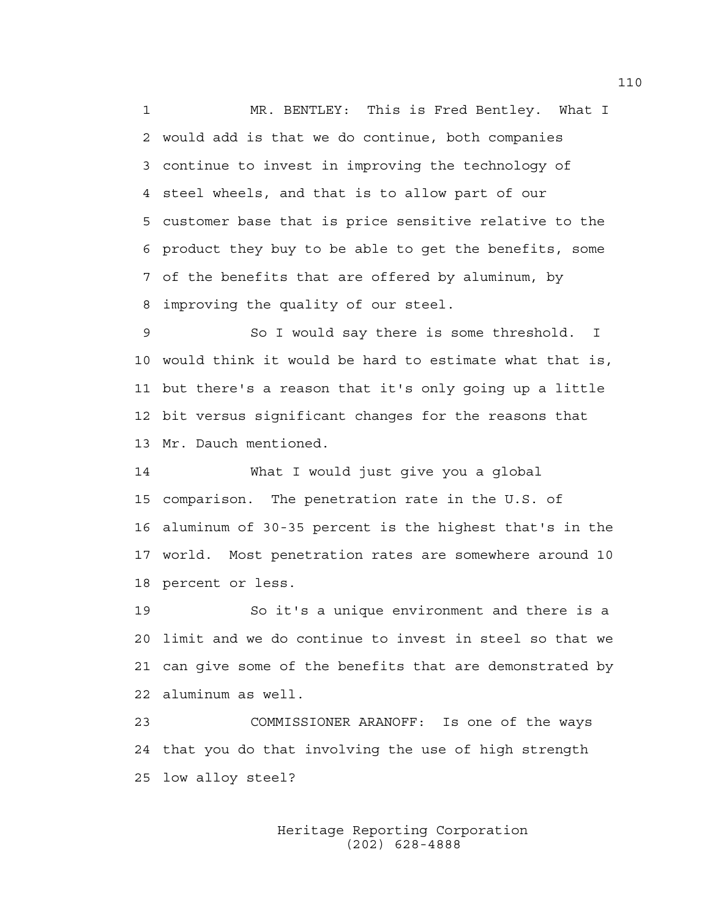MR. BENTLEY: This is Fred Bentley. What I would add is that we do continue, both companies continue to invest in improving the technology of steel wheels, and that is to allow part of our customer base that is price sensitive relative to the product they buy to be able to get the benefits, some of the benefits that are offered by aluminum, by improving the quality of our steel.

So I would say there is some threshold. I would think it would be hard to estimate what that is, but there's a reason that it's only going up a little bit versus significant changes for the reasons that Mr. Dauch mentioned.

What I would just give you a global comparison. The penetration rate in the U.S. of aluminum of 30-35 percent is the highest that's in the world. Most penetration rates are somewhere around 10 percent or less.

So it's a unique environment and there is a limit and we do continue to invest in steel so that we can give some of the benefits that are demonstrated by aluminum as well.

COMMISSIONER ARANOFF: Is one of the ways that you do that involving the use of high strength low alloy steel?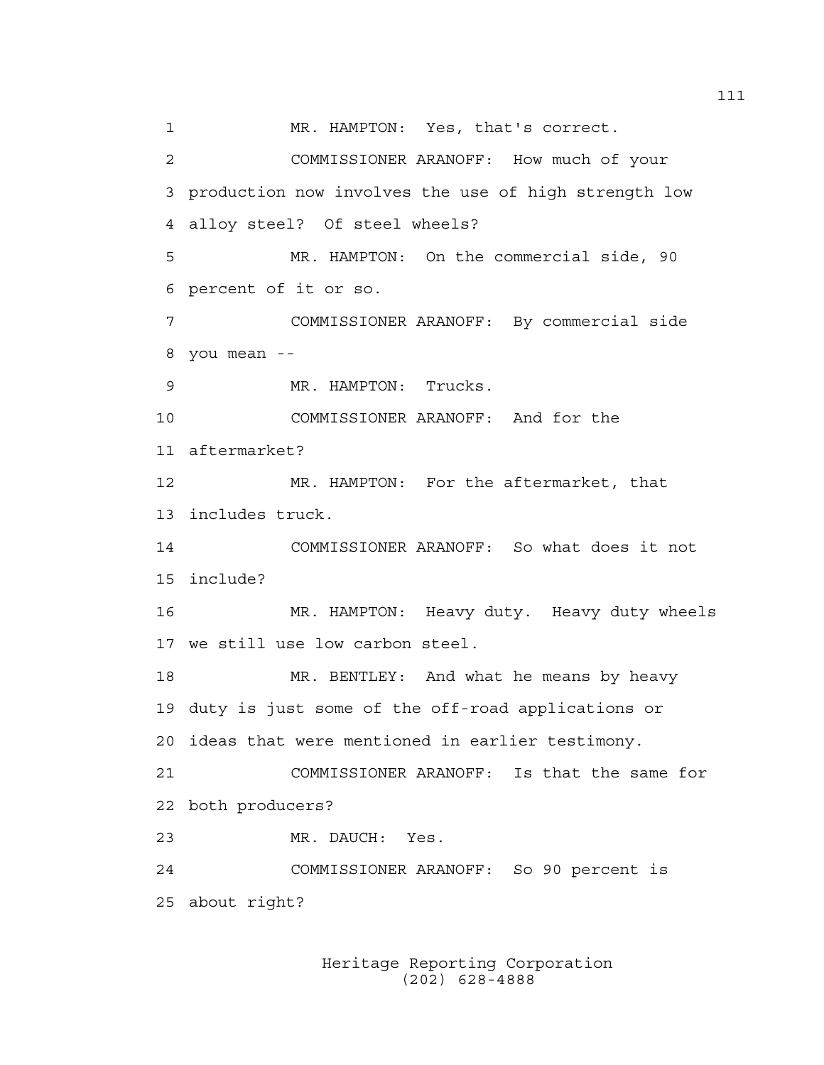MR. HAMPTON: Yes, that's correct.

COMMISSIONER ARANOFF: How much of your production now involves the use of high strength low alloy steel? Of steel wheels?

MR. HAMPTON: On the commercial side, 90 percent of it or so.

COMMISSIONER ARANOFF: By commercial side you mean --

MR. HAMPTON: Trucks.

COMMISSIONER ARANOFF: And for the aftermarket?

MR. HAMPTON: For the aftermarket, that includes truck.

COMMISSIONER ARANOFF: So what does it not include?

MR. HAMPTON: Heavy duty. Heavy duty wheels we still use low carbon steel.

MR. BENTLEY: And what he means by heavy duty is just some of the off-road applications or ideas that were mentioned in earlier testimony.

COMMISSIONER ARANOFF: Is that the same for both producers?

MR. DAUCH: Yes.

COMMISSIONER ARANOFF: So 90 percent is about right?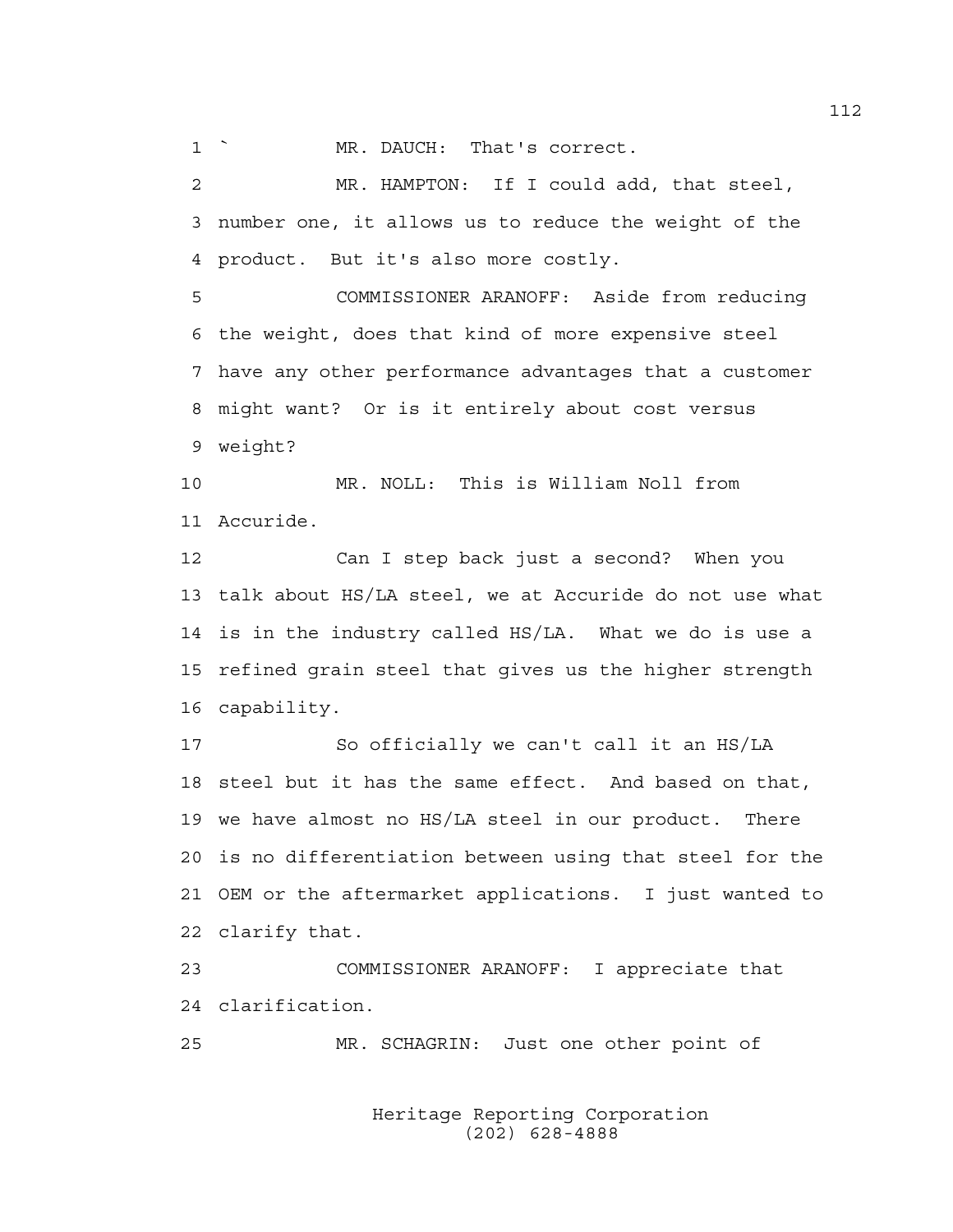1 `         MR. DAUCH:  That's correct.

2           MR. HAMPTON:  If I could add, that steel,
3 number one, it allows us to reduce the weight of the
4 product.  But it's also more costly.

5           COMMISSIONER ARANOFF:  Aside from reducing
6 the weight, does that kind of more expensive steel
7 have any other performance advantages that a customer
8 might want?  Or is it entirely about cost versus
9 weight?

10           MR. NOLL:  This is William Noll from
11 Accuride.

12           Can I step back just a second?  When you
13 talk about HS/LA steel, we at Accuride do not use what
14 is in the industry called HS/LA.  What we do is use a
15 refined grain steel that gives us the higher strength
16 capability.

17           So officially we can't call it an HS/LA
18 steel but it has the same effect.  And based on that,
19 we have almost no HS/LA steel in our product.  There
20 is no differentiation between using that steel for the
21 OEM or the aftermarket applications.  I just wanted to
22 clarify that.

23           COMMISSIONER ARANOFF:  I appreciate that
24 clarification.

25           MR. SCHAGRIN:  Just one other point of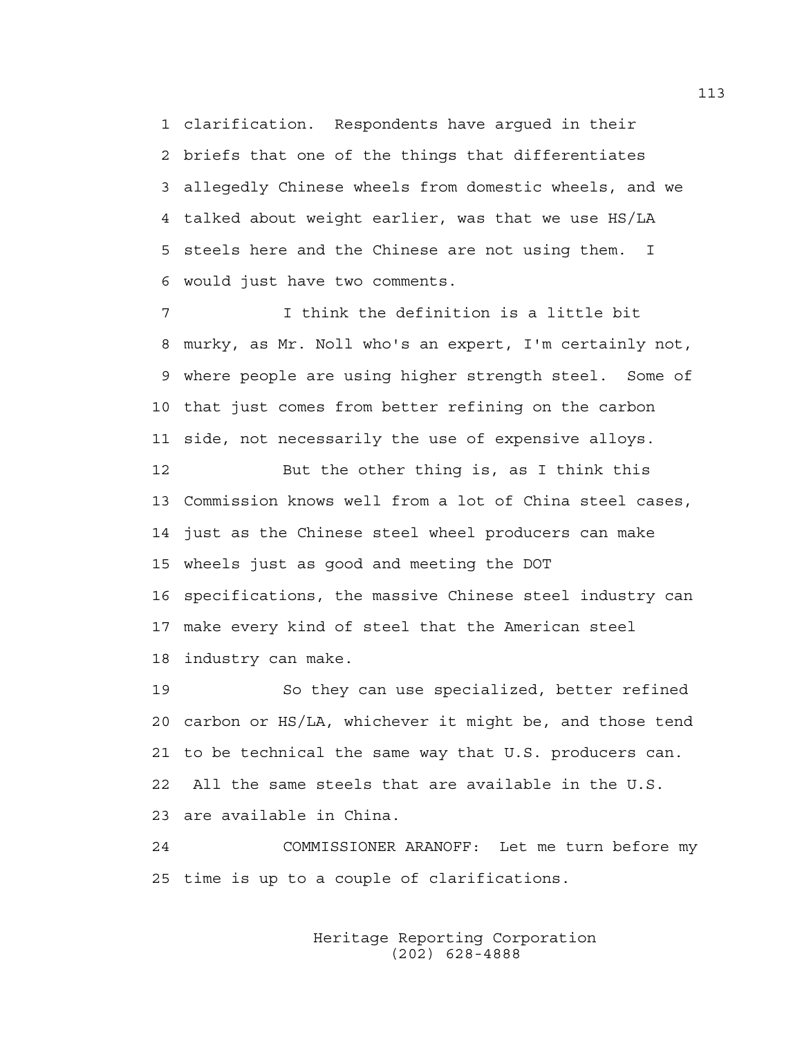clarification. Respondents have argued in their briefs that one of the things that differentiates allegedly Chinese wheels from domestic wheels, and we talked about weight earlier, was that we use HS/LA steels here and the Chinese are not using them. I would just have two comments.

I think the definition is a little bit murky, as Mr. Noll who's an expert, I'm certainly not, where people are using higher strength steel. Some of that just comes from better refining on the carbon side, not necessarily the use of expensive alloys.

But the other thing is, as I think this Commission knows well from a lot of China steel cases, just as the Chinese steel wheel producers can make wheels just as good and meeting the DOT specifications, the massive Chinese steel industry can make every kind of steel that the American steel industry can make.

So they can use specialized, better refined carbon or HS/LA, whichever it might be, and those tend to be technical the same way that U.S. producers can. All the same steels that are available in the U.S. are available in China.

COMMISSIONER ARANOFF: Let me turn before my time is up to a couple of clarifications.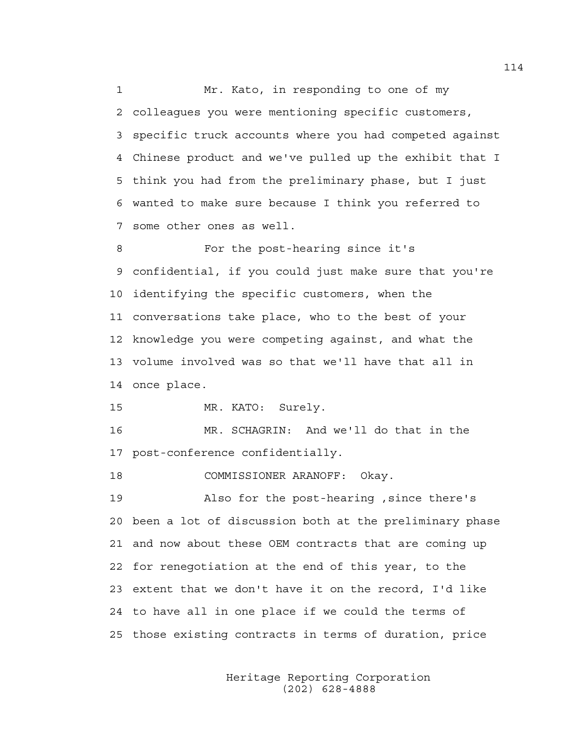Mr. Kato, in responding to one of my colleagues you were mentioning specific customers, specific truck accounts where you had competed against Chinese product and we've pulled up the exhibit that I think you had from the preliminary phase, but I just wanted to make sure because I think you referred to some other ones as well.

For the post-hearing since it's confidential, if you could just make sure that you're identifying the specific customers, when the conversations take place, who to the best of your knowledge you were competing against, and what the volume involved was so that we'll have that all in once place.

MR. KATO: Surely.

MR. SCHAGRIN: And we'll do that in the post-conference confidentially.

COMMISSIONER ARANOFF: Okay.

Also for the post-hearing ,since there's been a lot of discussion both at the preliminary phase and now about these OEM contracts that are coming up for renegotiation at the end of this year, to the extent that we don't have it on the record, I'd like to have all in one place if we could the terms of those existing contracts in terms of duration, price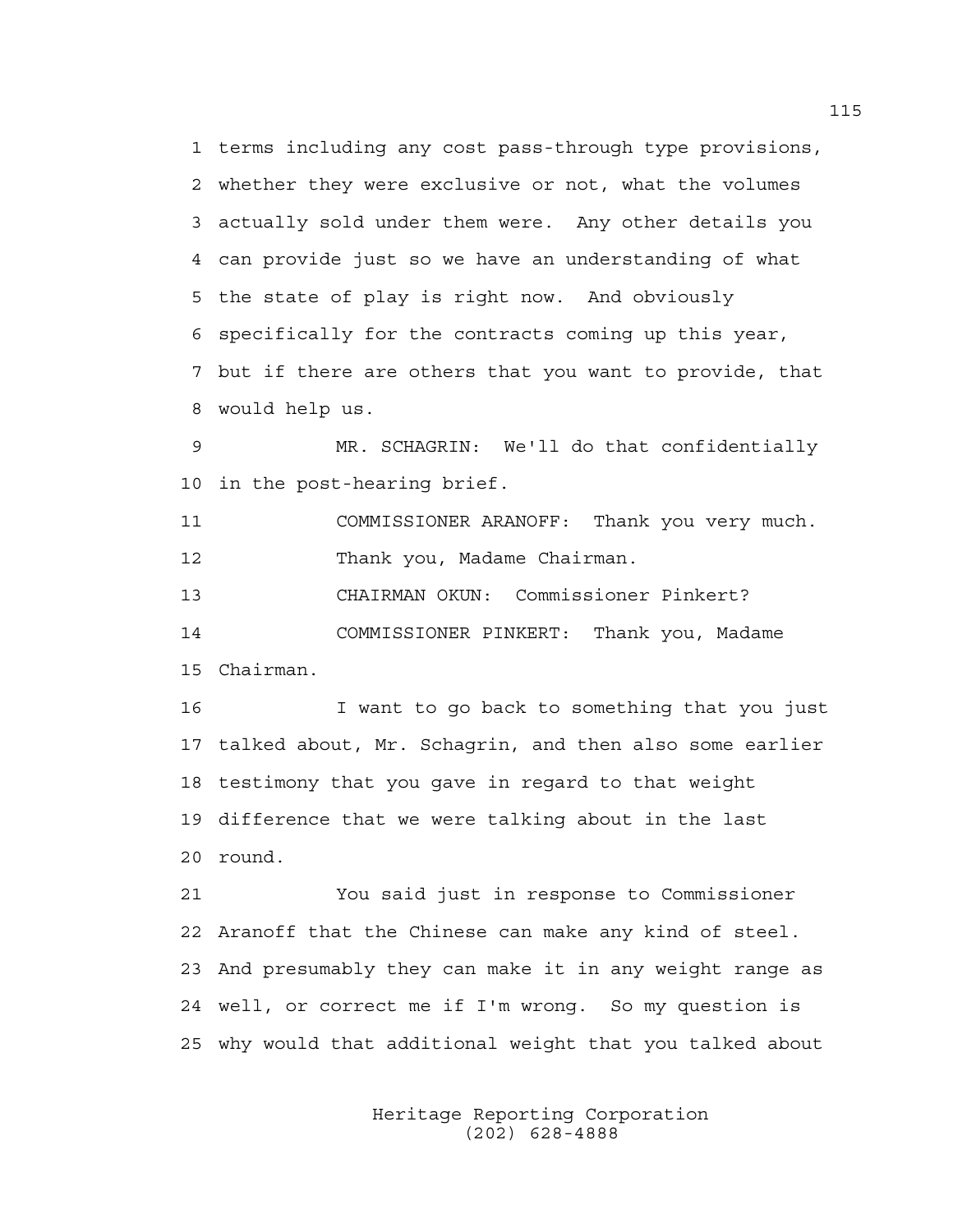1 terms including any cost pass-through type provisions,
2 whether they were exclusive or not, what the volumes
3 actually sold under them were. Any other details you
4 can provide just so we have an understanding of what
5 the state of play is right now. And obviously
6 specifically for the contracts coming up this year,
7 but if there are others that you want to provide, that
8 would help us.

9 MR. SCHAGRIN: We'll do that confidentially
10 in the post-hearing brief.

11 COMMISSIONER ARANOFF: Thank you very much.
12 Thank you, Madame Chairman.

13 CHAIRMAN OKUN: Commissioner Pinkert?

14 COMMISSIONER PINKERT: Thank you, Madame
15 Chairman.

16 I want to go back to something that you just
17 talked about, Mr. Schagrin, and then also some earlier
18 testimony that you gave in regard to that weight
19 difference that we were talking about in the last
20 round.

21 You said just in response to Commissioner
22 Aranoff that the Chinese can make any kind of steel.
23 And presumably they can make it in any weight range as
24 well, or correct me if I'm wrong. So my question is
25 why would that additional weight that you talked about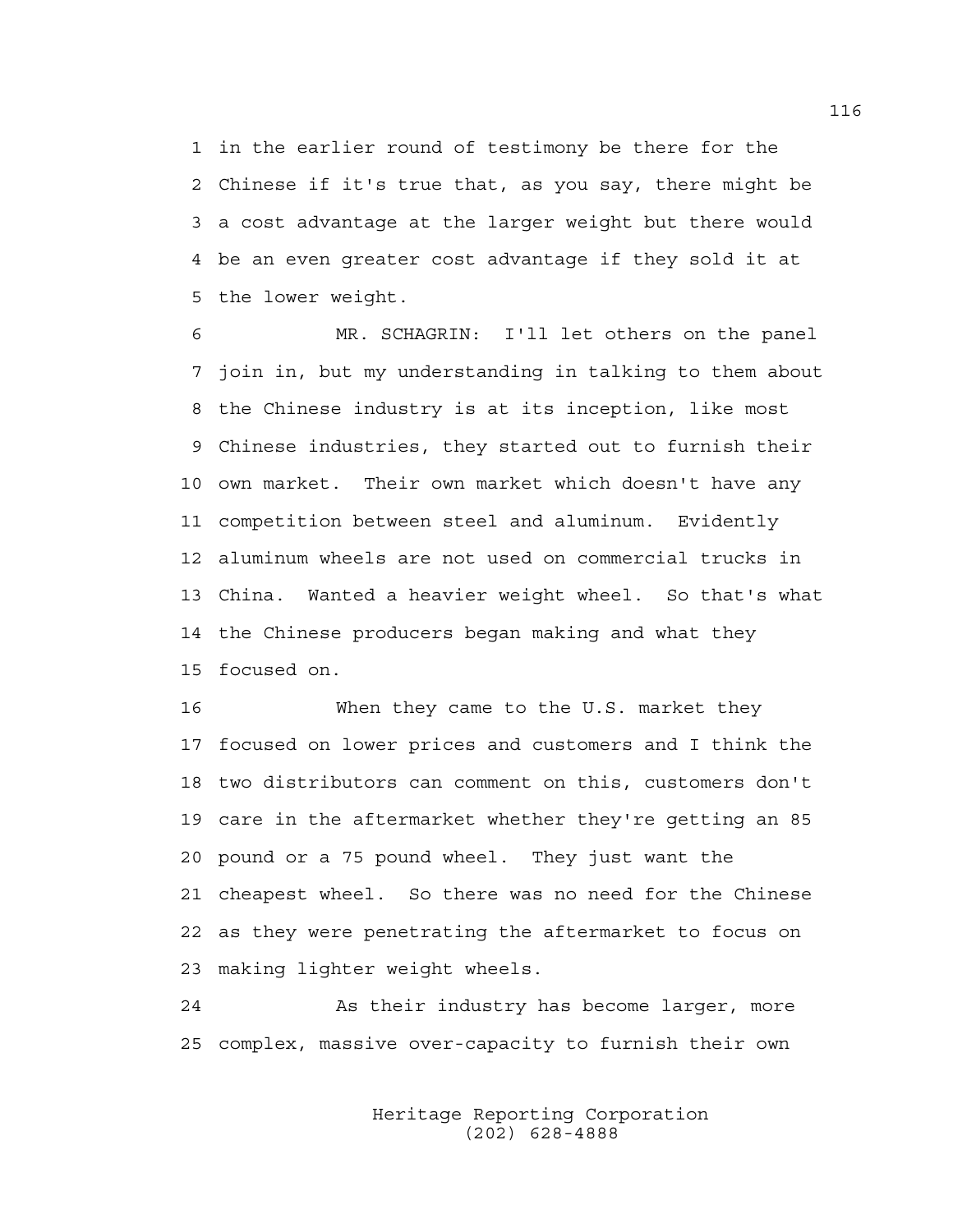in the earlier round of testimony be there for the Chinese if it's true that, as you say, there might be a cost advantage at the larger weight but there would be an even greater cost advantage if they sold it at the lower weight.

MR. SCHAGRIN: I'll let others on the panel join in, but my understanding in talking to them about the Chinese industry is at its inception, like most Chinese industries, they started out to furnish their own market. Their own market which doesn't have any competition between steel and aluminum. Evidently aluminum wheels are not used on commercial trucks in China. Wanted a heavier weight wheel. So that's what the Chinese producers began making and what they focused on.

When they came to the U.S. market they focused on lower prices and customers and I think the two distributors can comment on this, customers don't care in the aftermarket whether they're getting an 85 pound or a 75 pound wheel. They just want the cheapest wheel. So there was no need for the Chinese as they were penetrating the aftermarket to focus on making lighter weight wheels.

As their industry has become larger, more complex, massive over-capacity to furnish their own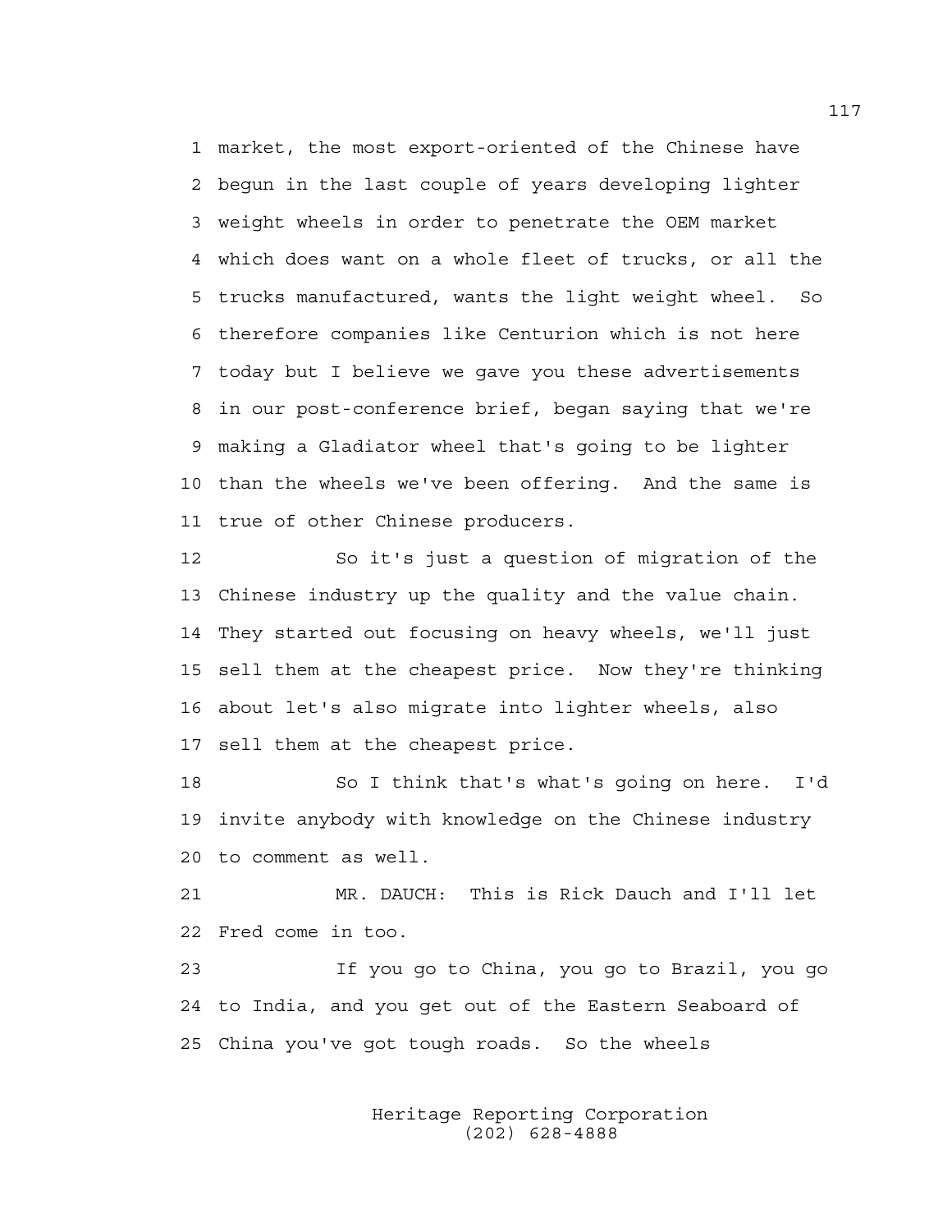market, the most export-oriented of the Chinese have begun in the last couple of years developing lighter weight wheels in order to penetrate the OEM market which does want on a whole fleet of trucks, or all the trucks manufactured, wants the light weight wheel. So therefore companies like Centurion which is not here today but I believe we gave you these advertisements in our post-conference brief, began saying that we're making a Gladiator wheel that's going to be lighter than the wheels we've been offering. And the same is true of other Chinese producers.

So it's just a question of migration of the Chinese industry up the quality and the value chain. They started out focusing on heavy wheels, we'll just sell them at the cheapest price. Now they're thinking about let's also migrate into lighter wheels, also sell them at the cheapest price.

So I think that's what's going on here. I'd invite anybody with knowledge on the Chinese industry to comment as well.

MR. DAUCH: This is Rick Dauch and I'll let Fred come in too.

If you go to China, you go to Brazil, you go to India, and you get out of the Eastern Seaboard of China you've got tough roads. So the wheels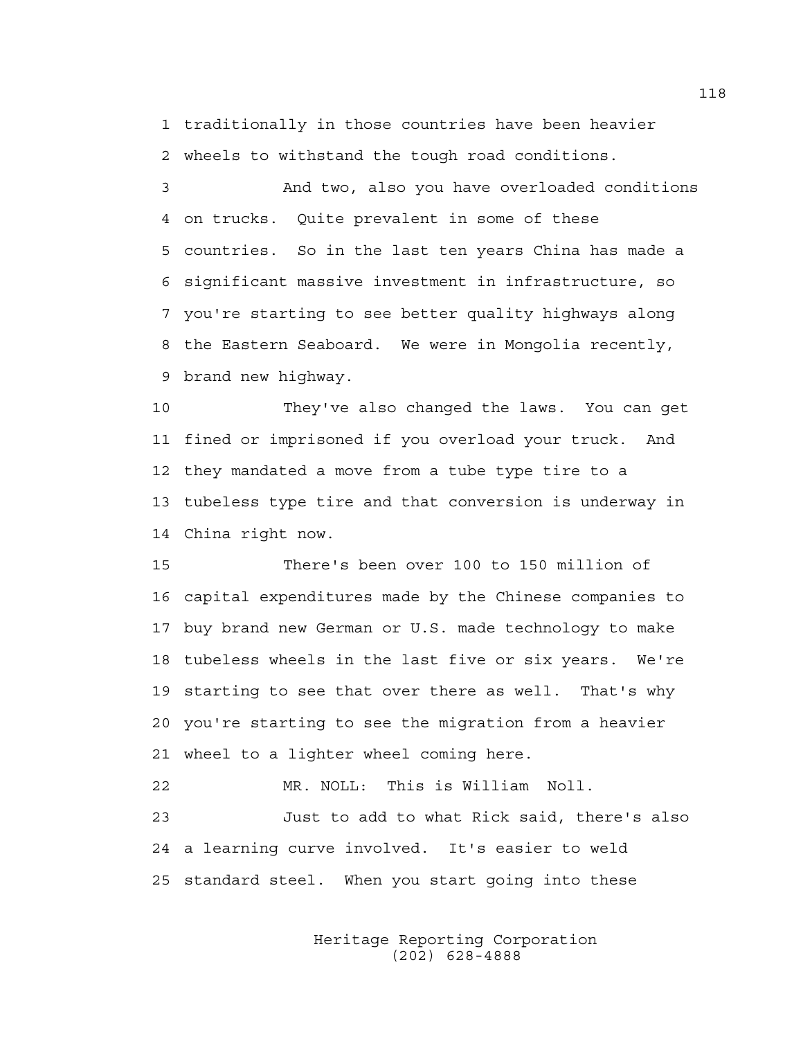1 traditionally in those countries have been heavier
2 wheels to withstand the tough road conditions.

3 And two, also you have overloaded conditions
4 on trucks. Quite prevalent in some of these
5 countries. So in the last ten years China has made a
6 significant massive investment in infrastructure, so
7 you're starting to see better quality highways along
8 the Eastern Seaboard. We were in Mongolia recently,
9 brand new highway.

10 They've also changed the laws. You can get
11 fined or imprisoned if you overload your truck. And
12 they mandated a move from a tube type tire to a
13 tubeless type tire and that conversion is underway in
14 China right now.

15 There's been over 100 to 150 million of
16 capital expenditures made by the Chinese companies to
17 buy brand new German or U.S. made technology to make
18 tubeless wheels in the last five or six years. We're
19 starting to see that over there as well. That's why
20 you're starting to see the migration from a heavier
21 wheel to a lighter wheel coming here.

22 MR. NOLL: This is William Noll.

23 Just to add to what Rick said, there's also
24 a learning curve involved. It's easier to weld
25 standard steel. When you start going into these

Heritage Reporting Corporation
(202) 628-4888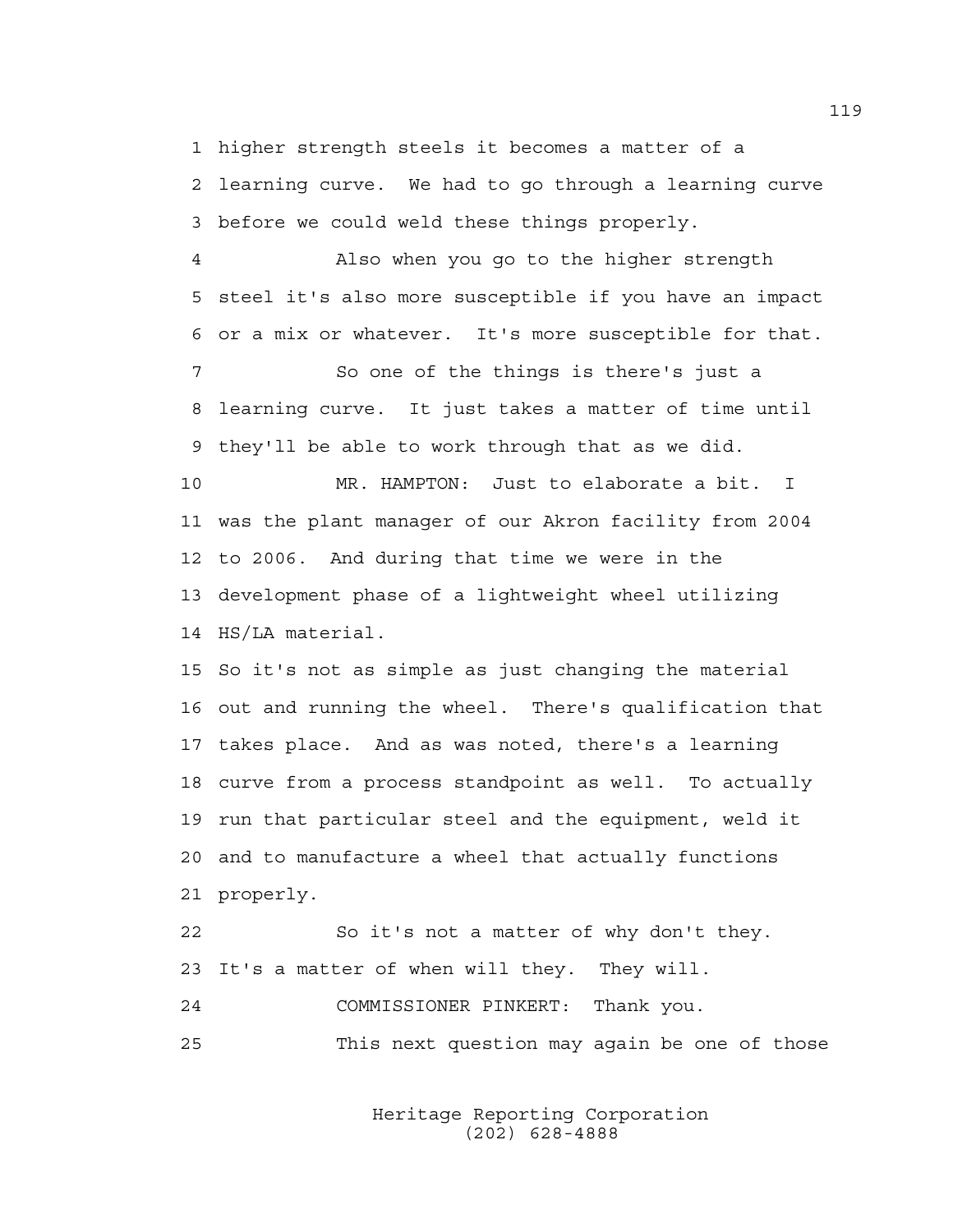1 higher strength steels it becomes a matter of a
2 learning curve. We had to go through a learning curve
3 before we could weld these things properly.

4 Also when you go to the higher strength
5 steel it's also more susceptible if you have an impact
6 or a mix or whatever. It's more susceptible for that.

7 So one of the things is there's just a
8 learning curve. It just takes a matter of time until
9 they'll be able to work through that as we did.

10 MR. HAMPTON: Just to elaborate a bit. I
11 was the plant manager of our Akron facility from 2004
12 to 2006. And during that time we were in the
13 development phase of a lightweight wheel utilizing
14 HS/LA material.

15 So it's not as simple as just changing the material
16 out and running the wheel. There's qualification that
17 takes place. And as was noted, there's a learning
18 curve from a process standpoint as well. To actually
19 run that particular steel and the equipment, weld it
20 and to manufacture a wheel that actually functions
21 properly.

22 So it's not a matter of why don't they.
23 It's a matter of when will they. They will.

24 COMMISSIONER PINKERT: Thank you.

25 This next question may again be one of those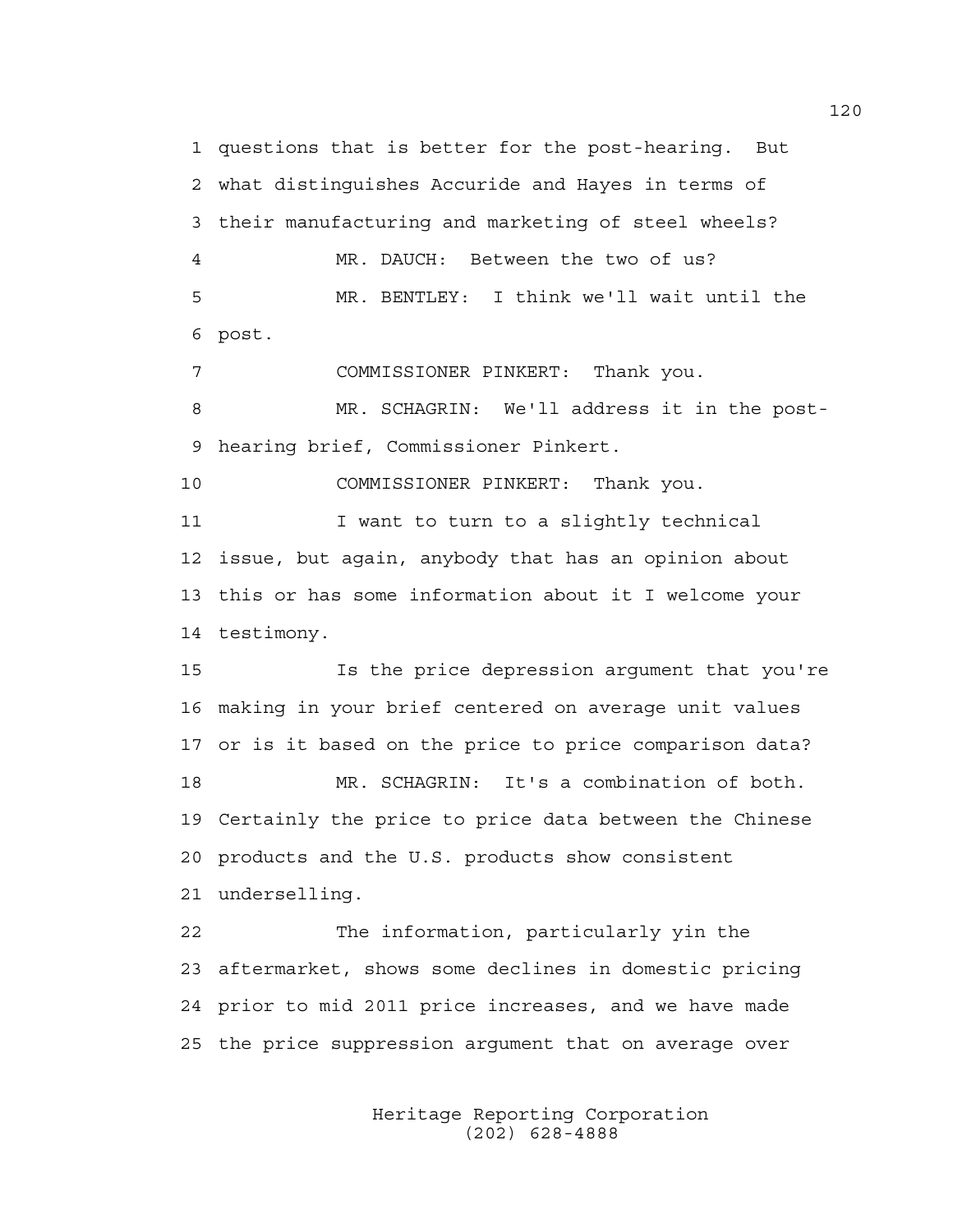1 questions that is better for the post-hearing. But
2 what distinguishes Accuride and Hayes in terms of
3 their manufacturing and marketing of steel wheels?

4 MR. DAUCH: Between the two of us?

5 MR. BENTLEY: I think we'll wait until the
6 post.

7 COMMISSIONER PINKERT: Thank you.

8 MR. SCHAGRIN: We'll address it in the post-
9 hearing brief, Commissioner Pinkert.

10 COMMISSIONER PINKERT: Thank you.

11 I want to turn to a slightly technical
12 issue, but again, anybody that has an opinion about
13 this or has some information about it I welcome your
14 testimony.

15 Is the price depression argument that you're
16 making in your brief centered on average unit values
17 or is it based on the price to price comparison data?

18 MR. SCHAGRIN: It's a combination of both.
19 Certainly the price to price data between the Chinese
20 products and the U.S. products show consistent
21 underselling.

22 The information, particularly yin the
23 aftermarket, shows some declines in domestic pricing
24 prior to mid 2011 price increases, and we have made
25 the price suppression argument that on average over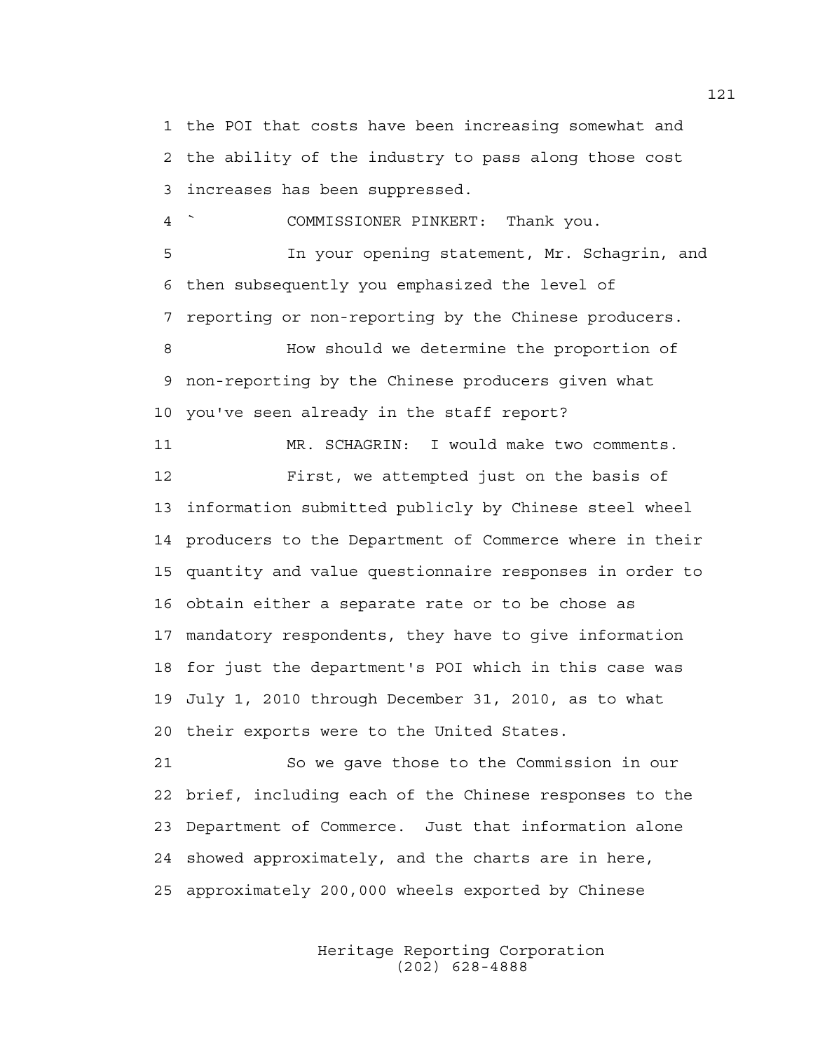the POI that costs have been increasing somewhat and the ability of the industry to pass along those cost increases has been suppressed.

` COMMISSIONER PINKERT: Thank you.

In your opening statement, Mr. Schagrin, and then subsequently you emphasized the level of reporting or non-reporting by the Chinese producers.

How should we determine the proportion of non-reporting by the Chinese producers given what you've seen already in the staff report?

MR. SCHAGRIN: I would make two comments.

First, we attempted just on the basis of information submitted publicly by Chinese steel wheel producers to the Department of Commerce where in their quantity and value questionnaire responses in order to obtain either a separate rate or to be chose as mandatory respondents, they have to give information for just the department's POI which in this case was July 1, 2010 through December 31, 2010, as to what their exports were to the United States.

So we gave those to the Commission in our brief, including each of the Chinese responses to the Department of Commerce. Just that information alone showed approximately, and the charts are in here, approximately 200,000 wheels exported by Chinese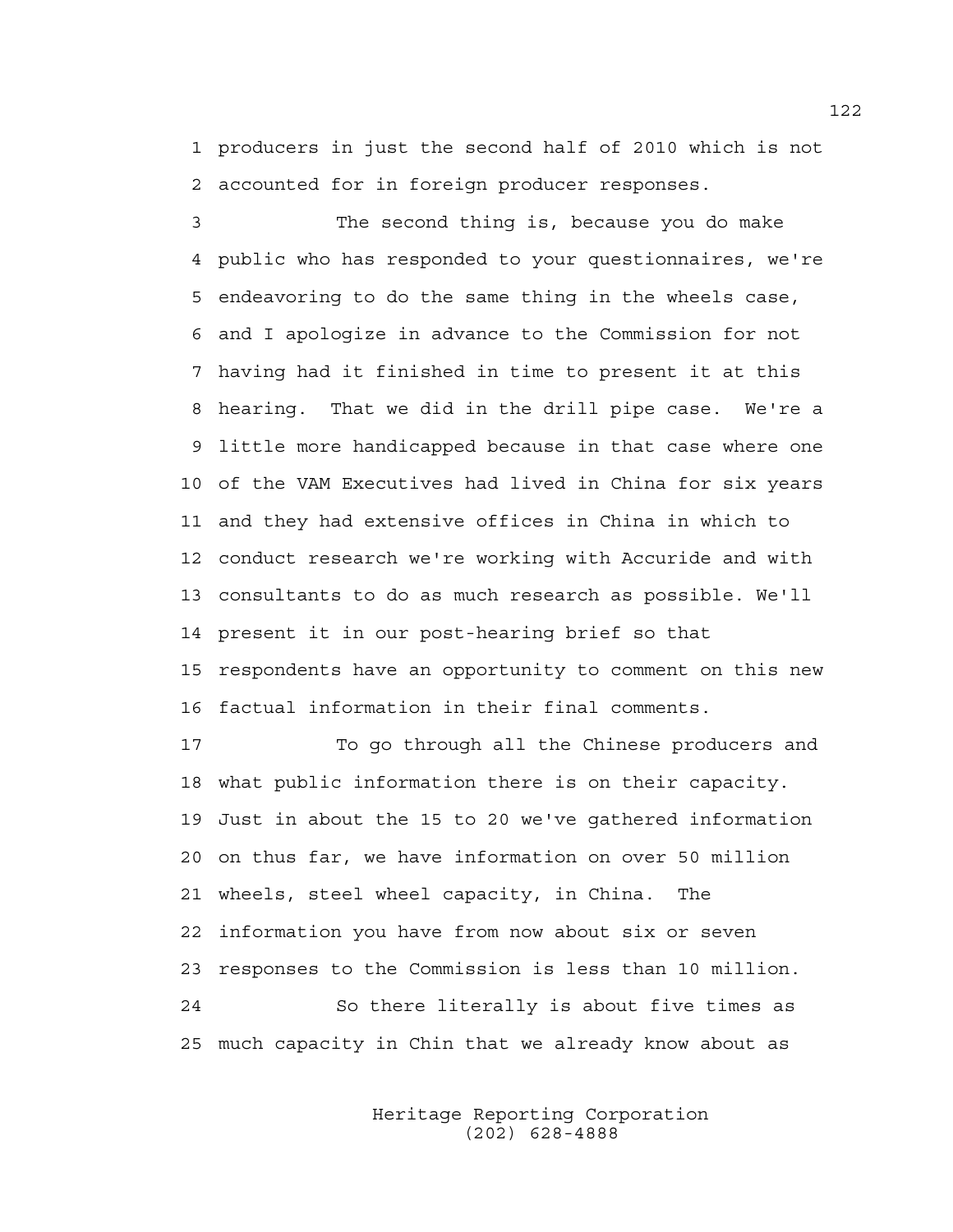producers in just the second half of 2010 which is not accounted for in foreign producer responses.

The second thing is, because you do make public who has responded to your questionnaires, we're endeavoring to do the same thing in the wheels case, and I apologize in advance to the Commission for not having had it finished in time to present it at this hearing. That we did in the drill pipe case. We're a little more handicapped because in that case where one of the VAM Executives had lived in China for six years and they had extensive offices in China in which to conduct research we're working with Accuride and with consultants to do as much research as possible. We'll present it in our post-hearing brief so that respondents have an opportunity to comment on this new factual information in their final comments.

To go through all the Chinese producers and what public information there is on their capacity. Just in about the 15 to 20 we've gathered information on thus far, we have information on over 50 million wheels, steel wheel capacity, in China. The information you have from now about six or seven responses to the Commission is less than 10 million.

So there literally is about five times as much capacity in Chin that we already know about as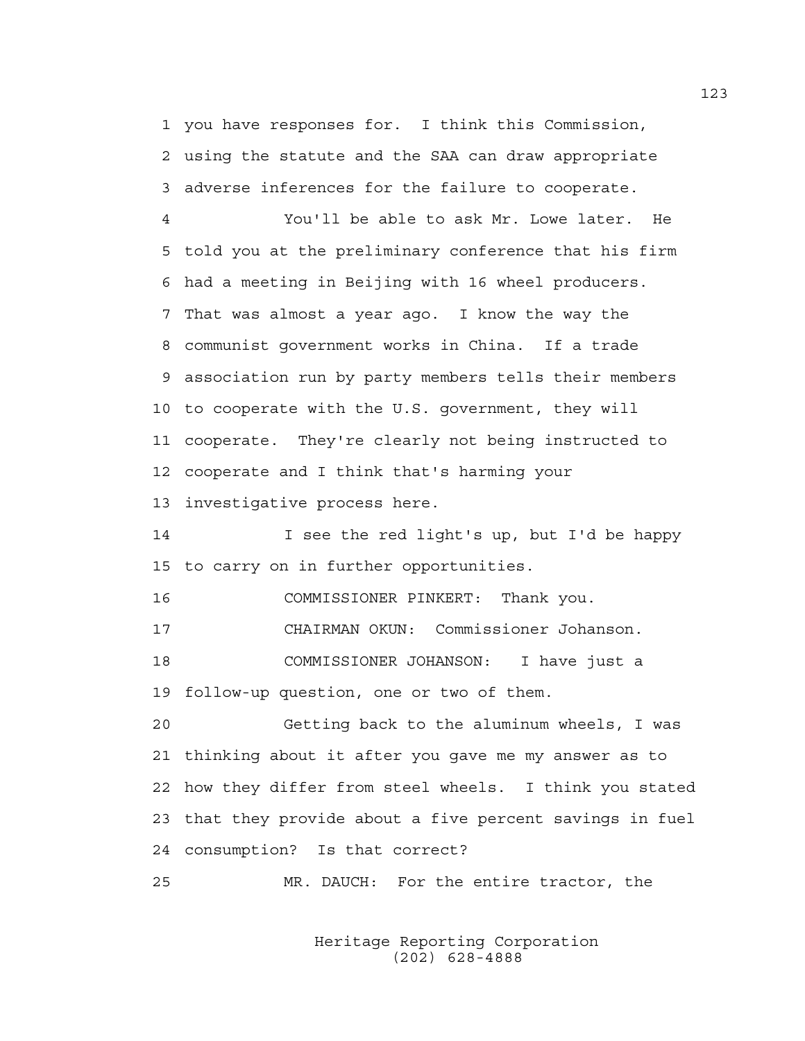you have responses for. I think this Commission, using the statute and the SAA can draw appropriate adverse inferences for the failure to cooperate.

You'll be able to ask Mr. Lowe later. He told you at the preliminary conference that his firm had a meeting in Beijing with 16 wheel producers. That was almost a year ago. I know the way the communist government works in China. If a trade association run by party members tells their members to cooperate with the U.S. government, they will cooperate. They're clearly not being instructed to cooperate and I think that's harming your investigative process here.

I see the red light's up, but I'd be happy to carry on in further opportunities.

COMMISSIONER PINKERT: Thank you.

CHAIRMAN OKUN: Commissioner Johanson.

COMMISSIONER JOHANSON: I have just a follow-up question, one or two of them.

Getting back to the aluminum wheels, I was thinking about it after you gave me my answer as to how they differ from steel wheels. I think you stated that they provide about a five percent savings in fuel consumption? Is that correct?

MR. DAUCH: For the entire tractor, the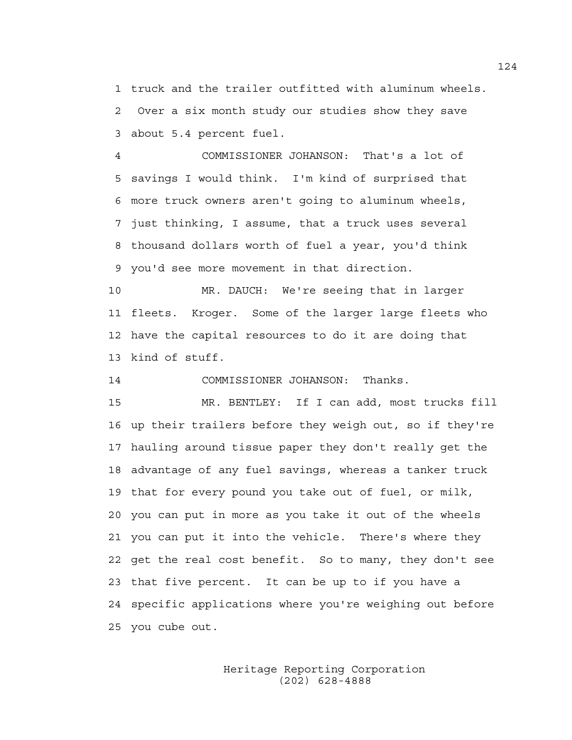truck and the trailer outfitted with aluminum wheels. Over a six month study our studies show they save about 5.4 percent fuel.

COMMISSIONER JOHANSON: That's a lot of savings I would think. I'm kind of surprised that more truck owners aren't going to aluminum wheels, just thinking, I assume, that a truck uses several thousand dollars worth of fuel a year, you'd think you'd see more movement in that direction.

MR. DAUCH: We're seeing that in larger fleets. Kroger. Some of the larger large fleets who have the capital resources to do it are doing that kind of stuff.

COMMISSIONER JOHANSON: Thanks.

MR. BENTLEY: If I can add, most trucks fill up their trailers before they weigh out, so if they're hauling around tissue paper they don't really get the advantage of any fuel savings, whereas a tanker truck that for every pound you take out of fuel, or milk, you can put in more as you take it out of the wheels you can put it into the vehicle. There's where they get the real cost benefit. So to many, they don't see that five percent. It can be up to if you have a specific applications where you're weighing out before you cube out.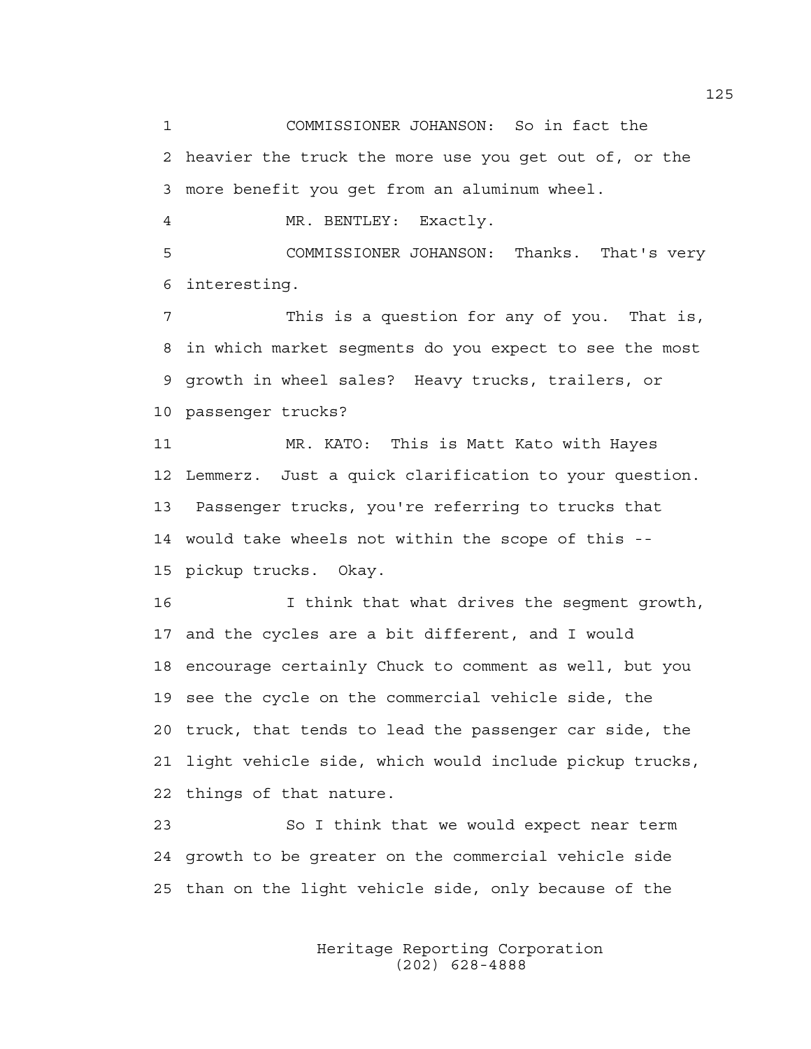1 COMMISSIONER JOHANSON: So in fact the
2 heavier the truck the more use you get out of, or the
3 more benefit you get from an aluminum wheel.

4 MR. BENTLEY: Exactly.

5 COMMISSIONER JOHANSON: Thanks. That's very
6 interesting.

7 This is a question for any of you. That is,
8 in which market segments do you expect to see the most
9 growth in wheel sales? Heavy trucks, trailers, or
10 passenger trucks?

11 MR. KATO: This is Matt Kato with Hayes
12 Lemmerz. Just a quick clarification to your question.
13 Passenger trucks, you're referring to trucks that
14 would take wheels not within the scope of this --
15 pickup trucks. Okay.

16 I think that what drives the segment growth,
17 and the cycles are a bit different, and I would
18 encourage certainly Chuck to comment as well, but you
19 see the cycle on the commercial vehicle side, the
20 truck, that tends to lead the passenger car side, the
21 light vehicle side, which would include pickup trucks,
22 things of that nature.

23 So I think that we would expect near term
24 growth to be greater on the commercial vehicle side
25 than on the light vehicle side, only because of the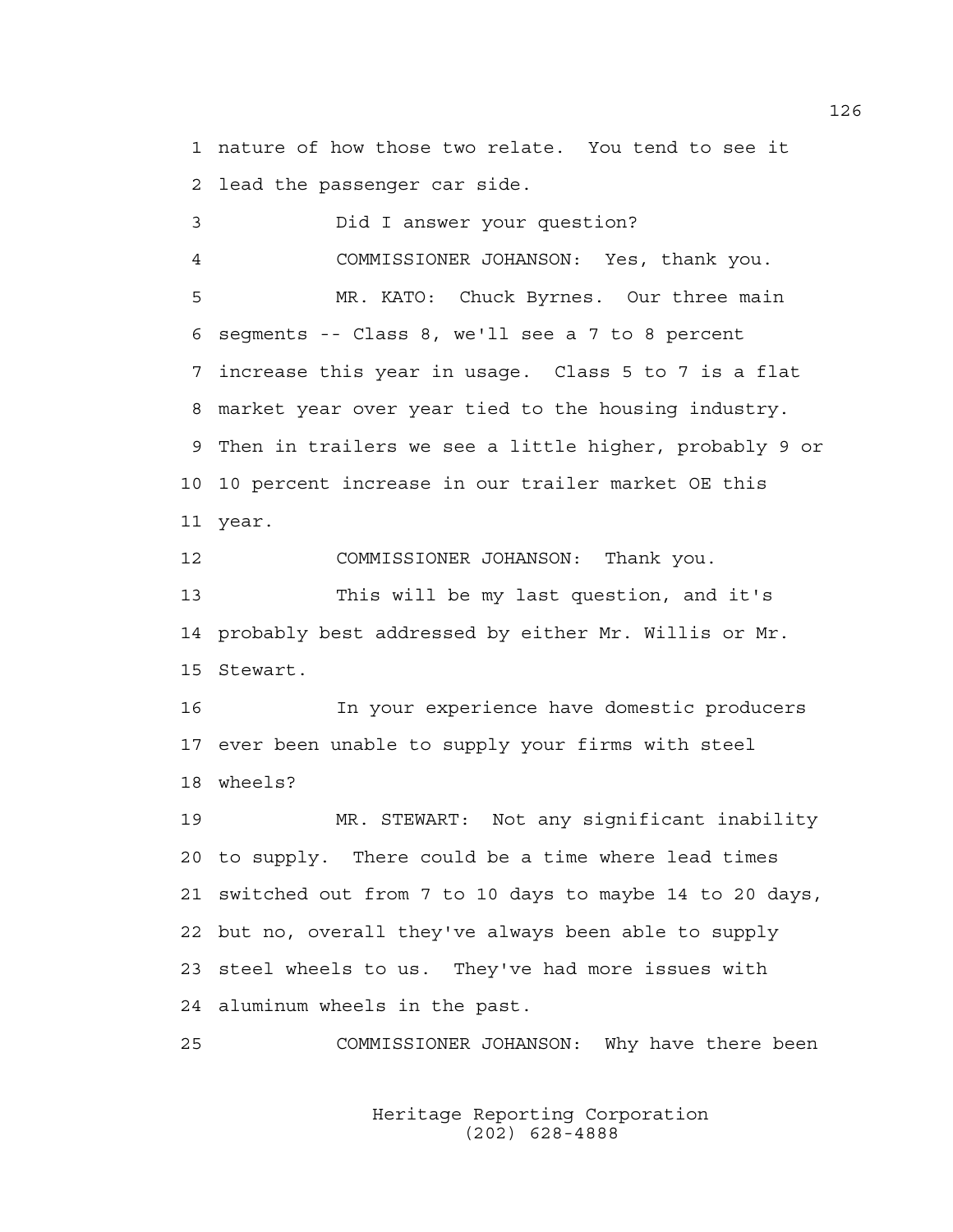nature of how those two relate. You tend to see it lead the passenger car side.

Did I answer your question?

COMMISSIONER JOHANSON: Yes, thank you.

MR. KATO: Chuck Byrnes. Our three main segments -- Class 8, we'll see a 7 to 8 percent increase this year in usage. Class 5 to 7 is a flat market year over year tied to the housing industry. Then in trailers we see a little higher, probably 9 or 10 percent increase in our trailer market OE this year.

COMMISSIONER JOHANSON: Thank you.

This will be my last question, and it's probably best addressed by either Mr. Willis or Mr. Stewart.

In your experience have domestic producers ever been unable to supply your firms with steel wheels?

MR. STEWART: Not any significant inability to supply. There could be a time where lead times switched out from 7 to 10 days to maybe 14 to 20 days, but no, overall they've always been able to supply steel wheels to us. They've had more issues with aluminum wheels in the past.

COMMISSIONER JOHANSON: Why have there been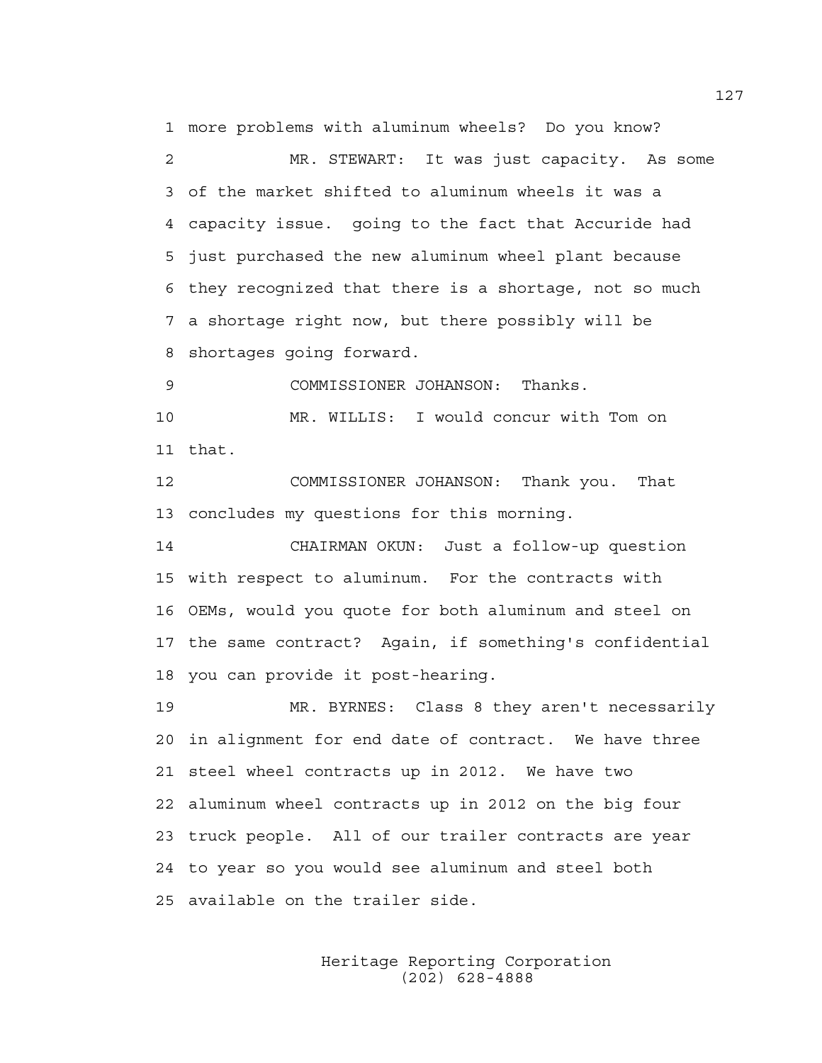more problems with aluminum wheels? Do you know?

MR. STEWART: It was just capacity. As some of the market shifted to aluminum wheels it was a capacity issue. going to the fact that Accuride had just purchased the new aluminum wheel plant because they recognized that there is a shortage, not so much a shortage right now, but there possibly will be shortages going forward.

COMMISSIONER JOHANSON: Thanks.

MR. WILLIS: I would concur with Tom on that.

COMMISSIONER JOHANSON: Thank you. That concludes my questions for this morning.

CHAIRMAN OKUN: Just a follow-up question with respect to aluminum. For the contracts with OEMs, would you quote for both aluminum and steel on the same contract? Again, if something's confidential you can provide it post-hearing.

MR. BYRNES: Class 8 they aren't necessarily in alignment for end date of contract. We have three steel wheel contracts up in 2012. We have two aluminum wheel contracts up in 2012 on the big four truck people. All of our trailer contracts are year to year so you would see aluminum and steel both available on the trailer side.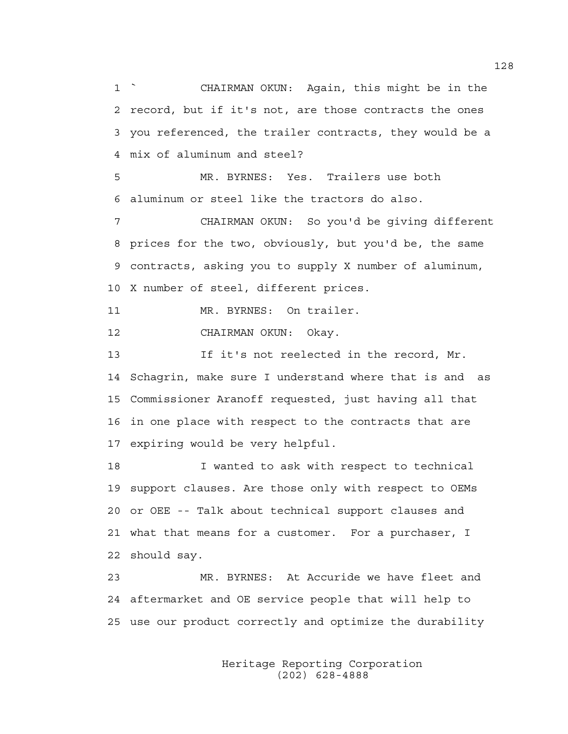CHAIRMAN OKUN: Again, this might be in the record, but if it's not, are those contracts the ones you referenced, the trailer contracts, they would be a mix of aluminum and steel?

MR. BYRNES: Yes. Trailers use both aluminum or steel like the tractors do also.

CHAIRMAN OKUN: So you'd be giving different prices for the two, obviously, but you'd be, the same contracts, asking you to supply X number of aluminum, X number of steel, different prices.

MR. BYRNES: On trailer.

CHAIRMAN OKUN: Okay.

If it's not reelected in the record, Mr. Schagrin, make sure I understand where that is and as Commissioner Aranoff requested, just having all that in one place with respect to the contracts that are expiring would be very helpful.

I wanted to ask with respect to technical support clauses. Are those only with respect to OEMs or OEE -- Talk about technical support clauses and what that means for a customer. For a purchaser, I should say.

MR. BYRNES: At Accuride we have fleet and aftermarket and OE service people that will help to use our product correctly and optimize the durability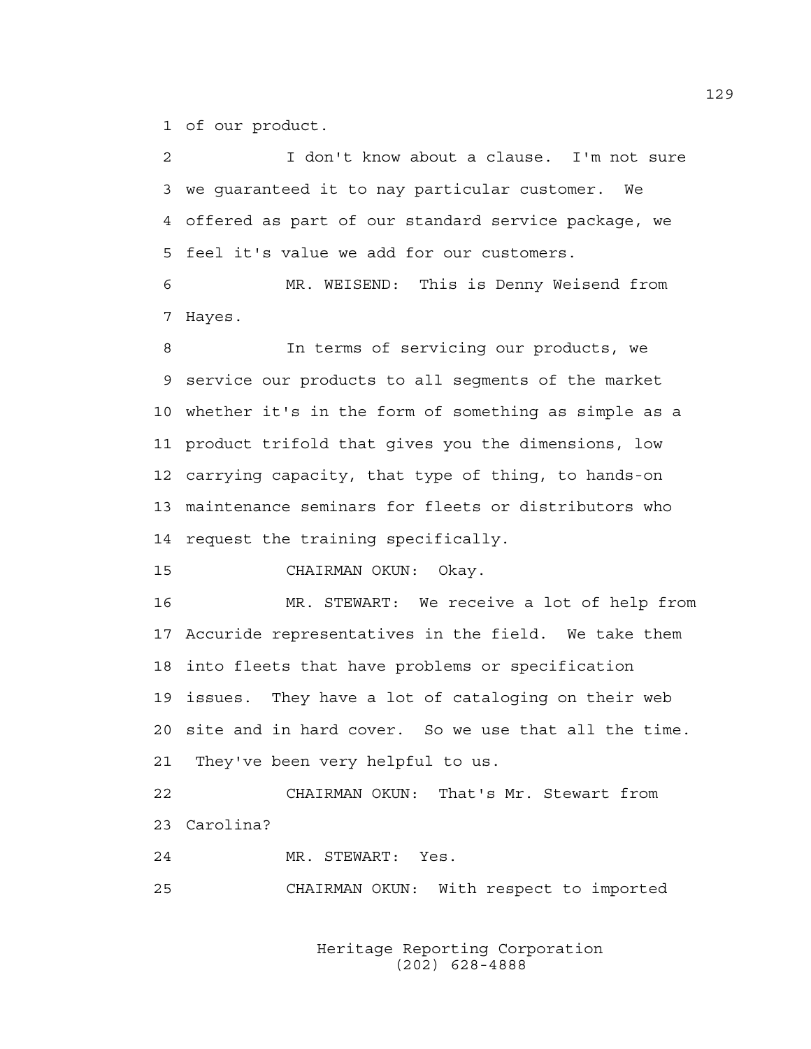of our product.

I don't know about a clause. I'm not sure we guaranteed it to nay particular customer. We offered as part of our standard service package, we feel it's value we add for our customers.

MR. WEISEND: This is Denny Weisend from Hayes.

In terms of servicing our products, we service our products to all segments of the market whether it's in the form of something as simple as a product trifold that gives you the dimensions, low carrying capacity, that type of thing, to hands-on maintenance seminars for fleets or distributors who request the training specifically.

CHAIRMAN OKUN: Okay.

MR. STEWART: We receive a lot of help from Accuride representatives in the field. We take them into fleets that have problems or specification issues. They have a lot of cataloging on their web site and in hard cover. So we use that all the time. They've been very helpful to us.

CHAIRMAN OKUN: That's Mr. Stewart from Carolina?

MR. STEWART: Yes.

CHAIRMAN OKUN: With respect to imported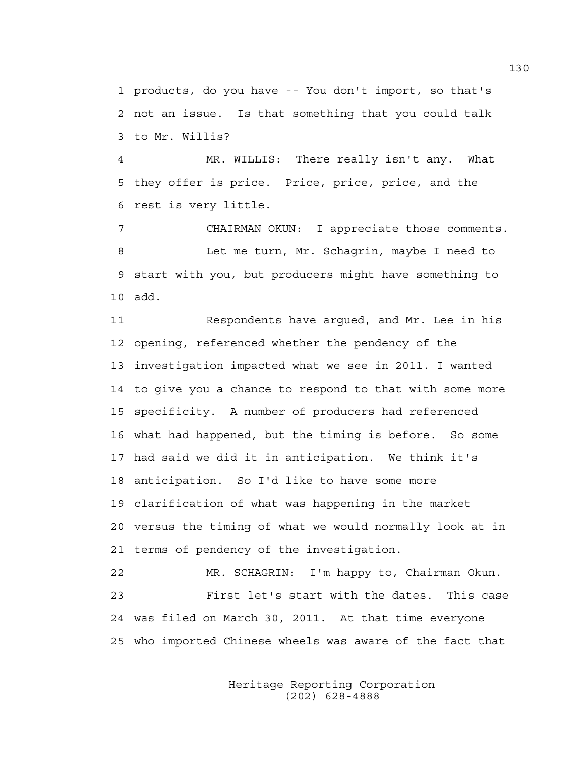1 products, do you have -- You don't import, so that's
2 not an issue. Is that something that you could talk
3 to Mr. Willis?

4 MR. WILLIS: There really isn't any. What
5 they offer is price. Price, price, price, and the
6 rest is very little.

7 CHAIRMAN OKUN: I appreciate those comments.

8 Let me turn, Mr. Schagrin, maybe I need to
9 start with you, but producers might have something to
10 add.

11 Respondents have argued, and Mr. Lee in his
12 opening, referenced whether the pendency of the
13 investigation impacted what we see in 2011. I wanted
14 to give you a chance to respond to that with some more
15 specificity. A number of producers had referenced
16 what had happened, but the timing is before. So some
17 had said we did it in anticipation. We think it's
18 anticipation. So I'd like to have some more
19 clarification of what was happening in the market
20 versus the timing of what we would normally look at in
21 terms of pendency of the investigation.

22 MR. SCHAGRIN: I'm happy to, Chairman Okun.

23 First let's start with the dates. This case
24 was filed on March 30, 2011. At that time everyone
25 who imported Chinese wheels was aware of the fact that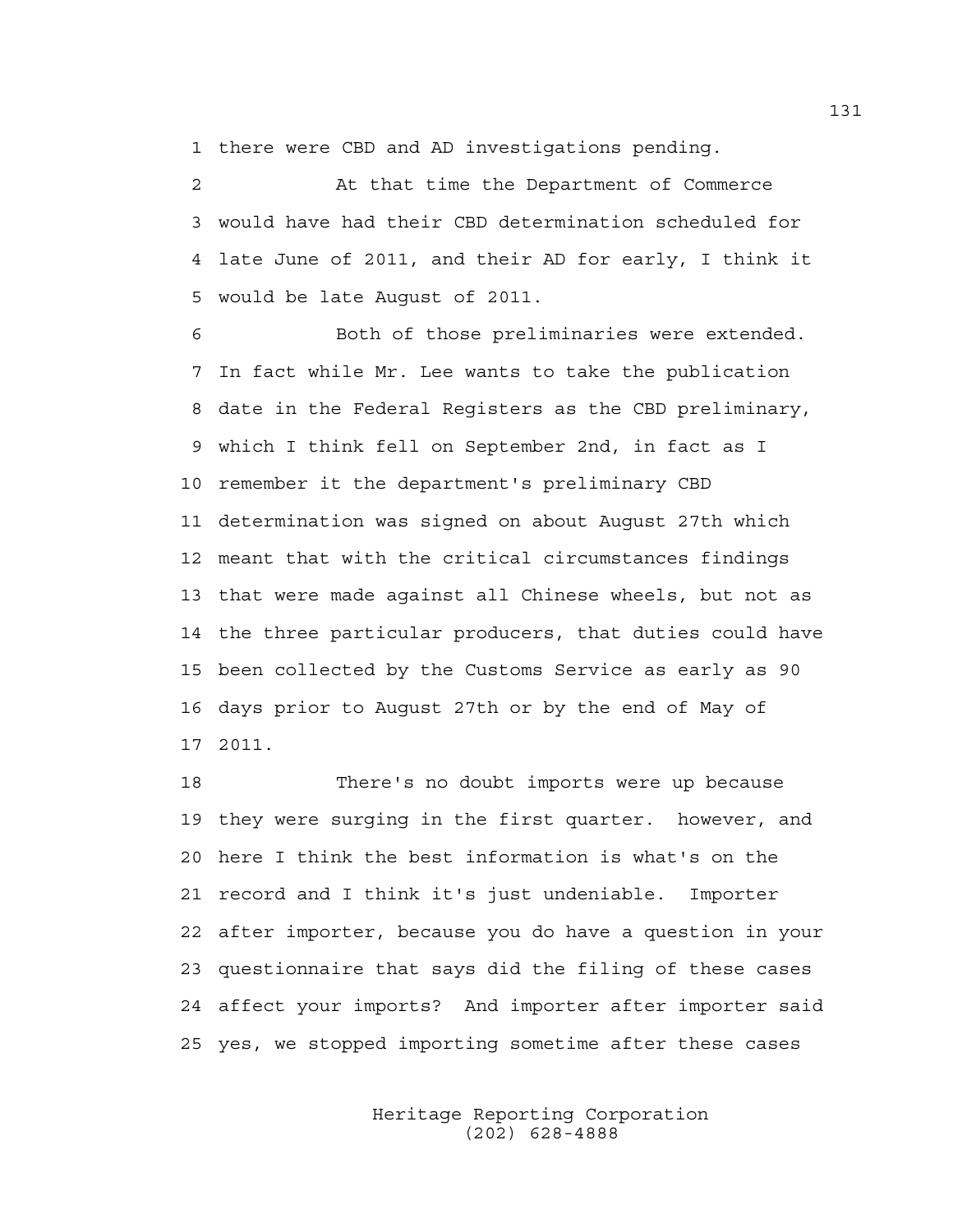there were CBD and AD investigations pending.

At that time the Department of Commerce would have had their CBD determination scheduled for late June of 2011, and their AD for early, I think it would be late August of 2011.

Both of those preliminaries were extended. In fact while Mr. Lee wants to take the publication date in the Federal Registers as the CBD preliminary, which I think fell on September 2nd, in fact as I remember it the department's preliminary CBD determination was signed on about August 27th which meant that with the critical circumstances findings that were made against all Chinese wheels, but not as the three particular producers, that duties could have been collected by the Customs Service as early as 90 days prior to August 27th or by the end of May of 2011.

There's no doubt imports were up because they were surging in the first quarter. however, and here I think the best information is what's on the record and I think it's just undeniable. Importer after importer, because you do have a question in your questionnaire that says did the filing of these cases affect your imports? And importer after importer said yes, we stopped importing sometime after these cases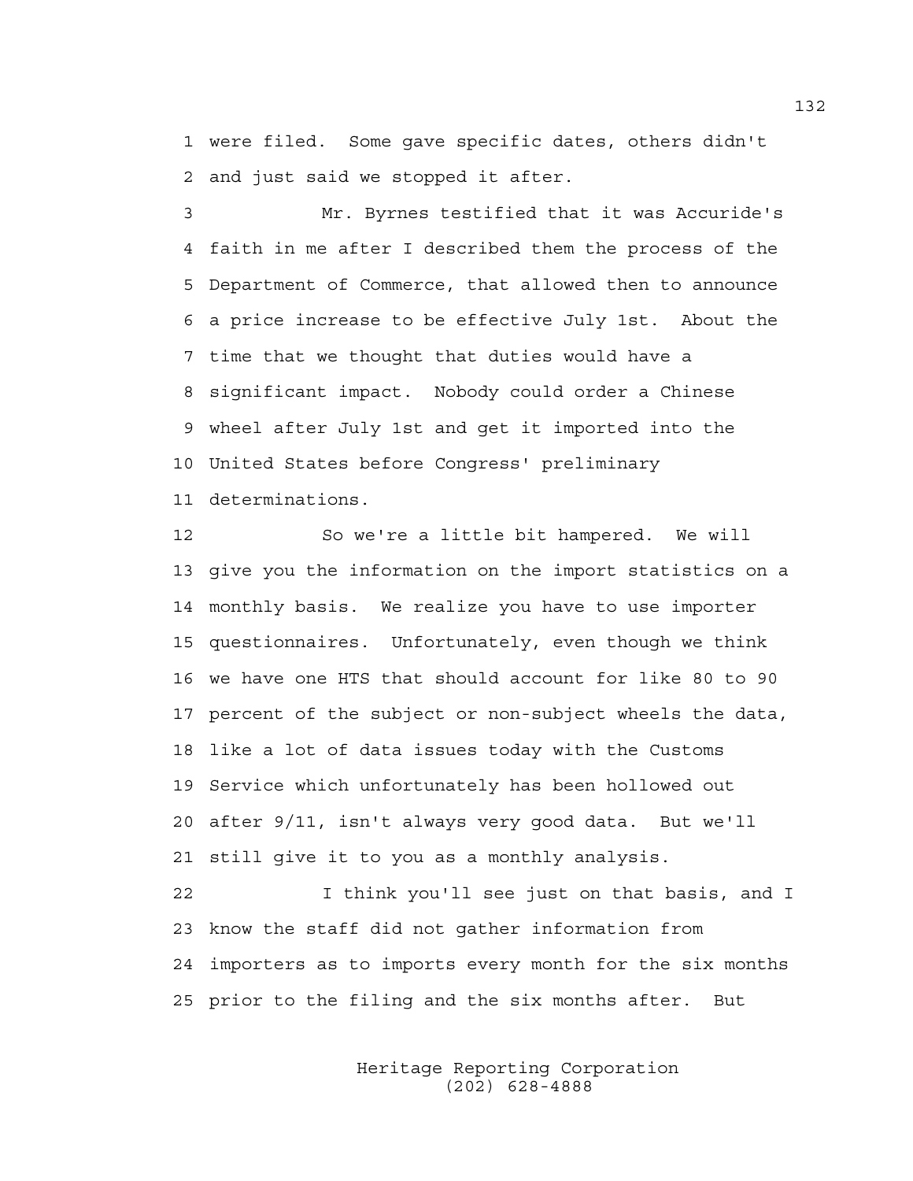1 were filed. Some gave specific dates, others didn't
2 and just said we stopped it after.

3 Mr. Byrnes testified that it was Accuride's
4 faith in me after I described them the process of the
5 Department of Commerce, that allowed then to announce
6 a price increase to be effective July 1st. About the
7 time that we thought that duties would have a
8 significant impact. Nobody could order a Chinese
9 wheel after July 1st and get it imported into the
10 United States before Congress' preliminary
11 determinations.

12 So we're a little bit hampered. We will
13 give you the information on the import statistics on a
14 monthly basis. We realize you have to use importer
15 questionnaires. Unfortunately, even though we think
16 we have one HTS that should account for like 80 to 90
17 percent of the subject or non-subject wheels the data,
18 like a lot of data issues today with the Customs
19 Service which unfortunately has been hollowed out
20 after 9/11, isn't always very good data. But we'll
21 still give it to you as a monthly analysis.

22 I think you'll see just on that basis, and I
23 know the staff did not gather information from
24 importers as to imports every month for the six months
25 prior to the filing and the six months after. But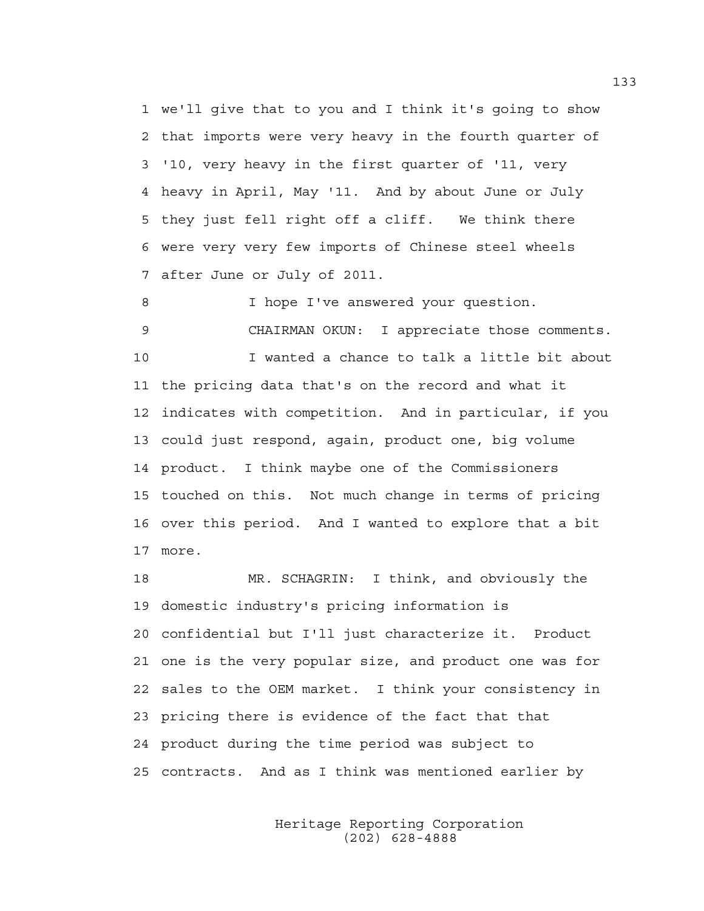we'll give that to you and I think it's going to show that imports were very heavy in the fourth quarter of '10, very heavy in the first quarter of '11, very heavy in April, May '11. And by about June or July they just fell right off a cliff. We think there were very very few imports of Chinese steel wheels after June or July of 2011.

I hope I've answered your question.

CHAIRMAN OKUN: I appreciate those comments.

I wanted a chance to talk a little bit about the pricing data that's on the record and what it indicates with competition. And in particular, if you could just respond, again, product one, big volume product. I think maybe one of the Commissioners touched on this. Not much change in terms of pricing over this period. And I wanted to explore that a bit more.

MR. SCHAGRIN: I think, and obviously the domestic industry's pricing information is confidential but I'll just characterize it. Product one is the very popular size, and product one was for sales to the OEM market. I think your consistency in pricing there is evidence of the fact that that product during the time period was subject to contracts. And as I think was mentioned earlier by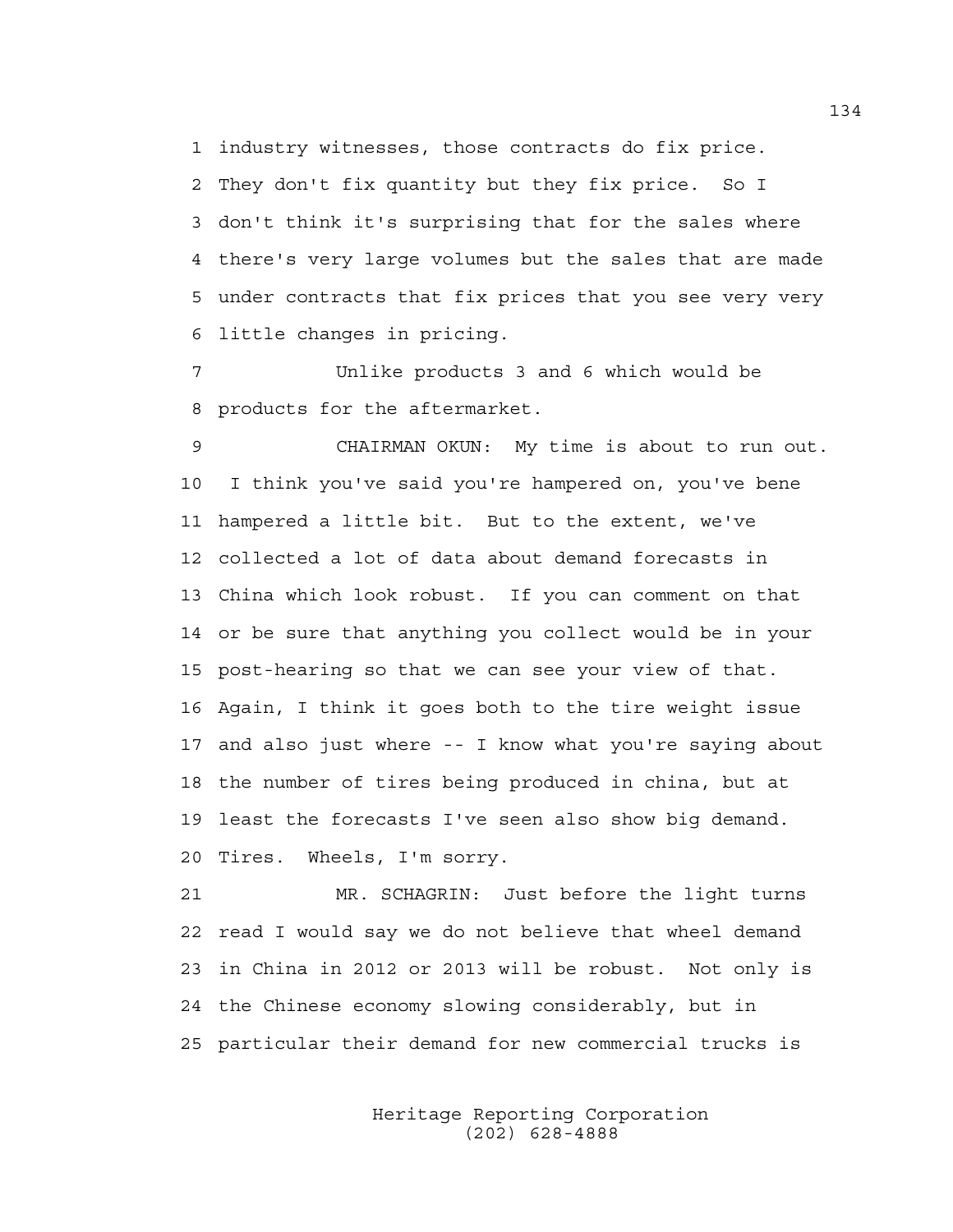1 industry witnesses, those contracts do fix price.
2 They don't fix quantity but they fix price. So I
3 don't think it's surprising that for the sales where
4 there's very large volumes but the sales that are made
5 under contracts that fix prices that you see very very
6 little changes in pricing.

7 Unlike products 3 and 6 which would be
8 products for the aftermarket.

9 CHAIRMAN OKUN: My time is about to run out.
10 I think you've said you're hampered on, you've bene
11 hampered a little bit. But to the extent, we've
12 collected a lot of data about demand forecasts in
13 China which look robust. If you can comment on that
14 or be sure that anything you collect would be in your
15 post-hearing so that we can see your view of that.
16 Again, I think it goes both to the tire weight issue
17 and also just where -- I know what you're saying about
18 the number of tires being produced in china, but at
19 least the forecasts I've seen also show big demand.
20 Tires. Wheels, I'm sorry.

21 MR. SCHAGRIN: Just before the light turns
22 read I would say we do not believe that wheel demand
23 in China in 2012 or 2013 will be robust. Not only is
24 the Chinese economy slowing considerably, but in
25 particular their demand for new commercial trucks is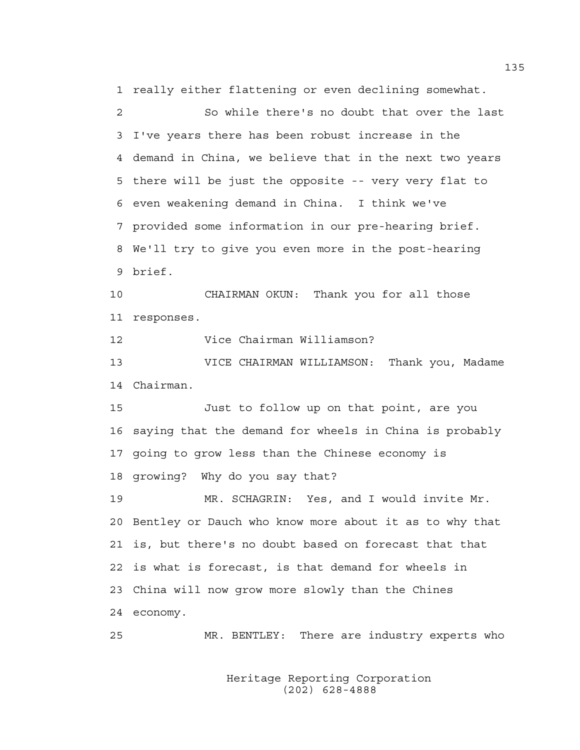really either flattening or even declining somewhat.

So while there's no doubt that over the last I've years there has been robust increase in the demand in China, we believe that in the next two years there will be just the opposite -- very very flat to even weakening demand in China. I think we've provided some information in our pre-hearing brief. We'll try to give you even more in the post-hearing brief.

CHAIRMAN OKUN: Thank you for all those responses.

Vice Chairman Williamson?

VICE CHAIRMAN WILLIAMSON: Thank you, Madame Chairman.

Just to follow up on that point, are you saying that the demand for wheels in China is probably going to grow less than the Chinese economy is growing? Why do you say that?

MR. SCHAGRIN: Yes, and I would invite Mr. Bentley or Dauch who know more about it as to why that is, but there's no doubt based on forecast that that is what is forecast, is that demand for wheels in China will now grow more slowly than the Chines economy.

MR. BENTLEY: There are industry experts who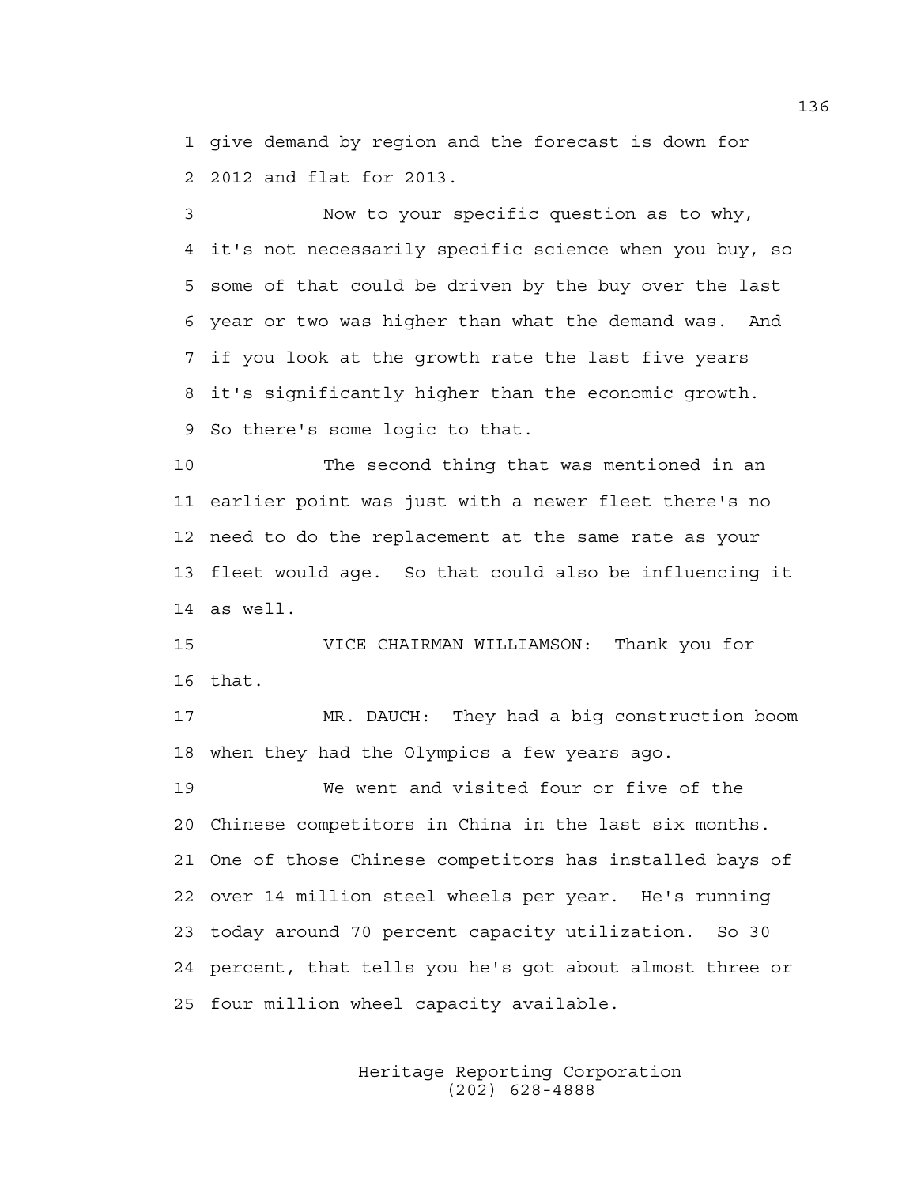give demand by region and the forecast is down for 2012 and flat for 2013.

Now to your specific question as to why, it's not necessarily specific science when you buy, so some of that could be driven by the buy over the last year or two was higher than what the demand was. And if you look at the growth rate the last five years it's significantly higher than the economic growth. So there's some logic to that.

The second thing that was mentioned in an earlier point was just with a newer fleet there's no need to do the replacement at the same rate as your fleet would age. So that could also be influencing it as well.

VICE CHAIRMAN WILLIAMSON: Thank you for that.

MR. DAUCH: They had a big construction boom when they had the Olympics a few years ago.

We went and visited four or five of the Chinese competitors in China in the last six months. One of those Chinese competitors has installed bays of over 14 million steel wheels per year. He's running today around 70 percent capacity utilization. So 30 percent, that tells you he's got about almost three or four million wheel capacity available.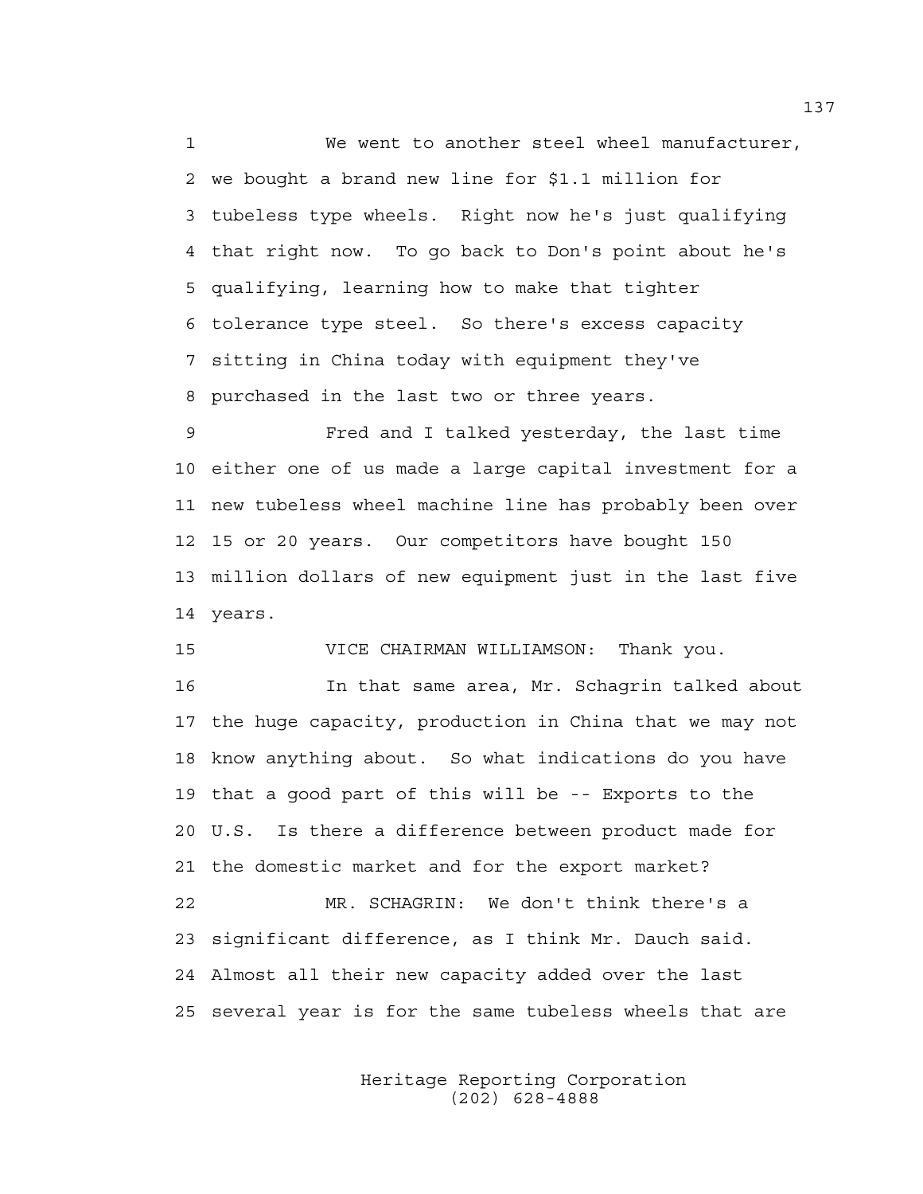1 We went to another steel wheel manufacturer,
2 we bought a brand new line for $1.1 million for
3 tubeless type wheels. Right now he's just qualifying
4 that right now. To go back to Don's point about he's
5 qualifying, learning how to make that tighter
6 tolerance type steel. So there's excess capacity
7 sitting in China today with equipment they've
8 purchased in the last two or three years.

9 Fred and I talked yesterday, the last time
10 either one of us made a large capital investment for a
11 new tubeless wheel machine line has probably been over
12 15 or 20 years. Our competitors have bought 150
13 million dollars of new equipment just in the last five
14 years.

15 VICE CHAIRMAN WILLIAMSON: Thank you.

16 In that same area, Mr. Schagrin talked about
17 the huge capacity, production in China that we may not
18 know anything about. So what indications do you have
19 that a good part of this will be -- Exports to the
20 U.S. Is there a difference between product made for
21 the domestic market and for the export market?

22 MR. SCHAGRIN: We don't think there's a
23 significant difference, as I think Mr. Dauch said.
24 Almost all their new capacity added over the last
25 several year is for the same tubeless wheels that are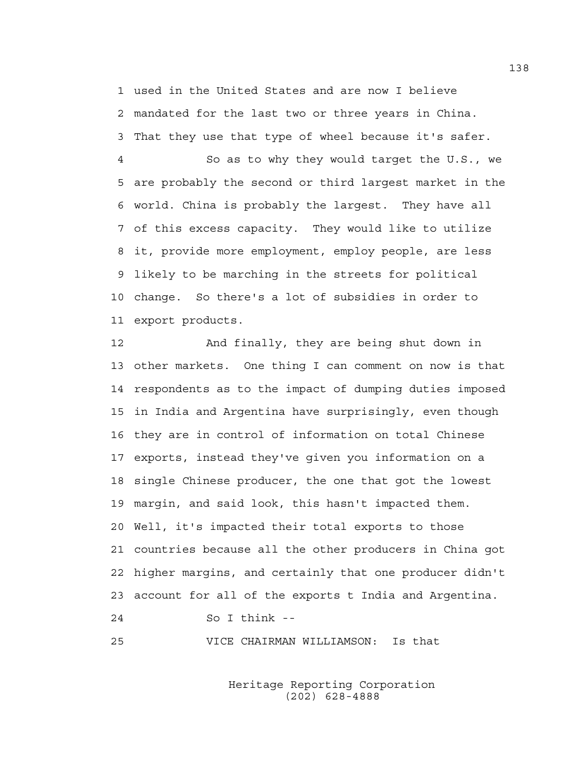used in the United States and are now I believe mandated for the last two or three years in China. That they use that type of wheel because it's safer.

So as to why they would target the U.S., we are probably the second or third largest market in the world. China is probably the largest. They have all of this excess capacity. They would like to utilize it, provide more employment, employ people, are less likely to be marching in the streets for political change. So there's a lot of subsidies in order to export products.

And finally, they are being shut down in other markets. One thing I can comment on now is that respondents as to the impact of dumping duties imposed in India and Argentina have surprisingly, even though they are in control of information on total Chinese exports, instead they've given you information on a single Chinese producer, the one that got the lowest margin, and said look, this hasn't impacted them. Well, it's impacted their total exports to those countries because all the other producers in China got higher margins, and certainly that one producer didn't account for all of the exports t India and Argentina.

So I think --

VICE CHAIRMAN WILLIAMSON: Is that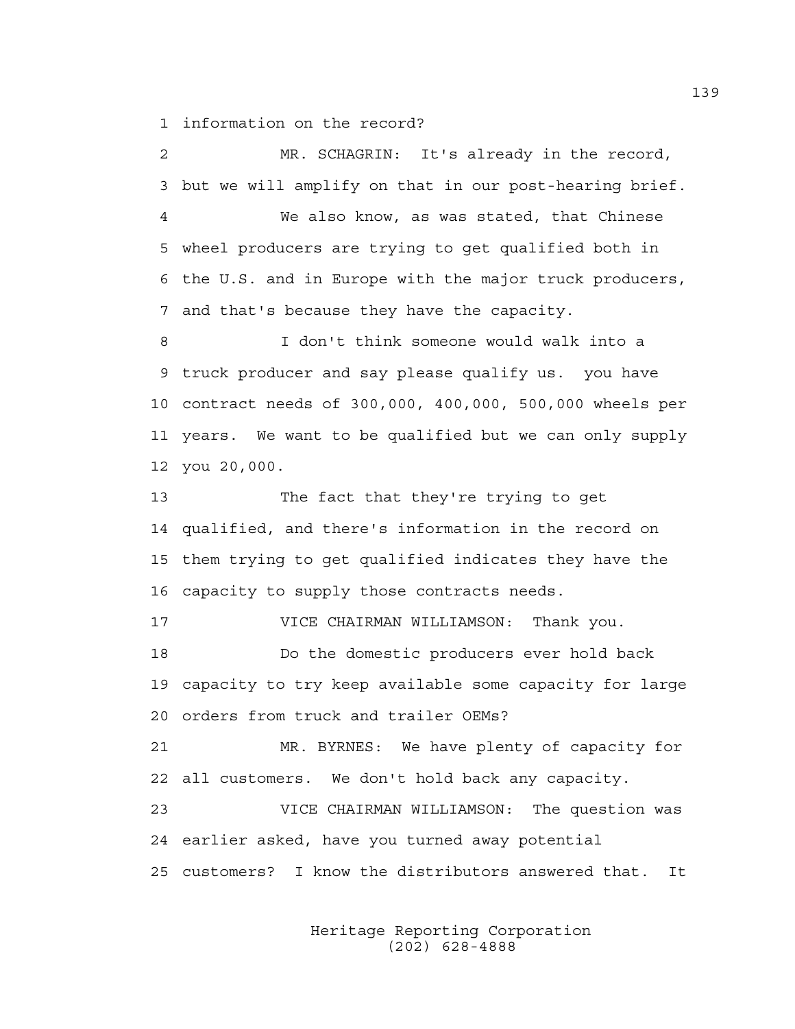information on the record?

MR. SCHAGRIN: It's already in the record, but we will amplify on that in our post-hearing brief.

We also know, as was stated, that Chinese wheel producers are trying to get qualified both in the U.S. and in Europe with the major truck producers, and that's because they have the capacity.

I don't think someone would walk into a truck producer and say please qualify us. you have contract needs of 300,000, 400,000, 500,000 wheels per years. We want to be qualified but we can only supply you 20,000.

The fact that they're trying to get qualified, and there's information in the record on them trying to get qualified indicates they have the capacity to supply those contracts needs.

VICE CHAIRMAN WILLIAMSON: Thank you.

Do the domestic producers ever hold back capacity to try keep available some capacity for large orders from truck and trailer OEMs?

MR. BYRNES: We have plenty of capacity for all customers. We don't hold back any capacity.

VICE CHAIRMAN WILLIAMSON: The question was earlier asked, have you turned away potential customers? I know the distributors answered that. It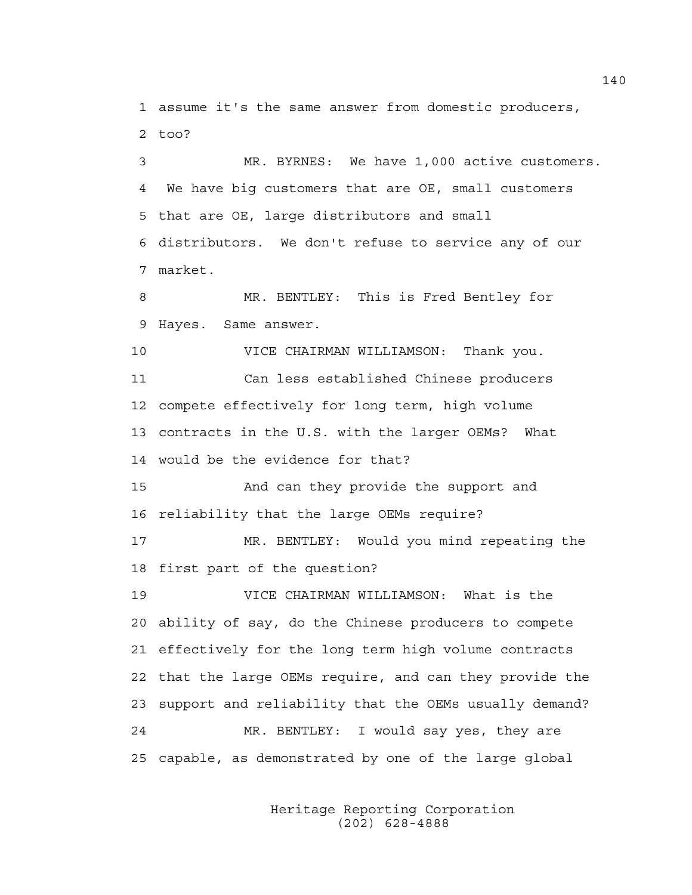1 assume it's the same answer from domestic producers,
2 too?

3 MR. BYRNES: We have 1,000 active customers.
4 We have big customers that are OE, small customers
5 that are OE, large distributors and small
6 distributors. We don't refuse to service any of our
7 market.

8 MR. BENTLEY: This is Fred Bentley for
9 Hayes. Same answer.

10 VICE CHAIRMAN WILLIAMSON: Thank you.

11 Can less established Chinese producers
12 compete effectively for long term, high volume
13 contracts in the U.S. with the larger OEMs? What
14 would be the evidence for that?

15 And can they provide the support and
16 reliability that the large OEMs require?

17 MR. BENTLEY: Would you mind repeating the
18 first part of the question?

19 VICE CHAIRMAN WILLIAMSON: What is the
20 ability of say, do the Chinese producers to compete
21 effectively for the long term high volume contracts
22 that the large OEMs require, and can they provide the
23 support and reliability that the OEMs usually demand?

24 MR. BENTLEY: I would say yes, they are
25 capable, as demonstrated by one of the large global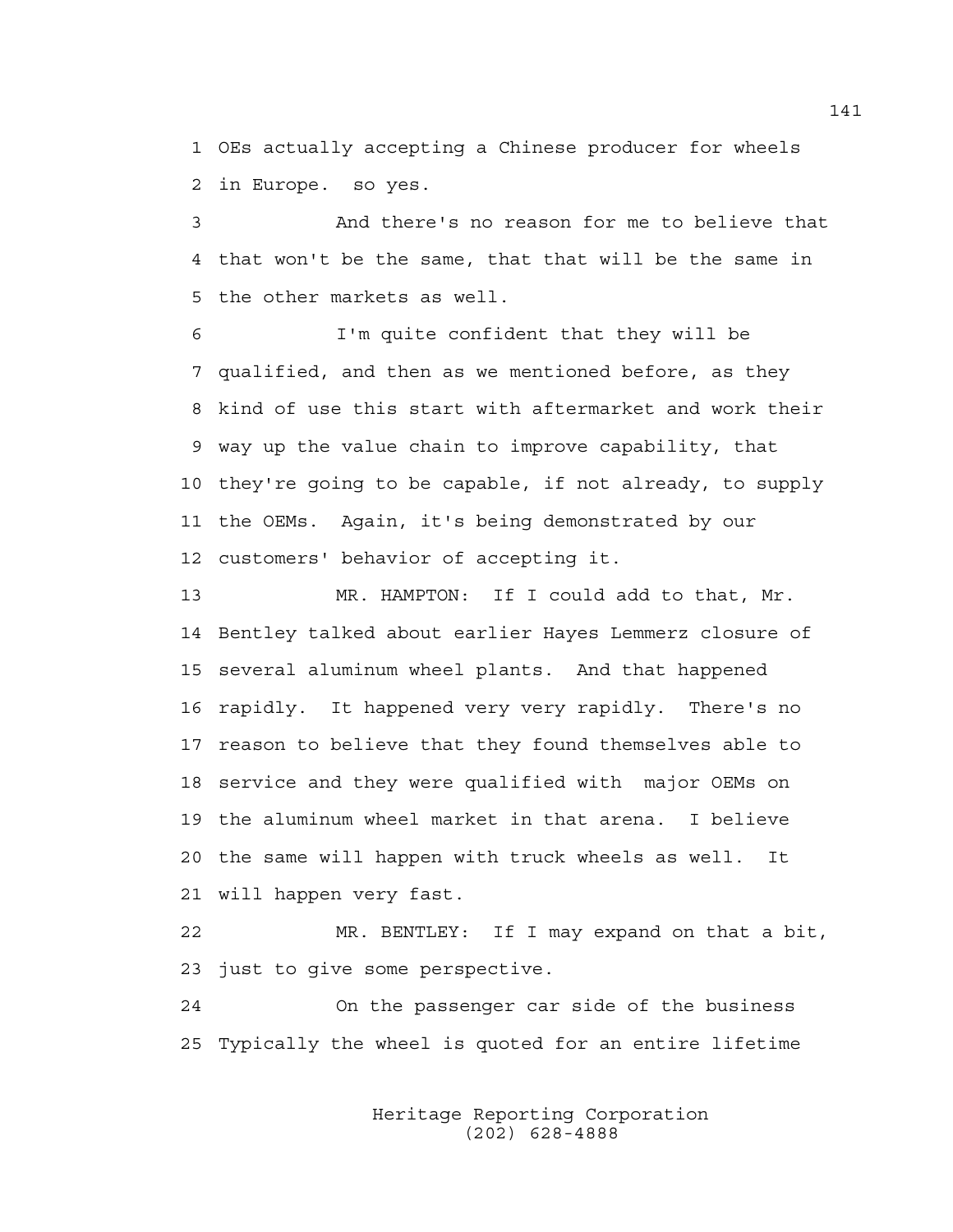1 OEs actually accepting a Chinese producer for wheels
2 in Europe. so yes.

3 And there's no reason for me to believe that
4 that won't be the same, that that will be the same in
5 the other markets as well.

6 I'm quite confident that they will be
7 qualified, and then as we mentioned before, as they
8 kind of use this start with aftermarket and work their
9 way up the value chain to improve capability, that
10 they're going to be capable, if not already, to supply
11 the OEMs. Again, it's being demonstrated by our
12 customers' behavior of accepting it.

13 MR. HAMPTON: If I could add to that, Mr.
14 Bentley talked about earlier Hayes Lemmerz closure of
15 several aluminum wheel plants. And that happened
16 rapidly. It happened very very rapidly. There's no
17 reason to believe that they found themselves able to
18 service and they were qualified with major OEMs on
19 the aluminum wheel market in that arena. I believe
20 the same will happen with truck wheels as well. It
21 will happen very fast.

22 MR. BENTLEY: If I may expand on that a bit,
23 just to give some perspective.

24 On the passenger car side of the business
25 Typically the wheel is quoted for an entire lifetime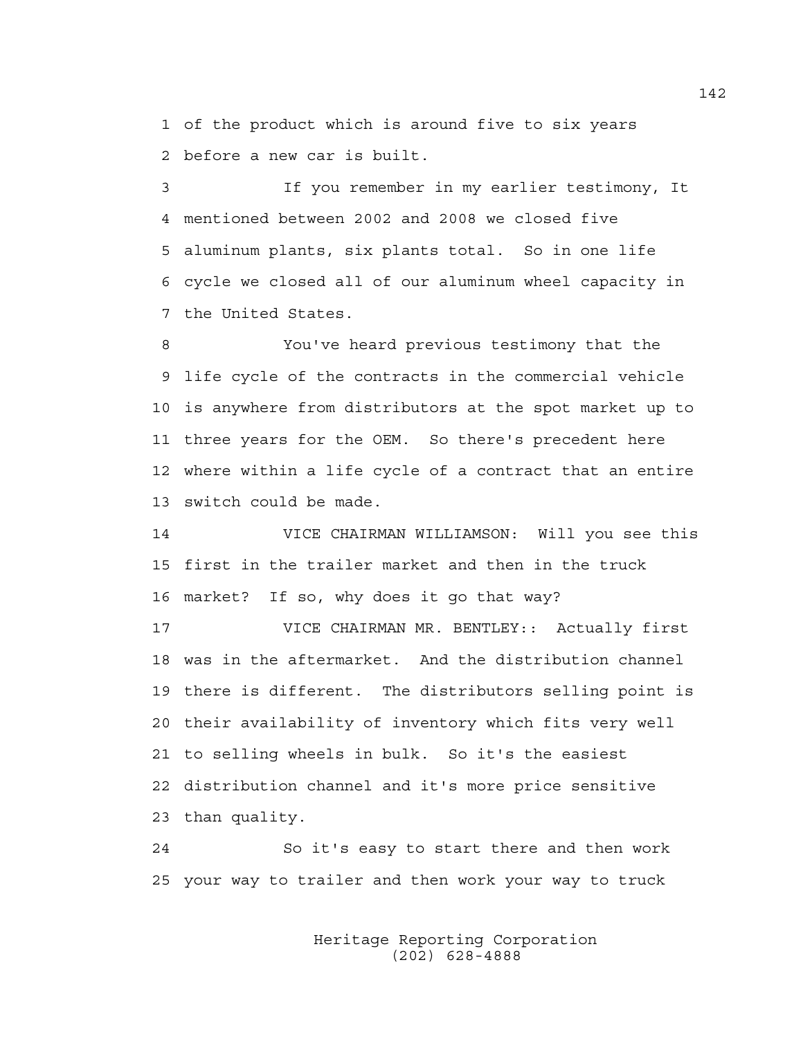of the product which is around five to six years before a new car is built.

If you remember in my earlier testimony, It mentioned between 2002 and 2008 we closed five aluminum plants, six plants total. So in one life cycle we closed all of our aluminum wheel capacity in the United States.

You've heard previous testimony that the life cycle of the contracts in the commercial vehicle is anywhere from distributors at the spot market up to three years for the OEM. So there's precedent here where within a life cycle of a contract that an entire switch could be made.

VICE CHAIRMAN WILLIAMSON: Will you see this first in the trailer market and then in the truck market? If so, why does it go that way?

VICE CHAIRMAN MR. BENTLEY:: Actually first was in the aftermarket. And the distribution channel there is different. The distributors selling point is their availability of inventory which fits very well to selling wheels in bulk. So it's the easiest distribution channel and it's more price sensitive than quality.

So it's easy to start there and then work your way to trailer and then work your way to truck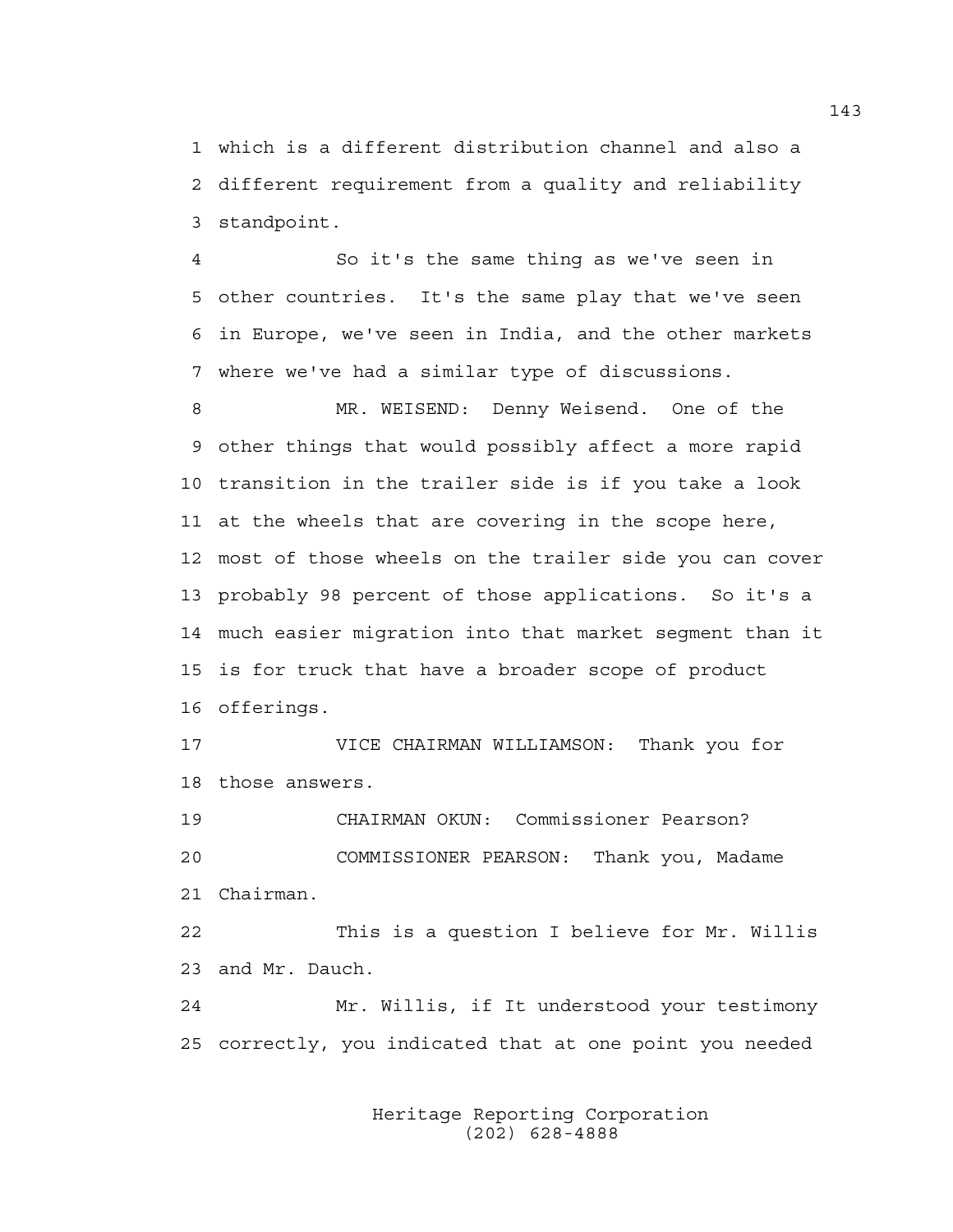which is a different distribution channel and also a different requirement from a quality and reliability standpoint.

So it's the same thing as we've seen in other countries. It's the same play that we've seen in Europe, we've seen in India, and the other markets where we've had a similar type of discussions.

MR. WEISEND: Denny Weisend. One of the other things that would possibly affect a more rapid transition in the trailer side is if you take a look at the wheels that are covering in the scope here, most of those wheels on the trailer side you can cover probably 98 percent of those applications. So it's a much easier migration into that market segment than it is for truck that have a broader scope of product offerings.

VICE CHAIRMAN WILLIAMSON: Thank you for those answers.

CHAIRMAN OKUN: Commissioner Pearson?

COMMISSIONER PEARSON: Thank you, Madame Chairman.

This is a question I believe for Mr. Willis and Mr. Dauch.

Mr. Willis, if It understood your testimony correctly, you indicated that at one point you needed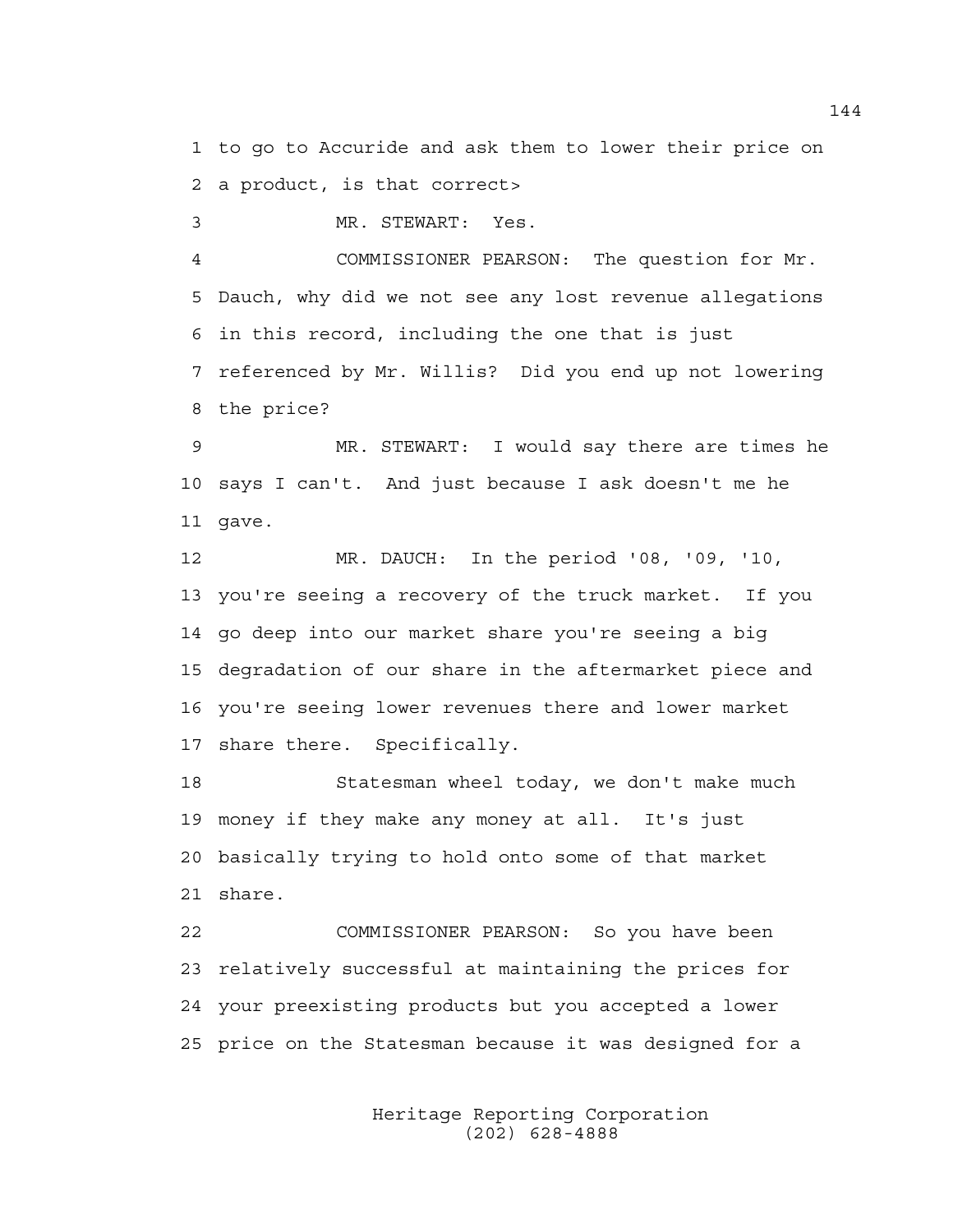to go to Accuride and ask them to lower their price on a product, is that correct>

MR. STEWART: Yes.

COMMISSIONER PEARSON: The question for Mr. Dauch, why did we not see any lost revenue allegations in this record, including the one that is just referenced by Mr. Willis? Did you end up not lowering the price?

MR. STEWART: I would say there are times he says I can't. And just because I ask doesn't me he gave.

MR. DAUCH: In the period '08, '09, '10, you're seeing a recovery of the truck market. If you go deep into our market share you're seeing a big degradation of our share in the aftermarket piece and you're seeing lower revenues there and lower market share there. Specifically.

Statesman wheel today, we don't make much money if they make any money at all. It's just basically trying to hold onto some of that market share.

COMMISSIONER PEARSON: So you have been relatively successful at maintaining the prices for your preexisting products but you accepted a lower price on the Statesman because it was designed for a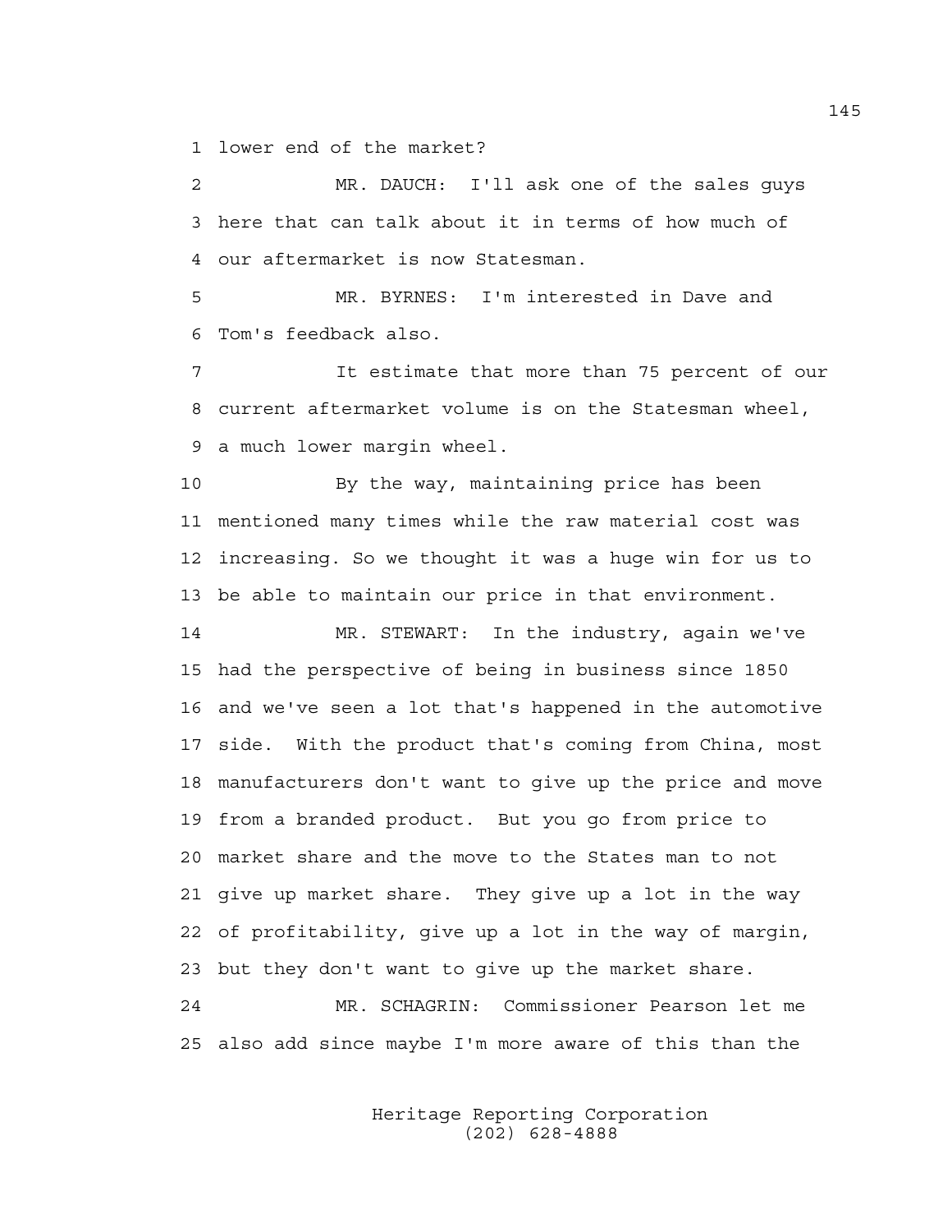lower end of the market?

MR. DAUCH: I'll ask one of the sales guys here that can talk about it in terms of how much of our aftermarket is now Statesman.

MR. BYRNES: I'm interested in Dave and Tom's feedback also.

It estimate that more than 75 percent of our current aftermarket volume is on the Statesman wheel, a much lower margin wheel.

By the way, maintaining price has been mentioned many times while the raw material cost was increasing. So we thought it was a huge win for us to be able to maintain our price in that environment.

MR. STEWART: In the industry, again we've had the perspective of being in business since 1850 and we've seen a lot that's happened in the automotive side. With the product that's coming from China, most manufacturers don't want to give up the price and move from a branded product. But you go from price to market share and the move to the States man to not give up market share. They give up a lot in the way of profitability, give up a lot in the way of margin, but they don't want to give up the market share.

MR. SCHAGRIN: Commissioner Pearson let me also add since maybe I'm more aware of this than the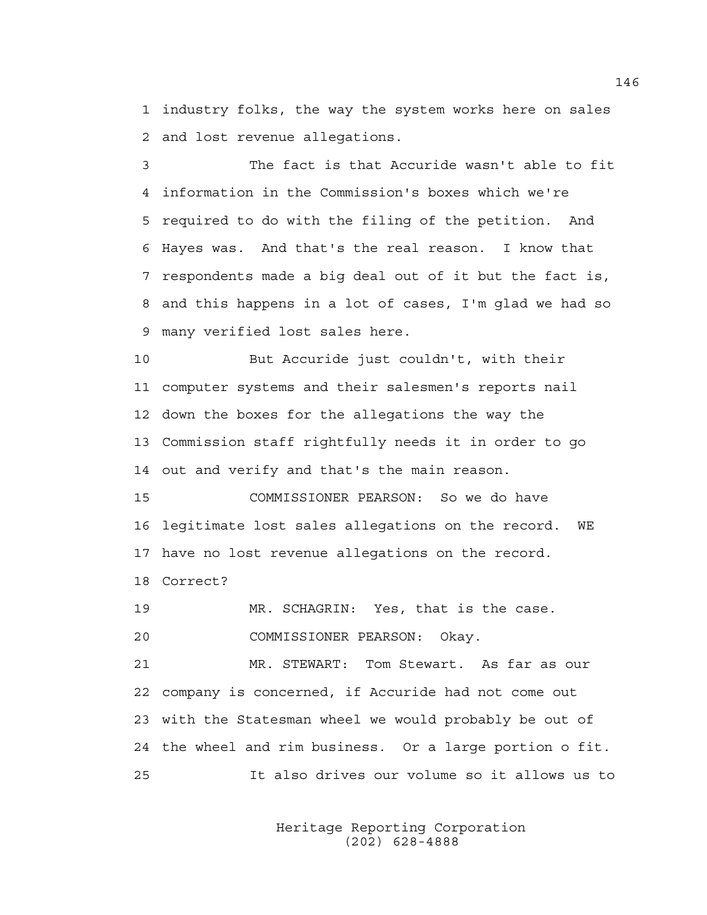1 industry folks, the way the system works here on sales
2 and lost revenue allegations.

3 The fact is that Accuride wasn't able to fit
4 information in the Commission's boxes which we're
5 required to do with the filing of the petition. And
6 Hayes was. And that's the real reason. I know that
7 respondents made a big deal out of it but the fact is,
8 and this happens in a lot of cases, I'm glad we had so
9 many verified lost sales here.

10 But Accuride just couldn't, with their
11 computer systems and their salesmen's reports nail
12 down the boxes for the allegations the way the
13 Commission staff rightfully needs it in order to go
14 out and verify and that's the main reason.

15 COMMISSIONER PEARSON: So we do have
16 legitimate lost sales allegations on the record. WE
17 have no lost revenue allegations on the record.
18 Correct?

19 MR. SCHAGRIN: Yes, that is the case.

20 COMMISSIONER PEARSON: Okay.

21 MR. STEWART: Tom Stewart. As far as our
22 company is concerned, if Accuride had not come out
23 with the Statesman wheel we would probably be out of
24 the wheel and rim business. Or a large portion o fit.

25 It also drives our volume so it allows us to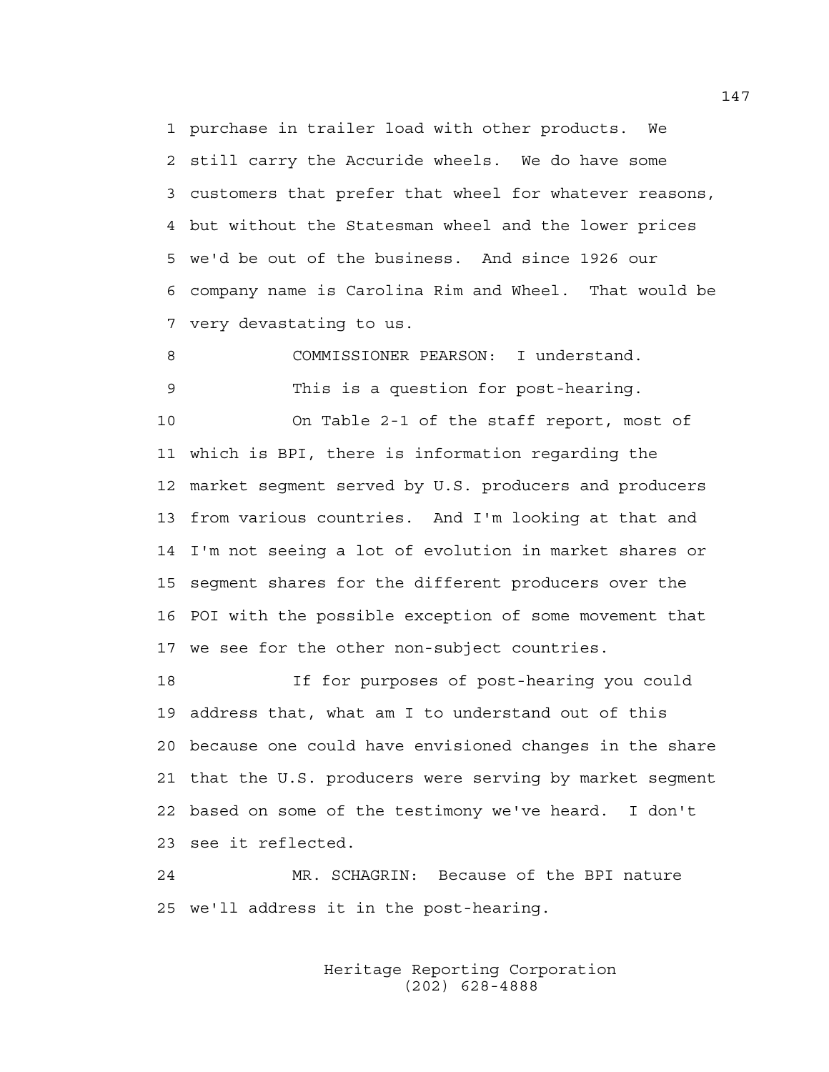1 purchase in trailer load with other products. We
2 still carry the Accuride wheels. We do have some
3 customers that prefer that wheel for whatever reasons,
4 but without the Statesman wheel and the lower prices
5 we'd be out of the business. And since 1926 our
6 company name is Carolina Rim and Wheel. That would be
7 very devastating to us.

8 COMMISSIONER PEARSON: I understand.

9 This is a question for post-hearing.

10 On Table 2-1 of the staff report, most of
11 which is BPI, there is information regarding the
12 market segment served by U.S. producers and producers
13 from various countries. And I'm looking at that and
14 I'm not seeing a lot of evolution in market shares or
15 segment shares for the different producers over the
16 POI with the possible exception of some movement that
17 we see for the other non-subject countries.

18 If for purposes of post-hearing you could
19 address that, what am I to understand out of this
20 because one could have envisioned changes in the share
21 that the U.S. producers were serving by market segment
22 based on some of the testimony we've heard. I don't
23 see it reflected.

24 MR. SCHAGRIN: Because of the BPI nature
25 we'll address it in the post-hearing.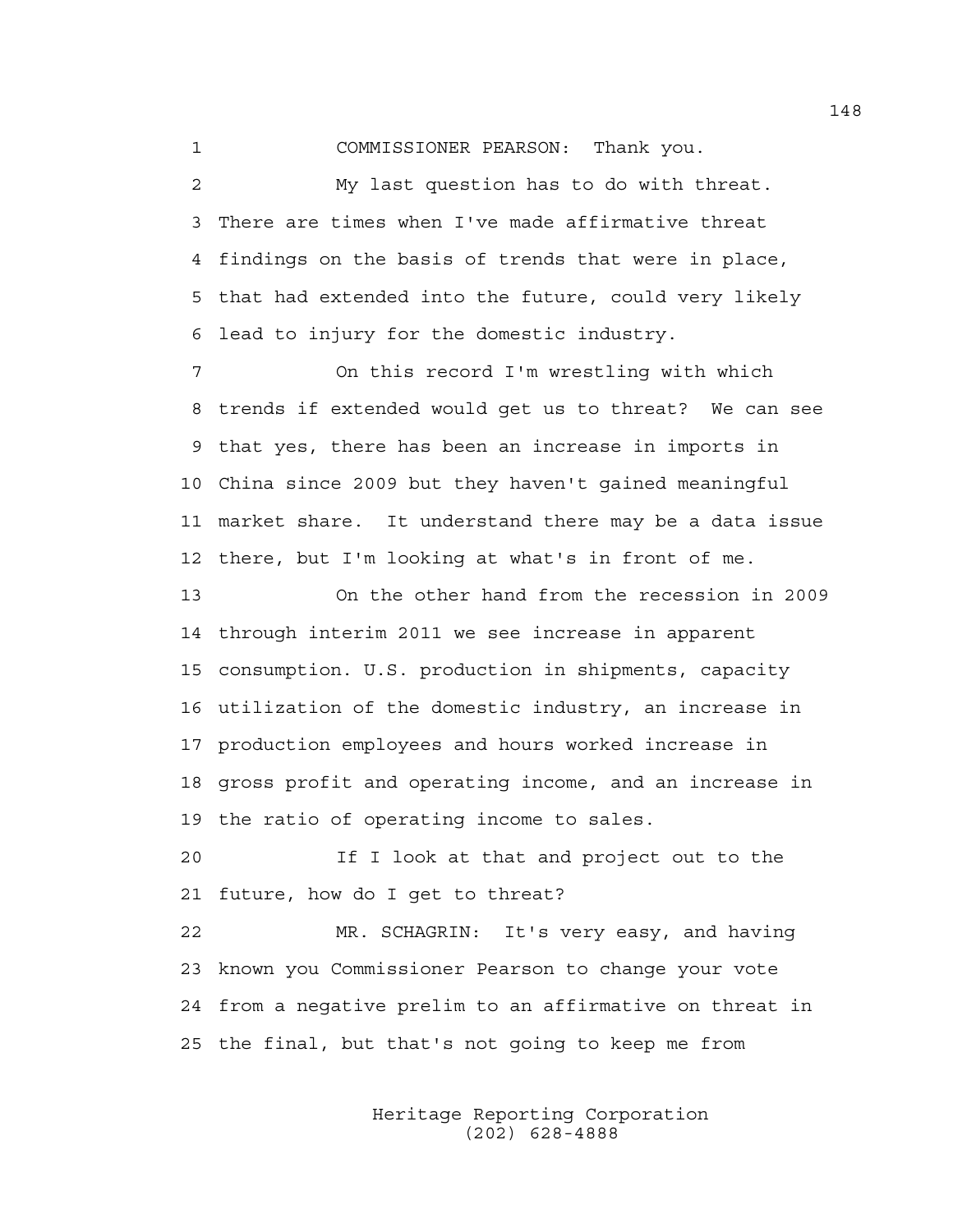COMMISSIONER PEARSON: Thank you.

My last question has to do with threat. There are times when I've made affirmative threat findings on the basis of trends that were in place, that had extended into the future, could very likely lead to injury for the domestic industry.

On this record I'm wrestling with which trends if extended would get us to threat? We can see that yes, there has been an increase in imports in China since 2009 but they haven't gained meaningful market share. It understand there may be a data issue there, but I'm looking at what's in front of me.

On the other hand from the recession in 2009 through interim 2011 we see increase in apparent consumption. U.S. production in shipments, capacity utilization of the domestic industry, an increase in production employees and hours worked increase in gross profit and operating income, and an increase in the ratio of operating income to sales.

If I look at that and project out to the future, how do I get to threat?

MR. SCHAGRIN: It's very easy, and having known you Commissioner Pearson to change your vote from a negative prelim to an affirmative on threat in the final, but that's not going to keep me from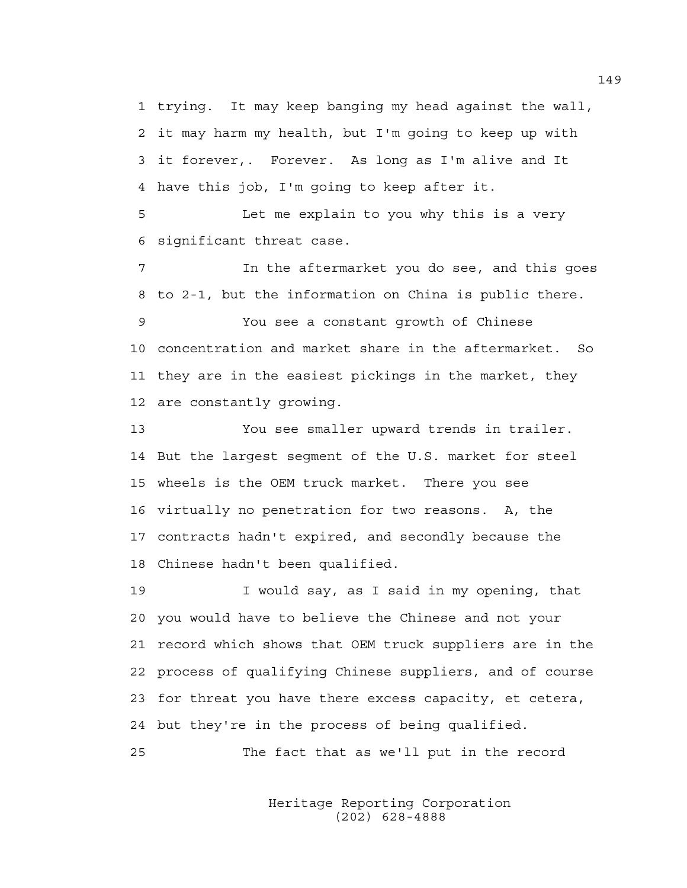trying. It may keep banging my head against the wall, it may harm my health, but I'm going to keep up with it forever,. Forever. As long as I'm alive and It have this job, I'm going to keep after it.

Let me explain to you why this is a very significant threat case.

In the aftermarket you do see, and this goes to 2-1, but the information on China is public there.

You see a constant growth of Chinese concentration and market share in the aftermarket. So they are in the easiest pickings in the market, they are constantly growing.

You see smaller upward trends in trailer. But the largest segment of the U.S. market for steel wheels is the OEM truck market. There you see virtually no penetration for two reasons. A, the contracts hadn't expired, and secondly because the Chinese hadn't been qualified.

I would say, as I said in my opening, that you would have to believe the Chinese and not your record which shows that OEM truck suppliers are in the process of qualifying Chinese suppliers, and of course for threat you have there excess capacity, et cetera, but they're in the process of being qualified.

The fact that as we'll put in the record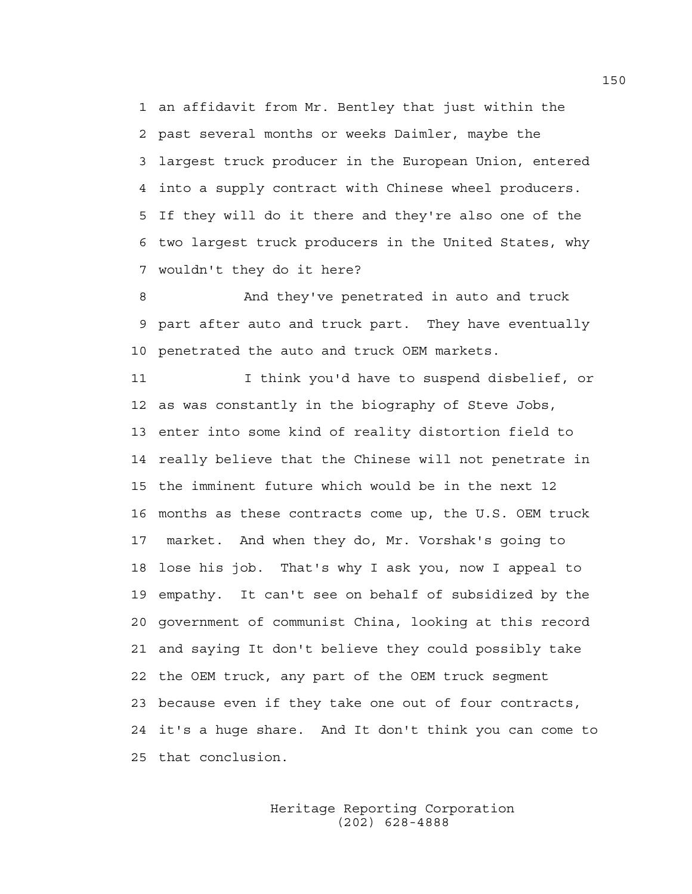an affidavit from Mr. Bentley that just within the past several months or weeks Daimler, maybe the largest truck producer in the European Union, entered into a supply contract with Chinese wheel producers. If they will do it there and they're also one of the two largest truck producers in the United States, why wouldn't they do it here?

And they've penetrated in auto and truck part after auto and truck part. They have eventually penetrated the auto and truck OEM markets.

I think you'd have to suspend disbelief, or as was constantly in the biography of Steve Jobs, enter into some kind of reality distortion field to really believe that the Chinese will not penetrate in the imminent future which would be in the next 12 months as these contracts come up, the U.S. OEM truck market. And when they do, Mr. Vorshak's going to lose his job. That's why I ask you, now I appeal to empathy. It can't see on behalf of subsidized by the government of communist China, looking at this record and saying It don't believe they could possibly take the OEM truck, any part of the OEM truck segment because even if they take one out of four contracts, it's a huge share. And It don't think you can come to that conclusion.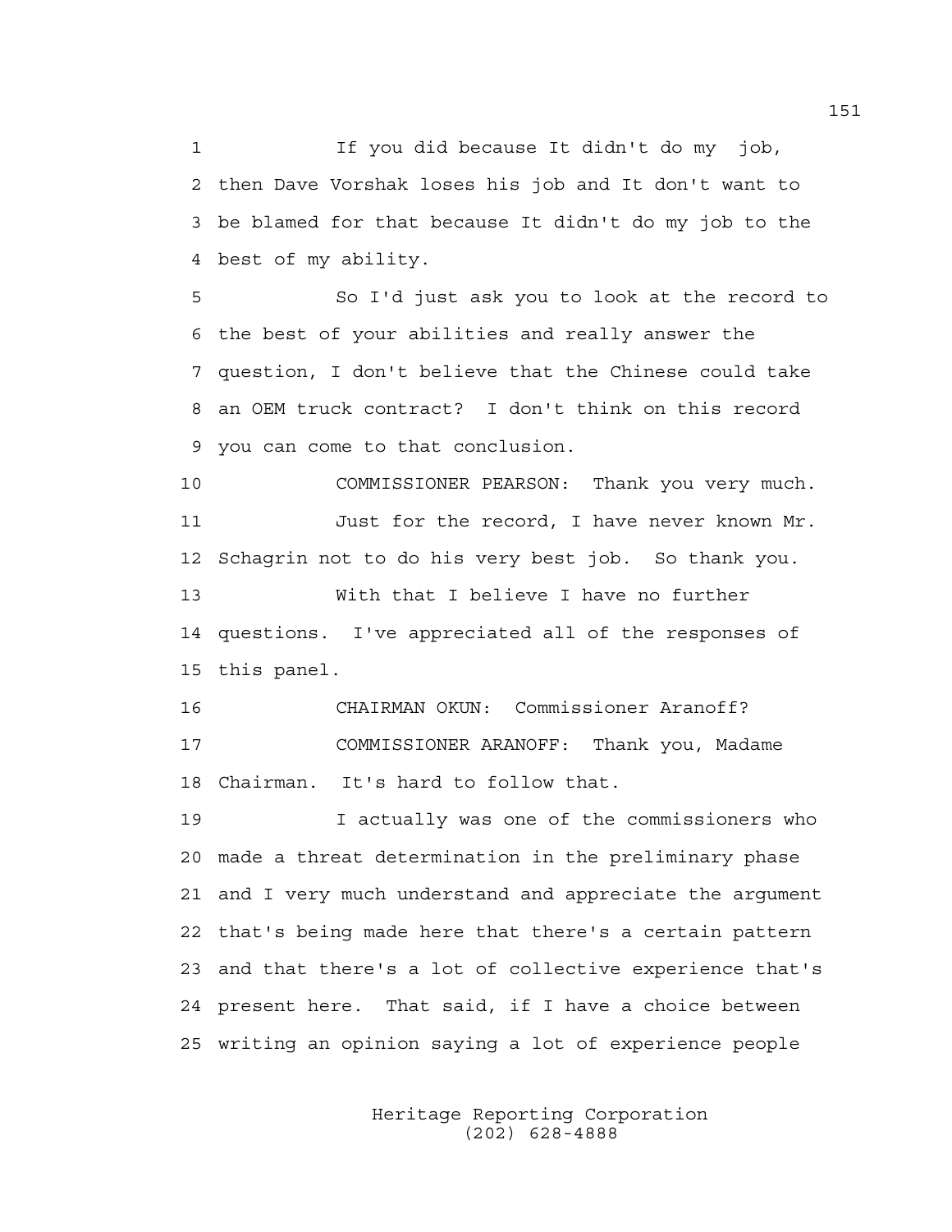1 If you did because It didn't do my job,
2 then Dave Vorshak loses his job and It don't want to
3 be blamed for that because It didn't do my job to the
4 best of my ability.

5 So I'd just ask you to look at the record to
6 the best of your abilities and really answer the
7 question, I don't believe that the Chinese could take
8 an OEM truck contract? I don't think on this record
9 you can come to that conclusion.

10 COMMISSIONER PEARSON: Thank you very much.
11 Just for the record, I have never known Mr.
12 Schagrin not to do his very best job. So thank you.
13 With that I believe I have no further
14 questions. I've appreciated all of the responses of
15 this panel.

16 CHAIRMAN OKUN: Commissioner Aranoff?
17 COMMISSIONER ARANOFF: Thank you, Madame
18 Chairman. It's hard to follow that.
19 I actually was one of the commissioners who
20 made a threat determination in the preliminary phase
21 and I very much understand and appreciate the argument
22 that's being made here that there's a certain pattern
23 and that there's a lot of collective experience that's
24 present here. That said, if I have a choice between
25 writing an opinion saying a lot of experience people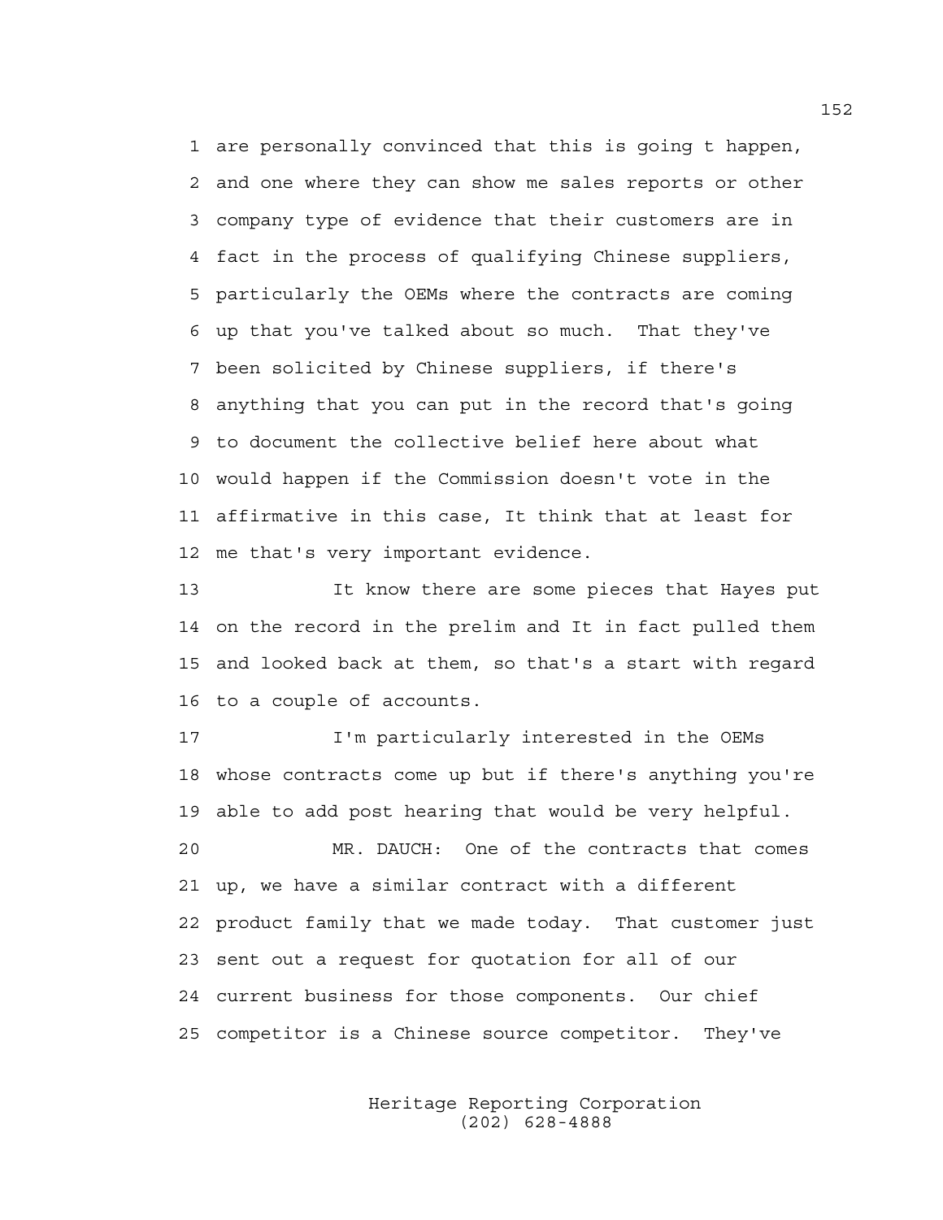1 are personally convinced that this is going t happen,
2 and one where they can show me sales reports or other
3 company type of evidence that their customers are in
4 fact in the process of qualifying Chinese suppliers,
5 particularly the OEMs where the contracts are coming
6 up that you've talked about so much. That they've
7 been solicited by Chinese suppliers, if there's
8 anything that you can put in the record that's going
9 to document the collective belief here about what
10 would happen if the Commission doesn't vote in the
11 affirmative in this case, It think that at least for
12 me that's very important evidence.

13 It know there are some pieces that Hayes put
14 on the record in the prelim and It in fact pulled them
15 and looked back at them, so that's a start with regard
16 to a couple of accounts.

17 I'm particularly interested in the OEMs
18 whose contracts come up but if there's anything you're
19 able to add post hearing that would be very helpful.

20 MR. DAUCH: One of the contracts that comes
21 up, we have a similar contract with a different
22 product family that we made today. That customer just
23 sent out a request for quotation for all of our
24 current business for those components. Our chief
25 competitor is a Chinese source competitor. They've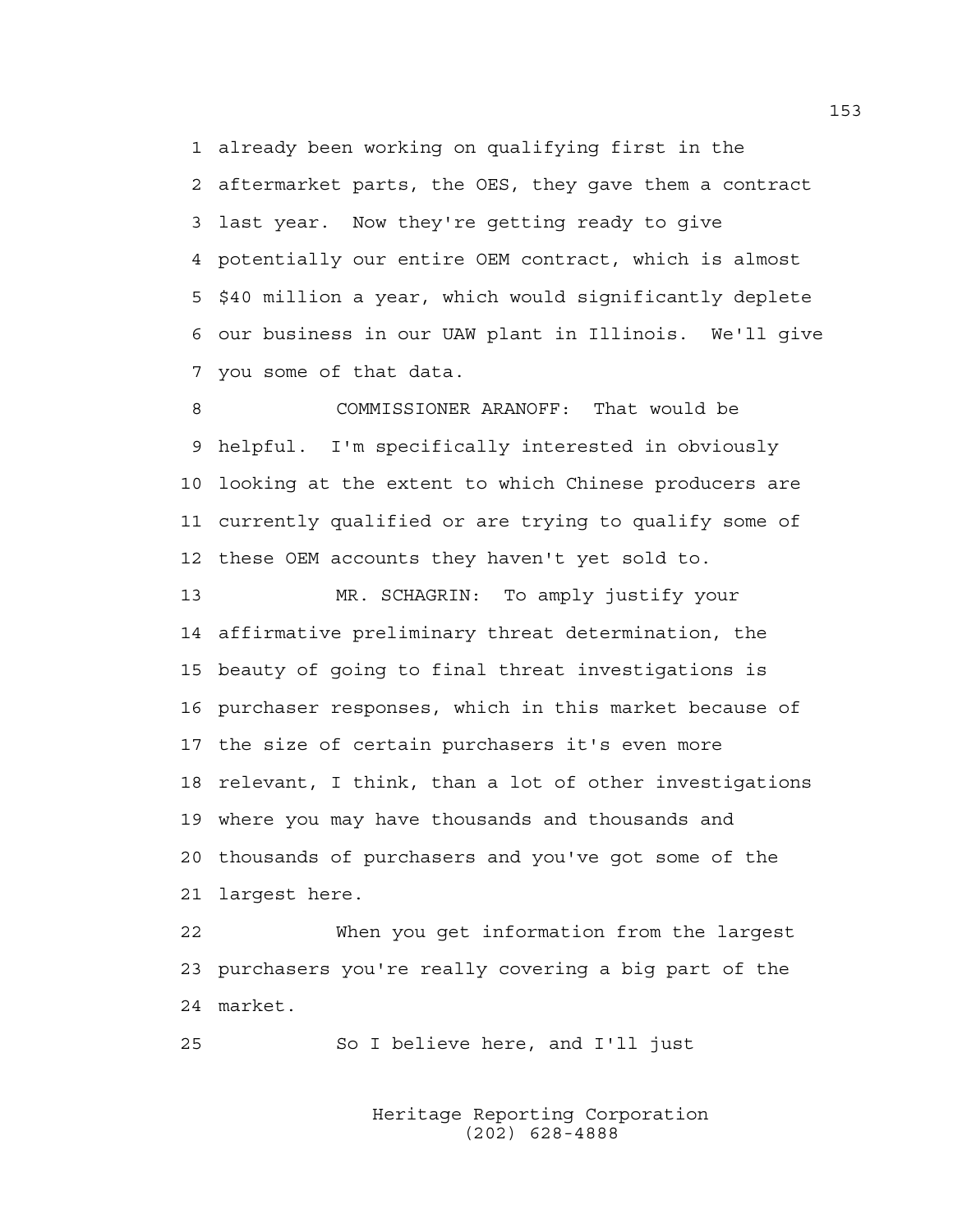already been working on qualifying first in the aftermarket parts, the OES, they gave them a contract last year. Now they're getting ready to give potentially our entire OEM contract, which is almost $40 million a year, which would significantly deplete our business in our UAW plant in Illinois. We'll give you some of that data.

COMMISSIONER ARANOFF: That would be helpful. I'm specifically interested in obviously looking at the extent to which Chinese producers are currently qualified or are trying to qualify some of these OEM accounts they haven't yet sold to.

MR. SCHAGRIN: To amply justify your affirmative preliminary threat determination, the beauty of going to final threat investigations is purchaser responses, which in this market because of the size of certain purchasers it's even more relevant, I think, than a lot of other investigations where you may have thousands and thousands and thousands of purchasers and you've got some of the largest here.

When you get information from the largest purchasers you're really covering a big part of the market.

So I believe here, and I'll just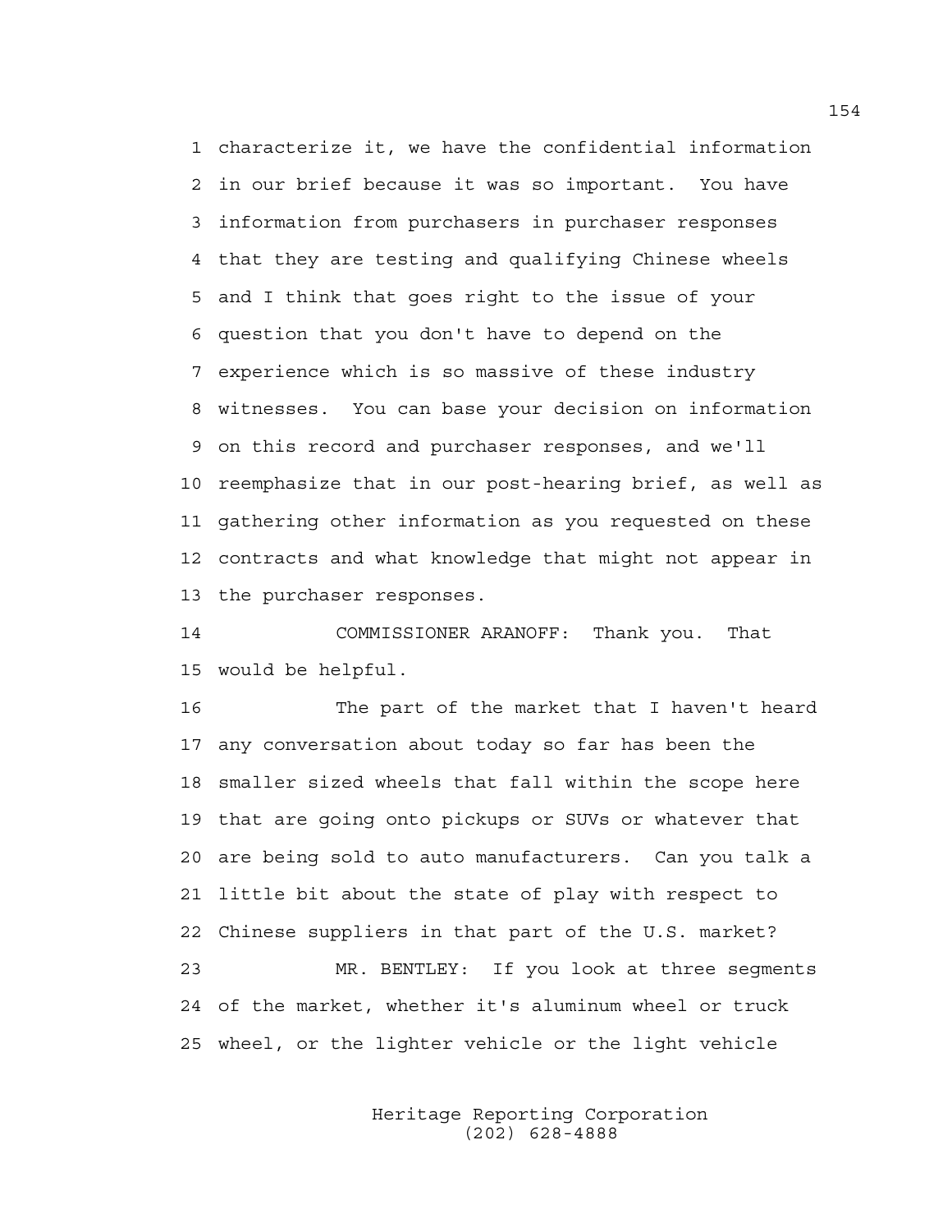characterize it, we have the confidential information in our brief because it was so important. You have information from purchasers in purchaser responses that they are testing and qualifying Chinese wheels and I think that goes right to the issue of your question that you don't have to depend on the experience which is so massive of these industry witnesses. You can base your decision on information on this record and purchaser responses, and we'll reemphasize that in our post-hearing brief, as well as gathering other information as you requested on these contracts and what knowledge that might not appear in the purchaser responses.

COMMISSIONER ARANOFF: Thank you. That would be helpful.

The part of the market that I haven't heard any conversation about today so far has been the smaller sized wheels that fall within the scope here that are going onto pickups or SUVs or whatever that are being sold to auto manufacturers. Can you talk a little bit about the state of play with respect to Chinese suppliers in that part of the U.S. market?

MR. BENTLEY: If you look at three segments of the market, whether it's aluminum wheel or truck wheel, or the lighter vehicle or the light vehicle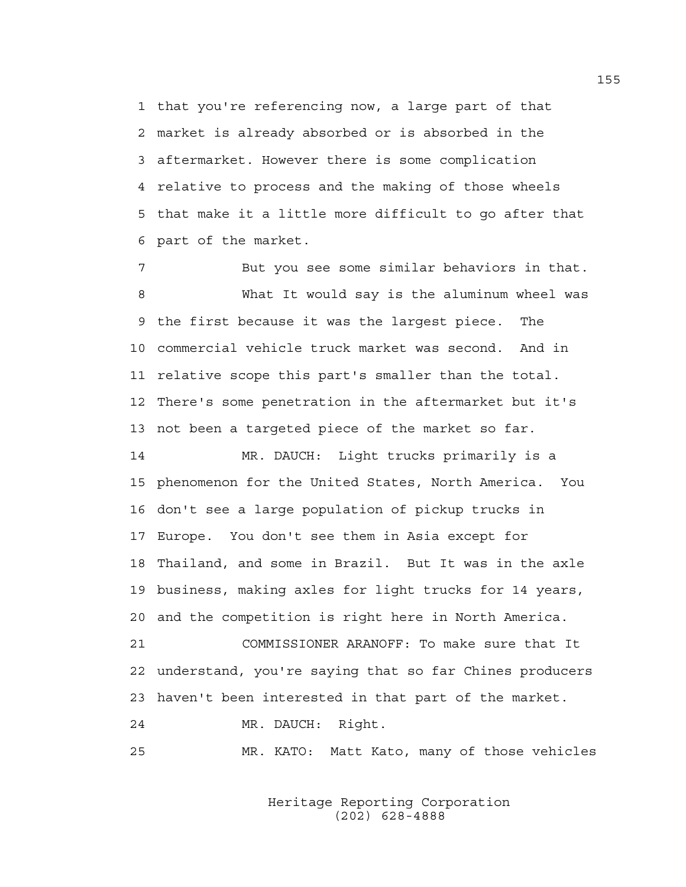1 that you're referencing now, a large part of that
2 market is already absorbed or is absorbed in the
3 aftermarket. However there is some complication
4 relative to process and the making of those wheels
5 that make it a little more difficult to go after that
6 part of the market.

7 But you see some similar behaviors in that.

8 What It would say is the aluminum wheel was
9 the first because it was the largest piece. The
10 commercial vehicle truck market was second. And in
11 relative scope this part's smaller than the total.
12 There's some penetration in the aftermarket but it's
13 not been a targeted piece of the market so far.

14 MR. DAUCH: Light trucks primarily is a
15 phenomenon for the United States, North America. You
16 don't see a large population of pickup trucks in
17 Europe. You don't see them in Asia except for
18 Thailand, and some in Brazil. But It was in the axle
19 business, making axles for light trucks for 14 years,
20 and the competition is right here in North America.

21 COMMISSIONER ARANOFF: To make sure that It
22 understand, you're saying that so far Chines producers
23 haven't been interested in that part of the market.

24 MR. DAUCH: Right.

25 MR. KATO: Matt Kato, many of those vehicles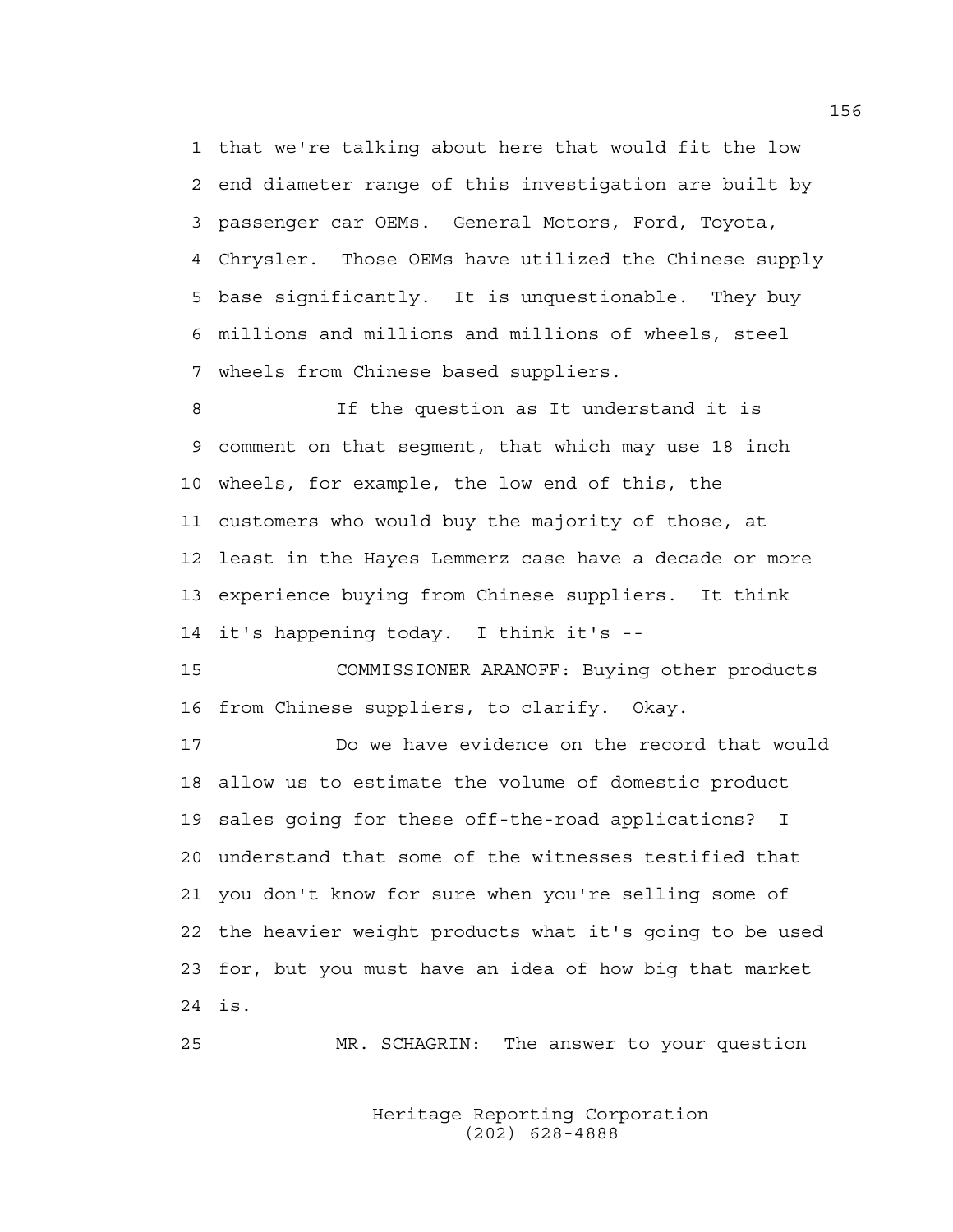1 that we're talking about here that would fit the low
2 end diameter range of this investigation are built by
3 passenger car OEMs. General Motors, Ford, Toyota,
4 Chrysler. Those OEMs have utilized the Chinese supply
5 base significantly. It is unquestionable. They buy
6 millions and millions and millions of wheels, steel
7 wheels from Chinese based suppliers.

8 If the question as It understand it is
9 comment on that segment, that which may use 18 inch
10 wheels, for example, the low end of this, the
11 customers who would buy the majority of those, at
12 least in the Hayes Lemmerz case have a decade or more
13 experience buying from Chinese suppliers. It think
14 it's happening today. I think it's --

15 COMMISSIONER ARANOFF: Buying other products
16 from Chinese suppliers, to clarify. Okay.

17 Do we have evidence on the record that would
18 allow us to estimate the volume of domestic product
19 sales going for these off-the-road applications? I
20 understand that some of the witnesses testified that
21 you don't know for sure when you're selling some of
22 the heavier weight products what it's going to be used
23 for, but you must have an idea of how big that market
24 is.

25 MR. SCHAGRIN: The answer to your question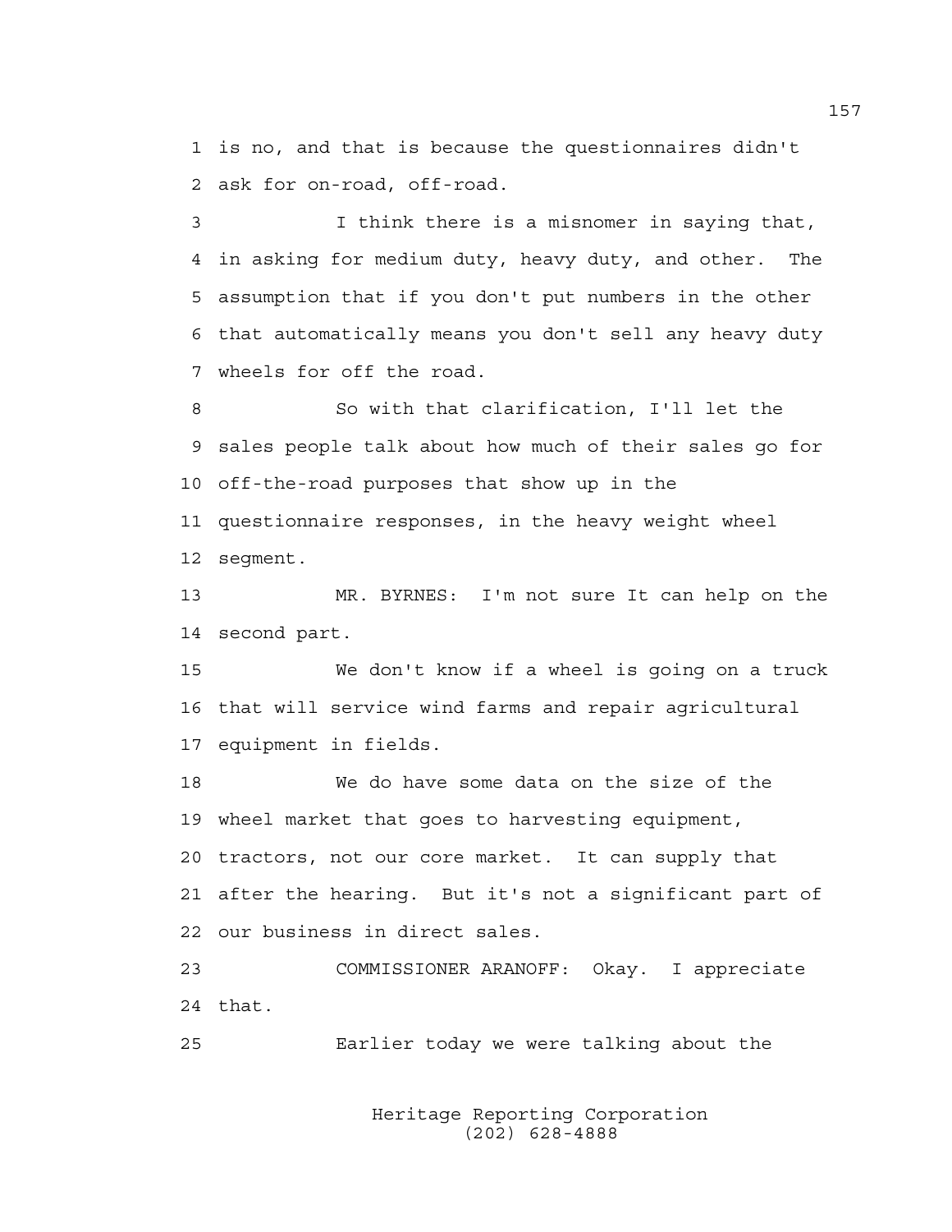is no, and that is because the questionnaires didn't ask for on-road, off-road.

I think there is a misnomer in saying that, in asking for medium duty, heavy duty, and other. The assumption that if you don't put numbers in the other that automatically means you don't sell any heavy duty wheels for off the road.

So with that clarification, I'll let the sales people talk about how much of their sales go for off-the-road purposes that show up in the questionnaire responses, in the heavy weight wheel segment.

MR. BYRNES: I'm not sure It can help on the second part.

We don't know if a wheel is going on a truck that will service wind farms and repair agricultural equipment in fields.

We do have some data on the size of the wheel market that goes to harvesting equipment, tractors, not our core market. It can supply that after the hearing. But it's not a significant part of our business in direct sales.

COMMISSIONER ARANOFF: Okay. I appreciate that.

Earlier today we were talking about the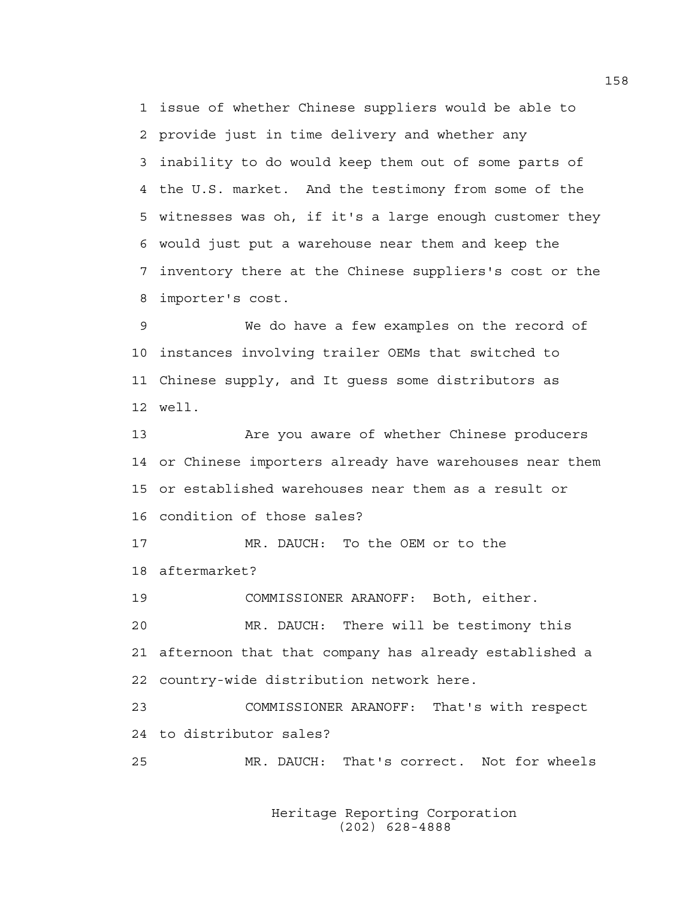1 issue of whether Chinese suppliers would be able to
2 provide just in time delivery and whether any
3 inability to do would keep them out of some parts of
4 the U.S. market. And the testimony from some of the
5 witnesses was oh, if it's a large enough customer they
6 would just put a warehouse near them and keep the
7 inventory there at the Chinese suppliers's cost or the
8 importer's cost.

9 We do have a few examples on the record of
10 instances involving trailer OEMs that switched to
11 Chinese supply, and It guess some distributors as
12 well.

13 Are you aware of whether Chinese producers
14 or Chinese importers already have warehouses near them
15 or established warehouses near them as a result or
16 condition of those sales?

17 MR. DAUCH: To the OEM or to the
18 aftermarket?

19 COMMISSIONER ARANOFF: Both, either.

20 MR. DAUCH: There will be testimony this
21 afternoon that that company has already established a
22 country-wide distribution network here.

23 COMMISSIONER ARANOFF: That's with respect
24 to distributor sales?

25 MR. DAUCH: That's correct. Not for wheels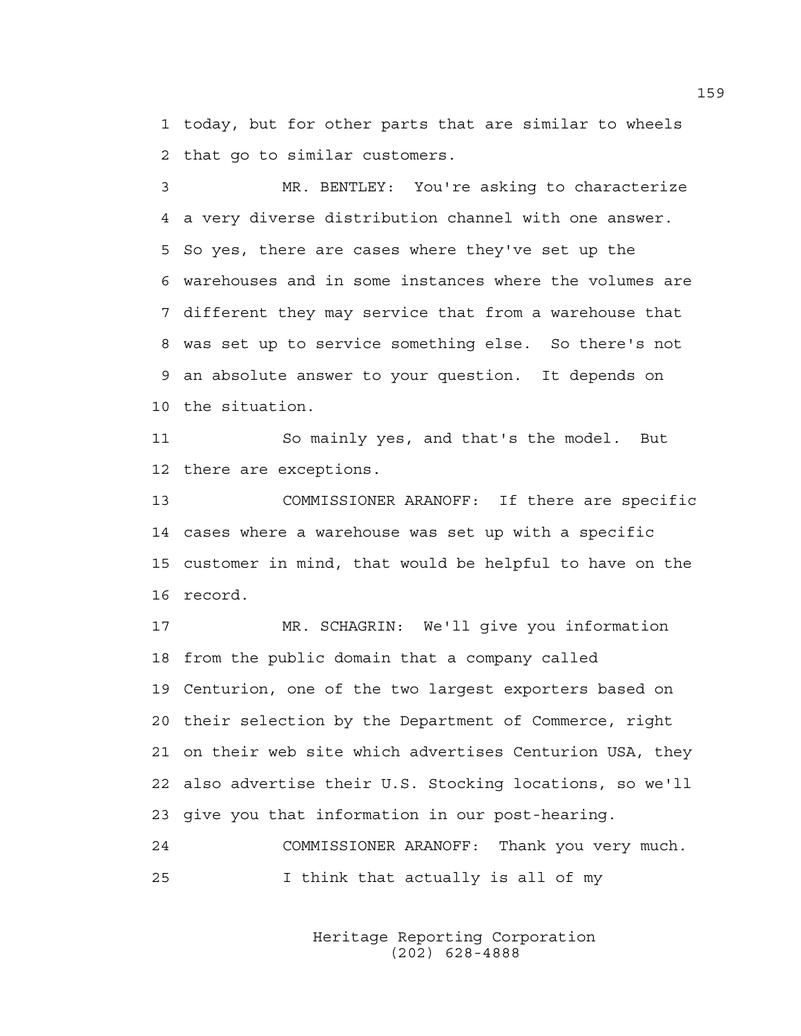today, but for other parts that are similar to wheels that go to similar customers.

MR. BENTLEY: You're asking to characterize a very diverse distribution channel with one answer. So yes, there are cases where they've set up the warehouses and in some instances where the volumes are different they may service that from a warehouse that was set up to service something else. So there's not an absolute answer to your question. It depends on the situation.

So mainly yes, and that's the model. But there are exceptions.

COMMISSIONER ARANOFF: If there are specific cases where a warehouse was set up with a specific customer in mind, that would be helpful to have on the record.

MR. SCHAGRIN: We'll give you information from the public domain that a company called Centurion, one of the two largest exporters based on their selection by the Department of Commerce, right on their web site which advertises Centurion USA, they also advertise their U.S. Stocking locations, so we'll give you that information in our post-hearing.

COMMISSIONER ARANOFF: Thank you very much.

I think that actually is all of my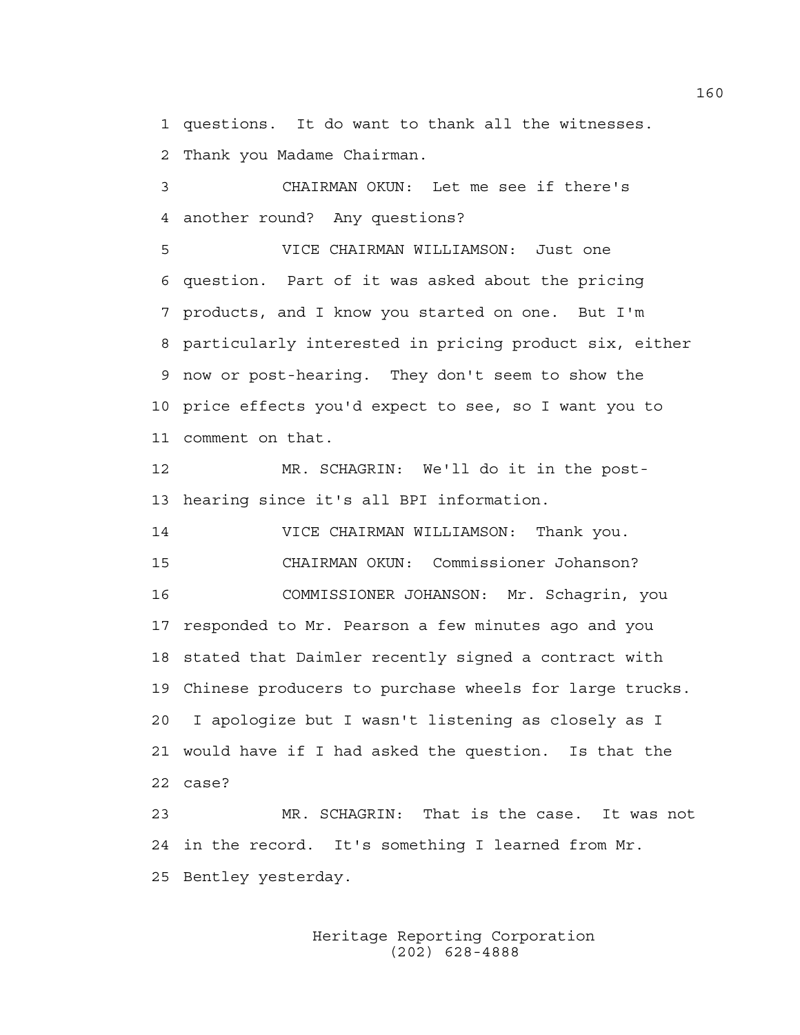1 questions. It do want to thank all the witnesses.
2 Thank you Madame Chairman.

3 CHAIRMAN OKUN: Let me see if there's
4 another round? Any questions?

5 VICE CHAIRMAN WILLIAMSON: Just one
6 question. Part of it was asked about the pricing
7 products, and I know you started on one. But I'm
8 particularly interested in pricing product six, either
9 now or post-hearing. They don't seem to show the
10 price effects you'd expect to see, so I want you to
11 comment on that.

12 MR. SCHAGRIN: We'll do it in the post-
13 hearing since it's all BPI information.

14 VICE CHAIRMAN WILLIAMSON: Thank you.

15 CHAIRMAN OKUN: Commissioner Johanson?

16 COMMISSIONER JOHANSON: Mr. Schagrin, you
17 responded to Mr. Pearson a few minutes ago and you
18 stated that Daimler recently signed a contract with
19 Chinese producers to purchase wheels for large trucks.
20 I apologize but I wasn't listening as closely as I
21 would have if I had asked the question. Is that the
22 case?

23 MR. SCHAGRIN: That is the case. It was not
24 in the record. It's something I learned from Mr.
25 Bentley yesterday.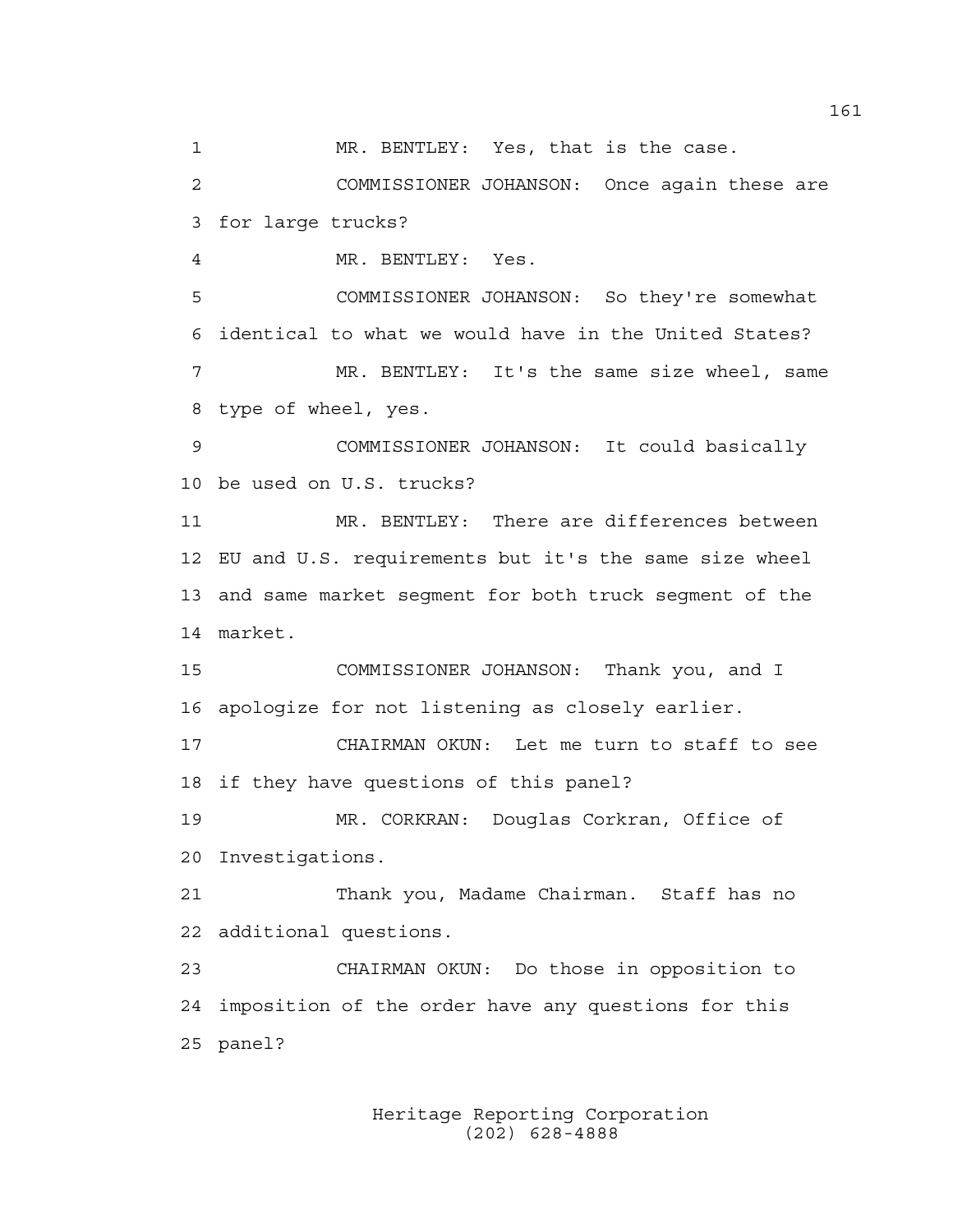MR. BENTLEY: Yes, that is the case.

COMMISSIONER JOHANSON: Once again these are for large trucks?

MR. BENTLEY: Yes.

COMMISSIONER JOHANSON: So they're somewhat identical to what we would have in the United States?

MR. BENTLEY: It's the same size wheel, same type of wheel, yes.

COMMISSIONER JOHANSON: It could basically be used on U.S. trucks?

MR. BENTLEY: There are differences between EU and U.S. requirements but it's the same size wheel and same market segment for both truck segment of the market.

COMMISSIONER JOHANSON: Thank you, and I apologize for not listening as closely earlier.

CHAIRMAN OKUN: Let me turn to staff to see if they have questions of this panel?

MR. CORKRAN: Douglas Corkran, Office of Investigations.

Thank you, Madame Chairman. Staff has no additional questions.

CHAIRMAN OKUN: Do those in opposition to imposition of the order have any questions for this panel?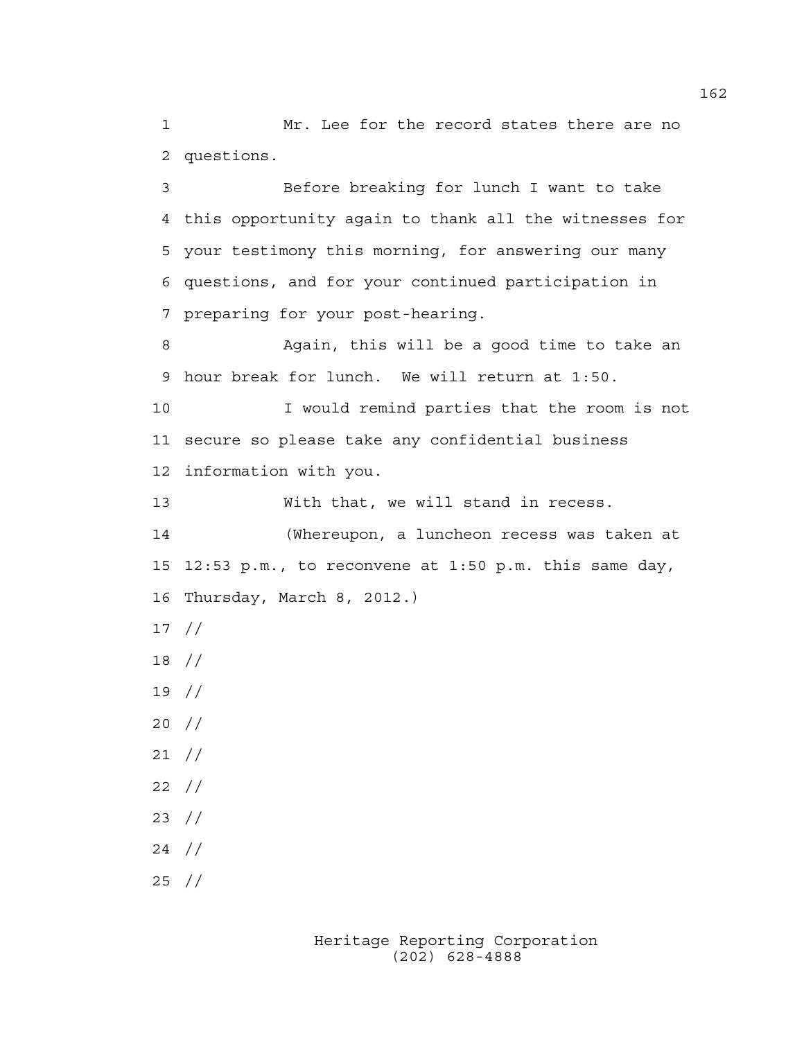Mr. Lee for the record states there are no questions.

Before breaking for lunch I want to take this opportunity again to thank all the witnesses for your testimony this morning, for answering our many questions, and for your continued participation in preparing for your post-hearing.

Again, this will be a good time to take an hour break for lunch. We will return at 1:50.

I would remind parties that the room is not secure so please take any confidential business information with you.

With that, we will stand in recess.

(Whereupon, a luncheon recess was taken at 12:53 p.m., to reconvene at 1:50 p.m. this same day, Thursday, March 8, 2012.)

//

//

//

//

//

//

//

//

//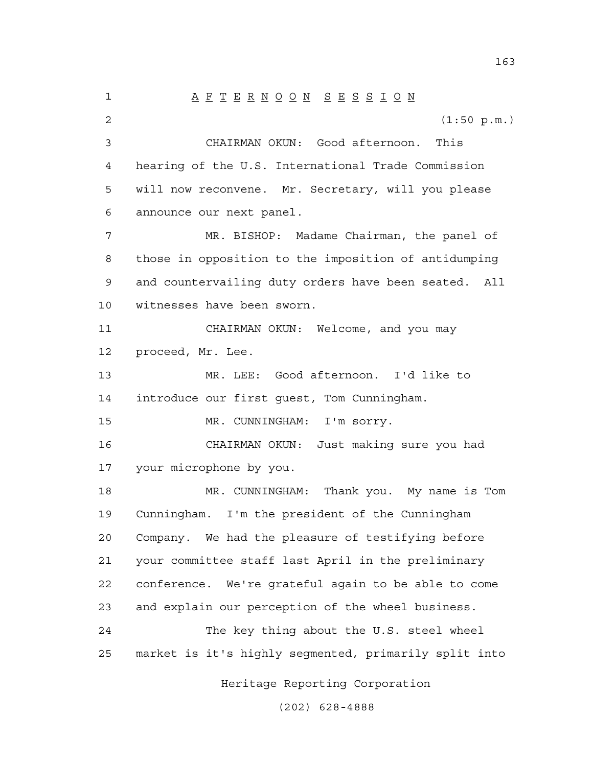# AFTERNOON SESSION

(1:50 p.m.)

CHAIRMAN OKUN: Good afternoon. This hearing of the U.S. International Trade Commission will now reconvene. Mr. Secretary, will you please announce our next panel.

MR. BISHOP: Madame Chairman, the panel of those in opposition to the imposition of antidumping and countervailing duty orders have been seated. All witnesses have been sworn.

CHAIRMAN OKUN: Welcome, and you may proceed, Mr. Lee.

MR. LEE: Good afternoon. I'd like to introduce our first guest, Tom Cunningham.

MR. CUNNINGHAM: I'm sorry.

CHAIRMAN OKUN: Just making sure you had your microphone by you.

MR. CUNNINGHAM: Thank you. My name is Tom Cunningham. I'm the president of the Cunningham Company. We had the pleasure of testifying before your committee staff last April in the preliminary conference. We're grateful again to be able to come and explain our perception of the wheel business.

The key thing about the U.S. steel wheel market is it's highly segmented, primarily split into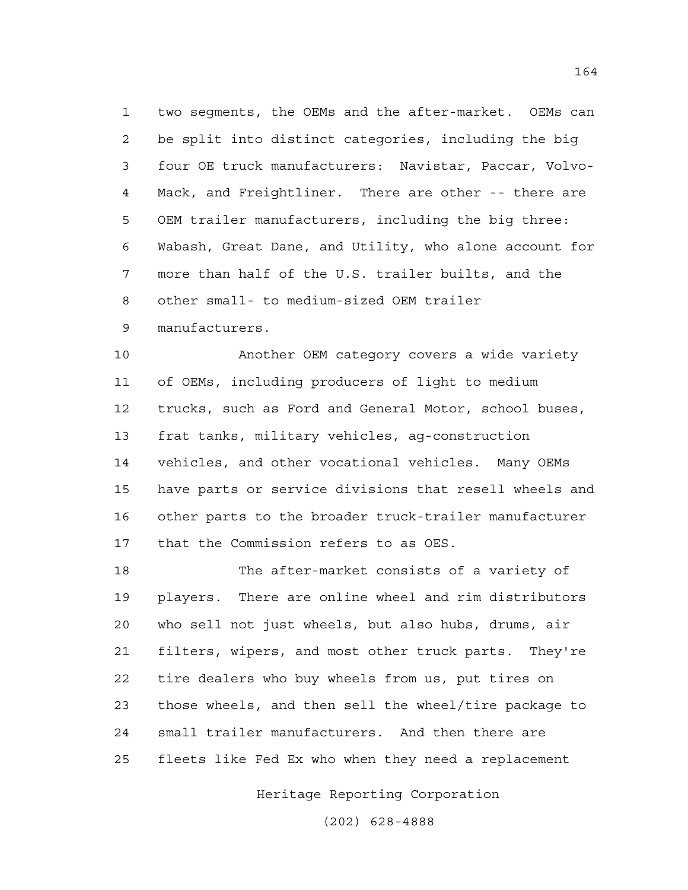two segments, the OEMs and the after-market. OEMs can be split into distinct categories, including the big four OE truck manufacturers: Navistar, Paccar, Volvo-Mack, and Freightliner. There are other -- there are OEM trailer manufacturers, including the big three: Wabash, Great Dane, and Utility, who alone account for more than half of the U.S. trailer builts, and the other small- to medium-sized OEM trailer manufacturers.

Another OEM category covers a wide variety of OEMs, including producers of light to medium trucks, such as Ford and General Motor, school buses, frat tanks, military vehicles, ag-construction vehicles, and other vocational vehicles. Many OEMs have parts or service divisions that resell wheels and other parts to the broader truck-trailer manufacturer that the Commission refers to as OES.

The after-market consists of a variety of players. There are online wheel and rim distributors who sell not just wheels, but also hubs, drums, air filters, wipers, and most other truck parts. They're tire dealers who buy wheels from us, put tires on those wheels, and then sell the wheel/tire package to small trailer manufacturers. And then there are fleets like Fed Ex who when they need a replacement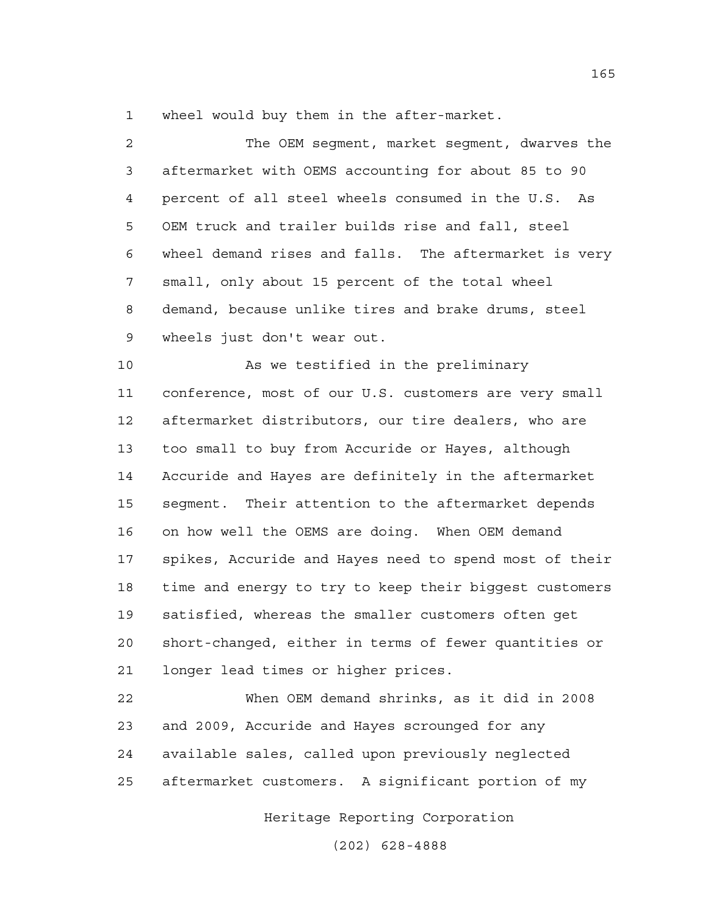wheel would buy them in the after-market.

The OEM segment, market segment, dwarves the aftermarket with OEMS accounting for about 85 to 90 percent of all steel wheels consumed in the U.S. As OEM truck and trailer builds rise and fall, steel wheel demand rises and falls. The aftermarket is very small, only about 15 percent of the total wheel demand, because unlike tires and brake drums, steel wheels just don't wear out.

As we testified in the preliminary conference, most of our U.S. customers are very small aftermarket distributors, our tire dealers, who are too small to buy from Accuride or Hayes, although Accuride and Hayes are definitely in the aftermarket segment. Their attention to the aftermarket depends on how well the OEMS are doing. When OEM demand spikes, Accuride and Hayes need to spend most of their time and energy to try to keep their biggest customers satisfied, whereas the smaller customers often get short-changed, either in terms of fewer quantities or longer lead times or higher prices.

When OEM demand shrinks, as it did in 2008 and 2009, Accuride and Hayes scrounged for any available sales, called upon previously neglected aftermarket customers. A significant portion of my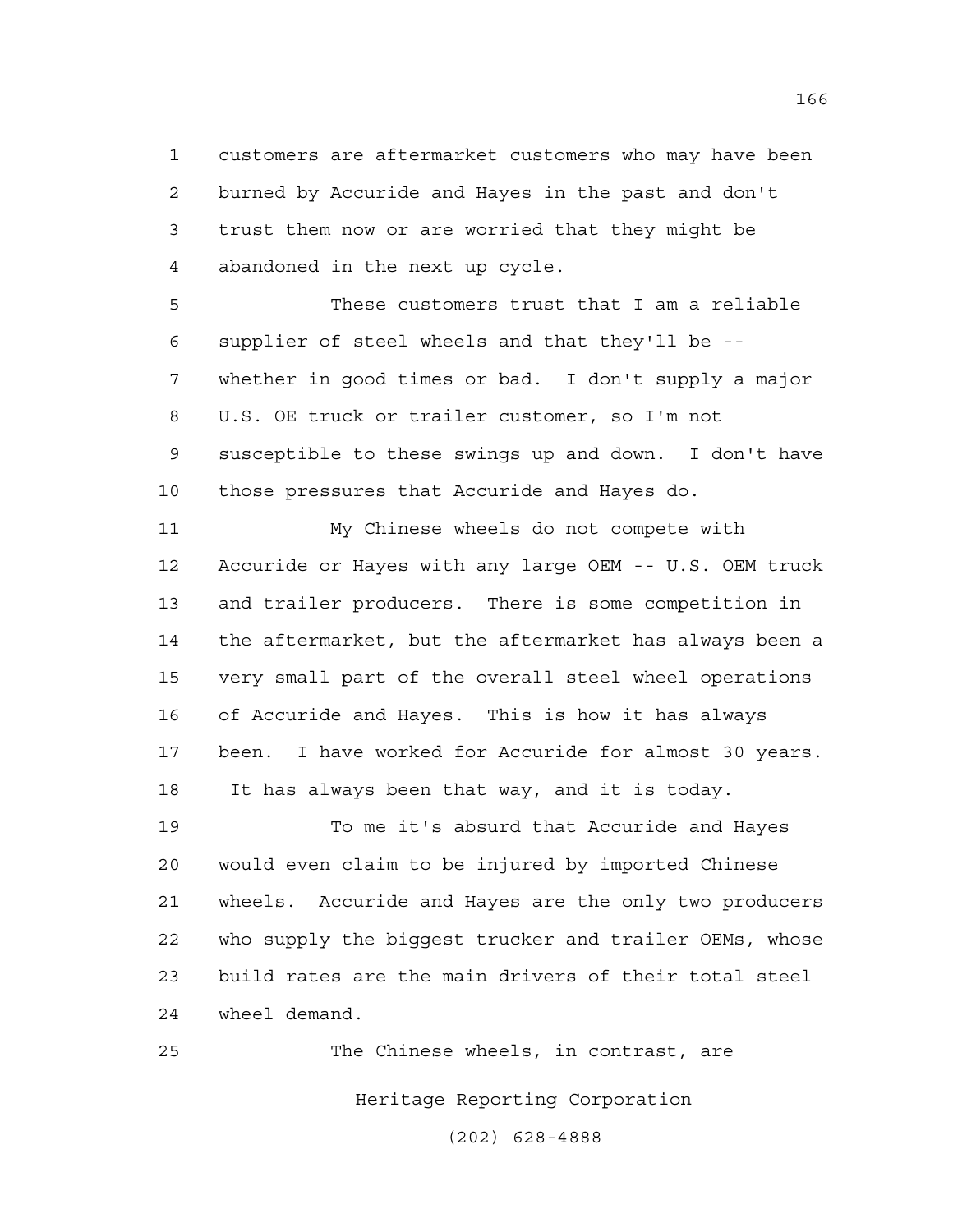customers are aftermarket customers who may have been burned by Accuride and Hayes in the past and don't trust them now or are worried that they might be abandoned in the next up cycle.

These customers trust that I am a reliable supplier of steel wheels and that they'll be -- whether in good times or bad. I don't supply a major U.S. OE truck or trailer customer, so I'm not susceptible to these swings up and down. I don't have those pressures that Accuride and Hayes do.

My Chinese wheels do not compete with Accuride or Hayes with any large OEM -- U.S. OEM truck and trailer producers. There is some competition in the aftermarket, but the aftermarket has always been a very small part of the overall steel wheel operations of Accuride and Hayes. This is how it has always been. I have worked for Accuride for almost 30 years. It has always been that way, and it is today.

To me it's absurd that Accuride and Hayes would even claim to be injured by imported Chinese wheels. Accuride and Hayes are the only two producers who supply the biggest trucker and trailer OEMs, whose build rates are the main drivers of their total steel wheel demand.

The Chinese wheels, in contrast, are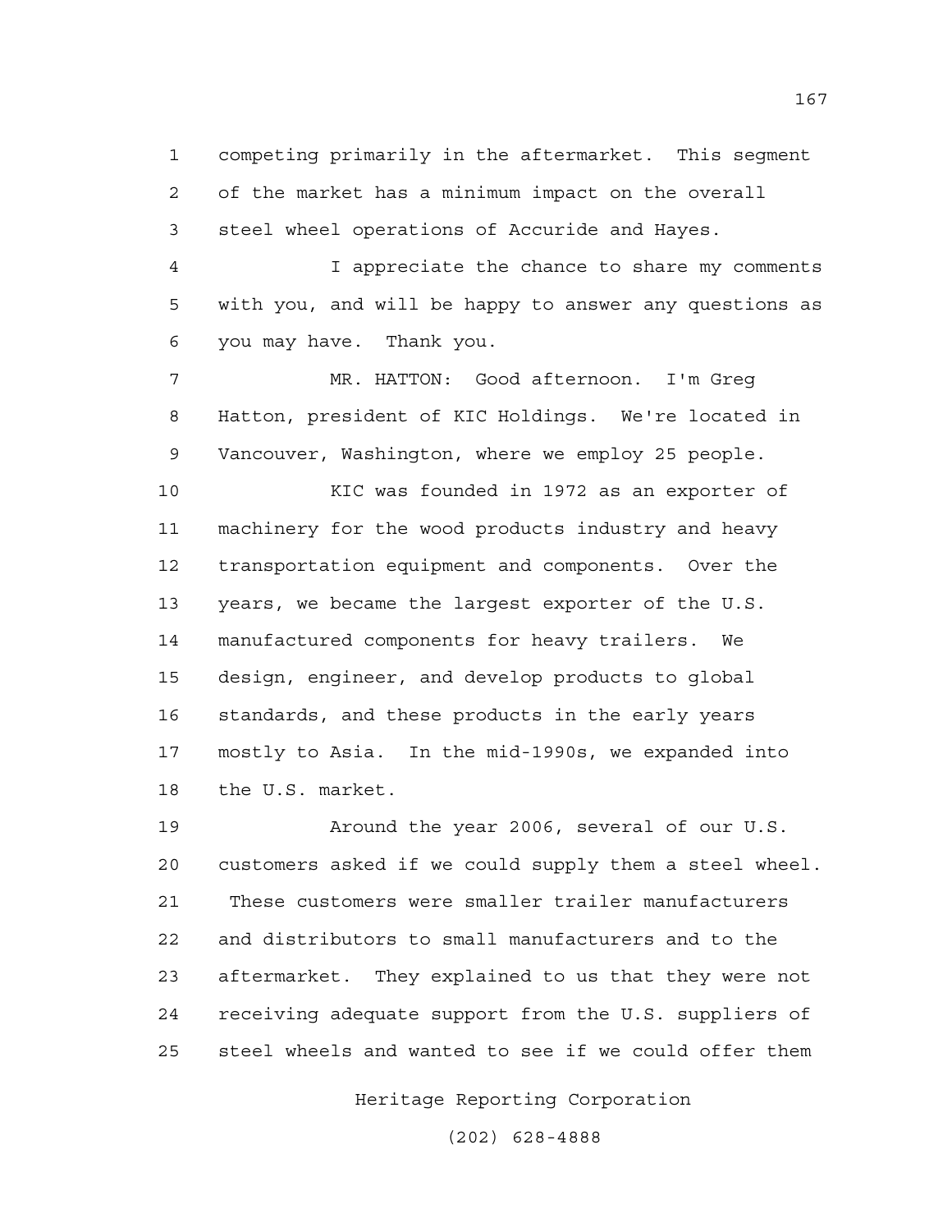competing primarily in the aftermarket. This segment of the market has a minimum impact on the overall steel wheel operations of Accuride and Hayes.

I appreciate the chance to share my comments with you, and will be happy to answer any questions as you may have. Thank you.

MR. HATTON: Good afternoon. I'm Greg Hatton, president of KIC Holdings. We're located in Vancouver, Washington, where we employ 25 people.

KIC was founded in 1972 as an exporter of machinery for the wood products industry and heavy transportation equipment and components. Over the years, we became the largest exporter of the U.S. manufactured components for heavy trailers. We design, engineer, and develop products to global standards, and these products in the early years mostly to Asia. In the mid-1990s, we expanded into the U.S. market.

Around the year 2006, several of our U.S. customers asked if we could supply them a steel wheel. These customers were smaller trailer manufacturers and distributors to small manufacturers and to the aftermarket. They explained to us that they were not receiving adequate support from the U.S. suppliers of steel wheels and wanted to see if we could offer them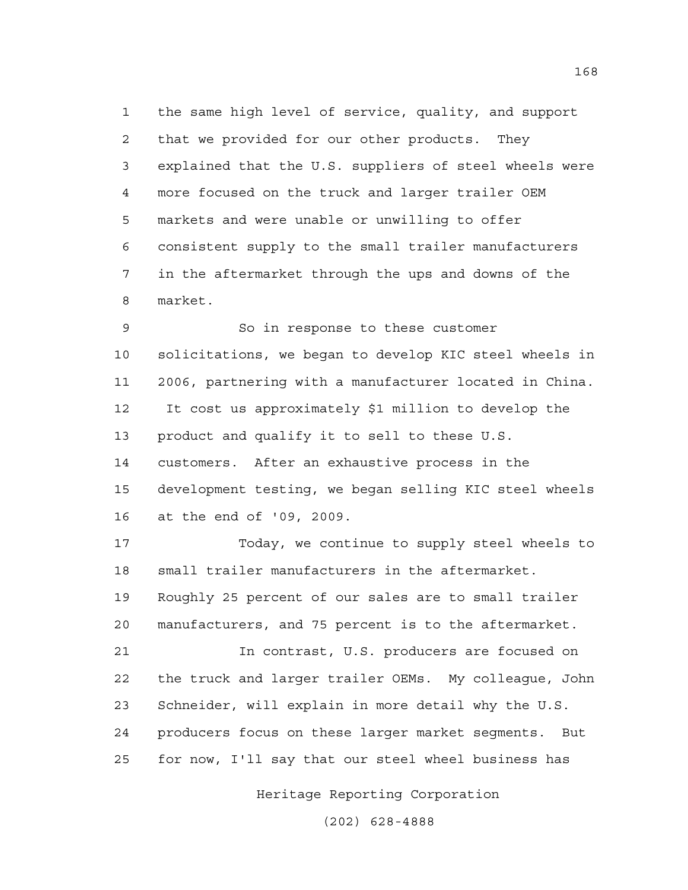the same high level of service, quality, and support that we provided for our other products. They explained that the U.S. suppliers of steel wheels were more focused on the truck and larger trailer OEM markets and were unable or unwilling to offer consistent supply to the small trailer manufacturers in the aftermarket through the ups and downs of the market.

So in response to these customer solicitations, we began to develop KIC steel wheels in 2006, partnering with a manufacturer located in China. It cost us approximately $1 million to develop the product and qualify it to sell to these U.S. customers. After an exhaustive process in the development testing, we began selling KIC steel wheels at the end of '09, 2009.

Today, we continue to supply steel wheels to small trailer manufacturers in the aftermarket. Roughly 25 percent of our sales are to small trailer manufacturers, and 75 percent is to the aftermarket.

In contrast, U.S. producers are focused on the truck and larger trailer OEMs. My colleague, John Schneider, will explain in more detail why the U.S. producers focus on these larger market segments. But for now, I'll say that our steel wheel business has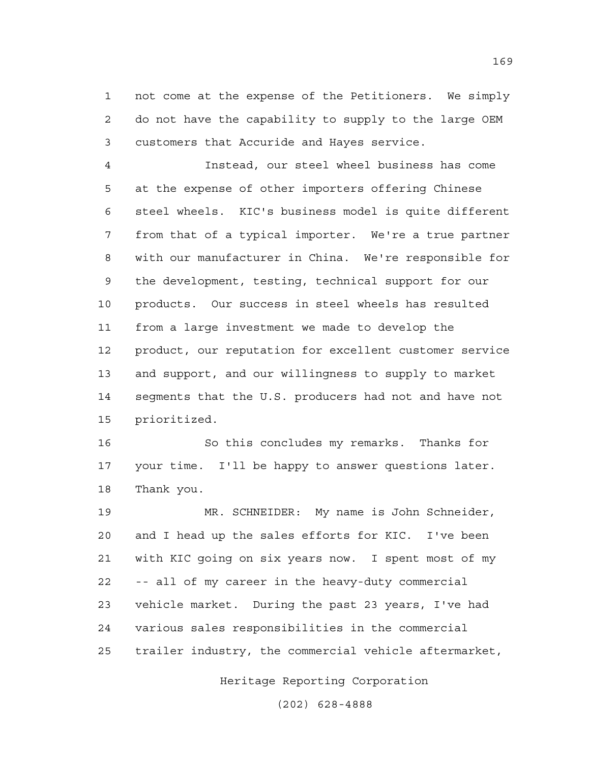not come at the expense of the Petitioners. We simply do not have the capability to supply to the large OEM customers that Accuride and Hayes service.

Instead, our steel wheel business has come at the expense of other importers offering Chinese steel wheels. KIC's business model is quite different from that of a typical importer. We're a true partner with our manufacturer in China. We're responsible for the development, testing, technical support for our products. Our success in steel wheels has resulted from a large investment we made to develop the product, our reputation for excellent customer service and support, and our willingness to supply to market segments that the U.S. producers had not and have not prioritized.

So this concludes my remarks. Thanks for your time. I'll be happy to answer questions later. Thank you.

MR. SCHNEIDER: My name is John Schneider, and I head up the sales efforts for KIC. I've been with KIC going on six years now. I spent most of my -- all of my career in the heavy-duty commercial vehicle market. During the past 23 years, I've had various sales responsibilities in the commercial trailer industry, the commercial vehicle aftermarket,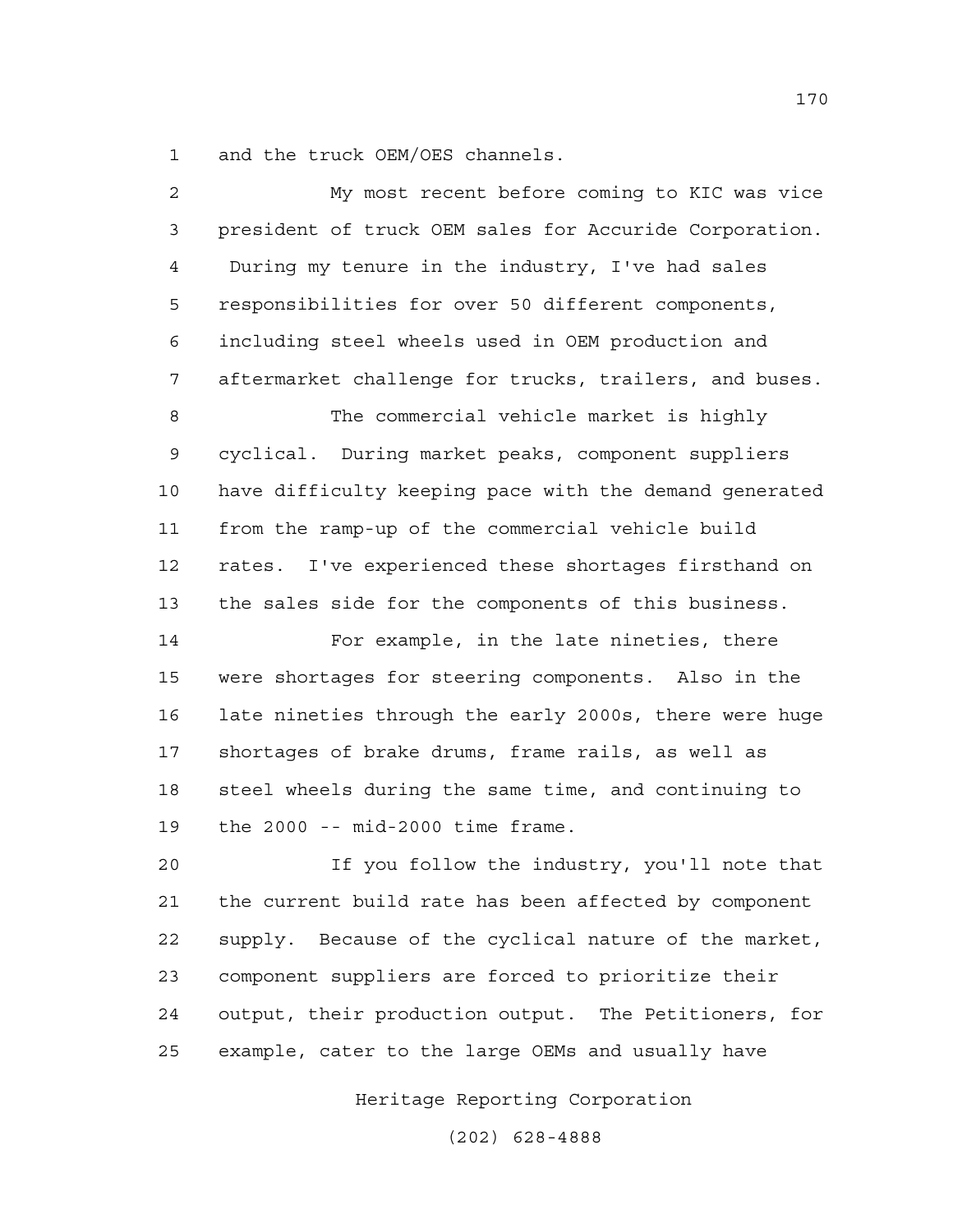and the truck OEM/OES channels.

My most recent before coming to KIC was vice president of truck OEM sales for Accuride Corporation. During my tenure in the industry, I've had sales responsibilities for over 50 different components, including steel wheels used in OEM production and aftermarket challenge for trucks, trailers, and buses.

The commercial vehicle market is highly cyclical. During market peaks, component suppliers have difficulty keeping pace with the demand generated from the ramp-up of the commercial vehicle build rates. I've experienced these shortages firsthand on the sales side for the components of this business.

For example, in the late nineties, there were shortages for steering components. Also in the late nineties through the early 2000s, there were huge shortages of brake drums, frame rails, as well as steel wheels during the same time, and continuing to the 2000 -- mid-2000 time frame.

If you follow the industry, you'll note that the current build rate has been affected by component supply. Because of the cyclical nature of the market, component suppliers are forced to prioritize their output, their production output. The Petitioners, for example, cater to the large OEMs and usually have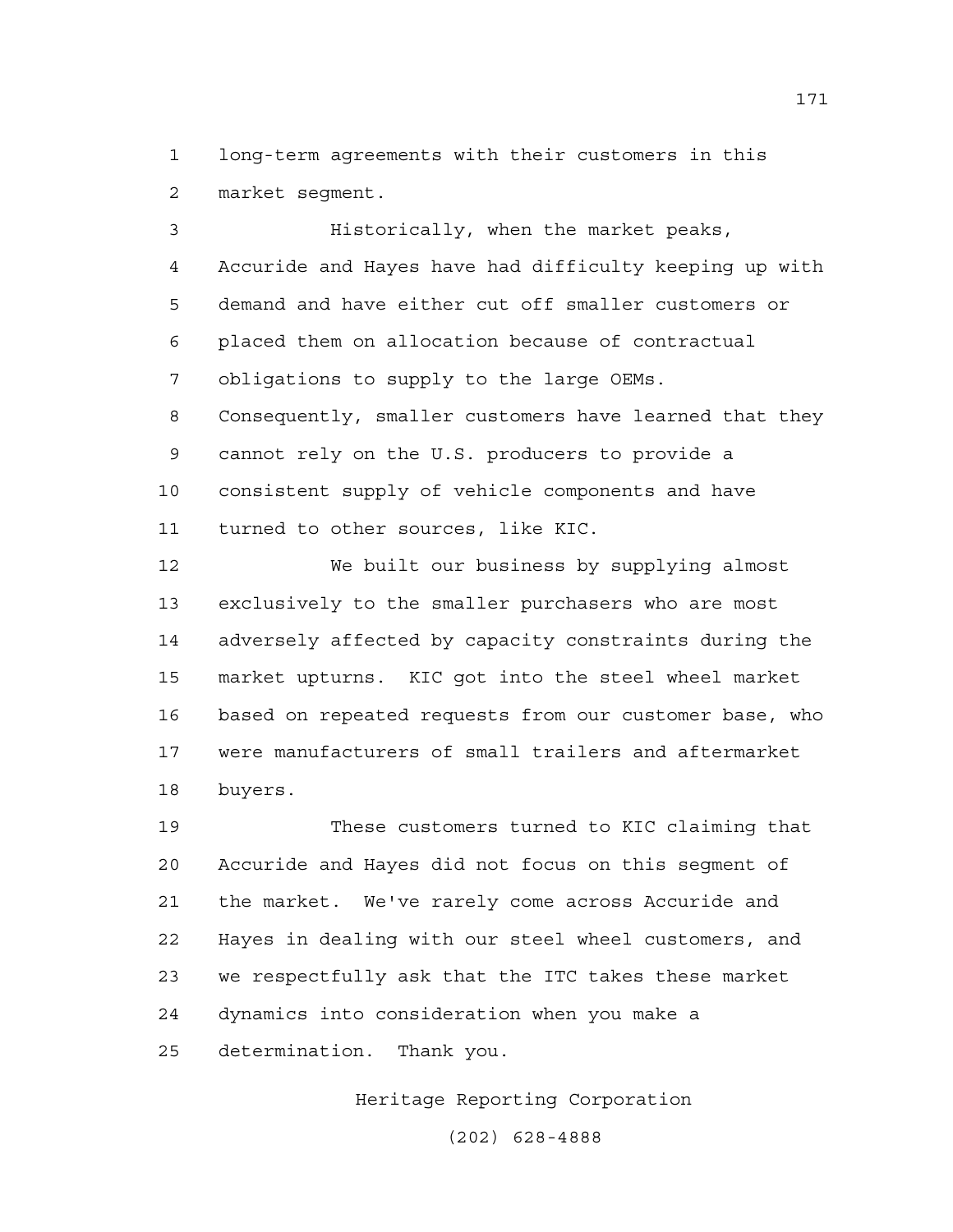long-term agreements with their customers in this market segment.

Historically, when the market peaks, Accuride and Hayes have had difficulty keeping up with demand and have either cut off smaller customers or placed them on allocation because of contractual obligations to supply to the large OEMs. Consequently, smaller customers have learned that they cannot rely on the U.S. producers to provide a consistent supply of vehicle components and have turned to other sources, like KIC.

We built our business by supplying almost exclusively to the smaller purchasers who are most adversely affected by capacity constraints during the market upturns. KIC got into the steel wheel market based on repeated requests from our customer base, who were manufacturers of small trailers and aftermarket buyers.

These customers turned to KIC claiming that Accuride and Hayes did not focus on this segment of the market. We've rarely come across Accuride and Hayes in dealing with our steel wheel customers, and we respectfully ask that the ITC takes these market dynamics into consideration when you make a determination. Thank you.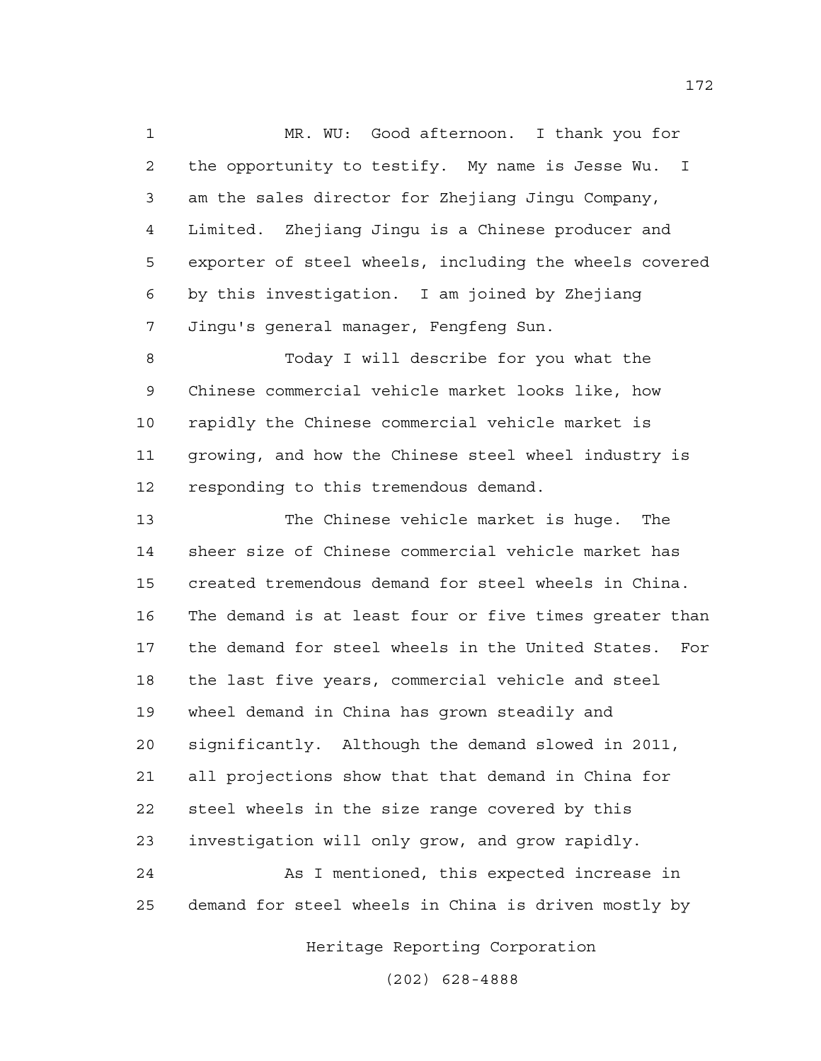MR. WU: Good afternoon. I thank you for the opportunity to testify. My name is Jesse Wu. I am the sales director for Zhejiang Jingu Company, Limited. Zhejiang Jingu is a Chinese producer and exporter of steel wheels, including the wheels covered by this investigation. I am joined by Zhejiang Jingu's general manager, Fengfeng Sun.

Today I will describe for you what the Chinese commercial vehicle market looks like, how rapidly the Chinese commercial vehicle market is growing, and how the Chinese steel wheel industry is responding to this tremendous demand.

The Chinese vehicle market is huge. The sheer size of Chinese commercial vehicle market has created tremendous demand for steel wheels in China. The demand is at least four or five times greater than the demand for steel wheels in the United States. For the last five years, commercial vehicle and steel wheel demand in China has grown steadily and significantly. Although the demand slowed in 2011, all projections show that that demand in China for steel wheels in the size range covered by this investigation will only grow, and grow rapidly.

As I mentioned, this expected increase in demand for steel wheels in China is driven mostly by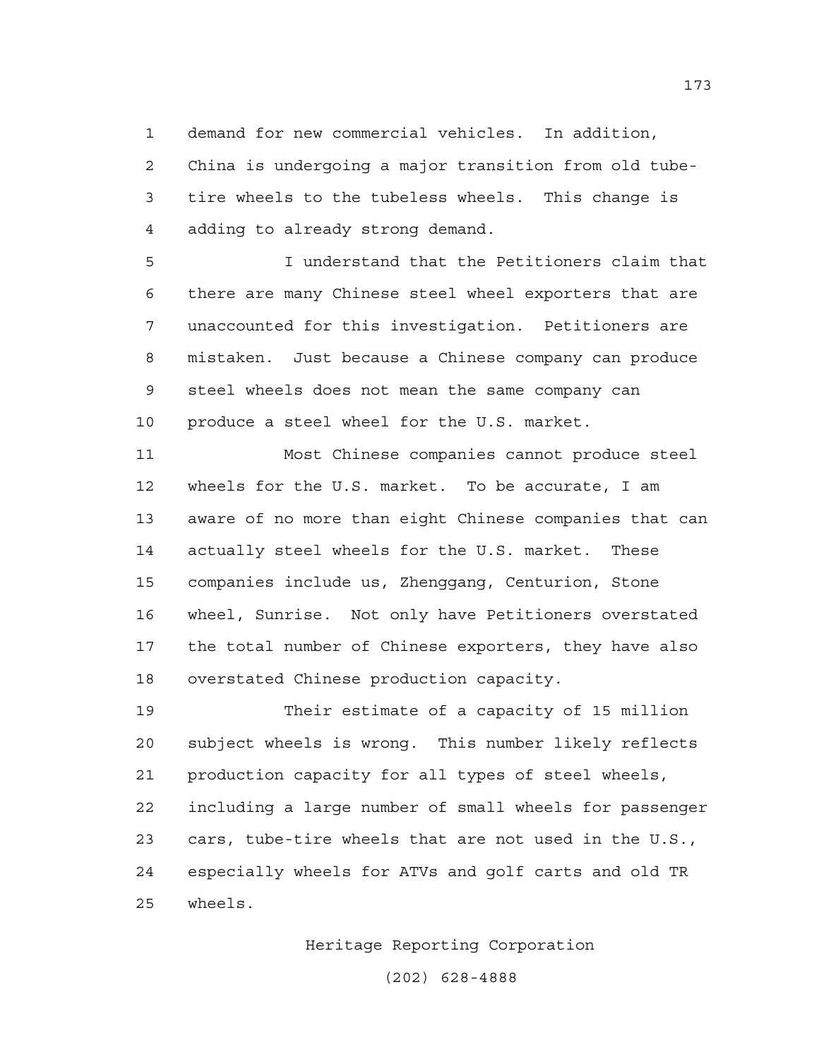demand for new commercial vehicles. In addition, China is undergoing a major transition from old tube-tire wheels to the tubeless wheels. This change is adding to already strong demand.

I understand that the Petitioners claim that there are many Chinese steel wheel exporters that are unaccounted for this investigation. Petitioners are mistaken. Just because a Chinese company can produce steel wheels does not mean the same company can produce a steel wheel for the U.S. market.

Most Chinese companies cannot produce steel wheels for the U.S. market. To be accurate, I am aware of no more than eight Chinese companies that can actually steel wheels for the U.S. market. These companies include us, Zhenggang, Centurion, Stone wheel, Sunrise. Not only have Petitioners overstated the total number of Chinese exporters, they have also overstated Chinese production capacity.

Their estimate of a capacity of 15 million subject wheels is wrong. This number likely reflects production capacity for all types of steel wheels, including a large number of small wheels for passenger cars, tube-tire wheels that are not used in the U.S., especially wheels for ATVs and golf carts and old TR wheels.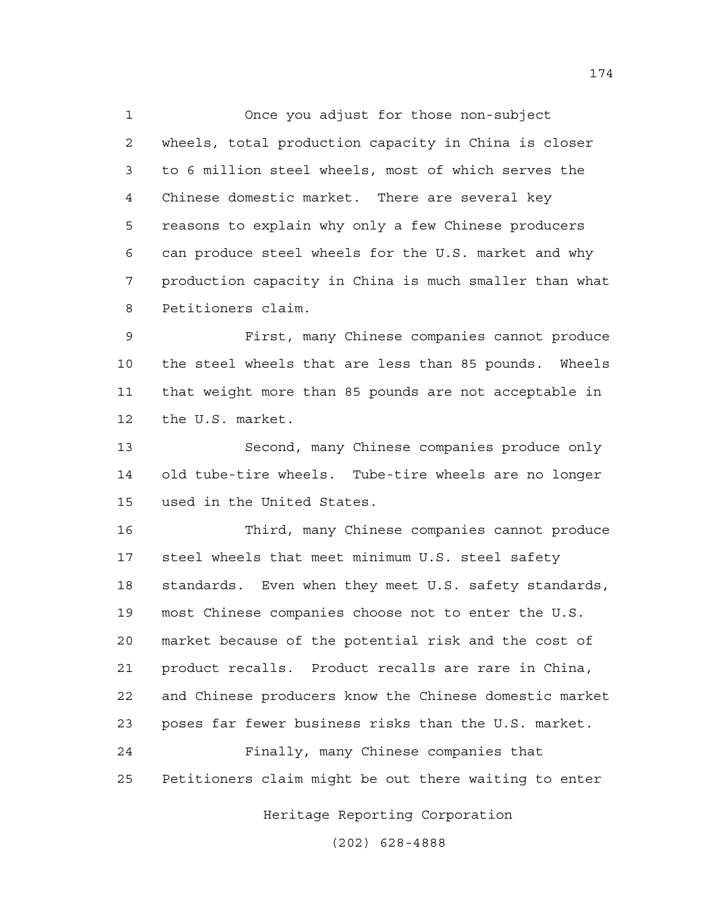Once you adjust for those non-subject wheels, total production capacity in China is closer to 6 million steel wheels, most of which serves the Chinese domestic market. There are several key reasons to explain why only a few Chinese producers can produce steel wheels for the U.S. market and why production capacity in China is much smaller than what Petitioners claim.

First, many Chinese companies cannot produce the steel wheels that are less than 85 pounds. Wheels that weight more than 85 pounds are not acceptable in the U.S. market.

Second, many Chinese companies produce only old tube-tire wheels. Tube-tire wheels are no longer used in the United States.

Third, many Chinese companies cannot produce steel wheels that meet minimum U.S. steel safety standards. Even when they meet U.S. safety standards, most Chinese companies choose not to enter the U.S. market because of the potential risk and the cost of product recalls. Product recalls are rare in China, and Chinese producers know the Chinese domestic market poses far fewer business risks than the U.S. market.

Finally, many Chinese companies that Petitioners claim might be out there waiting to enter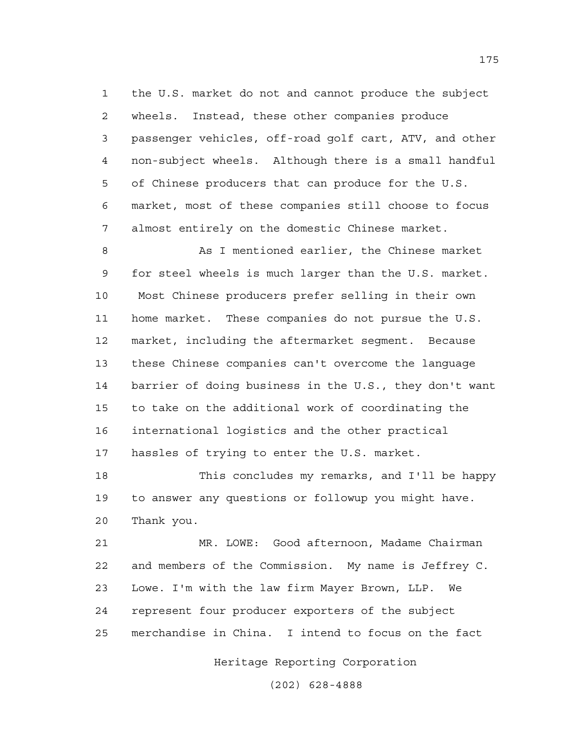the U.S. market do not and cannot produce the subject wheels. Instead, these other companies produce passenger vehicles, off-road golf cart, ATV, and other non-subject wheels. Although there is a small handful of Chinese producers that can produce for the U.S. market, most of these companies still choose to focus almost entirely on the domestic Chinese market.

As I mentioned earlier, the Chinese market for steel wheels is much larger than the U.S. market. Most Chinese producers prefer selling in their own home market. These companies do not pursue the U.S. market, including the aftermarket segment. Because these Chinese companies can't overcome the language barrier of doing business in the U.S., they don't want to take on the additional work of coordinating the international logistics and the other practical hassles of trying to enter the U.S. market.

This concludes my remarks, and I'll be happy to answer any questions or followup you might have. Thank you.

MR. LOWE: Good afternoon, Madame Chairman and members of the Commission. My name is Jeffrey C. Lowe. I'm with the law firm Mayer Brown, LLP. We represent four producer exporters of the subject merchandise in China. I intend to focus on the fact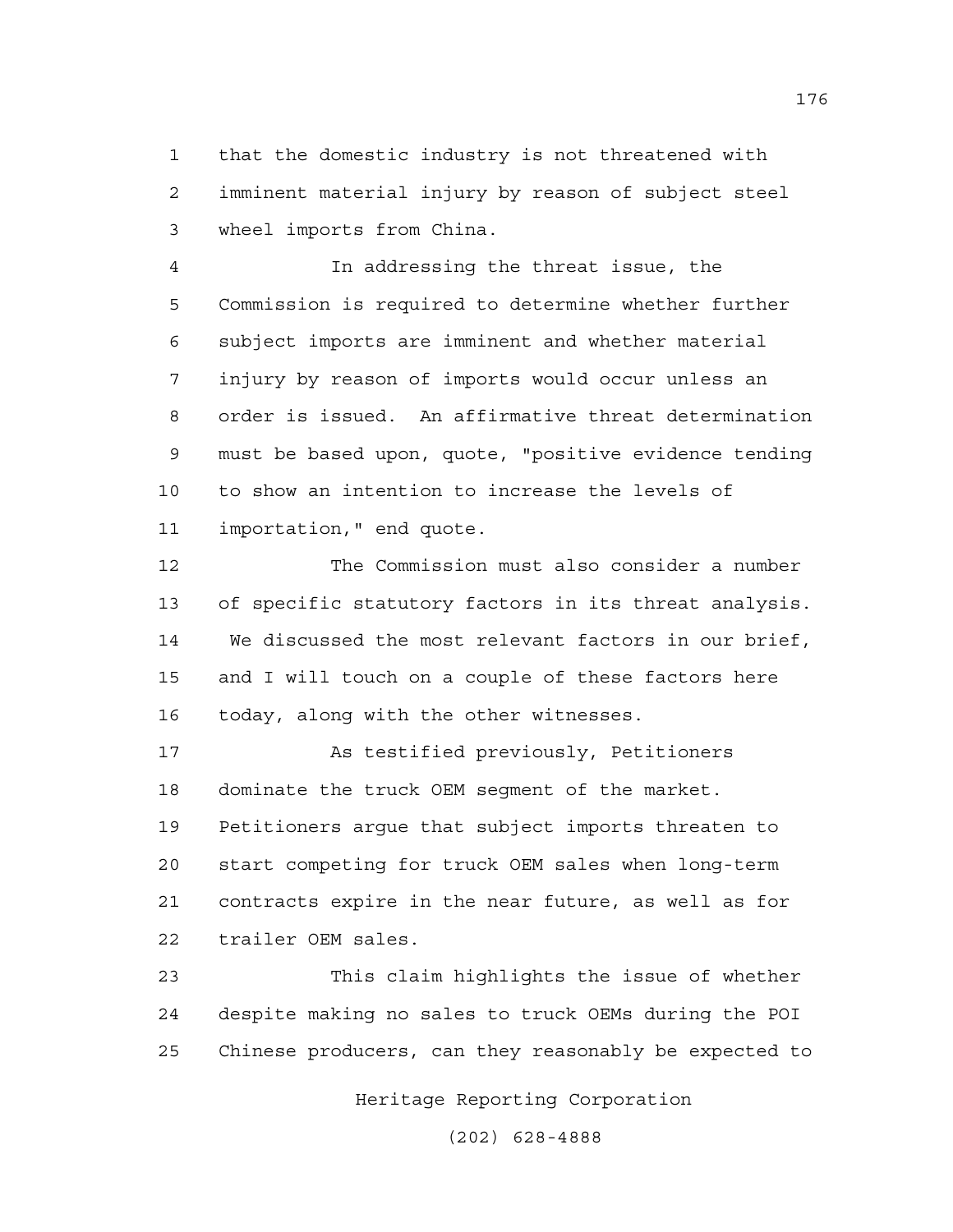that the domestic industry is not threatened with imminent material injury by reason of subject steel wheel imports from China.

In addressing the threat issue, the Commission is required to determine whether further subject imports are imminent and whether material injury by reason of imports would occur unless an order is issued. An affirmative threat determination must be based upon, quote, "positive evidence tending to show an intention to increase the levels of importation," end quote.

The Commission must also consider a number of specific statutory factors in its threat analysis. We discussed the most relevant factors in our brief, and I will touch on a couple of these factors here today, along with the other witnesses.

As testified previously, Petitioners dominate the truck OEM segment of the market. Petitioners argue that subject imports threaten to start competing for truck OEM sales when long-term contracts expire in the near future, as well as for trailer OEM sales.

This claim highlights the issue of whether despite making no sales to truck OEMs during the POI Chinese producers, can they reasonably be expected to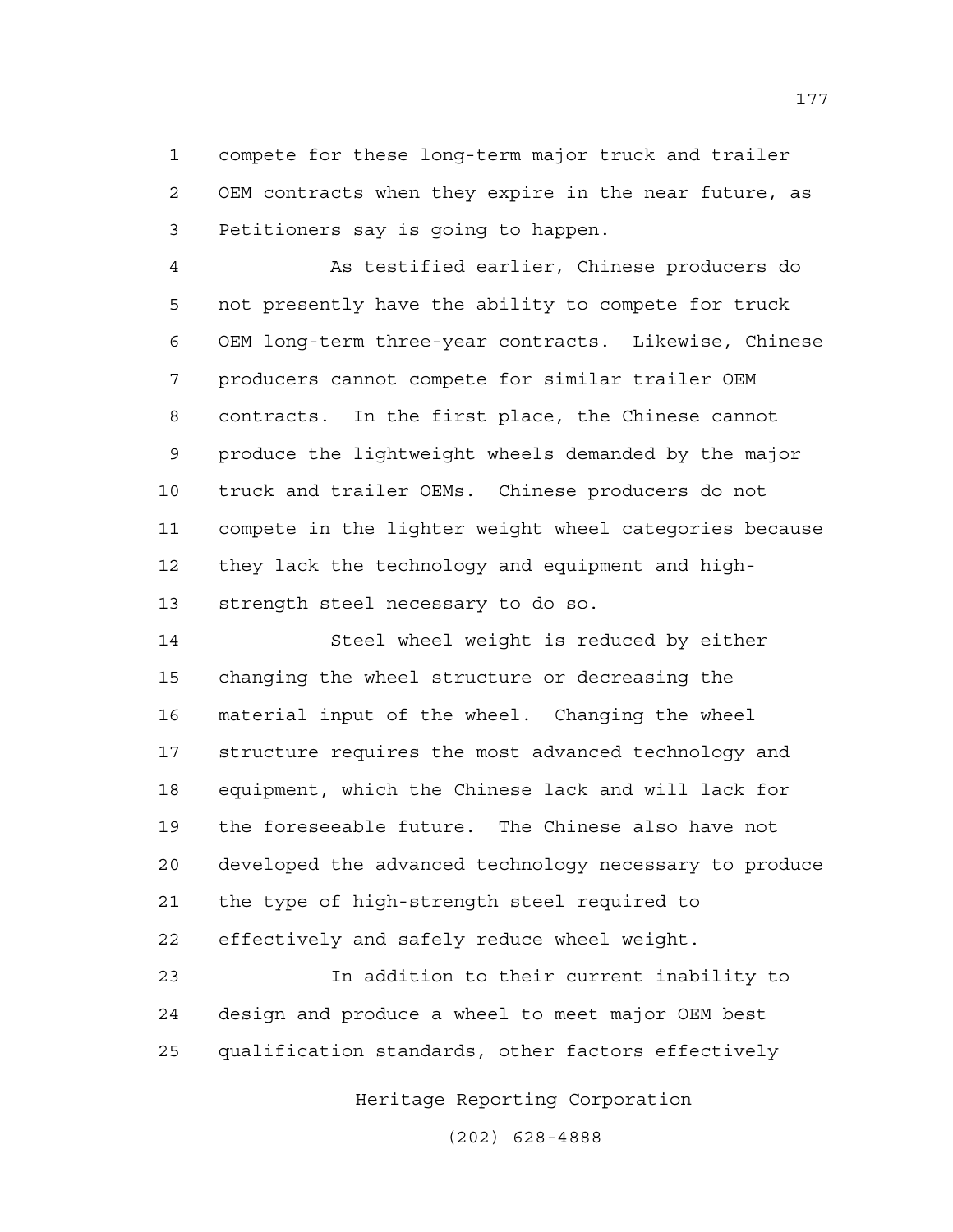compete for these long-term major truck and trailer OEM contracts when they expire in the near future, as Petitioners say is going to happen.

As testified earlier, Chinese producers do not presently have the ability to compete for truck OEM long-term three-year contracts. Likewise, Chinese producers cannot compete for similar trailer OEM contracts. In the first place, the Chinese cannot produce the lightweight wheels demanded by the major truck and trailer OEMs. Chinese producers do not compete in the lighter weight wheel categories because they lack the technology and equipment and high-strength steel necessary to do so.

Steel wheel weight is reduced by either changing the wheel structure or decreasing the material input of the wheel. Changing the wheel structure requires the most advanced technology and equipment, which the Chinese lack and will lack for the foreseeable future. The Chinese also have not developed the advanced technology necessary to produce the type of high-strength steel required to effectively and safely reduce wheel weight.

In addition to their current inability to design and produce a wheel to meet major OEM best qualification standards, other factors effectively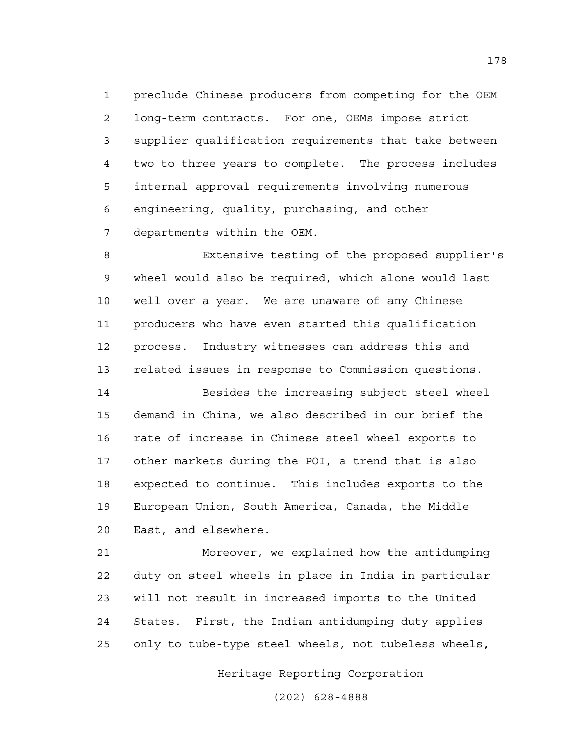preclude Chinese producers from competing for the OEM long-term contracts. For one, OEMs impose strict supplier qualification requirements that take between two to three years to complete. The process includes internal approval requirements involving numerous engineering, quality, purchasing, and other departments within the OEM.

Extensive testing of the proposed supplier's wheel would also be required, which alone would last well over a year. We are unaware of any Chinese producers who have even started this qualification process. Industry witnesses can address this and related issues in response to Commission questions.

Besides the increasing subject steel wheel demand in China, we also described in our brief the rate of increase in Chinese steel wheel exports to other markets during the POI, a trend that is also expected to continue. This includes exports to the European Union, South America, Canada, the Middle East, and elsewhere.

Moreover, we explained how the antidumping duty on steel wheels in place in India in particular will not result in increased imports to the United States. First, the Indian antidumping duty applies only to tube-type steel wheels, not tubeless wheels,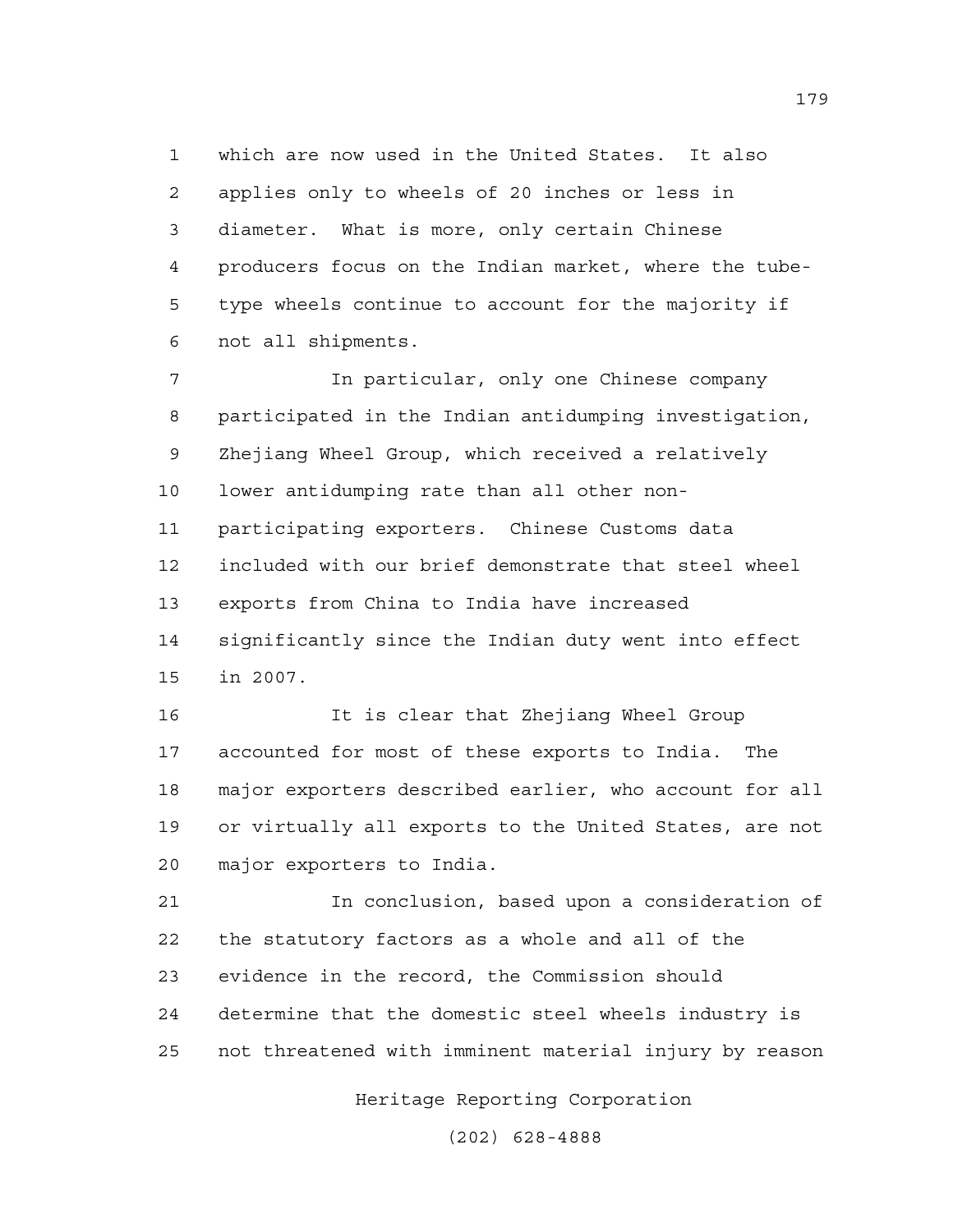which are now used in the United States. It also applies only to wheels of 20 inches or less in diameter. What is more, only certain Chinese producers focus on the Indian market, where the tube-type wheels continue to account for the majority if not all shipments.

In particular, only one Chinese company participated in the Indian antidumping investigation, Zhejiang Wheel Group, which received a relatively lower antidumping rate than all other non-participating exporters. Chinese Customs data included with our brief demonstrate that steel wheel exports from China to India have increased significantly since the Indian duty went into effect in 2007.

It is clear that Zhejiang Wheel Group accounted for most of these exports to India. The major exporters described earlier, who account for all or virtually all exports to the United States, are not major exporters to India.

In conclusion, based upon a consideration of the statutory factors as a whole and all of the evidence in the record, the Commission should determine that the domestic steel wheels industry is not threatened with imminent material injury by reason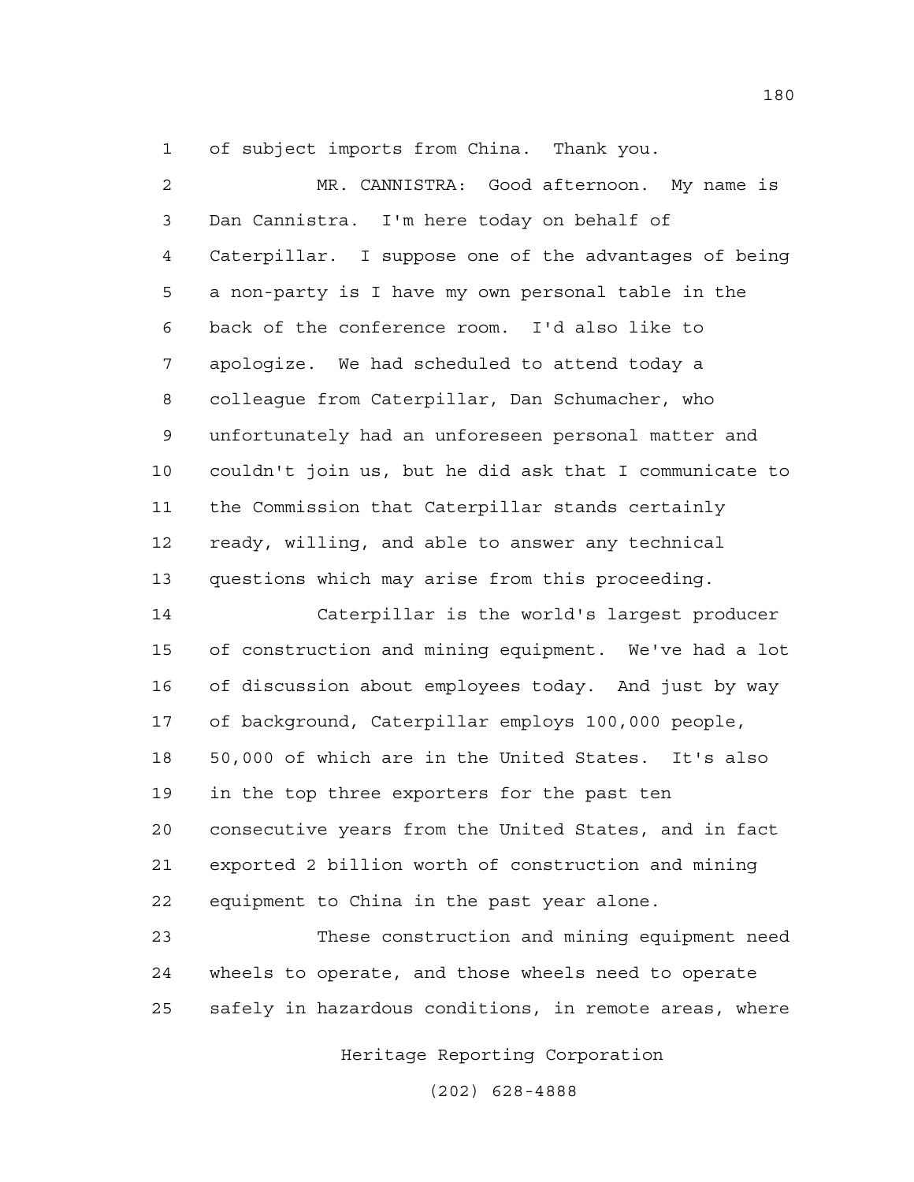of subject imports from China. Thank you.

MR. CANNISTRA: Good afternoon. My name is Dan Cannistra. I'm here today on behalf of Caterpillar. I suppose one of the advantages of being a non-party is I have my own personal table in the back of the conference room. I'd also like to apologize. We had scheduled to attend today a colleague from Caterpillar, Dan Schumacher, who unfortunately had an unforeseen personal matter and couldn't join us, but he did ask that I communicate to the Commission that Caterpillar stands certainly ready, willing, and able to answer any technical questions which may arise from this proceeding.

Caterpillar is the world's largest producer of construction and mining equipment. We've had a lot of discussion about employees today. And just by way of background, Caterpillar employs 100,000 people, 50,000 of which are in the United States. It's also in the top three exporters for the past ten consecutive years from the United States, and in fact exported 2 billion worth of construction and mining equipment to China in the past year alone.

These construction and mining equipment need wheels to operate, and those wheels need to operate safely in hazardous conditions, in remote areas, where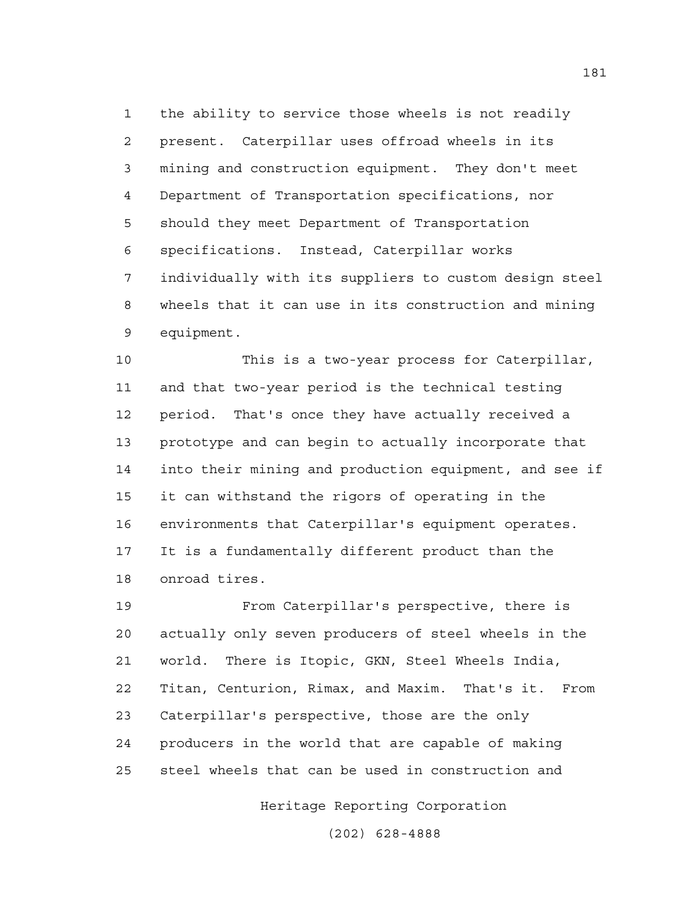the ability to service those wheels is not readily present. Caterpillar uses offroad wheels in its mining and construction equipment. They don't meet Department of Transportation specifications, nor should they meet Department of Transportation specifications. Instead, Caterpillar works individually with its suppliers to custom design steel wheels that it can use in its construction and mining equipment.

This is a two-year process for Caterpillar, and that two-year period is the technical testing period. That's once they have actually received a prototype and can begin to actually incorporate that into their mining and production equipment, and see if it can withstand the rigors of operating in the environments that Caterpillar's equipment operates. It is a fundamentally different product than the onroad tires.

From Caterpillar's perspective, there is actually only seven producers of steel wheels in the world. There is Itopic, GKN, Steel Wheels India, Titan, Centurion, Rimax, and Maxim. That's it. From Caterpillar's perspective, those are the only producers in the world that are capable of making steel wheels that can be used in construction and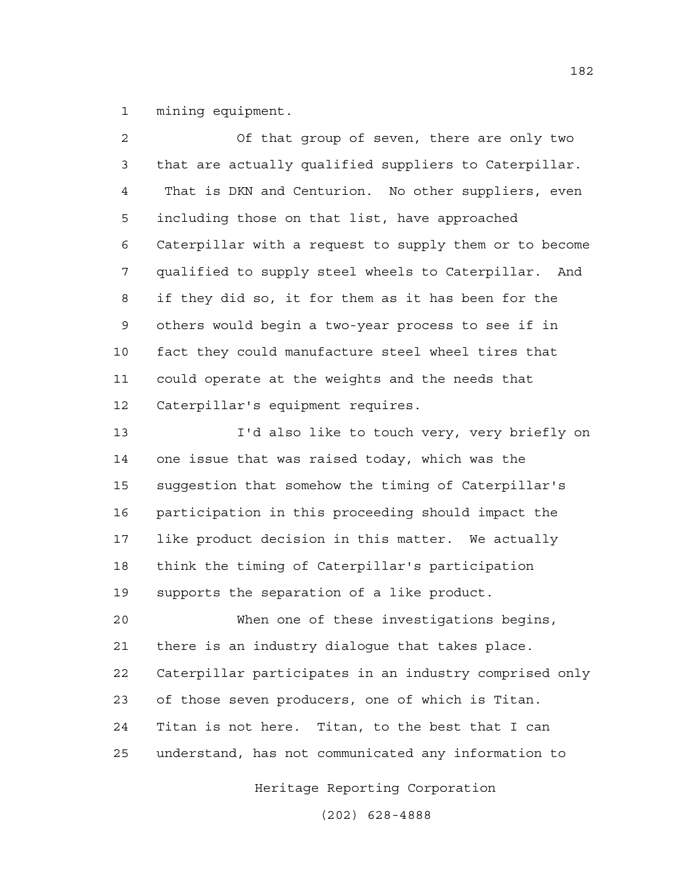mining equipment.

Of that group of seven, there are only two that are actually qualified suppliers to Caterpillar. That is DKN and Centurion. No other suppliers, even including those on that list, have approached Caterpillar with a request to supply them or to become qualified to supply steel wheels to Caterpillar. And if they did so, it for them as it has been for the others would begin a two-year process to see if in fact they could manufacture steel wheel tires that could operate at the weights and the needs that Caterpillar's equipment requires.

I'd also like to touch very, very briefly on one issue that was raised today, which was the suggestion that somehow the timing of Caterpillar's participation in this proceeding should impact the like product decision in this matter. We actually think the timing of Caterpillar's participation supports the separation of a like product.

When one of these investigations begins, there is an industry dialogue that takes place. Caterpillar participates in an industry comprised only of those seven producers, one of which is Titan. Titan is not here. Titan, to the best that I can understand, has not communicated any information to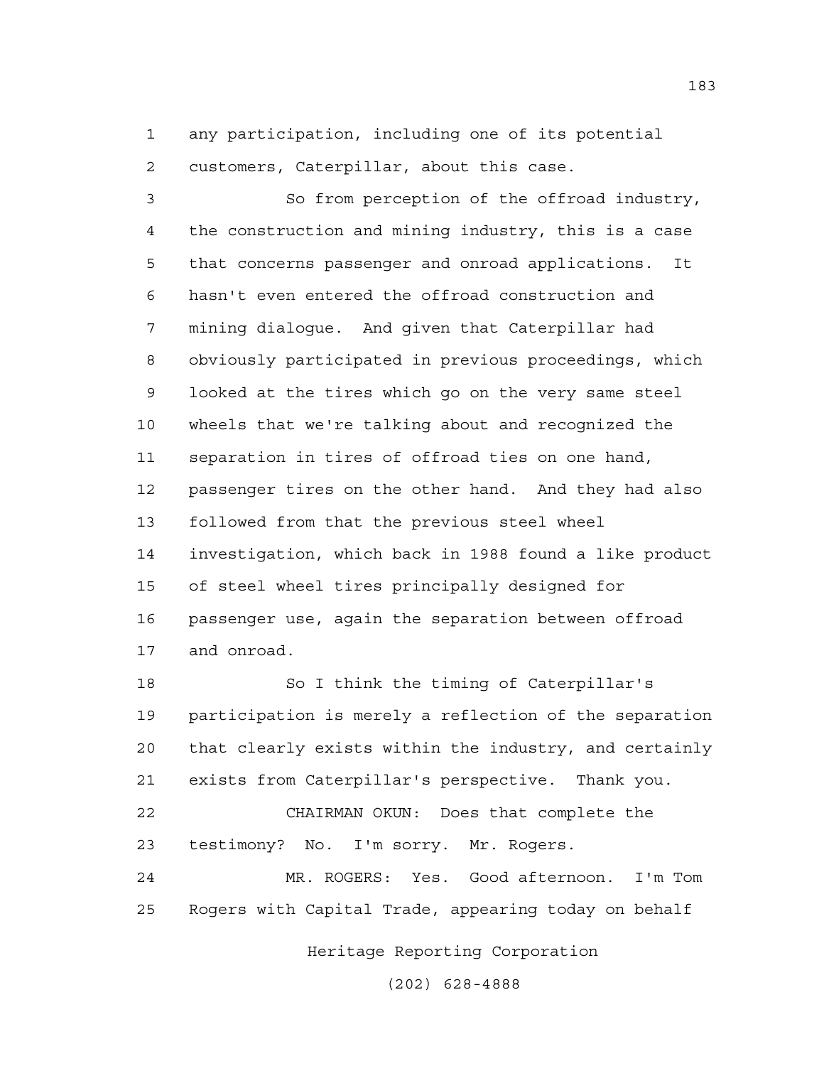any participation, including one of its potential customers, Caterpillar, about this case.

So from perception of the offroad industry, the construction and mining industry, this is a case that concerns passenger and onroad applications. It hasn't even entered the offroad construction and mining dialogue. And given that Caterpillar had obviously participated in previous proceedings, which looked at the tires which go on the very same steel wheels that we're talking about and recognized the separation in tires of offroad ties on one hand, passenger tires on the other hand. And they had also followed from that the previous steel wheel investigation, which back in 1988 found a like product of steel wheel tires principally designed for passenger use, again the separation between offroad and onroad.

So I think the timing of Caterpillar's participation is merely a reflection of the separation that clearly exists within the industry, and certainly exists from Caterpillar's perspective. Thank you.

CHAIRMAN OKUN: Does that complete the testimony? No. I'm sorry. Mr. Rogers.

MR. ROGERS: Yes. Good afternoon. I'm Tom Rogers with Capital Trade, appearing today on behalf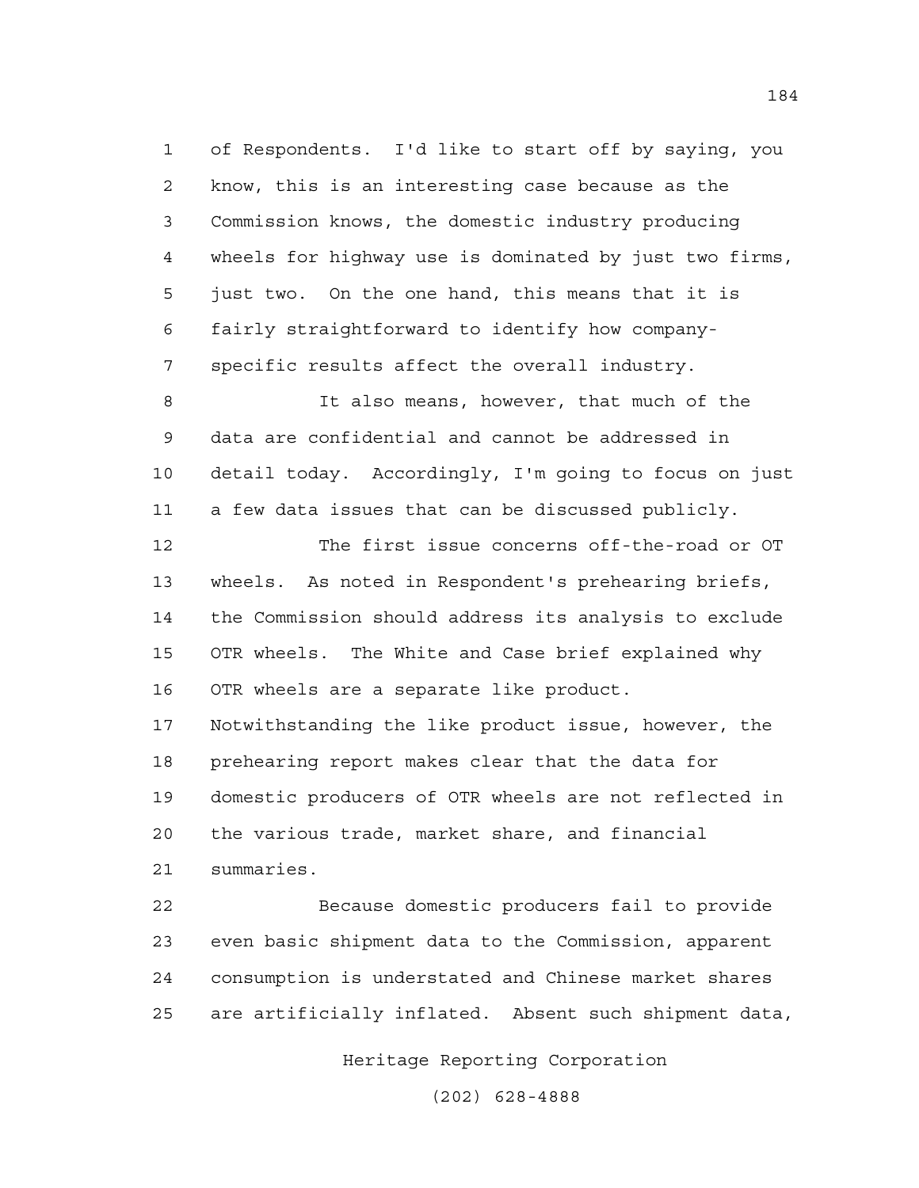of Respondents. I'd like to start off by saying, you know, this is an interesting case because as the Commission knows, the domestic industry producing wheels for highway use is dominated by just two firms, just two. On the one hand, this means that it is fairly straightforward to identify how company-specific results affect the overall industry.

It also means, however, that much of the data are confidential and cannot be addressed in detail today. Accordingly, I'm going to focus on just a few data issues that can be discussed publicly.

The first issue concerns off-the-road or OT wheels. As noted in Respondent's prehearing briefs, the Commission should address its analysis to exclude OTR wheels. The White and Case brief explained why OTR wheels are a separate like product. Notwithstanding the like product issue, however, the prehearing report makes clear that the data for domestic producers of OTR wheels are not reflected in the various trade, market share, and financial summaries.

Because domestic producers fail to provide even basic shipment data to the Commission, apparent consumption is understated and Chinese market shares are artificially inflated. Absent such shipment data,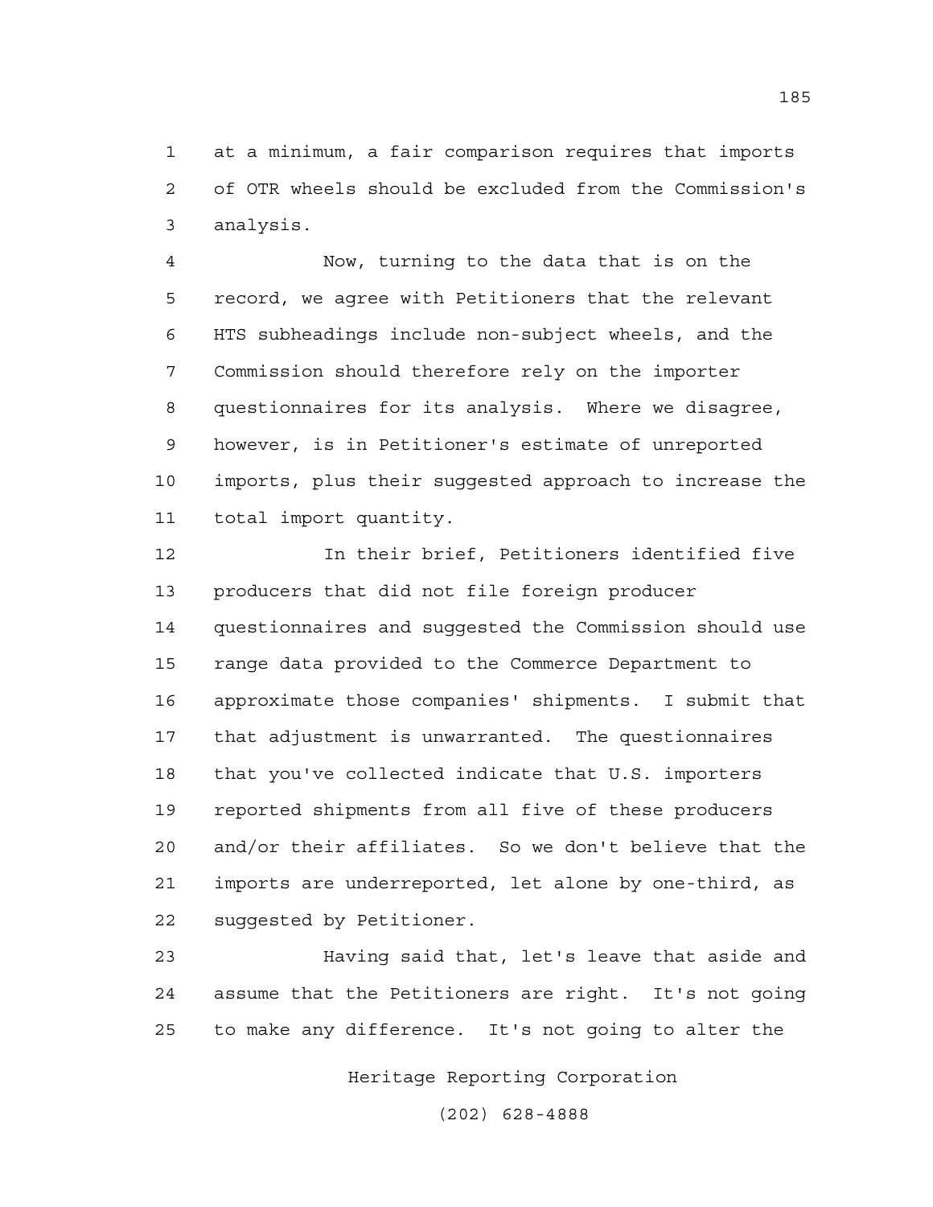at a minimum, a fair comparison requires that imports of OTR wheels should be excluded from the Commission's analysis.

Now, turning to the data that is on the record, we agree with Petitioners that the relevant HTS subheadings include non-subject wheels, and the Commission should therefore rely on the importer questionnaires for its analysis. Where we disagree, however, is in Petitioner's estimate of unreported imports, plus their suggested approach to increase the total import quantity.

In their brief, Petitioners identified five producers that did not file foreign producer questionnaires and suggested the Commission should use range data provided to the Commerce Department to approximate those companies' shipments. I submit that that adjustment is unwarranted. The questionnaires that you've collected indicate that U.S. importers reported shipments from all five of these producers and/or their affiliates. So we don't believe that the imports are underreported, let alone by one-third, as suggested by Petitioner.

Having said that, let's leave that aside and assume that the Petitioners are right. It's not going to make any difference. It's not going to alter the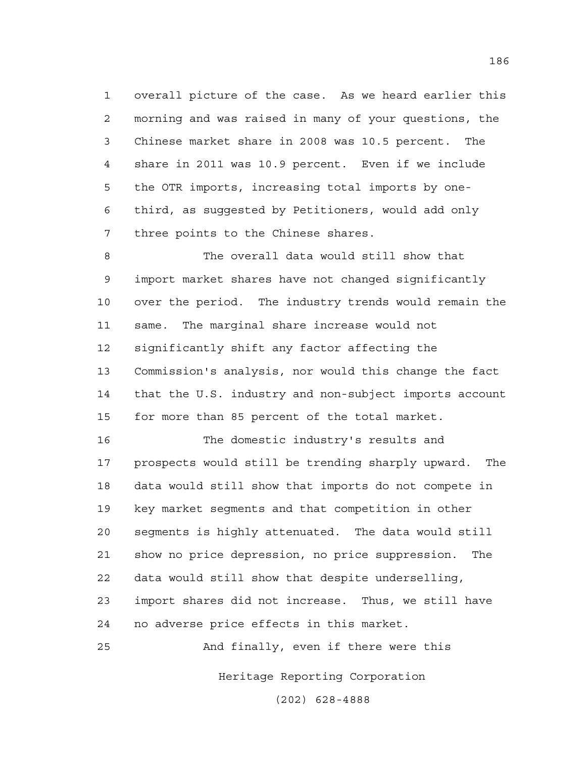overall picture of the case. As we heard earlier this morning and was raised in many of your questions, the Chinese market share in 2008 was 10.5 percent. The share in 2011 was 10.9 percent. Even if we include the OTR imports, increasing total imports by one-third, as suggested by Petitioners, would add only three points to the Chinese shares.

The overall data would still show that import market shares have not changed significantly over the period. The industry trends would remain the same. The marginal share increase would not significantly shift any factor affecting the Commission's analysis, nor would this change the fact that the U.S. industry and non-subject imports account for more than 85 percent of the total market.

The domestic industry's results and prospects would still be trending sharply upward. The data would still show that imports do not compete in key market segments and that competition in other segments is highly attenuated. The data would still show no price depression, no price suppression. The data would still show that despite underselling, import shares did not increase. Thus, we still have no adverse price effects in this market.

And finally, even if there were this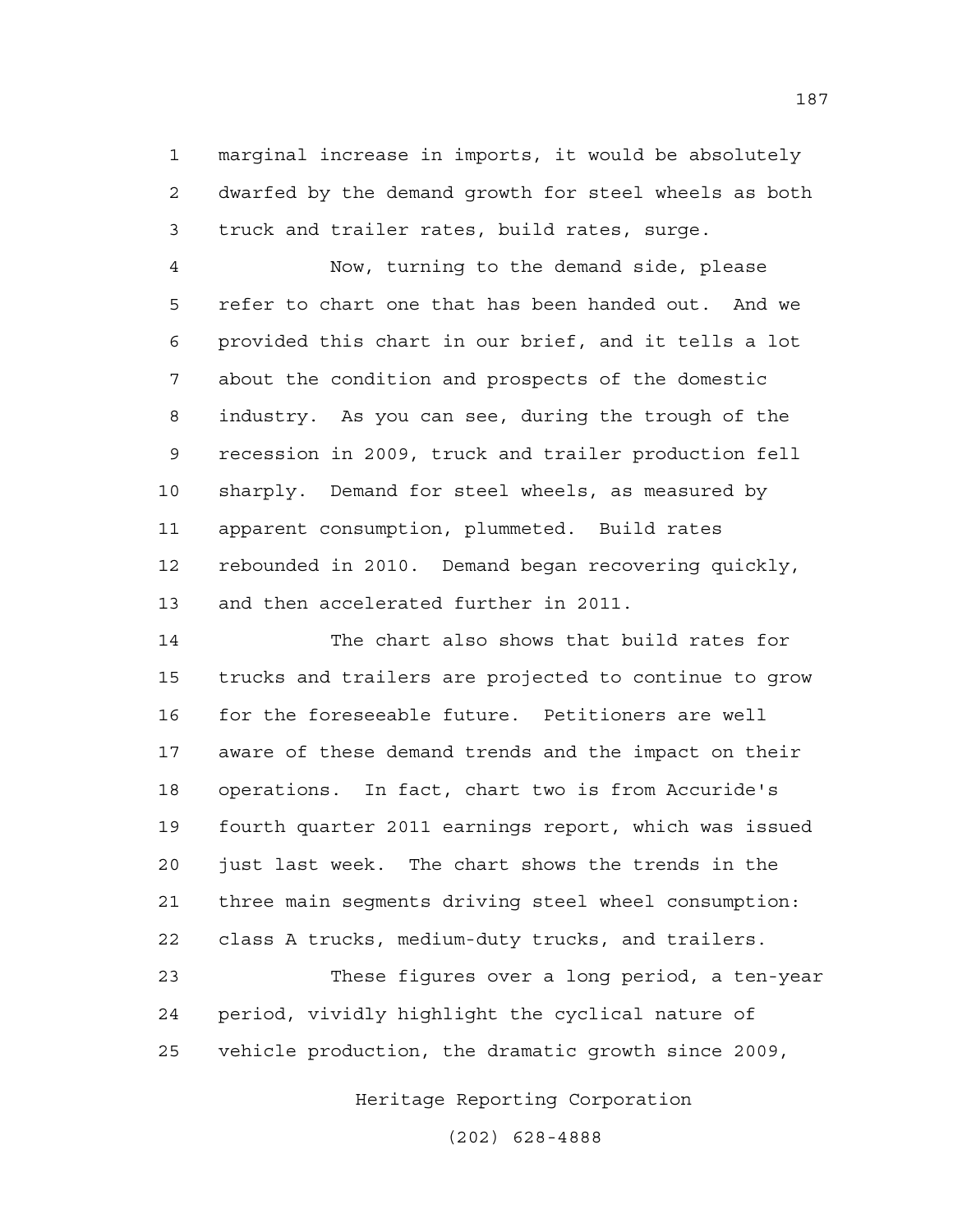marginal increase in imports, it would be absolutely dwarfed by the demand growth for steel wheels as both truck and trailer rates, build rates, surge.

Now, turning to the demand side, please refer to chart one that has been handed out. And we provided this chart in our brief, and it tells a lot about the condition and prospects of the domestic industry. As you can see, during the trough of the recession in 2009, truck and trailer production fell sharply. Demand for steel wheels, as measured by apparent consumption, plummeted. Build rates rebounded in 2010. Demand began recovering quickly, and then accelerated further in 2011.

The chart also shows that build rates for trucks and trailers are projected to continue to grow for the foreseeable future. Petitioners are well aware of these demand trends and the impact on their operations. In fact, chart two is from Accuride's fourth quarter 2011 earnings report, which was issued just last week. The chart shows the trends in the three main segments driving steel wheel consumption: class A trucks, medium-duty trucks, and trailers.

These figures over a long period, a ten-year period, vividly highlight the cyclical nature of vehicle production, the dramatic growth since 2009,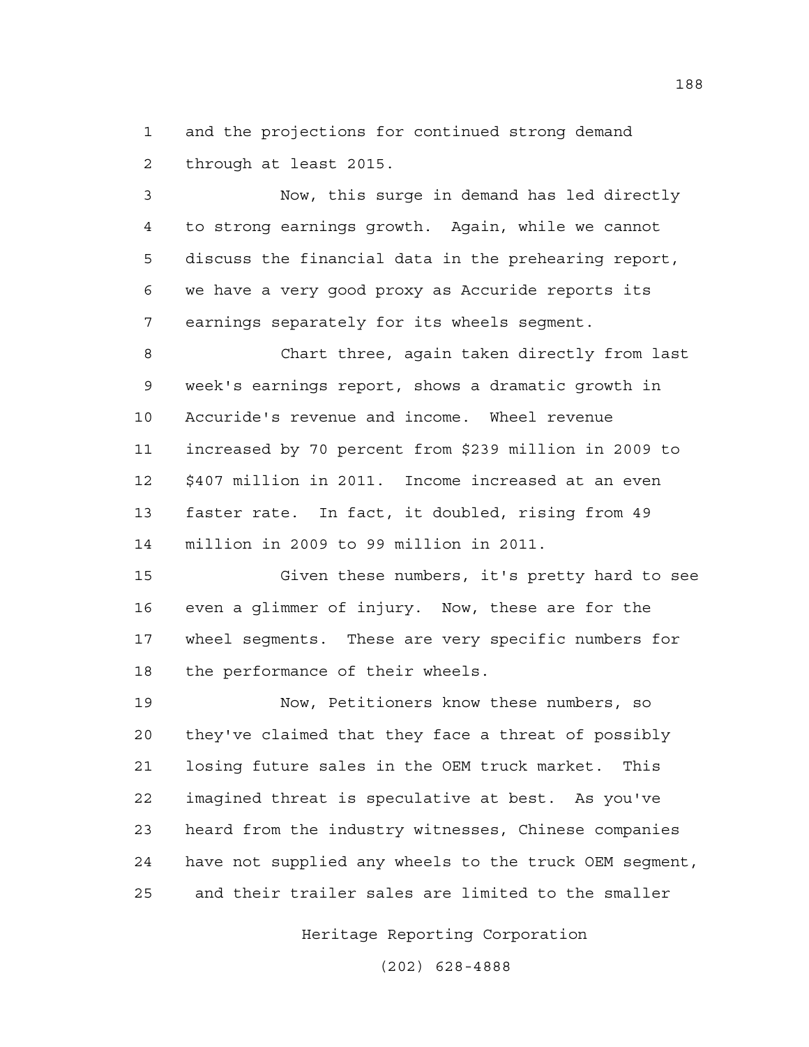and the projections for continued strong demand through at least 2015.

Now, this surge in demand has led directly to strong earnings growth. Again, while we cannot discuss the financial data in the prehearing report, we have a very good proxy as Accuride reports its earnings separately for its wheels segment.

Chart three, again taken directly from last week's earnings report, shows a dramatic growth in Accuride's revenue and income. Wheel revenue increased by 70 percent from $239 million in 2009 to $407 million in 2011. Income increased at an even faster rate. In fact, it doubled, rising from 49 million in 2009 to 99 million in 2011.

Given these numbers, it's pretty hard to see even a glimmer of injury. Now, these are for the wheel segments. These are very specific numbers for the performance of their wheels.

Now, Petitioners know these numbers, so they've claimed that they face a threat of possibly losing future sales in the OEM truck market. This imagined threat is speculative at best. As you've heard from the industry witnesses, Chinese companies have not supplied any wheels to the truck OEM segment, and their trailer sales are limited to the smaller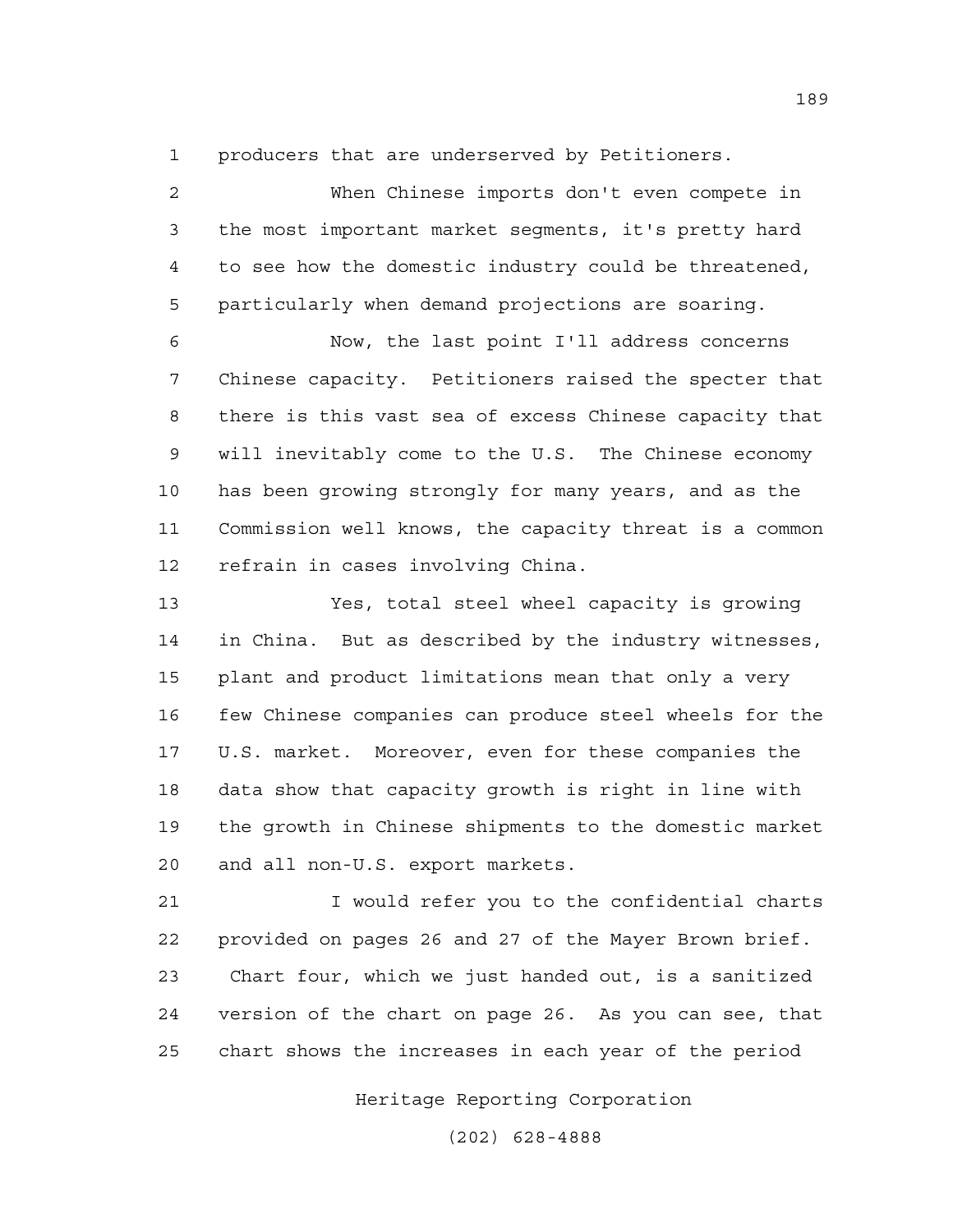producers that are underserved by Petitioners.

When Chinese imports don't even compete in the most important market segments, it's pretty hard to see how the domestic industry could be threatened, particularly when demand projections are soaring.

Now, the last point I'll address concerns Chinese capacity. Petitioners raised the specter that there is this vast sea of excess Chinese capacity that will inevitably come to the U.S. The Chinese economy has been growing strongly for many years, and as the Commission well knows, the capacity threat is a common refrain in cases involving China.

Yes, total steel wheel capacity is growing in China. But as described by the industry witnesses, plant and product limitations mean that only a very few Chinese companies can produce steel wheels for the U.S. market. Moreover, even for these companies the data show that capacity growth is right in line with the growth in Chinese shipments to the domestic market and all non-U.S. export markets.

I would refer you to the confidential charts provided on pages 26 and 27 of the Mayer Brown brief. Chart four, which we just handed out, is a sanitized version of the chart on page 26. As you can see, that chart shows the increases in each year of the period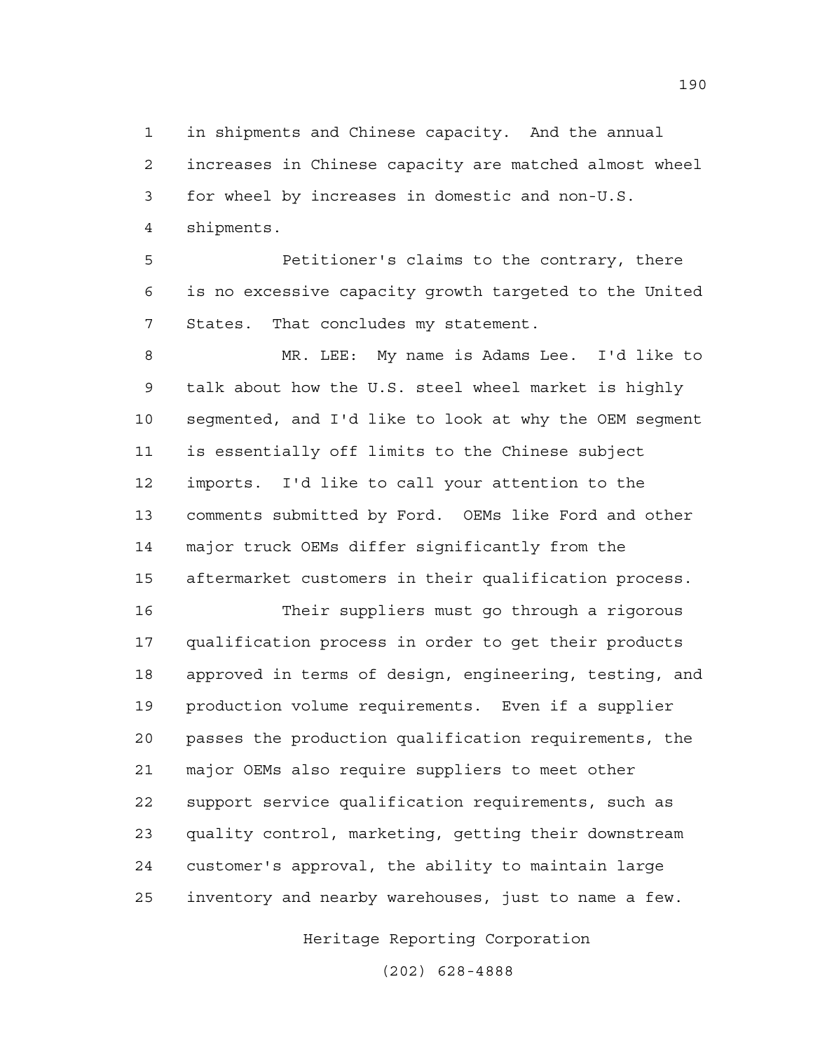in shipments and Chinese capacity. And the annual increases in Chinese capacity are matched almost wheel for wheel by increases in domestic and non-U.S. shipments.

Petitioner's claims to the contrary, there is no excessive capacity growth targeted to the United States. That concludes my statement.

MR. LEE: My name is Adams Lee. I'd like to talk about how the U.S. steel wheel market is highly segmented, and I'd like to look at why the OEM segment is essentially off limits to the Chinese subject imports. I'd like to call your attention to the comments submitted by Ford. OEMs like Ford and other major truck OEMs differ significantly from the aftermarket customers in their qualification process.

Their suppliers must go through a rigorous qualification process in order to get their products approved in terms of design, engineering, testing, and production volume requirements. Even if a supplier passes the production qualification requirements, the major OEMs also require suppliers to meet other support service qualification requirements, such as quality control, marketing, getting their downstream customer's approval, the ability to maintain large inventory and nearby warehouses, just to name a few.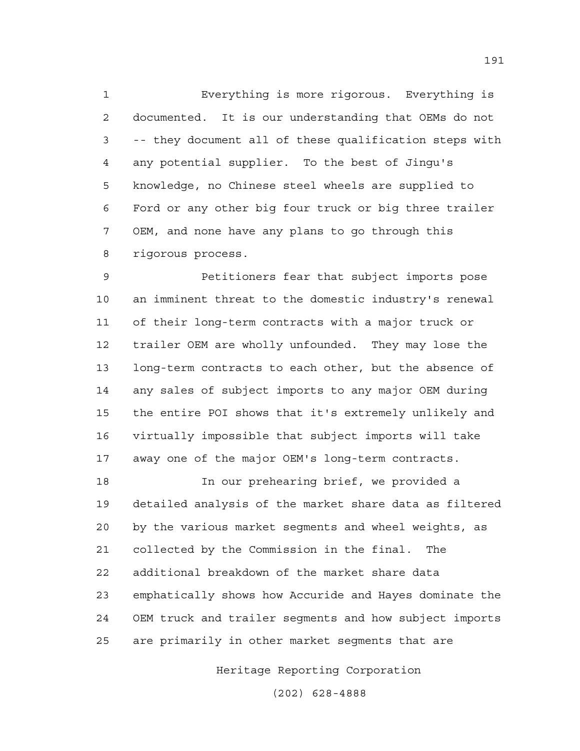Everything is more rigorous. Everything is documented. It is our understanding that OEMs do not -- they document all of these qualification steps with any potential supplier. To the best of Jingu's knowledge, no Chinese steel wheels are supplied to Ford or any other big four truck or big three trailer OEM, and none have any plans to go through this rigorous process.

Petitioners fear that subject imports pose an imminent threat to the domestic industry's renewal of their long-term contracts with a major truck or trailer OEM are wholly unfounded. They may lose the long-term contracts to each other, but the absence of any sales of subject imports to any major OEM during the entire POI shows that it's extremely unlikely and virtually impossible that subject imports will take away one of the major OEM's long-term contracts.

In our prehearing brief, we provided a detailed analysis of the market share data as filtered by the various market segments and wheel weights, as collected by the Commission in the final. The additional breakdown of the market share data emphatically shows how Accuride and Hayes dominate the OEM truck and trailer segments and how subject imports are primarily in other market segments that are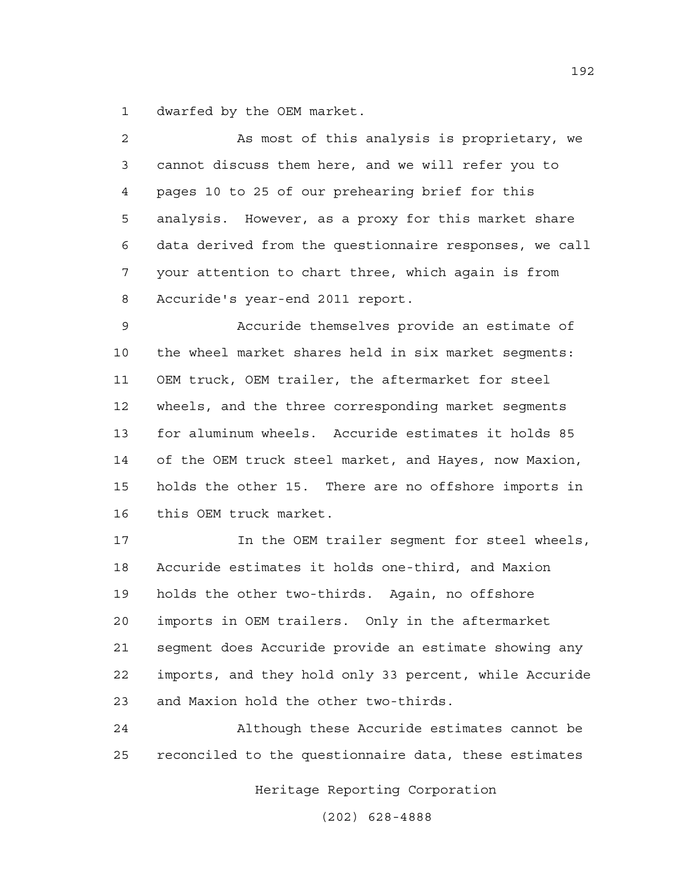dwarfed by the OEM market.

As most of this analysis is proprietary, we cannot discuss them here, and we will refer you to pages 10 to 25 of our prehearing brief for this analysis. However, as a proxy for this market share data derived from the questionnaire responses, we call your attention to chart three, which again is from Accuride's year-end 2011 report.

Accuride themselves provide an estimate of the wheel market shares held in six market segments: OEM truck, OEM trailer, the aftermarket for steel wheels, and the three corresponding market segments for aluminum wheels. Accuride estimates it holds 85 of the OEM truck steel market, and Hayes, now Maxion, holds the other 15. There are no offshore imports in this OEM truck market.

In the OEM trailer segment for steel wheels, Accuride estimates it holds one-third, and Maxion holds the other two-thirds. Again, no offshore imports in OEM trailers. Only in the aftermarket segment does Accuride provide an estimate showing any imports, and they hold only 33 percent, while Accuride and Maxion hold the other two-thirds.

Although these Accuride estimates cannot be reconciled to the questionnaire data, these estimates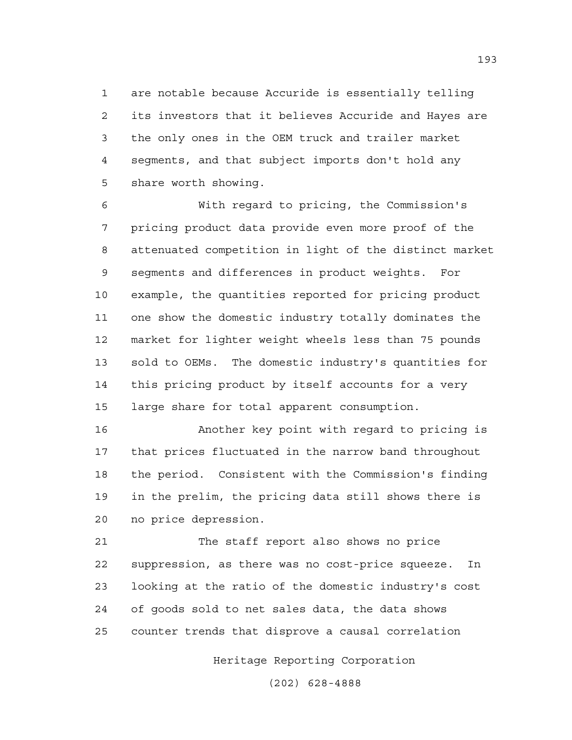are notable because Accuride is essentially telling its investors that it believes Accuride and Hayes are the only ones in the OEM truck and trailer market segments, and that subject imports don't hold any share worth showing.

With regard to pricing, the Commission's pricing product data provide even more proof of the attenuated competition in light of the distinct market segments and differences in product weights. For example, the quantities reported for pricing product one show the domestic industry totally dominates the market for lighter weight wheels less than 75 pounds sold to OEMs. The domestic industry's quantities for this pricing product by itself accounts for a very large share for total apparent consumption.

Another key point with regard to pricing is that prices fluctuated in the narrow band throughout the period. Consistent with the Commission's finding in the prelim, the pricing data still shows there is no price depression.

The staff report also shows no price suppression, as there was no cost-price squeeze. In looking at the ratio of the domestic industry's cost of goods sold to net sales data, the data shows counter trends that disprove a causal correlation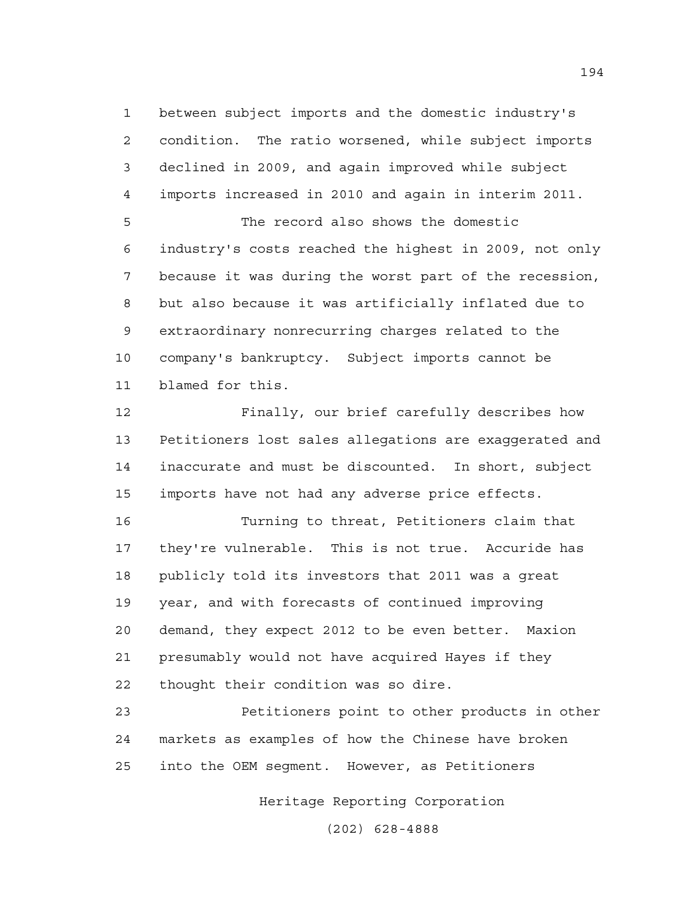between subject imports and the domestic industry's condition. The ratio worsened, while subject imports declined in 2009, and again improved while subject imports increased in 2010 and again in interim 2011.

The record also shows the domestic industry's costs reached the highest in 2009, not only because it was during the worst part of the recession, but also because it was artificially inflated due to extraordinary nonrecurring charges related to the company's bankruptcy. Subject imports cannot be blamed for this.

Finally, our brief carefully describes how Petitioners lost sales allegations are exaggerated and inaccurate and must be discounted. In short, subject imports have not had any adverse price effects.

Turning to threat, Petitioners claim that they're vulnerable. This is not true. Accuride has publicly told its investors that 2011 was a great year, and with forecasts of continued improving demand, they expect 2012 to be even better. Maxion presumably would not have acquired Hayes if they thought their condition was so dire.

Petitioners point to other products in other markets as examples of how the Chinese have broken into the OEM segment. However, as Petitioners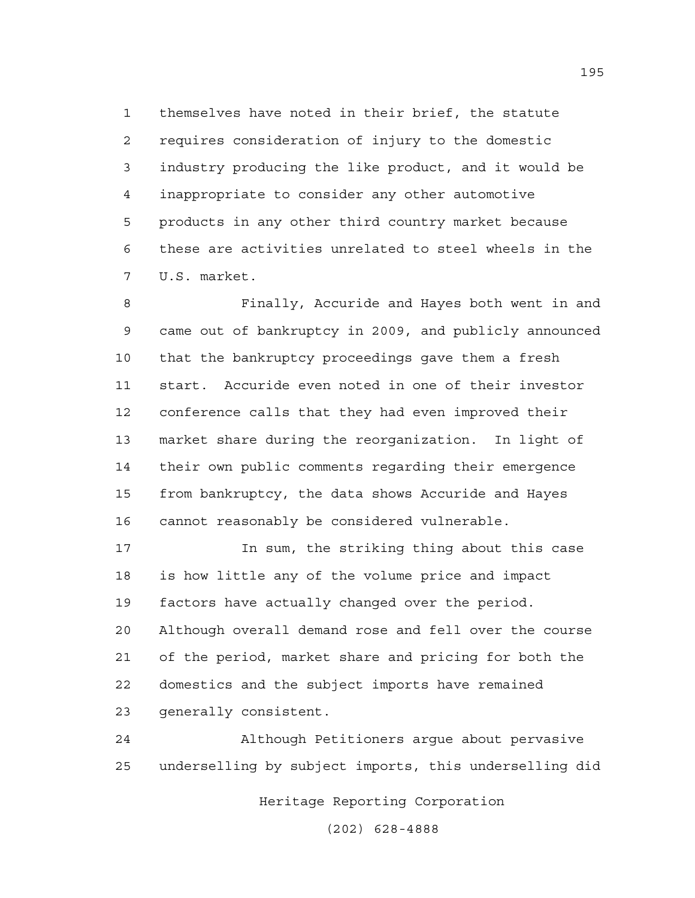themselves have noted in their brief, the statute requires consideration of injury to the domestic industry producing the like product, and it would be inappropriate to consider any other automotive products in any other third country market because these are activities unrelated to steel wheels in the U.S. market.

Finally, Accuride and Hayes both went in and came out of bankruptcy in 2009, and publicly announced that the bankruptcy proceedings gave them a fresh start. Accuride even noted in one of their investor conference calls that they had even improved their market share during the reorganization. In light of their own public comments regarding their emergence from bankruptcy, the data shows Accuride and Hayes cannot reasonably be considered vulnerable.

In sum, the striking thing about this case is how little any of the volume price and impact factors have actually changed over the period. Although overall demand rose and fell over the course of the period, market share and pricing for both the domestics and the subject imports have remained generally consistent.

Although Petitioners argue about pervasive underselling by subject imports, this underselling did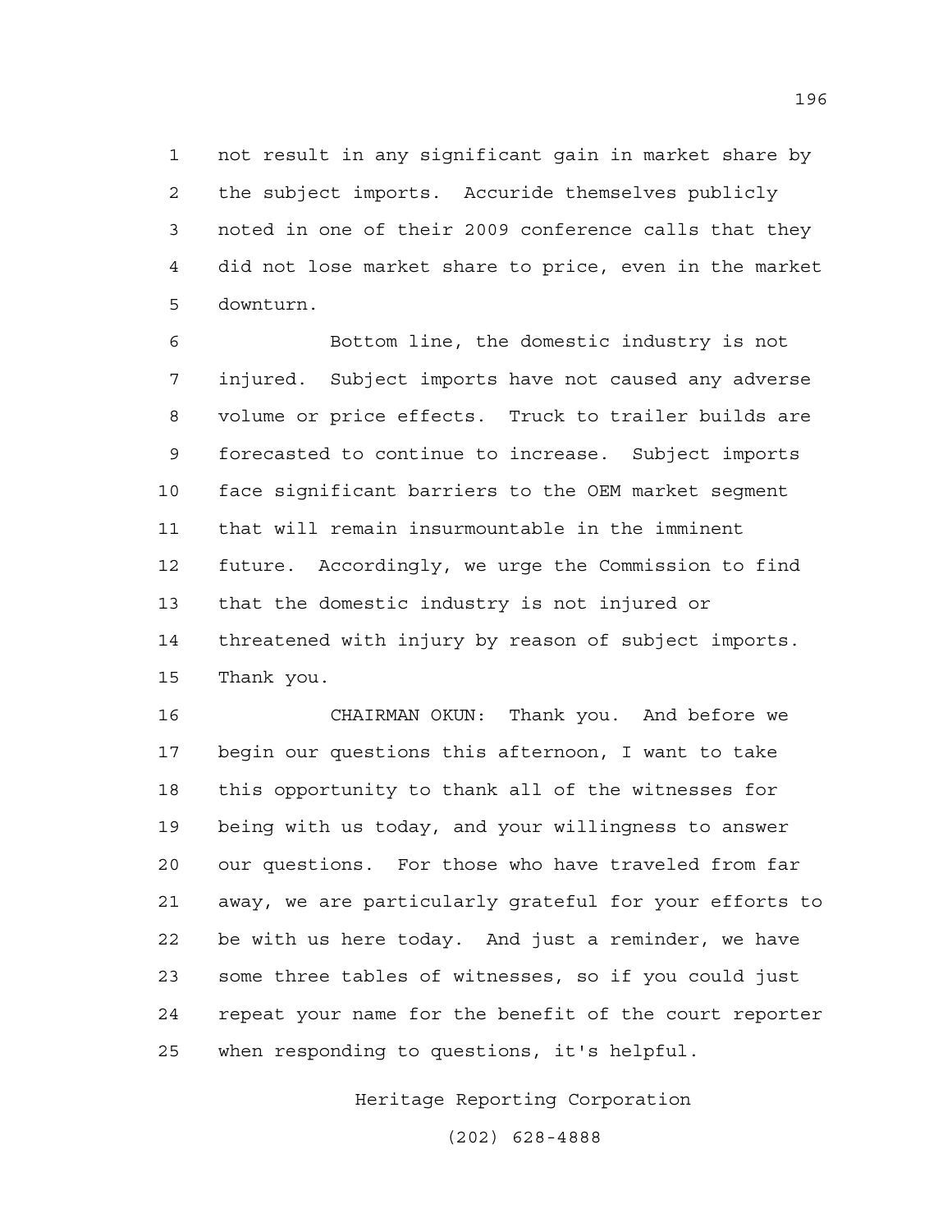not result in any significant gain in market share by the subject imports. Accuride themselves publicly noted in one of their 2009 conference calls that they did not lose market share to price, even in the market downturn.

Bottom line, the domestic industry is not injured. Subject imports have not caused any adverse volume or price effects. Truck to trailer builds are forecasted to continue to increase. Subject imports face significant barriers to the OEM market segment that will remain insurmountable in the imminent future. Accordingly, we urge the Commission to find that the domestic industry is not injured or threatened with injury by reason of subject imports. Thank you.

CHAIRMAN OKUN: Thank you. And before we begin our questions this afternoon, I want to take this opportunity to thank all of the witnesses for being with us today, and your willingness to answer our questions. For those who have traveled from far away, we are particularly grateful for your efforts to be with us here today. And just a reminder, we have some three tables of witnesses, so if you could just repeat your name for the benefit of the court reporter when responding to questions, it's helpful.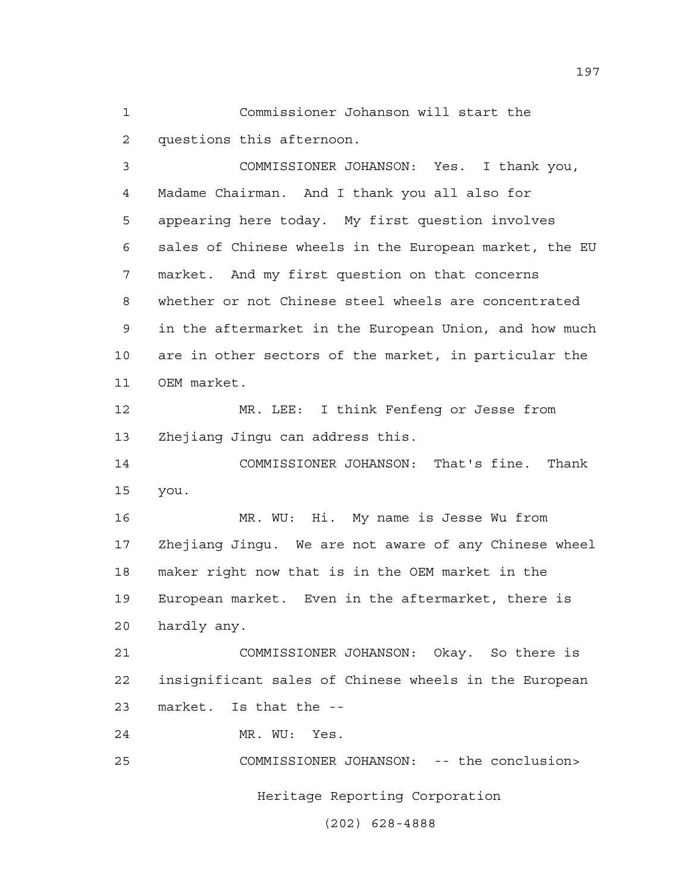Commissioner Johanson will start the questions this afternoon.

COMMISSIONER JOHANSON: Yes. I thank you, Madame Chairman. And I thank you all also for appearing here today. My first question involves sales of Chinese wheels in the European market, the EU market. And my first question on that concerns whether or not Chinese steel wheels are concentrated in the aftermarket in the European Union, and how much are in other sectors of the market, in particular the OEM market.

MR. LEE: I think Fenfeng or Jesse from Zhejiang Jingu can address this.

COMMISSIONER JOHANSON: That's fine. Thank you.

MR. WU: Hi. My name is Jesse Wu from Zhejiang Jingu. We are not aware of any Chinese wheel maker right now that is in the OEM market in the European market. Even in the aftermarket, there is hardly any.

COMMISSIONER JOHANSON: Okay. So there is insignificant sales of Chinese wheels in the European market. Is that the --

MR. WU: Yes.

COMMISSIONER JOHANSON: -- the conclusion>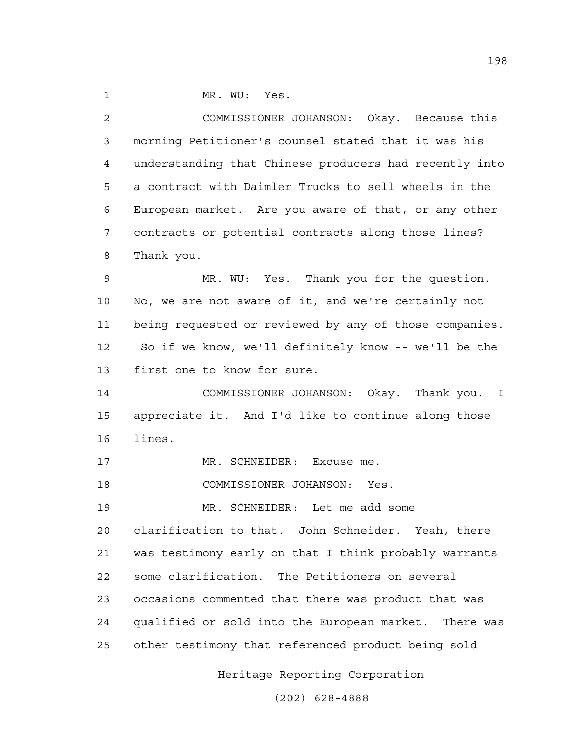1 MR. WU: Yes.

2 COMMISSIONER JOHANSON: Okay. Because this
3 morning Petitioner's counsel stated that it was his
4 understanding that Chinese producers had recently into
5 a contract with Daimler Trucks to sell wheels in the
6 European market. Are you aware of that, or any other
7 contracts or potential contracts along those lines?
8 Thank you.

9 MR. WU: Yes. Thank you for the question.
10 No, we are not aware of it, and we're certainly not
11 being requested or reviewed by any of those companies.
12 So if we know, we'll definitely know -- we'll be the
13 first one to know for sure.

14 COMMISSIONER JOHANSON: Okay. Thank you. I
15 appreciate it. And I'd like to continue along those
16 lines.

17 MR. SCHNEIDER: Excuse me.

18 COMMISSIONER JOHANSON: Yes.

19 MR. SCHNEIDER: Let me add some
20 clarification to that. John Schneider. Yeah, there
21 was testimony early on that I think probably warrants
22 some clarification. The Petitioners on several
23 occasions commented that there was product that was
24 qualified or sold into the European market. There was
25 other testimony that referenced product being sold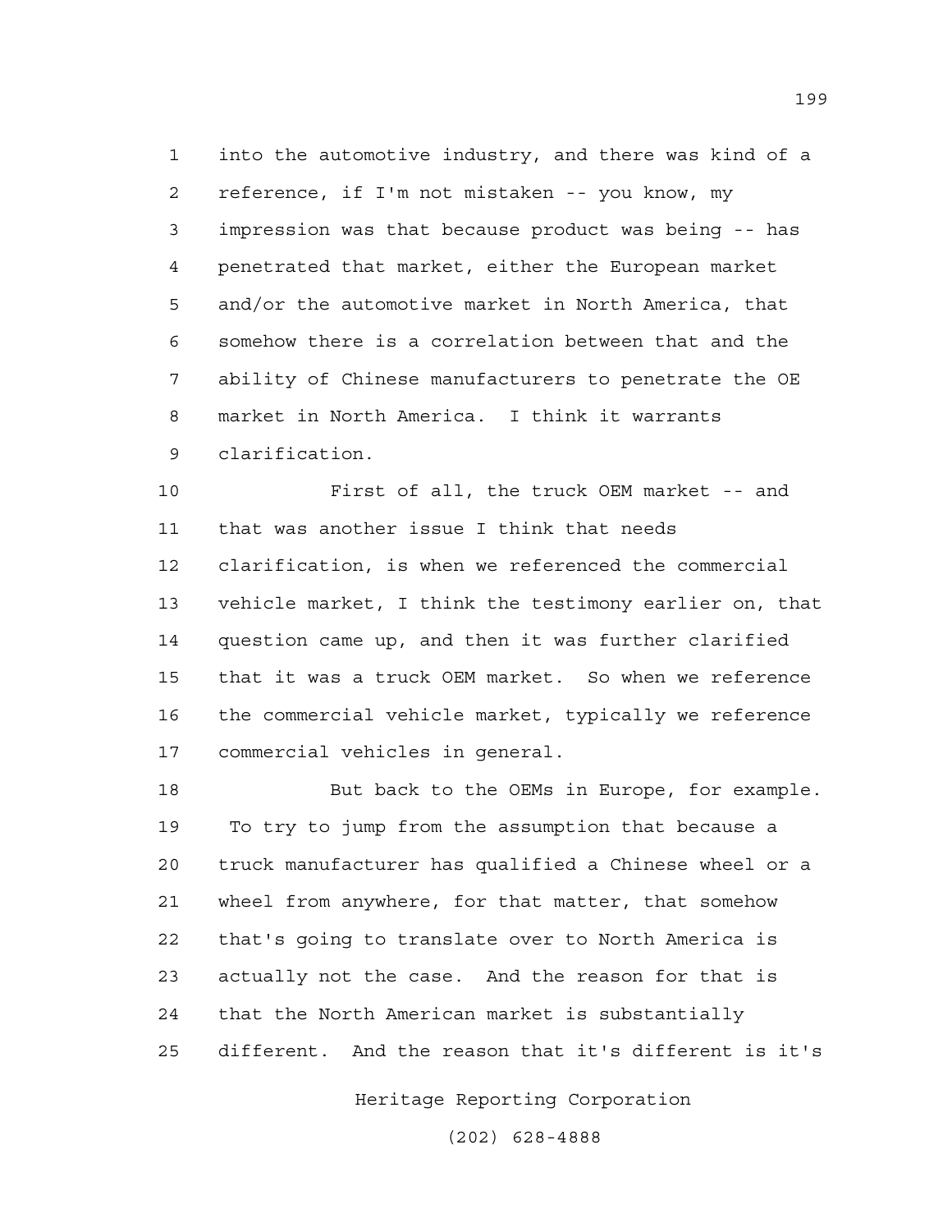into the automotive industry, and there was kind of a reference, if I'm not mistaken -- you know, my impression was that because product was being -- has penetrated that market, either the European market and/or the automotive market in North America, that somehow there is a correlation between that and the ability of Chinese manufacturers to penetrate the OE market in North America. I think it warrants clarification.

First of all, the truck OEM market -- and that was another issue I think that needs clarification, is when we referenced the commercial vehicle market, I think the testimony earlier on, that question came up, and then it was further clarified that it was a truck OEM market. So when we reference the commercial vehicle market, typically we reference commercial vehicles in general.

But back to the OEMs in Europe, for example. To try to jump from the assumption that because a truck manufacturer has qualified a Chinese wheel or a wheel from anywhere, for that matter, that somehow that's going to translate over to North America is actually not the case. And the reason for that is that the North American market is substantially different. And the reason that it's different is it's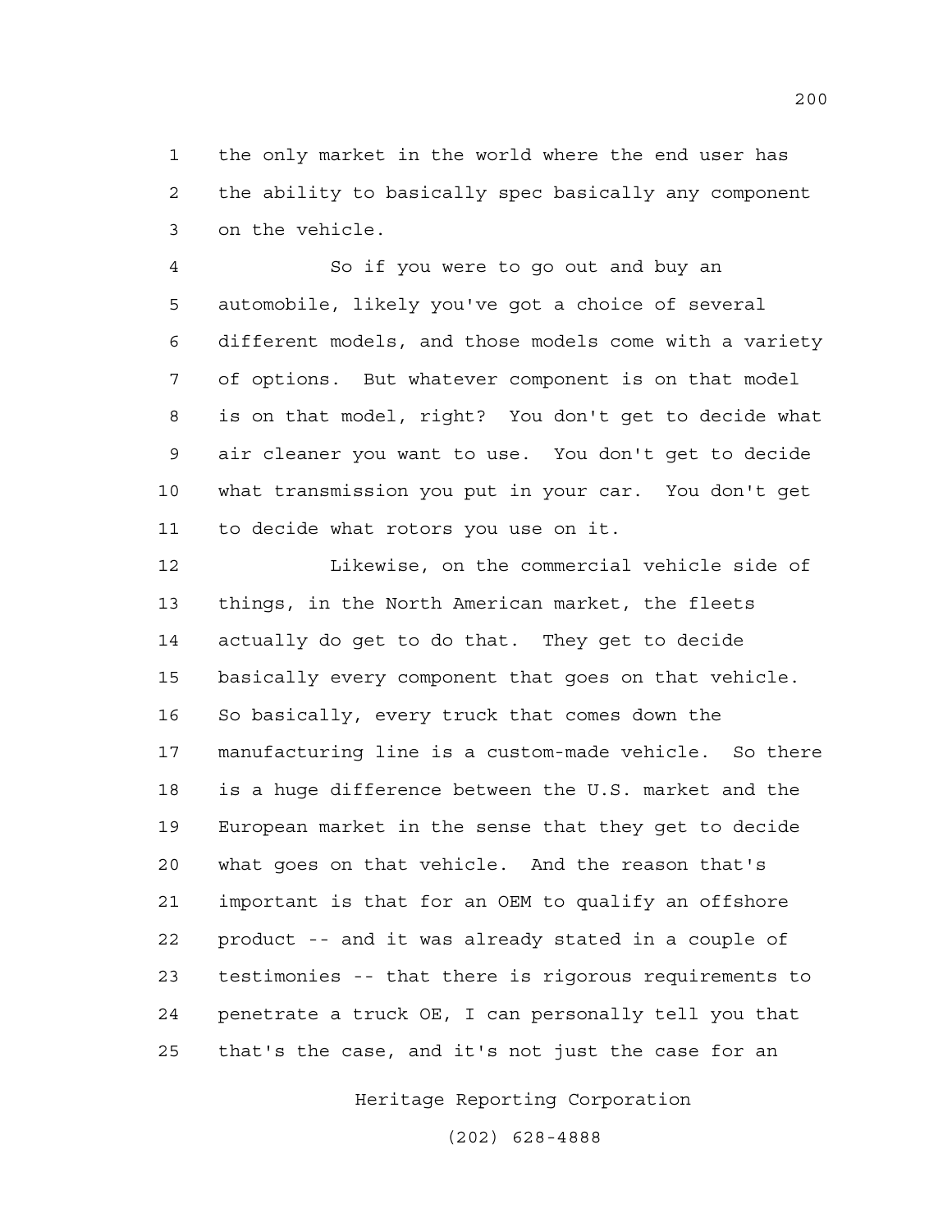the only market in the world where the end user has the ability to basically spec basically any component on the vehicle.

So if you were to go out and buy an automobile, likely you've got a choice of several different models, and those models come with a variety of options. But whatever component is on that model is on that model, right? You don't get to decide what air cleaner you want to use. You don't get to decide what transmission you put in your car. You don't get to decide what rotors you use on it.

Likewise, on the commercial vehicle side of things, in the North American market, the fleets actually do get to do that. They get to decide basically every component that goes on that vehicle. So basically, every truck that comes down the manufacturing line is a custom-made vehicle. So there is a huge difference between the U.S. market and the European market in the sense that they get to decide what goes on that vehicle. And the reason that's important is that for an OEM to qualify an offshore product -- and it was already stated in a couple of testimonies -- that there is rigorous requirements to penetrate a truck OE, I can personally tell you that that's the case, and it's not just the case for an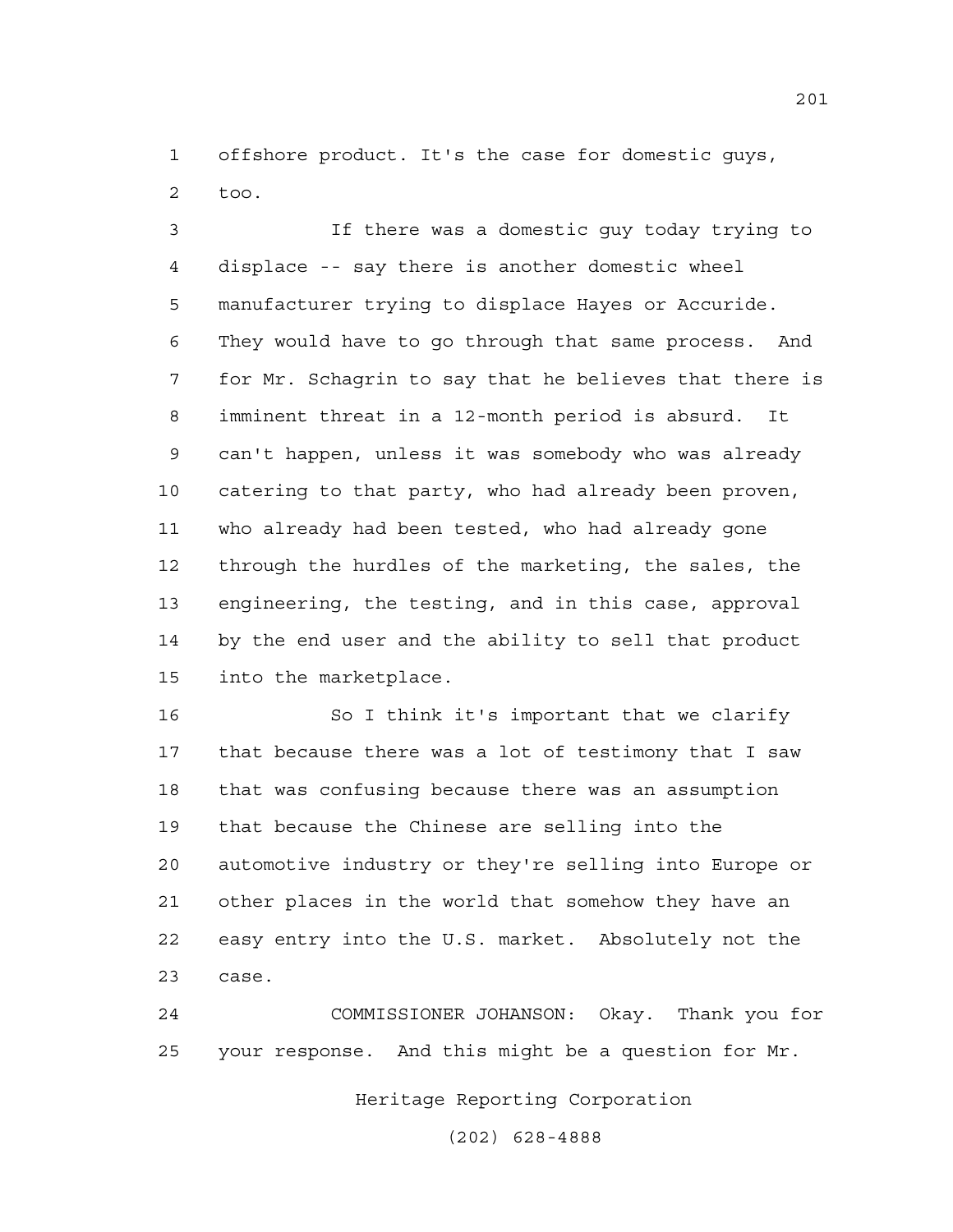offshore product. It's the case for domestic guys, too.

If there was a domestic guy today trying to displace -- say there is another domestic wheel manufacturer trying to displace Hayes or Accuride. They would have to go through that same process. And for Mr. Schagrin to say that he believes that there is imminent threat in a 12-month period is absurd. It can't happen, unless it was somebody who was already catering to that party, who had already been proven, who already had been tested, who had already gone through the hurdles of the marketing, the sales, the engineering, the testing, and in this case, approval by the end user and the ability to sell that product into the marketplace.

So I think it's important that we clarify that because there was a lot of testimony that I saw that was confusing because there was an assumption that because the Chinese are selling into the automotive industry or they're selling into Europe or other places in the world that somehow they have an easy entry into the U.S. market. Absolutely not the case.

COMMISSIONER JOHANSON: Okay. Thank you for your response. And this might be a question for Mr.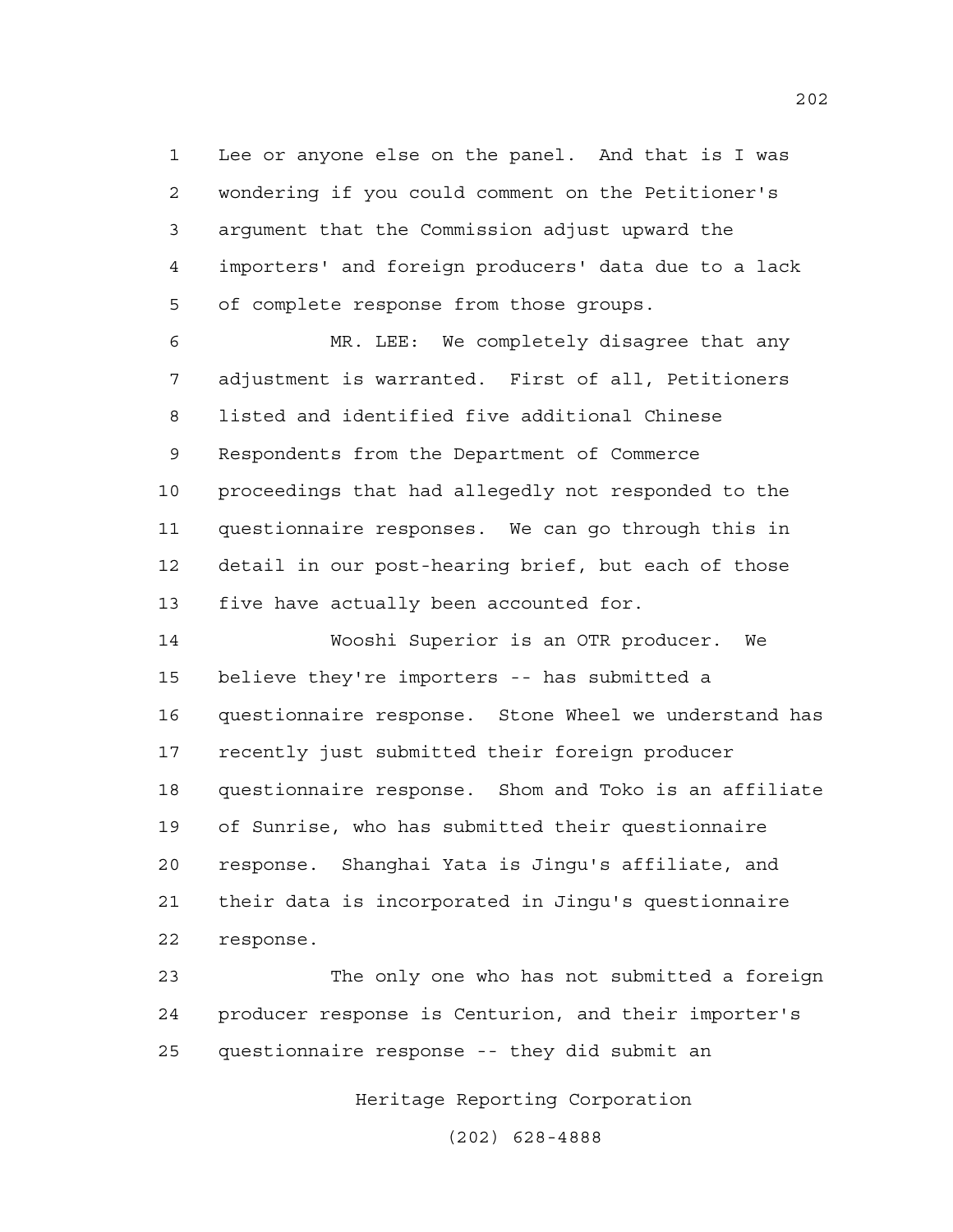Lee or anyone else on the panel. And that is I was wondering if you could comment on the Petitioner's argument that the Commission adjust upward the importers' and foreign producers' data due to a lack of complete response from those groups.

MR. LEE: We completely disagree that any adjustment is warranted. First of all, Petitioners listed and identified five additional Chinese Respondents from the Department of Commerce proceedings that had allegedly not responded to the questionnaire responses. We can go through this in detail in our post-hearing brief, but each of those five have actually been accounted for.

Wooshi Superior is an OTR producer. We believe they're importers -- has submitted a questionnaire response. Stone Wheel we understand has recently just submitted their foreign producer questionnaire response. Shom and Toko is an affiliate of Sunrise, who has submitted their questionnaire response. Shanghai Yata is Jingu's affiliate, and their data is incorporated in Jingu's questionnaire response.

The only one who has not submitted a foreign producer response is Centurion, and their importer's questionnaire response -- they did submit an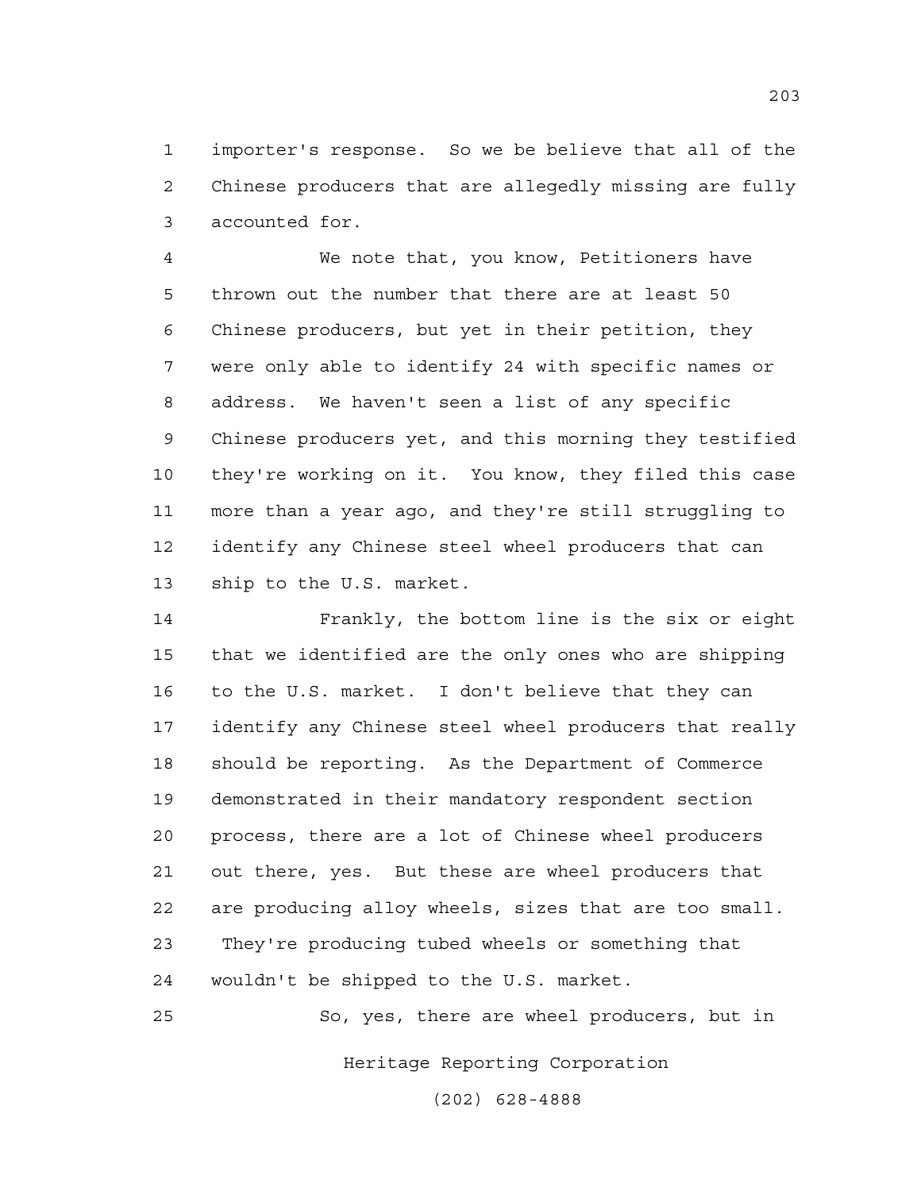importer's response. So we be believe that all of the Chinese producers that are allegedly missing are fully accounted for.

We note that, you know, Petitioners have thrown out the number that there are at least 50 Chinese producers, but yet in their petition, they were only able to identify 24 with specific names or address. We haven't seen a list of any specific Chinese producers yet, and this morning they testified they're working on it. You know, they filed this case more than a year ago, and they're still struggling to identify any Chinese steel wheel producers that can ship to the U.S. market.

Frankly, the bottom line is the six or eight that we identified are the only ones who are shipping to the U.S. market. I don't believe that they can identify any Chinese steel wheel producers that really should be reporting. As the Department of Commerce demonstrated in their mandatory respondent section process, there are a lot of Chinese wheel producers out there, yes. But these are wheel producers that are producing alloy wheels, sizes that are too small. They're producing tubed wheels or something that wouldn't be shipped to the U.S. market.

So, yes, there are wheel producers, but in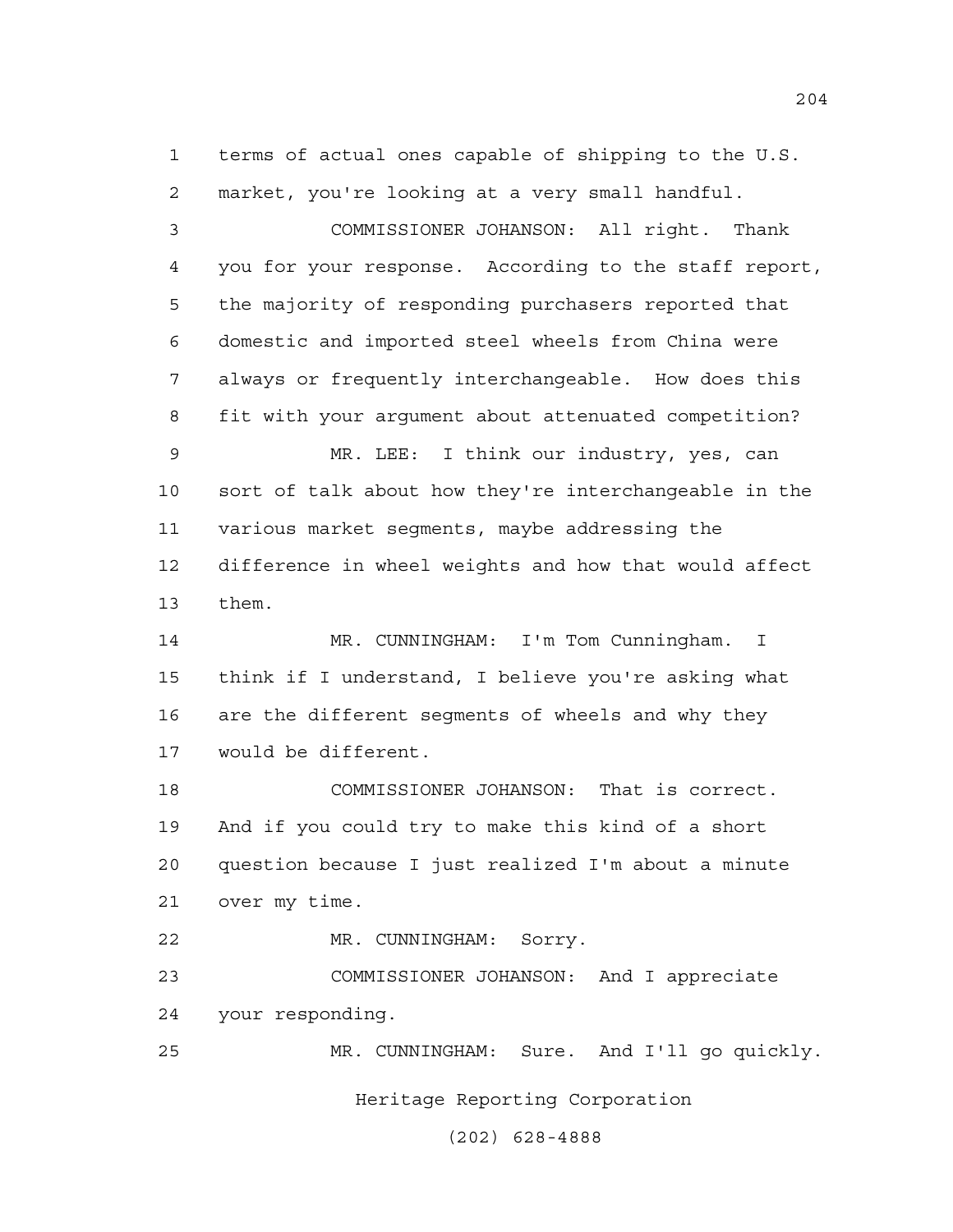terms of actual ones capable of shipping to the U.S. market, you're looking at a very small handful.

COMMISSIONER JOHANSON: All right. Thank you for your response. According to the staff report, the majority of responding purchasers reported that domestic and imported steel wheels from China were always or frequently interchangeable. How does this fit with your argument about attenuated competition?

MR. LEE: I think our industry, yes, can sort of talk about how they're interchangeable in the various market segments, maybe addressing the difference in wheel weights and how that would affect them.

MR. CUNNINGHAM: I'm Tom Cunningham. I think if I understand, I believe you're asking what are the different segments of wheels and why they would be different.

COMMISSIONER JOHANSON: That is correct. And if you could try to make this kind of a short question because I just realized I'm about a minute over my time.

MR. CUNNINGHAM: Sorry.

COMMISSIONER JOHANSON: And I appreciate your responding.

MR. CUNNINGHAM: Sure. And I'll go quickly.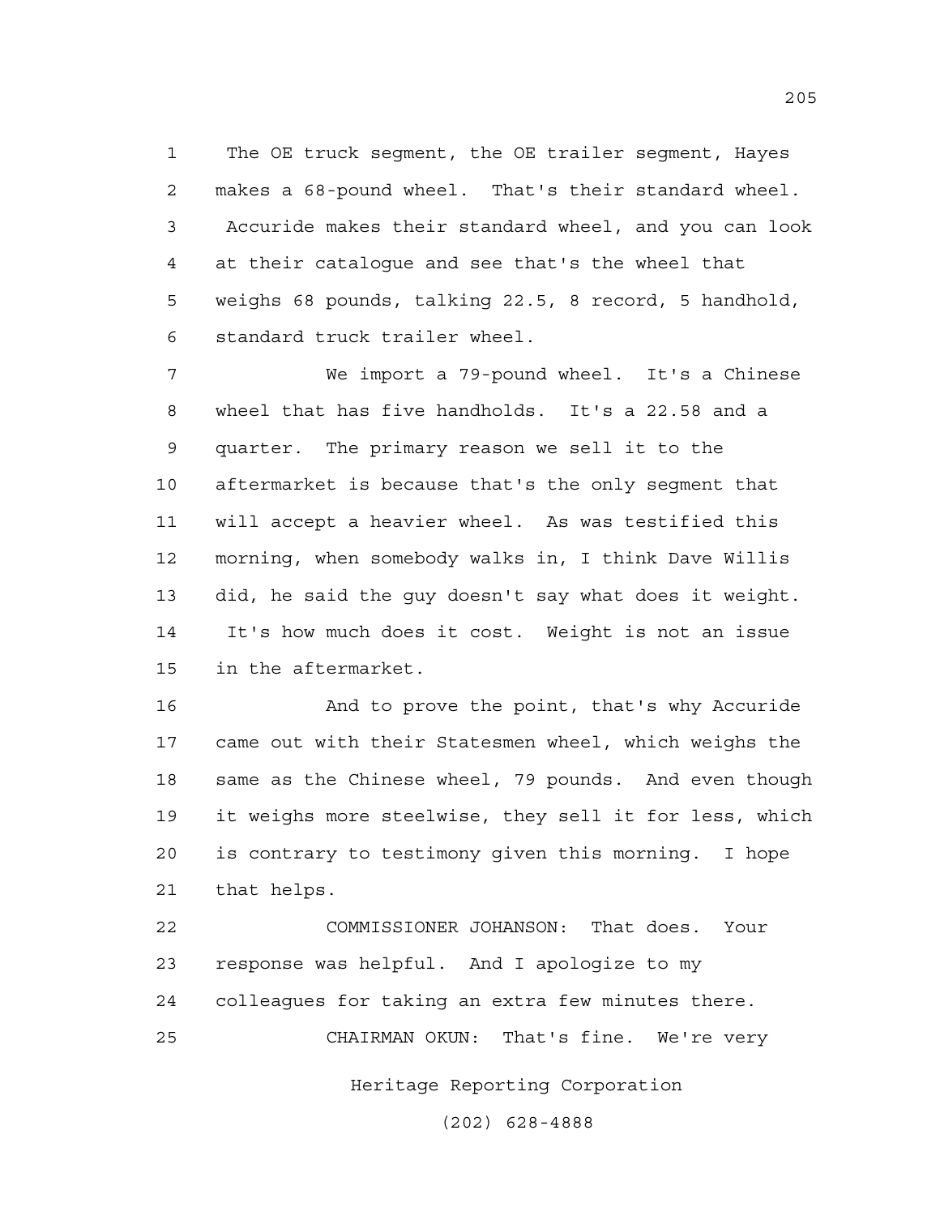The OE truck segment, the OE trailer segment, Hayes makes a 68-pound wheel. That's their standard wheel. Accuride makes their standard wheel, and you can look at their catalogue and see that's the wheel that weighs 68 pounds, talking 22.5, 8 record, 5 handhold, standard truck trailer wheel.

We import a 79-pound wheel. It's a Chinese wheel that has five handholds. It's a 22.58 and a quarter. The primary reason we sell it to the aftermarket is because that's the only segment that will accept a heavier wheel. As was testified this morning, when somebody walks in, I think Dave Willis did, he said the guy doesn't say what does it weight. It's how much does it cost. Weight is not an issue in the aftermarket.

And to prove the point, that's why Accuride came out with their Statesmen wheel, which weighs the same as the Chinese wheel, 79 pounds. And even though it weighs more steelwise, they sell it for less, which is contrary to testimony given this morning. I hope that helps.

COMMISSIONER JOHANSON: That does. Your response was helpful. And I apologize to my colleagues for taking an extra few minutes there.

CHAIRMAN OKUN: That's fine. We're very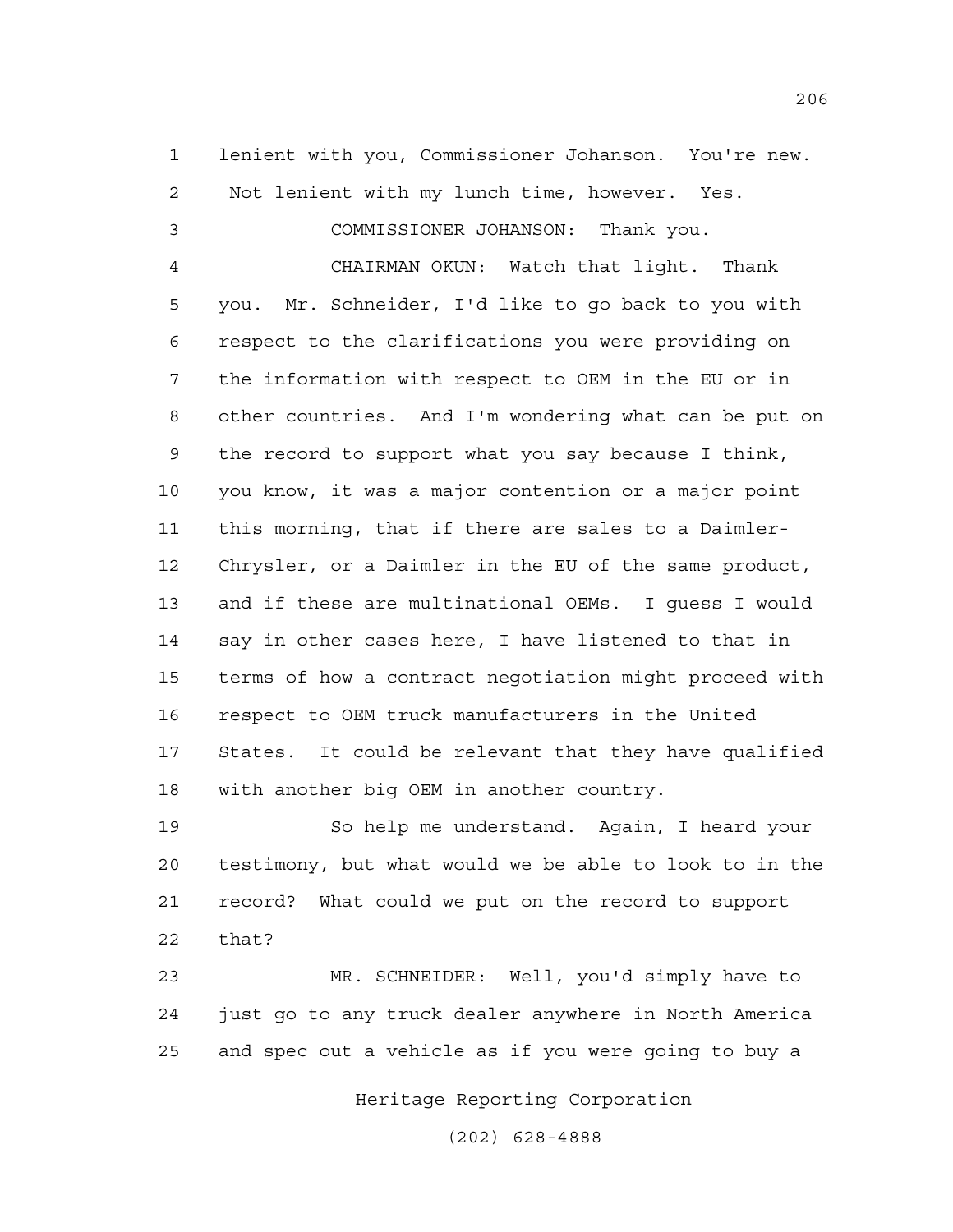lenient with you, Commissioner Johanson. You're new. Not lenient with my lunch time, however. Yes.

COMMISSIONER JOHANSON: Thank you.

CHAIRMAN OKUN: Watch that light. Thank you. Mr. Schneider, I'd like to go back to you with respect to the clarifications you were providing on the information with respect to OEM in the EU or in other countries. And I'm wondering what can be put on the record to support what you say because I think, you know, it was a major contention or a major point this morning, that if there are sales to a Daimler-Chrysler, or a Daimler in the EU of the same product, and if these are multinational OEMs. I guess I would say in other cases here, I have listened to that in terms of how a contract negotiation might proceed with respect to OEM truck manufacturers in the United States. It could be relevant that they have qualified with another big OEM in another country.

So help me understand. Again, I heard your testimony, but what would we be able to look to in the record? What could we put on the record to support that?

MR. SCHNEIDER: Well, you'd simply have to just go to any truck dealer anywhere in North America and spec out a vehicle as if you were going to buy a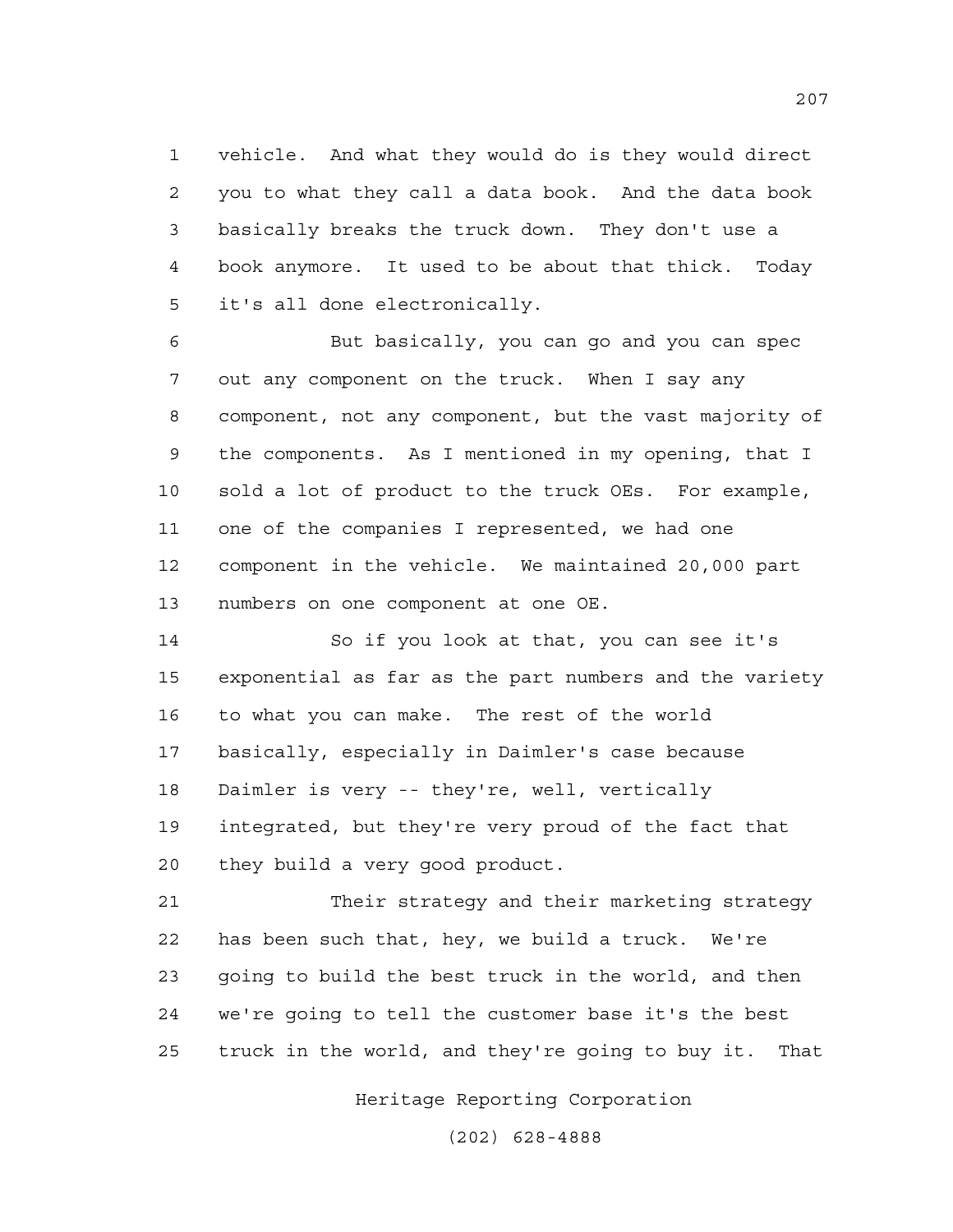vehicle. And what they would do is they would direct you to what they call a data book. And the data book basically breaks the truck down. They don't use a book anymore. It used to be about that thick. Today it's all done electronically.

But basically, you can go and you can spec out any component on the truck. When I say any component, not any component, but the vast majority of the components. As I mentioned in my opening, that I sold a lot of product to the truck OEs. For example, one of the companies I represented, we had one component in the vehicle. We maintained 20,000 part numbers on one component at one OE.

So if you look at that, you can see it's exponential as far as the part numbers and the variety to what you can make. The rest of the world basically, especially in Daimler's case because Daimler is very -- they're, well, vertically integrated, but they're very proud of the fact that they build a very good product.

Their strategy and their marketing strategy has been such that, hey, we build a truck. We're going to build the best truck in the world, and then we're going to tell the customer base it's the best truck in the world, and they're going to buy it. That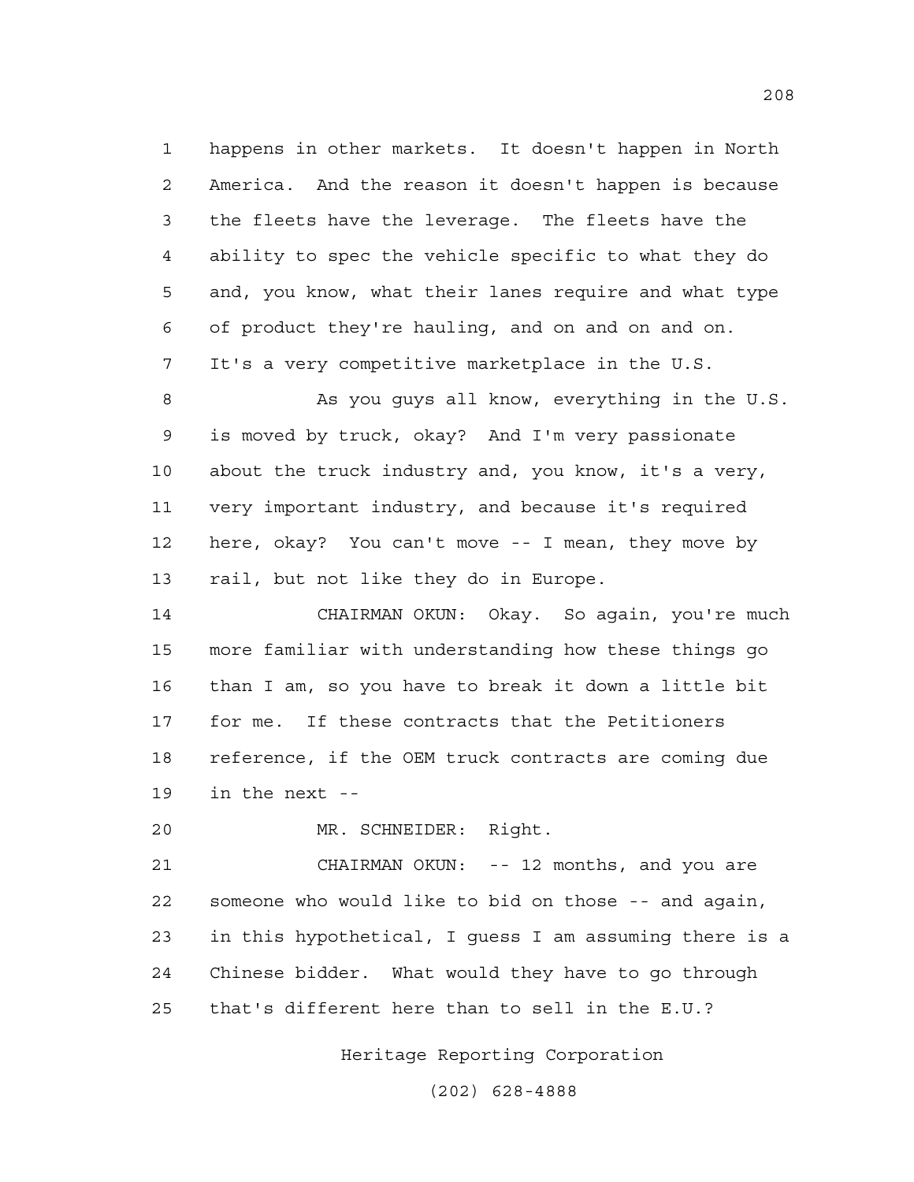happens in other markets. It doesn't happen in North America. And the reason it doesn't happen is because the fleets have the leverage. The fleets have the ability to spec the vehicle specific to what they do and, you know, what their lanes require and what type of product they're hauling, and on and on and on. It's a very competitive marketplace in the U.S.

As you guys all know, everything in the U.S. is moved by truck, okay? And I'm very passionate about the truck industry and, you know, it's a very, very important industry, and because it's required here, okay? You can't move -- I mean, they move by rail, but not like they do in Europe.

CHAIRMAN OKUN: Okay. So again, you're much more familiar with understanding how these things go than I am, so you have to break it down a little bit for me. If these contracts that the Petitioners reference, if the OEM truck contracts are coming due in the next --

MR. SCHNEIDER: Right.

CHAIRMAN OKUN: -- 12 months, and you are someone who would like to bid on those -- and again, in this hypothetical, I guess I am assuming there is a Chinese bidder. What would they have to go through that's different here than to sell in the E.U.?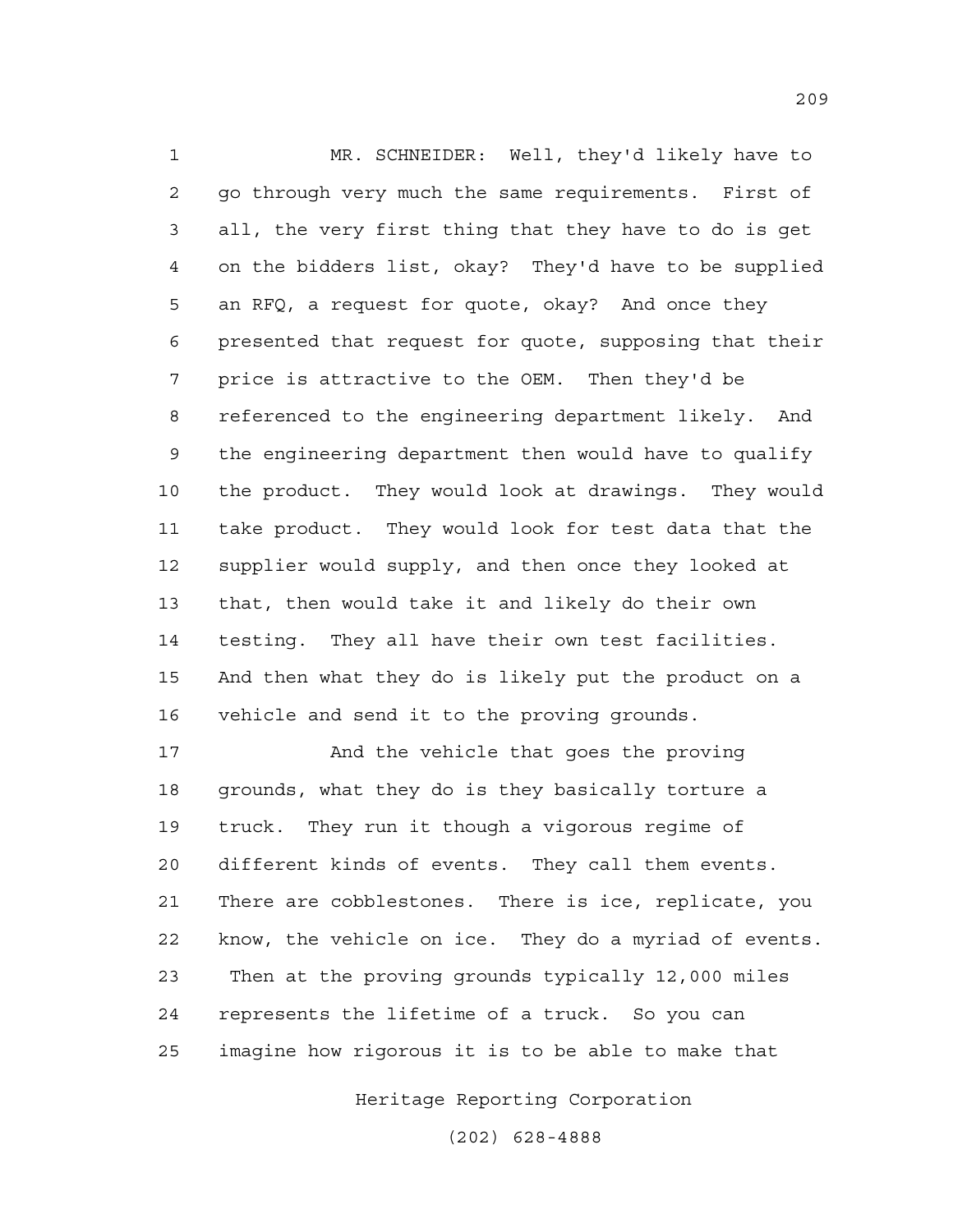MR. SCHNEIDER: Well, they'd likely have to go through very much the same requirements. First of all, the very first thing that they have to do is get on the bidders list, okay? They'd have to be supplied an RFQ, a request for quote, okay? And once they presented that request for quote, supposing that their price is attractive to the OEM. Then they'd be referenced to the engineering department likely. And the engineering department then would have to qualify the product. They would look at drawings. They would take product. They would look for test data that the supplier would supply, and then once they looked at that, then would take it and likely do their own testing. They all have their own test facilities. And then what they do is likely put the product on a vehicle and send it to the proving grounds.

And the vehicle that goes the proving grounds, what they do is they basically torture a truck. They run it though a vigorous regime of different kinds of events. They call them events. There are cobblestones. There is ice, replicate, you know, the vehicle on ice. They do a myriad of events. Then at the proving grounds typically 12,000 miles represents the lifetime of a truck. So you can imagine how rigorous it is to be able to make that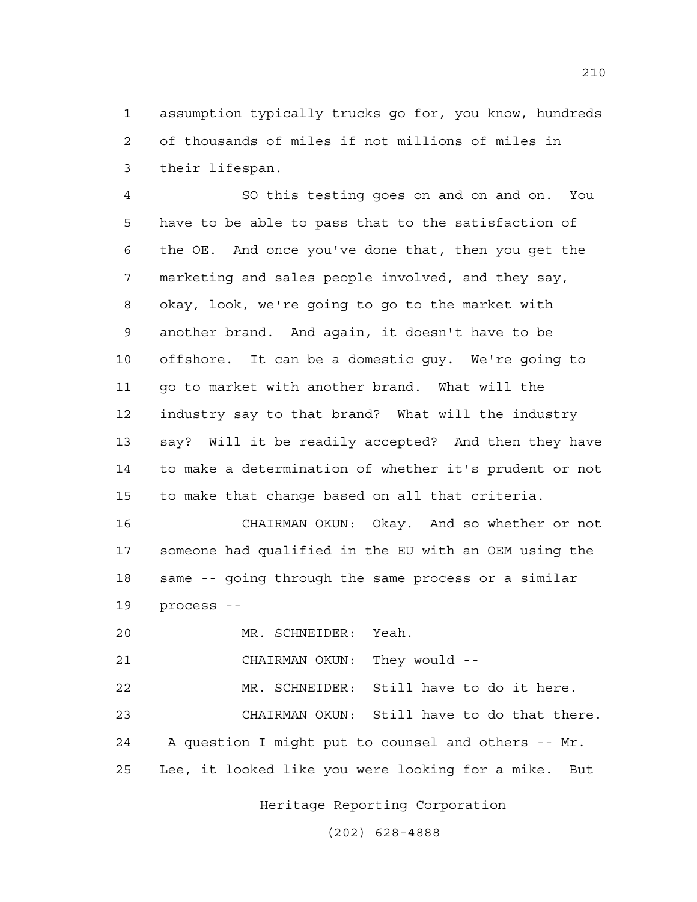assumption typically trucks go for, you know, hundreds of thousands of miles if not millions of miles in their lifespan.

SO this testing goes on and on and on. You have to be able to pass that to the satisfaction of the OE. And once you've done that, then you get the marketing and sales people involved, and they say, okay, look, we're going to go to the market with another brand. And again, it doesn't have to be offshore. It can be a domestic guy. We're going to go to market with another brand. What will the industry say to that brand? What will the industry say? Will it be readily accepted? And then they have to make a determination of whether it's prudent or not to make that change based on all that criteria.

CHAIRMAN OKUN: Okay. And so whether or not someone had qualified in the EU with an OEM using the same -- going through the same process or a similar process --

MR. SCHNEIDER: Yeah.

CHAIRMAN OKUN: They would --

MR. SCHNEIDER: Still have to do it here.

CHAIRMAN OKUN: Still have to do that there. A question I might put to counsel and others -- Mr. Lee, it looked like you were looking for a mike. But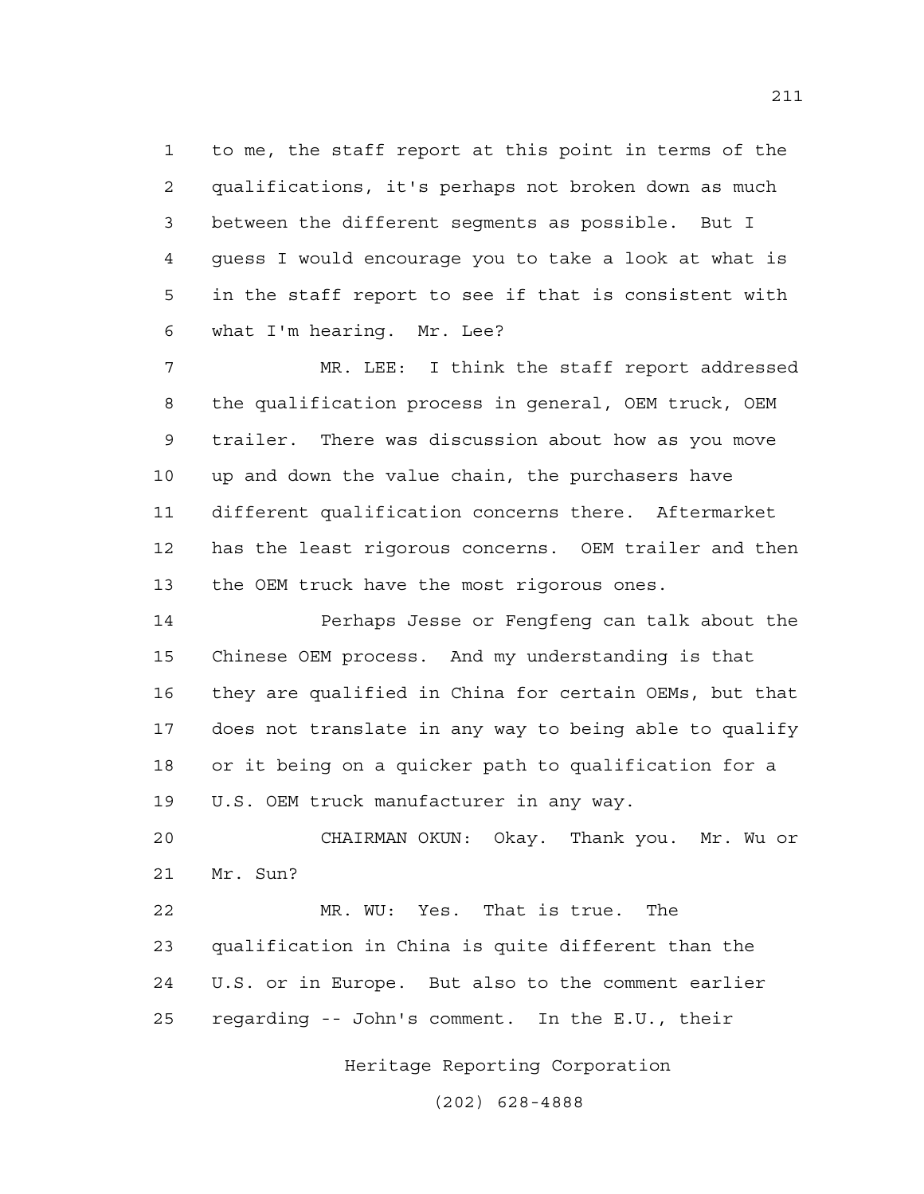to me, the staff report at this point in terms of the qualifications, it's perhaps not broken down as much between the different segments as possible. But I guess I would encourage you to take a look at what is in the staff report to see if that is consistent with what I'm hearing. Mr. Lee?

MR. LEE: I think the staff report addressed the qualification process in general, OEM truck, OEM trailer. There was discussion about how as you move up and down the value chain, the purchasers have different qualification concerns there. Aftermarket has the least rigorous concerns. OEM trailer and then the OEM truck have the most rigorous ones.

Perhaps Jesse or Fengfeng can talk about the Chinese OEM process. And my understanding is that they are qualified in China for certain OEMs, but that does not translate in any way to being able to qualify or it being on a quicker path to qualification for a U.S. OEM truck manufacturer in any way.

CHAIRMAN OKUN: Okay. Thank you. Mr. Wu or Mr. Sun?

MR. WU: Yes. That is true. The qualification in China is quite different than the U.S. or in Europe. But also to the comment earlier regarding -- John's comment. In the E.U., their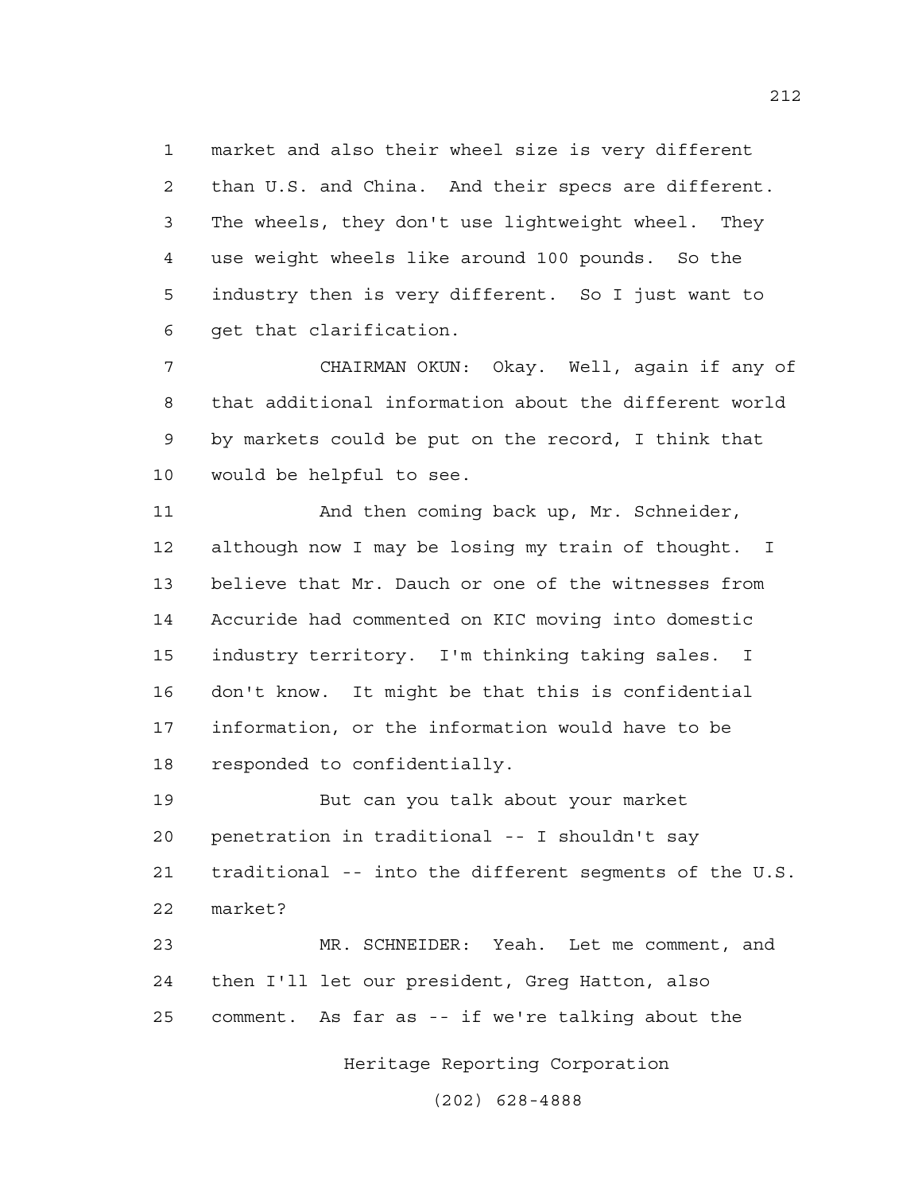market and also their wheel size is very different than U.S. and China. And their specs are different. The wheels, they don't use lightweight wheel. They use weight wheels like around 100 pounds. So the industry then is very different. So I just want to get that clarification.

CHAIRMAN OKUN: Okay. Well, again if any of that additional information about the different world by markets could be put on the record, I think that would be helpful to see.

And then coming back up, Mr. Schneider, although now I may be losing my train of thought. I believe that Mr. Dauch or one of the witnesses from Accuride had commented on KIC moving into domestic industry territory. I'm thinking taking sales. I don't know. It might be that this is confidential information, or the information would have to be responded to confidentially.

But can you talk about your market penetration in traditional -- I shouldn't say traditional -- into the different segments of the U.S. market?

MR. SCHNEIDER: Yeah. Let me comment, and then I'll let our president, Greg Hatton, also comment. As far as -- if we're talking about the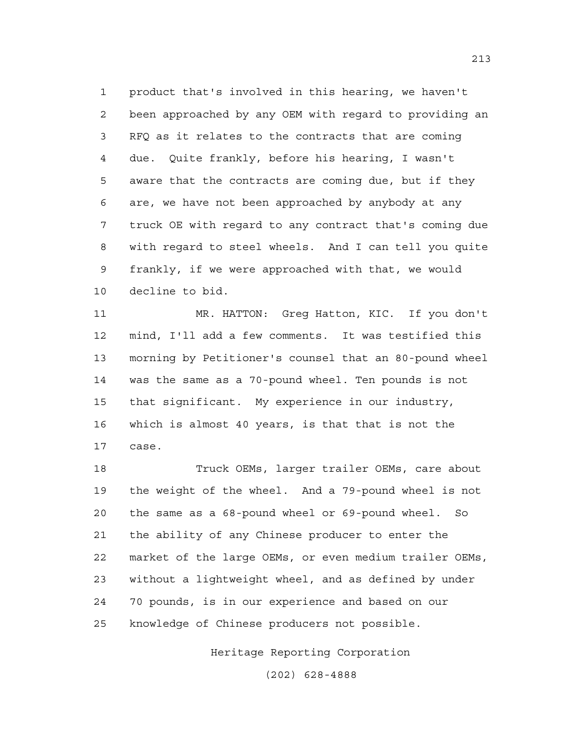product that's involved in this hearing, we haven't been approached by any OEM with regard to providing an RFQ as it relates to the contracts that are coming due. Quite frankly, before his hearing, I wasn't aware that the contracts are coming due, but if they are, we have not been approached by anybody at any truck OE with regard to any contract that's coming due with regard to steel wheels. And I can tell you quite frankly, if we were approached with that, we would decline to bid.

MR. HATTON: Greg Hatton, KIC. If you don't mind, I'll add a few comments. It was testified this morning by Petitioner's counsel that an 80-pound wheel was the same as a 70-pound wheel. Ten pounds is not that significant. My experience in our industry, which is almost 40 years, is that that is not the case.

Truck OEMs, larger trailer OEMs, care about the weight of the wheel. And a 79-pound wheel is not the same as a 68-pound wheel or 69-pound wheel. So the ability of any Chinese producer to enter the market of the large OEMs, or even medium trailer OEMs, without a lightweight wheel, and as defined by under 70 pounds, is in our experience and based on our knowledge of Chinese producers not possible.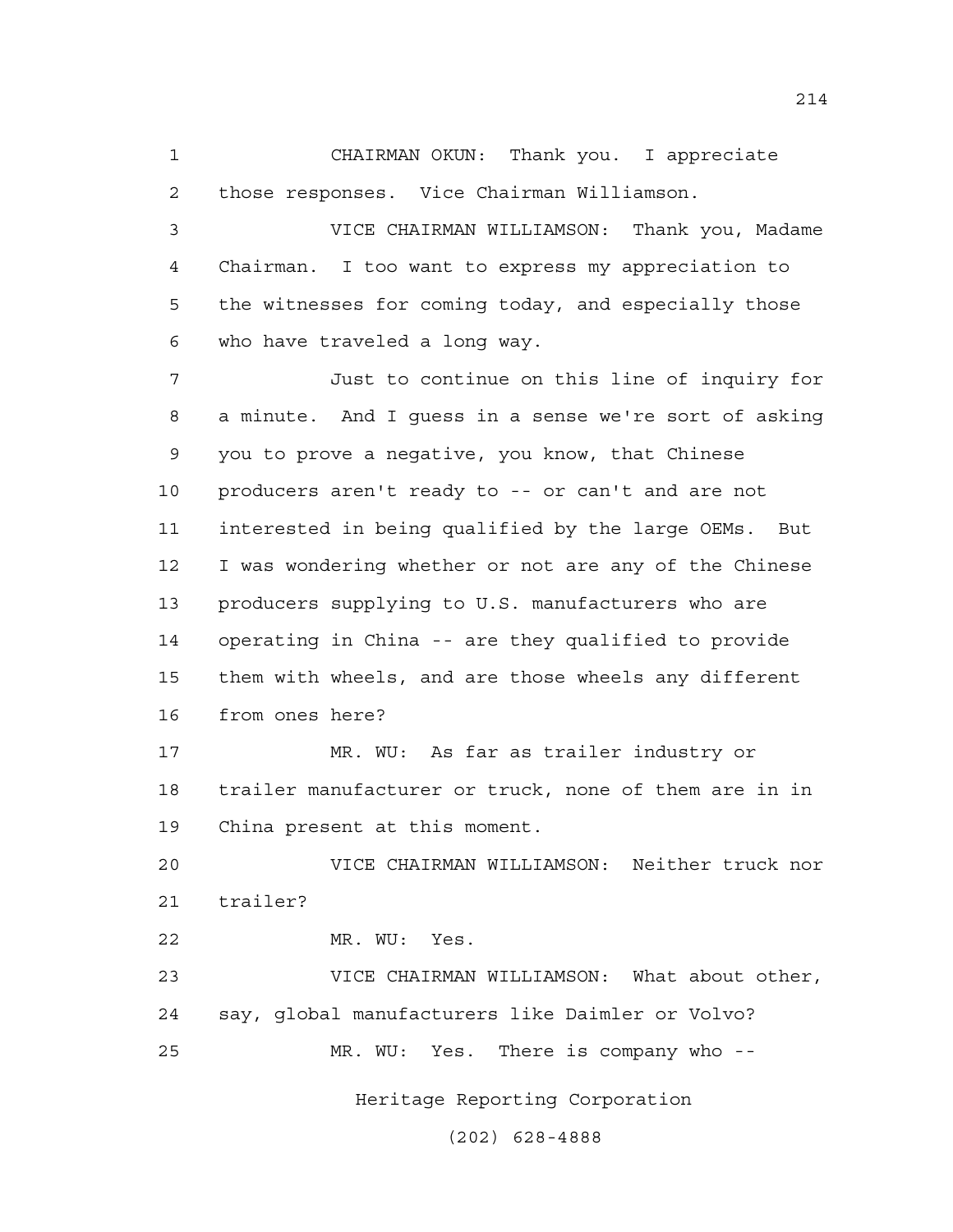CHAIRMAN OKUN: Thank you. I appreciate those responses. Vice Chairman Williamson.

VICE CHAIRMAN WILLIAMSON: Thank you, Madame Chairman. I too want to express my appreciation to the witnesses for coming today, and especially those who have traveled a long way.

Just to continue on this line of inquiry for a minute. And I guess in a sense we're sort of asking you to prove a negative, you know, that Chinese producers aren't ready to -- or can't and are not interested in being qualified by the large OEMs. But I was wondering whether or not are any of the Chinese producers supplying to U.S. manufacturers who are operating in China -- are they qualified to provide them with wheels, and are those wheels any different from ones here?

MR. WU: As far as trailer industry or trailer manufacturer or truck, none of them are in in China present at this moment.

VICE CHAIRMAN WILLIAMSON: Neither truck nor trailer?

MR. WU: Yes.

VICE CHAIRMAN WILLIAMSON: What about other, say, global manufacturers like Daimler or Volvo?

MR. WU: Yes. There is company who --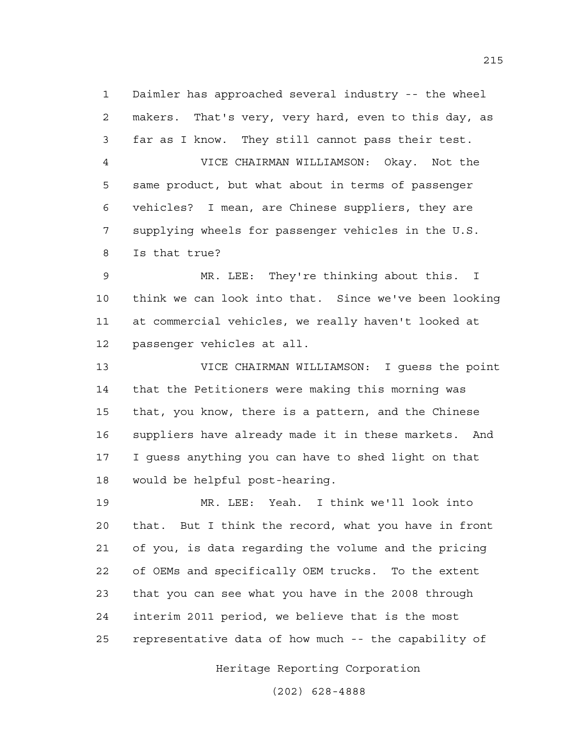Daimler has approached several industry -- the wheel makers. That's very, very hard, even to this day, as far as I know. They still cannot pass their test.

VICE CHAIRMAN WILLIAMSON: Okay. Not the same product, but what about in terms of passenger vehicles? I mean, are Chinese suppliers, they are supplying wheels for passenger vehicles in the U.S. Is that true?

MR. LEE: They're thinking about this. I think we can look into that. Since we've been looking at commercial vehicles, we really haven't looked at passenger vehicles at all.

VICE CHAIRMAN WILLIAMSON: I guess the point that the Petitioners were making this morning was that, you know, there is a pattern, and the Chinese suppliers have already made it in these markets. And I guess anything you can have to shed light on that would be helpful post-hearing.

MR. LEE: Yeah. I think we'll look into that. But I think the record, what you have in front of you, is data regarding the volume and the pricing of OEMs and specifically OEM trucks. To the extent that you can see what you have in the 2008 through interim 2011 period, we believe that is the most representative data of how much -- the capability of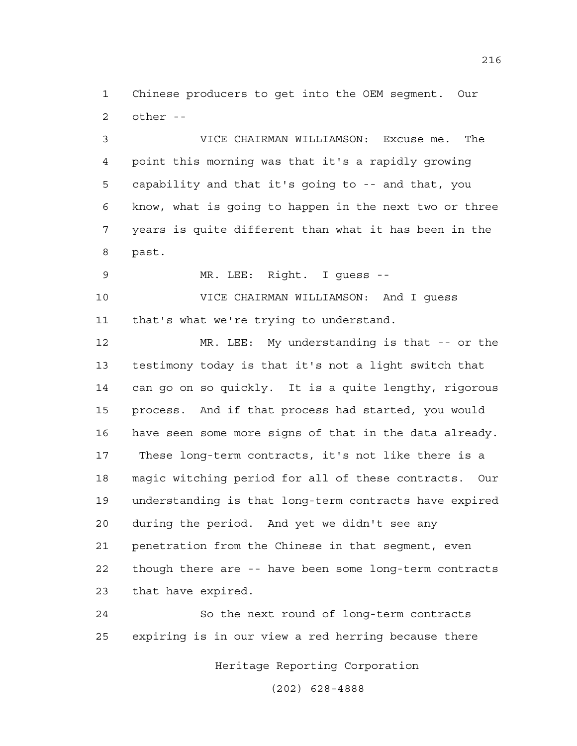Chinese producers to get into the OEM segment. Our other --

VICE CHAIRMAN WILLIAMSON: Excuse me. The point this morning was that it's a rapidly growing capability and that it's going to -- and that, you know, what is going to happen in the next two or three years is quite different than what it has been in the past.

MR. LEE: Right. I guess --

VICE CHAIRMAN WILLIAMSON: And I guess that's what we're trying to understand.

MR. LEE: My understanding is that -- or the testimony today is that it's not a light switch that can go on so quickly. It is a quite lengthy, rigorous process. And if that process had started, you would have seen some more signs of that in the data already. These long-term contracts, it's not like there is a magic witching period for all of these contracts. Our understanding is that long-term contracts have expired during the period. And yet we didn't see any penetration from the Chinese in that segment, even though there are -- have been some long-term contracts that have expired.

So the next round of long-term contracts expiring is in our view a red herring because there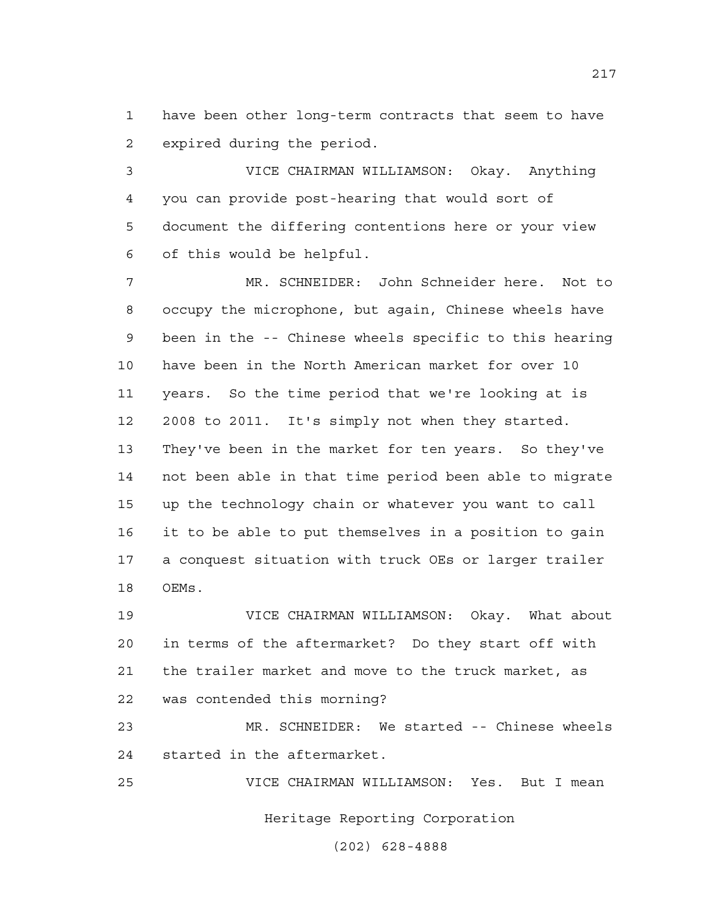have been other long-term contracts that seem to have expired during the period.

VICE CHAIRMAN WILLIAMSON: Okay. Anything you can provide post-hearing that would sort of document the differing contentions here or your view of this would be helpful.

MR. SCHNEIDER: John Schneider here. Not to occupy the microphone, but again, Chinese wheels have been in the -- Chinese wheels specific to this hearing have been in the North American market for over 10 years. So the time period that we're looking at is 2008 to 2011. It's simply not when they started. They've been in the market for ten years. So they've not been able in that time period been able to migrate up the technology chain or whatever you want to call it to be able to put themselves in a position to gain a conquest situation with truck OEs or larger trailer OEMs.

VICE CHAIRMAN WILLIAMSON: Okay. What about in terms of the aftermarket? Do they start off with the trailer market and move to the truck market, as was contended this morning?

MR. SCHNEIDER: We started -- Chinese wheels started in the aftermarket.

VICE CHAIRMAN WILLIAMSON: Yes. But I mean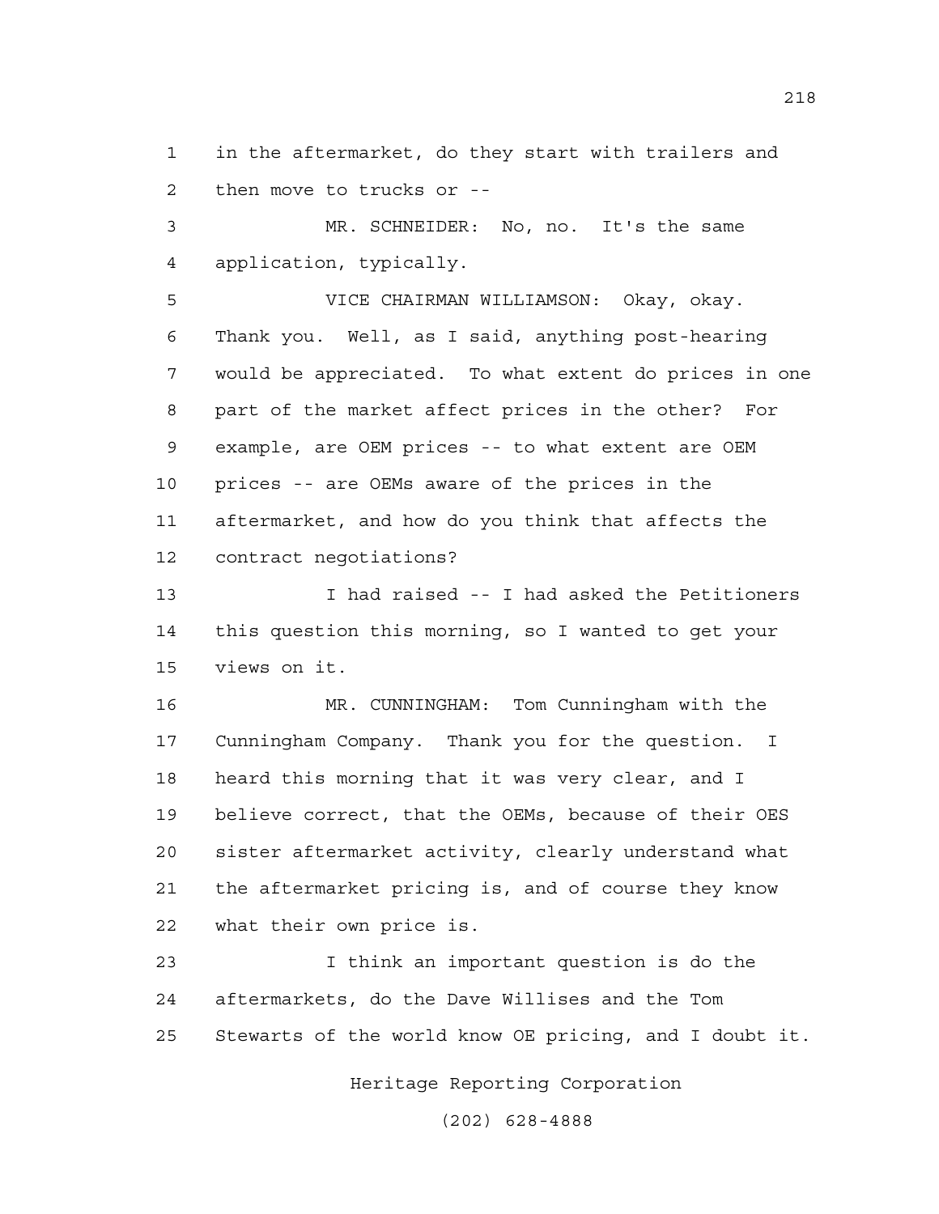in the aftermarket, do they start with trailers and then move to trucks or --

MR. SCHNEIDER: No, no. It's the same application, typically.

VICE CHAIRMAN WILLIAMSON: Okay, okay. Thank you. Well, as I said, anything post-hearing would be appreciated. To what extent do prices in one part of the market affect prices in the other? For example, are OEM prices -- to what extent are OEM prices -- are OEMs aware of the prices in the aftermarket, and how do you think that affects the contract negotiations?

I had raised -- I had asked the Petitioners this question this morning, so I wanted to get your views on it.

MR. CUNNINGHAM: Tom Cunningham with the Cunningham Company. Thank you for the question. I heard this morning that it was very clear, and I believe correct, that the OEMs, because of their OES sister aftermarket activity, clearly understand what the aftermarket pricing is, and of course they know what their own price is.

I think an important question is do the aftermarkets, do the Dave Willises and the Tom Stewarts of the world know OE pricing, and I doubt it.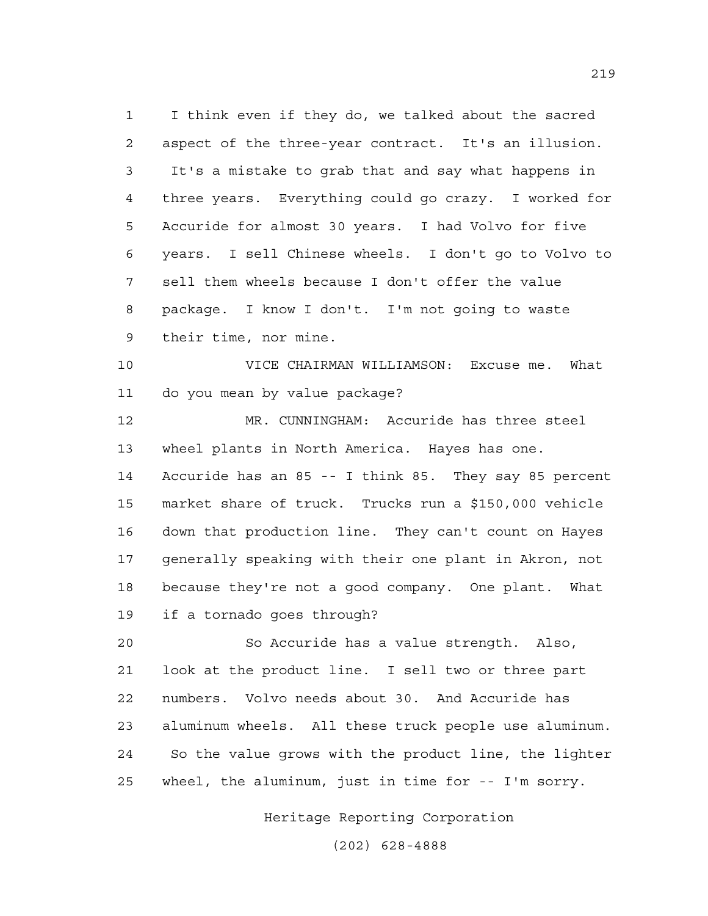I think even if they do, we talked about the sacred aspect of the three-year contract. It's an illusion. It's a mistake to grab that and say what happens in three years. Everything could go crazy. I worked for Accuride for almost 30 years. I had Volvo for five years. I sell Chinese wheels. I don't go to Volvo to sell them wheels because I don't offer the value package. I know I don't. I'm not going to waste their time, nor mine.

VICE CHAIRMAN WILLIAMSON: Excuse me. What do you mean by value package?

MR. CUNNINGHAM: Accuride has three steel wheel plants in North America. Hayes has one. Accuride has an 85 -- I think 85. They say 85 percent market share of truck. Trucks run a $150,000 vehicle down that production line. They can't count on Hayes generally speaking with their one plant in Akron, not because they're not a good company. One plant. What if a tornado goes through?

So Accuride has a value strength. Also, look at the product line. I sell two or three part numbers. Volvo needs about 30. And Accuride has aluminum wheels. All these truck people use aluminum. So the value grows with the product line, the lighter wheel, the aluminum, just in time for -- I'm sorry.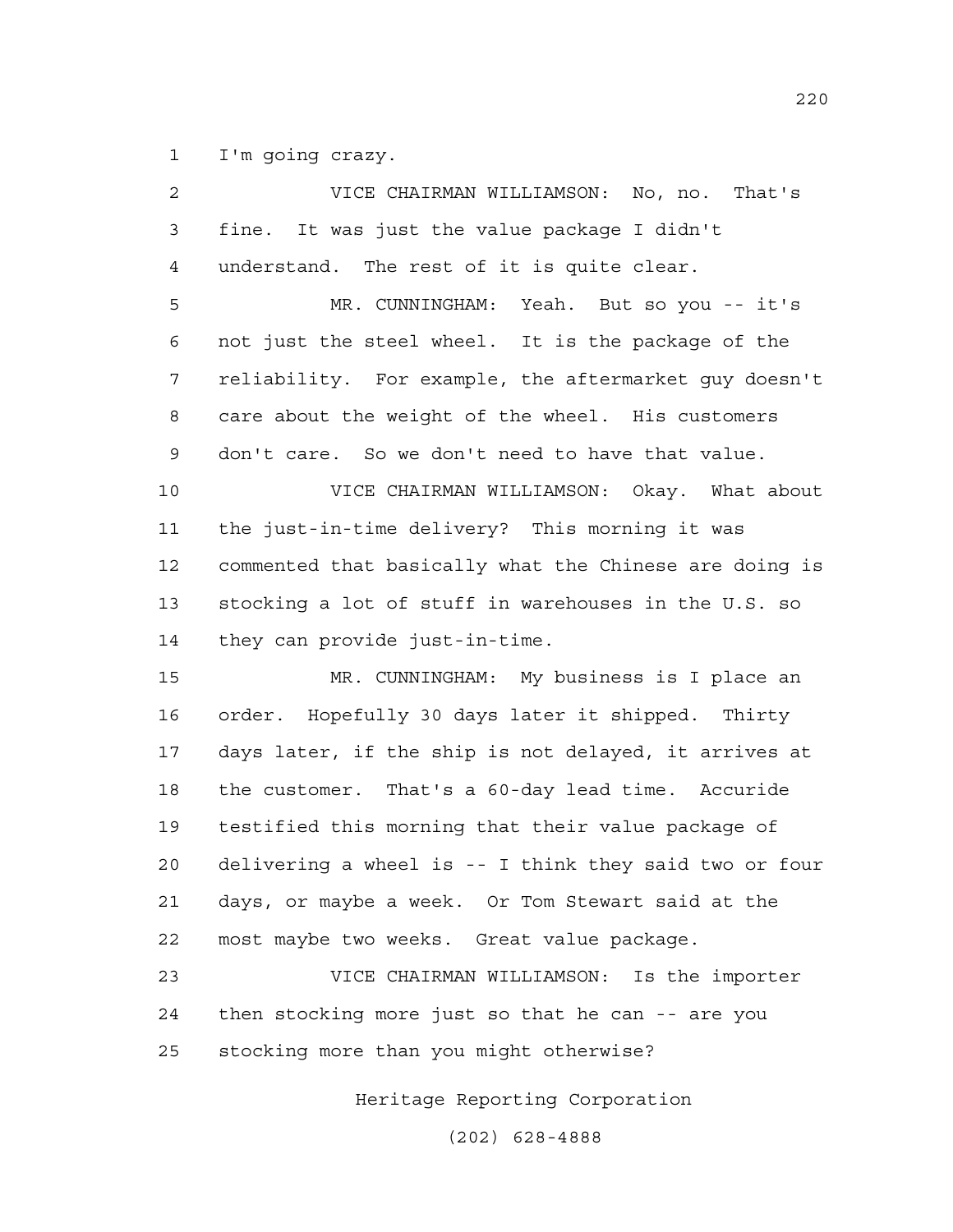I'm going crazy.

VICE CHAIRMAN WILLIAMSON: No, no. That's fine. It was just the value package I didn't understand. The rest of it is quite clear.

MR. CUNNINGHAM: Yeah. But so you -- it's not just the steel wheel. It is the package of the reliability. For example, the aftermarket guy doesn't care about the weight of the wheel. His customers don't care. So we don't need to have that value.

VICE CHAIRMAN WILLIAMSON: Okay. What about the just-in-time delivery? This morning it was commented that basically what the Chinese are doing is stocking a lot of stuff in warehouses in the U.S. so they can provide just-in-time.

MR. CUNNINGHAM: My business is I place an order. Hopefully 30 days later it shipped. Thirty days later, if the ship is not delayed, it arrives at the customer. That's a 60-day lead time. Accuride testified this morning that their value package of delivering a wheel is -- I think they said two or four days, or maybe a week. Or Tom Stewart said at the most maybe two weeks. Great value package.

VICE CHAIRMAN WILLIAMSON: Is the importer then stocking more just so that he can -- are you stocking more than you might otherwise?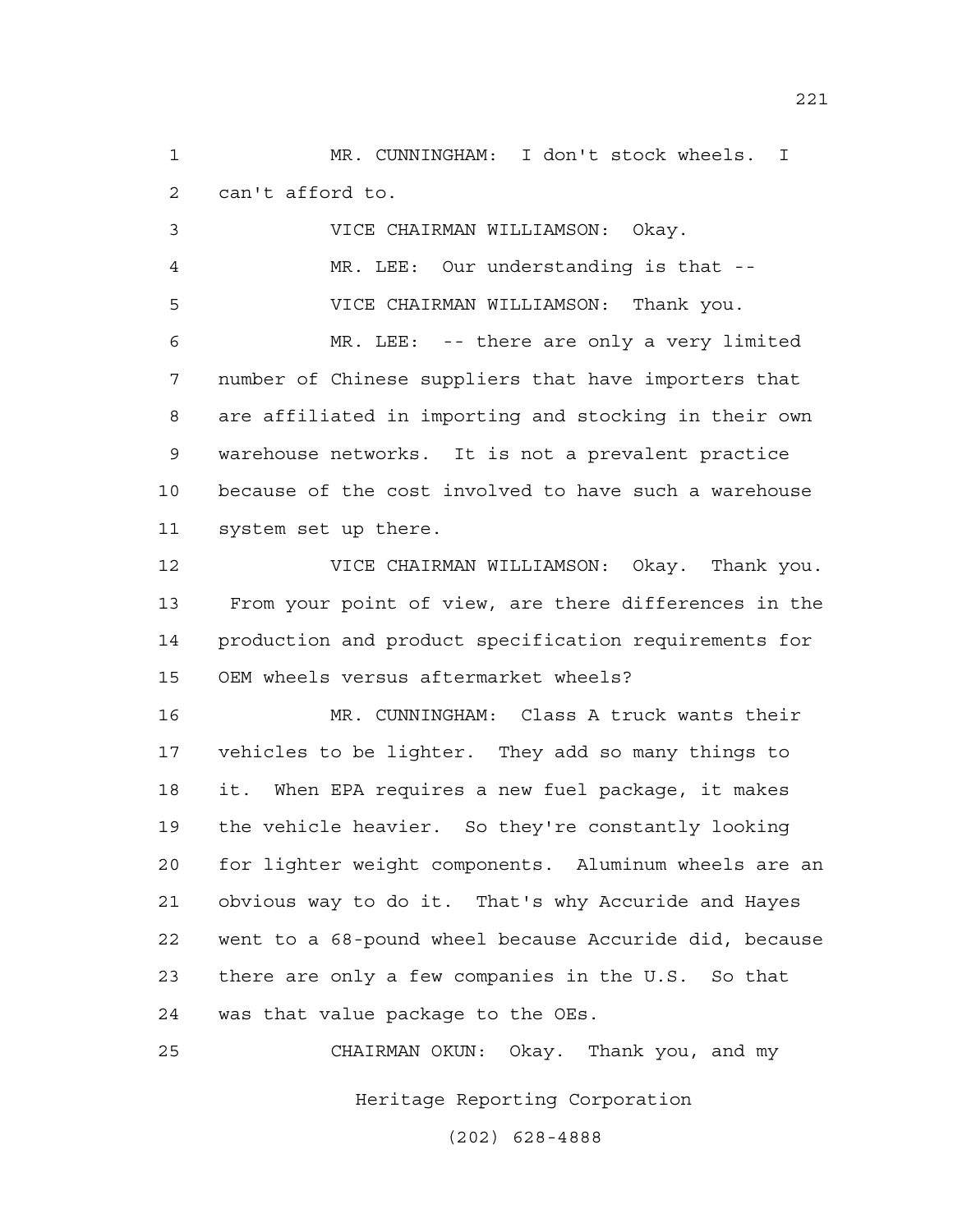MR. CUNNINGHAM: I don't stock wheels. I can't afford to.

VICE CHAIRMAN WILLIAMSON: Okay.

MR. LEE: Our understanding is that --

VICE CHAIRMAN WILLIAMSON: Thank you.

MR. LEE: -- there are only a very limited number of Chinese suppliers that have importers that are affiliated in importing and stocking in their own warehouse networks. It is not a prevalent practice because of the cost involved to have such a warehouse system set up there.

VICE CHAIRMAN WILLIAMSON: Okay. Thank you. From your point of view, are there differences in the production and product specification requirements for OEM wheels versus aftermarket wheels?

MR. CUNNINGHAM: Class A truck wants their vehicles to be lighter. They add so many things to it. When EPA requires a new fuel package, it makes the vehicle heavier. So they're constantly looking for lighter weight components. Aluminum wheels are an obvious way to do it. That's why Accuride and Hayes went to a 68-pound wheel because Accuride did, because there are only a few companies in the U.S. So that was that value package to the OEs.

CHAIRMAN OKUN: Okay. Thank you, and my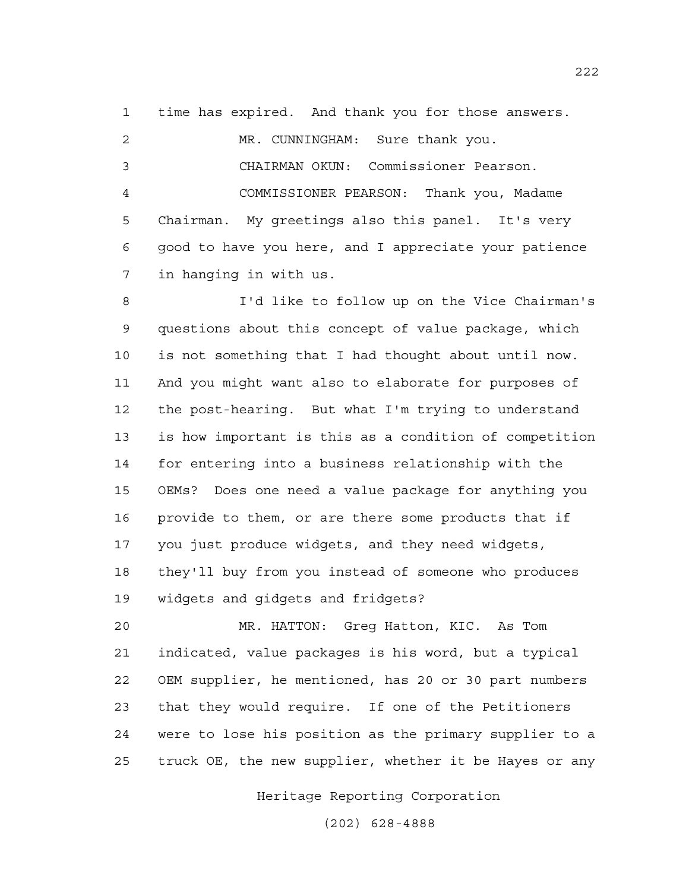time has expired. And thank you for those answers.

MR. CUNNINGHAM: Sure thank you.

CHAIRMAN OKUN: Commissioner Pearson.

COMMISSIONER PEARSON: Thank you, Madame Chairman. My greetings also this panel. It's very good to have you here, and I appreciate your patience in hanging in with us.

I'd like to follow up on the Vice Chairman's questions about this concept of value package, which is not something that I had thought about until now. And you might want also to elaborate for purposes of the post-hearing. But what I'm trying to understand is how important is this as a condition of competition for entering into a business relationship with the OEMs? Does one need a value package for anything you provide to them, or are there some products that if you just produce widgets, and they need widgets, they'll buy from you instead of someone who produces widgets and gidgets and fridgets?

MR. HATTON: Greg Hatton, KIC. As Tom indicated, value packages is his word, but a typical OEM supplier, he mentioned, has 20 or 30 part numbers that they would require. If one of the Petitioners were to lose his position as the primary supplier to a truck OE, the new supplier, whether it be Hayes or any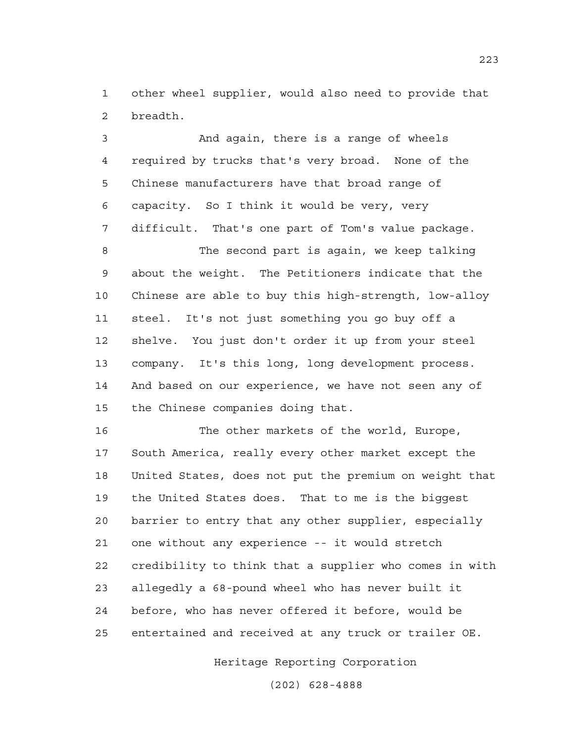other wheel supplier, would also need to provide that breadth.

And again, there is a range of wheels required by trucks that's very broad. None of the Chinese manufacturers have that broad range of capacity. So I think it would be very, very difficult. That's one part of Tom's value package.

The second part is again, we keep talking about the weight. The Petitioners indicate that the Chinese are able to buy this high-strength, low-alloy steel. It's not just something you go buy off a shelve. You just don't order it up from your steel company. It's this long, long development process. And based on our experience, we have not seen any of the Chinese companies doing that.

The other markets of the world, Europe, South America, really every other market except the United States, does not put the premium on weight that the United States does. That to me is the biggest barrier to entry that any other supplier, especially one without any experience -- it would stretch credibility to think that a supplier who comes in with allegedly a 68-pound wheel who has never built it before, who has never offered it before, would be entertained and received at any truck or trailer OE.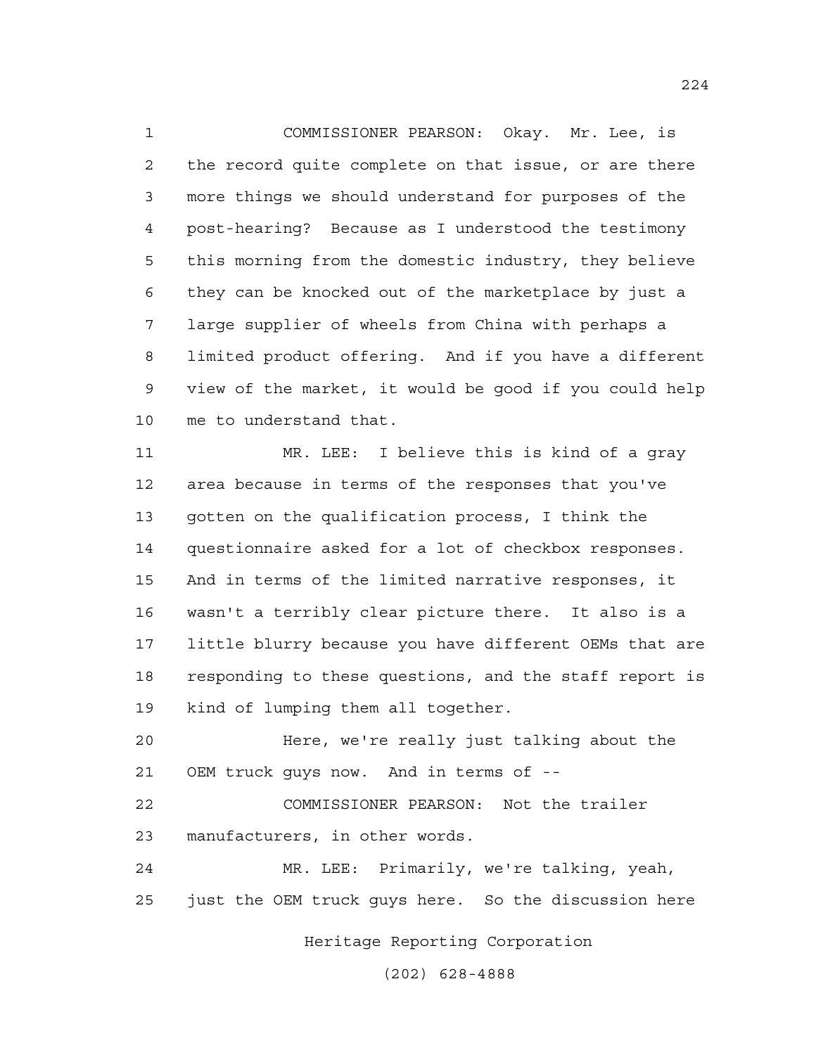COMMISSIONER PEARSON: Okay. Mr. Lee, is the record quite complete on that issue, or are there more things we should understand for purposes of the post-hearing? Because as I understood the testimony this morning from the domestic industry, they believe they can be knocked out of the marketplace by just a large supplier of wheels from China with perhaps a limited product offering. And if you have a different view of the market, it would be good if you could help me to understand that.

MR. LEE: I believe this is kind of a gray area because in terms of the responses that you've gotten on the qualification process, I think the questionnaire asked for a lot of checkbox responses. And in terms of the limited narrative responses, it wasn't a terribly clear picture there. It also is a little blurry because you have different OEMs that are responding to these questions, and the staff report is kind of lumping them all together.

Here, we're really just talking about the OEM truck guys now. And in terms of --

COMMISSIONER PEARSON: Not the trailer manufacturers, in other words.

MR. LEE: Primarily, we're talking, yeah, just the OEM truck guys here. So the discussion here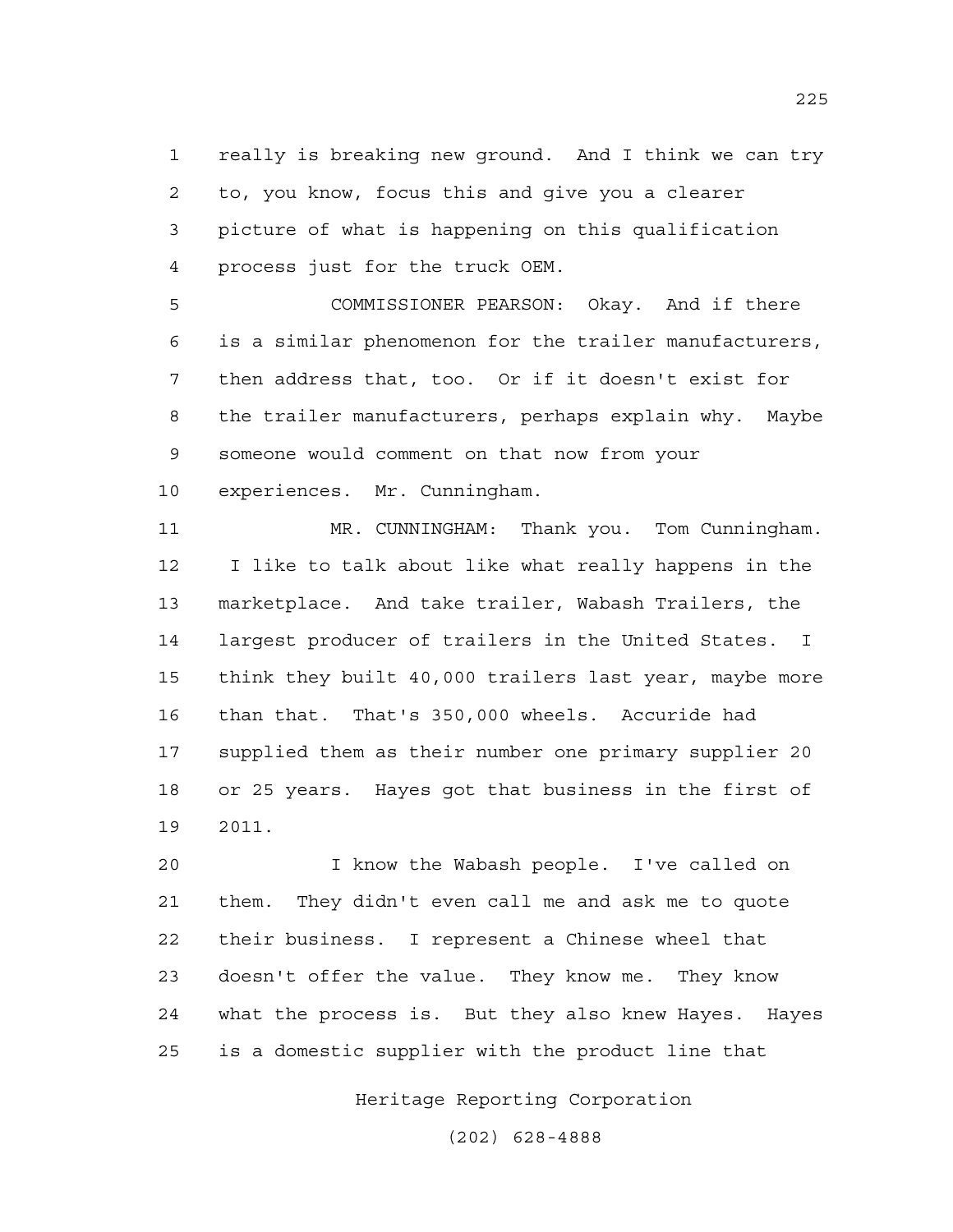really is breaking new ground. And I think we can try to, you know, focus this and give you a clearer picture of what is happening on this qualification process just for the truck OEM.

COMMISSIONER PEARSON: Okay. And if there is a similar phenomenon for the trailer manufacturers, then address that, too. Or if it doesn't exist for the trailer manufacturers, perhaps explain why. Maybe someone would comment on that now from your experiences. Mr. Cunningham.

MR. CUNNINGHAM: Thank you. Tom Cunningham. I like to talk about like what really happens in the marketplace. And take trailer, Wabash Trailers, the largest producer of trailers in the United States. I think they built 40,000 trailers last year, maybe more than that. That's 350,000 wheels. Accuride had supplied them as their number one primary supplier 20 or 25 years. Hayes got that business in the first of 2011.

I know the Wabash people. I've called on them. They didn't even call me and ask me to quote their business. I represent a Chinese wheel that doesn't offer the value. They know me. They know what the process is. But they also knew Hayes. Hayes is a domestic supplier with the product line that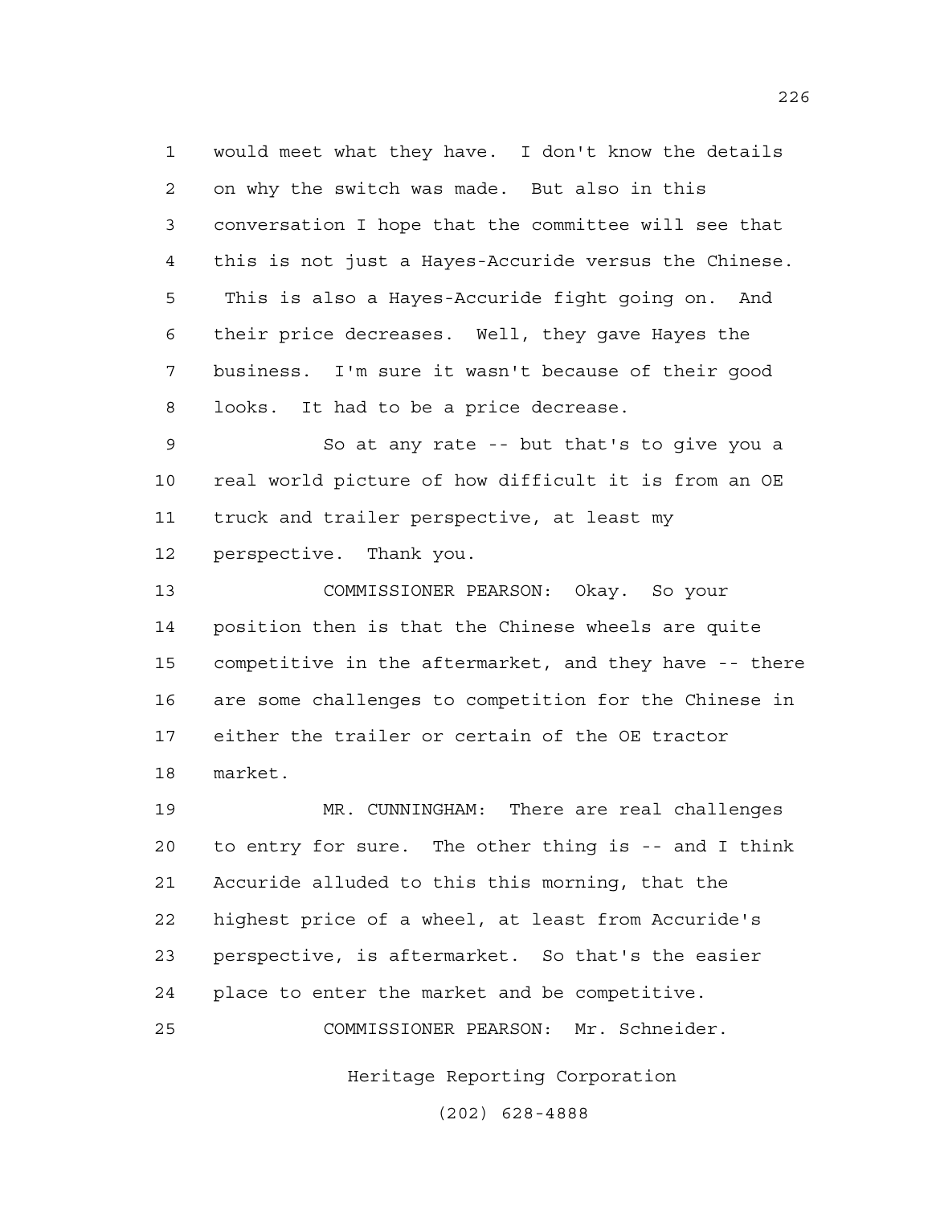would meet what they have. I don't know the details on why the switch was made. But also in this conversation I hope that the committee will see that this is not just a Hayes-Accuride versus the Chinese. This is also a Hayes-Accuride fight going on. And their price decreases. Well, they gave Hayes the business. I'm sure it wasn't because of their good looks. It had to be a price decrease.

So at any rate -- but that's to give you a real world picture of how difficult it is from an OE truck and trailer perspective, at least my perspective. Thank you.

COMMISSIONER PEARSON: Okay. So your position then is that the Chinese wheels are quite competitive in the aftermarket, and they have -- there are some challenges to competition for the Chinese in either the trailer or certain of the OE tractor market.

MR. CUNNINGHAM: There are real challenges to entry for sure. The other thing is -- and I think Accuride alluded to this this morning, that the highest price of a wheel, at least from Accuride's perspective, is aftermarket. So that's the easier place to enter the market and be competitive.

COMMISSIONER PEARSON: Mr. Schneider.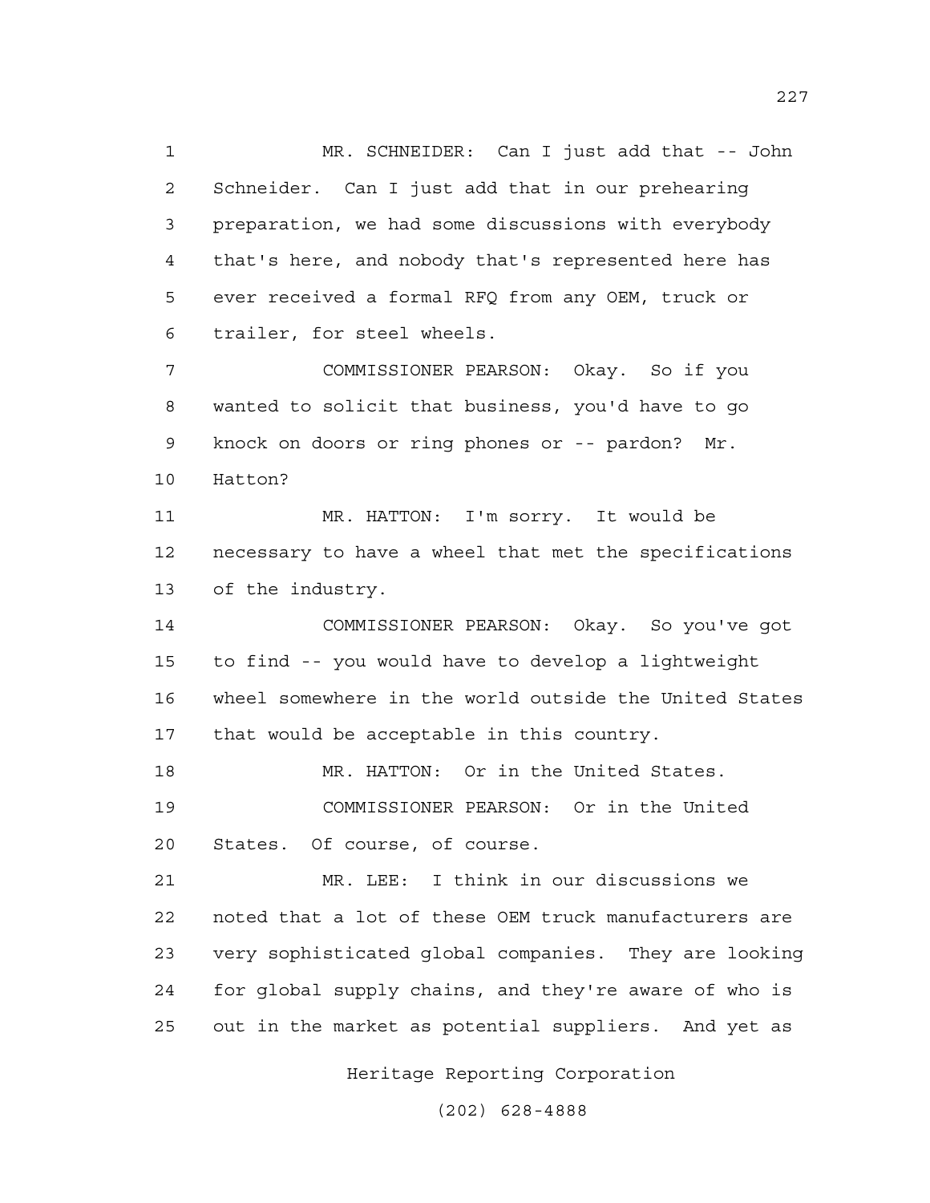MR. SCHNEIDER: Can I just add that -- John Schneider. Can I just add that in our prehearing preparation, we had some discussions with everybody that's here, and nobody that's represented here has ever received a formal RFQ from any OEM, truck or trailer, for steel wheels.

COMMISSIONER PEARSON: Okay. So if you wanted to solicit that business, you'd have to go knock on doors or ring phones or -- pardon? Mr. Hatton?

MR. HATTON: I'm sorry. It would be necessary to have a wheel that met the specifications of the industry.

COMMISSIONER PEARSON: Okay. So you've got to find -- you would have to develop a lightweight wheel somewhere in the world outside the United States that would be acceptable in this country.

MR. HATTON: Or in the United States.

COMMISSIONER PEARSON: Or in the United States. Of course, of course.

MR. LEE: I think in our discussions we noted that a lot of these OEM truck manufacturers are very sophisticated global companies. They are looking for global supply chains, and they're aware of who is out in the market as potential suppliers. And yet as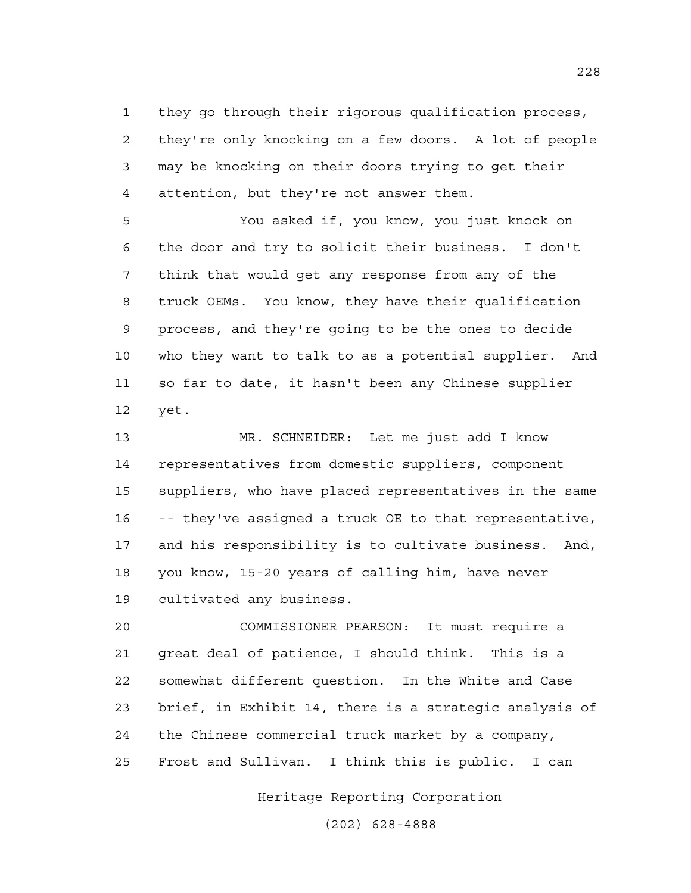they go through their rigorous qualification process, they're only knocking on a few doors. A lot of people may be knocking on their doors trying to get their attention, but they're not answer them.

You asked if, you know, you just knock on the door and try to solicit their business. I don't think that would get any response from any of the truck OEMs. You know, they have their qualification process, and they're going to be the ones to decide who they want to talk to as a potential supplier. And so far to date, it hasn't been any Chinese supplier yet.

MR. SCHNEIDER: Let me just add I know representatives from domestic suppliers, component suppliers, who have placed representatives in the same -- they've assigned a truck OE to that representative, and his responsibility is to cultivate business. And, you know, 15-20 years of calling him, have never cultivated any business.

COMMISSIONER PEARSON: It must require a great deal of patience, I should think. This is a somewhat different question. In the White and Case brief, in Exhibit 14, there is a strategic analysis of the Chinese commercial truck market by a company, Frost and Sullivan. I think this is public. I can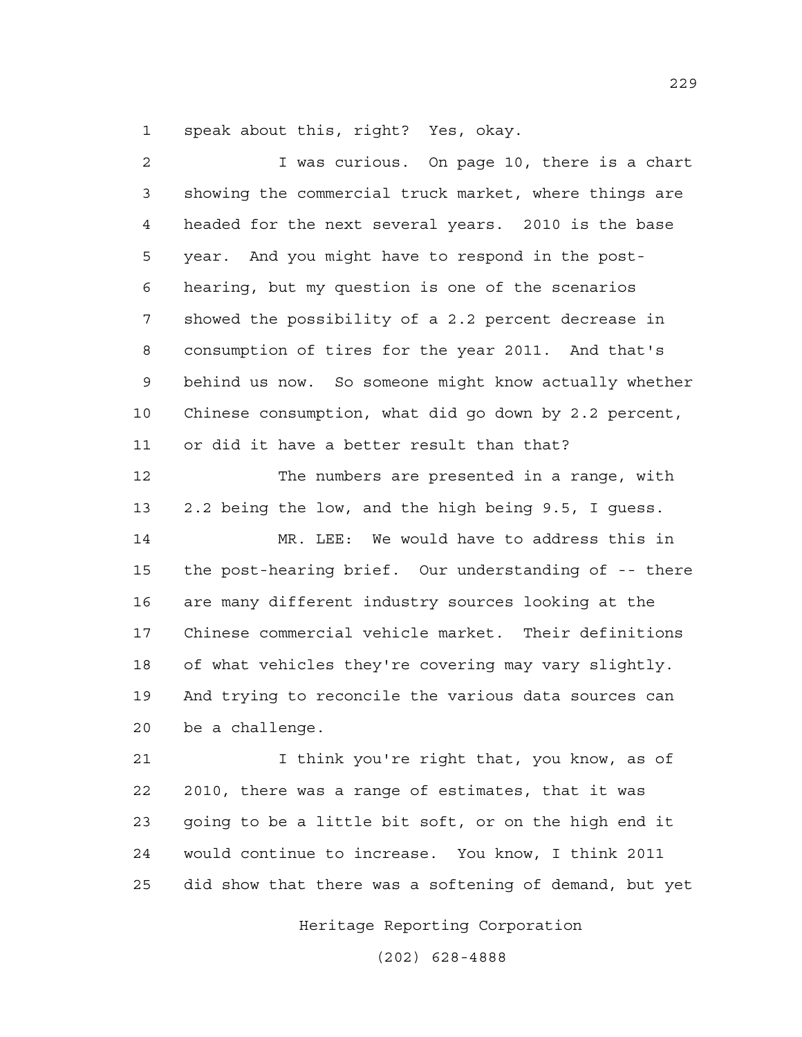speak about this, right? Yes, okay.

I was curious. On page 10, there is a chart showing the commercial truck market, where things are headed for the next several years. 2010 is the base year. And you might have to respond in the post-hearing, but my question is one of the scenarios showed the possibility of a 2.2 percent decrease in consumption of tires for the year 2011. And that's behind us now. So someone might know actually whether Chinese consumption, what did go down by 2.2 percent, or did it have a better result than that?

The numbers are presented in a range, with 2.2 being the low, and the high being 9.5, I guess.

MR. LEE: We would have to address this in the post-hearing brief. Our understanding of -- there are many different industry sources looking at the Chinese commercial vehicle market. Their definitions of what vehicles they're covering may vary slightly. And trying to reconcile the various data sources can be a challenge.

I think you're right that, you know, as of 2010, there was a range of estimates, that it was going to be a little bit soft, or on the high end it would continue to increase. You know, I think 2011 did show that there was a softening of demand, but yet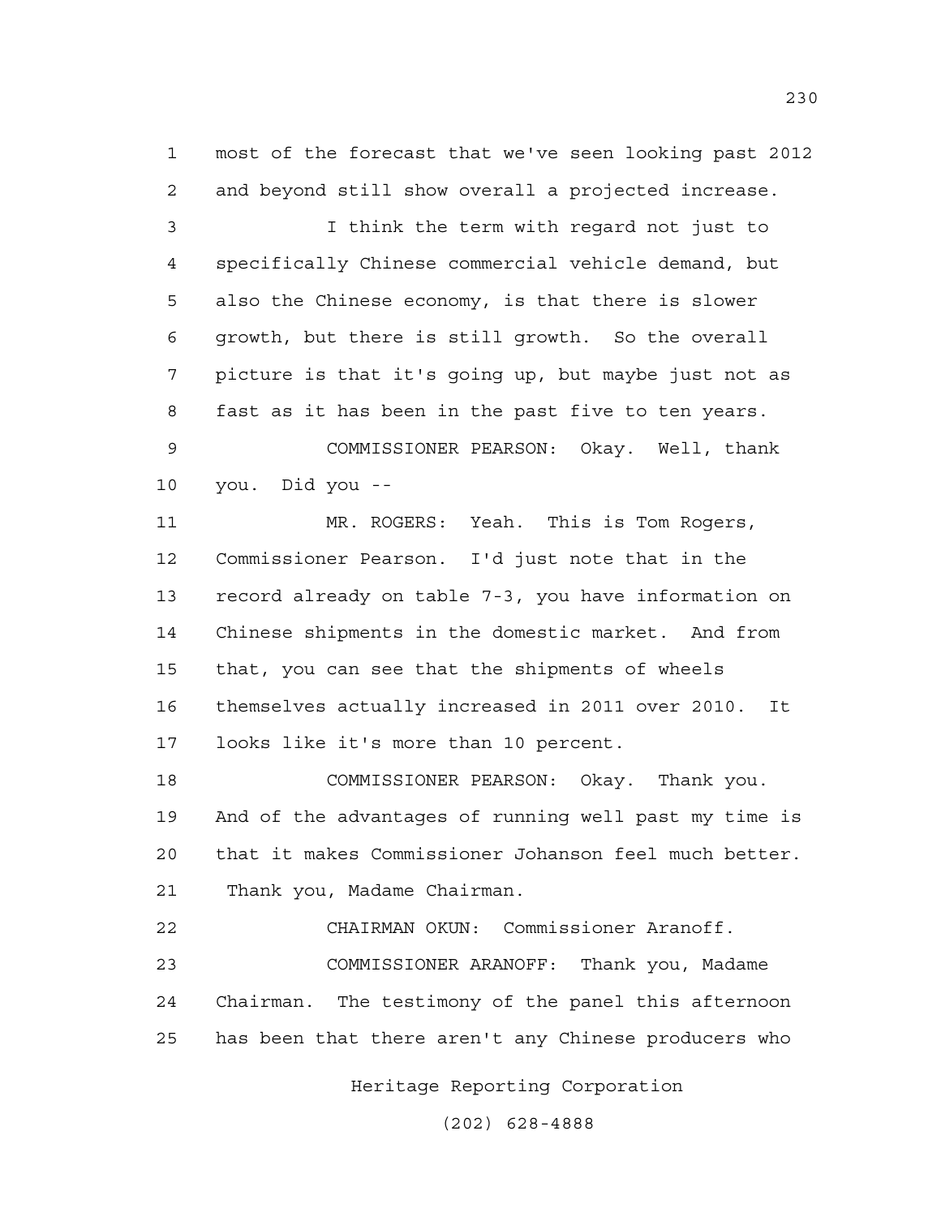1 most of the forecast that we've seen looking past 2012
2 and beyond still show overall a projected increase.
3 I think the term with regard not just to
4 specifically Chinese commercial vehicle demand, but
5 also the Chinese economy, is that there is slower
6 growth, but there is still growth. So the overall
7 picture is that it's going up, but maybe just not as
8 fast as it has been in the past five to ten years.
9 COMMISSIONER PEARSON: Okay. Well, thank
10 you. Did you --
11 MR. ROGERS: Yeah. This is Tom Rogers,
12 Commissioner Pearson. I'd just note that in the
13 record already on table 7-3, you have information on
14 Chinese shipments in the domestic market. And from
15 that, you can see that the shipments of wheels
16 themselves actually increased in 2011 over 2010. It
17 looks like it's more than 10 percent.
18 COMMISSIONER PEARSON: Okay. Thank you.
19 And of the advantages of running well past my time is
20 that it makes Commissioner Johanson feel much better.
21 Thank you, Madame Chairman.
22 CHAIRMAN OKUN: Commissioner Aranoff.
23 COMMISSIONER ARANOFF: Thank you, Madame
24 Chairman. The testimony of the panel this afternoon
25 has been that there aren't any Chinese producers who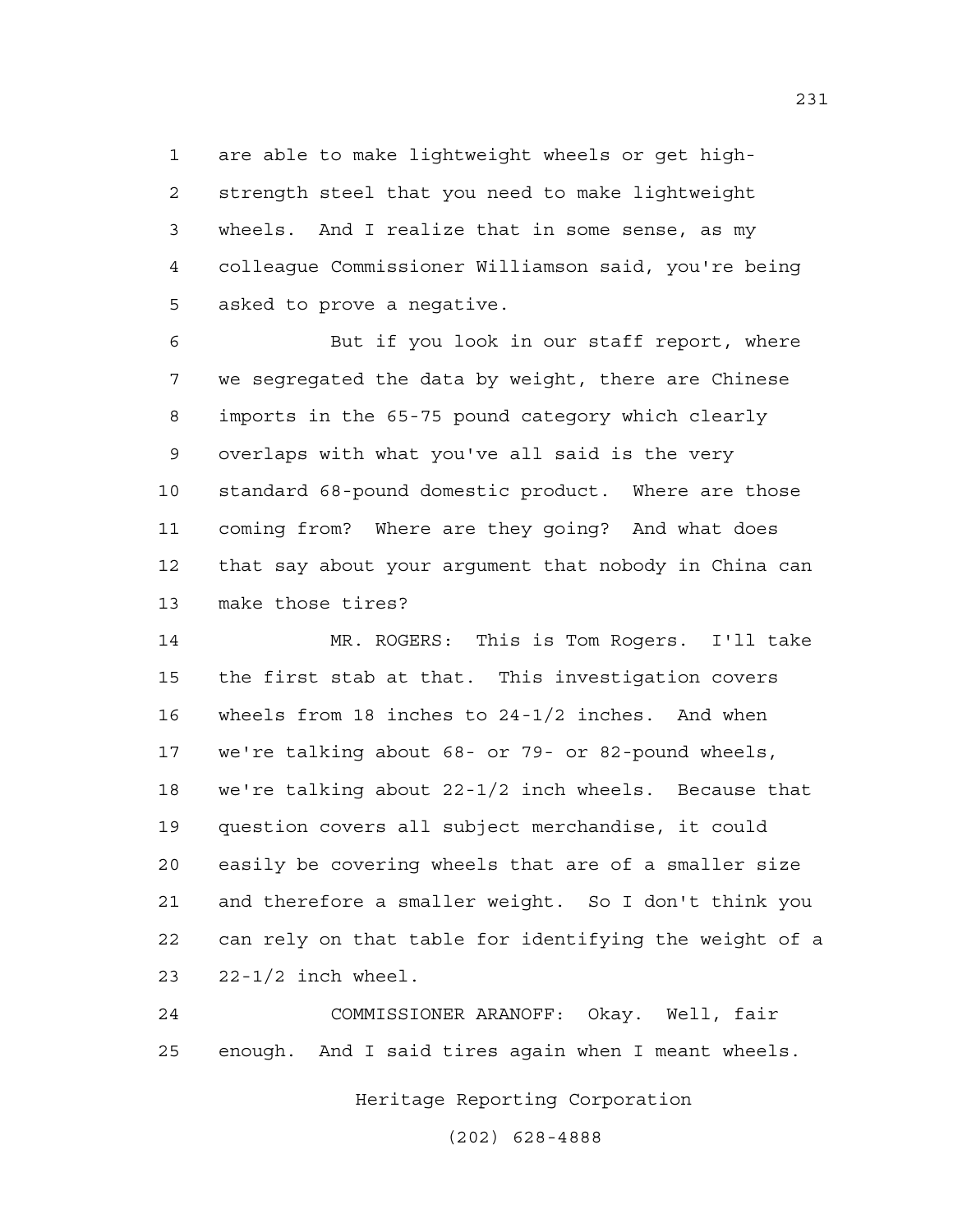are able to make lightweight wheels or get high-strength steel that you need to make lightweight wheels. And I realize that in some sense, as my colleague Commissioner Williamson said, you're being asked to prove a negative.

But if you look in our staff report, where we segregated the data by weight, there are Chinese imports in the 65-75 pound category which clearly overlaps with what you've all said is the very standard 68-pound domestic product. Where are those coming from? Where are they going? And what does that say about your argument that nobody in China can make those tires?

MR. ROGERS: This is Tom Rogers. I'll take the first stab at that. This investigation covers wheels from 18 inches to 24-1/2 inches. And when we're talking about 68- or 79- or 82-pound wheels, we're talking about 22-1/2 inch wheels. Because that question covers all subject merchandise, it could easily be covering wheels that are of a smaller size and therefore a smaller weight. So I don't think you can rely on that table for identifying the weight of a 22-1/2 inch wheel.

COMMISSIONER ARANOFF: Okay. Well, fair enough. And I said tires again when I meant wheels.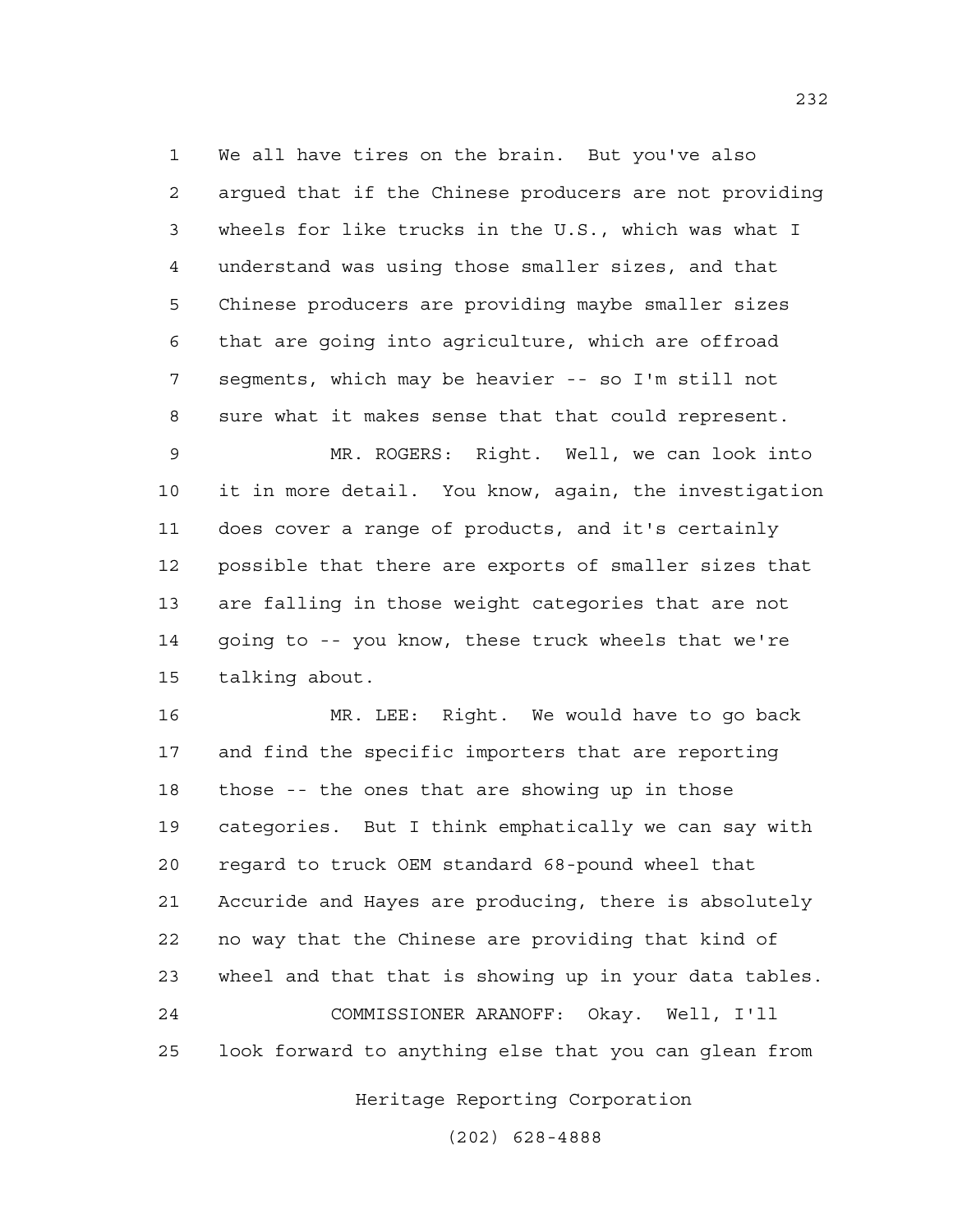We all have tires on the brain. But you've also argued that if the Chinese producers are not providing wheels for like trucks in the U.S., which was what I understand was using those smaller sizes, and that Chinese producers are providing maybe smaller sizes that are going into agriculture, which are offroad segments, which may be heavier -- so I'm still not sure what it makes sense that that could represent.

MR. ROGERS: Right. Well, we can look into it in more detail. You know, again, the investigation does cover a range of products, and it's certainly possible that there are exports of smaller sizes that are falling in those weight categories that are not going to -- you know, these truck wheels that we're talking about.

MR. LEE: Right. We would have to go back and find the specific importers that are reporting those -- the ones that are showing up in those categories. But I think emphatically we can say with regard to truck OEM standard 68-pound wheel that Accuride and Hayes are producing, there is absolutely no way that the Chinese are providing that kind of wheel and that that is showing up in your data tables.

COMMISSIONER ARANOFF: Okay. Well, I'll look forward to anything else that you can glean from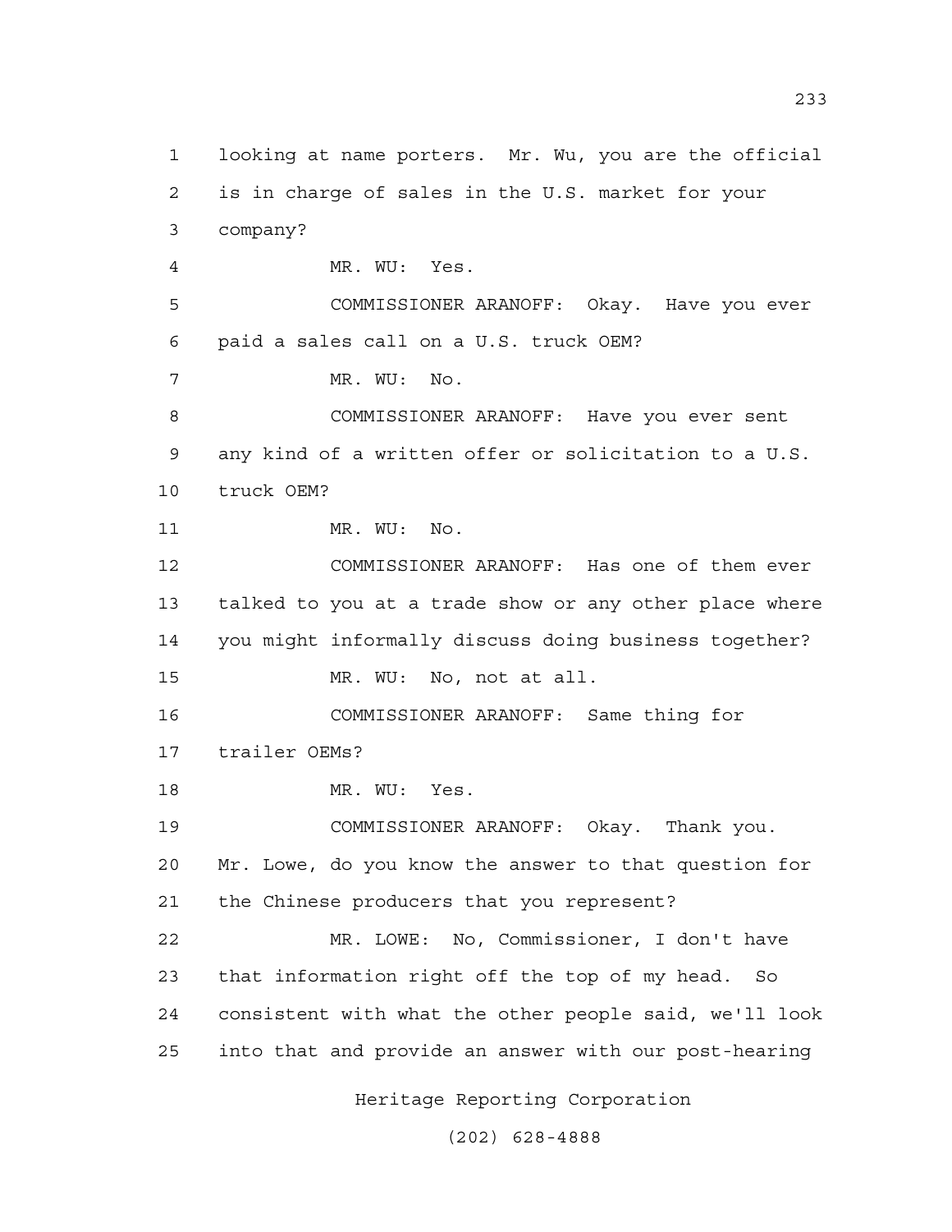1 looking at name porters. Mr. Wu, you are the official
2 is in charge of sales in the U.S. market for your
3 company?

4 MR. WU: Yes.

5 COMMISSIONER ARANOFF: Okay. Have you ever
6 paid a sales call on a U.S. truck OEM?

7 MR. WU: No.

8 COMMISSIONER ARANOFF: Have you ever sent
9 any kind of a written offer or solicitation to a U.S.
10 truck OEM?

11 MR. WU: No.

12 COMMISSIONER ARANOFF: Has one of them ever
13 talked to you at a trade show or any other place where
14 you might informally discuss doing business together?

15 MR. WU: No, not at all.

16 COMMISSIONER ARANOFF: Same thing for
17 trailer OEMs?

18 MR. WU: Yes.

19 COMMISSIONER ARANOFF: Okay. Thank you.
20 Mr. Lowe, do you know the answer to that question for
21 the Chinese producers that you represent?

22 MR. LOWE: No, Commissioner, I don't have
23 that information right off the top of my head. So
24 consistent with what the other people said, we'll look
25 into that and provide an answer with our post-hearing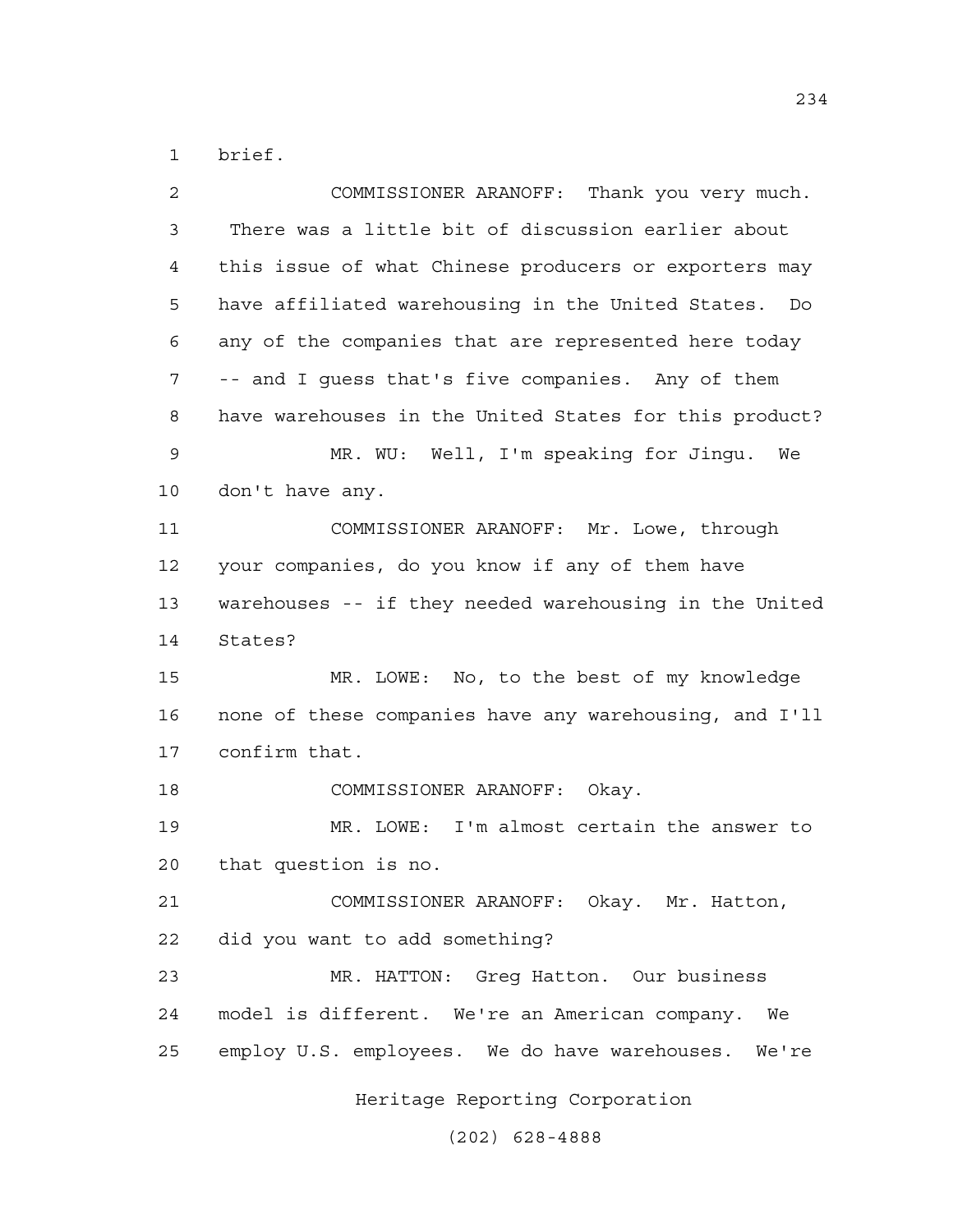brief.

COMMISSIONER ARANOFF: Thank you very much. There was a little bit of discussion earlier about this issue of what Chinese producers or exporters may have affiliated warehousing in the United States. Do any of the companies that are represented here today -- and I guess that's five companies. Any of them have warehouses in the United States for this product?

MR. WU: Well, I'm speaking for Jingu. We don't have any.

COMMISSIONER ARANOFF: Mr. Lowe, through your companies, do you know if any of them have warehouses -- if they needed warehousing in the United States?

MR. LOWE: No, to the best of my knowledge none of these companies have any warehousing, and I'll confirm that.

COMMISSIONER ARANOFF: Okay.

MR. LOWE: I'm almost certain the answer to that question is no.

COMMISSIONER ARANOFF: Okay. Mr. Hatton, did you want to add something?

MR. HATTON: Greg Hatton. Our business model is different. We're an American company. We employ U.S. employees. We do have warehouses. We're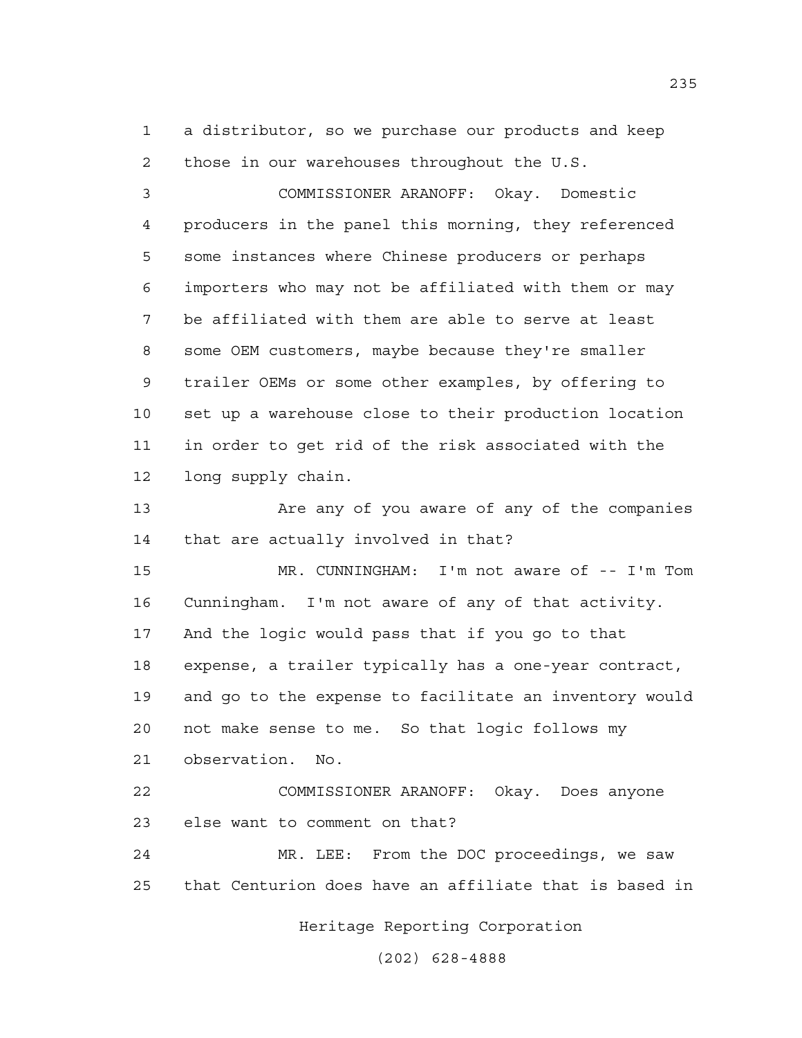a distributor, so we purchase our products and keep those in our warehouses throughout the U.S.

COMMISSIONER ARANOFF: Okay. Domestic producers in the panel this morning, they referenced some instances where Chinese producers or perhaps importers who may not be affiliated with them or may be affiliated with them are able to serve at least some OEM customers, maybe because they're smaller trailer OEMs or some other examples, by offering to set up a warehouse close to their production location in order to get rid of the risk associated with the long supply chain.

Are any of you aware of any of the companies that are actually involved in that?

MR. CUNNINGHAM: I'm not aware of -- I'm Tom Cunningham. I'm not aware of any of that activity. And the logic would pass that if you go to that expense, a trailer typically has a one-year contract, and go to the expense to facilitate an inventory would not make sense to me. So that logic follows my observation. No.

COMMISSIONER ARANOFF: Okay. Does anyone else want to comment on that?

MR. LEE: From the DOC proceedings, we saw that Centurion does have an affiliate that is based in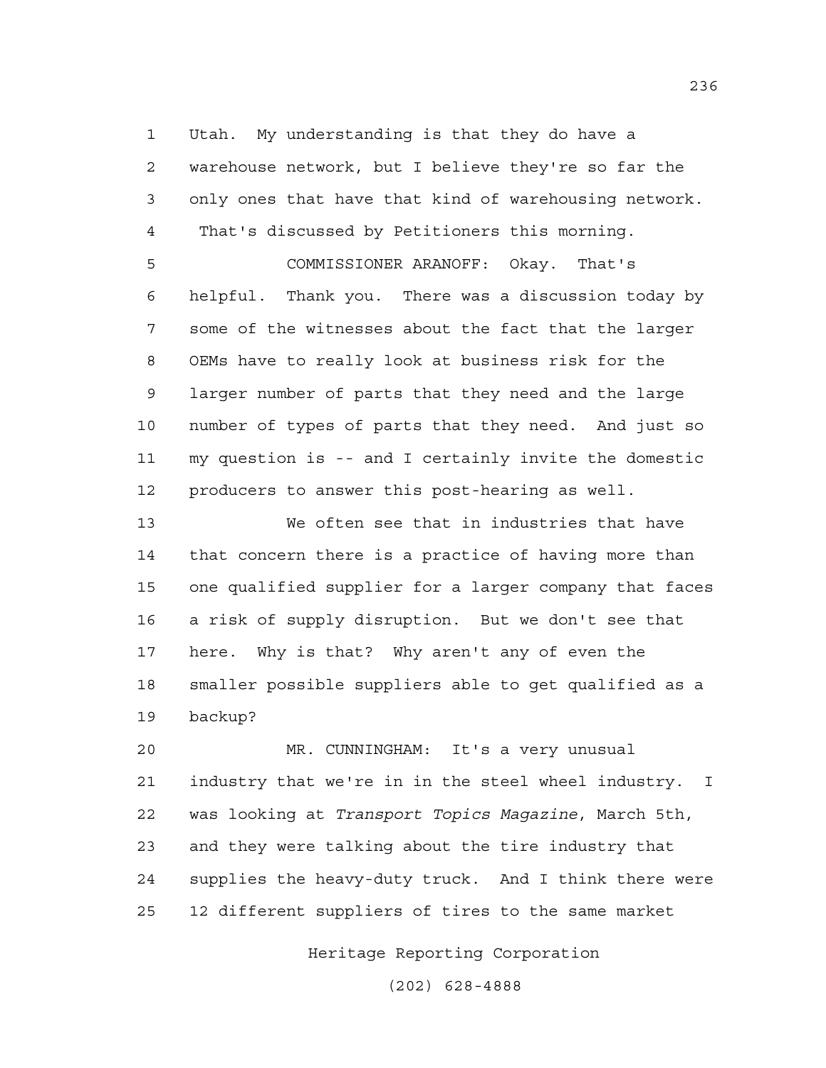Utah. My understanding is that they do have a warehouse network, but I believe they're so far the only ones that have that kind of warehousing network. That's discussed by Petitioners this morning.

COMMISSIONER ARANOFF: Okay. That's helpful. Thank you. There was a discussion today by some of the witnesses about the fact that the larger OEMs have to really look at business risk for the larger number of parts that they need and the large number of types of parts that they need. And just so my question is -- and I certainly invite the domestic producers to answer this post-hearing as well.

We often see that in industries that have that concern there is a practice of having more than one qualified supplier for a larger company that faces a risk of supply disruption. But we don't see that here. Why is that? Why aren't any of even the smaller possible suppliers able to get qualified as a backup?

MR. CUNNINGHAM: It's a very unusual industry that we're in in the steel wheel industry. I was looking at *Transport Topics Magazine*, March 5th, and they were talking about the tire industry that supplies the heavy-duty truck. And I think there were 12 different suppliers of tires to the same market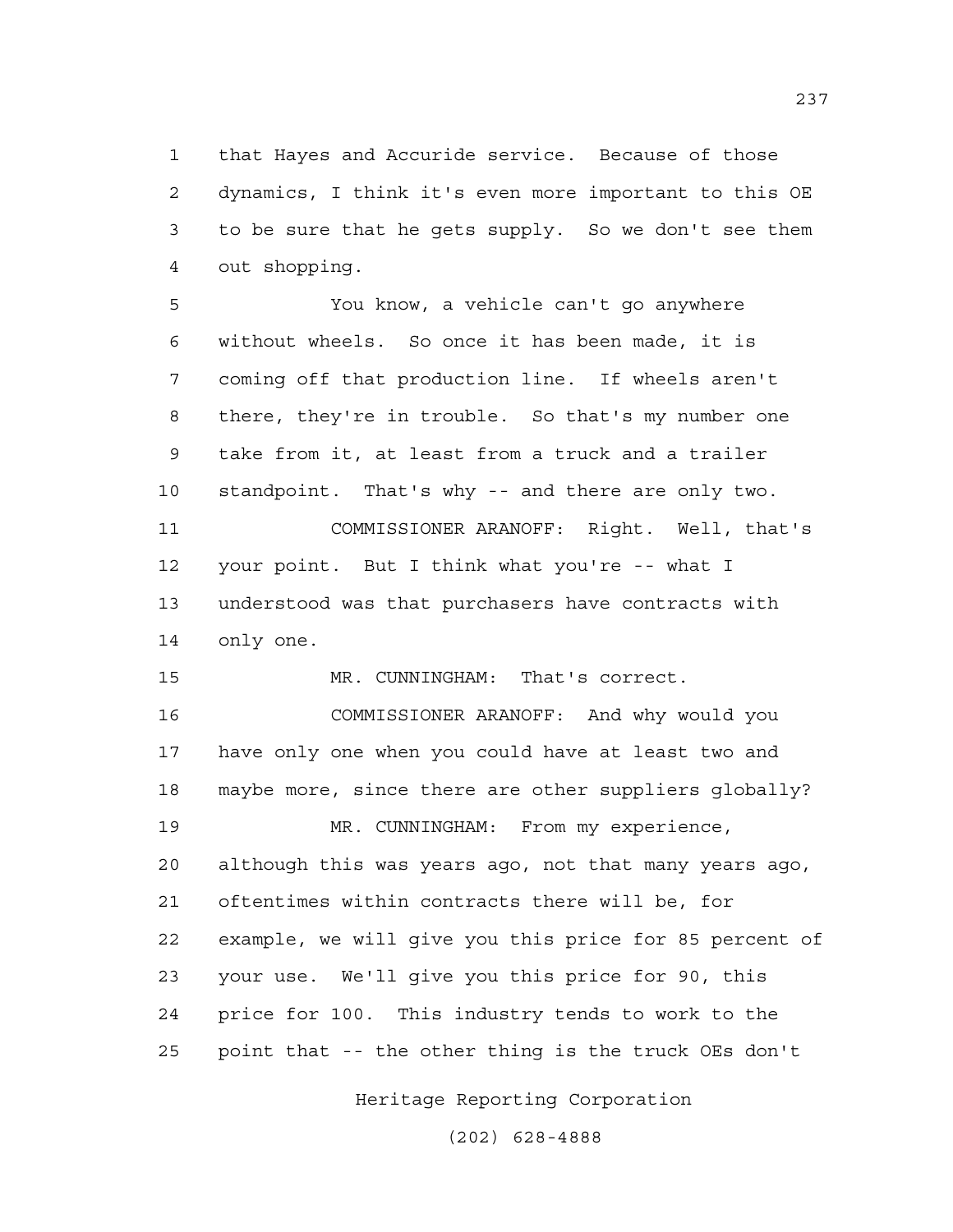that Hayes and Accuride service. Because of those dynamics, I think it's even more important to this OE to be sure that he gets supply. So we don't see them out shopping.

You know, a vehicle can't go anywhere without wheels. So once it has been made, it is coming off that production line. If wheels aren't there, they're in trouble. So that's my number one take from it, at least from a truck and a trailer standpoint. That's why -- and there are only two.

COMMISSIONER ARANOFF: Right. Well, that's your point. But I think what you're -- what I understood was that purchasers have contracts with only one.

MR. CUNNINGHAM: That's correct.

COMMISSIONER ARANOFF: And why would you have only one when you could have at least two and maybe more, since there are other suppliers globally?

MR. CUNNINGHAM: From my experience, although this was years ago, not that many years ago, oftentimes within contracts there will be, for example, we will give you this price for 85 percent of your use. We'll give you this price for 90, this price for 100. This industry tends to work to the point that -- the other thing is the truck OEs don't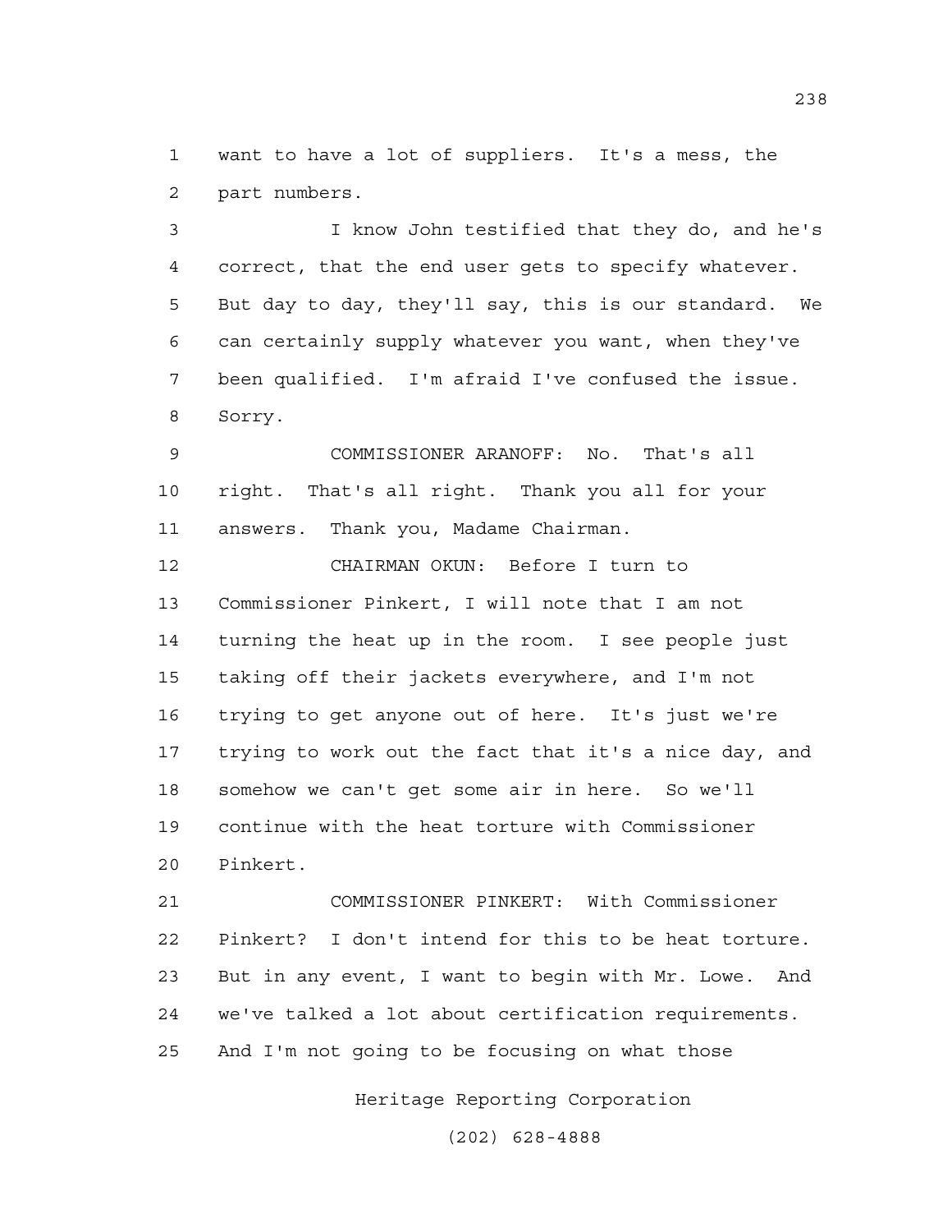want to have a lot of suppliers. It's a mess, the part numbers.

I know John testified that they do, and he's correct, that the end user gets to specify whatever. But day to day, they'll say, this is our standard. We can certainly supply whatever you want, when they've been qualified. I'm afraid I've confused the issue. Sorry.

COMMISSIONER ARANOFF: No. That's all right. That's all right. Thank you all for your answers. Thank you, Madame Chairman.

CHAIRMAN OKUN: Before I turn to Commissioner Pinkert, I will note that I am not turning the heat up in the room. I see people just taking off their jackets everywhere, and I'm not trying to get anyone out of here. It's just we're trying to work out the fact that it's a nice day, and somehow we can't get some air in here. So we'll continue with the heat torture with Commissioner Pinkert.

COMMISSIONER PINKERT: With Commissioner Pinkert? I don't intend for this to be heat torture. But in any event, I want to begin with Mr. Lowe. And we've talked a lot about certification requirements. And I'm not going to be focusing on what those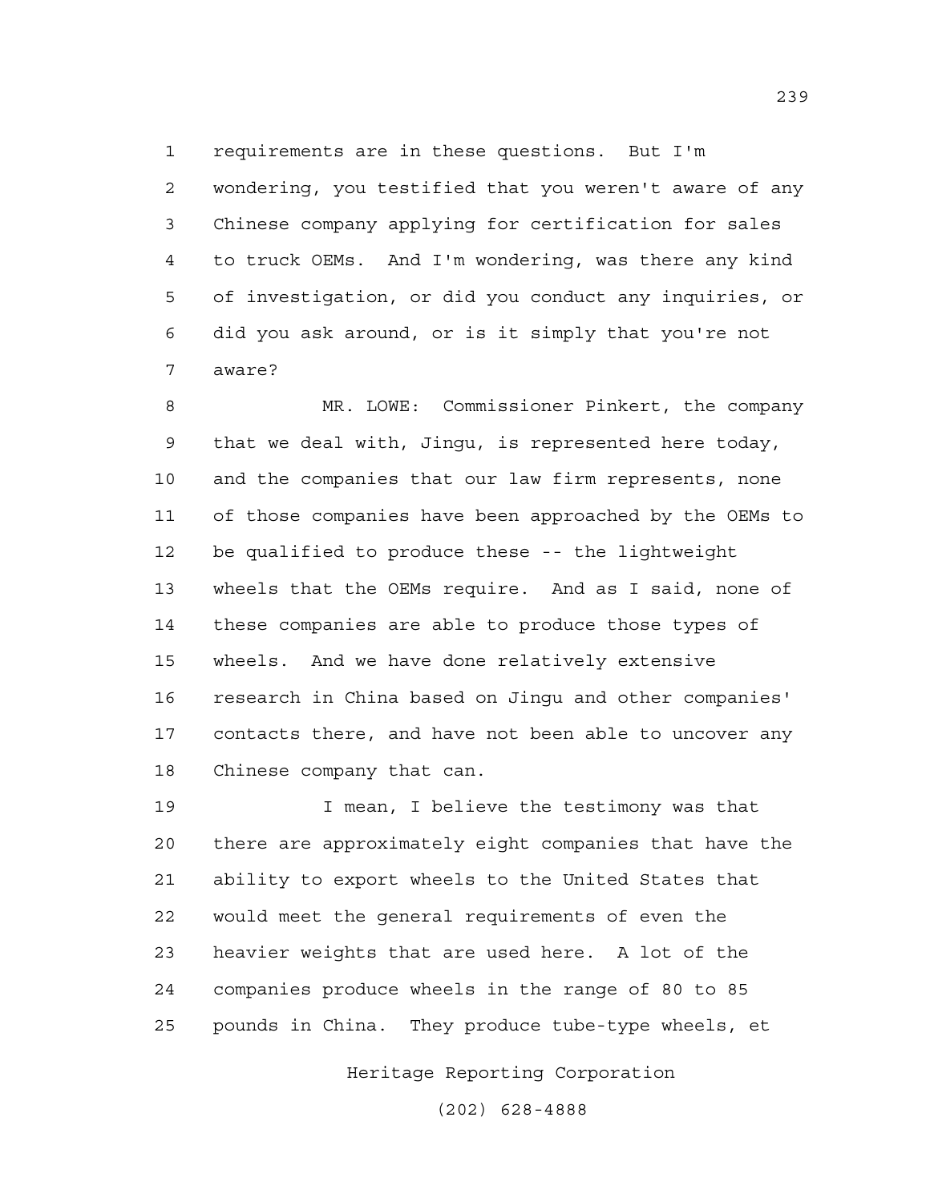requirements are in these questions. But I'm wondering, you testified that you weren't aware of any Chinese company applying for certification for sales to truck OEMs. And I'm wondering, was there any kind of investigation, or did you conduct any inquiries, or did you ask around, or is it simply that you're not aware?

MR. LOWE: Commissioner Pinkert, the company that we deal with, Jingu, is represented here today, and the companies that our law firm represents, none of those companies have been approached by the OEMs to be qualified to produce these -- the lightweight wheels that the OEMs require. And as I said, none of these companies are able to produce those types of wheels. And we have done relatively extensive research in China based on Jingu and other companies' contacts there, and have not been able to uncover any Chinese company that can.

I mean, I believe the testimony was that there are approximately eight companies that have the ability to export wheels to the United States that would meet the general requirements of even the heavier weights that are used here. A lot of the companies produce wheels in the range of 80 to 85 pounds in China. They produce tube-type wheels, et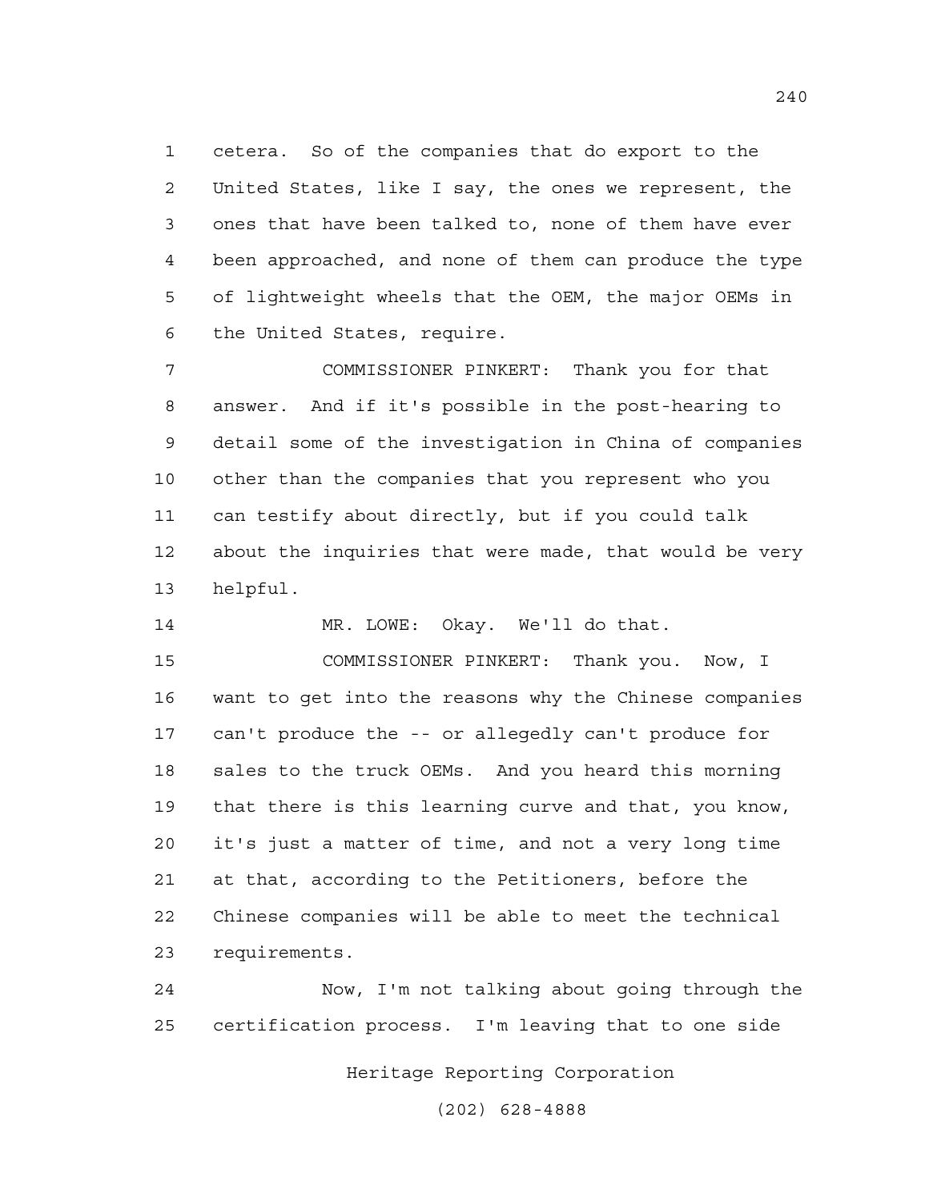cetera. So of the companies that do export to the United States, like I say, the ones we represent, the ones that have been talked to, none of them have ever been approached, and none of them can produce the type of lightweight wheels that the OEM, the major OEMs in the United States, require.

COMMISSIONER PINKERT: Thank you for that answer. And if it's possible in the post-hearing to detail some of the investigation in China of companies other than the companies that you represent who you can testify about directly, but if you could talk about the inquiries that were made, that would be very helpful.

MR. LOWE: Okay. We'll do that.

COMMISSIONER PINKERT: Thank you. Now, I want to get into the reasons why the Chinese companies can't produce the -- or allegedly can't produce for sales to the truck OEMs. And you heard this morning that there is this learning curve and that, you know, it's just a matter of time, and not a very long time at that, according to the Petitioners, before the Chinese companies will be able to meet the technical requirements.

Now, I'm not talking about going through the certification process. I'm leaving that to one side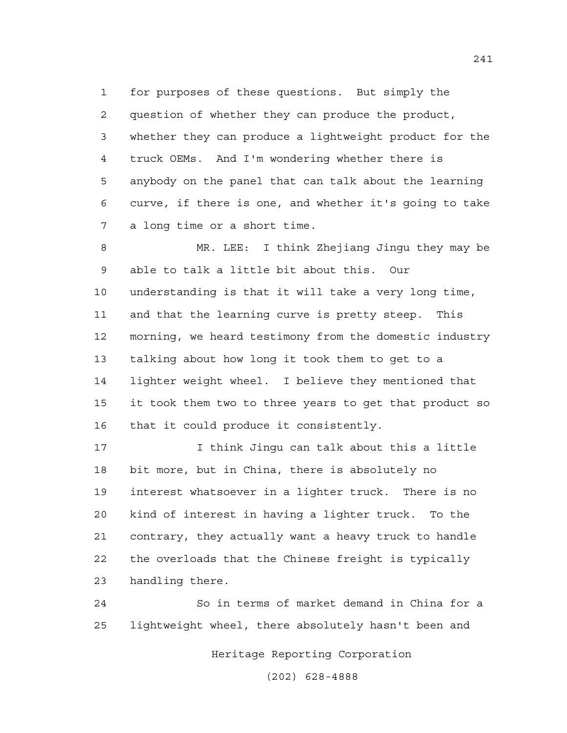for purposes of these questions. But simply the question of whether they can produce the product, whether they can produce a lightweight product for the truck OEMs. And I'm wondering whether there is anybody on the panel that can talk about the learning curve, if there is one, and whether it's going to take a long time or a short time.

MR. LEE: I think Zhejiang Jingu they may be able to talk a little bit about this. Our understanding is that it will take a very long time, and that the learning curve is pretty steep. This morning, we heard testimony from the domestic industry talking about how long it took them to get to a lighter weight wheel. I believe they mentioned that it took them two to three years to get that product so that it could produce it consistently.

I think Jingu can talk about this a little bit more, but in China, there is absolutely no interest whatsoever in a lighter truck. There is no kind of interest in having a lighter truck. To the contrary, they actually want a heavy truck to handle the overloads that the Chinese freight is typically handling there.

So in terms of market demand in China for a lightweight wheel, there absolutely hasn't been and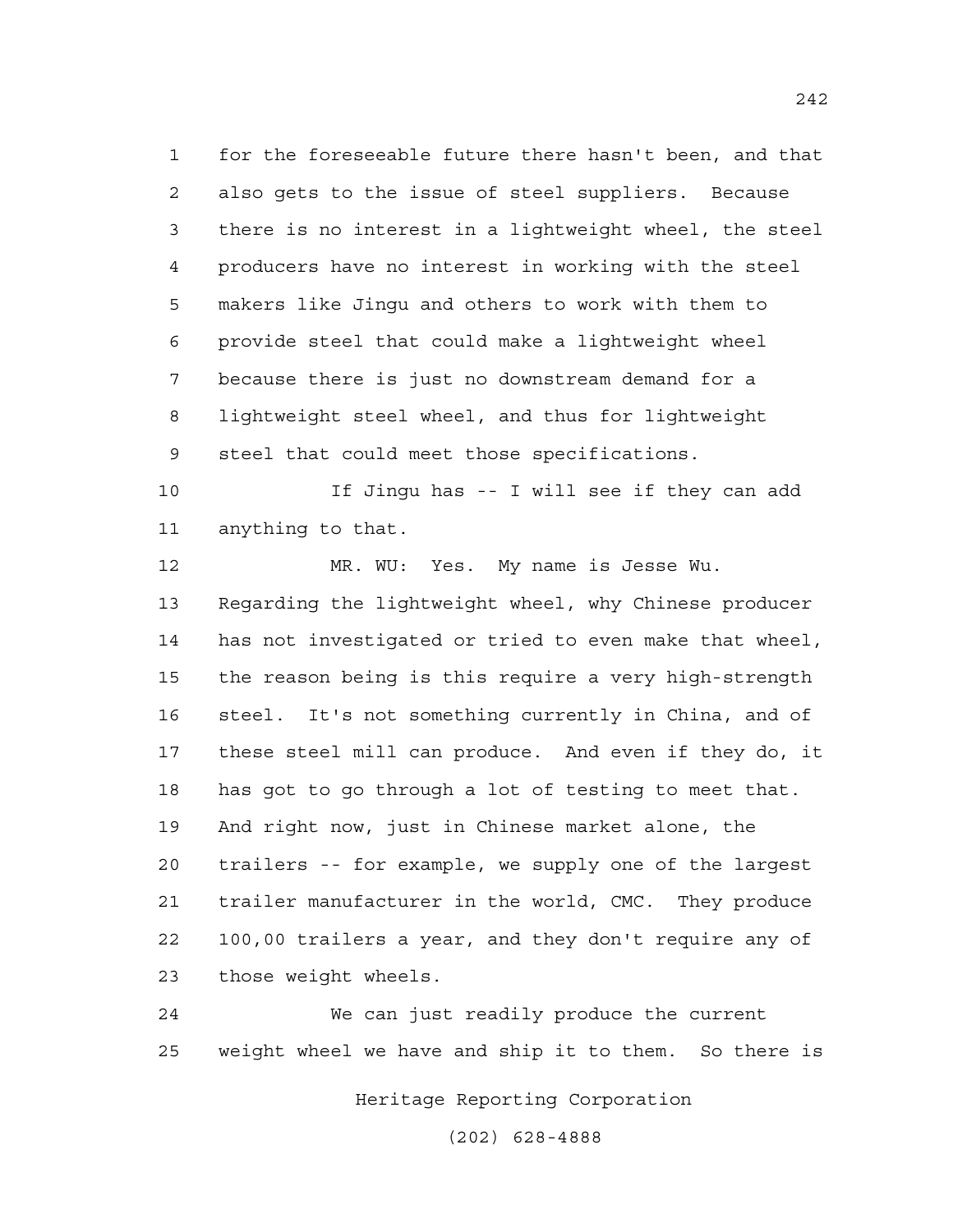for the foreseeable future there hasn't been, and that also gets to the issue of steel suppliers. Because there is no interest in a lightweight wheel, the steel producers have no interest in working with the steel makers like Jingu and others to work with them to provide steel that could make a lightweight wheel because there is just no downstream demand for a lightweight steel wheel, and thus for lightweight steel that could meet those specifications.

If Jingu has -- I will see if they can add anything to that.

MR. WU: Yes. My name is Jesse Wu. Regarding the lightweight wheel, why Chinese producer has not investigated or tried to even make that wheel, the reason being is this require a very high-strength steel. It's not something currently in China, and of these steel mill can produce. And even if they do, it has got to go through a lot of testing to meet that. And right now, just in Chinese market alone, the trailers -- for example, we supply one of the largest trailer manufacturer in the world, CMC. They produce 100,00 trailers a year, and they don't require any of those weight wheels.

We can just readily produce the current weight wheel we have and ship it to them. So there is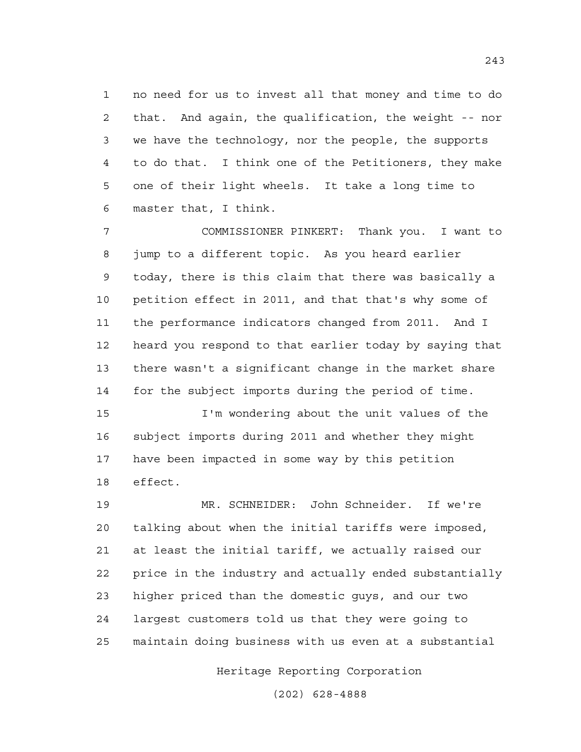no need for us to invest all that money and time to do that. And again, the qualification, the weight -- nor we have the technology, nor the people, the supports to do that. I think one of the Petitioners, they make one of their light wheels. It take a long time to master that, I think.

COMMISSIONER PINKERT: Thank you. I want to jump to a different topic. As you heard earlier today, there is this claim that there was basically a petition effect in 2011, and that that's why some of the performance indicators changed from 2011. And I heard you respond to that earlier today by saying that there wasn't a significant change in the market share for the subject imports during the period of time.

I'm wondering about the unit values of the subject imports during 2011 and whether they might have been impacted in some way by this petition effect.

MR. SCHNEIDER: John Schneider. If we're talking about when the initial tariffs were imposed, at least the initial tariff, we actually raised our price in the industry and actually ended substantially higher priced than the domestic guys, and our two largest customers told us that they were going to maintain doing business with us even at a substantial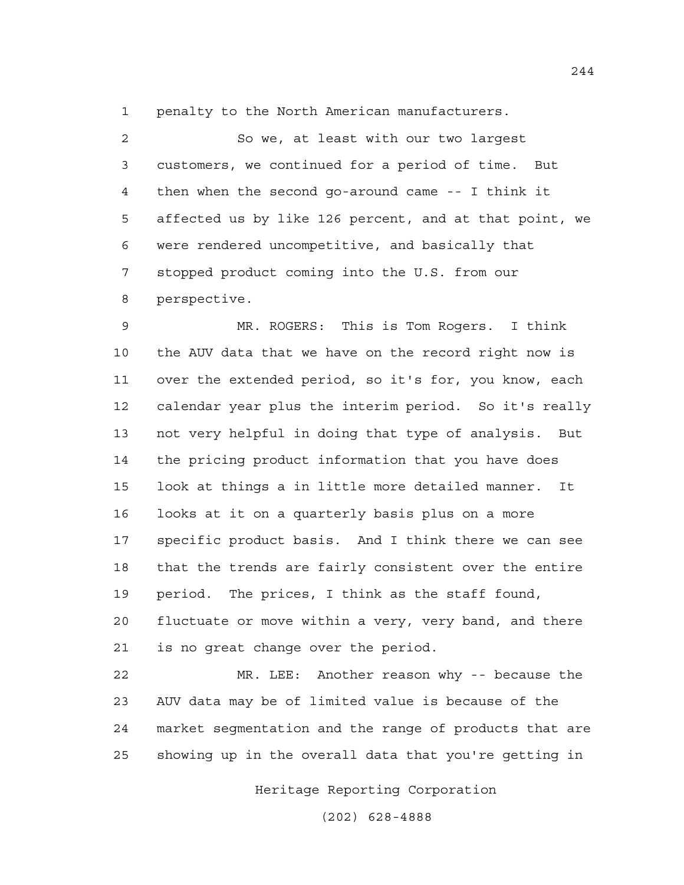penalty to the North American manufacturers.

So we, at least with our two largest customers, we continued for a period of time. But then when the second go-around came -- I think it affected us by like 126 percent, and at that point, we were rendered uncompetitive, and basically that stopped product coming into the U.S. from our perspective.

MR. ROGERS: This is Tom Rogers. I think the AUV data that we have on the record right now is over the extended period, so it's for, you know, each calendar year plus the interim period. So it's really not very helpful in doing that type of analysis. But the pricing product information that you have does look at things a in little more detailed manner. It looks at it on a quarterly basis plus on a more specific product basis. And I think there we can see that the trends are fairly consistent over the entire period. The prices, I think as the staff found, fluctuate or move within a very, very band, and there is no great change over the period.

MR. LEE: Another reason why -- because the AUV data may be of limited value is because of the market segmentation and the range of products that are showing up in the overall data that you're getting in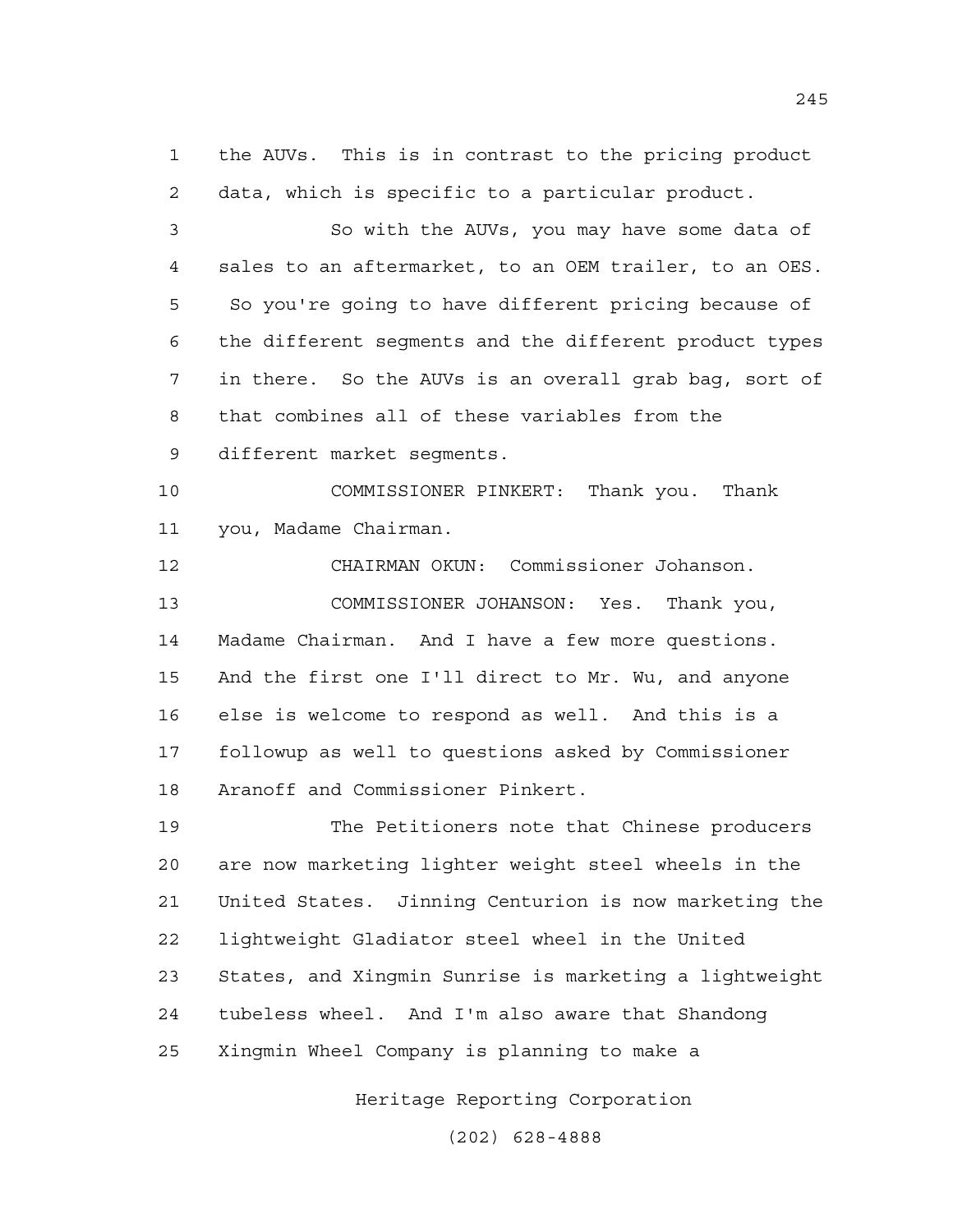the AUVs. This is in contrast to the pricing product data, which is specific to a particular product.

So with the AUVs, you may have some data of sales to an aftermarket, to an OEM trailer, to an OES. So you're going to have different pricing because of the different segments and the different product types in there. So the AUVs is an overall grab bag, sort of that combines all of these variables from the different market segments.

COMMISSIONER PINKERT: Thank you. Thank you, Madame Chairman.

CHAIRMAN OKUN: Commissioner Johanson.

COMMISSIONER JOHANSON: Yes. Thank you, Madame Chairman. And I have a few more questions. And the first one I'll direct to Mr. Wu, and anyone else is welcome to respond as well. And this is a followup as well to questions asked by Commissioner Aranoff and Commissioner Pinkert.

The Petitioners note that Chinese producers are now marketing lighter weight steel wheels in the United States. Jinning Centurion is now marketing the lightweight Gladiator steel wheel in the United States, and Xingmin Sunrise is marketing a lightweight tubeless wheel. And I'm also aware that Shandong Xingmin Wheel Company is planning to make a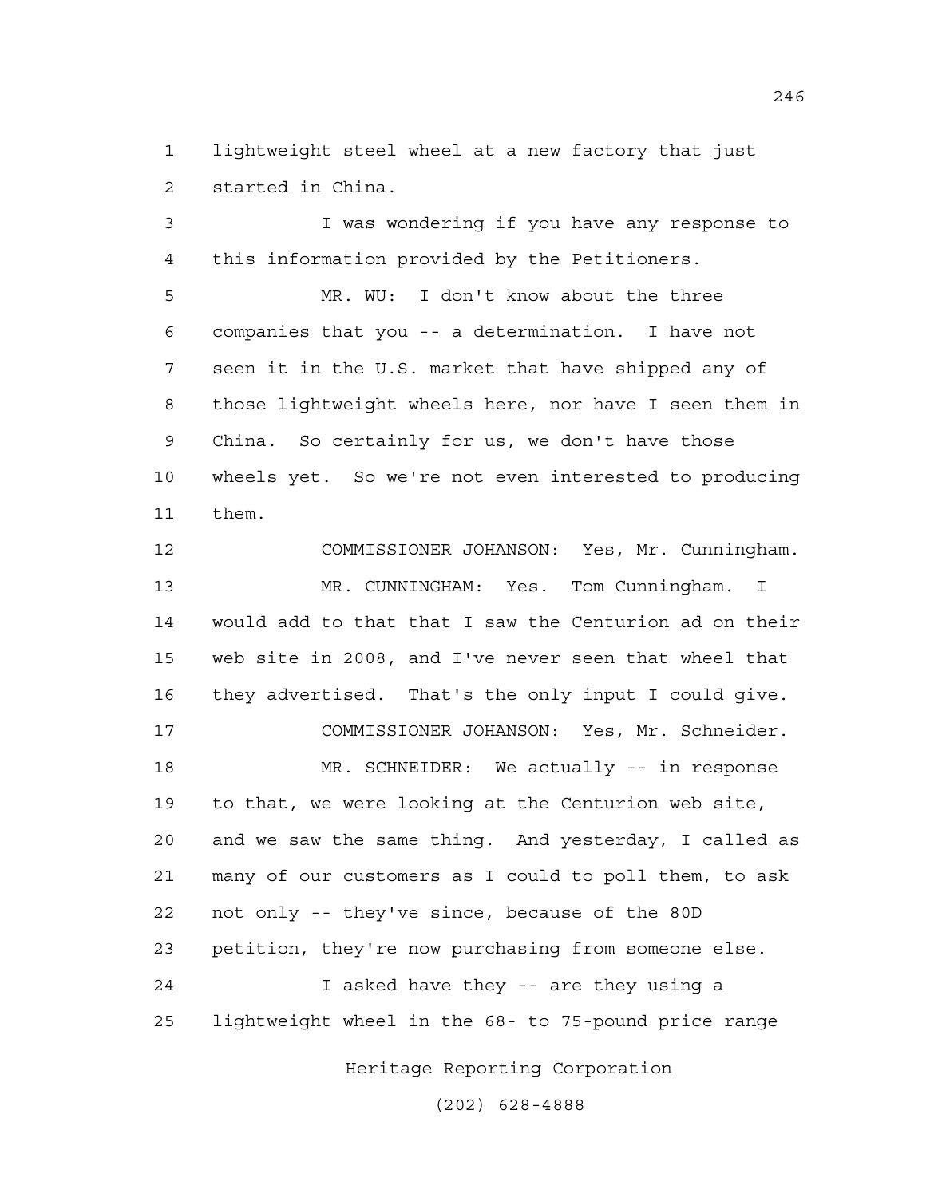lightweight steel wheel at a new factory that just started in China.

I was wondering if you have any response to this information provided by the Petitioners.

MR. WU: I don't know about the three companies that you -- a determination. I have not seen it in the U.S. market that have shipped any of those lightweight wheels here, nor have I seen them in China. So certainly for us, we don't have those wheels yet. So we're not even interested to producing them.

COMMISSIONER JOHANSON: Yes, Mr. Cunningham.

MR. CUNNINGHAM: Yes. Tom Cunningham. I would add to that that I saw the Centurion ad on their web site in 2008, and I've never seen that wheel that they advertised. That's the only input I could give.

COMMISSIONER JOHANSON: Yes, Mr. Schneider.

MR. SCHNEIDER: We actually -- in response to that, we were looking at the Centurion web site, and we saw the same thing. And yesterday, I called as many of our customers as I could to poll them, to ask not only -- they've since, because of the 80D petition, they're now purchasing from someone else.

I asked have they -- are they using a lightweight wheel in the 68- to 75-pound price range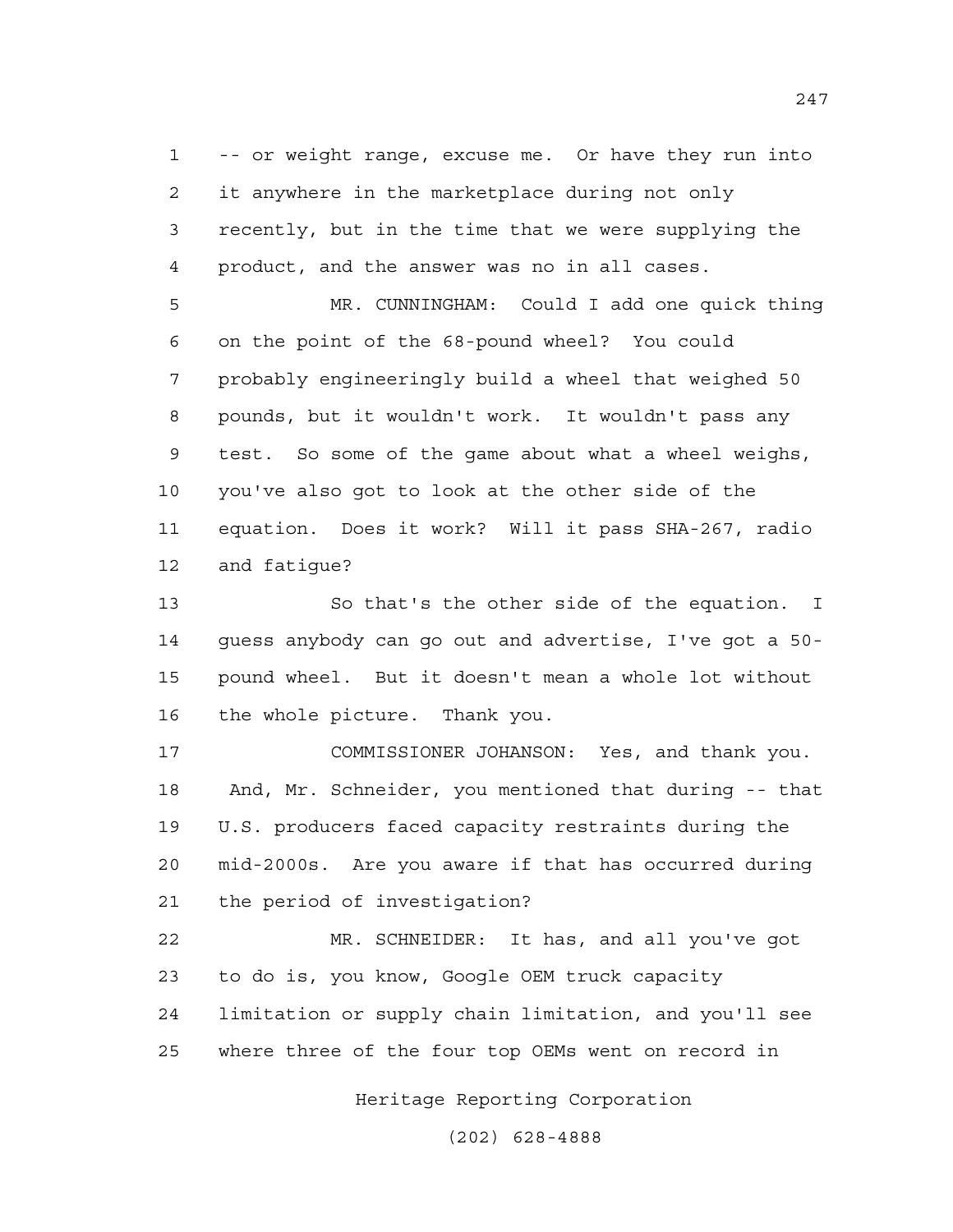-- or weight range, excuse me. Or have they run into it anywhere in the marketplace during not only recently, but in the time that we were supplying the product, and the answer was no in all cases.

MR. CUNNINGHAM: Could I add one quick thing on the point of the 68-pound wheel? You could probably engineeringly build a wheel that weighed 50 pounds, but it wouldn't work. It wouldn't pass any test. So some of the game about what a wheel weighs, you've also got to look at the other side of the equation. Does it work? Will it pass SHA-267, radio and fatigue?

So that's the other side of the equation. I guess anybody can go out and advertise, I've got a 50-pound wheel. But it doesn't mean a whole lot without the whole picture. Thank you.

COMMISSIONER JOHANSON: Yes, and thank you. And, Mr. Schneider, you mentioned that during -- that U.S. producers faced capacity restraints during the mid-2000s. Are you aware if that has occurred during the period of investigation?

MR. SCHNEIDER: It has, and all you've got to do is, you know, Google OEM truck capacity limitation or supply chain limitation, and you'll see where three of the four top OEMs went on record in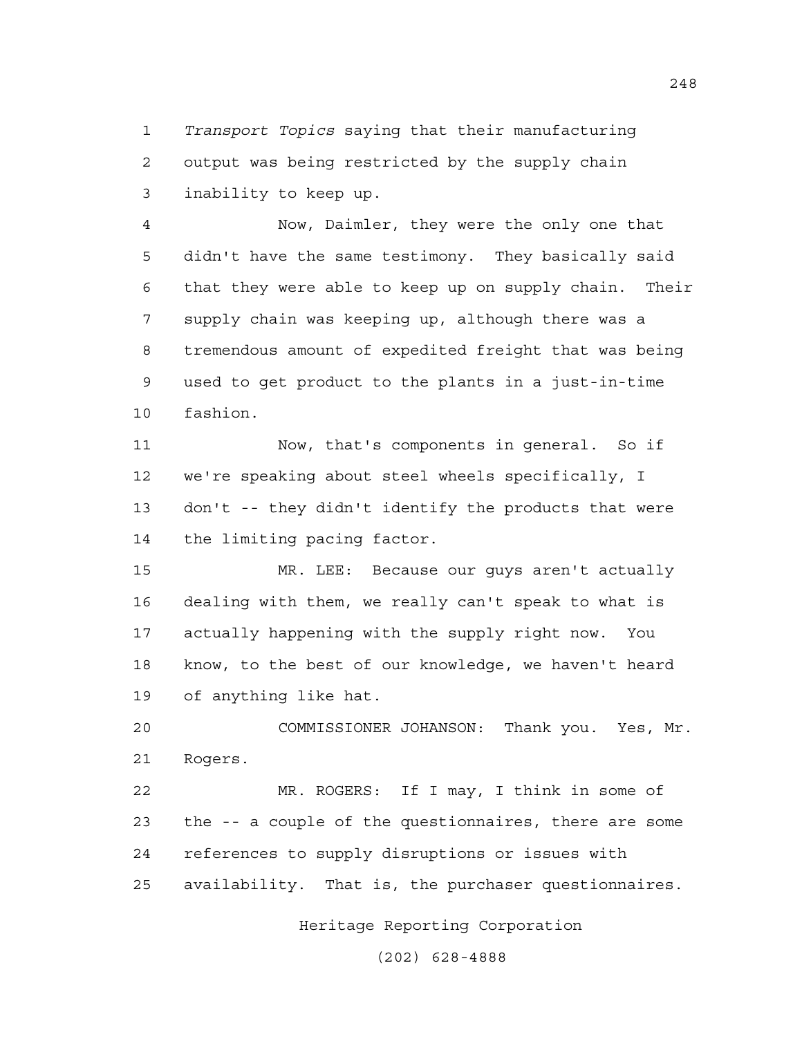*Transport Topics* saying that their manufacturing output was being restricted by the supply chain inability to keep up.

Now, Daimler, they were the only one that didn't have the same testimony. They basically said that they were able to keep up on supply chain. Their supply chain was keeping up, although there was a tremendous amount of expedited freight that was being used to get product to the plants in a just-in-time fashion.

Now, that's components in general. So if we're speaking about steel wheels specifically, I don't -- they didn't identify the products that were the limiting pacing factor.

MR. LEE: Because our guys aren't actually dealing with them, we really can't speak to what is actually happening with the supply right now. You know, to the best of our knowledge, we haven't heard of anything like hat.

COMMISSIONER JOHANSON: Thank you. Yes, Mr. Rogers.

MR. ROGERS: If I may, I think in some of the -- a couple of the questionnaires, there are some references to supply disruptions or issues with availability. That is, the purchaser questionnaires.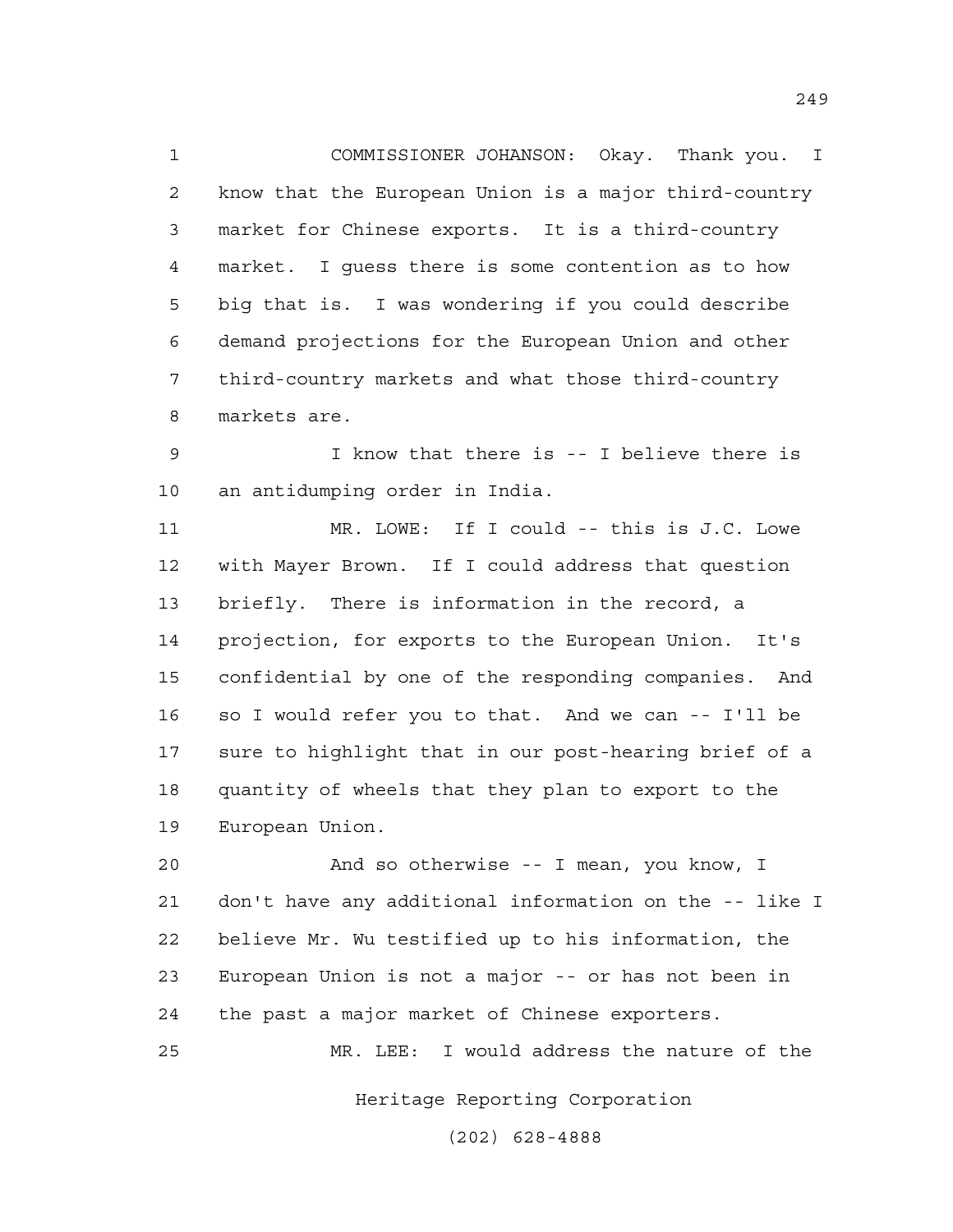COMMISSIONER JOHANSON: Okay. Thank you. I know that the European Union is a major third-country market for Chinese exports. It is a third-country market. I guess there is some contention as to how big that is. I was wondering if you could describe demand projections for the European Union and other third-country markets and what those third-country markets are.

I know that there is -- I believe there is an antidumping order in India.

MR. LOWE: If I could -- this is J.C. Lowe with Mayer Brown. If I could address that question briefly. There is information in the record, a projection, for exports to the European Union. It's confidential by one of the responding companies. And so I would refer you to that. And we can -- I'll be sure to highlight that in our post-hearing brief of a quantity of wheels that they plan to export to the European Union.

And so otherwise -- I mean, you know, I don't have any additional information on the -- like I believe Mr. Wu testified up to his information, the European Union is not a major -- or has not been in the past a major market of Chinese exporters.

MR. LEE: I would address the nature of the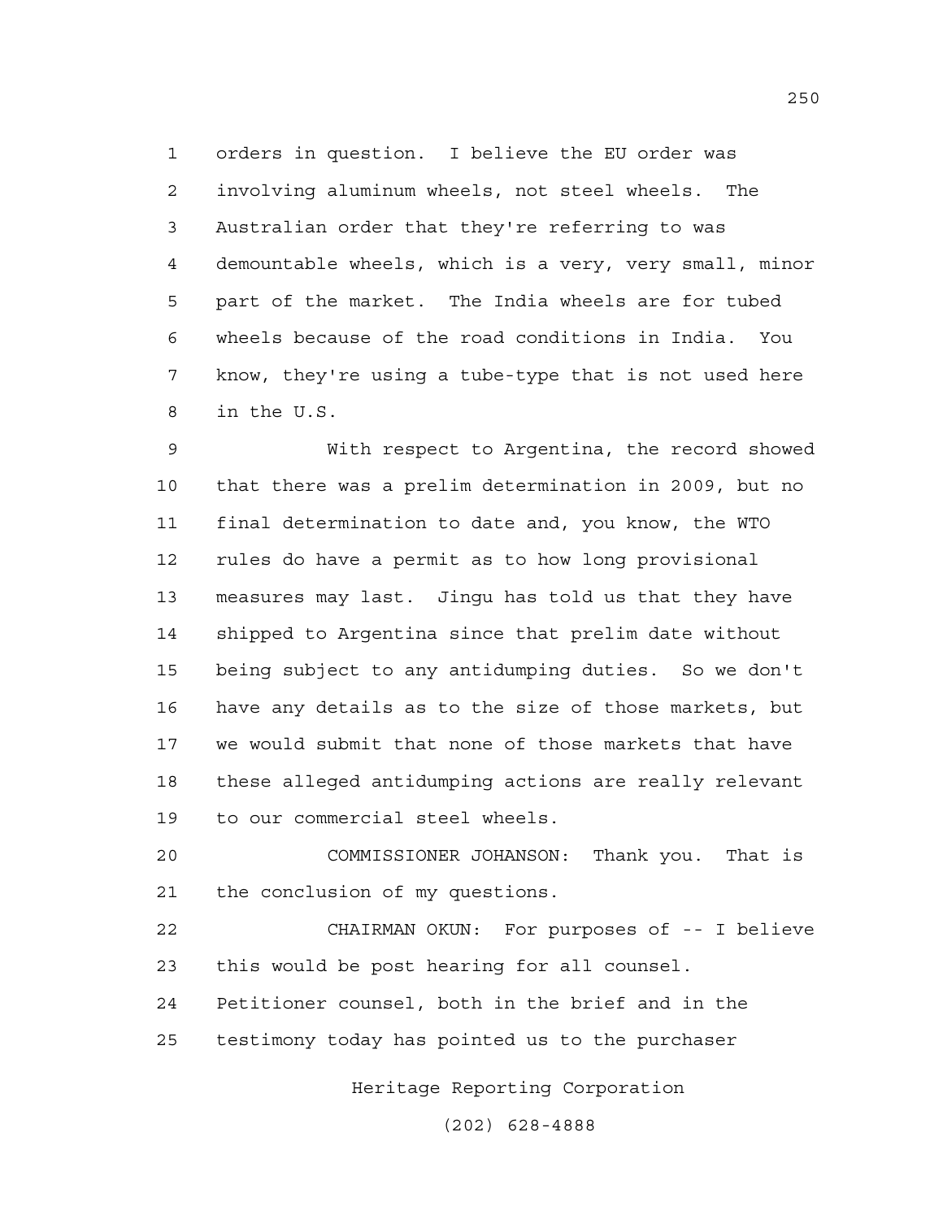orders in question. I believe the EU order was involving aluminum wheels, not steel wheels. The Australian order that they're referring to was demountable wheels, which is a very, very small, minor part of the market. The India wheels are for tubed wheels because of the road conditions in India. You know, they're using a tube-type that is not used here in the U.S.

With respect to Argentina, the record showed that there was a prelim determination in 2009, but no final determination to date and, you know, the WTO rules do have a permit as to how long provisional measures may last. Jingu has told us that they have shipped to Argentina since that prelim date without being subject to any antidumping duties. So we don't have any details as to the size of those markets, but we would submit that none of those markets that have these alleged antidumping actions are really relevant to our commercial steel wheels.

COMMISSIONER JOHANSON: Thank you. That is the conclusion of my questions.

CHAIRMAN OKUN: For purposes of -- I believe this would be post hearing for all counsel. Petitioner counsel, both in the brief and in the testimony today has pointed us to the purchaser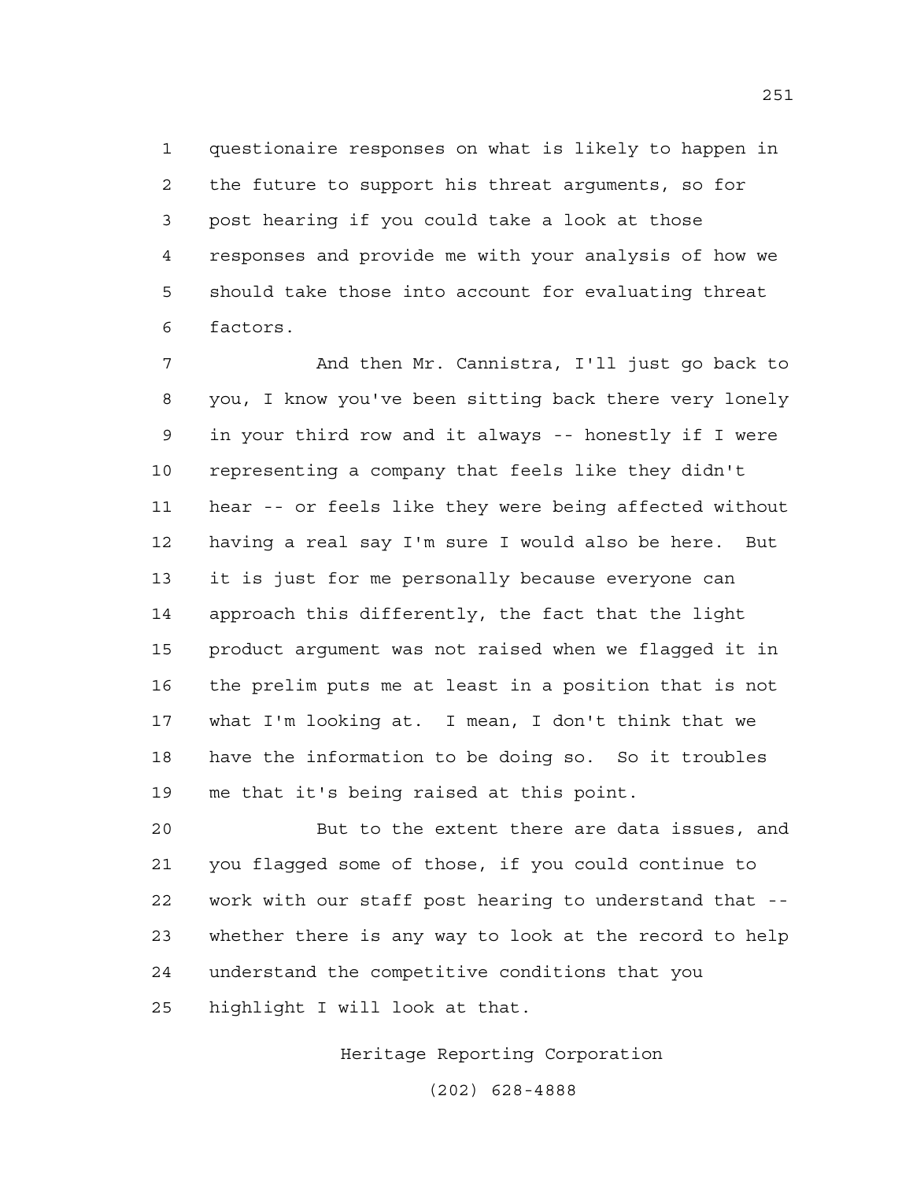questionaire responses on what is likely to happen in the future to support his threat arguments, so for post hearing if you could take a look at those responses and provide me with your analysis of how we should take those into account for evaluating threat factors.

And then Mr. Cannistra, I'll just go back to you, I know you've been sitting back there very lonely in your third row and it always -- honestly if I were representing a company that feels like they didn't hear -- or feels like they were being affected without having a real say I'm sure I would also be here. But it is just for me personally because everyone can approach this differently, the fact that the light product argument was not raised when we flagged it in the prelim puts me at least in a position that is not what I'm looking at. I mean, I don't think that we have the information to be doing so. So it troubles me that it's being raised at this point.

But to the extent there are data issues, and you flagged some of those, if you could continue to work with our staff post hearing to understand that -- whether there is any way to look at the record to help understand the competitive conditions that you highlight I will look at that.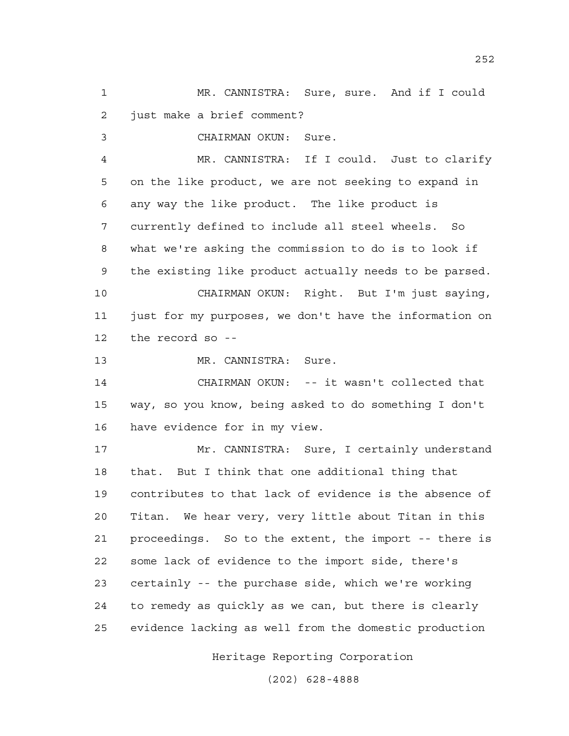MR. CANNISTRA: Sure, sure. And if I could just make a brief comment?

CHAIRMAN OKUN: Sure.

MR. CANNISTRA: If I could. Just to clarify on the like product, we are not seeking to expand in any way the like product. The like product is currently defined to include all steel wheels. So what we're asking the commission to do is to look if the existing like product actually needs to be parsed.

CHAIRMAN OKUN: Right. But I'm just saying, just for my purposes, we don't have the information on the record so --

MR. CANNISTRA: Sure.

CHAIRMAN OKUN: -- it wasn't collected that way, so you know, being asked to do something I don't have evidence for in my view.

Mr. CANNISTRA: Sure, I certainly understand that. But I think that one additional thing that contributes to that lack of evidence is the absence of Titan. We hear very, very little about Titan in this proceedings. So to the extent, the import -- there is some lack of evidence to the import side, there's certainly -- the purchase side, which we're working to remedy as quickly as we can, but there is clearly evidence lacking as well from the domestic production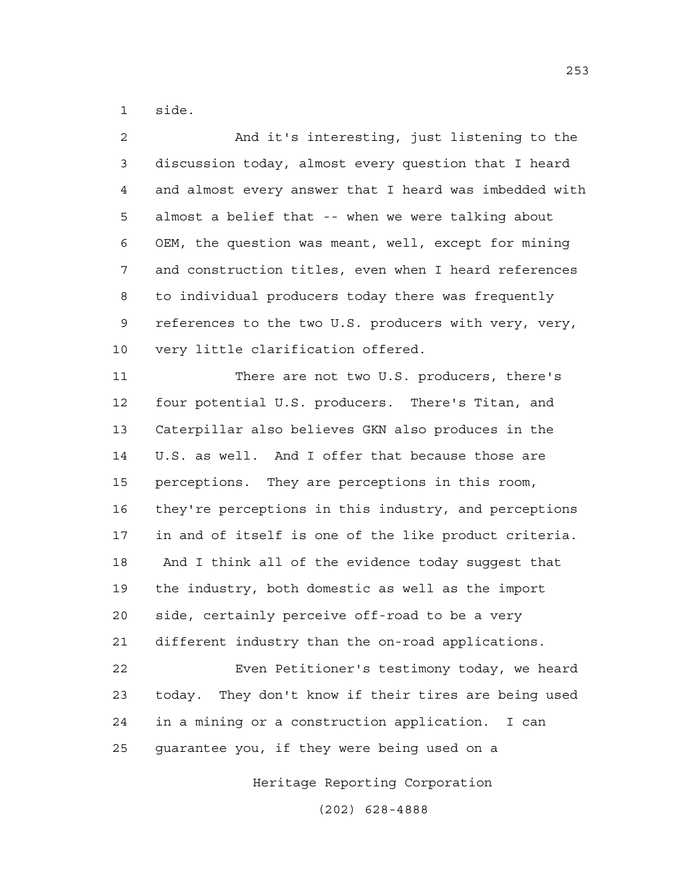side.

And it's interesting, just listening to the discussion today, almost every question that I heard and almost every answer that I heard was imbedded with almost a belief that -- when we were talking about OEM, the question was meant, well, except for mining and construction titles, even when I heard references to individual producers today there was frequently references to the two U.S. producers with very, very, very little clarification offered.

There are not two U.S. producers, there's four potential U.S. producers. There's Titan, and Caterpillar also believes GKN also produces in the U.S. as well. And I offer that because those are perceptions. They are perceptions in this room, they're perceptions in this industry, and perceptions in and of itself is one of the like product criteria. And I think all of the evidence today suggest that the industry, both domestic as well as the import side, certainly perceive off-road to be a very different industry than the on-road applications.

Even Petitioner's testimony today, we heard today. They don't know if their tires are being used in a mining or a construction application. I can guarantee you, if they were being used on a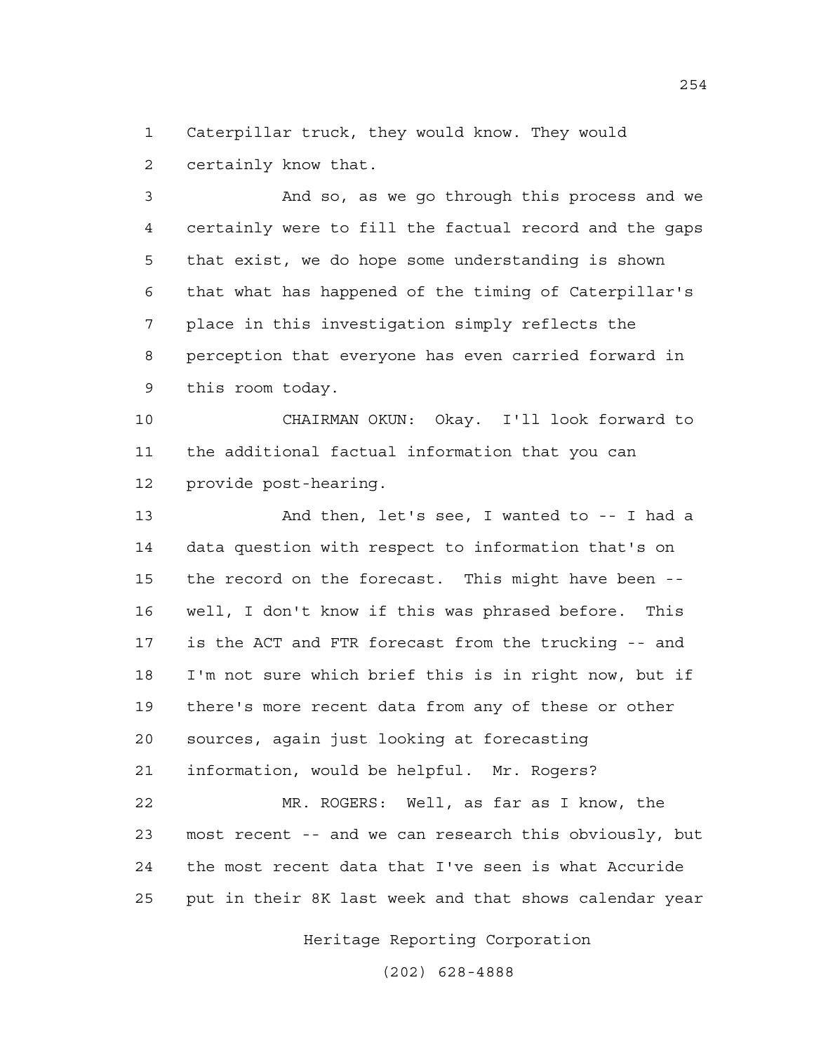Caterpillar truck, they would know. They would certainly know that.

And so, as we go through this process and we certainly were to fill the factual record and the gaps that exist, we do hope some understanding is shown that what has happened of the timing of Caterpillar's place in this investigation simply reflects the perception that everyone has even carried forward in this room today.

CHAIRMAN OKUN: Okay. I'll look forward to the additional factual information that you can provide post-hearing.

And then, let's see, I wanted to -- I had a data question with respect to information that's on the record on the forecast. This might have been -- well, I don't know if this was phrased before. This is the ACT and FTR forecast from the trucking -- and I'm not sure which brief this is in right now, but if there's more recent data from any of these or other sources, again just looking at forecasting information, would be helpful. Mr. Rogers?

MR. ROGERS: Well, as far as I know, the most recent -- and we can research this obviously, but the most recent data that I've seen is what Accuride put in their 8K last week and that shows calendar year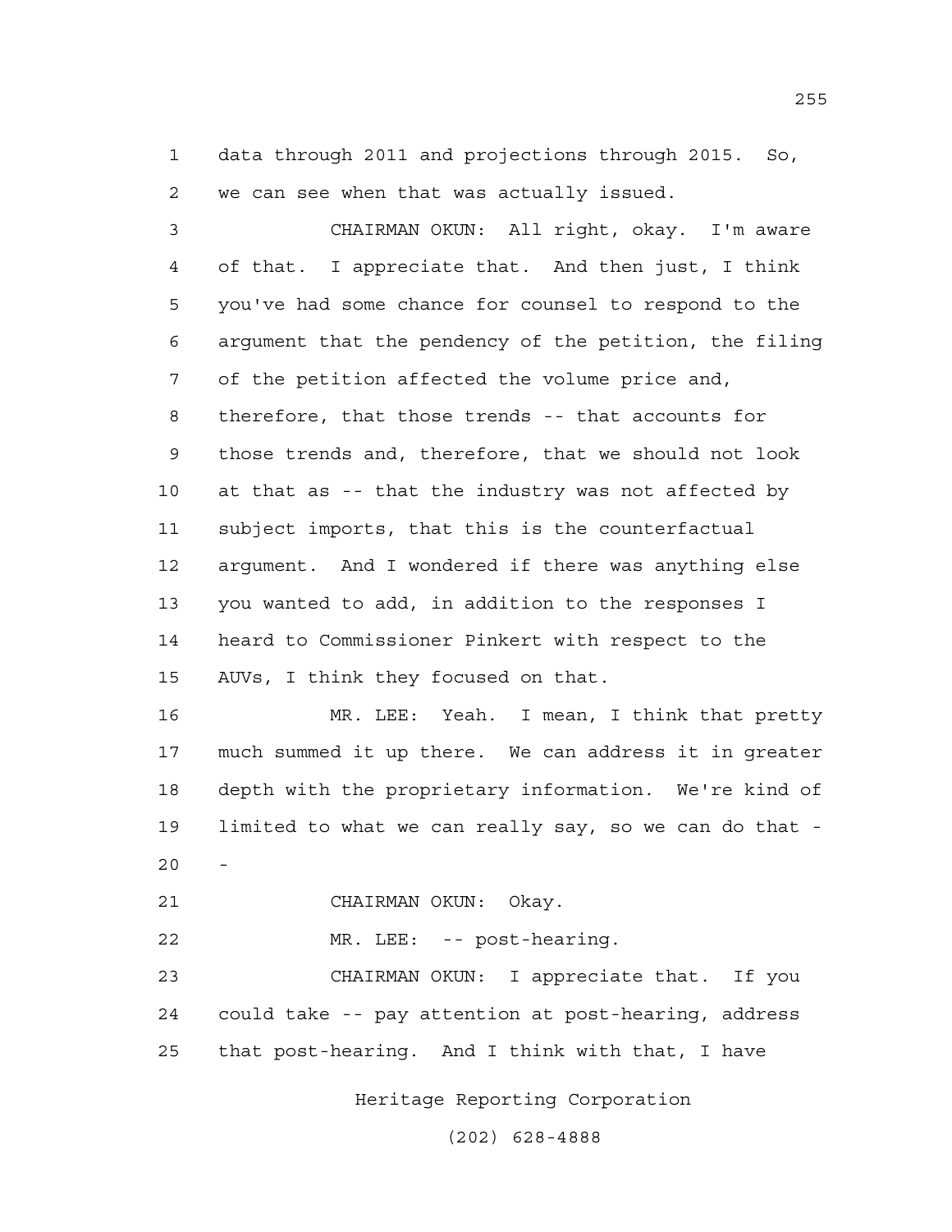data through 2011 and projections through 2015. So, we can see when that was actually issued.

CHAIRMAN OKUN: All right, okay. I'm aware of that. I appreciate that. And then just, I think you've had some chance for counsel to respond to the argument that the pendency of the petition, the filing of the petition affected the volume price and, therefore, that those trends -- that accounts for those trends and, therefore, that we should not look at that as -- that the industry was not affected by subject imports, that this is the counterfactual argument. And I wondered if there was anything else you wanted to add, in addition to the responses I heard to Commissioner Pinkert with respect to the AUVs, I think they focused on that.

MR. LEE: Yeah. I mean, I think that pretty much summed it up there. We can address it in greater depth with the proprietary information. We're kind of limited to what we can really say, so we can do that --

CHAIRMAN OKUN: Okay.

MR. LEE: -- post-hearing.

CHAIRMAN OKUN: I appreciate that. If you could take -- pay attention at post-hearing, address that post-hearing. And I think with that, I have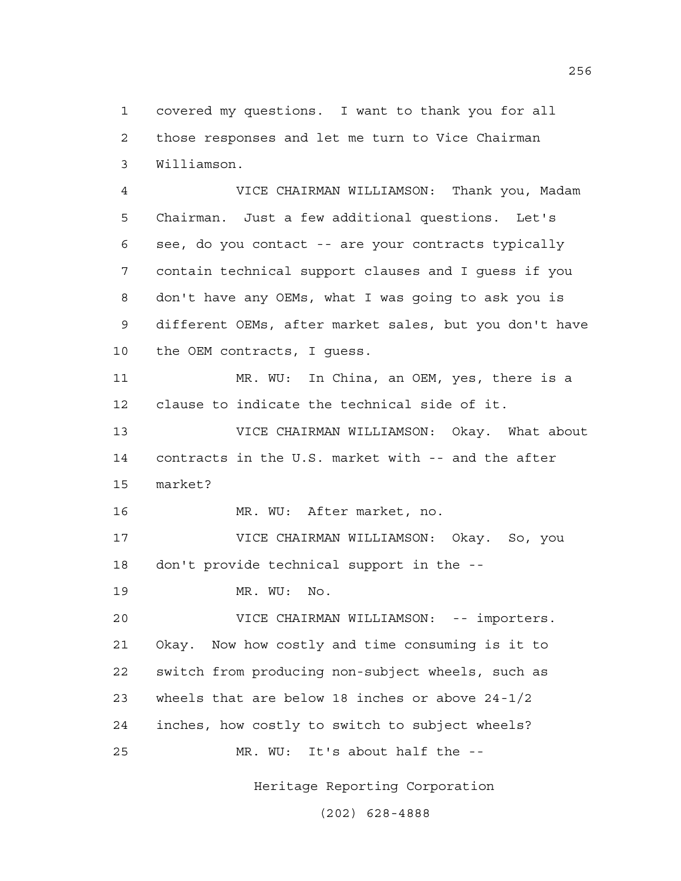covered my questions. I want to thank you for all those responses and let me turn to Vice Chairman Williamson.

VICE CHAIRMAN WILLIAMSON: Thank you, Madam Chairman. Just a few additional questions. Let's see, do you contact -- are your contracts typically contain technical support clauses and I guess if you don't have any OEMs, what I was going to ask you is different OEMs, after market sales, but you don't have the OEM contracts, I guess.

MR. WU: In China, an OEM, yes, there is a clause to indicate the technical side of it.

VICE CHAIRMAN WILLIAMSON: Okay. What about contracts in the U.S. market with -- and the after market?

MR. WU: After market, no.

VICE CHAIRMAN WILLIAMSON: Okay. So, you don't provide technical support in the --

MR. WU: No.

VICE CHAIRMAN WILLIAMSON: -- importers. Okay. Now how costly and time consuming is it to switch from producing non-subject wheels, such as wheels that are below 18 inches or above 24-1/2 inches, how costly to switch to subject wheels?

MR. WU: It's about half the --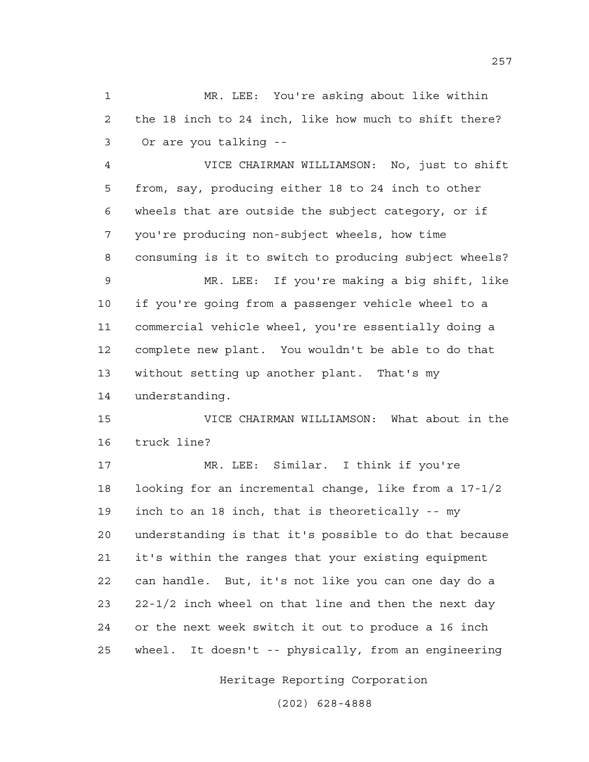MR. LEE: You're asking about like within the 18 inch to 24 inch, like how much to shift there? Or are you talking --

VICE CHAIRMAN WILLIAMSON: No, just to shift from, say, producing either 18 to 24 inch to other wheels that are outside the subject category, or if you're producing non-subject wheels, how time consuming is it to switch to producing subject wheels?

MR. LEE: If you're making a big shift, like if you're going from a passenger vehicle wheel to a commercial vehicle wheel, you're essentially doing a complete new plant. You wouldn't be able to do that without setting up another plant. That's my understanding.

VICE CHAIRMAN WILLIAMSON: What about in the truck line?

MR. LEE: Similar. I think if you're looking for an incremental change, like from a 17-1/2 inch to an 18 inch, that is theoretically -- my understanding is that it's possible to do that because it's within the ranges that your existing equipment can handle. But, it's not like you can one day do a 22-1/2 inch wheel on that line and then the next day or the next week switch it out to produce a 16 inch wheel. It doesn't -- physically, from an engineering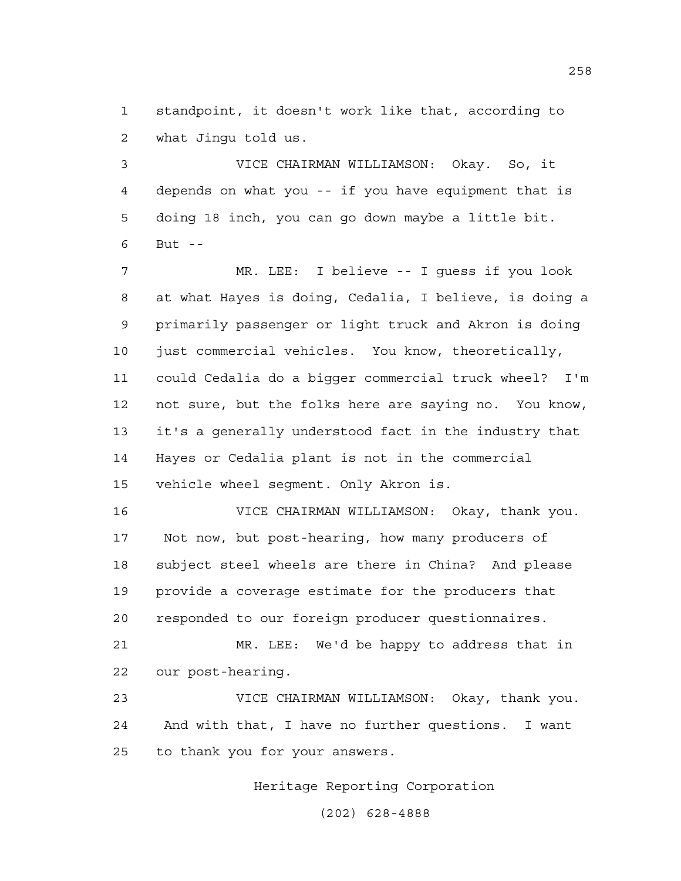standpoint, it doesn't work like that, according to what Jingu told us.

VICE CHAIRMAN WILLIAMSON: Okay. So, it depends on what you -- if you have equipment that is doing 18 inch, you can go down maybe a little bit. But --

MR. LEE: I believe -- I guess if you look at what Hayes is doing, Cedalia, I believe, is doing a primarily passenger or light truck and Akron is doing just commercial vehicles. You know, theoretically, could Cedalia do a bigger commercial truck wheel? I'm not sure, but the folks here are saying no. You know, it's a generally understood fact in the industry that Hayes or Cedalia plant is not in the commercial vehicle wheel segment. Only Akron is.

VICE CHAIRMAN WILLIAMSON: Okay, thank you. Not now, but post-hearing, how many producers of subject steel wheels are there in China? And please provide a coverage estimate for the producers that responded to our foreign producer questionnaires.

MR. LEE: We'd be happy to address that in our post-hearing.

VICE CHAIRMAN WILLIAMSON: Okay, thank you. And with that, I have no further questions. I want to thank you for your answers.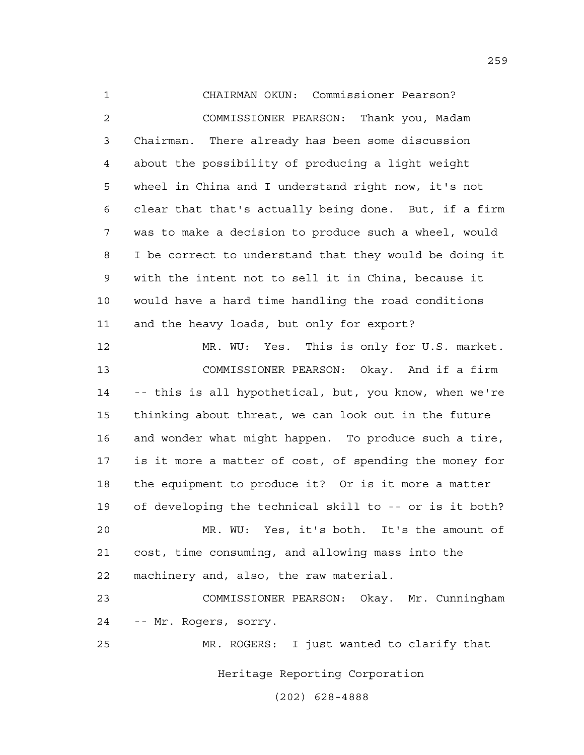CHAIRMAN OKUN: Commissioner Pearson?

COMMISSIONER PEARSON: Thank you, Madam Chairman. There already has been some discussion about the possibility of producing a light weight wheel in China and I understand right now, it's not clear that that's actually being done. But, if a firm was to make a decision to produce such a wheel, would I be correct to understand that they would be doing it with the intent not to sell it in China, because it would have a hard time handling the road conditions and the heavy loads, but only for export?

MR. WU: Yes. This is only for U.S. market.

COMMISSIONER PEARSON: Okay. And if a firm -- this is all hypothetical, but, you know, when we're thinking about threat, we can look out in the future and wonder what might happen. To produce such a tire, is it more a matter of cost, of spending the money for the equipment to produce it? Or is it more a matter of developing the technical skill to -- or is it both?

MR. WU: Yes, it's both. It's the amount of cost, time consuming, and allowing mass into the machinery and, also, the raw material.

COMMISSIONER PEARSON: Okay. Mr. Cunningham -- Mr. Rogers, sorry.

MR. ROGERS: I just wanted to clarify that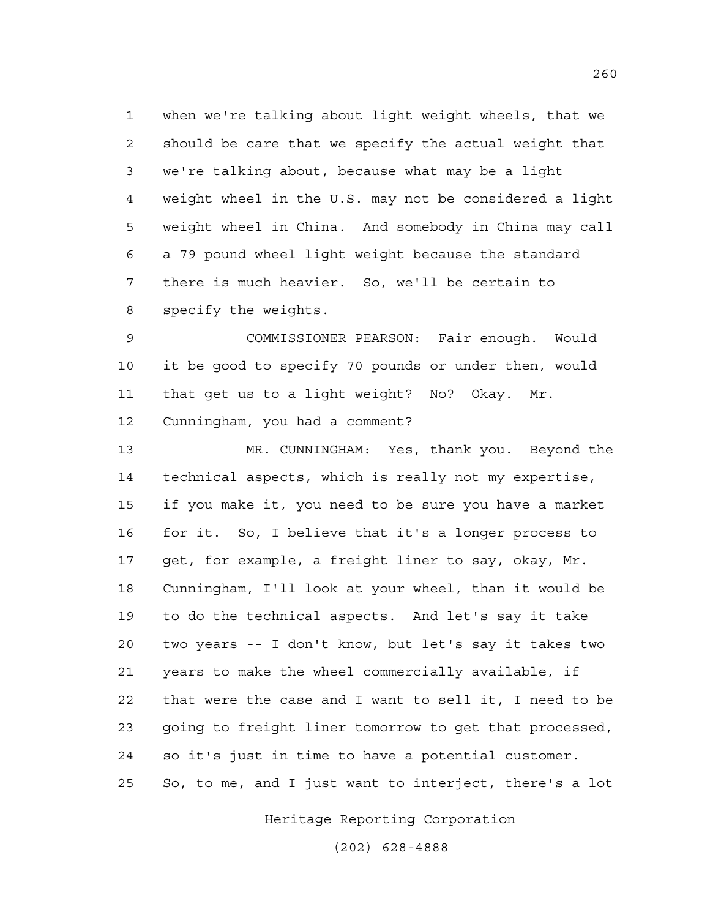when we're talking about light weight wheels, that we should be care that we specify the actual weight that we're talking about, because what may be a light weight wheel in the U.S. may not be considered a light weight wheel in China. And somebody in China may call a 79 pound wheel light weight because the standard there is much heavier. So, we'll be certain to specify the weights.

COMMISSIONER PEARSON: Fair enough. Would it be good to specify 70 pounds or under then, would that get us to a light weight? No? Okay. Mr. Cunningham, you had a comment?

MR. CUNNINGHAM: Yes, thank you. Beyond the technical aspects, which is really not my expertise, if you make it, you need to be sure you have a market for it. So, I believe that it's a longer process to get, for example, a freight liner to say, okay, Mr. Cunningham, I'll look at your wheel, than it would be to do the technical aspects. And let's say it take two years -- I don't know, but let's say it takes two years to make the wheel commercially available, if that were the case and I want to sell it, I need to be going to freight liner tomorrow to get that processed, so it's just in time to have a potential customer. So, to me, and I just want to interject, there's a lot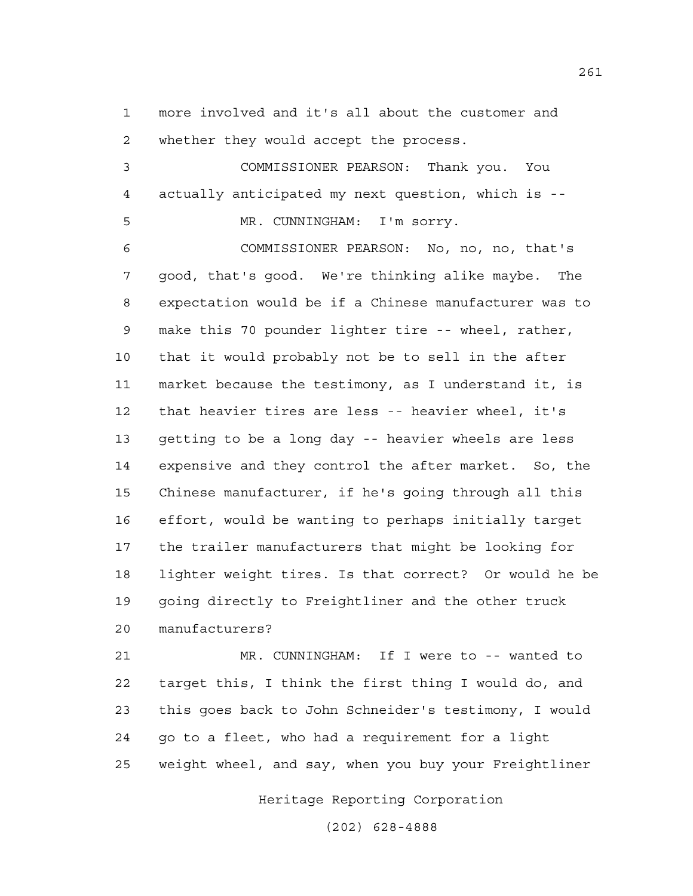more involved and it's all about the customer and whether they would accept the process.

COMMISSIONER PEARSON: Thank you. You actually anticipated my next question, which is --

MR. CUNNINGHAM: I'm sorry.

COMMISSIONER PEARSON: No, no, no, that's good, that's good. We're thinking alike maybe. The expectation would be if a Chinese manufacturer was to make this 70 pounder lighter tire -- wheel, rather, that it would probably not be to sell in the after market because the testimony, as I understand it, is that heavier tires are less -- heavier wheel, it's getting to be a long day -- heavier wheels are less expensive and they control the after market. So, the Chinese manufacturer, if he's going through all this effort, would be wanting to perhaps initially target the trailer manufacturers that might be looking for lighter weight tires. Is that correct? Or would he be going directly to Freightliner and the other truck manufacturers?

MR. CUNNINGHAM: If I were to -- wanted to target this, I think the first thing I would do, and this goes back to John Schneider's testimony, I would go to a fleet, who had a requirement for a light weight wheel, and say, when you buy your Freightliner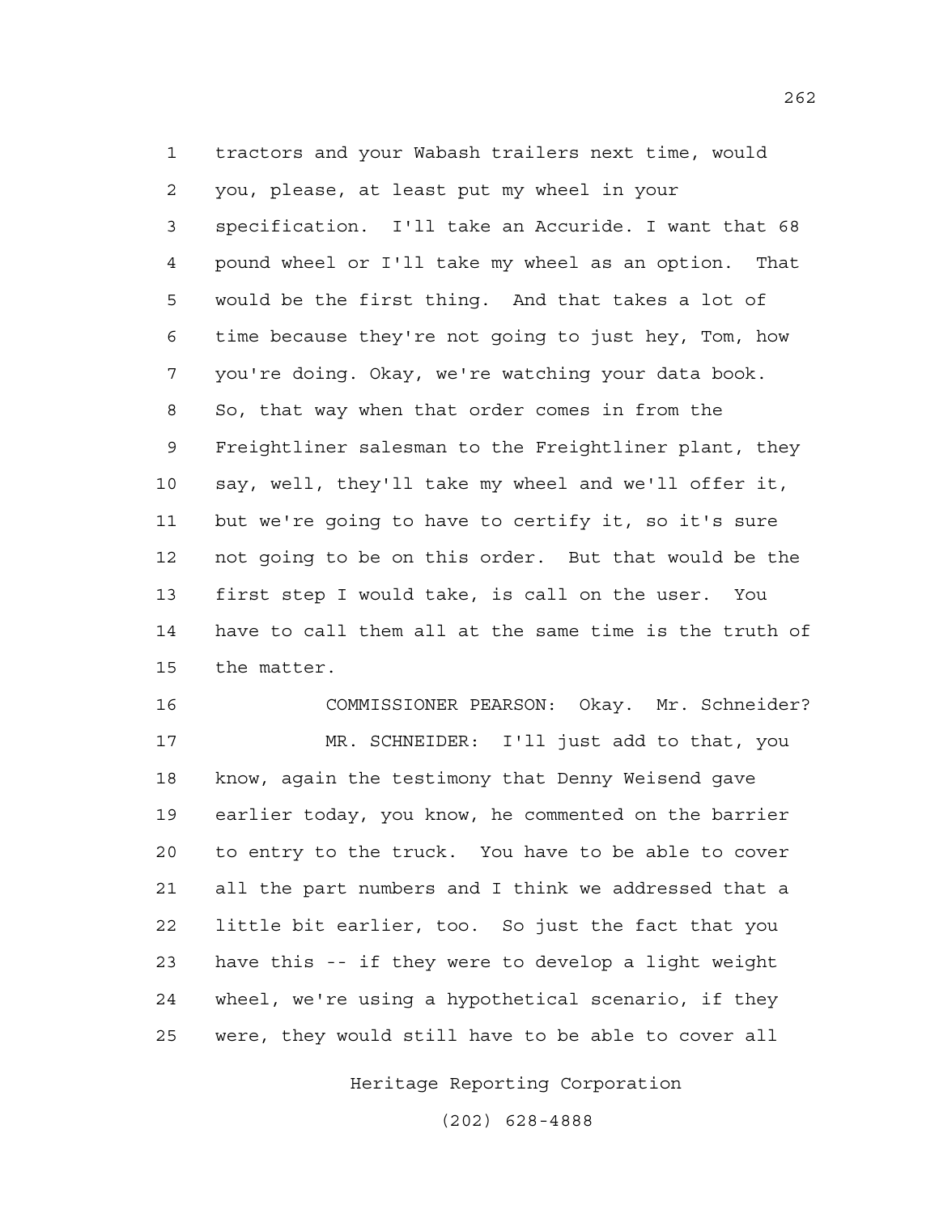tractors and your Wabash trailers next time, would you, please, at least put my wheel in your specification. I'll take an Accuride. I want that 68 pound wheel or I'll take my wheel as an option. That would be the first thing. And that takes a lot of time because they're not going to just hey, Tom, how you're doing. Okay, we're watching your data book. So, that way when that order comes in from the Freightliner salesman to the Freightliner plant, they say, well, they'll take my wheel and we'll offer it, but we're going to have to certify it, so it's sure not going to be on this order. But that would be the first step I would take, is call on the user. You have to call them all at the same time is the truth of the matter.

COMMISSIONER PEARSON: Okay. Mr. Schneider?

MR. SCHNEIDER: I'll just add to that, you know, again the testimony that Denny Weisend gave earlier today, you know, he commented on the barrier to entry to the truck. You have to be able to cover all the part numbers and I think we addressed that a little bit earlier, too. So just the fact that you have this -- if they were to develop a light weight wheel, we're using a hypothetical scenario, if they were, they would still have to be able to cover all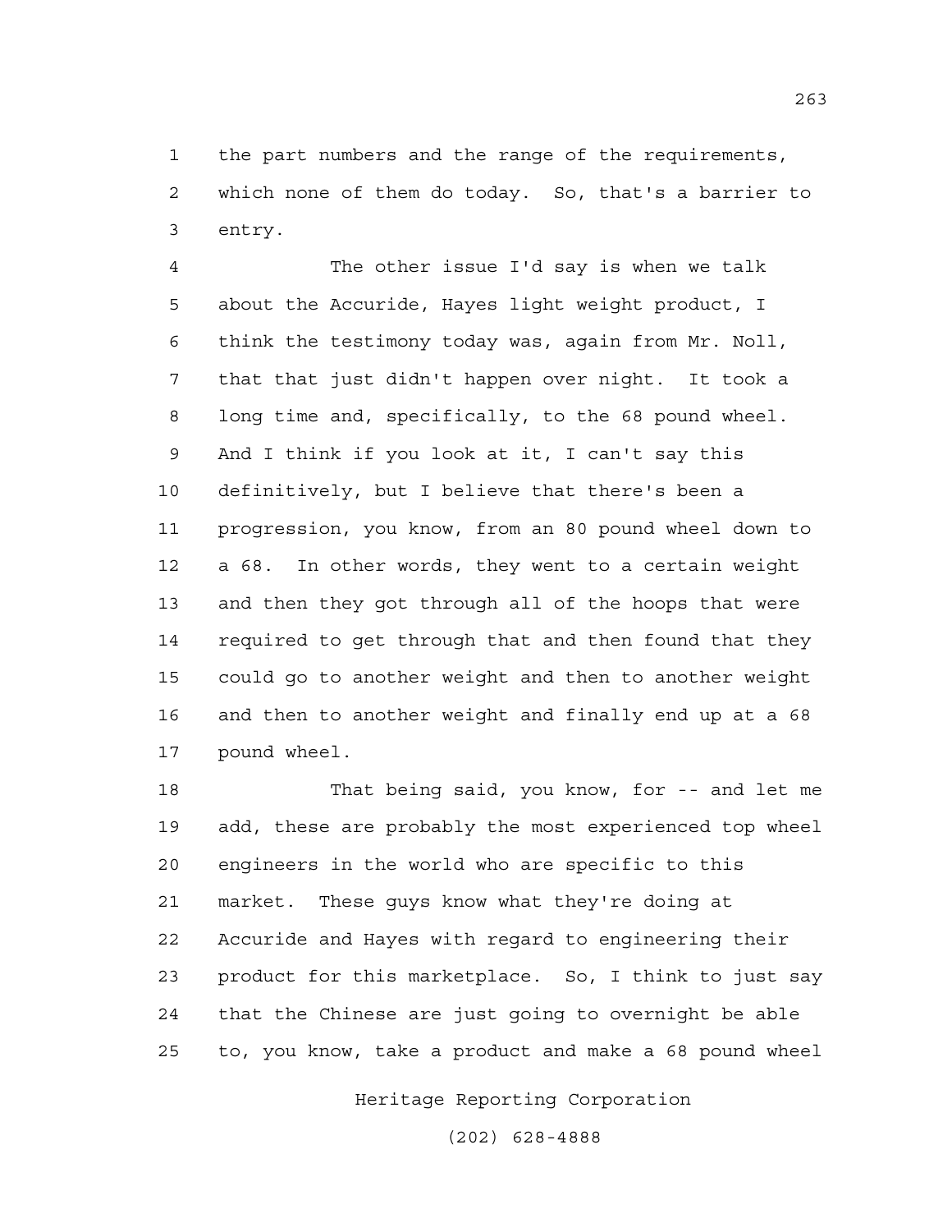1 the part numbers and the range of the requirements,
2 which none of them do today. So, that's a barrier to
3 entry.

4 The other issue I'd say is when we talk
5 about the Accuride, Hayes light weight product, I
6 think the testimony today was, again from Mr. Noll,
7 that that just didn't happen over night. It took a
8 long time and, specifically, to the 68 pound wheel.
9 And I think if you look at it, I can't say this
10 definitively, but I believe that there's been a
11 progression, you know, from an 80 pound wheel down to
12 a 68. In other words, they went to a certain weight
13 and then they got through all of the hoops that were
14 required to get through that and then found that they
15 could go to another weight and then to another weight
16 and then to another weight and finally end up at a 68
17 pound wheel.

18 That being said, you know, for -- and let me
19 add, these are probably the most experienced top wheel
20 engineers in the world who are specific to this
21 market. These guys know what they're doing at
22 Accuride and Hayes with regard to engineering their
23 product for this marketplace. So, I think to just say
24 that the Chinese are just going to overnight be able
25 to, you know, take a product and make a 68 pound wheel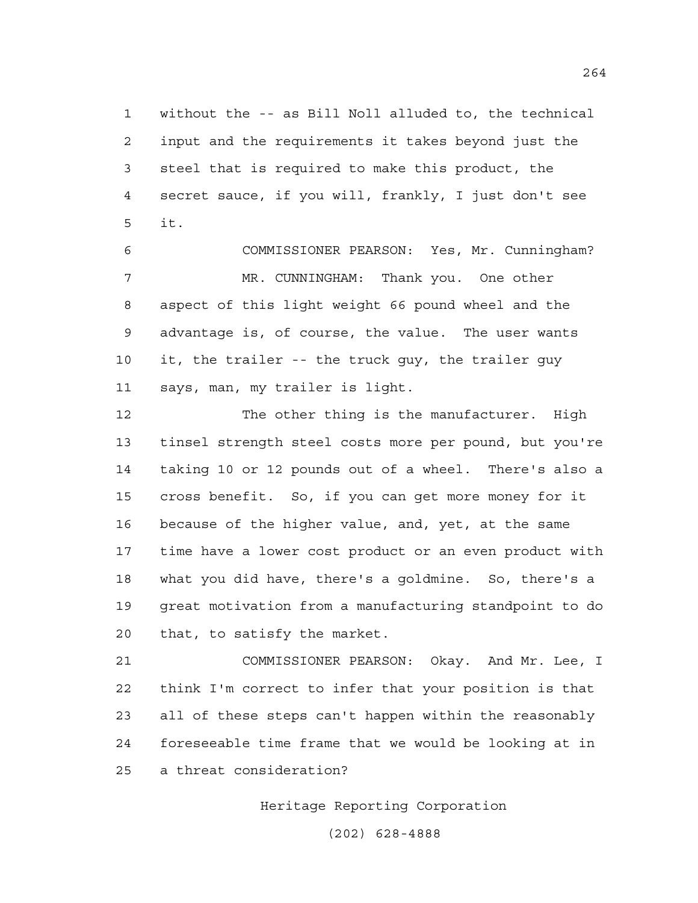without the -- as Bill Noll alluded to, the technical input and the requirements it takes beyond just the steel that is required to make this product, the secret sauce, if you will, frankly, I just don't see it.

COMMISSIONER PEARSON: Yes, Mr. Cunningham?

MR. CUNNINGHAM: Thank you. One other aspect of this light weight 66 pound wheel and the advantage is, of course, the value. The user wants it, the trailer -- the truck guy, the trailer guy says, man, my trailer is light.

The other thing is the manufacturer. High tinsel strength steel costs more per pound, but you're taking 10 or 12 pounds out of a wheel. There's also a cross benefit. So, if you can get more money for it because of the higher value, and, yet, at the same time have a lower cost product or an even product with what you did have, there's a goldmine. So, there's a great motivation from a manufacturing standpoint to do that, to satisfy the market.

COMMISSIONER PEARSON: Okay. And Mr. Lee, I think I'm correct to infer that your position is that all of these steps can't happen within the reasonably foreseeable time frame that we would be looking at in a threat consideration?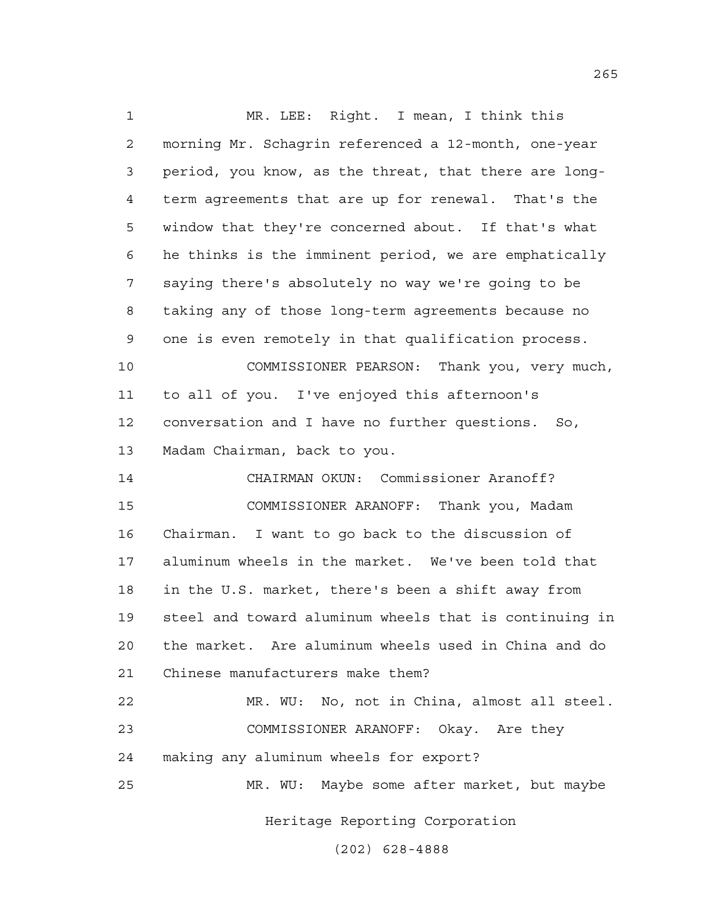MR. LEE: Right. I mean, I think this morning Mr. Schagrin referenced a 12-month, one-year period, you know, as the threat, that there are long-term agreements that are up for renewal. That's the window that they're concerned about. If that's what he thinks is the imminent period, we are emphatically saying there's absolutely no way we're going to be taking any of those long-term agreements because no one is even remotely in that qualification process.

COMMISSIONER PEARSON: Thank you, very much, to all of you. I've enjoyed this afternoon's conversation and I have no further questions. So, Madam Chairman, back to you.

CHAIRMAN OKUN: Commissioner Aranoff?

COMMISSIONER ARANOFF: Thank you, Madam Chairman. I want to go back to the discussion of aluminum wheels in the market. We've been told that in the U.S. market, there's been a shift away from steel and toward aluminum wheels that is continuing in the market. Are aluminum wheels used in China and do Chinese manufacturers make them?

MR. WU: No, not in China, almost all steel.

COMMISSIONER ARANOFF: Okay. Are they making any aluminum wheels for export?

MR. WU: Maybe some after market, but maybe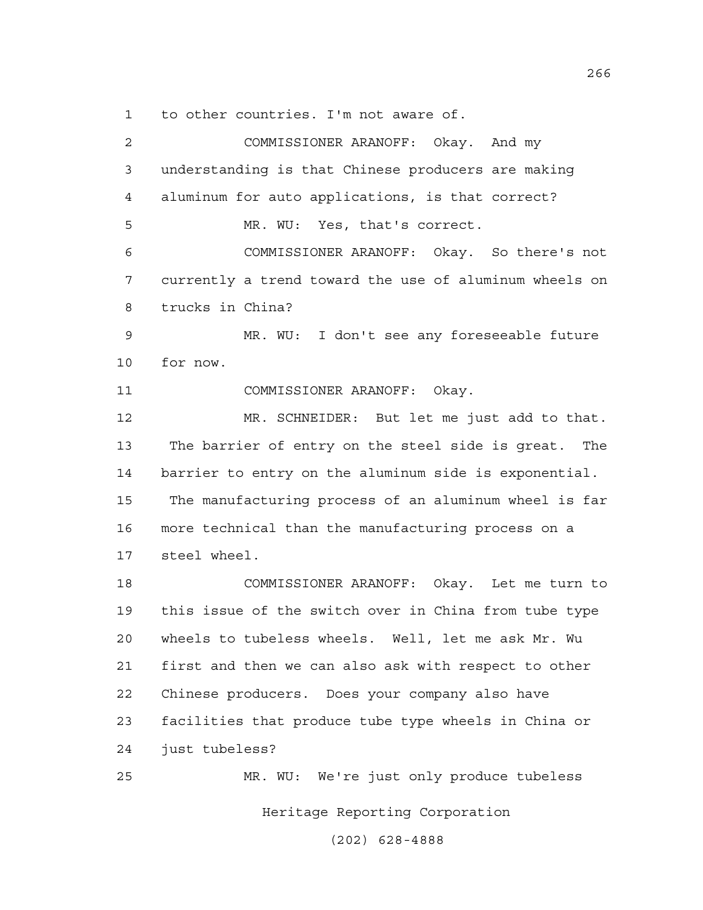to other countries. I'm not aware of.

COMMISSIONER ARANOFF: Okay. And my understanding is that Chinese producers are making aluminum for auto applications, is that correct?

MR. WU: Yes, that's correct.

COMMISSIONER ARANOFF: Okay. So there's not currently a trend toward the use of aluminum wheels on trucks in China?

MR. WU: I don't see any foreseeable future for now.

COMMISSIONER ARANOFF: Okay.

MR. SCHNEIDER: But let me just add to that. The barrier of entry on the steel side is great. The barrier to entry on the aluminum side is exponential. The manufacturing process of an aluminum wheel is far more technical than the manufacturing process on a steel wheel.

COMMISSIONER ARANOFF: Okay. Let me turn to this issue of the switch over in China from tube type wheels to tubeless wheels. Well, let me ask Mr. Wu first and then we can also ask with respect to other Chinese producers. Does your company also have facilities that produce tube type wheels in China or just tubeless?

MR. WU: We're just only produce tubeless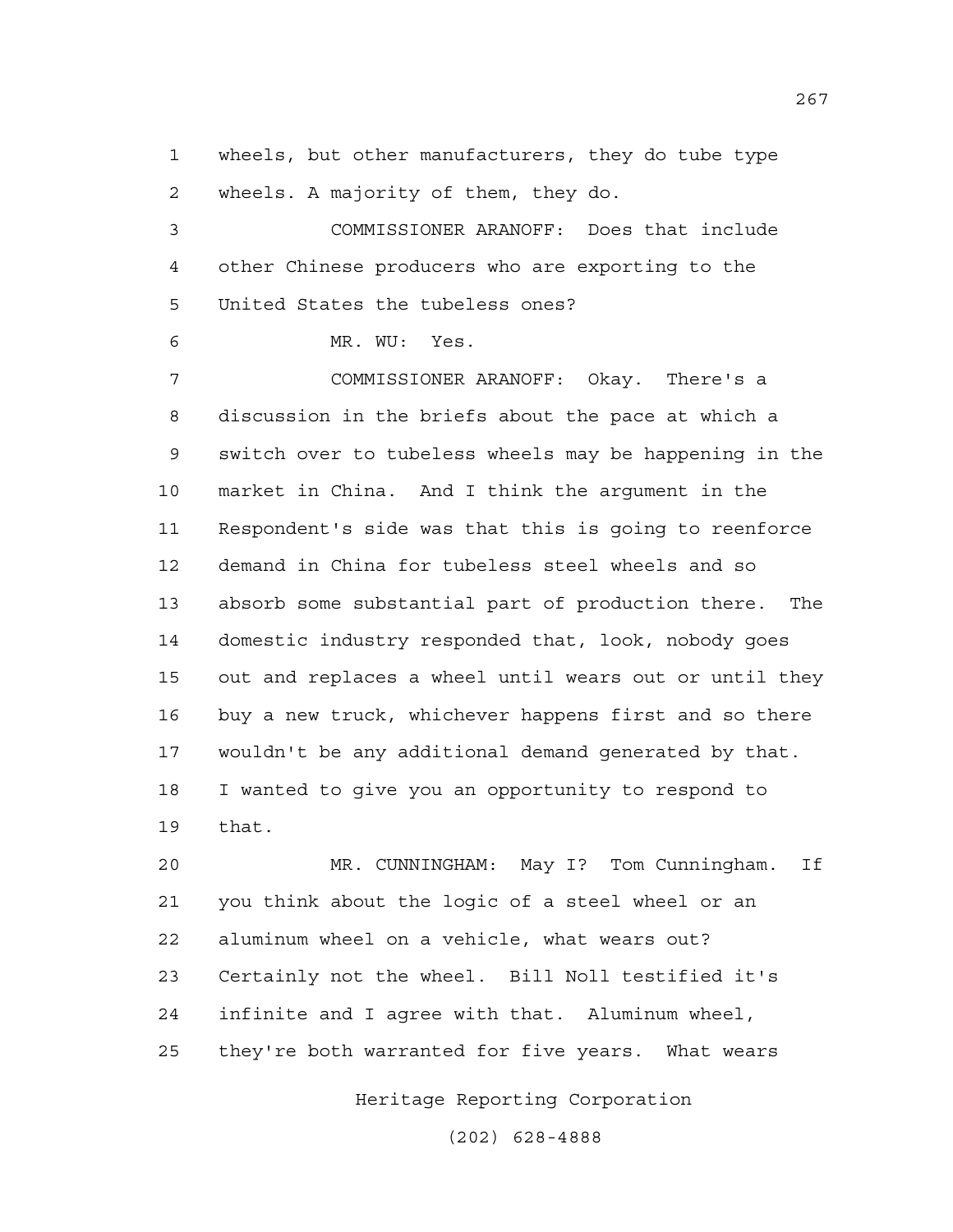1 wheels, but other manufacturers, they do tube type
2 wheels. A majority of them, they do.

3 COMMISSIONER ARANOFF: Does that include
4 other Chinese producers who are exporting to the
5 United States the tubeless ones?

6 MR. WU: Yes.

7 COMMISSIONER ARANOFF: Okay. There's a
8 discussion in the briefs about the pace at which a
9 switch over to tubeless wheels may be happening in the
10 market in China. And I think the argument in the
11 Respondent's side was that this is going to reenforce
12 demand in China for tubeless steel wheels and so
13 absorb some substantial part of production there. The
14 domestic industry responded that, look, nobody goes
15 out and replaces a wheel until wears out or until they
16 buy a new truck, whichever happens first and so there
17 wouldn't be any additional demand generated by that.
18 I wanted to give you an opportunity to respond to
19 that.

20 MR. CUNNINGHAM: May I? Tom Cunningham. If
21 you think about the logic of a steel wheel or an
22 aluminum wheel on a vehicle, what wears out?
23 Certainly not the wheel. Bill Noll testified it's
24 infinite and I agree with that. Aluminum wheel,
25 they're both warranted for five years. What wears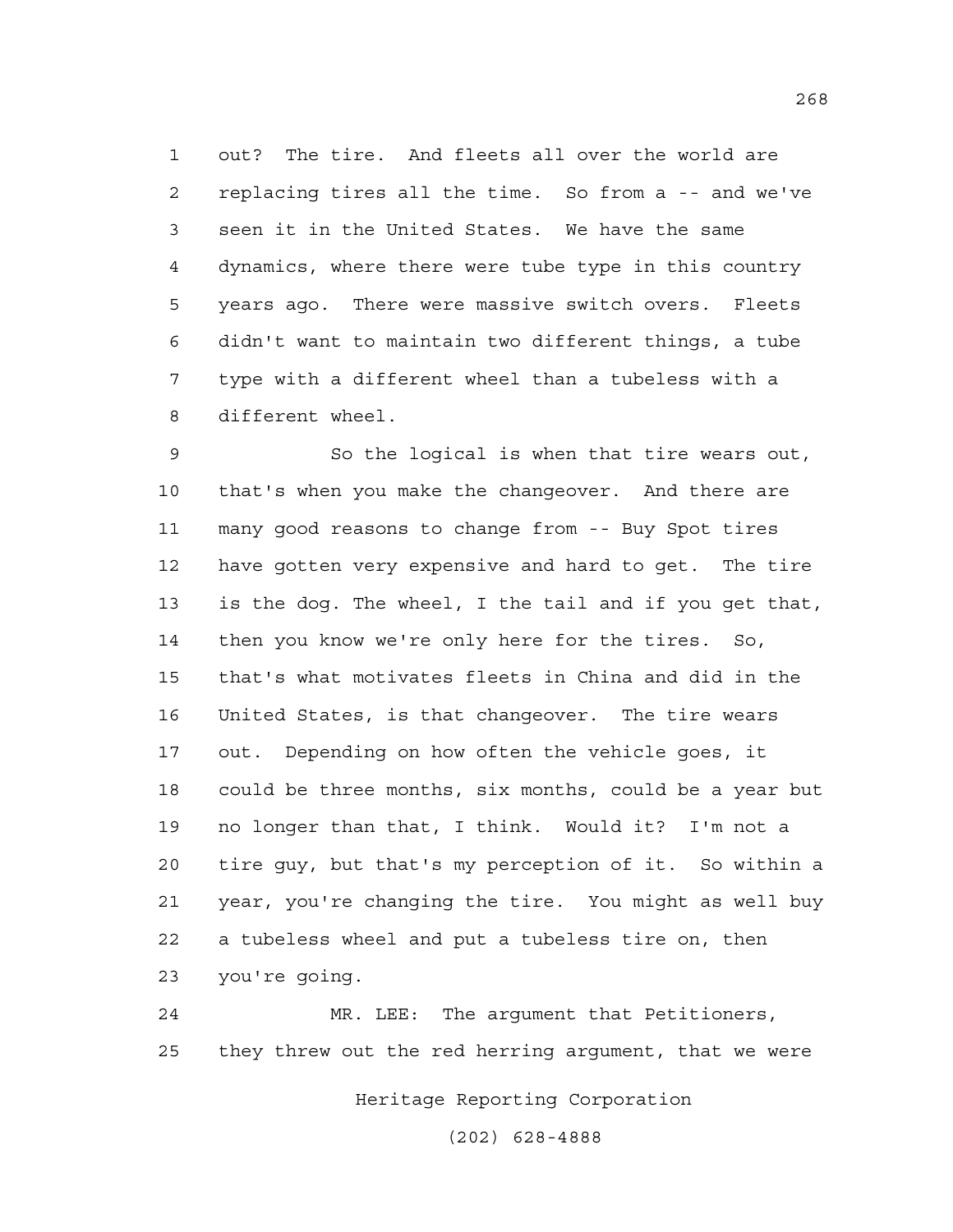out? The tire. And fleets all over the world are replacing tires all the time. So from a -- and we've seen it in the United States. We have the same dynamics, where there were tube type in this country years ago. There were massive switch overs. Fleets didn't want to maintain two different things, a tube type with a different wheel than a tubeless with a different wheel.

So the logical is when that tire wears out, that's when you make the changeover. And there are many good reasons to change from -- Buy Spot tires have gotten very expensive and hard to get. The tire is the dog. The wheel, I the tail and if you get that, then you know we're only here for the tires. So, that's what motivates fleets in China and did in the United States, is that changeover. The tire wears out. Depending on how often the vehicle goes, it could be three months, six months, could be a year but no longer than that, I think. Would it? I'm not a tire guy, but that's my perception of it. So within a year, you're changing the tire. You might as well buy a tubeless wheel and put a tubeless tire on, then you're going.

MR. LEE: The argument that Petitioners, they threw out the red herring argument, that we were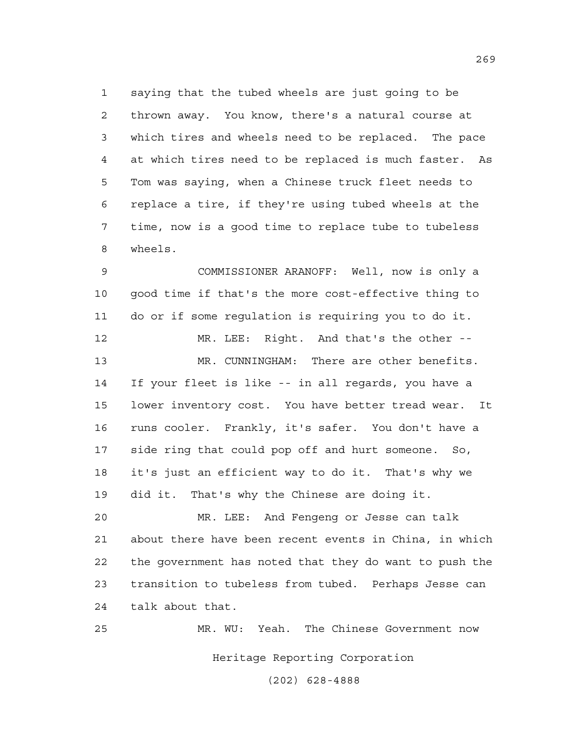saying that the tubed wheels are just going to be thrown away. You know, there's a natural course at which tires and wheels need to be replaced. The pace at which tires need to be replaced is much faster. As Tom was saying, when a Chinese truck fleet needs to replace a tire, if they're using tubed wheels at the time, now is a good time to replace tube to tubeless wheels.

COMMISSIONER ARANOFF: Well, now is only a good time if that's the more cost-effective thing to do or if some regulation is requiring you to do it.

MR. LEE: Right. And that's the other --

MR. CUNNINGHAM: There are other benefits. If your fleet is like -- in all regards, you have a lower inventory cost. You have better tread wear. It runs cooler. Frankly, it's safer. You don't have a side ring that could pop off and hurt someone. So, it's just an efficient way to do it. That's why we did it. That's why the Chinese are doing it.

MR. LEE: And Fengeng or Jesse can talk about there have been recent events in China, in which the government has noted that they do want to push the transition to tubeless from tubed. Perhaps Jesse can talk about that.

MR. WU: Yeah. The Chinese Government now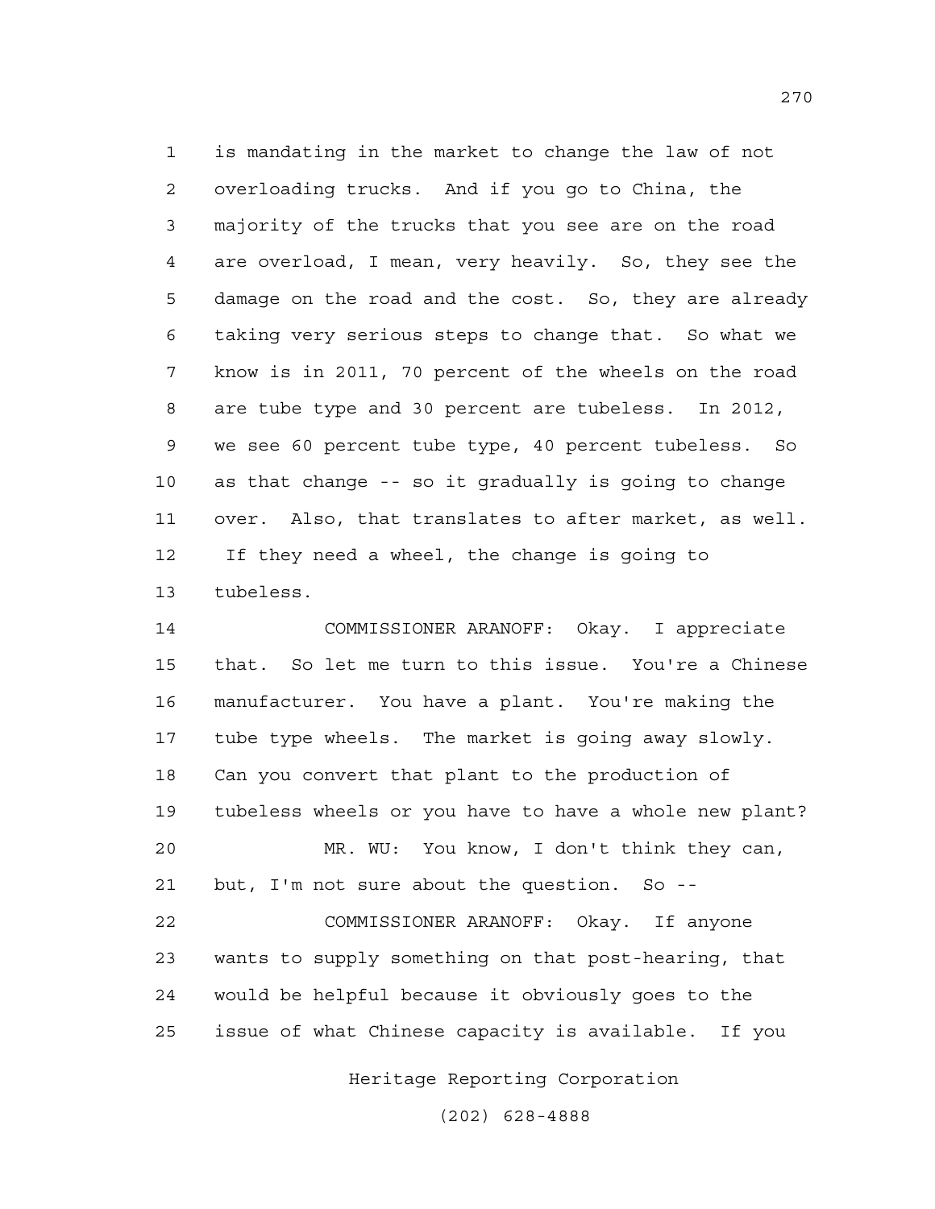is mandating in the market to change the law of not overloading trucks. And if you go to China, the majority of the trucks that you see are on the road are overload, I mean, very heavily. So, they see the damage on the road and the cost. So, they are already taking very serious steps to change that. So what we know is in 2011, 70 percent of the wheels on the road are tube type and 30 percent are tubeless. In 2012, we see 60 percent tube type, 40 percent tubeless. So as that change -- so it gradually is going to change over. Also, that translates to after market, as well. If they need a wheel, the change is going to tubeless.

COMMISSIONER ARANOFF: Okay. I appreciate that. So let me turn to this issue. You're a Chinese manufacturer. You have a plant. You're making the tube type wheels. The market is going away slowly. Can you convert that plant to the production of tubeless wheels or you have to have a whole new plant?

MR. WU: You know, I don't think they can, but, I'm not sure about the question. So --

COMMISSIONER ARANOFF: Okay. If anyone wants to supply something on that post-hearing, that would be helpful because it obviously goes to the issue of what Chinese capacity is available. If you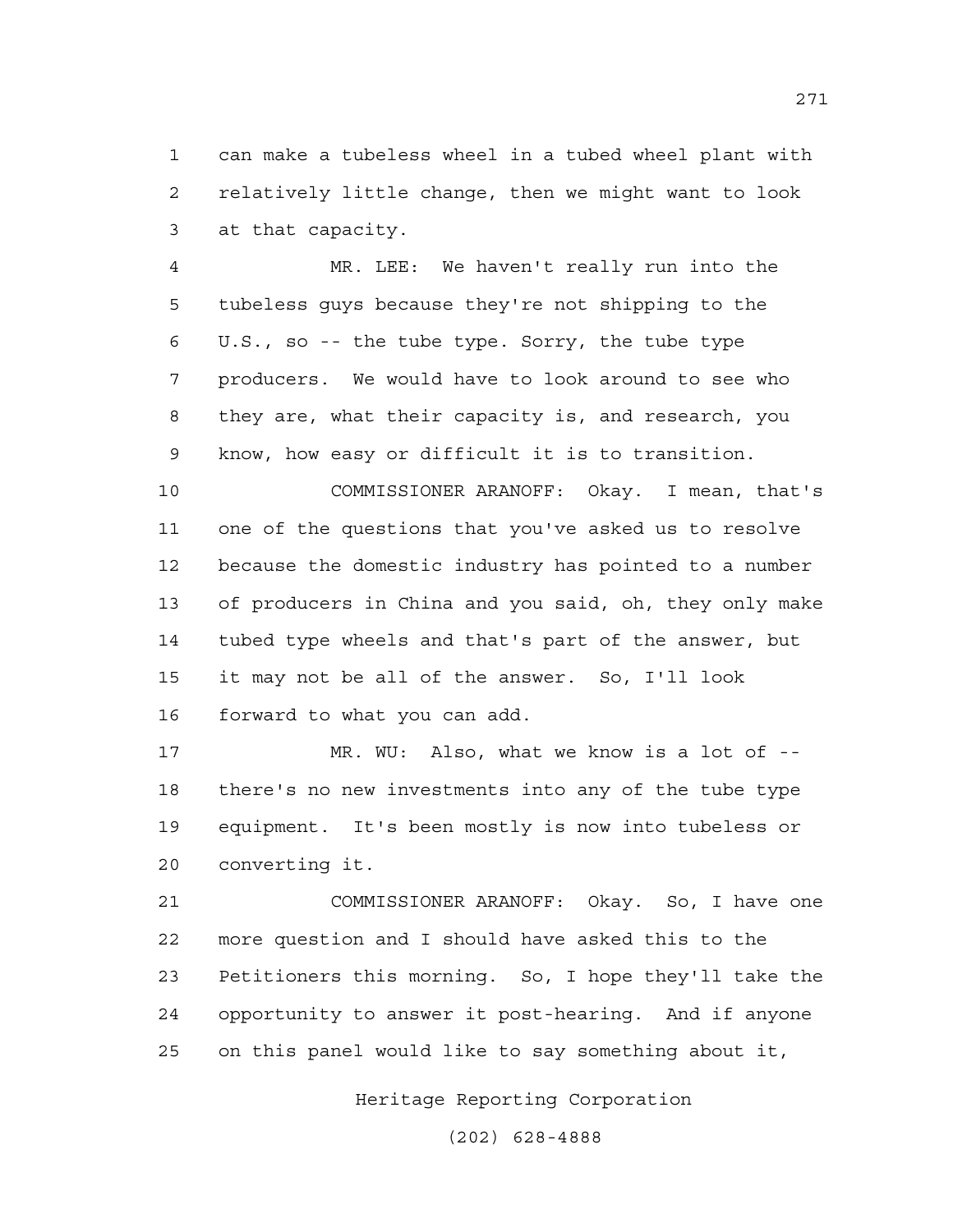can make a tubeless wheel in a tubed wheel plant with relatively little change, then we might want to look at that capacity.

MR. LEE: We haven't really run into the tubeless guys because they're not shipping to the U.S., so -- the tube type. Sorry, the tube type producers. We would have to look around to see who they are, what their capacity is, and research, you know, how easy or difficult it is to transition.

COMMISSIONER ARANOFF: Okay. I mean, that's one of the questions that you've asked us to resolve because the domestic industry has pointed to a number of producers in China and you said, oh, they only make tubed type wheels and that's part of the answer, but it may not be all of the answer. So, I'll look forward to what you can add.

MR. WU: Also, what we know is a lot of -- there's no new investments into any of the tube type equipment. It's been mostly is now into tubeless or converting it.

COMMISSIONER ARANOFF: Okay. So, I have one more question and I should have asked this to the Petitioners this morning. So, I hope they'll take the opportunity to answer it post-hearing. And if anyone on this panel would like to say something about it,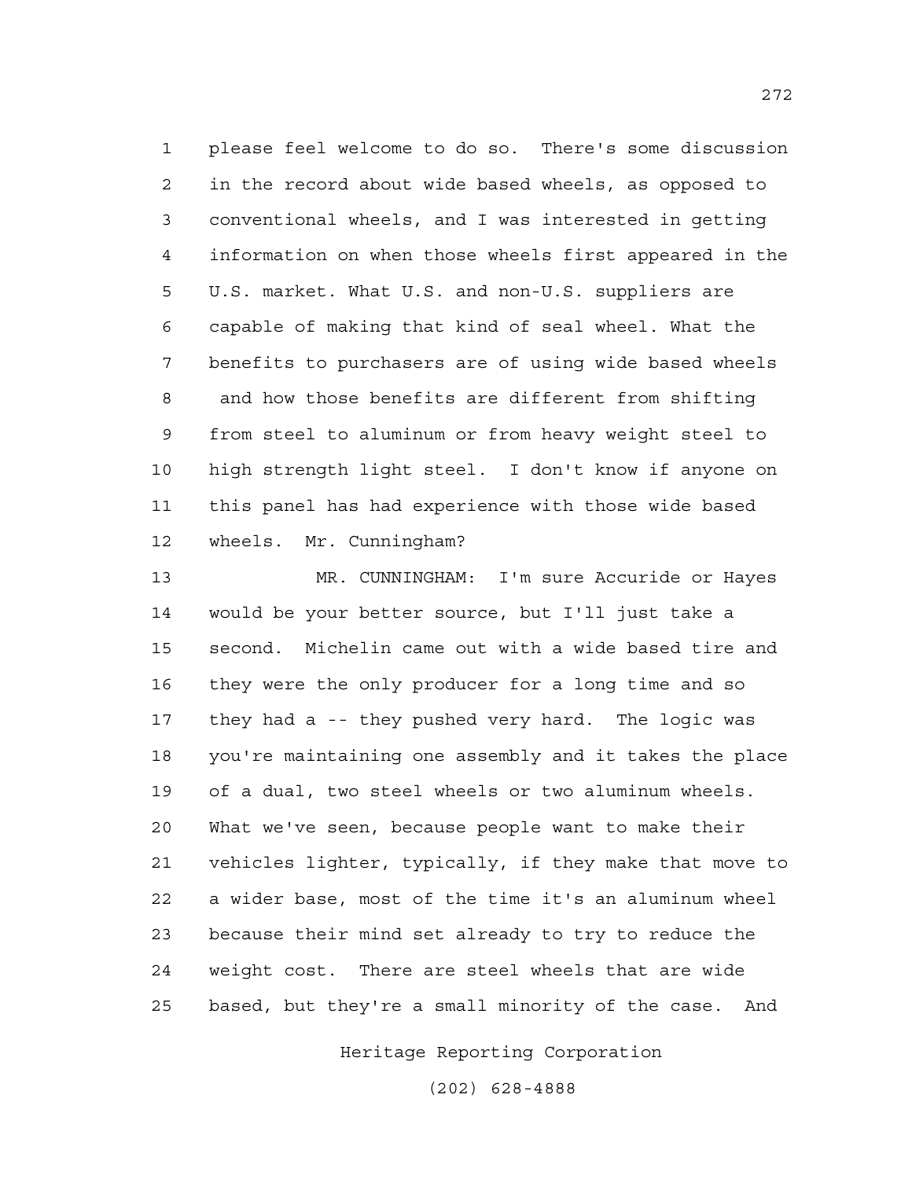1 please feel welcome to do so. There's some discussion
2 in the record about wide based wheels, as opposed to
3 conventional wheels, and I was interested in getting
4 information on when those wheels first appeared in the
5 U.S. market. What U.S. and non-U.S. suppliers are
6 capable of making that kind of seal wheel. What the
7 benefits to purchasers are of using wide based wheels
8 and how those benefits are different from shifting
9 from steel to aluminum or from heavy weight steel to
10 high strength light steel. I don't know if anyone on
11 this panel has had experience with those wide based
12 wheels. Mr. Cunningham?

13 MR. CUNNINGHAM: I'm sure Accuride or Hayes
14 would be your better source, but I'll just take a
15 second. Michelin came out with a wide based tire and
16 they were the only producer for a long time and so
17 they had a -- they pushed very hard. The logic was
18 you're maintaining one assembly and it takes the place
19 of a dual, two steel wheels or two aluminum wheels.
20 What we've seen, because people want to make their
21 vehicles lighter, typically, if they make that move to
22 a wider base, most of the time it's an aluminum wheel
23 because their mind set already to try to reduce the
24 weight cost. There are steel wheels that are wide
25 based, but they're a small minority of the case. And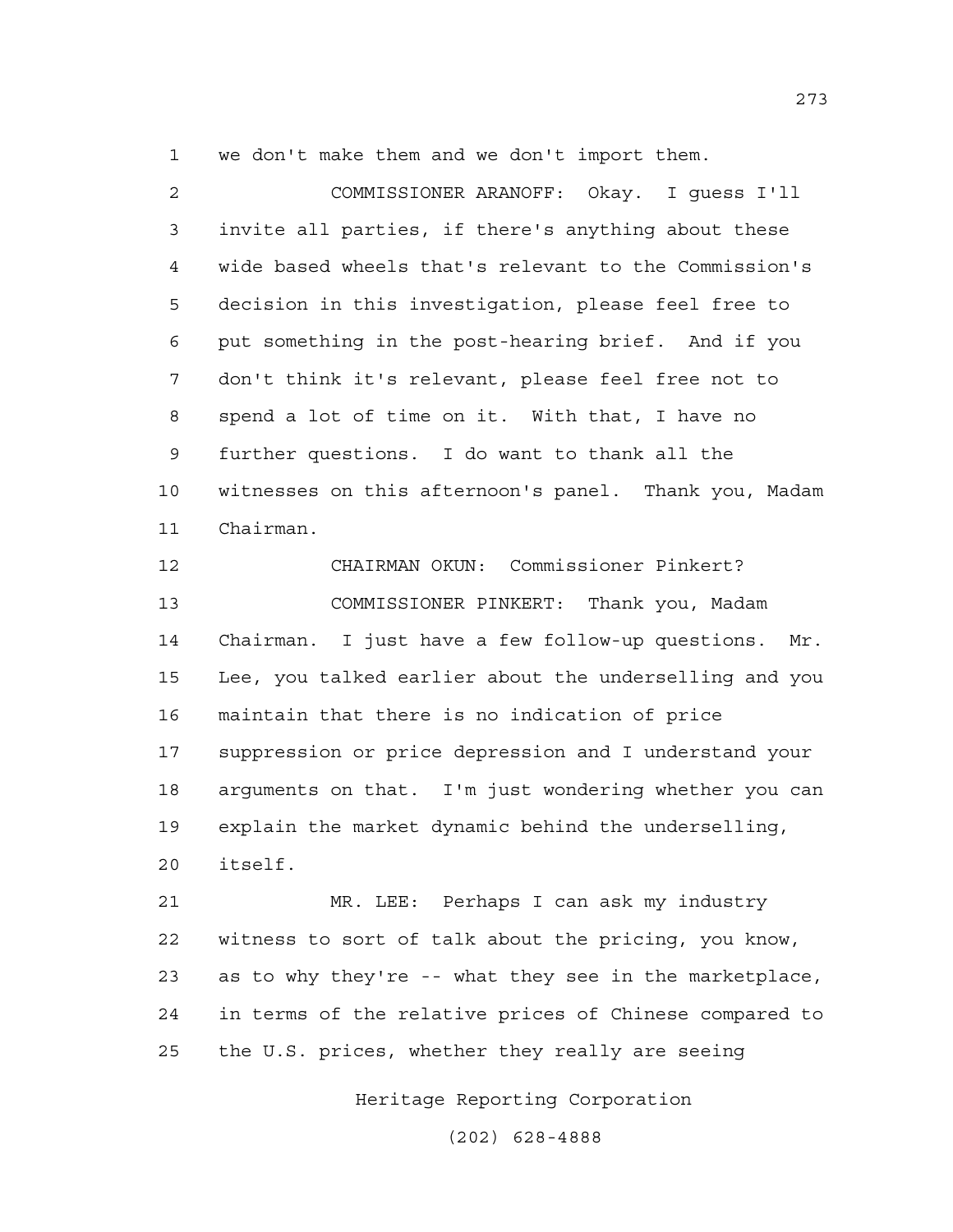we don't make them and we don't import them.

COMMISSIONER ARANOFF: Okay. I guess I'll invite all parties, if there's anything about these wide based wheels that's relevant to the Commission's decision in this investigation, please feel free to put something in the post-hearing brief. And if you don't think it's relevant, please feel free not to spend a lot of time on it. With that, I have no further questions. I do want to thank all the witnesses on this afternoon's panel. Thank you, Madam Chairman.

CHAIRMAN OKUN: Commissioner Pinkert?

COMMISSIONER PINKERT: Thank you, Madam Chairman. I just have a few follow-up questions. Mr. Lee, you talked earlier about the underselling and you maintain that there is no indication of price suppression or price depression and I understand your arguments on that. I'm just wondering whether you can explain the market dynamic behind the underselling, itself.

MR. LEE: Perhaps I can ask my industry witness to sort of talk about the pricing, you know, as to why they're -- what they see in the marketplace, in terms of the relative prices of Chinese compared to the U.S. prices, whether they really are seeing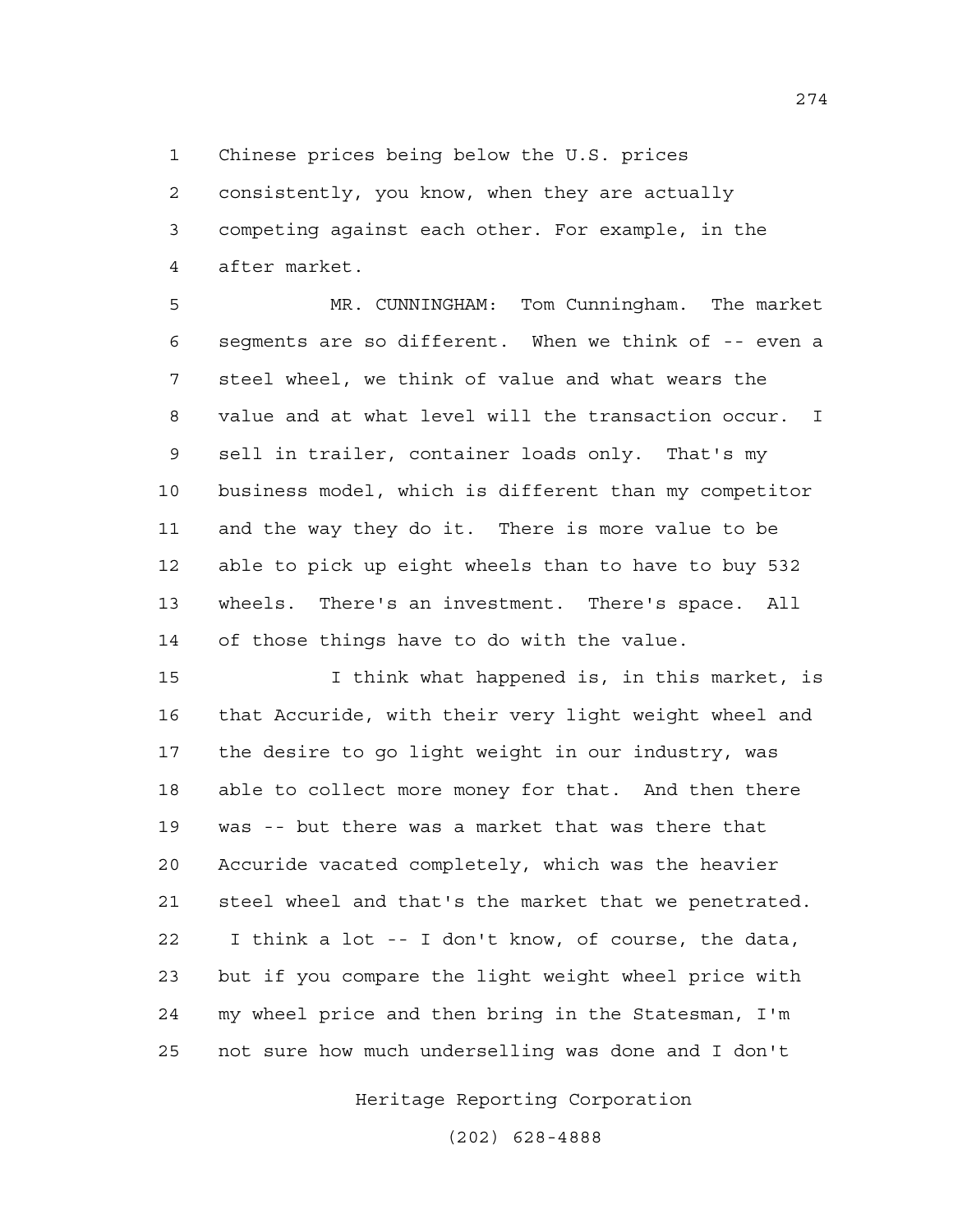Chinese prices being below the U.S. prices consistently, you know, when they are actually competing against each other. For example, in the after market.

MR. CUNNINGHAM: Tom Cunningham. The market segments are so different. When we think of -- even a steel wheel, we think of value and what wears the value and at what level will the transaction occur. I sell in trailer, container loads only. That's my business model, which is different than my competitor and the way they do it. There is more value to be able to pick up eight wheels than to have to buy 532 wheels. There's an investment. There's space. All of those things have to do with the value.

I think what happened is, in this market, is that Accuride, with their very light weight wheel and the desire to go light weight in our industry, was able to collect more money for that. And then there was -- but there was a market that was there that Accuride vacated completely, which was the heavier steel wheel and that's the market that we penetrated. I think a lot -- I don't know, of course, the data, but if you compare the light weight wheel price with my wheel price and then bring in the Statesman, I'm not sure how much underselling was done and I don't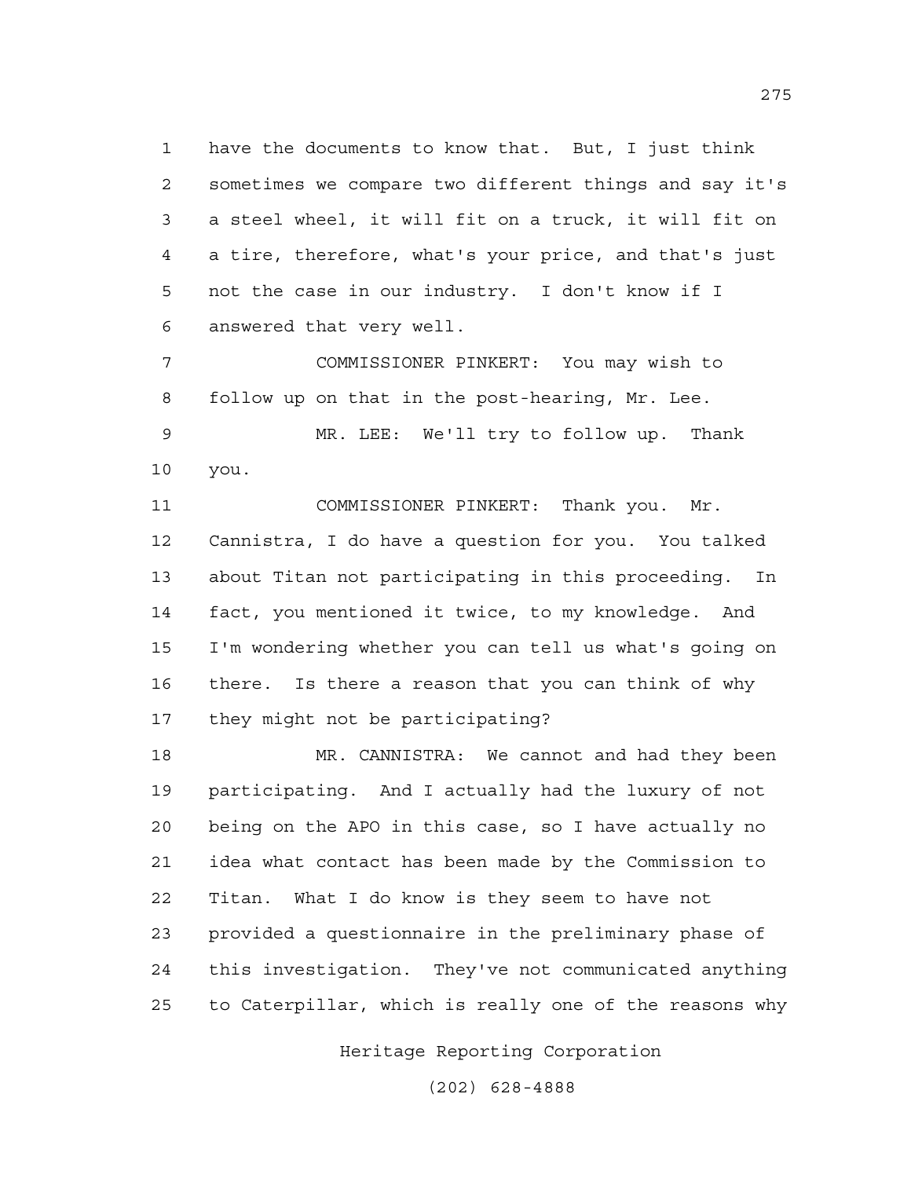1 have the documents to know that. But, I just think
2 sometimes we compare two different things and say it's
3 a steel wheel, it will fit on a truck, it will fit on
4 a tire, therefore, what's your price, and that's just
5 not the case in our industry. I don't know if I
6 answered that very well.

7 COMMISSIONER PINKERT: You may wish to
8 follow up on that in the post-hearing, Mr. Lee.

9 MR. LEE: We'll try to follow up. Thank
10 you.

11 COMMISSIONER PINKERT: Thank you. Mr.
12 Cannistra, I do have a question for you. You talked
13 about Titan not participating in this proceeding. In
14 fact, you mentioned it twice, to my knowledge. And
15 I'm wondering whether you can tell us what's going on
16 there. Is there a reason that you can think of why
17 they might not be participating?

18 MR. CANNISTRA: We cannot and had they been
19 participating. And I actually had the luxury of not
20 being on the APO in this case, so I have actually no
21 idea what contact has been made by the Commission to
22 Titan. What I do know is they seem to have not
23 provided a questionnaire in the preliminary phase of
24 this investigation. They've not communicated anything
25 to Caterpillar, which is really one of the reasons why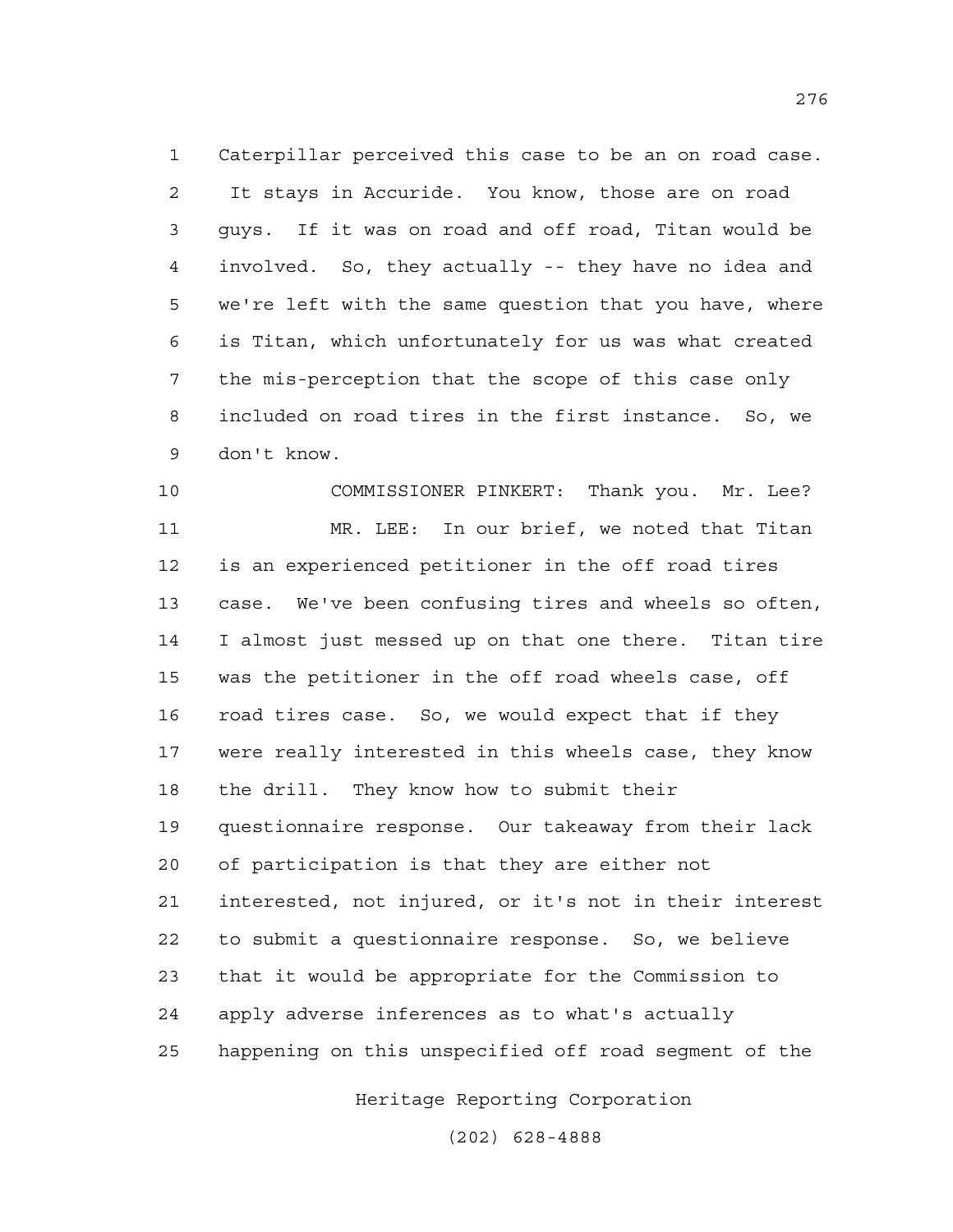Caterpillar perceived this case to be an on road case. It stays in Accuride. You know, those are on road guys. If it was on road and off road, Titan would be involved. So, they actually -- they have no idea and we're left with the same question that you have, where is Titan, which unfortunately for us was what created the mis-perception that the scope of this case only included on road tires in the first instance. So, we don't know.

COMMISSIONER PINKERT: Thank you. Mr. Lee?

MR. LEE: In our brief, we noted that Titan is an experienced petitioner in the off road tires case. We've been confusing tires and wheels so often, I almost just messed up on that one there. Titan tire was the petitioner in the off road wheels case, off road tires case. So, we would expect that if they were really interested in this wheels case, they know the drill. They know how to submit their questionnaire response. Our takeaway from their lack of participation is that they are either not interested, not injured, or it's not in their interest to submit a questionnaire response. So, we believe that it would be appropriate for the Commission to apply adverse inferences as to what's actually happening on this unspecified off road segment of the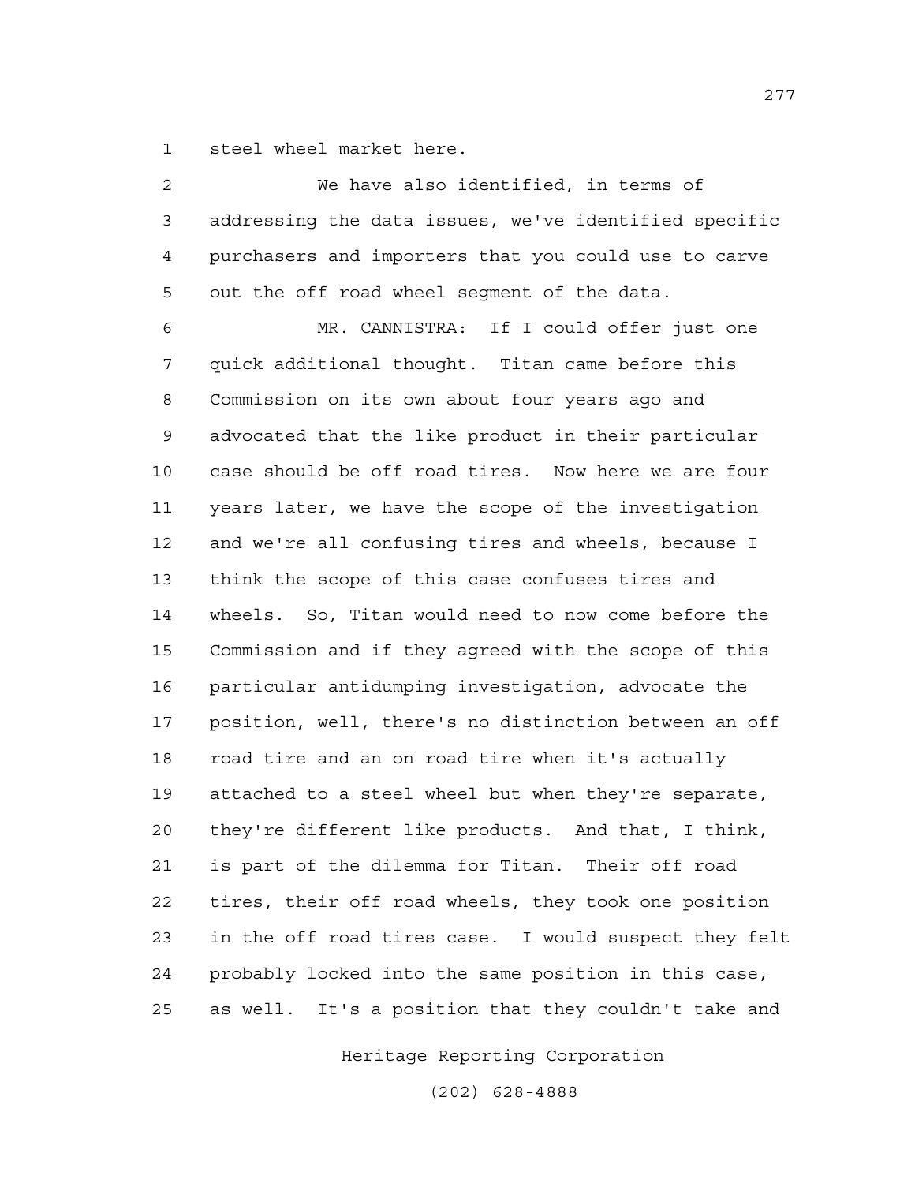steel wheel market here.

We have also identified, in terms of addressing the data issues, we've identified specific purchasers and importers that you could use to carve out the off road wheel segment of the data.

MR. CANNISTRA: If I could offer just one quick additional thought. Titan came before this Commission on its own about four years ago and advocated that the like product in their particular case should be off road tires. Now here we are four years later, we have the scope of the investigation and we're all confusing tires and wheels, because I think the scope of this case confuses tires and wheels. So, Titan would need to now come before the Commission and if they agreed with the scope of this particular antidumping investigation, advocate the position, well, there's no distinction between an off road tire and an on road tire when it's actually attached to a steel wheel but when they're separate, they're different like products. And that, I think, is part of the dilemma for Titan. Their off road tires, their off road wheels, they took one position in the off road tires case. I would suspect they felt probably locked into the same position in this case, as well. It's a position that they couldn't take and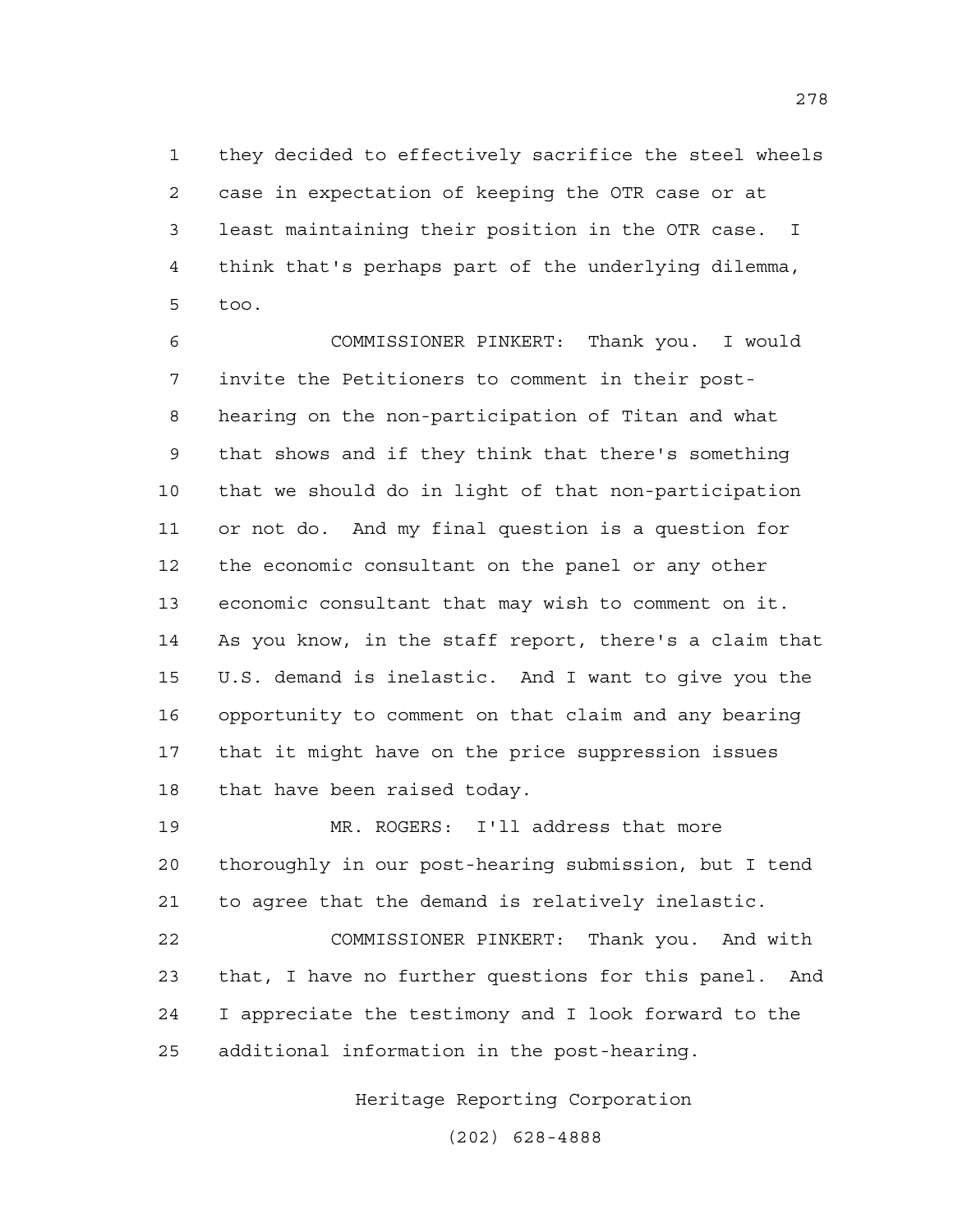they decided to effectively sacrifice the steel wheels case in expectation of keeping the OTR case or at least maintaining their position in the OTR case. I think that's perhaps part of the underlying dilemma, too.

COMMISSIONER PINKERT: Thank you. I would invite the Petitioners to comment in their post-hearing on the non-participation of Titan and what that shows and if they think that there's something that we should do in light of that non-participation or not do. And my final question is a question for the economic consultant on the panel or any other economic consultant that may wish to comment on it. As you know, in the staff report, there's a claim that U.S. demand is inelastic. And I want to give you the opportunity to comment on that claim and any bearing that it might have on the price suppression issues that have been raised today.

MR. ROGERS: I'll address that more thoroughly in our post-hearing submission, but I tend to agree that the demand is relatively inelastic.

COMMISSIONER PINKERT: Thank you. And with that, I have no further questions for this panel. And I appreciate the testimony and I look forward to the additional information in the post-hearing.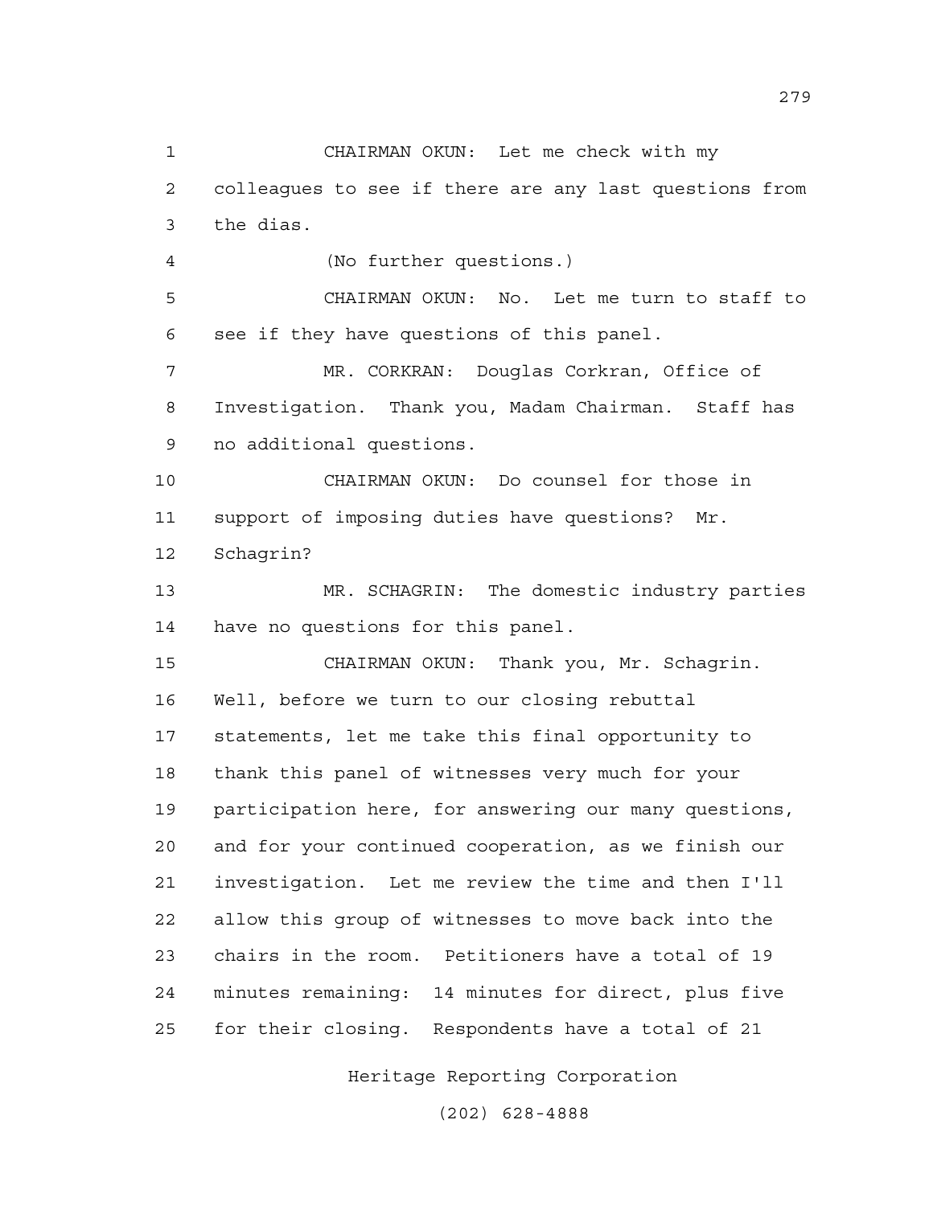CHAIRMAN OKUN: Let me check with my colleagues to see if there are any last questions from the dias.

(No further questions.)

CHAIRMAN OKUN: No. Let me turn to staff to see if they have questions of this panel.

MR. CORKRAN: Douglas Corkran, Office of Investigation. Thank you, Madam Chairman. Staff has no additional questions.

CHAIRMAN OKUN: Do counsel for those in support of imposing duties have questions? Mr. Schagrin?

MR. SCHAGRIN: The domestic industry parties have no questions for this panel.

CHAIRMAN OKUN: Thank you, Mr. Schagrin. Well, before we turn to our closing rebuttal statements, let me take this final opportunity to thank this panel of witnesses very much for your participation here, for answering our many questions, and for your continued cooperation, as we finish our investigation. Let me review the time and then I'll allow this group of witnesses to move back into the chairs in the room. Petitioners have a total of 19 minutes remaining: 14 minutes for direct, plus five for their closing. Respondents have a total of 21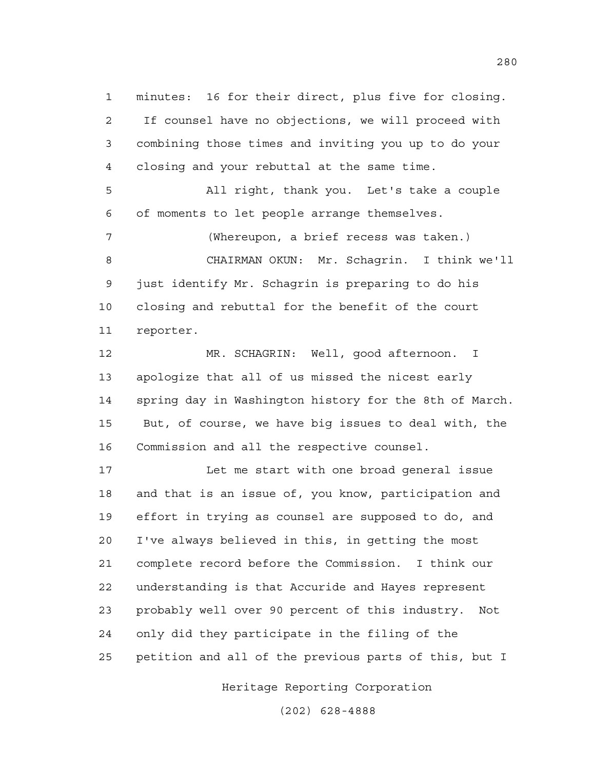minutes: 16 for their direct, plus five for closing. If counsel have no objections, we will proceed with combining those times and inviting you up to do your closing and your rebuttal at the same time.

All right, thank you. Let's take a couple of moments to let people arrange themselves.

(Whereupon, a brief recess was taken.)

CHAIRMAN OKUN: Mr. Schagrin. I think we'll just identify Mr. Schagrin is preparing to do his closing and rebuttal for the benefit of the court reporter.

MR. SCHAGRIN: Well, good afternoon. I apologize that all of us missed the nicest early spring day in Washington history for the 8th of March. But, of course, we have big issues to deal with, the Commission and all the respective counsel.

Let me start with one broad general issue and that is an issue of, you know, participation and effort in trying as counsel are supposed to do, and I've always believed in this, in getting the most complete record before the Commission. I think our understanding is that Accuride and Hayes represent probably well over 90 percent of this industry. Not only did they participate in the filing of the petition and all of the previous parts of this, but I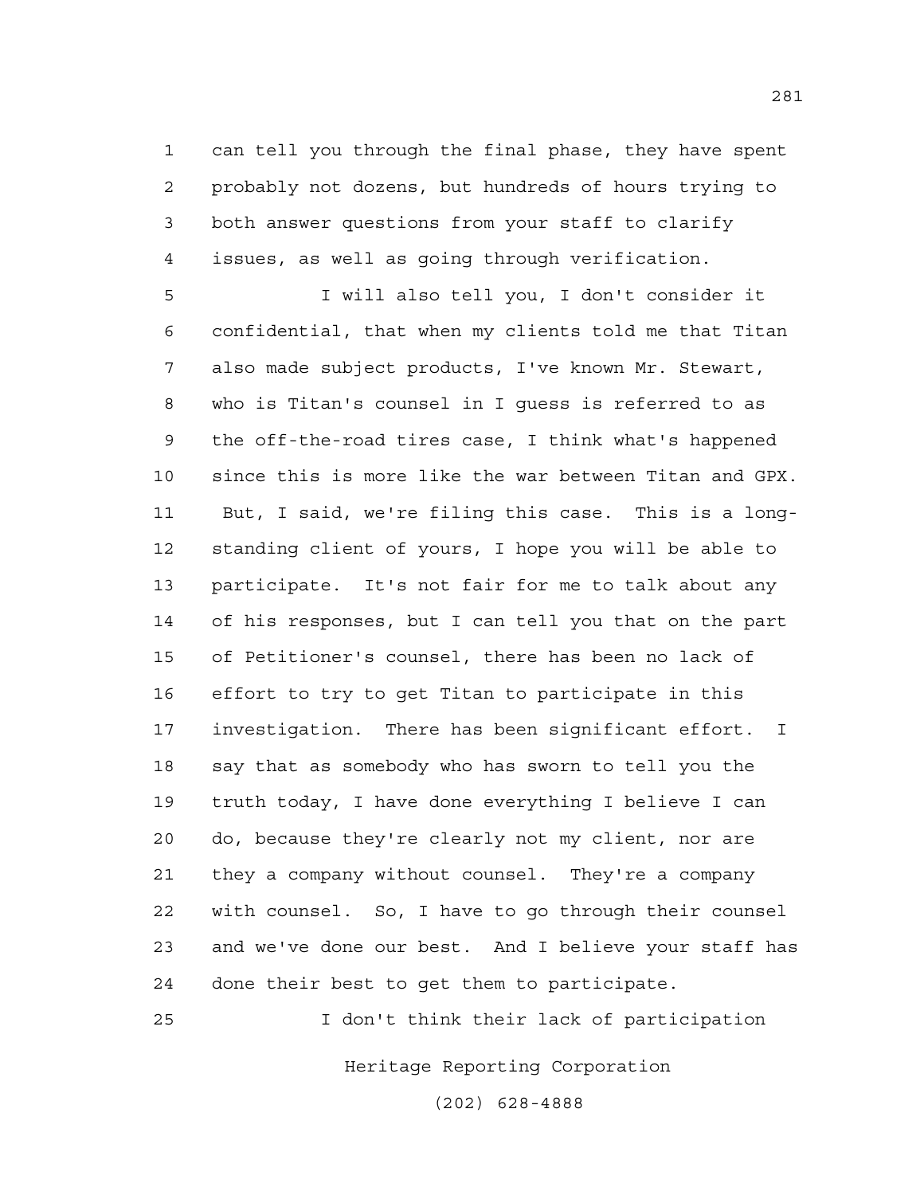can tell you through the final phase, they have spent probably not dozens, but hundreds of hours trying to both answer questions from your staff to clarify issues, as well as going through verification.

I will also tell you, I don't consider it confidential, that when my clients told me that Titan also made subject products, I've known Mr. Stewart, who is Titan's counsel in I guess is referred to as the off-the-road tires case, I think what's happened since this is more like the war between Titan and GPX. But, I said, we're filing this case. This is a long-standing client of yours, I hope you will be able to participate. It's not fair for me to talk about any of his responses, but I can tell you that on the part of Petitioner's counsel, there has been no lack of effort to try to get Titan to participate in this investigation. There has been significant effort. I say that as somebody who has sworn to tell you the truth today, I have done everything I believe I can do, because they're clearly not my client, nor are they a company without counsel. They're a company with counsel. So, I have to go through their counsel and we've done our best. And I believe your staff has done their best to get them to participate.

I don't think their lack of participation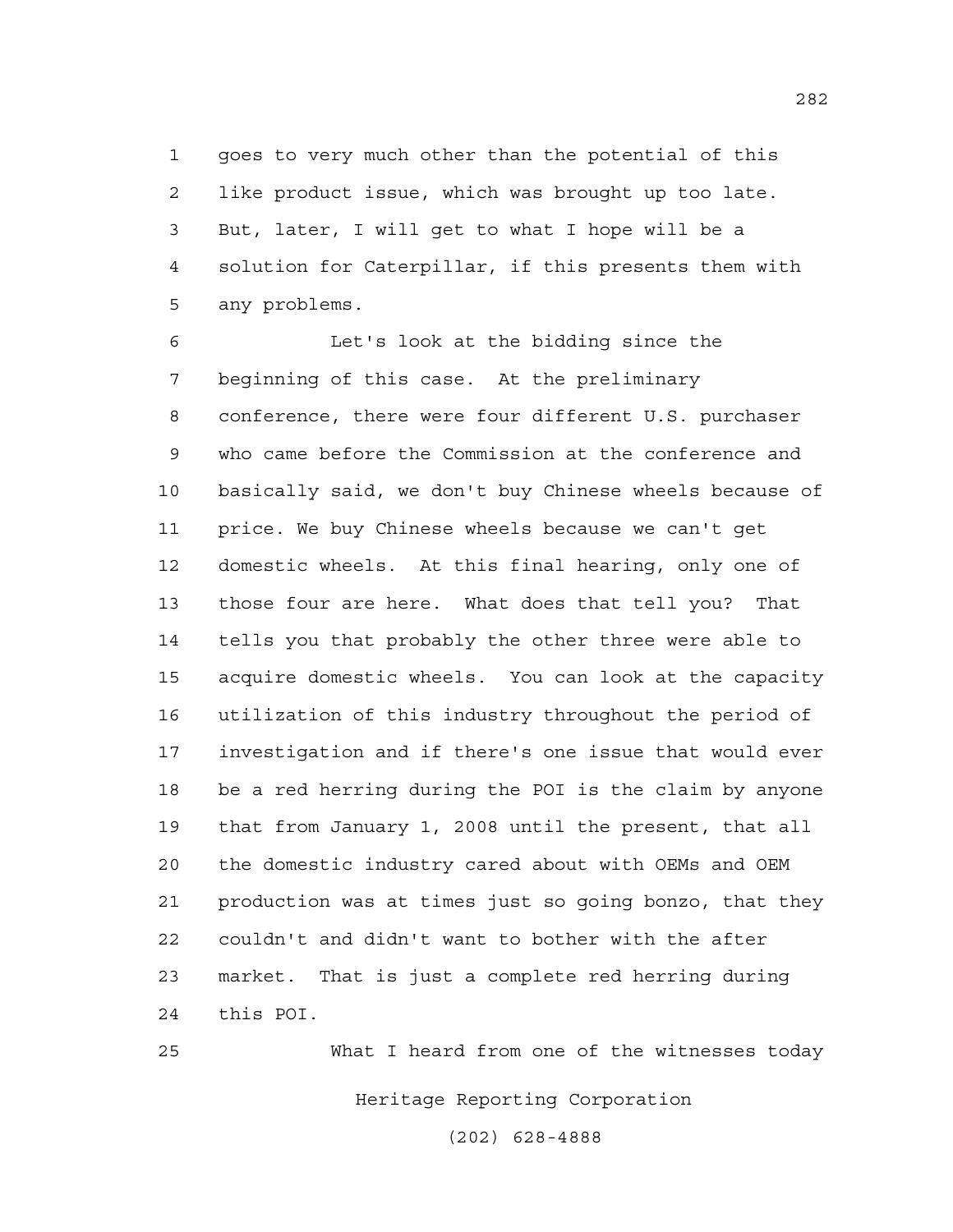goes to very much other than the potential of this like product issue, which was brought up too late. But, later, I will get to what I hope will be a solution for Caterpillar, if this presents them with any problems.

Let's look at the bidding since the beginning of this case. At the preliminary conference, there were four different U.S. purchaser who came before the Commission at the conference and basically said, we don't buy Chinese wheels because of price. We buy Chinese wheels because we can't get domestic wheels. At this final hearing, only one of those four are here. What does that tell you? That tells you that probably the other three were able to acquire domestic wheels. You can look at the capacity utilization of this industry throughout the period of investigation and if there's one issue that would ever be a red herring during the POI is the claim by anyone that from January 1, 2008 until the present, that all the domestic industry cared about with OEMs and OEM production was at times just so going bonzo, that they couldn't and didn't want to bother with the after market. That is just a complete red herring during this POI.

What I heard from one of the witnesses today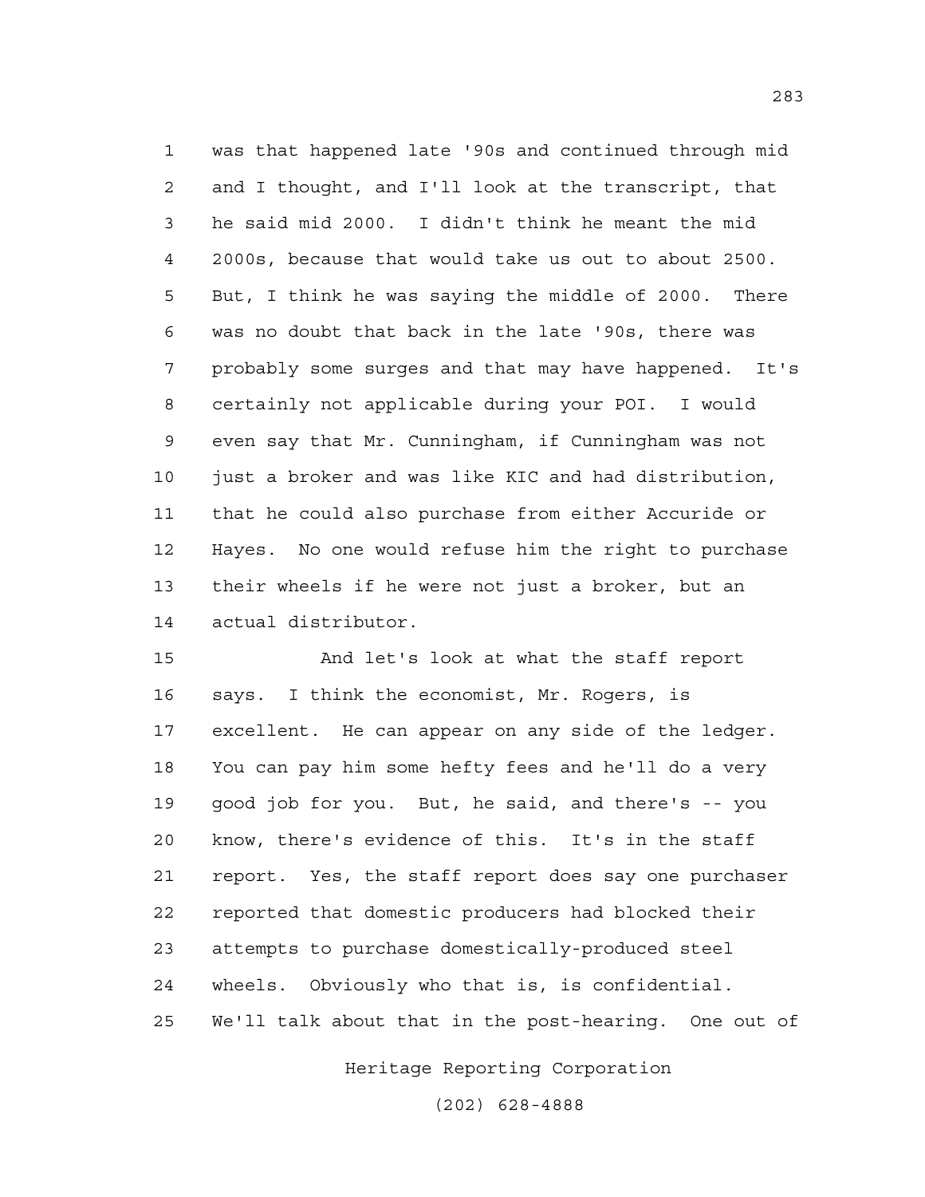was that happened late '90s and continued through mid and I thought, and I'll look at the transcript, that he said mid 2000. I didn't think he meant the mid 2000s, because that would take us out to about 2500. But, I think he was saying the middle of 2000. There was no doubt that back in the late '90s, there was probably some surges and that may have happened. It's certainly not applicable during your POI. I would even say that Mr. Cunningham, if Cunningham was not just a broker and was like KIC and had distribution, that he could also purchase from either Accuride or Hayes. No one would refuse him the right to purchase their wheels if he were not just a broker, but an actual distributor.

And let's look at what the staff report says. I think the economist, Mr. Rogers, is excellent. He can appear on any side of the ledger. You can pay him some hefty fees and he'll do a very good job for you. But, he said, and there's -- you know, there's evidence of this. It's in the staff report. Yes, the staff report does say one purchaser reported that domestic producers had blocked their attempts to purchase domestically-produced steel wheels. Obviously who that is, is confidential. We'll talk about that in the post-hearing. One out of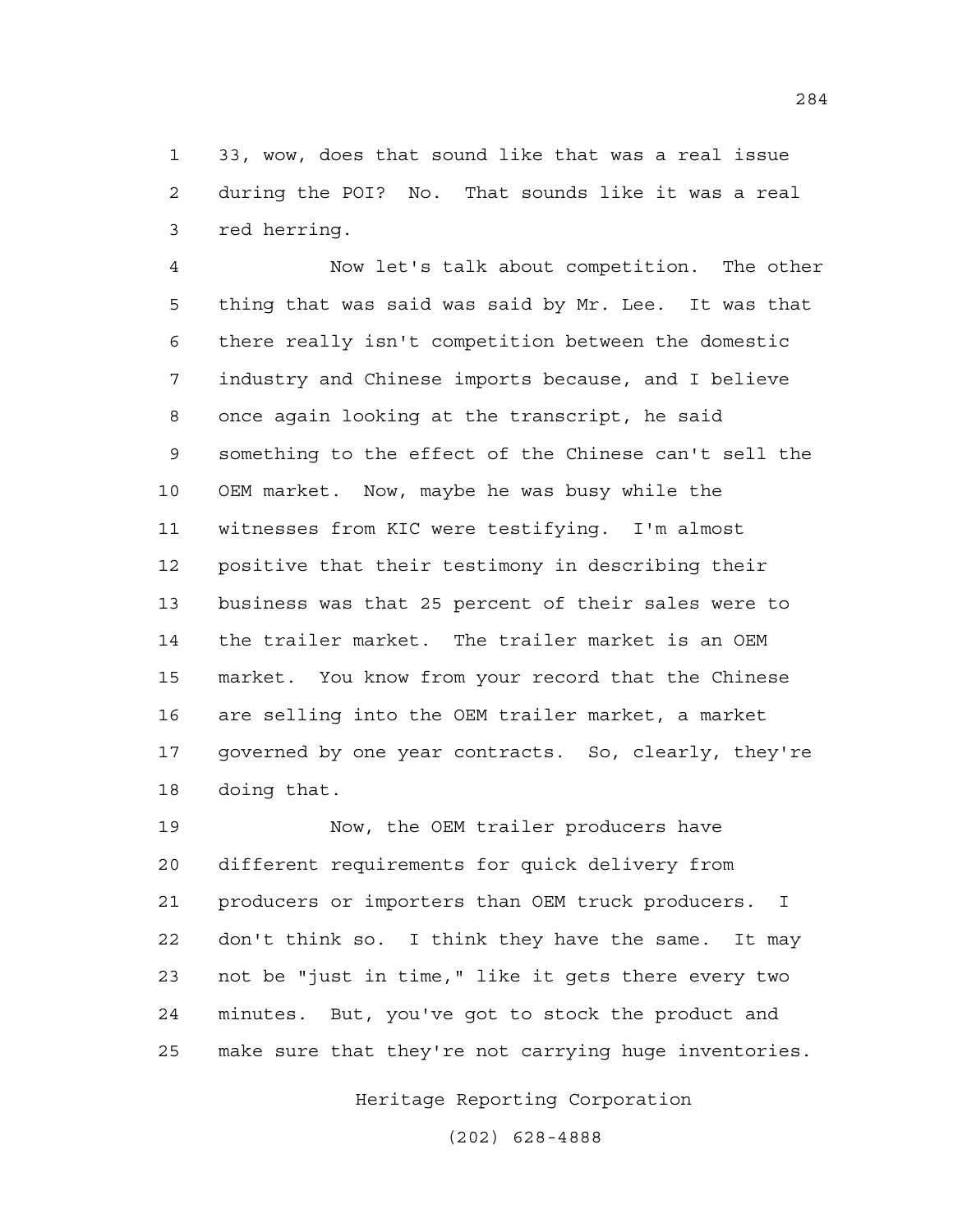33, wow, does that sound like that was a real issue during the POI? No. That sounds like it was a real red herring.

Now let's talk about competition. The other thing that was said was said by Mr. Lee. It was that there really isn't competition between the domestic industry and Chinese imports because, and I believe once again looking at the transcript, he said something to the effect of the Chinese can't sell the OEM market. Now, maybe he was busy while the witnesses from KIC were testifying. I'm almost positive that their testimony in describing their business was that 25 percent of their sales were to the trailer market. The trailer market is an OEM market. You know from your record that the Chinese are selling into the OEM trailer market, a market governed by one year contracts. So, clearly, they're doing that.

Now, the OEM trailer producers have different requirements for quick delivery from producers or importers than OEM truck producers. I don't think so. I think they have the same. It may not be "just in time," like it gets there every two minutes. But, you've got to stock the product and make sure that they're not carrying huge inventories.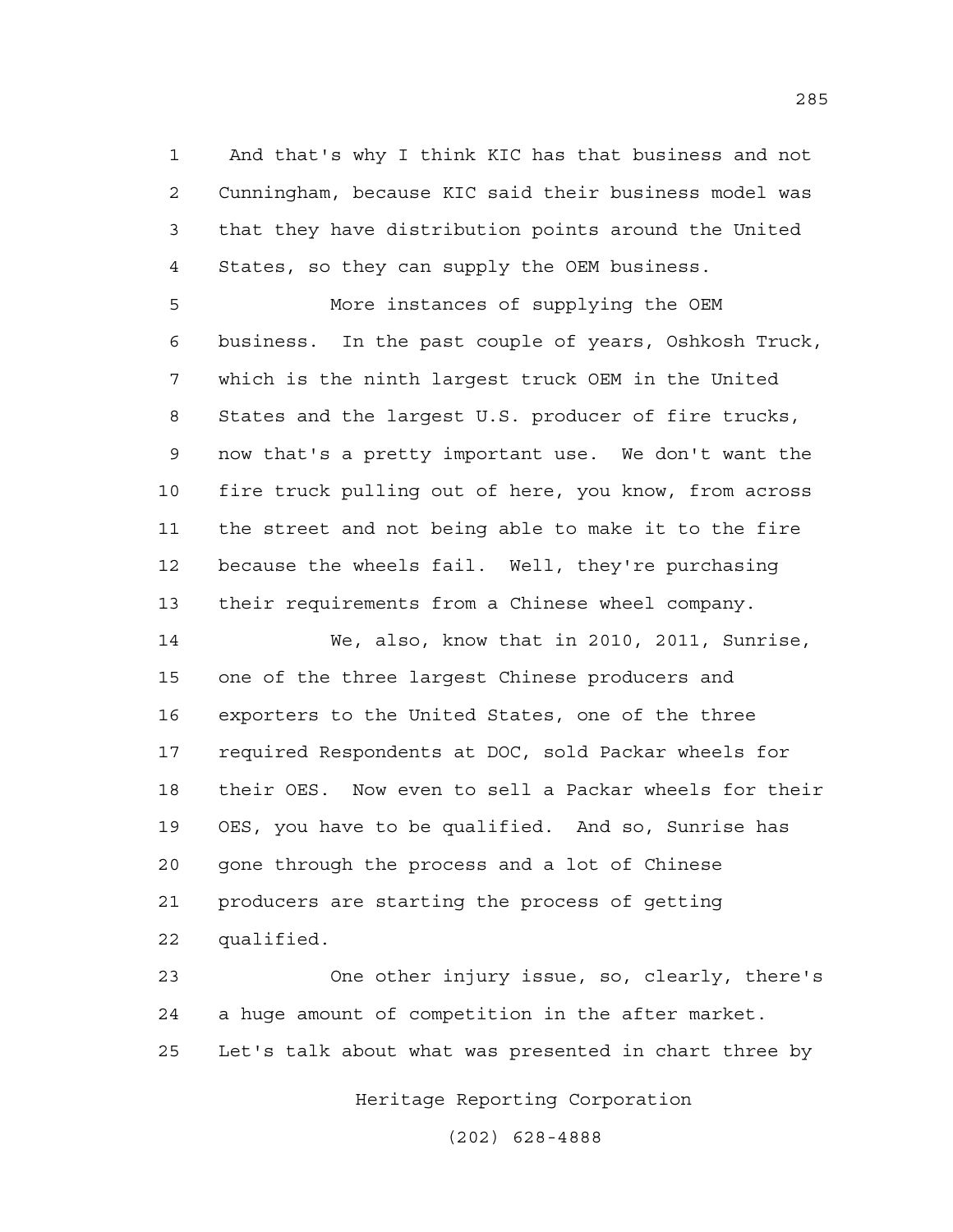And that's why I think KIC has that business and not Cunningham, because KIC said their business model was that they have distribution points around the United States, so they can supply the OEM business.

More instances of supplying the OEM business. In the past couple of years, Oshkosh Truck, which is the ninth largest truck OEM in the United States and the largest U.S. producer of fire trucks, now that's a pretty important use. We don't want the fire truck pulling out of here, you know, from across the street and not being able to make it to the fire because the wheels fail. Well, they're purchasing their requirements from a Chinese wheel company.

We, also, know that in 2010, 2011, Sunrise, one of the three largest Chinese producers and exporters to the United States, one of the three required Respondents at DOC, sold Packar wheels for their OES. Now even to sell a Packar wheels for their OES, you have to be qualified. And so, Sunrise has gone through the process and a lot of Chinese producers are starting the process of getting qualified.

One other injury issue, so, clearly, there's a huge amount of competition in the after market. Let's talk about what was presented in chart three by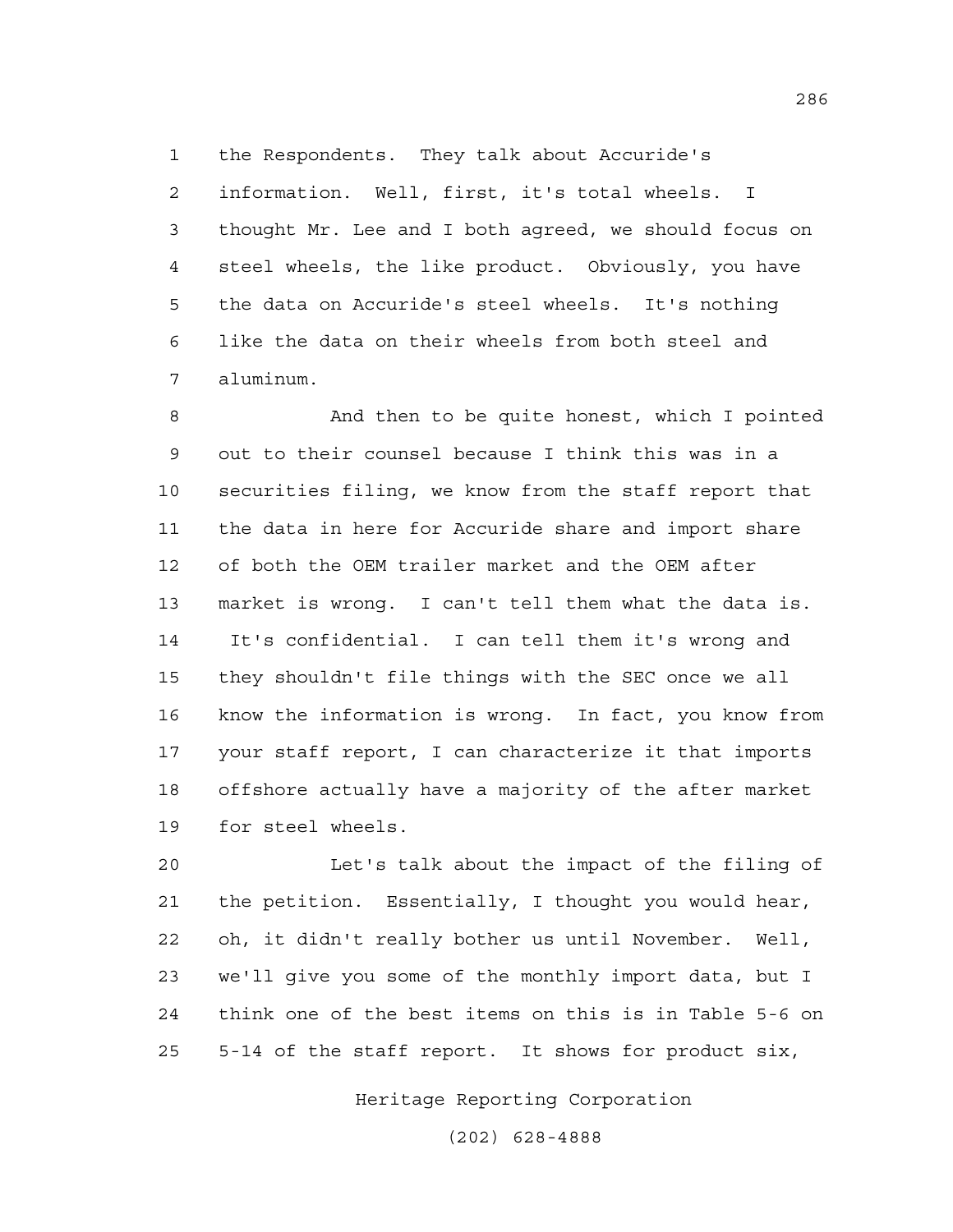the Respondents. They talk about Accuride's information. Well, first, it's total wheels. I thought Mr. Lee and I both agreed, we should focus on steel wheels, the like product. Obviously, you have the data on Accuride's steel wheels. It's nothing like the data on their wheels from both steel and aluminum.

And then to be quite honest, which I pointed out to their counsel because I think this was in a securities filing, we know from the staff report that the data in here for Accuride share and import share of both the OEM trailer market and the OEM after market is wrong. I can't tell them what the data is. It's confidential. I can tell them it's wrong and they shouldn't file things with the SEC once we all know the information is wrong. In fact, you know from your staff report, I can characterize it that imports offshore actually have a majority of the after market for steel wheels.

Let's talk about the impact of the filing of the petition. Essentially, I thought you would hear, oh, it didn't really bother us until November. Well, we'll give you some of the monthly import data, but I think one of the best items on this is in Table 5-6 on 5-14 of the staff report. It shows for product six,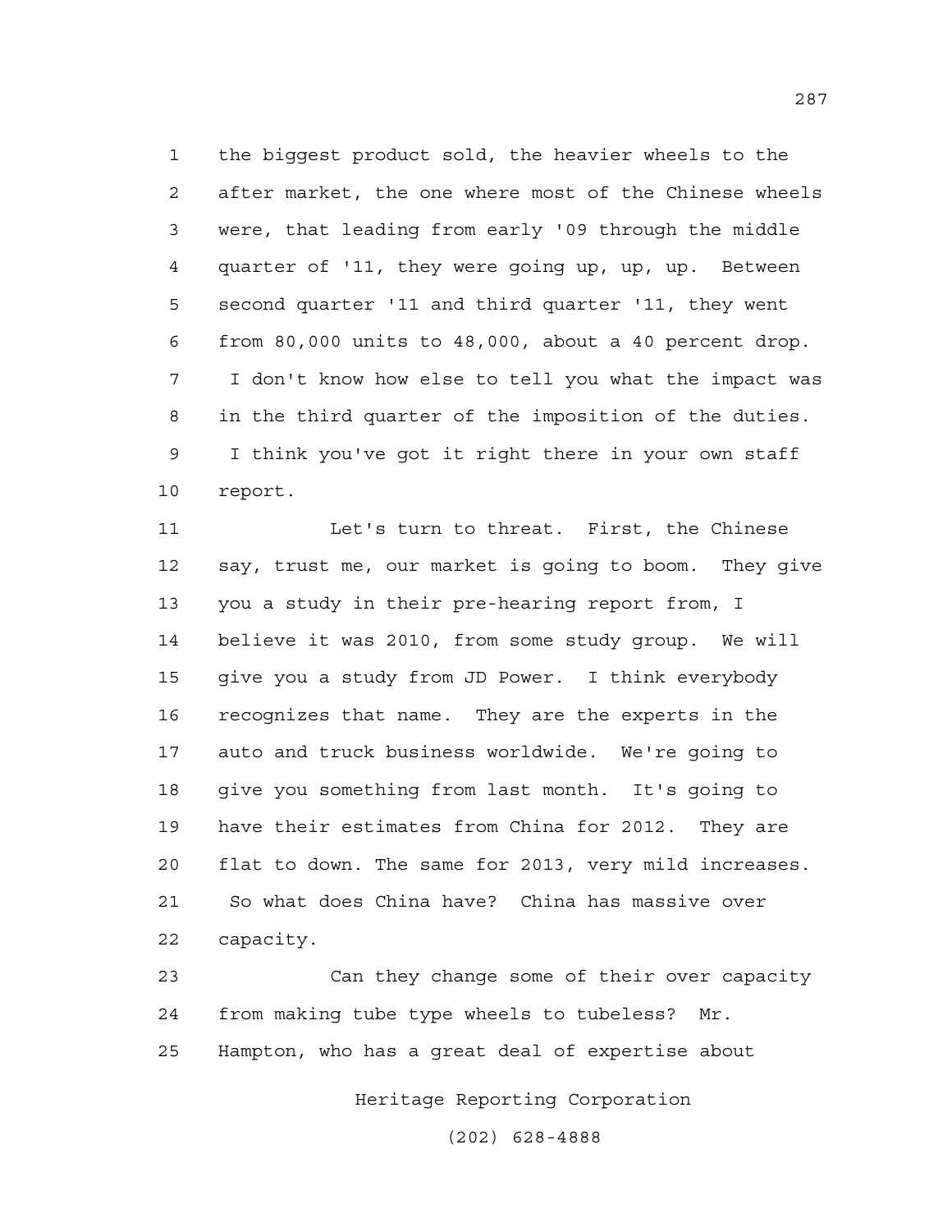the biggest product sold, the heavier wheels to the after market, the one where most of the Chinese wheels were, that leading from early '09 through the middle quarter of '11, they were going up, up, up. Between second quarter '11 and third quarter '11, they went from 80,000 units to 48,000, about a 40 percent drop. I don't know how else to tell you what the impact was in the third quarter of the imposition of the duties. I think you've got it right there in your own staff report.

Let's turn to threat. First, the Chinese say, trust me, our market is going to boom. They give you a study in their pre-hearing report from, I believe it was 2010, from some study group. We will give you a study from JD Power. I think everybody recognizes that name. They are the experts in the auto and truck business worldwide. We're going to give you something from last month. It's going to have their estimates from China for 2012. They are flat to down. The same for 2013, very mild increases. So what does China have? China has massive over capacity.

Can they change some of their over capacity from making tube type wheels to tubeless? Mr. Hampton, who has a great deal of expertise about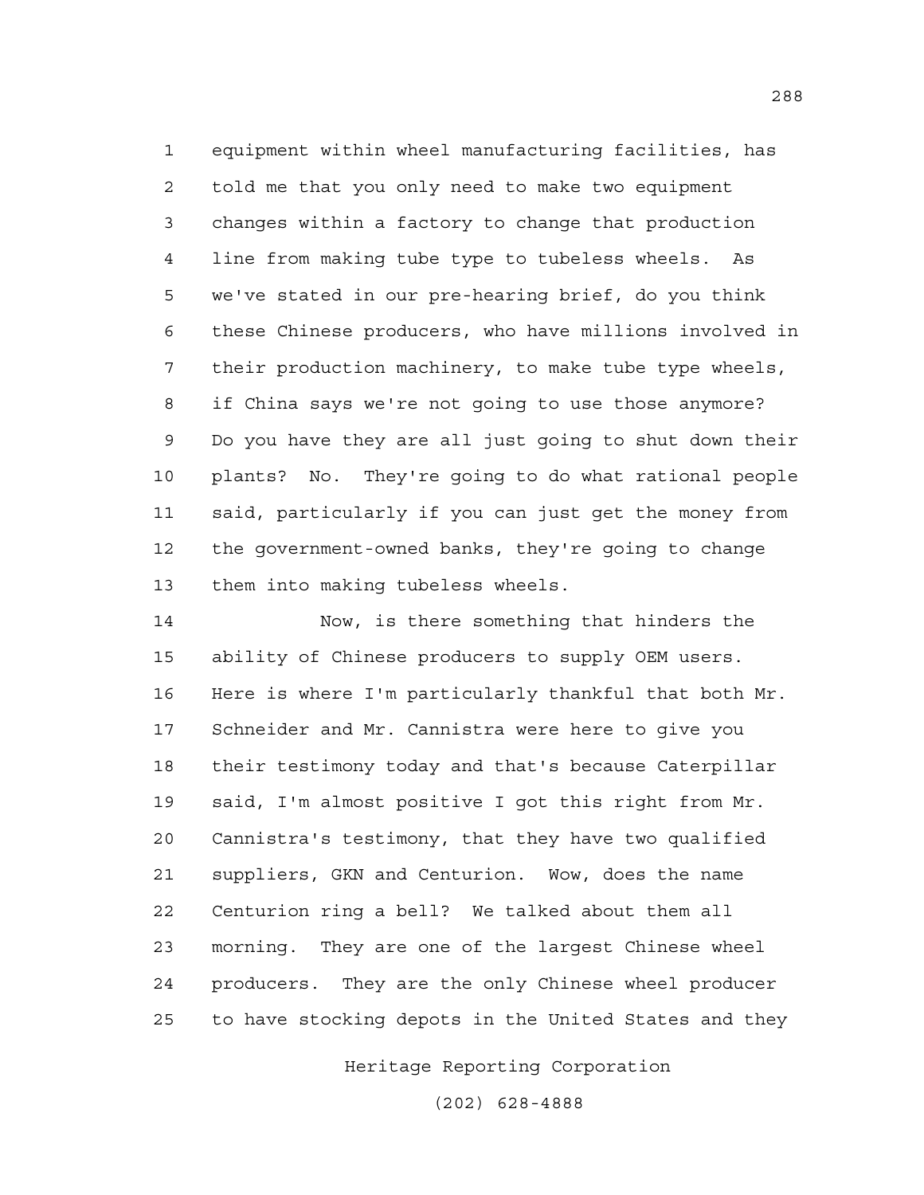equipment within wheel manufacturing facilities, has told me that you only need to make two equipment changes within a factory to change that production line from making tube type to tubeless wheels. As we've stated in our pre-hearing brief, do you think these Chinese producers, who have millions involved in their production machinery, to make tube type wheels, if China says we're not going to use those anymore? Do you have they are all just going to shut down their plants? No. They're going to do what rational people said, particularly if you can just get the money from the government-owned banks, they're going to change them into making tubeless wheels.

Now, is there something that hinders the ability of Chinese producers to supply OEM users. Here is where I'm particularly thankful that both Mr. Schneider and Mr. Cannistra were here to give you their testimony today and that's because Caterpillar said, I'm almost positive I got this right from Mr. Cannistra's testimony, that they have two qualified suppliers, GKN and Centurion. Wow, does the name Centurion ring a bell? We talked about them all morning. They are one of the largest Chinese wheel producers. They are the only Chinese wheel producer to have stocking depots in the United States and they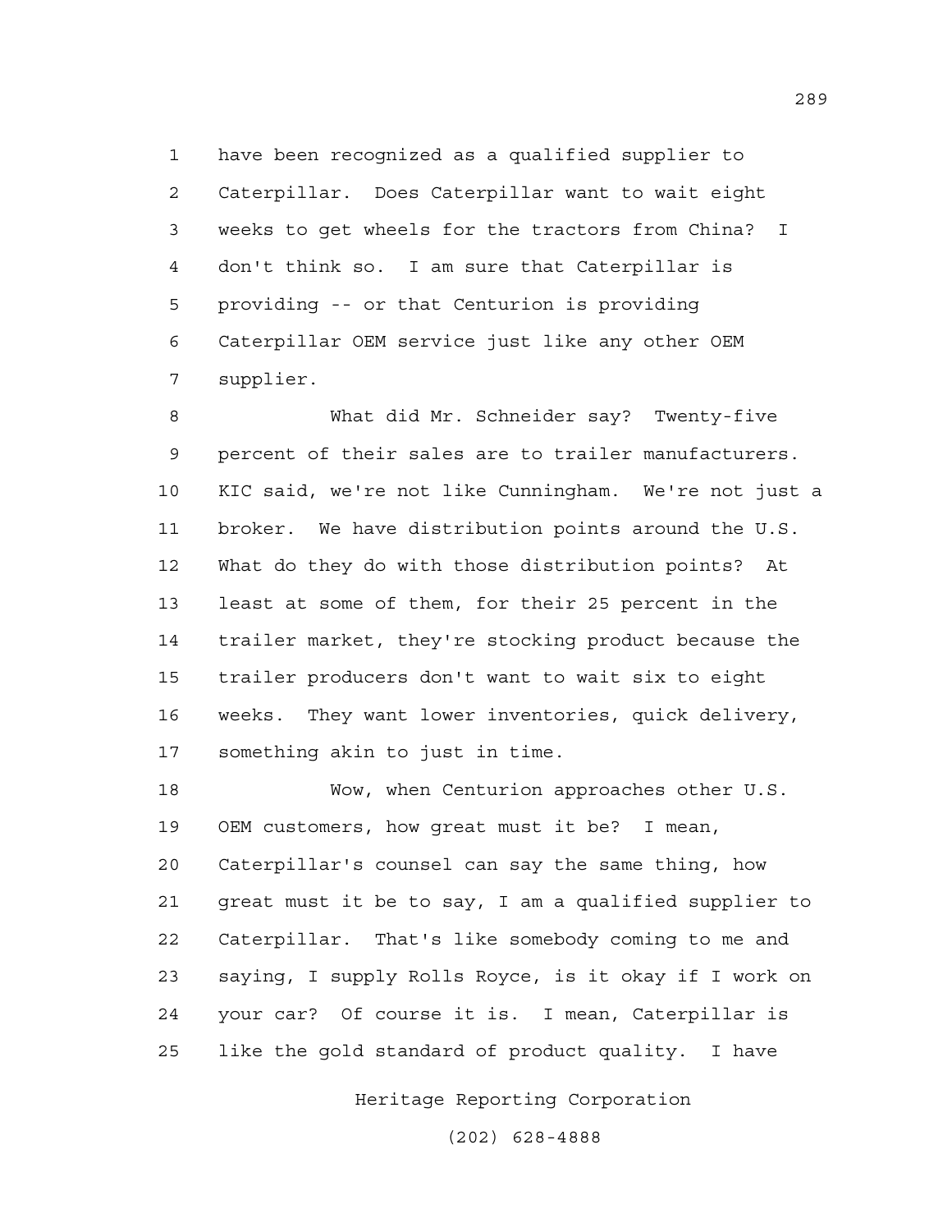have been recognized as a qualified supplier to Caterpillar. Does Caterpillar want to wait eight weeks to get wheels for the tractors from China? I don't think so. I am sure that Caterpillar is providing -- or that Centurion is providing Caterpillar OEM service just like any other OEM supplier.

What did Mr. Schneider say? Twenty-five percent of their sales are to trailer manufacturers. KIC said, we're not like Cunningham. We're not just a broker. We have distribution points around the U.S. What do they do with those distribution points? At least at some of them, for their 25 percent in the trailer market, they're stocking product because the trailer producers don't want to wait six to eight weeks. They want lower inventories, quick delivery, something akin to just in time.

Wow, when Centurion approaches other U.S. OEM customers, how great must it be? I mean, Caterpillar's counsel can say the same thing, how great must it be to say, I am a qualified supplier to Caterpillar. That's like somebody coming to me and saying, I supply Rolls Royce, is it okay if I work on your car? Of course it is. I mean, Caterpillar is like the gold standard of product quality. I have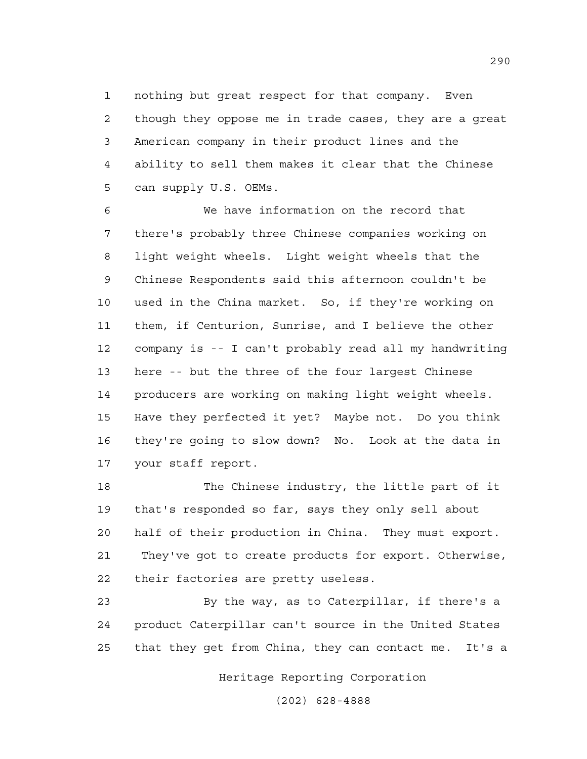1 nothing but great respect for that company. Even
2 though they oppose me in trade cases, they are a great
3 American company in their product lines and the
4 ability to sell them makes it clear that the Chinese
5 can supply U.S. OEMs.

6 We have information on the record that
7 there's probably three Chinese companies working on
8 light weight wheels. Light weight wheels that the
9 Chinese Respondents said this afternoon couldn't be
10 used in the China market. So, if they're working on
11 them, if Centurion, Sunrise, and I believe the other
12 company is -- I can't probably read all my handwriting
13 here -- but the three of the four largest Chinese
14 producers are working on making light weight wheels.
15 Have they perfected it yet? Maybe not. Do you think
16 they're going to slow down? No. Look at the data in
17 your staff report.

18 The Chinese industry, the little part of it
19 that's responded so far, says they only sell about
20 half of their production in China. They must export.
21 They've got to create products for export. Otherwise,
22 their factories are pretty useless.

23 By the way, as to Caterpillar, if there's a
24 product Caterpillar can't source in the United States
25 that they get from China, they can contact me. It's a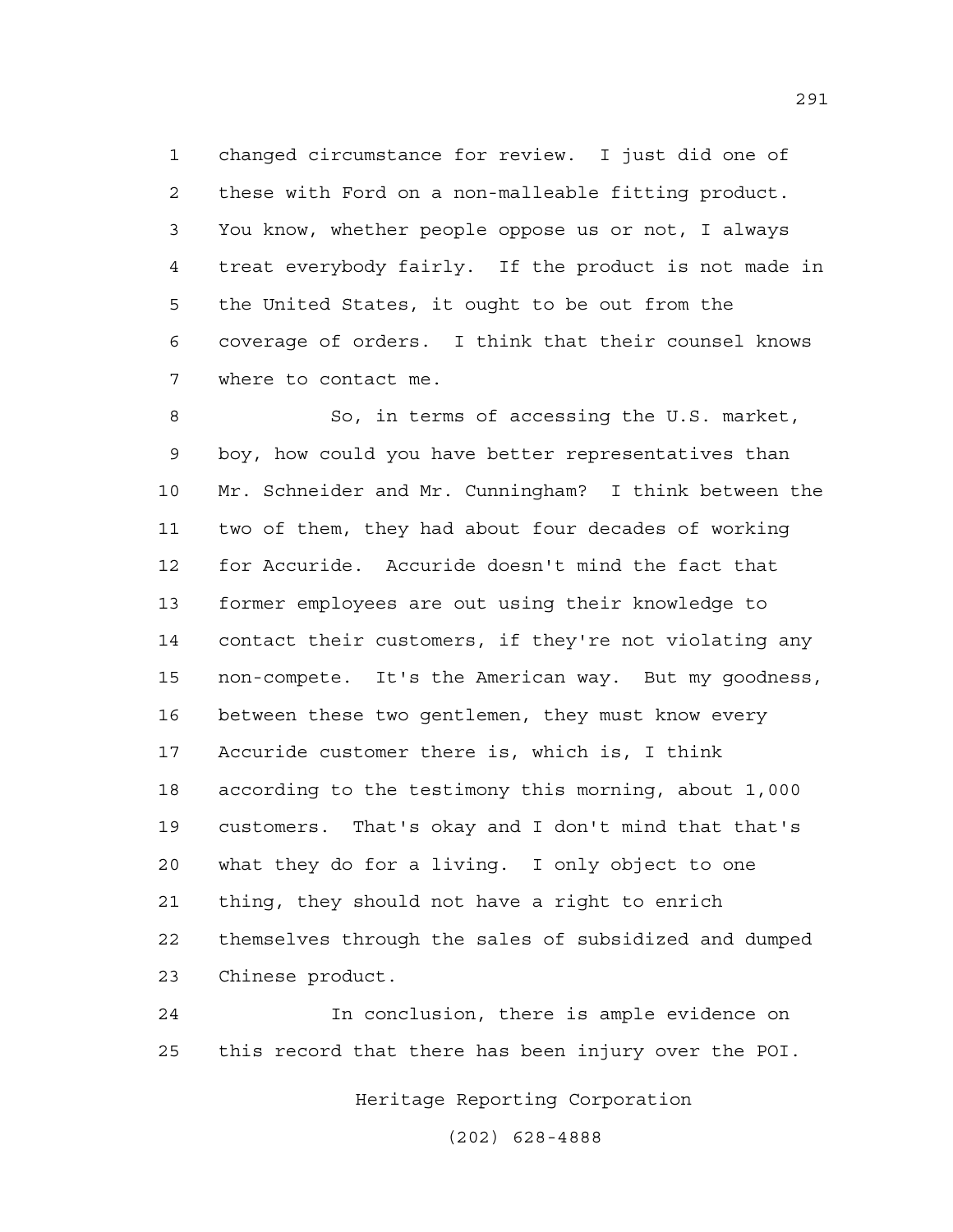changed circumstance for review. I just did one of these with Ford on a non-malleable fitting product. You know, whether people oppose us or not, I always treat everybody fairly. If the product is not made in the United States, it ought to be out from the coverage of orders. I think that their counsel knows where to contact me.

So, in terms of accessing the U.S. market, boy, how could you have better representatives than Mr. Schneider and Mr. Cunningham? I think between the two of them, they had about four decades of working for Accuride. Accuride doesn't mind the fact that former employees are out using their knowledge to contact their customers, if they're not violating any non-compete. It's the American way. But my goodness, between these two gentlemen, they must know every Accuride customer there is, which is, I think according to the testimony this morning, about 1,000 customers. That's okay and I don't mind that that's what they do for a living. I only object to one thing, they should not have a right to enrich themselves through the sales of subsidized and dumped Chinese product.

In conclusion, there is ample evidence on this record that there has been injury over the POI.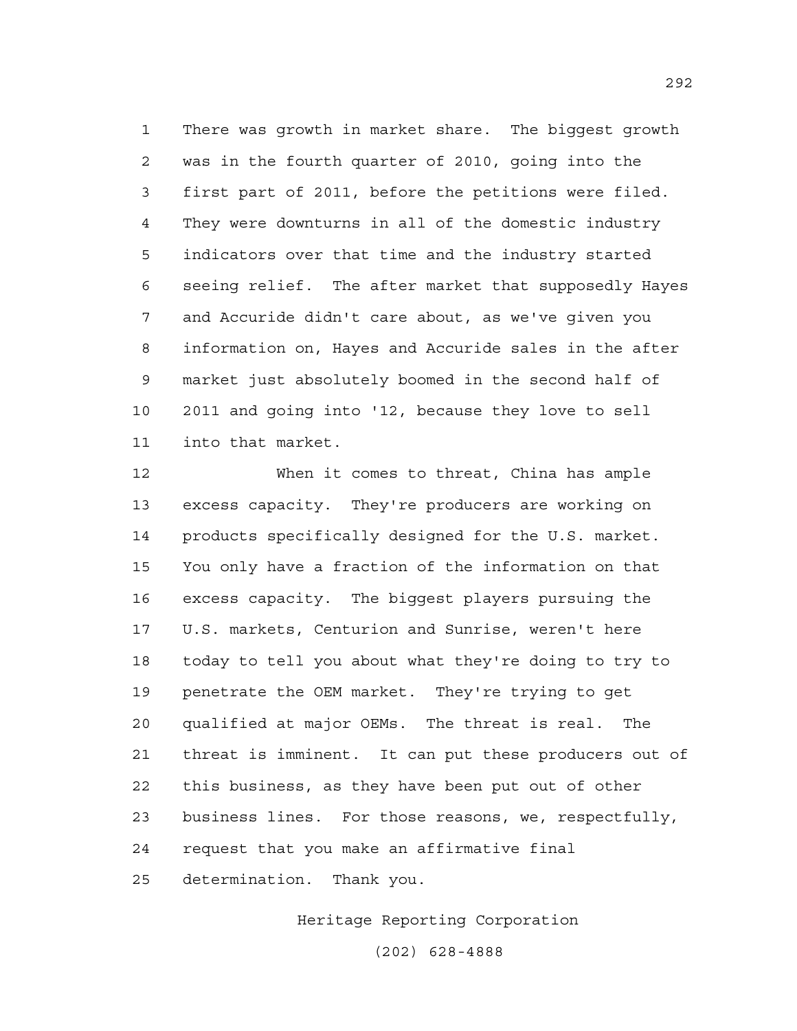There was growth in market share. The biggest growth was in the fourth quarter of 2010, going into the first part of 2011, before the petitions were filed. They were downturns in all of the domestic industry indicators over that time and the industry started seeing relief. The after market that supposedly Hayes and Accuride didn't care about, as we've given you information on, Hayes and Accuride sales in the after market just absolutely boomed in the second half of 2011 and going into '12, because they love to sell into that market.

When it comes to threat, China has ample excess capacity. They're producers are working on products specifically designed for the U.S. market. You only have a fraction of the information on that excess capacity. The biggest players pursuing the U.S. markets, Centurion and Sunrise, weren't here today to tell you about what they're doing to try to penetrate the OEM market. They're trying to get qualified at major OEMs. The threat is real. The threat is imminent. It can put these producers out of this business, as they have been put out of other business lines. For those reasons, we, respectfully, request that you make an affirmative final determination. Thank you.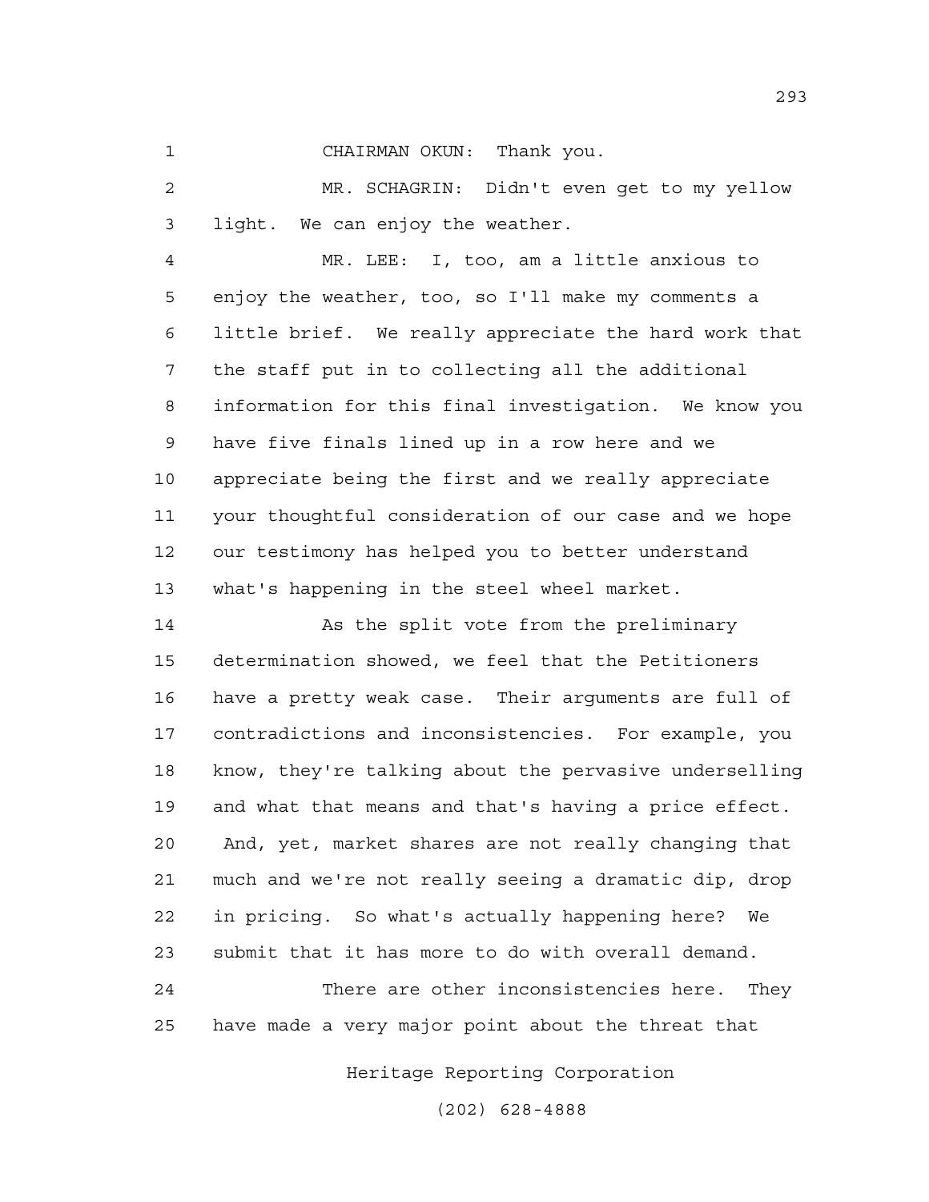CHAIRMAN OKUN: Thank you.

MR. SCHAGRIN: Didn't even get to my yellow light. We can enjoy the weather.

MR. LEE: I, too, am a little anxious to enjoy the weather, too, so I'll make my comments a little brief. We really appreciate the hard work that the staff put in to collecting all the additional information for this final investigation. We know you have five finals lined up in a row here and we appreciate being the first and we really appreciate your thoughtful consideration of our case and we hope our testimony has helped you to better understand what's happening in the steel wheel market.

As the split vote from the preliminary determination showed, we feel that the Petitioners have a pretty weak case. Their arguments are full of contradictions and inconsistencies. For example, you know, they're talking about the pervasive underselling and what that means and that's having a price effect. And, yet, market shares are not really changing that much and we're not really seeing a dramatic dip, drop in pricing. So what's actually happening here? We submit that it has more to do with overall demand.

There are other inconsistencies here. They have made a very major point about the threat that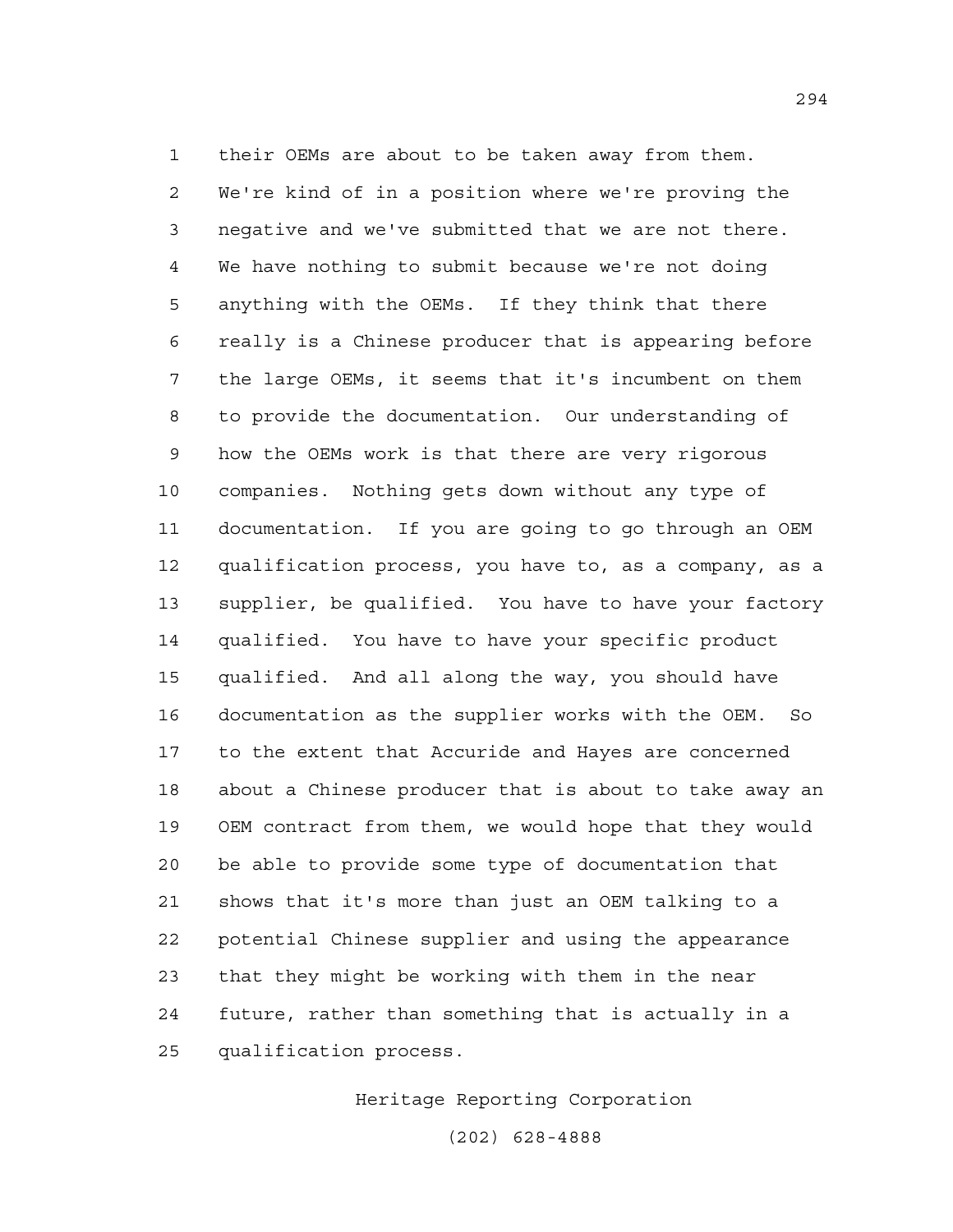their OEMs are about to be taken away from them. We're kind of in a position where we're proving the negative and we've submitted that we are not there. We have nothing to submit because we're not doing anything with the OEMs. If they think that there really is a Chinese producer that is appearing before the large OEMs, it seems that it's incumbent on them to provide the documentation. Our understanding of how the OEMs work is that there are very rigorous companies. Nothing gets down without any type of documentation. If you are going to go through an OEM qualification process, you have to, as a company, as a supplier, be qualified. You have to have your factory qualified. You have to have your specific product qualified. And all along the way, you should have documentation as the supplier works with the OEM. So to the extent that Accuride and Hayes are concerned about a Chinese producer that is about to take away an OEM contract from them, we would hope that they would be able to provide some type of documentation that shows that it's more than just an OEM talking to a potential Chinese supplier and using the appearance that they might be working with them in the near future, rather than something that is actually in a qualification process.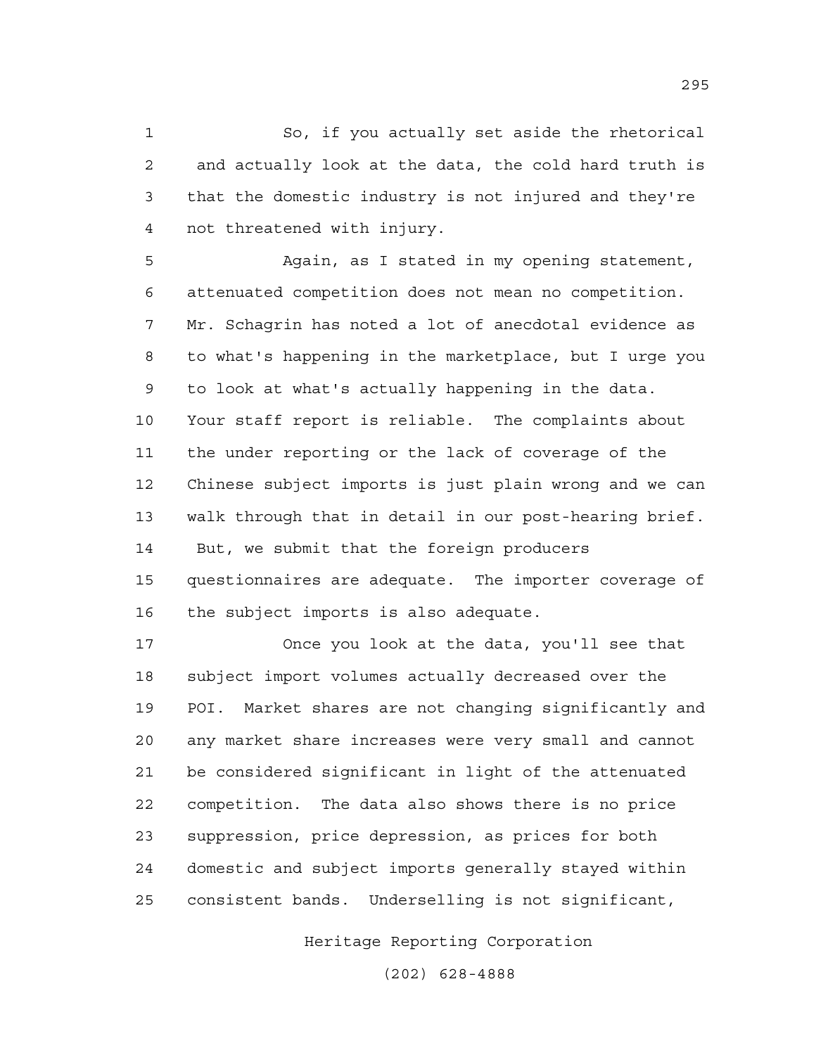So, if you actually set aside the rhetorical and actually look at the data, the cold hard truth is that the domestic industry is not injured and they're not threatened with injury.

Again, as I stated in my opening statement, attenuated competition does not mean no competition. Mr. Schagrin has noted a lot of anecdotal evidence as to what's happening in the marketplace, but I urge you to look at what's actually happening in the data. Your staff report is reliable. The complaints about the under reporting or the lack of coverage of the Chinese subject imports is just plain wrong and we can walk through that in detail in our post-hearing brief. But, we submit that the foreign producers questionnaires are adequate. The importer coverage of the subject imports is also adequate.

Once you look at the data, you'll see that subject import volumes actually decreased over the POI. Market shares are not changing significantly and any market share increases were very small and cannot be considered significant in light of the attenuated competition. The data also shows there is no price suppression, price depression, as prices for both domestic and subject imports generally stayed within consistent bands. Underselling is not significant,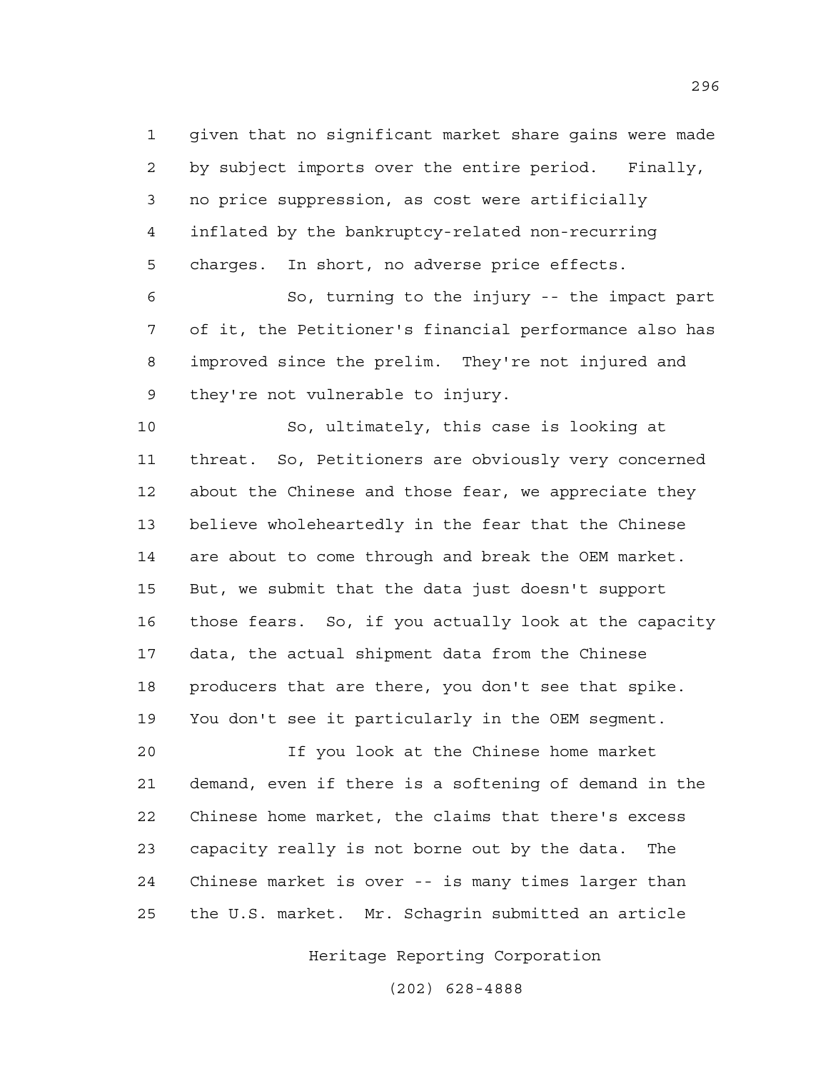1 given that no significant market share gains were made
2 by subject imports over the entire period. Finally,
3 no price suppression, as cost were artificially
4 inflated by the bankruptcy-related non-recurring
5 charges. In short, no adverse price effects.

6 So, turning to the injury -- the impact part
7 of it, the Petitioner's financial performance also has
8 improved since the prelim. They're not injured and
9 they're not vulnerable to injury.

10 So, ultimately, this case is looking at
11 threat. So, Petitioners are obviously very concerned
12 about the Chinese and those fear, we appreciate they
13 believe wholeheartedly in the fear that the Chinese
14 are about to come through and break the OEM market.
15 But, we submit that the data just doesn't support
16 those fears. So, if you actually look at the capacity
17 data, the actual shipment data from the Chinese
18 producers that are there, you don't see that spike.
19 You don't see it particularly in the OEM segment.

20 If you look at the Chinese home market
21 demand, even if there is a softening of demand in the
22 Chinese home market, the claims that there's excess
23 capacity really is not borne out by the data. The
24 Chinese market is over -- is many times larger than
25 the U.S. market. Mr. Schagrin submitted an article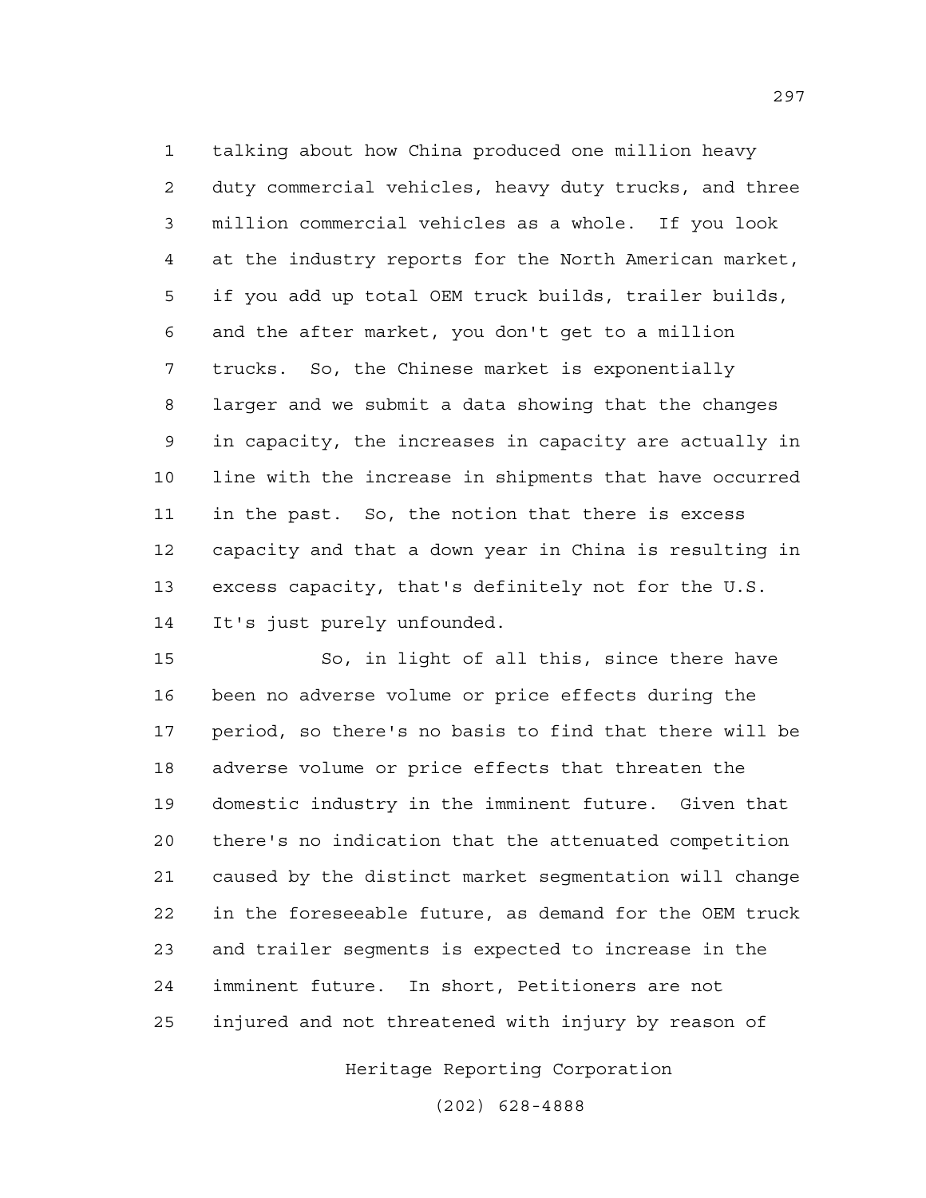talking about how China produced one million heavy duty commercial vehicles, heavy duty trucks, and three million commercial vehicles as a whole. If you look at the industry reports for the North American market, if you add up total OEM truck builds, trailer builds, and the after market, you don't get to a million trucks. So, the Chinese market is exponentially larger and we submit a data showing that the changes in capacity, the increases in capacity are actually in line with the increase in shipments that have occurred in the past. So, the notion that there is excess capacity and that a down year in China is resulting in excess capacity, that's definitely not for the U.S. It's just purely unfounded.

So, in light of all this, since there have been no adverse volume or price effects during the period, so there's no basis to find that there will be adverse volume or price effects that threaten the domestic industry in the imminent future. Given that there's no indication that the attenuated competition caused by the distinct market segmentation will change in the foreseeable future, as demand for the OEM truck and trailer segments is expected to increase in the imminent future. In short, Petitioners are not injured and not threatened with injury by reason of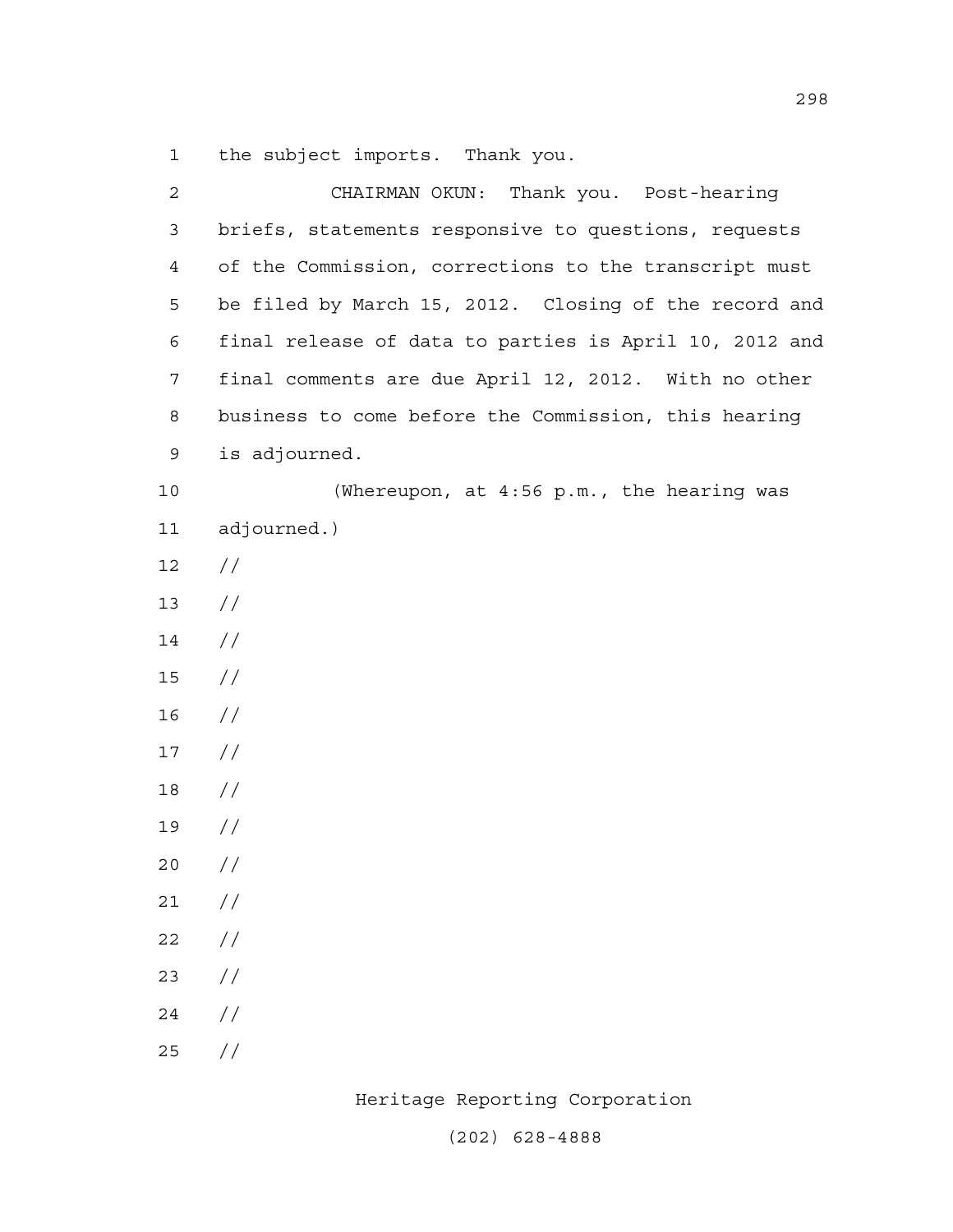the subject imports. Thank you.

CHAIRMAN OKUN: Thank you. Post-hearing briefs, statements responsive to questions, requests of the Commission, corrections to the transcript must be filed by March 15, 2012. Closing of the record and final release of data to parties is April 10, 2012 and final comments are due April 12, 2012. With no other business to come before the Commission, this hearing is adjourned.

(Whereupon, at 4:56 p.m., the hearing was adjourned.)

//

//

//

//

//

//

//

//

//

//

//

//

//

//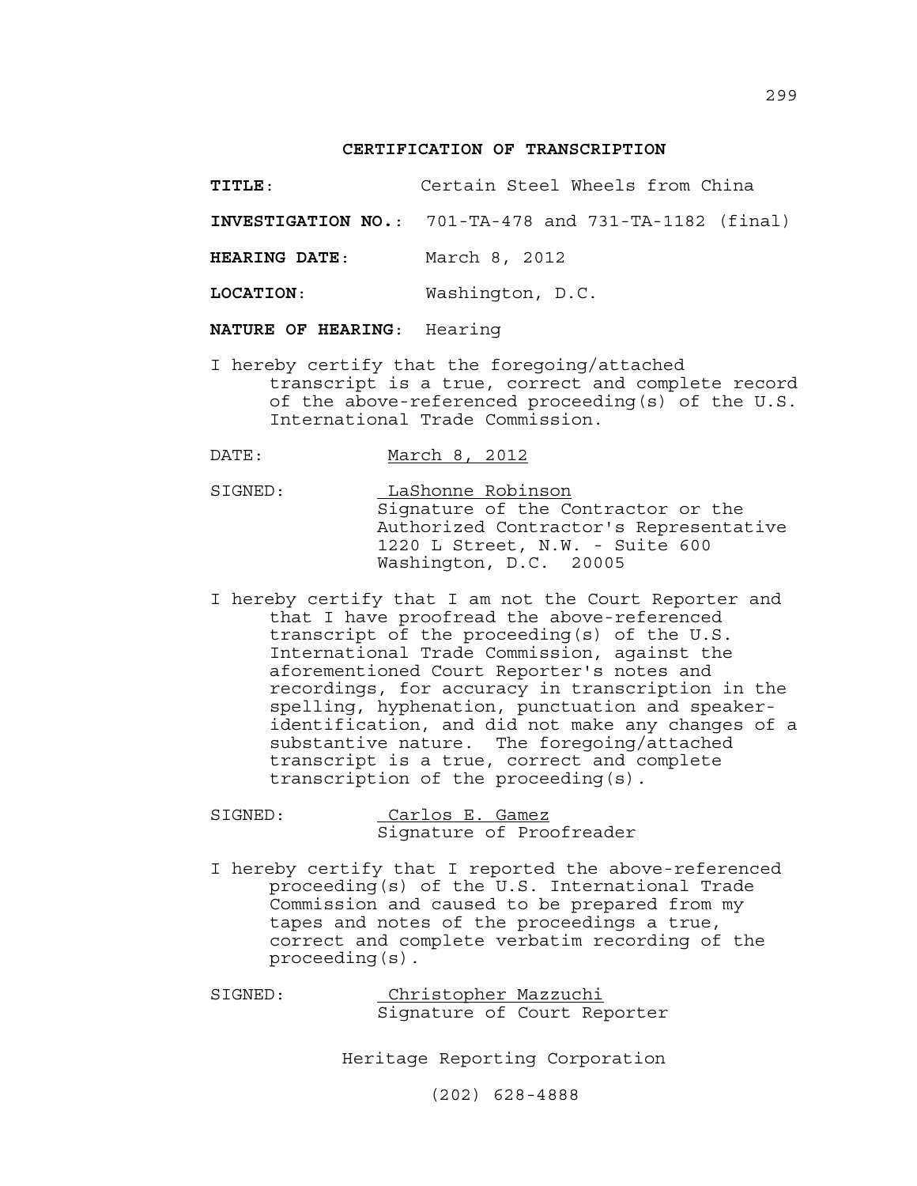**CERTIFICATION OF TRANSCRIPTION**

**TITLE**: Certain Steel Wheels from China

**INVESTIGATION NO.**: 701-TA-478 and 731-TA-1182 (final)

**HEARING DATE**: March 8, 2012

**LOCATION**: Washington, D.C.

**NATURE OF HEARING**: Hearing

I hereby certify that the foregoing/attached transcript is a true, correct and complete record of the above-referenced proceeding(s) of the U.S. International Trade Commission.

DATE: March 8, 2012

SIGNED: LaShonne Robinson
Signature of the Contractor or the Authorized Contractor's Representative
1220 L Street, N.W. - Suite 600
Washington, D.C. 20005

I hereby certify that I am not the Court Reporter and that I have proofread the above-referenced transcript of the proceeding(s) of the U.S. International Trade Commission, against the aforementioned Court Reporter's notes and recordings, for accuracy in transcription in the spelling, hyphenation, punctuation and speaker-identification, and did not make any changes of a substantive nature. The foregoing/attached transcript is a true, correct and complete transcription of the proceeding(s).

SIGNED: Carlos E. Gamez
Signature of Proofreader

I hereby certify that I reported the above-referenced proceeding(s) of the U.S. International Trade Commission and caused to be prepared from my tapes and notes of the proceedings a true, correct and complete verbatim recording of the proceeding(s).

SIGNED: Christopher Mazzuchi
Signature of Court Reporter